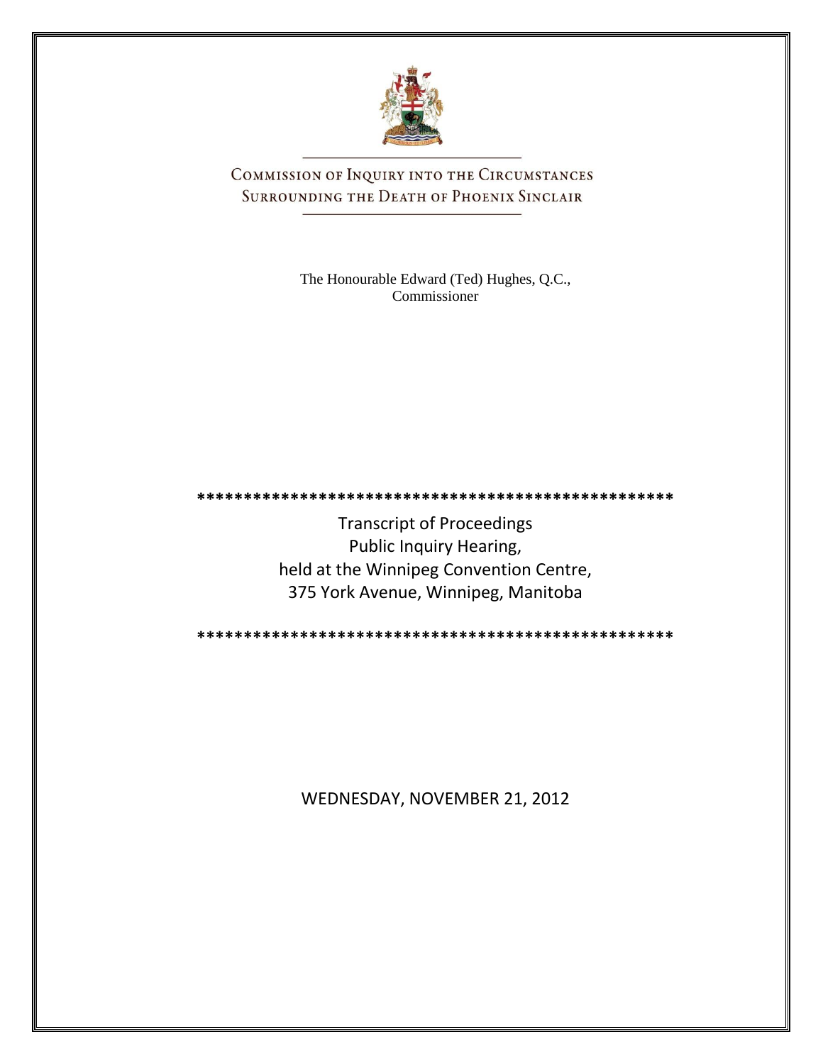# COMMISSION OF INQUIRY INTO THE CIRCUMSTANCES SURROUNDING THE DEATH OF PHOENIX SINCLAIR

The Honourable Edward (Ted) Hughes, Q.C.,
Commissioner

\*\*\*\*\*\*\*\*\*\*\*\*\*\*\*\*\*\*\*\*\*\*\*\*\*\*\*\*\*\*\*\*\*\*\*\*\*\*\*\*\*\*\*\*\*\*\*\*\*\*\*\*

Transcript of Proceedings
Public Inquiry Hearing,
held at the Winnipeg Convention Centre,
375 York Avenue, Winnipeg, Manitoba

\*\*\*\*\*\*\*\*\*\*\*\*\*\*\*\*\*\*\*\*\*\*\*\*\*\*\*\*\*\*\*\*\*\*\*\*\*\*\*\*\*\*\*\*\*\*\*\*\*\*\*\*

WEDNESDAY, NOVEMBER 21, 2012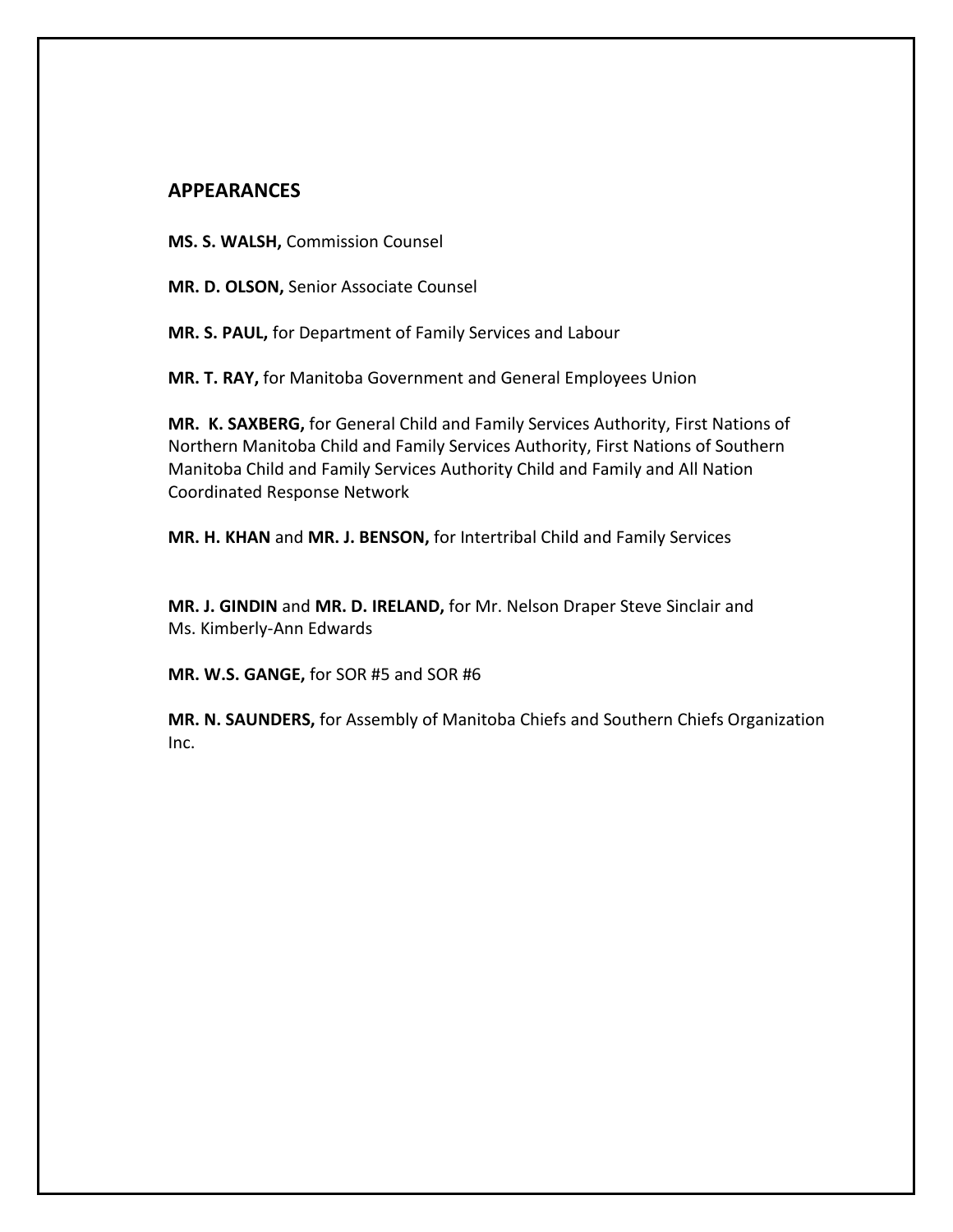## APPEARANCES

**MS. S. WALSH,** Commission Counsel

**MR. D. OLSON,** Senior Associate Counsel

**MR. S. PAUL,** for Department of Family Services and Labour

**MR. T. RAY,** for Manitoba Government and General Employees Union

**MR. K. SAXBERG,** for General Child and Family Services Authority, First Nations of Northern Manitoba Child and Family Services Authority, First Nations of Southern Manitoba Child and Family Services Authority Child and Family and All Nation Coordinated Response Network

**MR. H. KHAN** and **MR. J. BENSON,** for Intertribal Child and Family Services

**MR. J. GINDIN** and **MR. D. IRELAND,** for Mr. Nelson Draper Steve Sinclair and Ms. Kimberly-Ann Edwards

**MR. W.S. GANGE,** for SOR #5 and SOR #6

**MR. N. SAUNDERS,** for Assembly of Manitoba Chiefs and Southern Chiefs Organization Inc.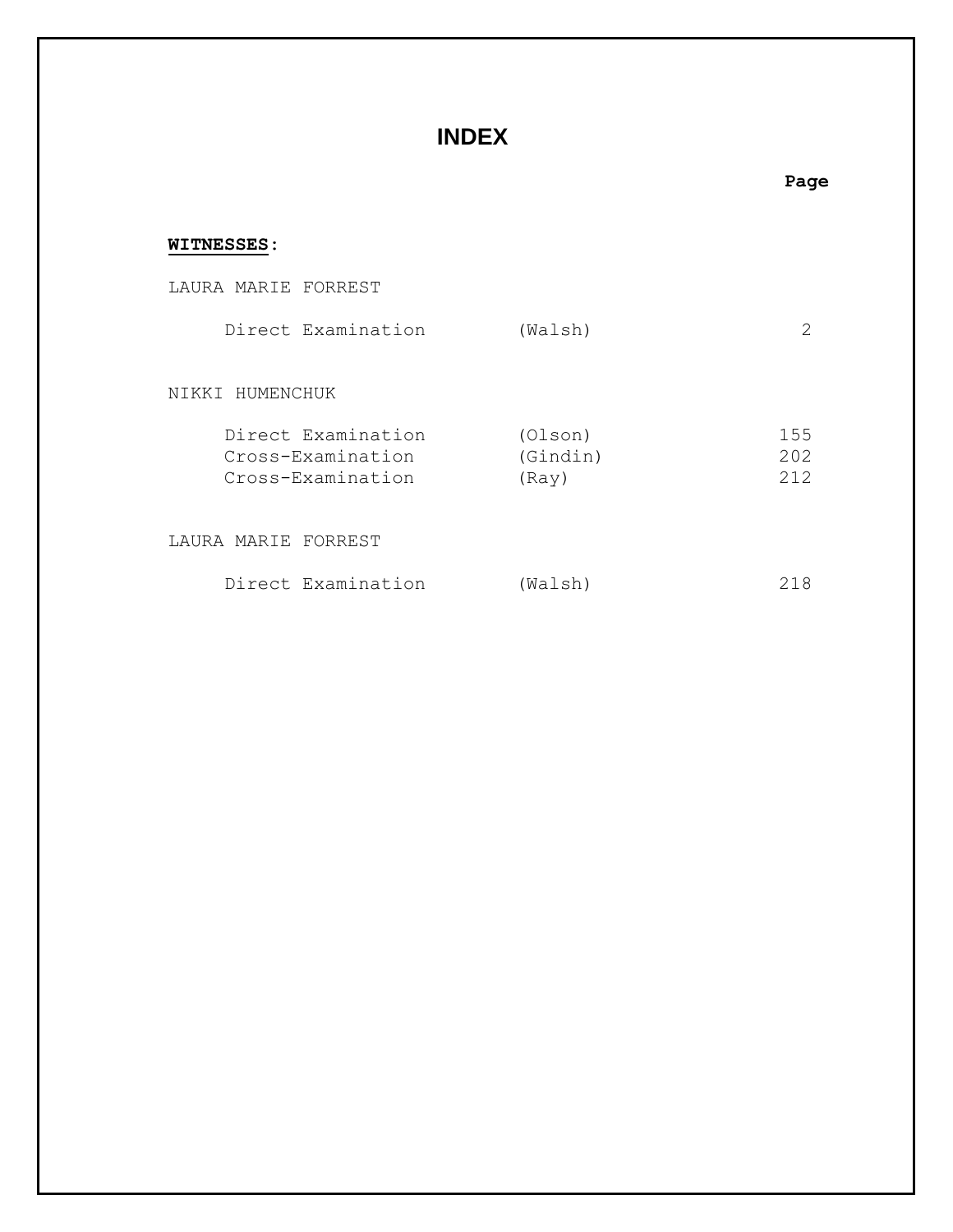# INDEX

| | | Page |
|---|---|---|
| **WITNESSES:** | | |
| LAURA MARIE FORREST | | |
| Direct Examination | (Walsh) | 2 |
| NIKKI HUMENCHUK | | |
| Direct Examination | (Olson) | 155 |
| Cross-Examination | (Gindin) | 202 |
| Cross-Examination | (Ray) | 212 |
| LAURA MARIE FORREST | | |
| Direct Examination | (Walsh) | 218 |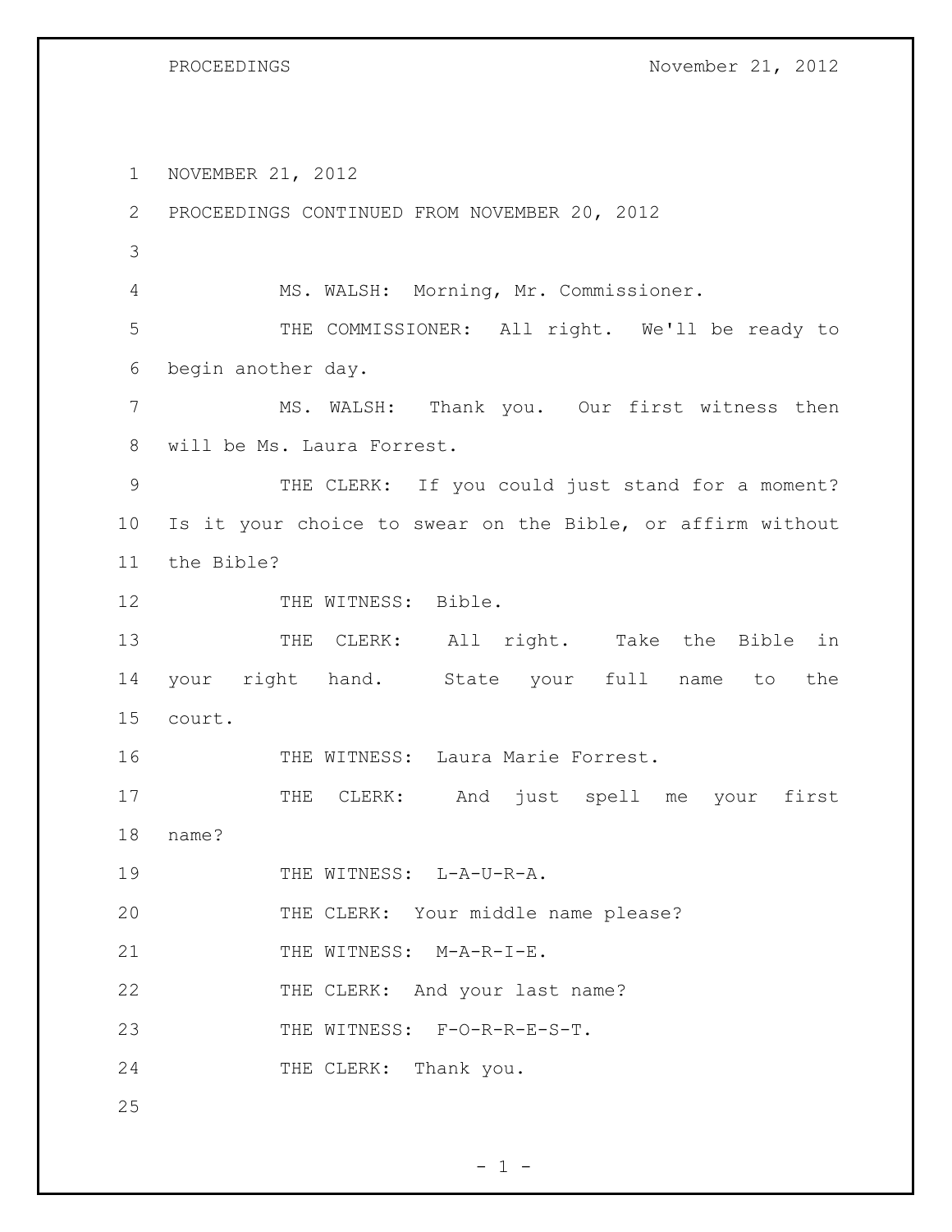NOVEMBER 21, 2012
PROCEEDINGS CONTINUED FROM NOVEMBER 20, 2012

MS. WALSH: Morning, Mr. Commissioner.

THE COMMISSIONER: All right. We'll be ready to begin another day.

MS. WALSH: Thank you. Our first witness then will be Ms. Laura Forrest.

THE CLERK: If you could just stand for a moment? Is it your choice to swear on the Bible, or affirm without the Bible?

THE WITNESS: Bible.

THE CLERK: All right. Take the Bible in your right hand. State your full name to the court.

THE WITNESS: Laura Marie Forrest.

THE CLERK: And just spell me your first name?

THE WITNESS: L-A-U-R-A.

THE CLERK: Your middle name please?

THE WITNESS: M-A-R-I-E.

THE CLERK: And your last name?

THE WITNESS: F-O-R-R-E-S-T.

THE CLERK: Thank you.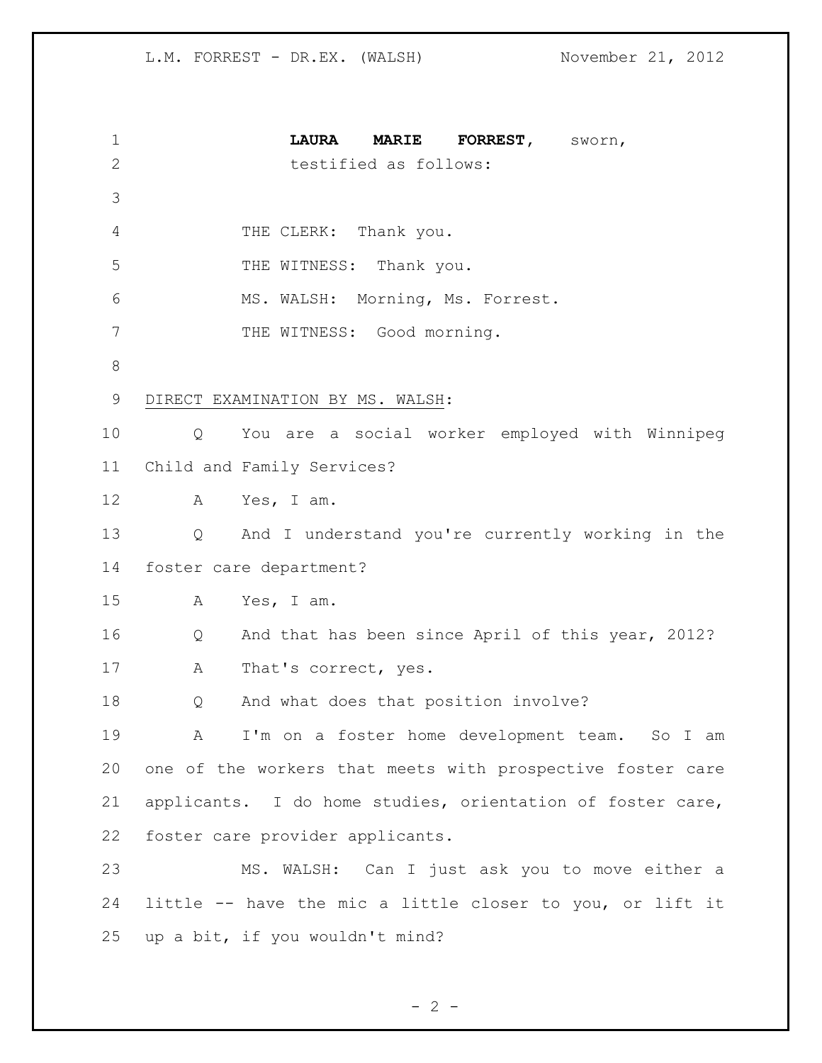**LAURA MARIE FORREST**, sworn,
testified as follows:

THE CLERK: Thank you.

THE WITNESS: Thank you.

MS. WALSH: Morning, Ms. Forrest.

THE WITNESS: Good morning.

DIRECT EXAMINATION BY MS. WALSH:

Q You are a social worker employed with Winnipeg Child and Family Services?

A Yes, I am.

Q And I understand you're currently working in the foster care department?

A Yes, I am.

Q And that has been since April of this year, 2012?

A That's correct, yes.

Q And what does that position involve?

A I'm on a foster home development team. So I am one of the workers that meets with prospective foster care applicants. I do home studies, orientation of foster care, foster care provider applicants.

MS. WALSH: Can I just ask you to move either a little -- have the mic a little closer to you, or lift it up a bit, if you wouldn't mind?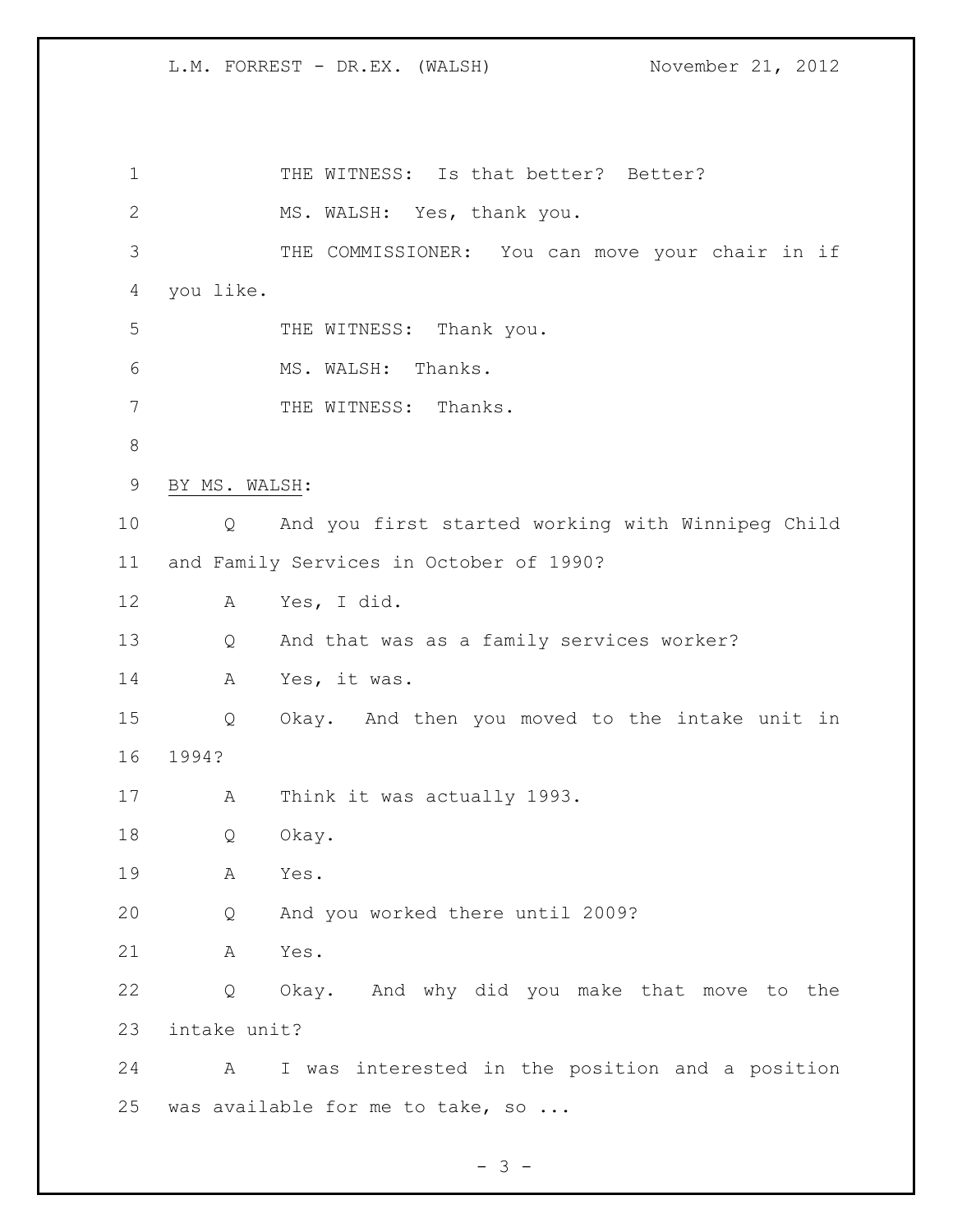THE WITNESS: Is that better? Better?

MS. WALSH: Yes, thank you.

THE COMMISSIONER: You can move your chair in if you like.

THE WITNESS: Thank you.

MS. WALSH: Thanks.

THE WITNESS: Thanks.

BY MS. WALSH:

Q And you first started working with Winnipeg Child and Family Services in October of 1990?

A Yes, I did.

Q And that was as a family services worker?

A Yes, it was.

Q Okay. And then you moved to the intake unit in 1994?

A Think it was actually 1993.

Q Okay.

A Yes.

Q And you worked there until 2009?

A Yes.

Q Okay. And why did you make that move to the intake unit?

A I was interested in the position and a position was available for me to take, so ...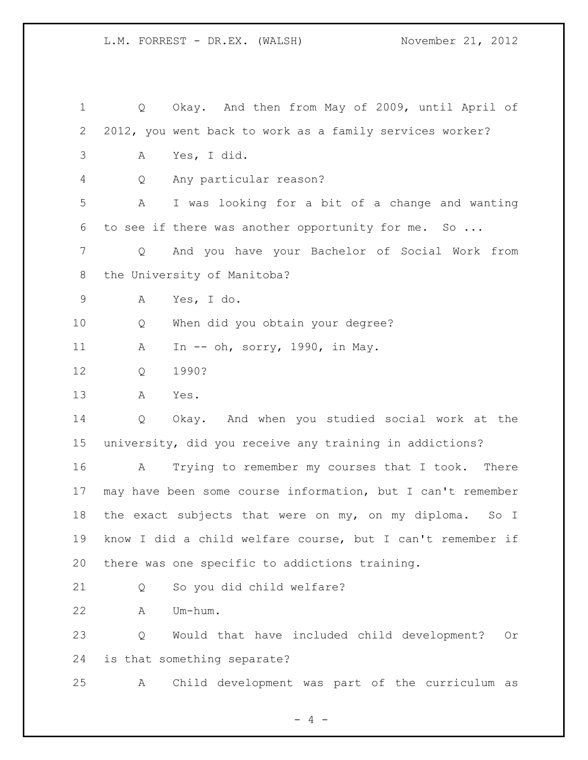Q Okay. And then from May of 2009, until April of 2012, you went back to work as a family services worker?

A Yes, I did.

Q Any particular reason?

A I was looking for a bit of a change and wanting to see if there was another opportunity for me. So ...

Q And you have your Bachelor of Social Work from the University of Manitoba?

A Yes, I do.

Q When did you obtain your degree?

A In -- oh, sorry, 1990, in May.

Q 1990?

A Yes.

Q Okay. And when you studied social work at the university, did you receive any training in addictions?

A Trying to remember my courses that I took. There may have been some course information, but I can't remember the exact subjects that were on my, on my diploma. So I know I did a child welfare course, but I can't remember if there was one specific to addictions training.

Q So you did child welfare?

A Um-hum.

Q Would that have included child development? Or is that something separate?

A Child development was part of the curriculum as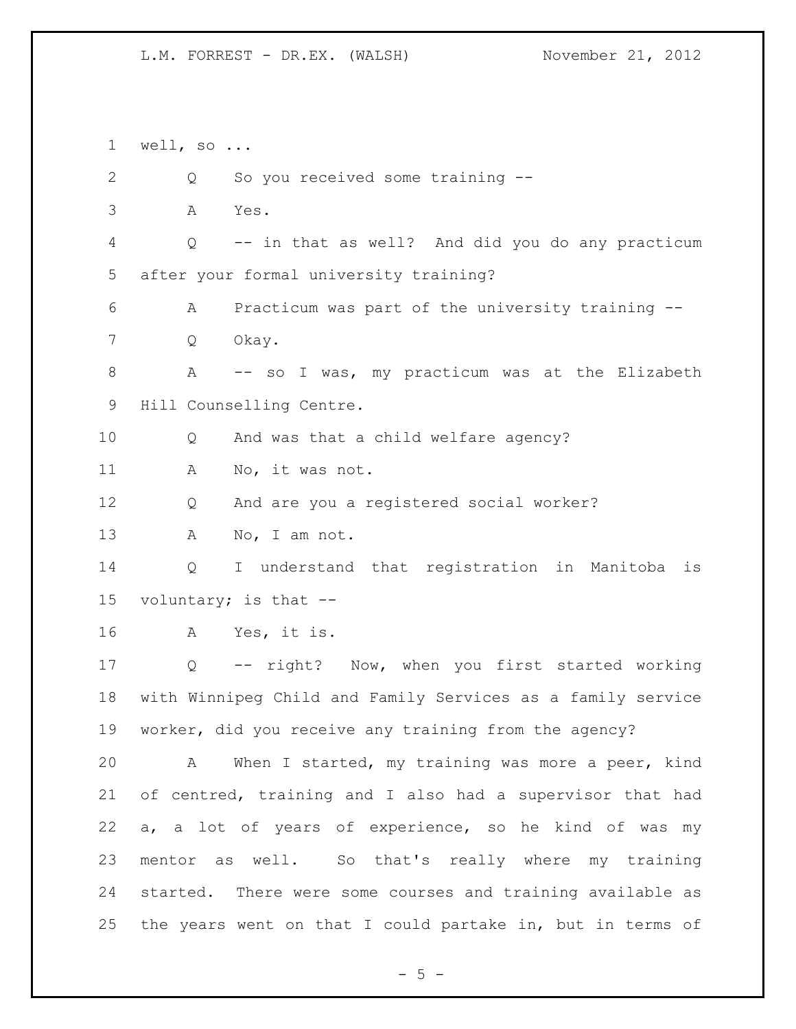well, so ...

Q So you received some training --

A Yes.

Q -- in that as well? And did you do any practicum after your formal university training?

A Practicum was part of the university training --

Q Okay.

A -- so I was, my practicum was at the Elizabeth Hill Counselling Centre.

Q And was that a child welfare agency?

A No, it was not.

Q And are you a registered social worker?

A No, I am not.

Q I understand that registration in Manitoba is voluntary; is that --

A Yes, it is.

Q -- right? Now, when you first started working with Winnipeg Child and Family Services as a family service worker, did you receive any training from the agency?

A When I started, my training was more a peer, kind of centred, training and I also had a supervisor that had a, a lot of years of experience, so he kind of was my mentor as well. So that's really where my training started. There were some courses and training available as the years went on that I could partake in, but in terms of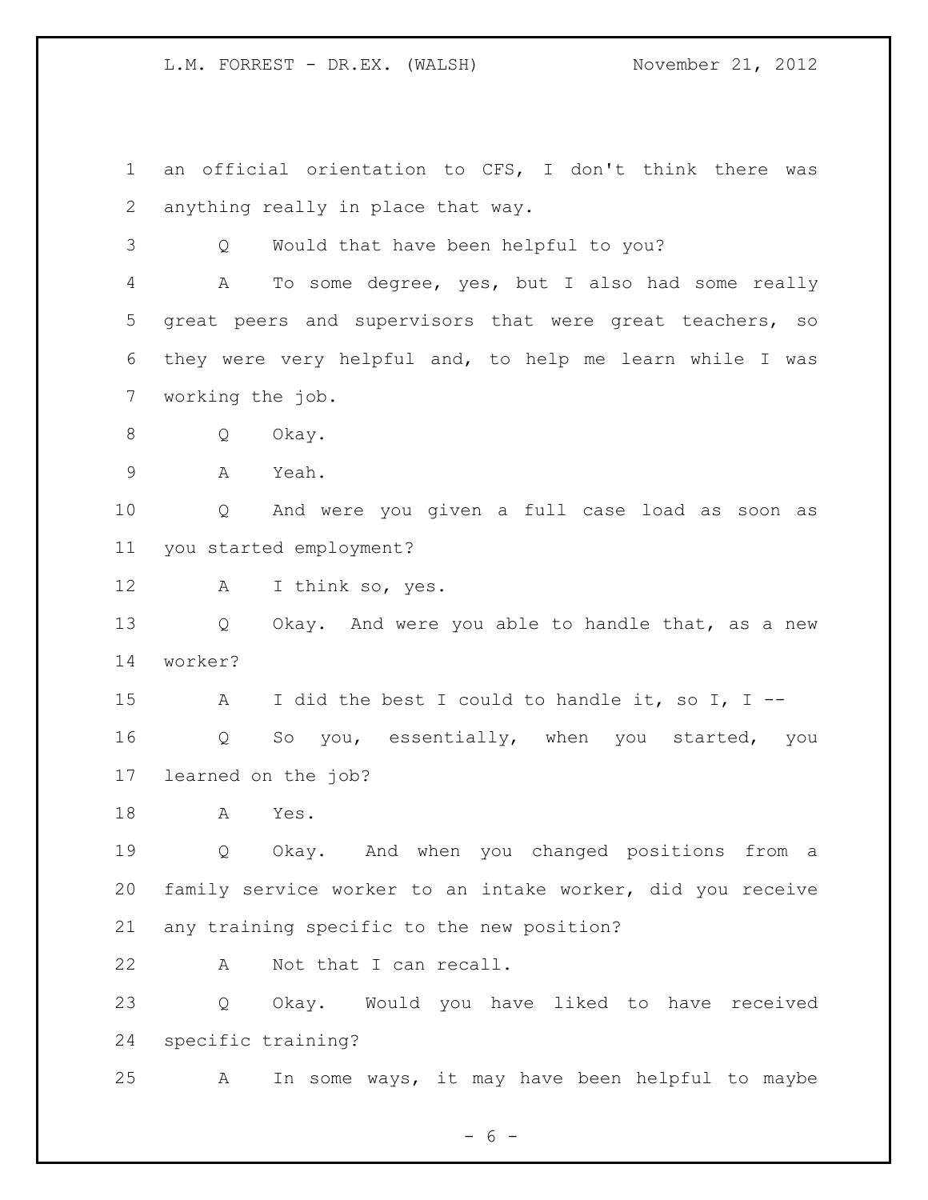an official orientation to CFS, I don't think there was anything really in place that way.

Q Would that have been helpful to you?

A To some degree, yes, but I also had some really great peers and supervisors that were great teachers, so they were very helpful and, to help me learn while I was working the job.

Q Okay.

A Yeah.

Q And were you given a full case load as soon as you started employment?

A I think so, yes.

Q Okay. And were you able to handle that, as a new worker?

A I did the best I could to handle it, so I, I --

Q So you, essentially, when you started, you learned on the job?

A Yes.

Q Okay. And when you changed positions from a family service worker to an intake worker, did you receive any training specific to the new position?

A Not that I can recall.

Q Okay. Would you have liked to have received specific training?

A In some ways, it may have been helpful to maybe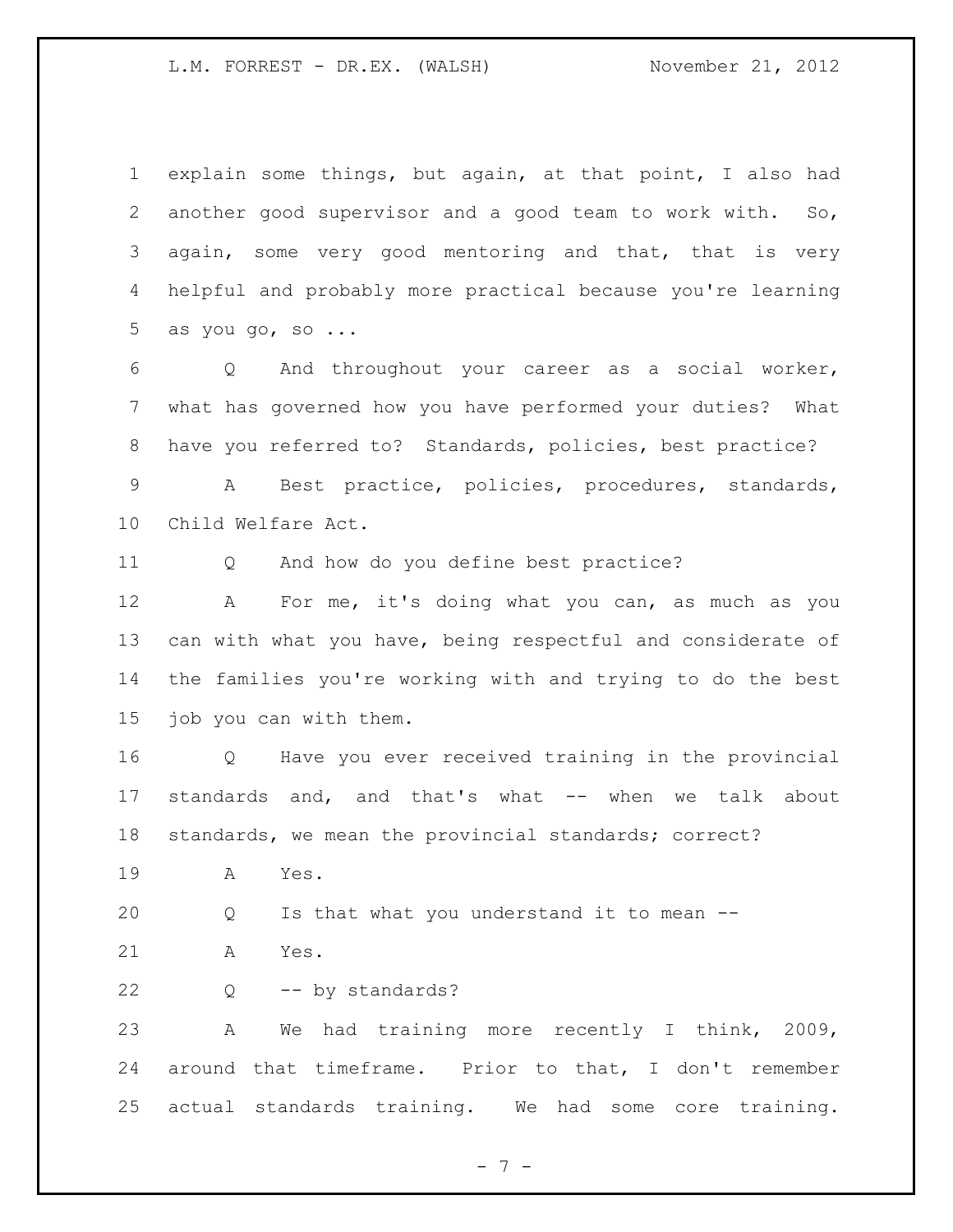explain some things, but again, at that point, I also had another good supervisor and a good team to work with. So, again, some very good mentoring and that, that is very helpful and probably more practical because you're learning as you go, so ...

Q And throughout your career as a social worker, what has governed how you have performed your duties? What have you referred to? Standards, policies, best practice?

A Best practice, policies, procedures, standards, Child Welfare Act.

Q And how do you define best practice?

A For me, it's doing what you can, as much as you can with what you have, being respectful and considerate of the families you're working with and trying to do the best job you can with them.

Q Have you ever received training in the provincial standards and, and that's what -- when we talk about standards, we mean the provincial standards; correct?

A Yes.

Q Is that what you understand it to mean --

A Yes.

Q -- by standards?

A We had training more recently I think, 2009, around that timeframe. Prior to that, I don't remember actual standards training. We had some core training.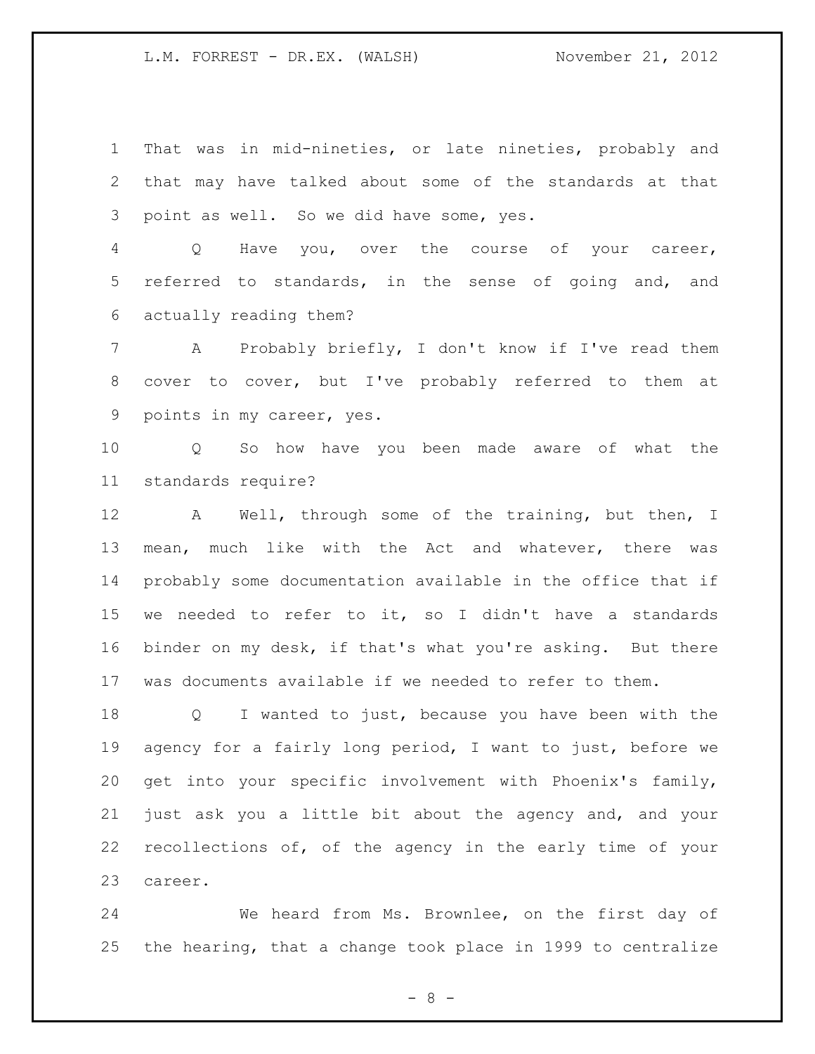That was in mid-nineties, or late nineties, probably and that may have talked about some of the standards at that point as well. So we did have some, yes.

Q Have you, over the course of your career, referred to standards, in the sense of going and, and actually reading them?

A Probably briefly, I don't know if I've read them cover to cover, but I've probably referred to them at points in my career, yes.

Q So how have you been made aware of what the standards require?

A Well, through some of the training, but then, I mean, much like with the Act and whatever, there was probably some documentation available in the office that if we needed to refer to it, so I didn't have a standards binder on my desk, if that's what you're asking. But there was documents available if we needed to refer to them.

Q I wanted to just, because you have been with the agency for a fairly long period, I want to just, before we get into your specific involvement with Phoenix's family, just ask you a little bit about the agency and, and your recollections of, of the agency in the early time of your career.

We heard from Ms. Brownlee, on the first day of the hearing, that a change took place in 1999 to centralize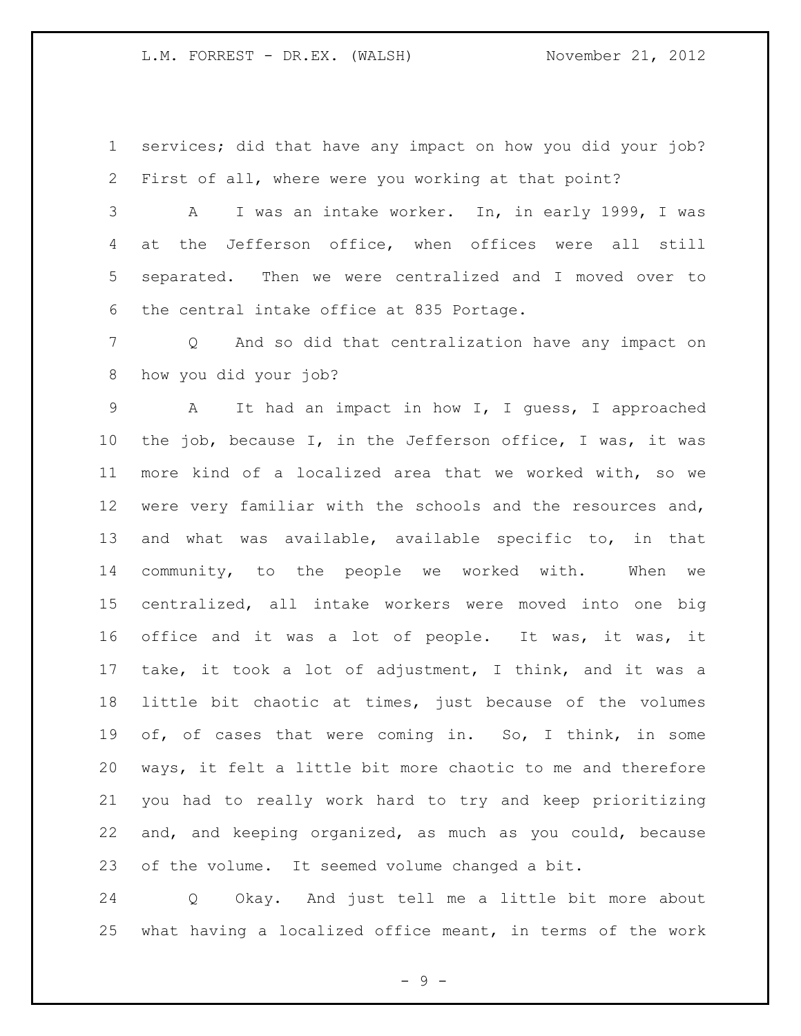services; did that have any impact on how you did your job? First of all, where were you working at that point?

A I was an intake worker. In, in early 1999, I was at the Jefferson office, when offices were all still separated. Then we were centralized and I moved over to the central intake office at 835 Portage.

Q And so did that centralization have any impact on how you did your job?

A It had an impact in how I, I guess, I approached the job, because I, in the Jefferson office, I was, it was more kind of a localized area that we worked with, so we were very familiar with the schools and the resources and, and what was available, available specific to, in that community, to the people we worked with. When we centralized, all intake workers were moved into one big office and it was a lot of people. It was, it was, it take, it took a lot of adjustment, I think, and it was a little bit chaotic at times, just because of the volumes of, of cases that were coming in. So, I think, in some ways, it felt a little bit more chaotic to me and therefore you had to really work hard to try and keep prioritizing and, and keeping organized, as much as you could, because of the volume. It seemed volume changed a bit.

Q Okay. And just tell me a little bit more about what having a localized office meant, in terms of the work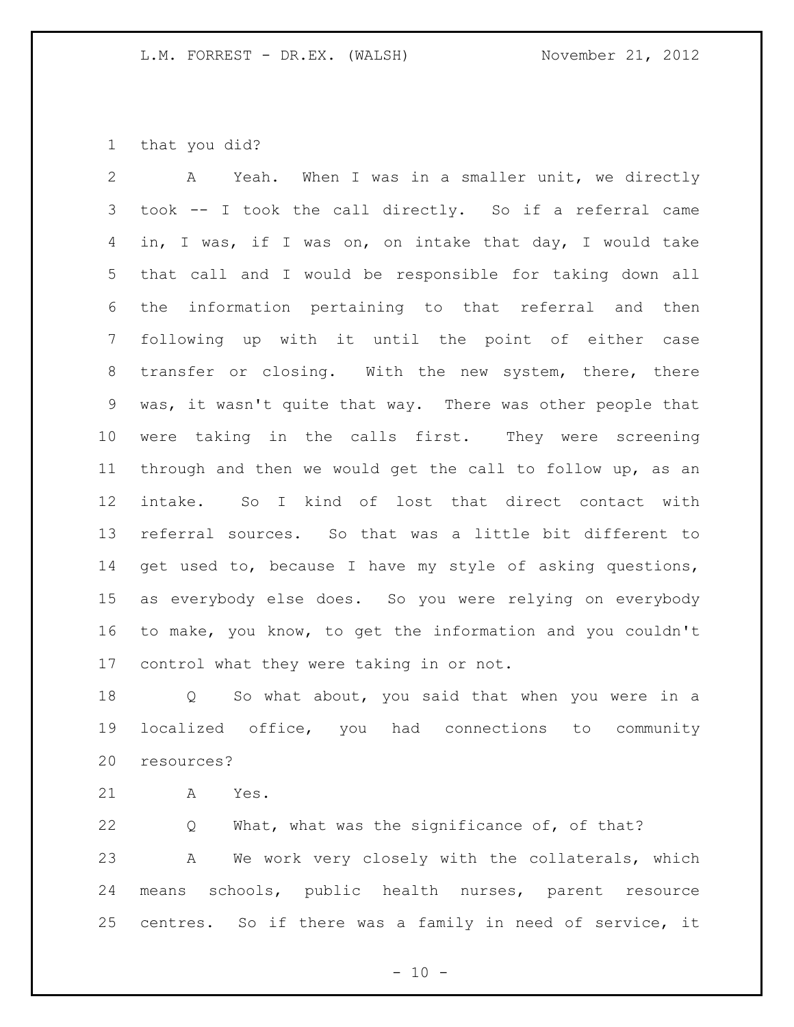that you did?

A Yeah. When I was in a smaller unit, we directly took -- I took the call directly. So if a referral came in, I was, if I was on, on intake that day, I would take that call and I would be responsible for taking down all the information pertaining to that referral and then following up with it until the point of either case transfer or closing. With the new system, there, there was, it wasn't quite that way. There was other people that were taking in the calls first. They were screening through and then we would get the call to follow up, as an intake. So I kind of lost that direct contact with referral sources. So that was a little bit different to get used to, because I have my style of asking questions, as everybody else does. So you were relying on everybody to make, you know, to get the information and you couldn't control what they were taking in or not.

Q So what about, you said that when you were in a localized office, you had connections to community resources?

A Yes.

Q What, what was the significance of, of that?

A We work very closely with the collaterals, which means schools, public health nurses, parent resource centres. So if there was a family in need of service, it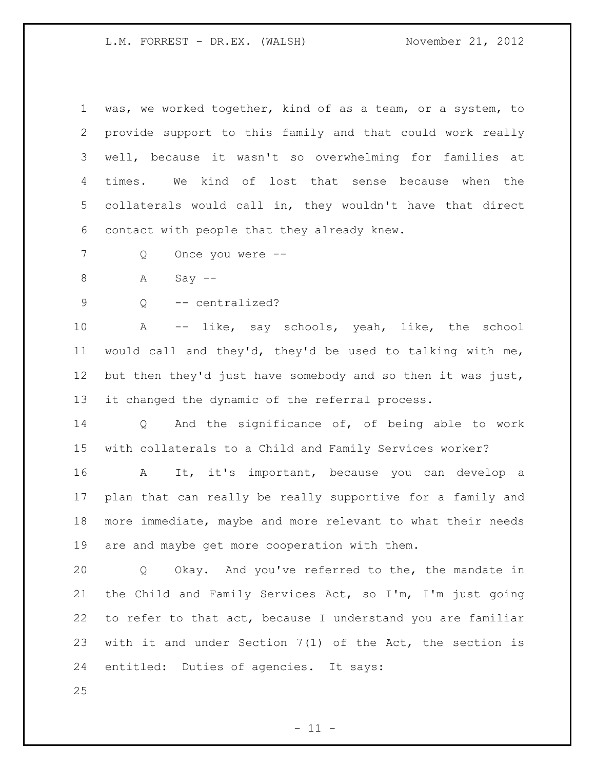was, we worked together, kind of as a team, or a system, to provide support to this family and that could work really well, because it wasn't so overwhelming for families at times. We kind of lost that sense because when the collaterals would call in, they wouldn't have that direct contact with people that they already knew.

Q Once you were --

A Say --

Q -- centralized?

A -- like, say schools, yeah, like, the school would call and they'd, they'd be used to talking with me, but then they'd just have somebody and so then it was just, it changed the dynamic of the referral process.

Q And the significance of, of being able to work with collaterals to a Child and Family Services worker?

A It, it's important, because you can develop a plan that can really be really supportive for a family and more immediate, maybe and more relevant to what their needs are and maybe get more cooperation with them.

Q Okay. And you've referred to the, the mandate in the Child and Family Services Act, so I'm, I'm just going to refer to that act, because I understand you are familiar with it and under Section 7(1) of the Act, the section is entitled: Duties of agencies. It says: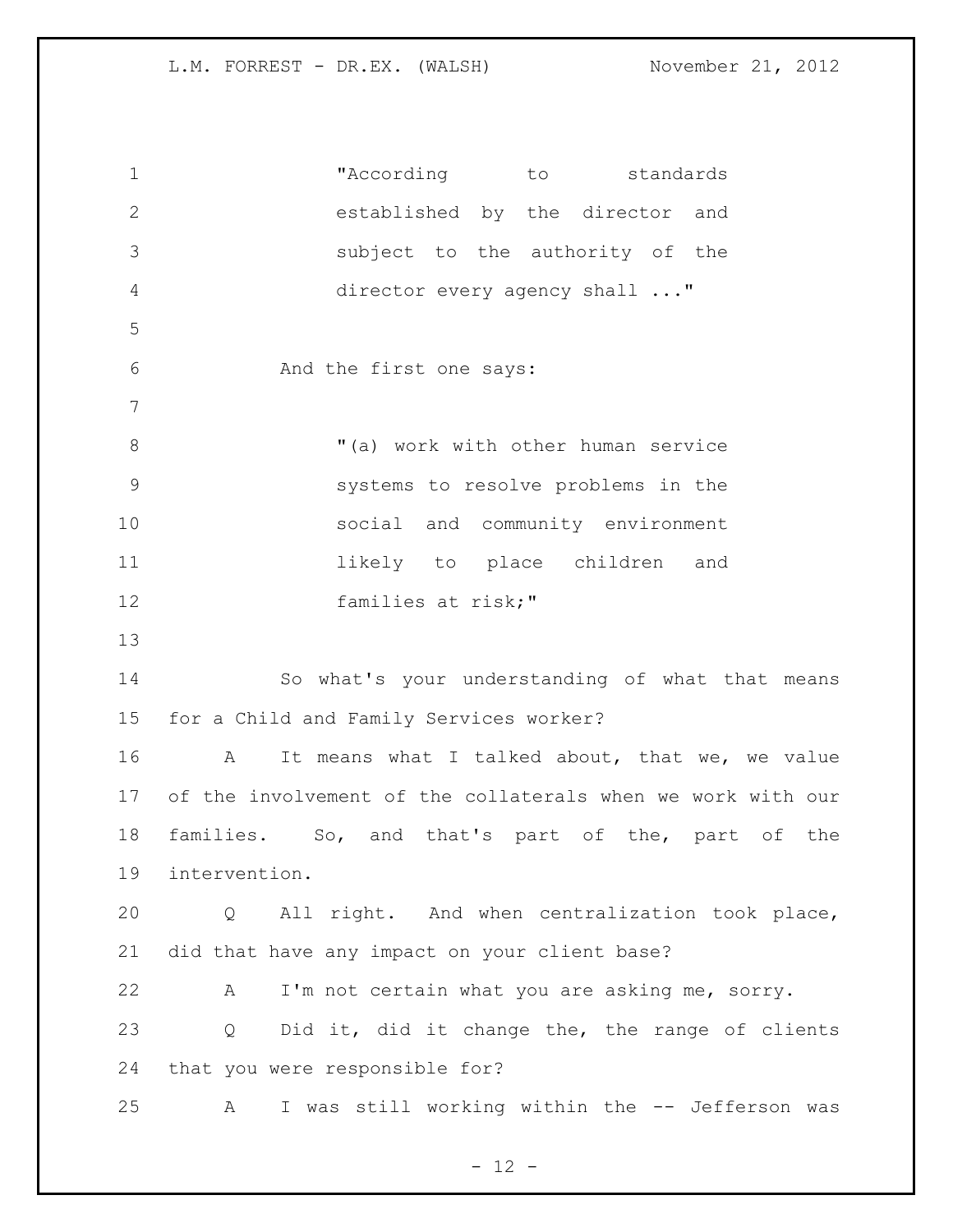> "According to standards established by the director and subject to the authority of the director every agency shall ..."

And the first one says:

> "(a) work with other human service systems to resolve problems in the social and community environment likely to place children and families at risk;"

So what's your understanding of what that means for a Child and Family Services worker?

A It means what I talked about, that we, we value of the involvement of the collaterals when we work with our families. So, and that's part of the, part of the intervention.

Q All right. And when centralization took place, did that have any impact on your client base?

A I'm not certain what you are asking me, sorry.

Q Did it, did it change the, the range of clients that you were responsible for?

A I was still working within the -- Jefferson was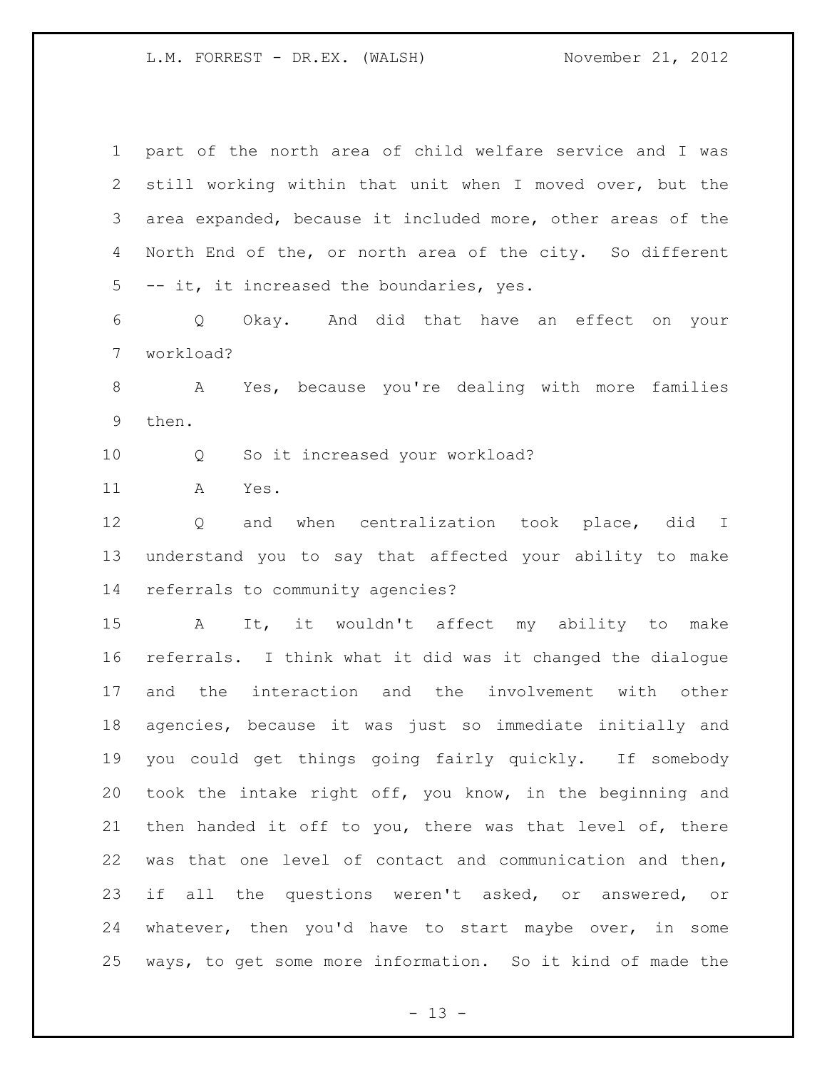part of the north area of child welfare service and I was still working within that unit when I moved over, but the area expanded, because it included more, other areas of the North End of the, or north area of the city. So different -- it, it increased the boundaries, yes.

Q Okay. And did that have an effect on your workload?

A Yes, because you're dealing with more families then.

Q So it increased your workload?

A Yes.

Q and when centralization took place, did I understand you to say that affected your ability to make referrals to community agencies?

A It, it wouldn't affect my ability to make referrals. I think what it did was it changed the dialogue and the interaction and the involvement with other agencies, because it was just so immediate initially and you could get things going fairly quickly. If somebody took the intake right off, you know, in the beginning and then handed it off to you, there was that level of, there was that one level of contact and communication and then, if all the questions weren't asked, or answered, or whatever, then you'd have to start maybe over, in some ways, to get some more information. So it kind of made the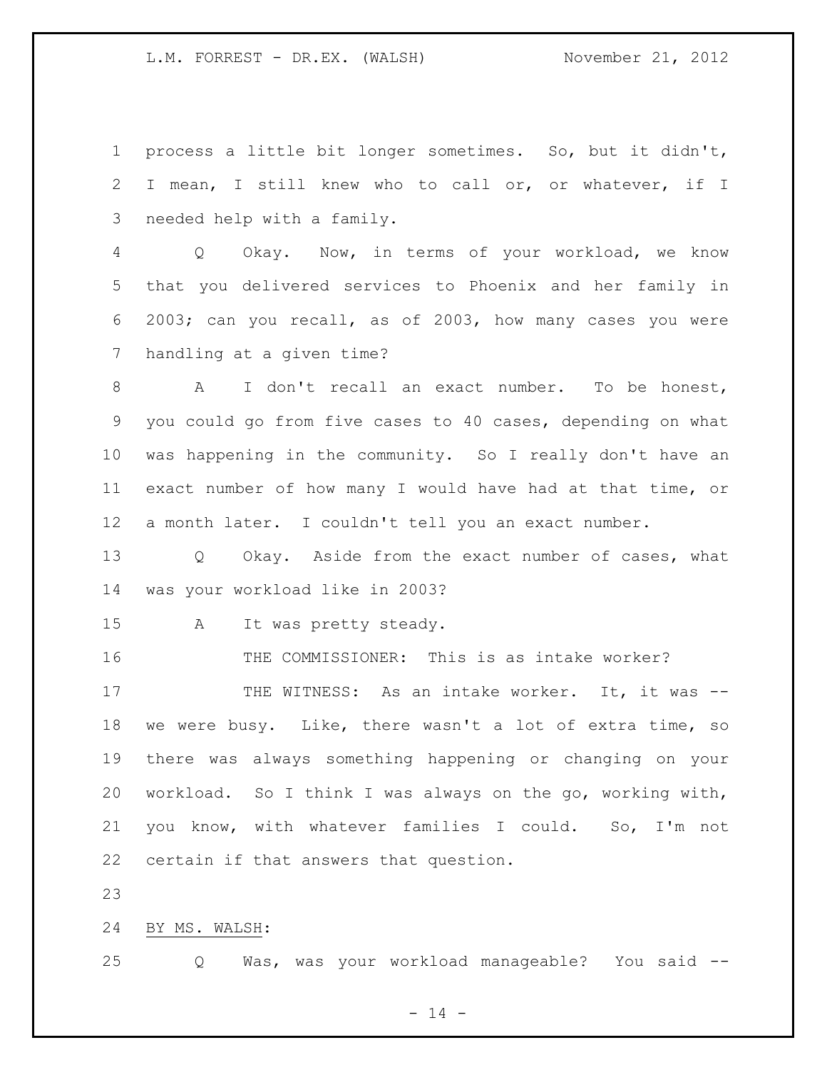process a little bit longer sometimes. So, but it didn't, I mean, I still knew who to call or, or whatever, if I needed help with a family.

Q Okay. Now, in terms of your workload, we know that you delivered services to Phoenix and her family in 2003; can you recall, as of 2003, how many cases you were handling at a given time?

A I don't recall an exact number. To be honest, you could go from five cases to 40 cases, depending on what was happening in the community. So I really don't have an exact number of how many I would have had at that time, or a month later. I couldn't tell you an exact number.

Q Okay. Aside from the exact number of cases, what was your workload like in 2003?

A It was pretty steady.

THE COMMISSIONER: This is as intake worker?

THE WITNESS: As an intake worker. It, it was -- we were busy. Like, there wasn't a lot of extra time, so there was always something happening or changing on your workload. So I think I was always on the go, working with, you know, with whatever families I could. So, I'm not certain if that answers that question.

BY MS. WALSH:

Q Was, was your workload manageable? You said --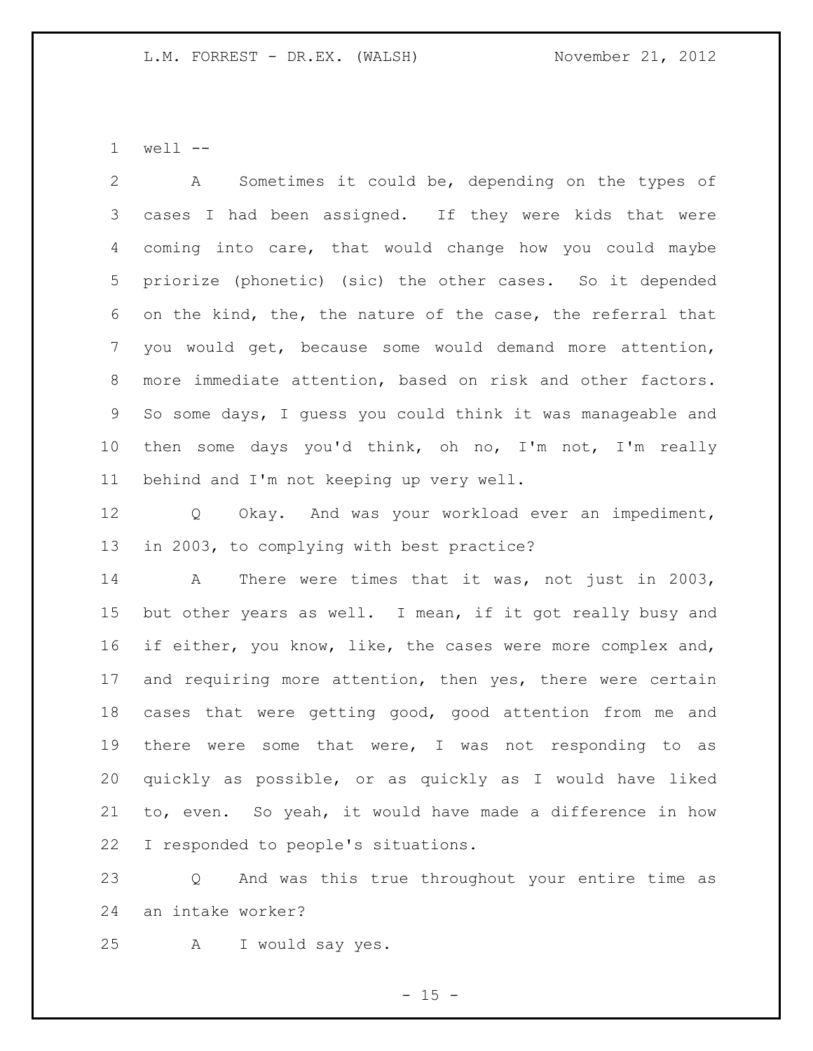well --

A Sometimes it could be, depending on the types of cases I had been assigned. If they were kids that were coming into care, that would change how you could maybe priorize (phonetic) (sic) the other cases. So it depended on the kind, the, the nature of the case, the referral that you would get, because some would demand more attention, more immediate attention, based on risk and other factors. So some days, I guess you could think it was manageable and then some days you'd think, oh no, I'm not, I'm really behind and I'm not keeping up very well.

Q Okay. And was your workload ever an impediment, in 2003, to complying with best practice?

A There were times that it was, not just in 2003, but other years as well. I mean, if it got really busy and if either, you know, like, the cases were more complex and, and requiring more attention, then yes, there were certain cases that were getting good, good attention from me and there were some that were, I was not responding to as quickly as possible, or as quickly as I would have liked to, even. So yeah, it would have made a difference in how I responded to people's situations.

Q And was this true throughout your entire time as an intake worker?

A I would say yes.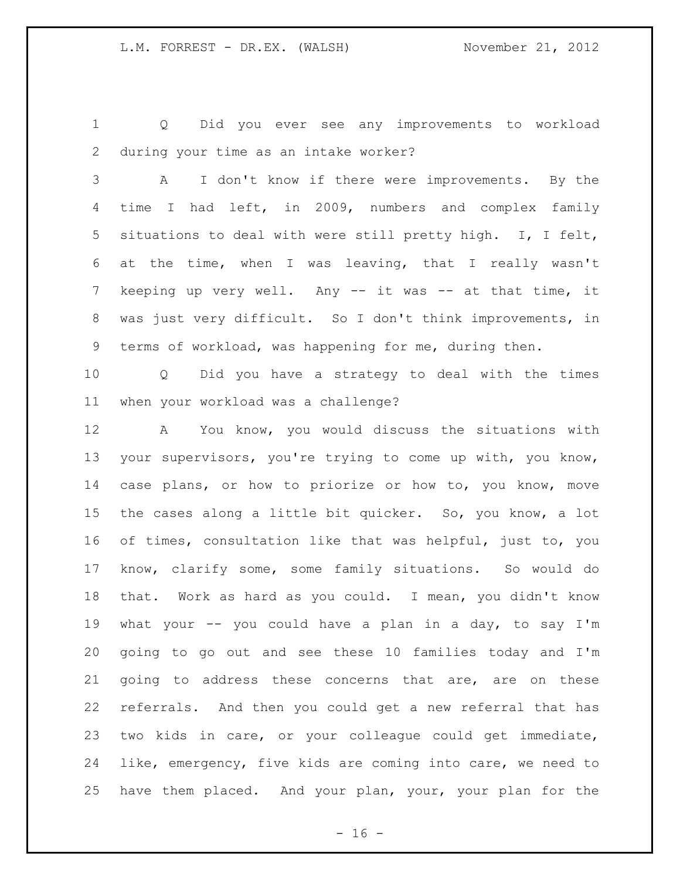Q Did you ever see any improvements to workload during your time as an intake worker?

A I don't know if there were improvements. By the time I had left, in 2009, numbers and complex family situations to deal with were still pretty high. I, I felt, at the time, when I was leaving, that I really wasn't keeping up very well. Any -- it was -- at that time, it was just very difficult. So I don't think improvements, in terms of workload, was happening for me, during then.

Q Did you have a strategy to deal with the times when your workload was a challenge?

A You know, you would discuss the situations with your supervisors, you're trying to come up with, you know, case plans, or how to priorize or how to, you know, move the cases along a little bit quicker. So, you know, a lot of times, consultation like that was helpful, just to, you know, clarify some, some family situations. So would do that. Work as hard as you could. I mean, you didn't know what your -- you could have a plan in a day, to say I'm going to go out and see these 10 families today and I'm going to address these concerns that are, are on these referrals. And then you could get a new referral that has two kids in care, or your colleague could get immediate, like, emergency, five kids are coming into care, we need to have them placed. And your plan, your, your plan for the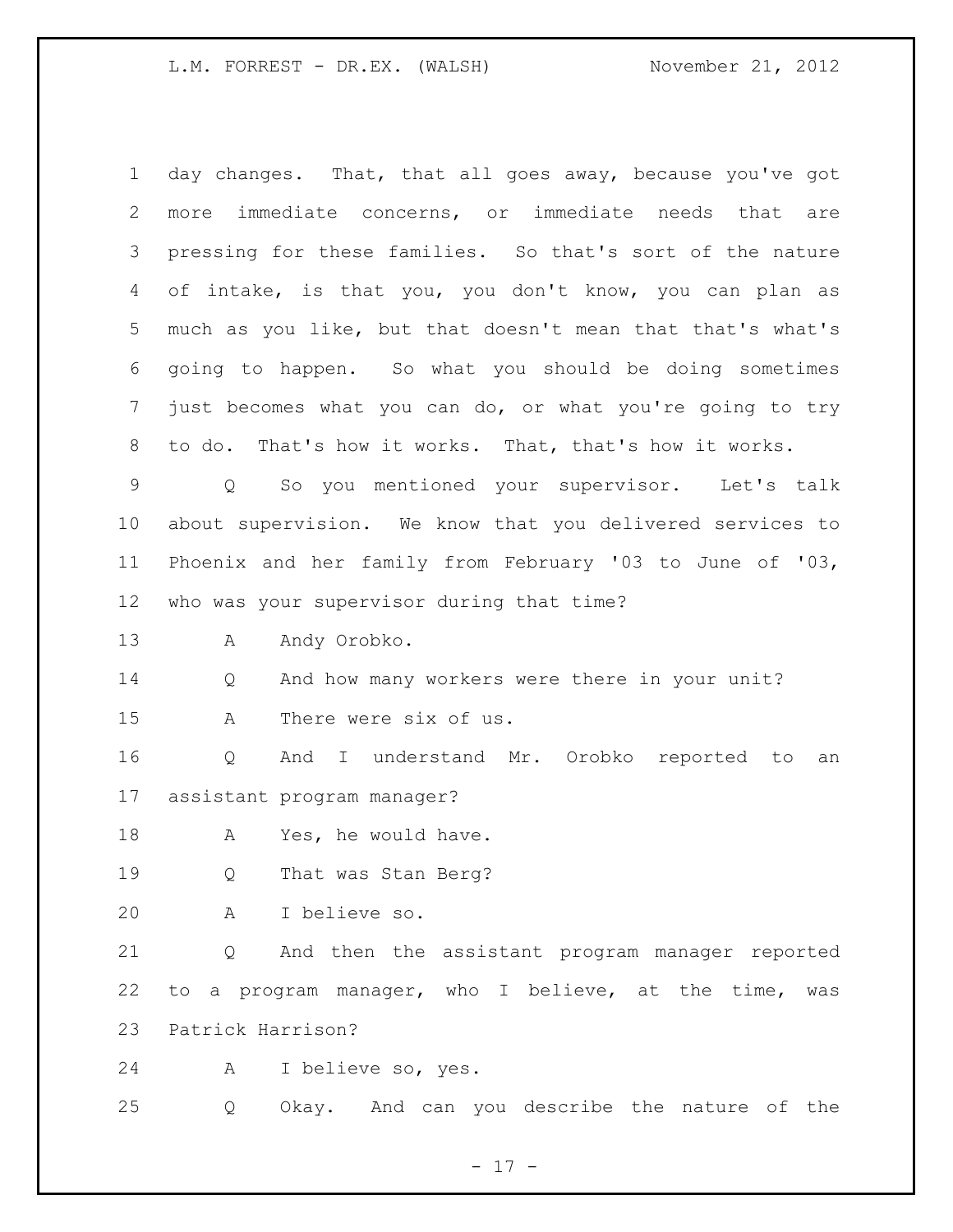day changes. That, that all goes away, because you've got more immediate concerns, or immediate needs that are pressing for these families. So that's sort of the nature of intake, is that you, you don't know, you can plan as much as you like, but that doesn't mean that that's what's going to happen. So what you should be doing sometimes just becomes what you can do, or what you're going to try to do. That's how it works. That, that's how it works.

Q So you mentioned your supervisor. Let's talk about supervision. We know that you delivered services to Phoenix and her family from February '03 to June of '03, who was your supervisor during that time?

A Andy Orobko.

Q And how many workers were there in your unit?

A There were six of us.

Q And I understand Mr. Orobko reported to an assistant program manager?

A Yes, he would have.

Q That was Stan Berg?

A I believe so.

Q And then the assistant program manager reported to a program manager, who I believe, at the time, was Patrick Harrison?

A I believe so, yes.

Q Okay. And can you describe the nature of the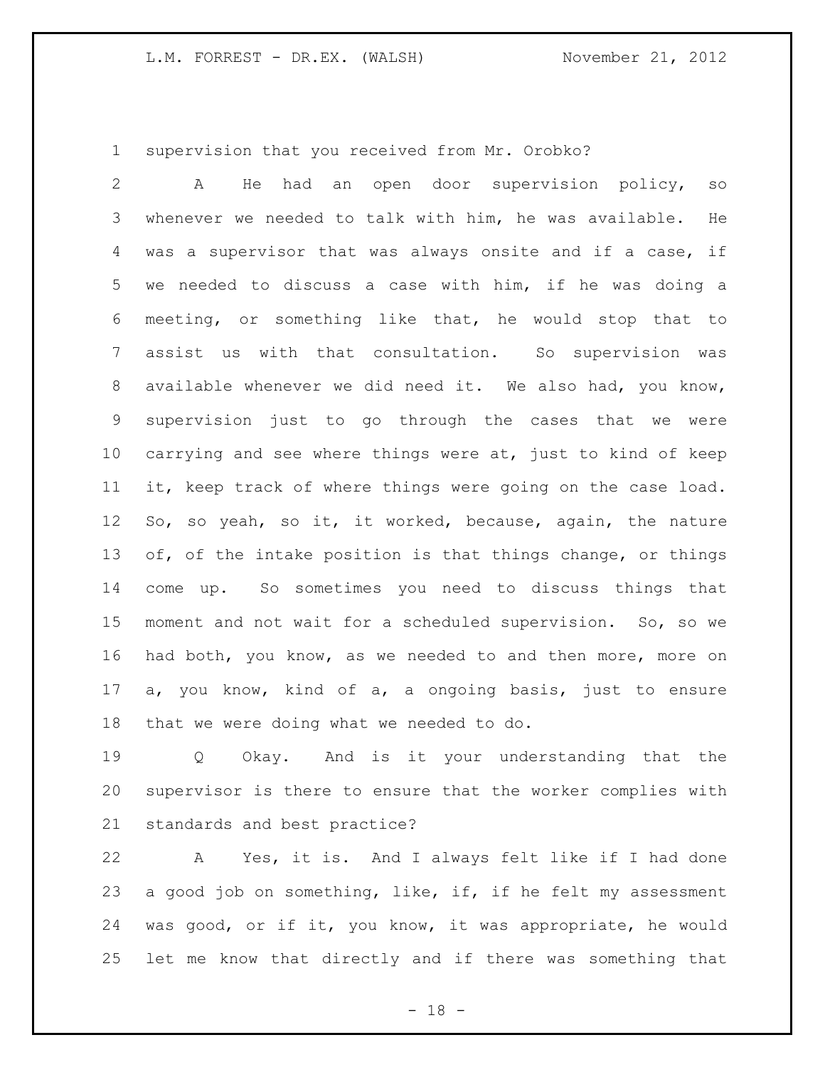supervision that you received from Mr. Orobko?

A He had an open door supervision policy, so whenever we needed to talk with him, he was available. He was a supervisor that was always onsite and if a case, if we needed to discuss a case with him, if he was doing a meeting, or something like that, he would stop that to assist us with that consultation. So supervision was available whenever we did need it. We also had, you know, supervision just to go through the cases that we were carrying and see where things were at, just to kind of keep it, keep track of where things were going on the case load. So, so yeah, so it, it worked, because, again, the nature of, of the intake position is that things change, or things come up. So sometimes you need to discuss things that moment and not wait for a scheduled supervision. So, so we had both, you know, as we needed to and then more, more on a, you know, kind of a, a ongoing basis, just to ensure that we were doing what we needed to do.

Q Okay. And is it your understanding that the supervisor is there to ensure that the worker complies with standards and best practice?

A Yes, it is. And I always felt like if I had done a good job on something, like, if, if he felt my assessment was good, or if it, you know, it was appropriate, he would let me know that directly and if there was something that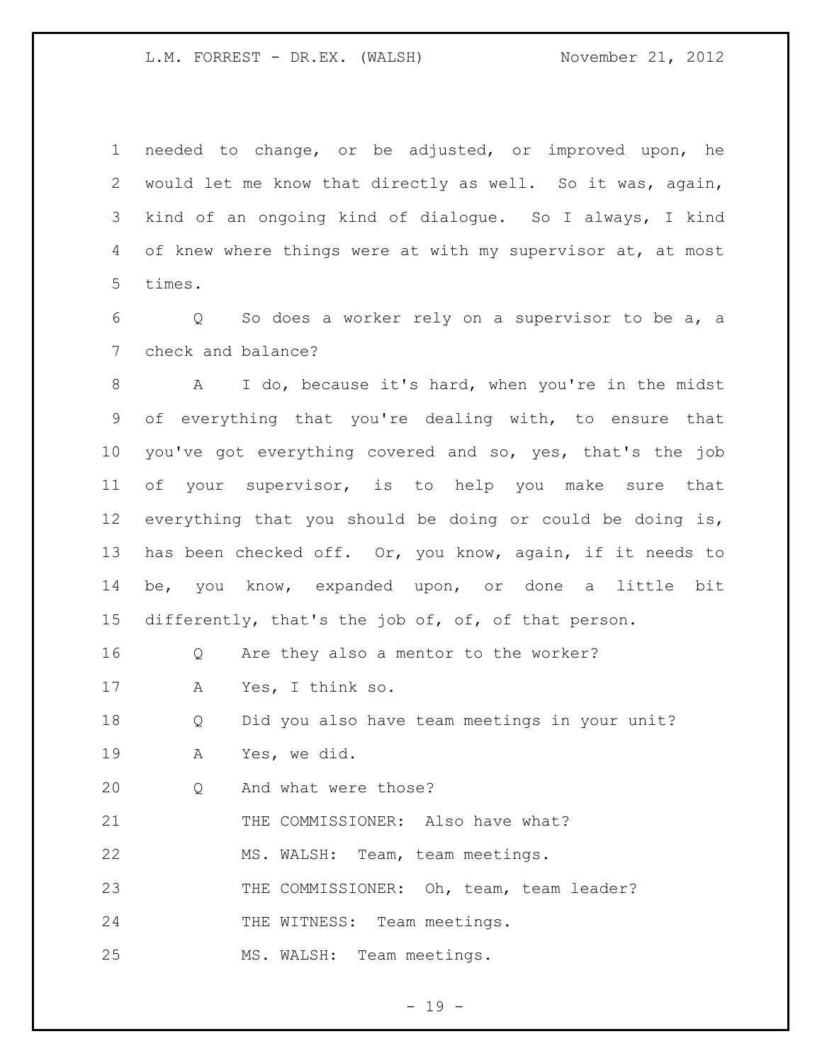needed to change, or be adjusted, or improved upon, he would let me know that directly as well. So it was, again, kind of an ongoing kind of dialogue. So I always, I kind of knew where things were at with my supervisor at, at most times.

Q So does a worker rely on a supervisor to be a, a check and balance?

A I do, because it's hard, when you're in the midst of everything that you're dealing with, to ensure that you've got everything covered and so, yes, that's the job of your supervisor, is to help you make sure that everything that you should be doing or could be doing is, has been checked off. Or, you know, again, if it needs to be, you know, expanded upon, or done a little bit differently, that's the job of, of, of that person.

Q Are they also a mentor to the worker?

A Yes, I think so.

Q Did you also have team meetings in your unit?

A Yes, we did.

Q And what were those?

THE COMMISSIONER: Also have what?

MS. WALSH: Team, team meetings.

THE COMMISSIONER: Oh, team, team leader?

THE WITNESS: Team meetings.

MS. WALSH: Team meetings.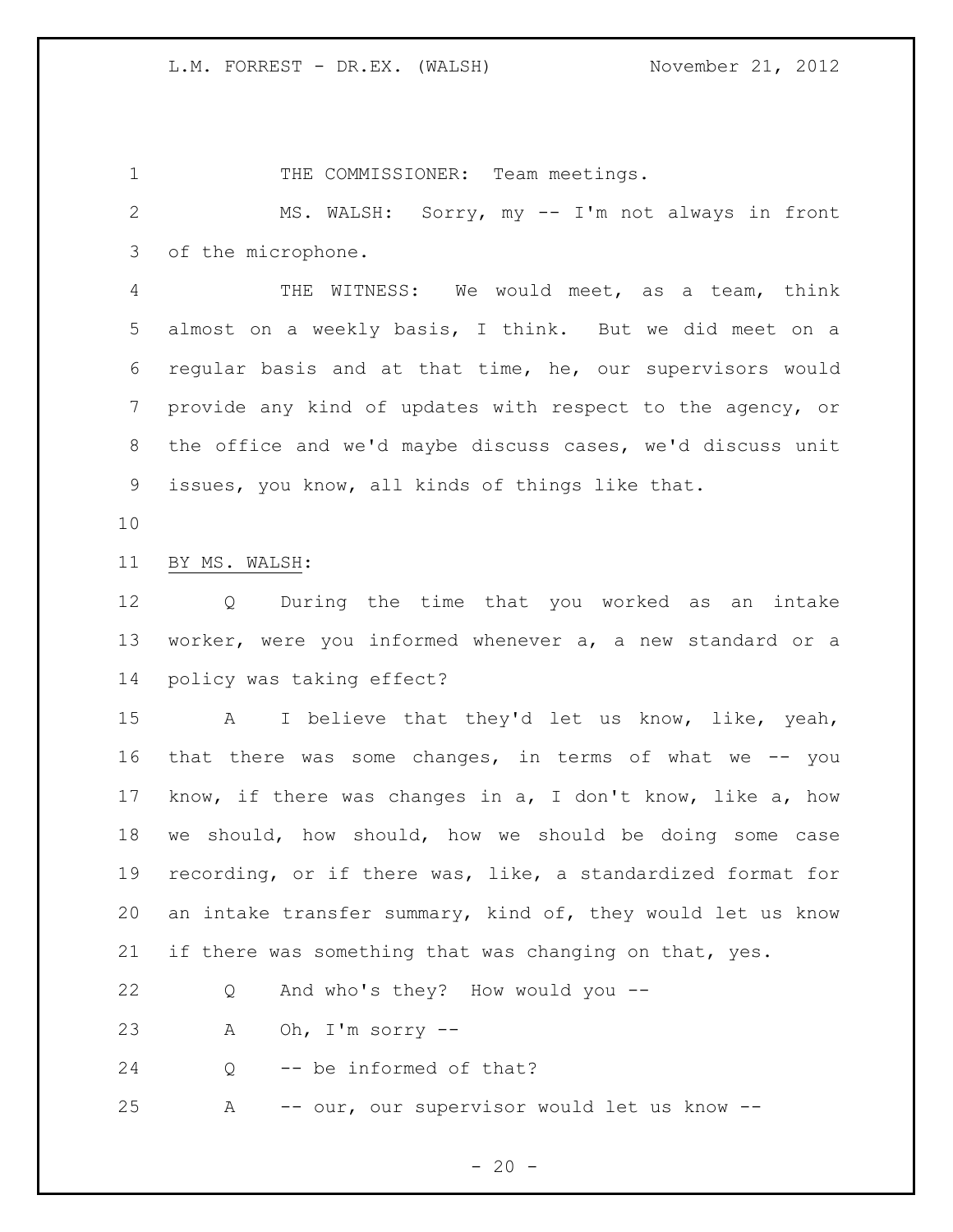THE COMMISSIONER: Team meetings.

MS. WALSH: Sorry, my -- I'm not always in front of the microphone.

THE WITNESS: We would meet, as a team, think almost on a weekly basis, I think. But we did meet on a regular basis and at that time, he, our supervisors would provide any kind of updates with respect to the agency, or the office and we'd maybe discuss cases, we'd discuss unit issues, you know, all kinds of things like that.

BY MS. WALSH:

Q During the time that you worked as an intake worker, were you informed whenever a, a new standard or a policy was taking effect?

A I believe that they'd let us know, like, yeah, that there was some changes, in terms of what we -- you know, if there was changes in a, I don't know, like a, how we should, how should, how we should be doing some case recording, or if there was, like, a standardized format for an intake transfer summary, kind of, they would let us know if there was something that was changing on that, yes.

Q And who's they? How would you --

A Oh, I'm sorry --

Q -- be informed of that?

A -- our, our supervisor would let us know --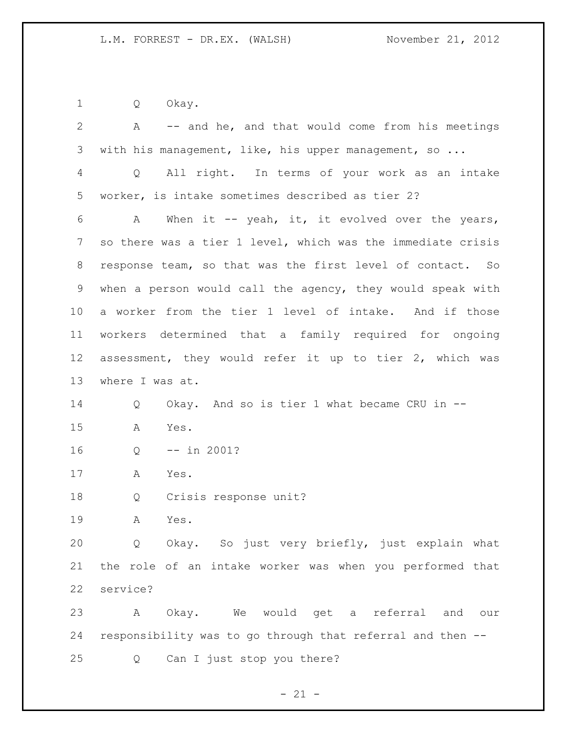Q Okay.

A -- and he, and that would come from his meetings with his management, like, his upper management, so ...

Q All right. In terms of your work as an intake worker, is intake sometimes described as tier 2?

A When it -- yeah, it, it evolved over the years, so there was a tier 1 level, which was the immediate crisis response team, so that was the first level of contact. So when a person would call the agency, they would speak with a worker from the tier 1 level of intake. And if those workers determined that a family required for ongoing assessment, they would refer it up to tier 2, which was where I was at.

Q Okay. And so is tier 1 what became CRU in --

A Yes.

Q -- in 2001?

A Yes.

Q Crisis response unit?

A Yes.

Q Okay. So just very briefly, just explain what the role of an intake worker was when you performed that service?

A Okay. We would get a referral and our responsibility was to go through that referral and then --

Q Can I just stop you there?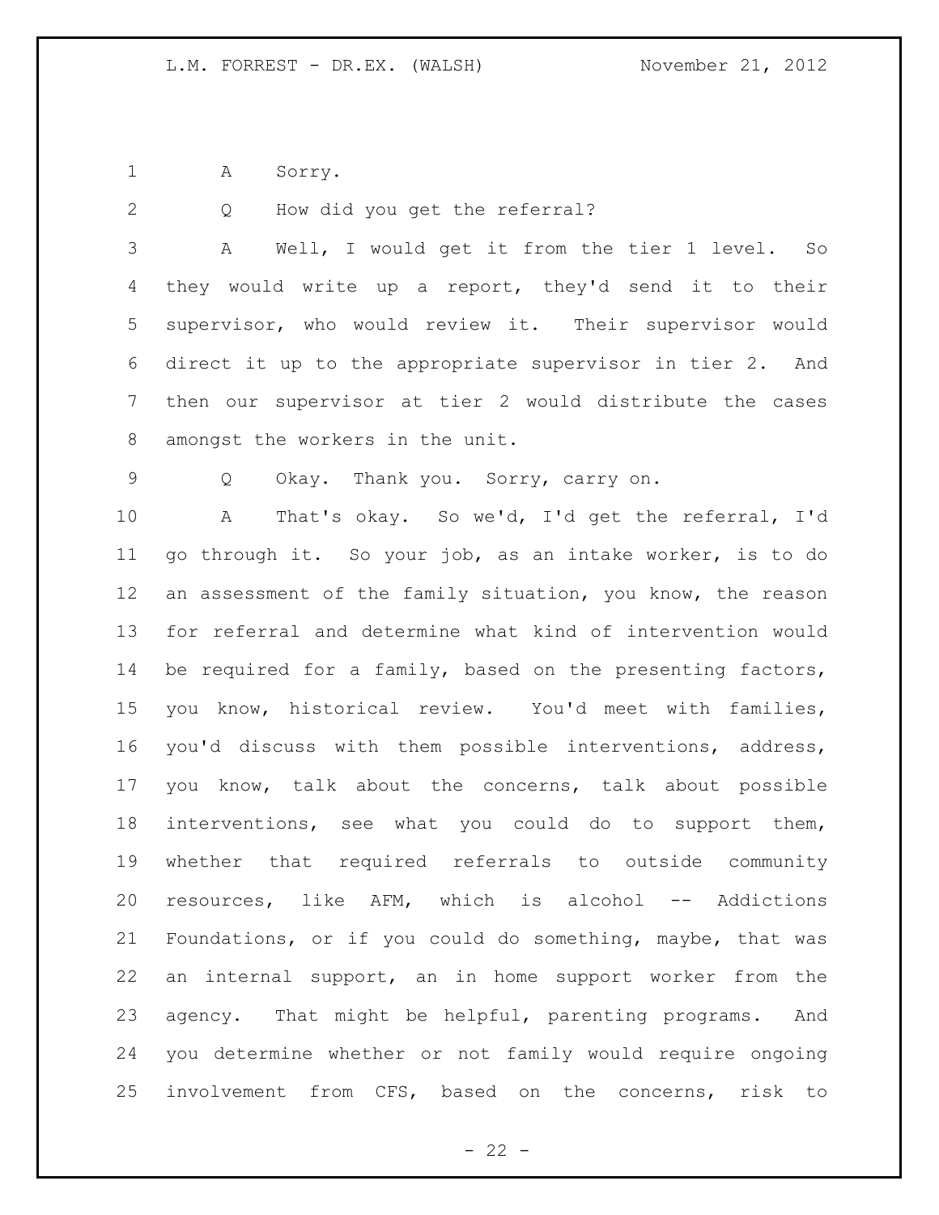A Sorry.

Q How did you get the referral?

A Well, I would get it from the tier 1 level. So they would write up a report, they'd send it to their supervisor, who would review it. Their supervisor would direct it up to the appropriate supervisor in tier 2. And then our supervisor at tier 2 would distribute the cases amongst the workers in the unit.

Q Okay. Thank you. Sorry, carry on.

A That's okay. So we'd, I'd get the referral, I'd go through it. So your job, as an intake worker, is to do an assessment of the family situation, you know, the reason for referral and determine what kind of intervention would be required for a family, based on the presenting factors, you know, historical review. You'd meet with families, you'd discuss with them possible interventions, address, you know, talk about the concerns, talk about possible interventions, see what you could do to support them, whether that required referrals to outside community resources, like AFM, which is alcohol -- Addictions Foundations, or if you could do something, maybe, that was an internal support, an in home support worker from the agency. That might be helpful, parenting programs. And you determine whether or not family would require ongoing involvement from CFS, based on the concerns, risk to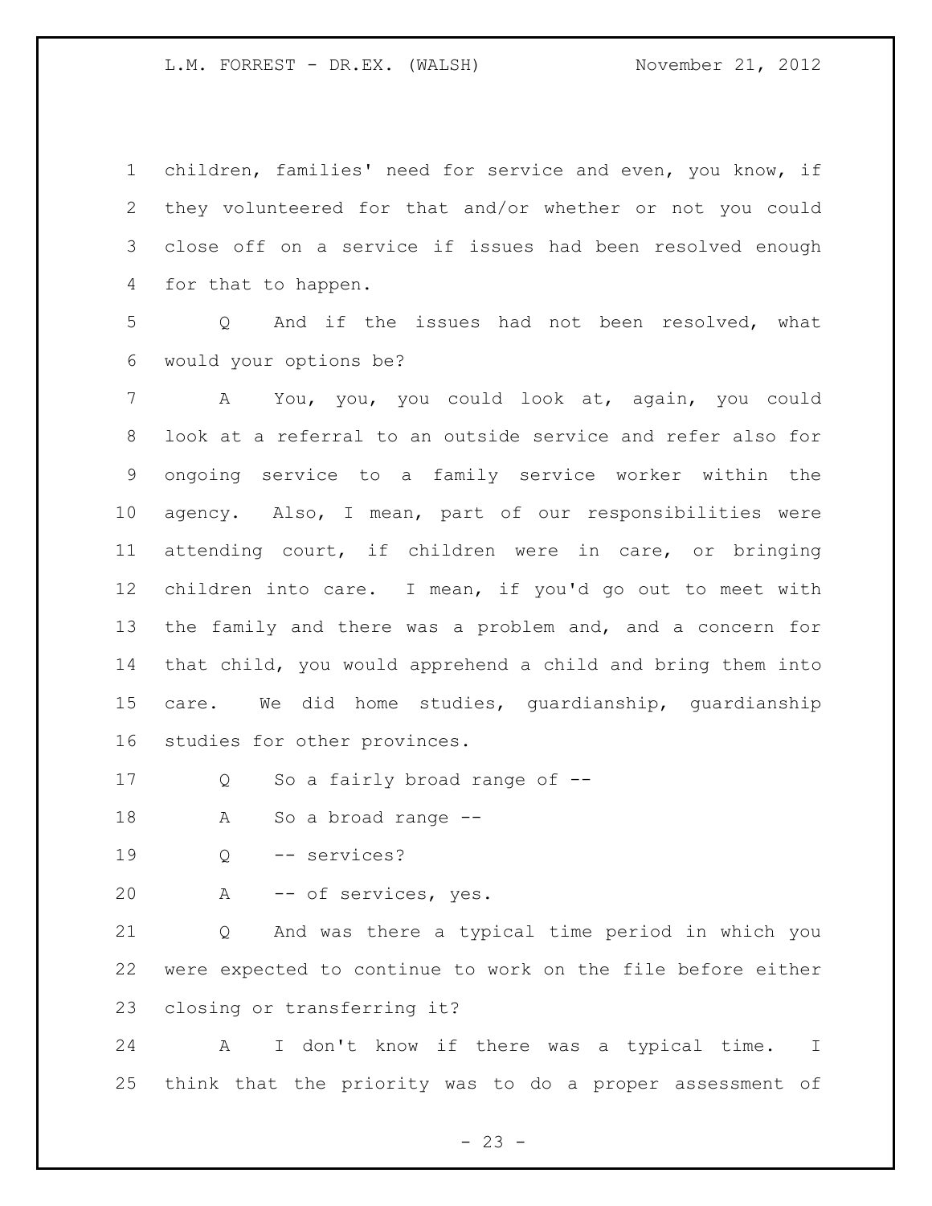children, families' need for service and even, you know, if they volunteered for that and/or whether or not you could close off on a service if issues had been resolved enough for that to happen.

Q And if the issues had not been resolved, what would your options be?

A You, you, you could look at, again, you could look at a referral to an outside service and refer also for ongoing service to a family service worker within the agency. Also, I mean, part of our responsibilities were attending court, if children were in care, or bringing children into care. I mean, if you'd go out to meet with the family and there was a problem and, and a concern for that child, you would apprehend a child and bring them into care. We did home studies, guardianship, guardianship studies for other provinces.

Q So a fairly broad range of --

A So a broad range --

Q -- services?

A -- of services, yes.

Q And was there a typical time period in which you were expected to continue to work on the file before either closing or transferring it?

A I don't know if there was a typical time. I think that the priority was to do a proper assessment of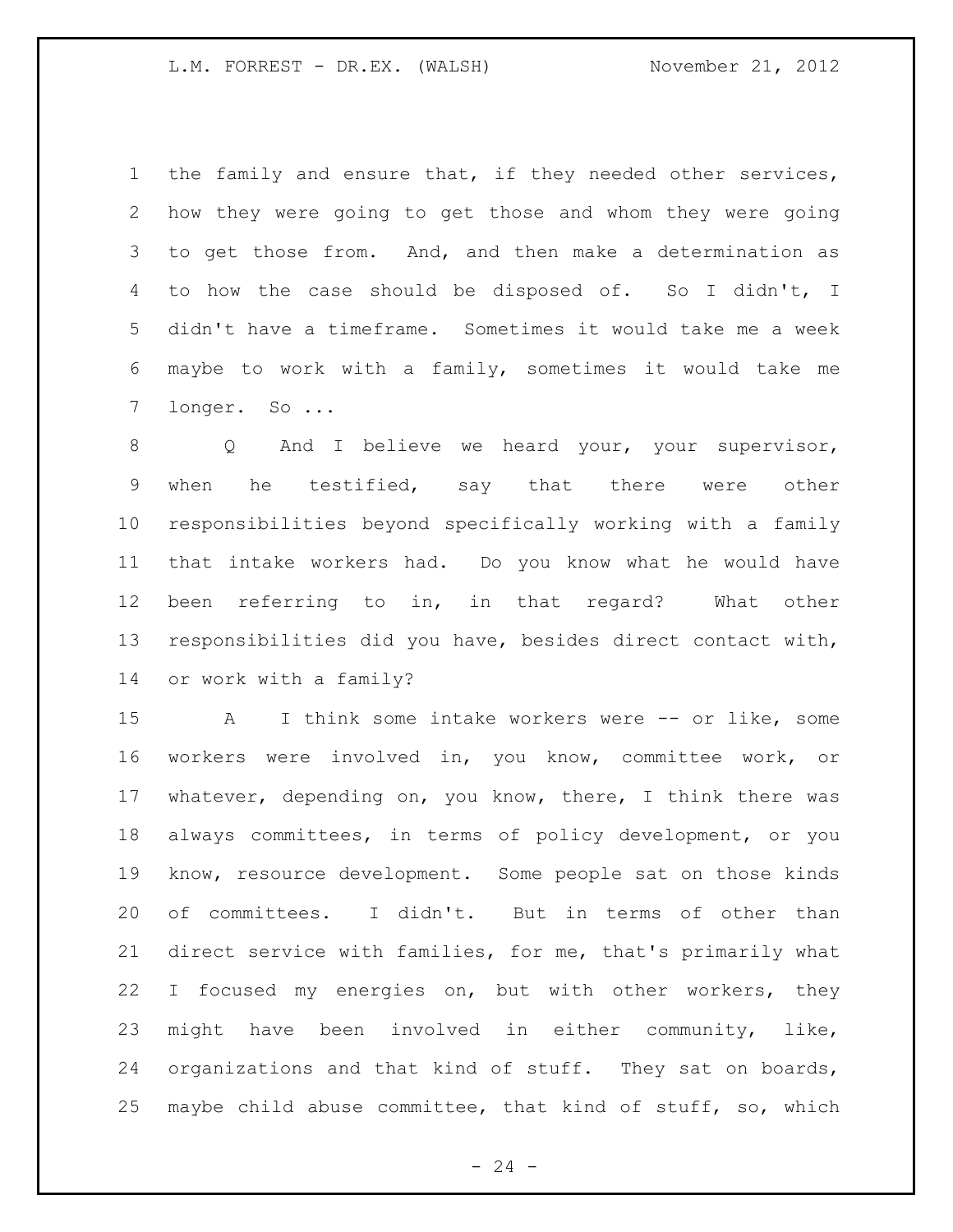the family and ensure that, if they needed other services, how they were going to get those and whom they were going to get those from. And, and then make a determination as to how the case should be disposed of. So I didn't, I didn't have a timeframe. Sometimes it would take me a week maybe to work with a family, sometimes it would take me longer. So ...

Q And I believe we heard your, your supervisor, when he testified, say that there were other responsibilities beyond specifically working with a family that intake workers had. Do you know what he would have been referring to in, in that regard? What other responsibilities did you have, besides direct contact with, or work with a family?

A I think some intake workers were -- or like, some workers were involved in, you know, committee work, or whatever, depending on, you know, there, I think there was always committees, in terms of policy development, or you know, resource development. Some people sat on those kinds of committees. I didn't. But in terms of other than direct service with families, for me, that's primarily what I focused my energies on, but with other workers, they might have been involved in either community, like, organizations and that kind of stuff. They sat on boards, maybe child abuse committee, that kind of stuff, so, which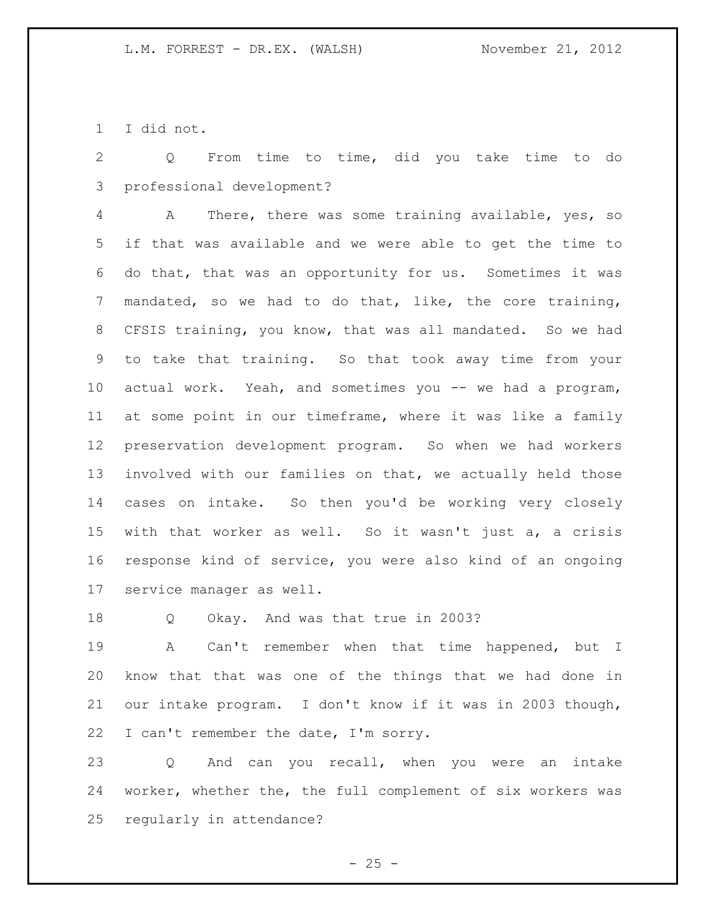I did not.

Q From time to time, did you take time to do professional development?

A There, there was some training available, yes, so if that was available and we were able to get the time to do that, that was an opportunity for us. Sometimes it was mandated, so we had to do that, like, the core training, CFSIS training, you know, that was all mandated. So we had to take that training. So that took away time from your actual work. Yeah, and sometimes you -- we had a program, at some point in our timeframe, where it was like a family preservation development program. So when we had workers involved with our families on that, we actually held those cases on intake. So then you'd be working very closely with that worker as well. So it wasn't just a, a crisis response kind of service, you were also kind of an ongoing service manager as well.

Q Okay. And was that true in 2003?

A Can't remember when that time happened, but I know that that was one of the things that we had done in our intake program. I don't know if it was in 2003 though, I can't remember the date, I'm sorry.

Q And can you recall, when you were an intake worker, whether the, the full complement of six workers was regularly in attendance?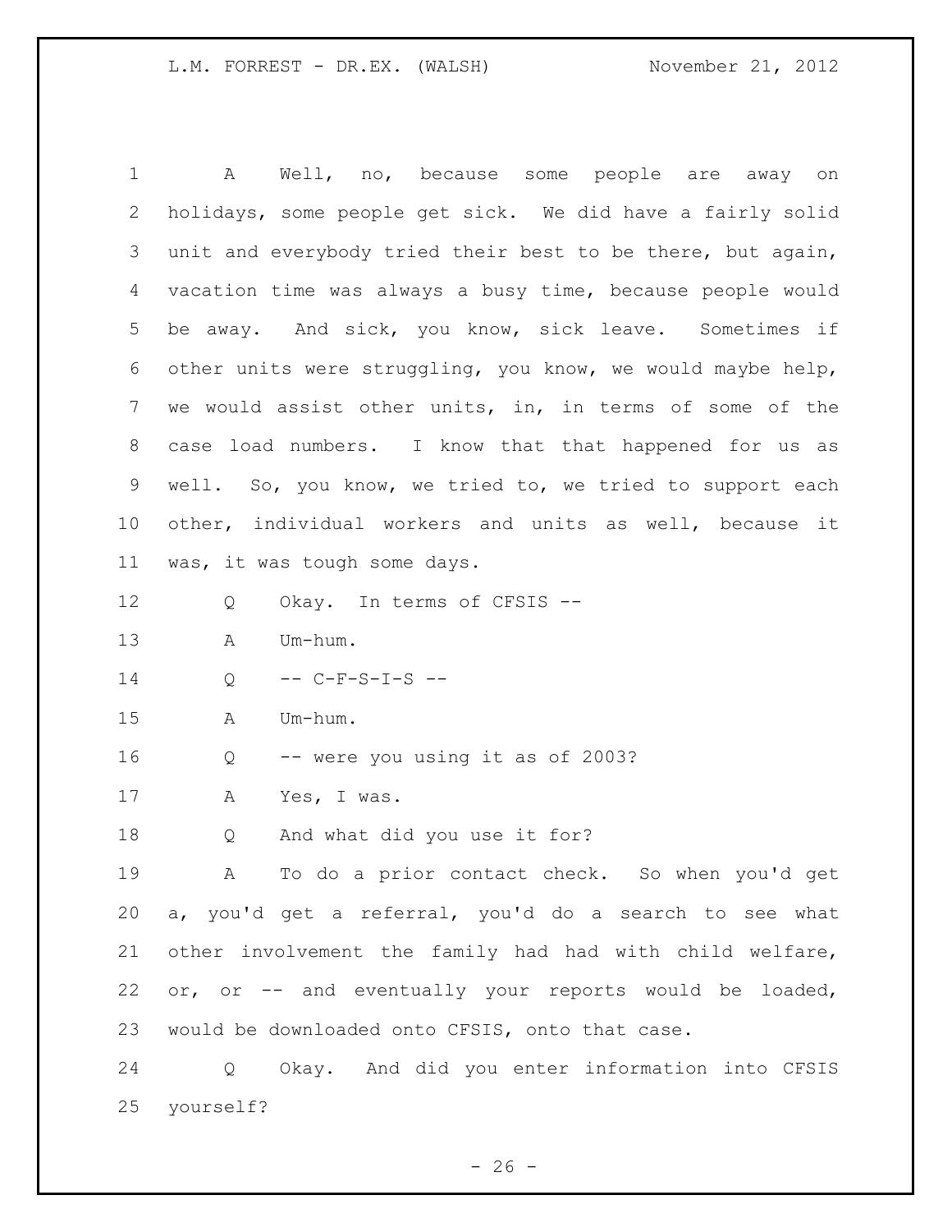A Well, no, because some people are away on holidays, some people get sick. We did have a fairly solid unit and everybody tried their best to be there, but again, vacation time was always a busy time, because people would be away. And sick, you know, sick leave. Sometimes if other units were struggling, you know, we would maybe help, we would assist other units, in, in terms of some of the case load numbers. I know that that happened for us as well. So, you know, we tried to, we tried to support each other, individual workers and units as well, because it was, it was tough some days.

Q Okay. In terms of CFSIS --

A Um-hum.

Q -- C-F-S-I-S --

A Um-hum.

Q -- were you using it as of 2003?

A Yes, I was.

Q And what did you use it for?

A To do a prior contact check. So when you'd get a, you'd get a referral, you'd do a search to see what other involvement the family had had with child welfare, or, or -- and eventually your reports would be loaded, would be downloaded onto CFSIS, onto that case.

Q Okay. And did you enter information into CFSIS yourself?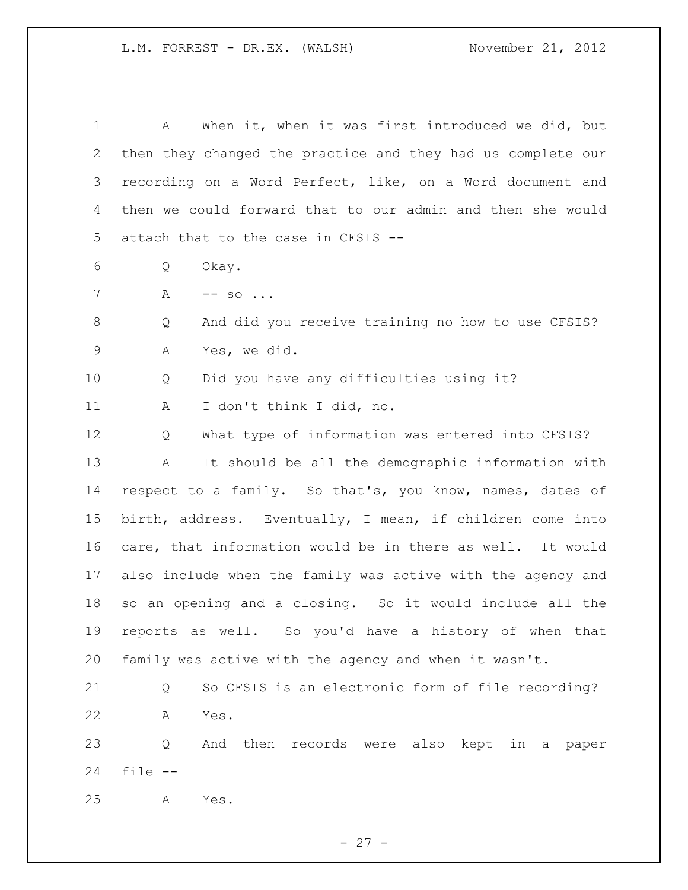A When it, when it was first introduced we did, but then they changed the practice and they had us complete our recording on a Word Perfect, like, on a Word document and then we could forward that to our admin and then she would attach that to the case in CFSIS --

Q Okay.

A -- so ...

Q And did you receive training no how to use CFSIS?

A Yes, we did.

Q Did you have any difficulties using it?

A I don't think I did, no.

Q What type of information was entered into CFSIS?

A It should be all the demographic information with respect to a family. So that's, you know, names, dates of birth, address. Eventually, I mean, if children come into care, that information would be in there as well. It would also include when the family was active with the agency and so an opening and a closing. So it would include all the reports as well. So you'd have a history of when that family was active with the agency and when it wasn't.

Q So CFSIS is an electronic form of file recording?

A Yes.

Q And then records were also kept in a paper file --

A Yes.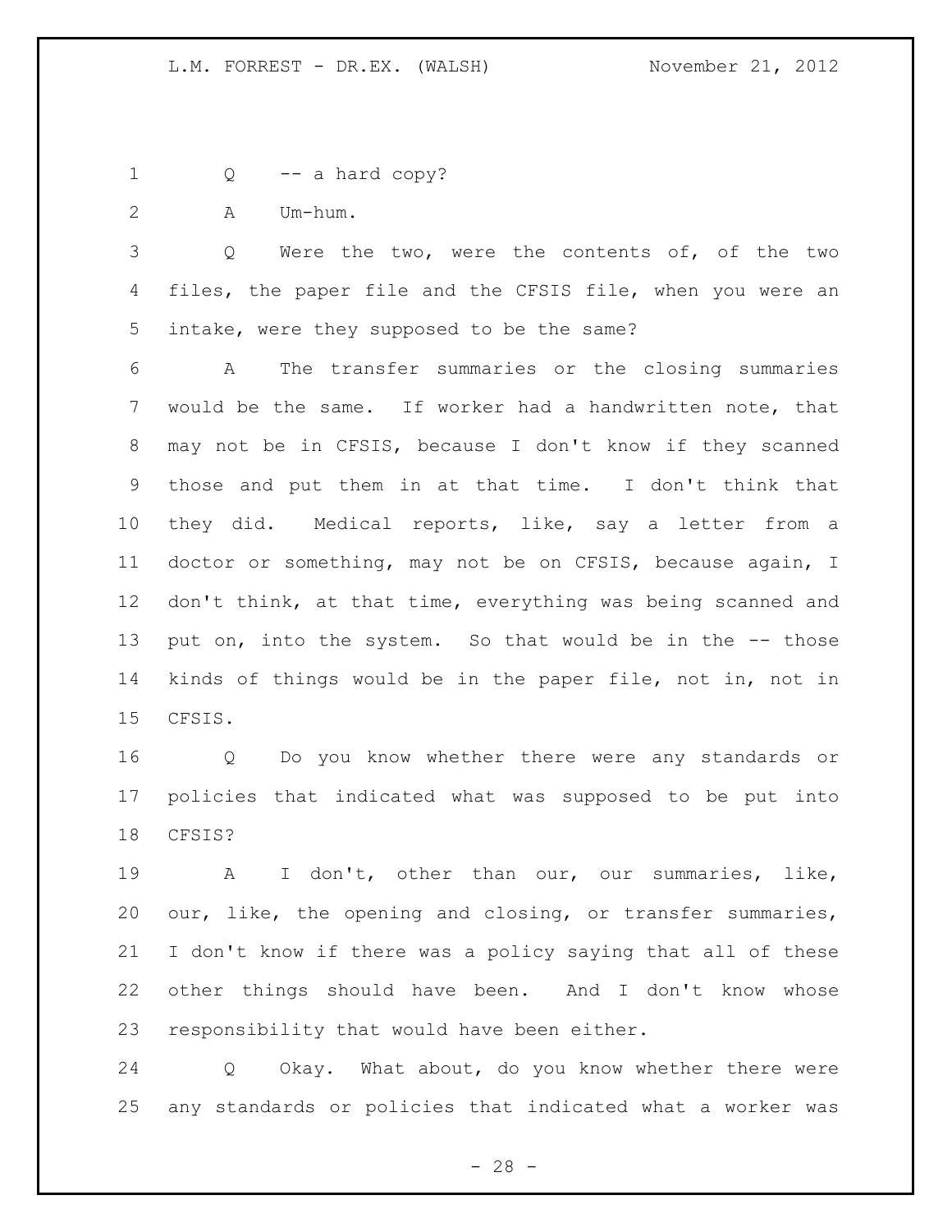Q -- a hard copy?

A Um-hum.

Q Were the two, were the contents of, of the two files, the paper file and the CFSIS file, when you were an intake, were they supposed to be the same?

A The transfer summaries or the closing summaries would be the same. If worker had a handwritten note, that may not be in CFSIS, because I don't know if they scanned those and put them in at that time. I don't think that they did. Medical reports, like, say a letter from a doctor or something, may not be on CFSIS, because again, I don't think, at that time, everything was being scanned and put on, into the system. So that would be in the -- those kinds of things would be in the paper file, not in, not in CFSIS.

Q Do you know whether there were any standards or policies that indicated what was supposed to be put into CFSIS?

A I don't, other than our, our summaries, like, our, like, the opening and closing, or transfer summaries, I don't know if there was a policy saying that all of these other things should have been. And I don't know whose responsibility that would have been either.

Q Okay. What about, do you know whether there were any standards or policies that indicated what a worker was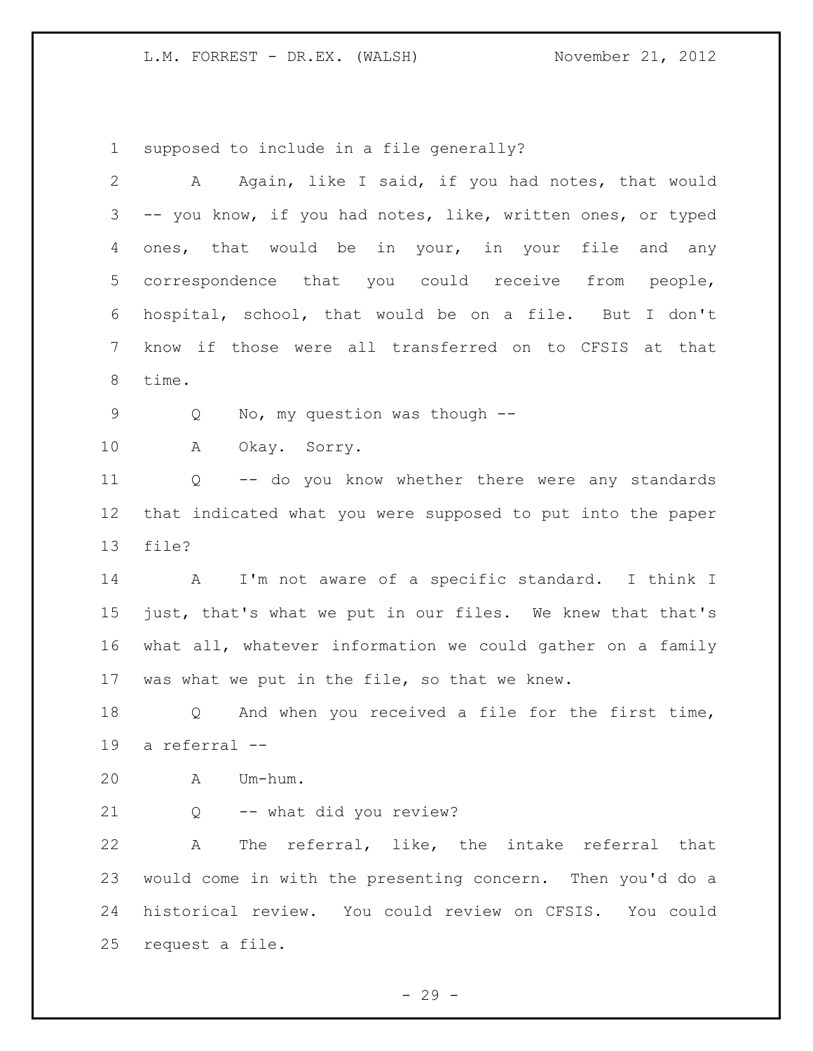supposed to include in a file generally?

A Again, like I said, if you had notes, that would -- you know, if you had notes, like, written ones, or typed ones, that would be in your, in your file and any correspondence that you could receive from people, hospital, school, that would be on a file. But I don't know if those were all transferred on to CFSIS at that time.

Q No, my question was though --

A Okay. Sorry.

Q -- do you know whether there were any standards that indicated what you were supposed to put into the paper file?

A I'm not aware of a specific standard. I think I just, that's what we put in our files. We knew that that's what all, whatever information we could gather on a family was what we put in the file, so that we knew.

Q And when you received a file for the first time, a referral --

A Um-hum.

Q -- what did you review?

A The referral, like, the intake referral that would come in with the presenting concern. Then you'd do a historical review. You could review on CFSIS. You could request a file.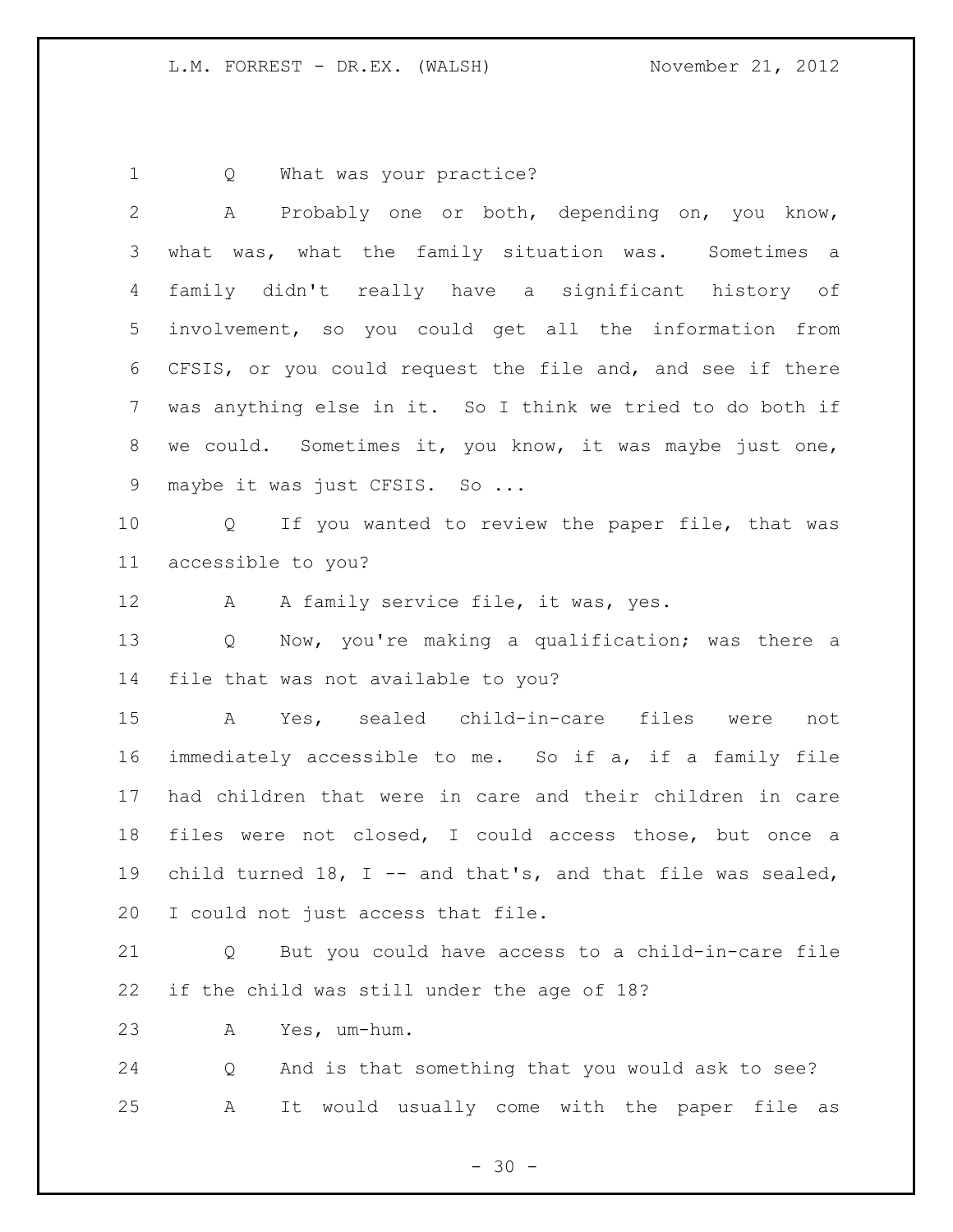Q What was your practice?

A Probably one or both, depending on, you know, what was, what the family situation was. Sometimes a family didn't really have a significant history of involvement, so you could get all the information from CFSIS, or you could request the file and, and see if there was anything else in it. So I think we tried to do both if we could. Sometimes it, you know, it was maybe just one, maybe it was just CFSIS. So ...

Q If you wanted to review the paper file, that was accessible to you?

A A family service file, it was, yes.

Q Now, you're making a qualification; was there a file that was not available to you?

A Yes, sealed child-in-care files were not immediately accessible to me. So if a, if a family file had children that were in care and their children in care files were not closed, I could access those, but once a child turned 18, I -- and that's, and that file was sealed, I could not just access that file.

Q But you could have access to a child-in-care file if the child was still under the age of 18?

A Yes, um-hum.

Q And is that something that you would ask to see?

A It would usually come with the paper file as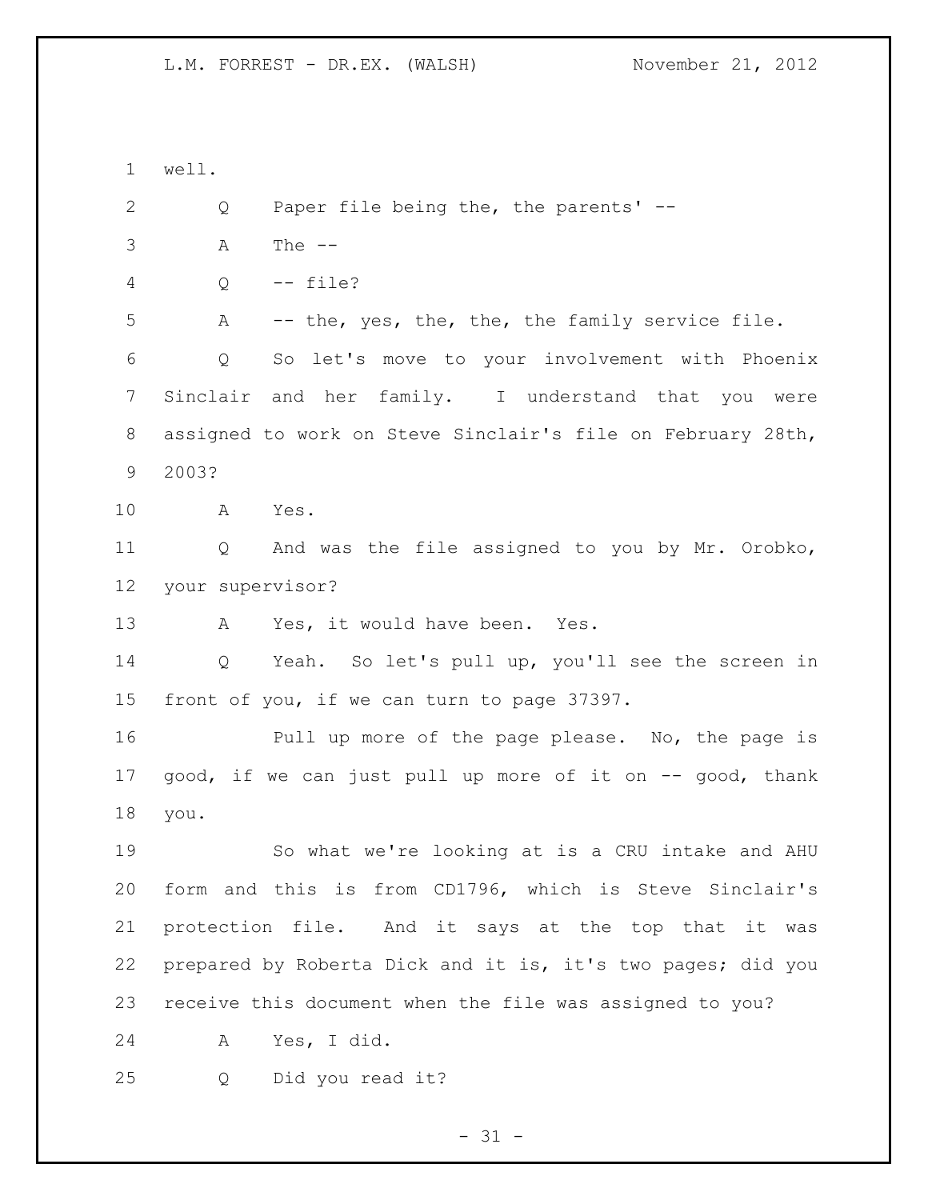well.

Q Paper file being the, the parents' --

A The --

Q -- file?

A -- the, yes, the, the, the family service file.

Q So let's move to your involvement with Phoenix Sinclair and her family. I understand that you were assigned to work on Steve Sinclair's file on February 28th, 2003?

A Yes.

Q And was the file assigned to you by Mr. Orobko, your supervisor?

A Yes, it would have been. Yes.

Q Yeah. So let's pull up, you'll see the screen in front of you, if we can turn to page 37397.

Pull up more of the page please. No, the page is good, if we can just pull up more of it on -- good, thank you.

So what we're looking at is a CRU intake and AHU form and this is from CD1796, which is Steve Sinclair's protection file. And it says at the top that it was prepared by Roberta Dick and it is, it's two pages; did you receive this document when the file was assigned to you?

A Yes, I did.

Q Did you read it?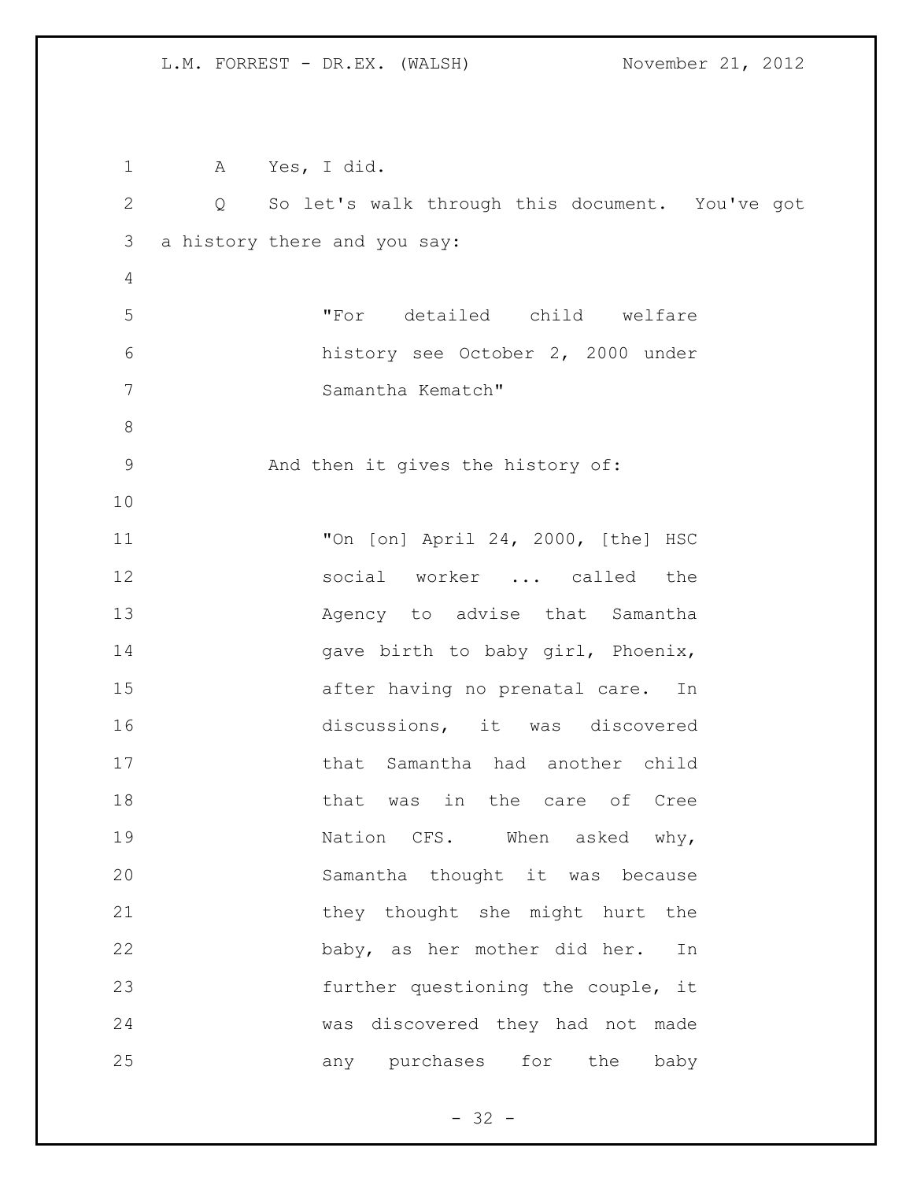A Yes, I did.

Q So let's walk through this document. You've got a history there and you say:

> "For detailed child welfare history see October 2, 2000 under Samantha Kematch"

And then it gives the history of:

> "On [on] April 24, 2000, [the] HSC social worker ... called the Agency to advise that Samantha gave birth to baby girl, Phoenix, after having no prenatal care. In discussions, it was discovered that Samantha had another child that was in the care of Cree Nation CFS. When asked why, Samantha thought it was because they thought she might hurt the baby, as her mother did her. In further questioning the couple, it was discovered they had not made any purchases for the baby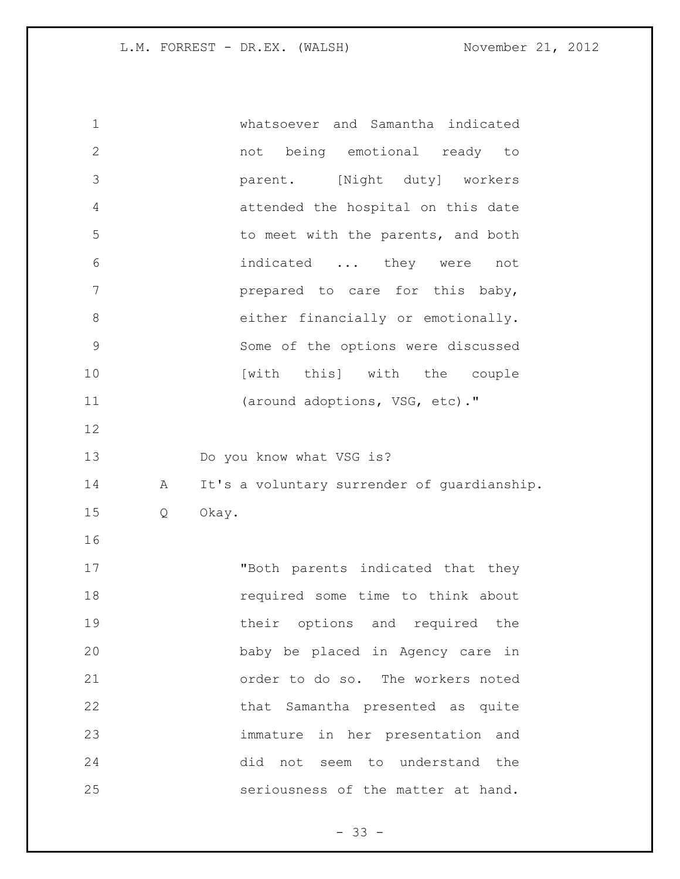whatsoever and Samantha indicated not being emotional ready to parent. [Night duty] workers attended the hospital on this date to meet with the parents, and both indicated ... they were not prepared to care for this baby, either financially or emotionally. Some of the options were discussed [with this] with the couple (around adoptions, VSG, etc)."

Do you know what VSG is?

A It's a voluntary surrender of guardianship.

Q Okay.

"Both parents indicated that they required some time to think about their options and required the baby be placed in Agency care in order to do so. The workers noted that Samantha presented as quite immature in her presentation and did not seem to understand the seriousness of the matter at hand.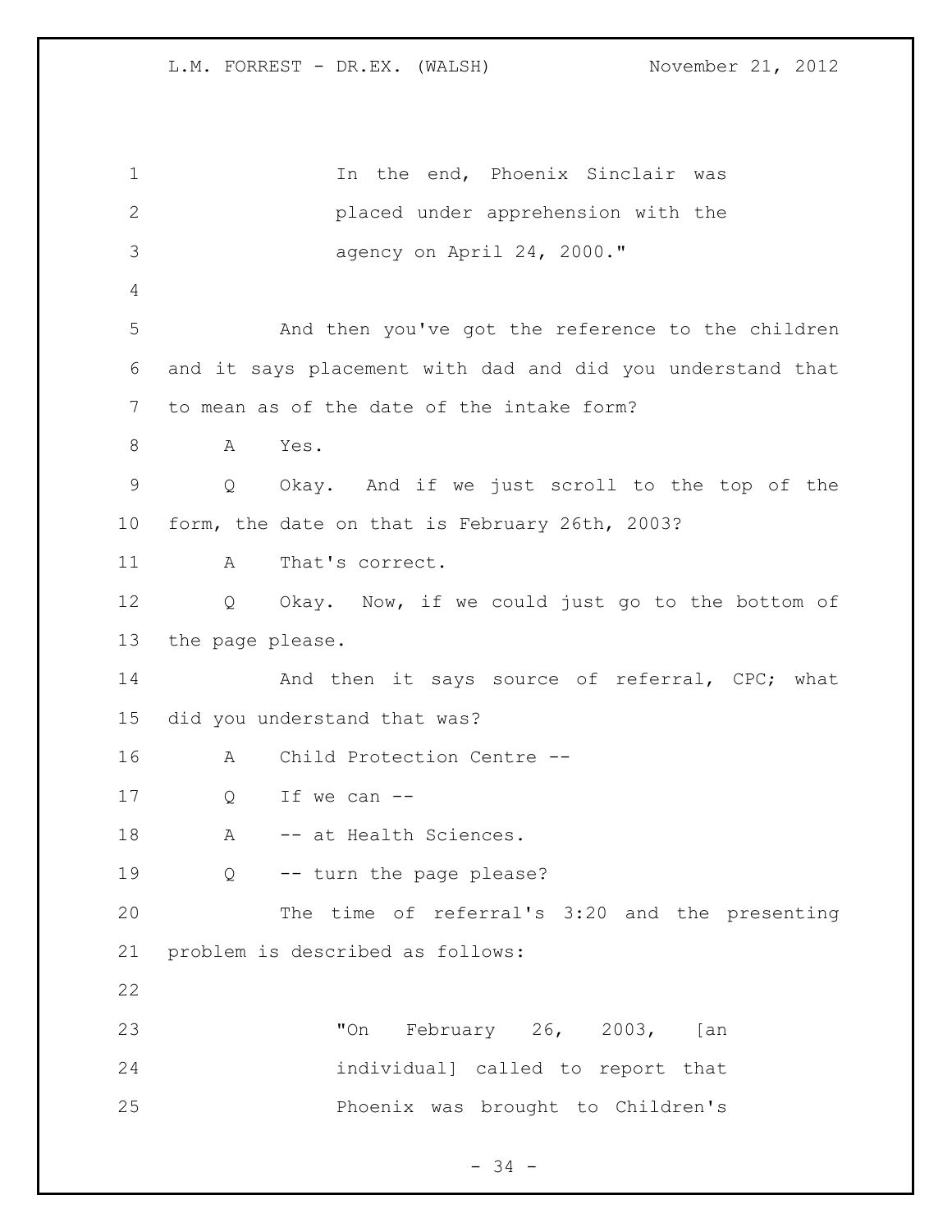"In the end, Phoenix Sinclair was placed under apprehension with the agency on April 24, 2000."

And then you've got the reference to the children and it says placement with dad and did you understand that to mean as of the date of the intake form?

A Yes.

Q Okay. And if we just scroll to the top of the form, the date on that is February 26th, 2003?

A That's correct.

Q Okay. Now, if we could just go to the bottom of the page please.

And then it says source of referral, CPC; what did you understand that was?

A Child Protection Centre --

Q If we can --

A -- at Health Sciences.

Q -- turn the page please?

The time of referral's 3:20 and the presenting problem is described as follows:

"On February 26, 2003, [an individual] called to report that Phoenix was brought to Children's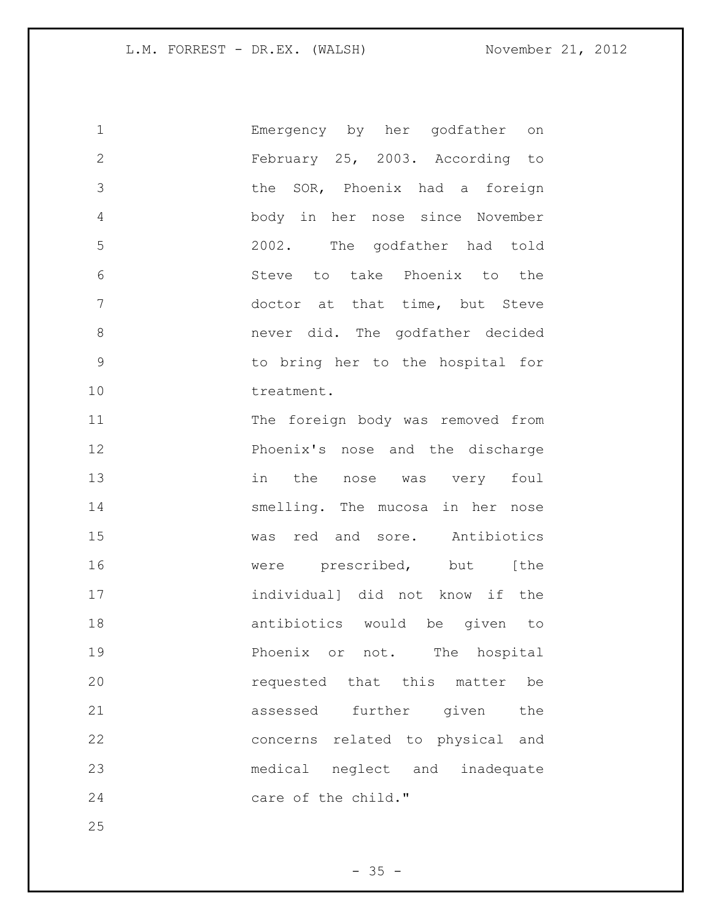Emergency by her godfather on February 25, 2003. According to the SOR, Phoenix had a foreign body in her nose since November 2002. The godfather had told Steve to take Phoenix to the doctor at that time, but Steve never did. The godfather decided to bring her to the hospital for treatment.

The foreign body was removed from Phoenix's nose and the discharge in the nose was very foul smelling. The mucosa in her nose was red and sore. Antibiotics were prescribed, but [the individual] did not know if the antibiotics would be given to Phoenix or not. The hospital requested that this matter be assessed further given the concerns related to physical and medical neglect and inadequate care of the child."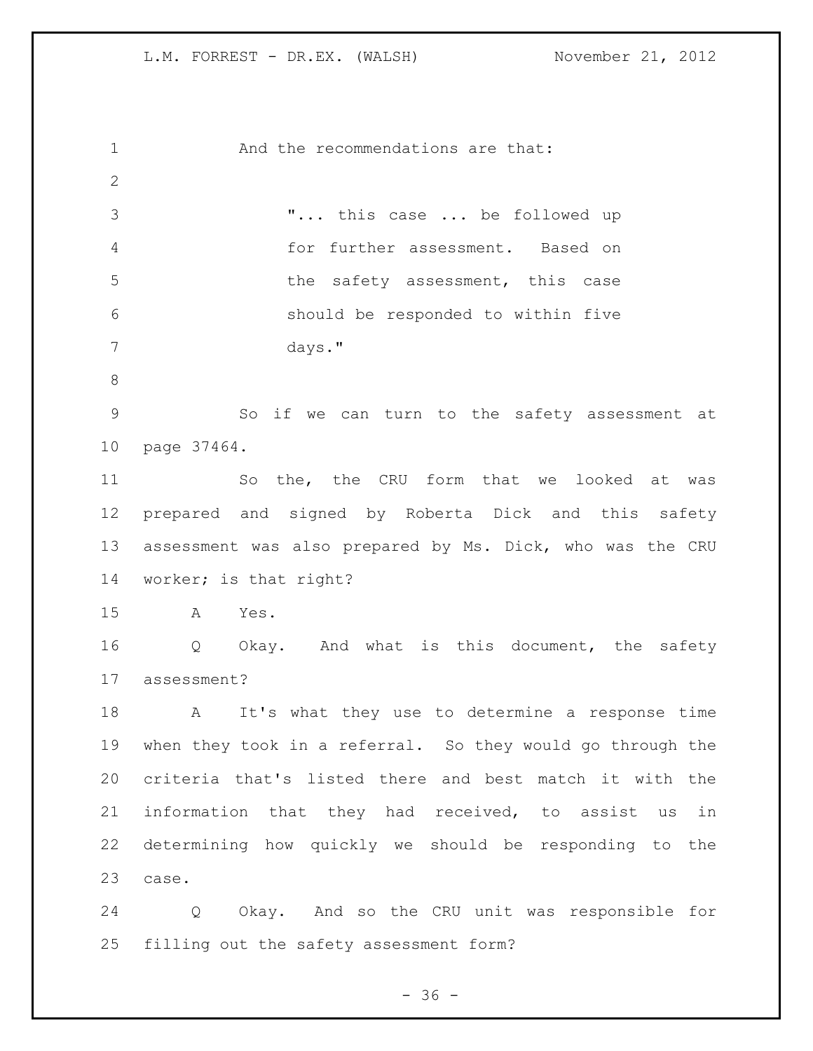And the recommendations are that:

> "... this case ... be followed up for further assessment. Based on the safety assessment, this case should be responded to within five days."

So if we can turn to the safety assessment at page 37464.

So the, the CRU form that we looked at was prepared and signed by Roberta Dick and this safety assessment was also prepared by Ms. Dick, who was the CRU worker; is that right?

A Yes.

Q Okay. And what is this document, the safety assessment?

A It's what they use to determine a response time when they took in a referral. So they would go through the criteria that's listed there and best match it with the information that they had received, to assist us in determining how quickly we should be responding to the case.

Q Okay. And so the CRU unit was responsible for filling out the safety assessment form?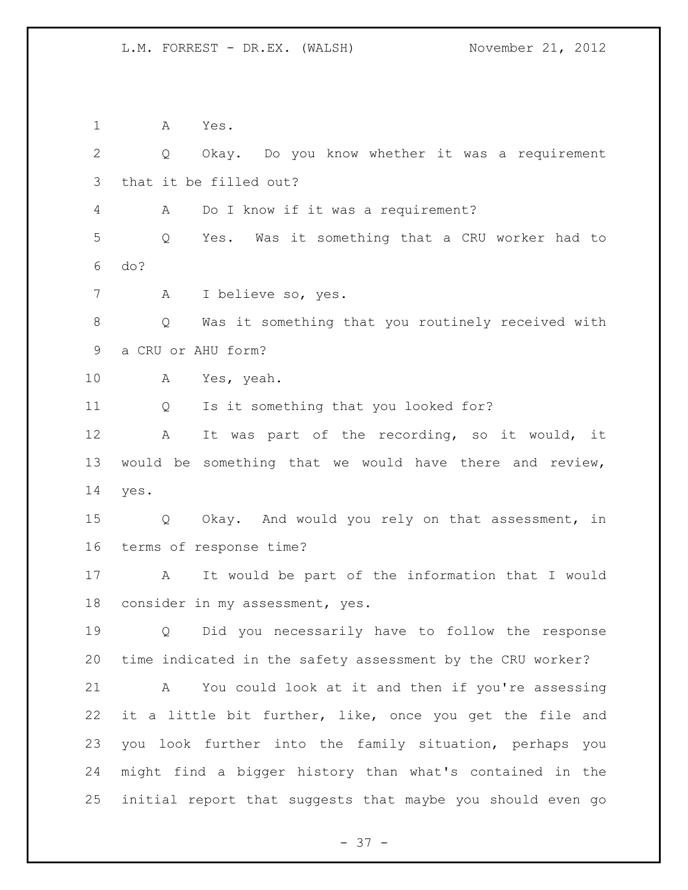A Yes.

Q Okay. Do you know whether it was a requirement that it be filled out?

A Do I know if it was a requirement?

Q Yes. Was it something that a CRU worker had to do?

A I believe so, yes.

Q Was it something that you routinely received with a CRU or AHU form?

A Yes, yeah.

Q Is it something that you looked for?

A It was part of the recording, so it would, it would be something that we would have there and review, yes.

Q Okay. And would you rely on that assessment, in terms of response time?

A It would be part of the information that I would consider in my assessment, yes.

Q Did you necessarily have to follow the response time indicated in the safety assessment by the CRU worker?

A You could look at it and then if you're assessing it a little bit further, like, once you get the file and you look further into the family situation, perhaps you might find a bigger history than what's contained in the initial report that suggests that maybe you should even go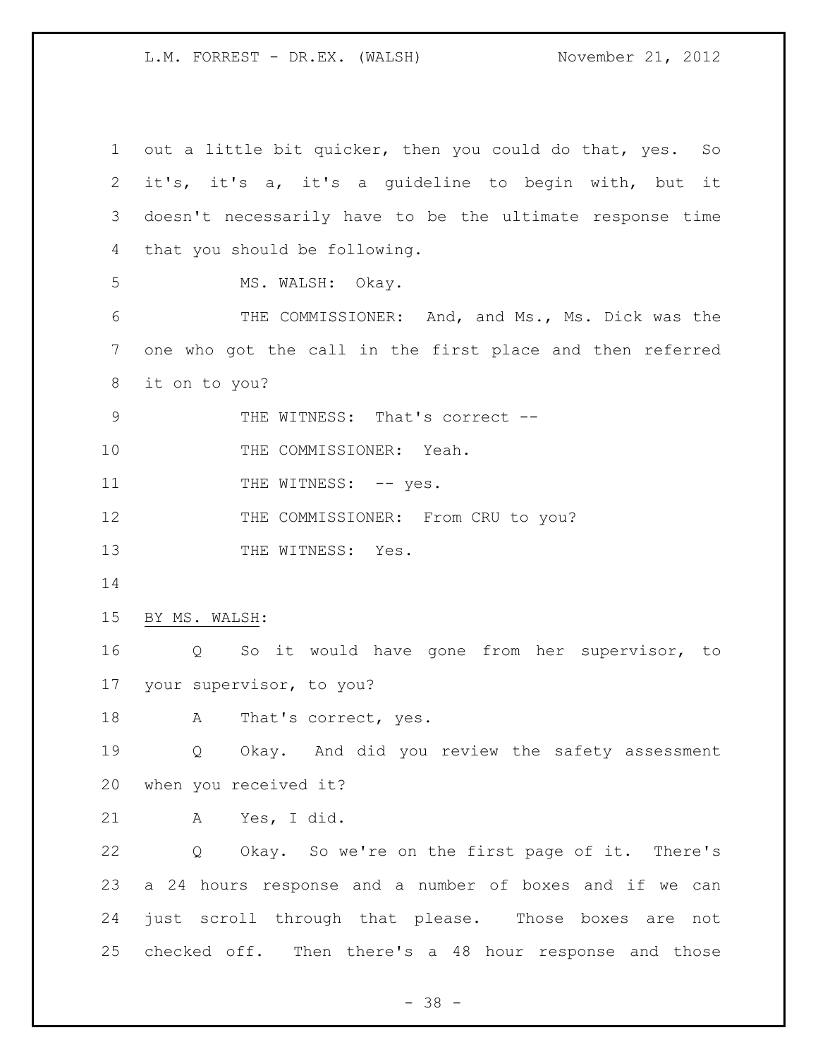out a little bit quicker, then you could do that, yes. So it's, it's a, it's a guideline to begin with, but it doesn't necessarily have to be the ultimate response time that you should be following.

MS. WALSH: Okay.

THE COMMISSIONER: And, and Ms., Ms. Dick was the one who got the call in the first place and then referred it on to you?

THE WITNESS: That's correct --

THE COMMISSIONER: Yeah.

THE WITNESS: -- yes.

THE COMMISSIONER: From CRU to you?

THE WITNESS: Yes.

BY MS. WALSH:

Q So it would have gone from her supervisor, to your supervisor, to you?

A That's correct, yes.

Q Okay. And did you review the safety assessment when you received it?

A Yes, I did.

Q Okay. So we're on the first page of it. There's a 24 hours response and a number of boxes and if we can just scroll through that please. Those boxes are not checked off. Then there's a 48 hour response and those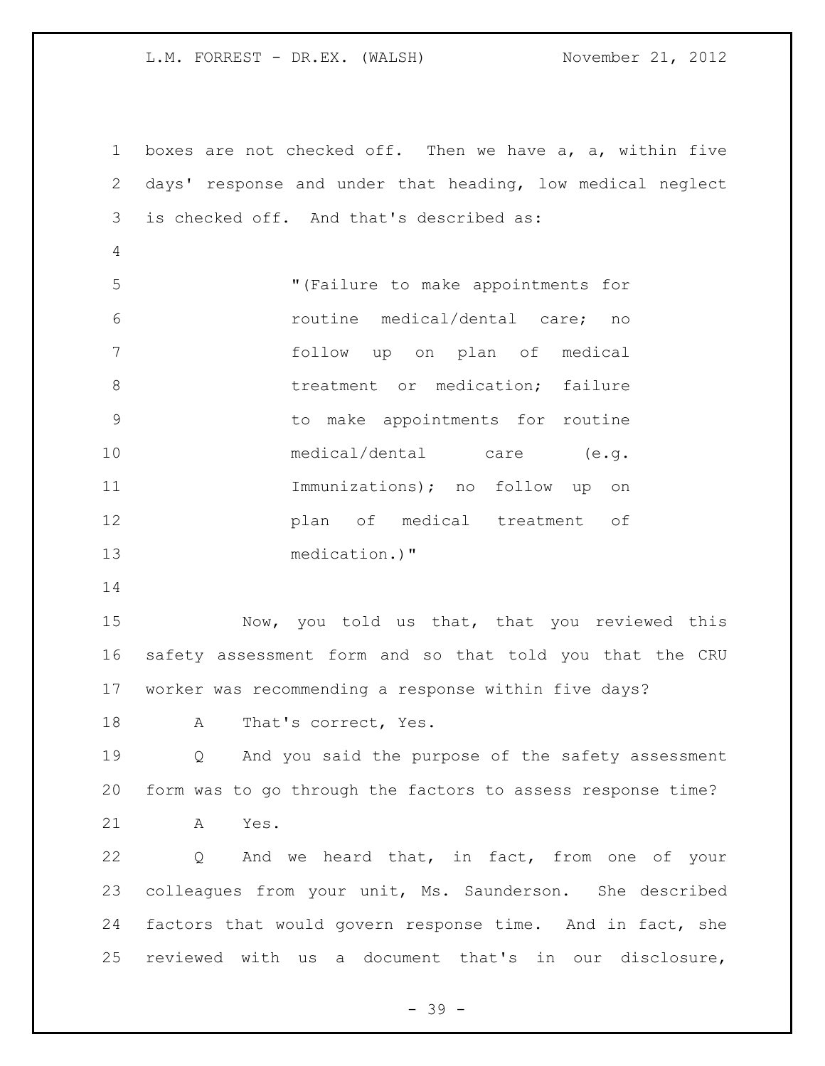boxes are not checked off. Then we have a, a, within five days' response and under that heading, low medical neglect is checked off. And that's described as:

> "(Failure to make appointments for routine medical/dental care; no follow up on plan of medical treatment or medication; failure to make appointments for routine medical/dental care (e.g. Immunizations); no follow up on plan of medical treatment of medication.)"

Now, you told us that, that you reviewed this safety assessment form and so that told you that the CRU worker was recommending a response within five days?

A That's correct, Yes.

Q And you said the purpose of the safety assessment form was to go through the factors to assess response time?

A Yes.

Q And we heard that, in fact, from one of your colleagues from your unit, Ms. Saunderson. She described factors that would govern response time. And in fact, she reviewed with us a document that's in our disclosure,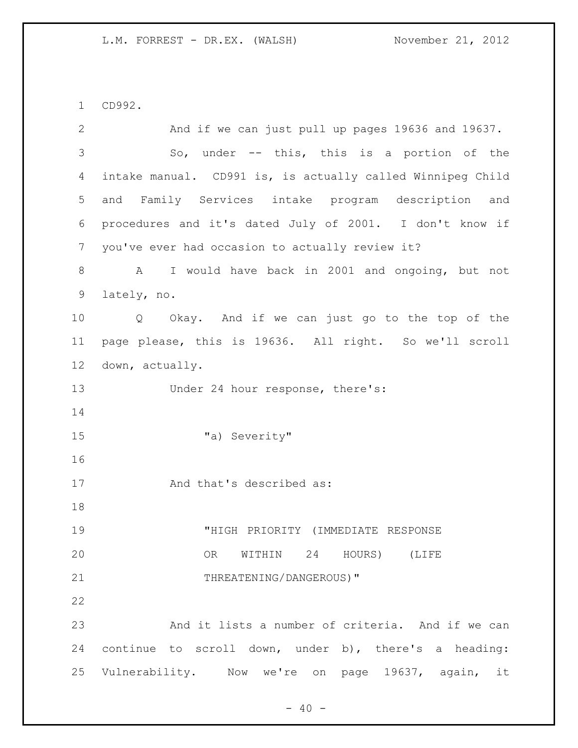CD992.

And if we can just pull up pages 19636 and 19637.

So, under -- this, this is a portion of the intake manual. CD991 is, is actually called Winnipeg Child and Family Services intake program description and procedures and it's dated July of 2001. I don't know if you've ever had occasion to actually review it?

A I would have back in 2001 and ongoing, but not lately, no.

Q Okay. And if we can just go to the top of the page please, this is 19636. All right. So we'll scroll down, actually.

Under 24 hour response, there's:

> "a) Severity"

And that's described as:

> "HIGH PRIORITY (IMMEDIATE RESPONSE OR WITHIN 24 HOURS) (LIFE THREATENING/DANGEROUS)"

And it lists a number of criteria. And if we can continue to scroll down, under b), there's a heading: Vulnerability. Now we're on page 19637, again, it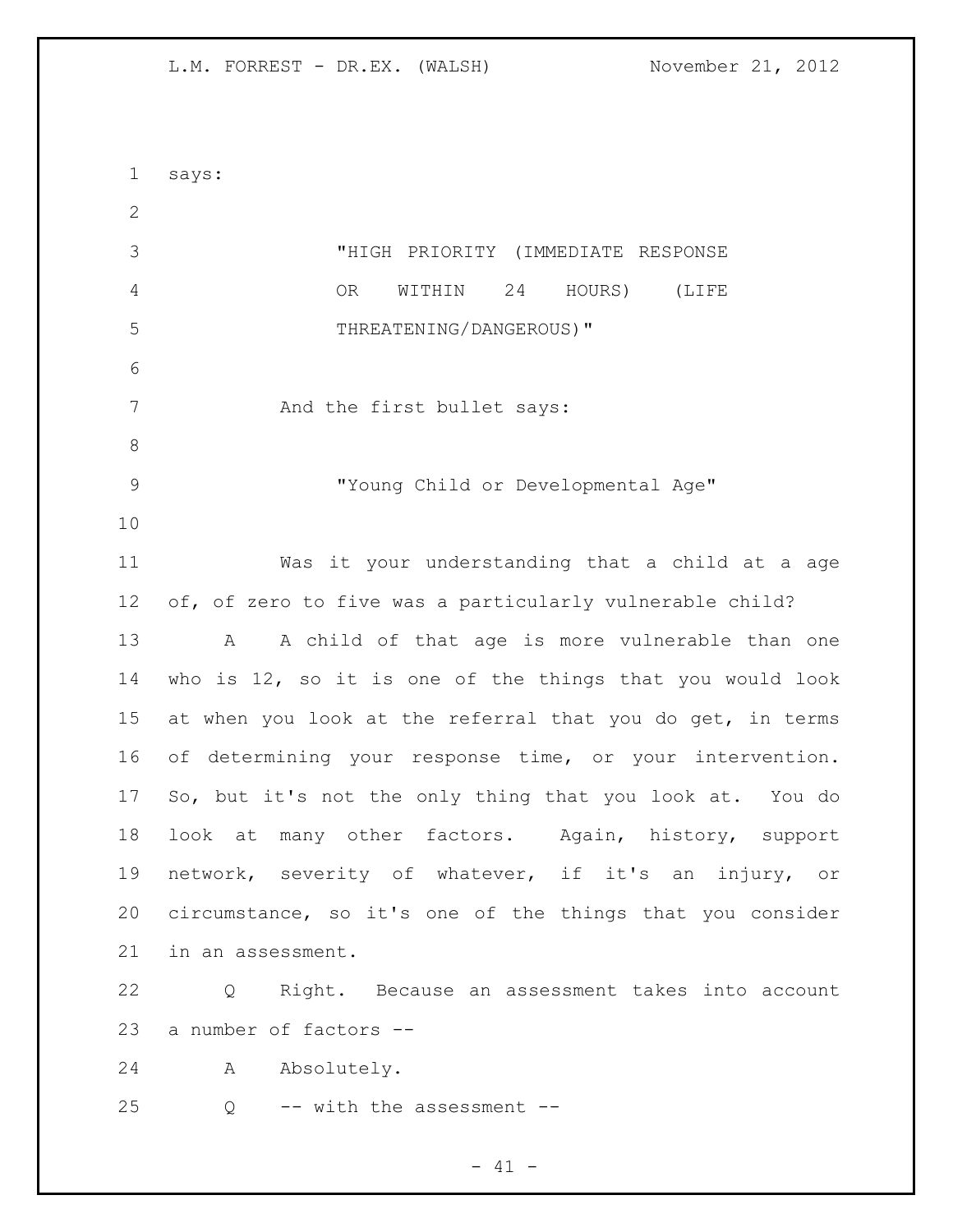says:

> "HIGH PRIORITY (IMMEDIATE RESPONSE OR WITHIN 24 HOURS) (LIFE THREATENING/DANGEROUS)"

And the first bullet says:

> "Young Child or Developmental Age"

Was it your understanding that a child at a age of, of zero to five was a particularly vulnerable child?

A A child of that age is more vulnerable than one who is 12, so it is one of the things that you would look at when you look at the referral that you do get, in terms of determining your response time, or your intervention. So, but it's not the only thing that you look at. You do look at many other factors. Again, history, support network, severity of whatever, if it's an injury, or circumstance, so it's one of the things that you consider in an assessment.

Q Right. Because an assessment takes into account a number of factors --

A Absolutely.

Q -- with the assessment --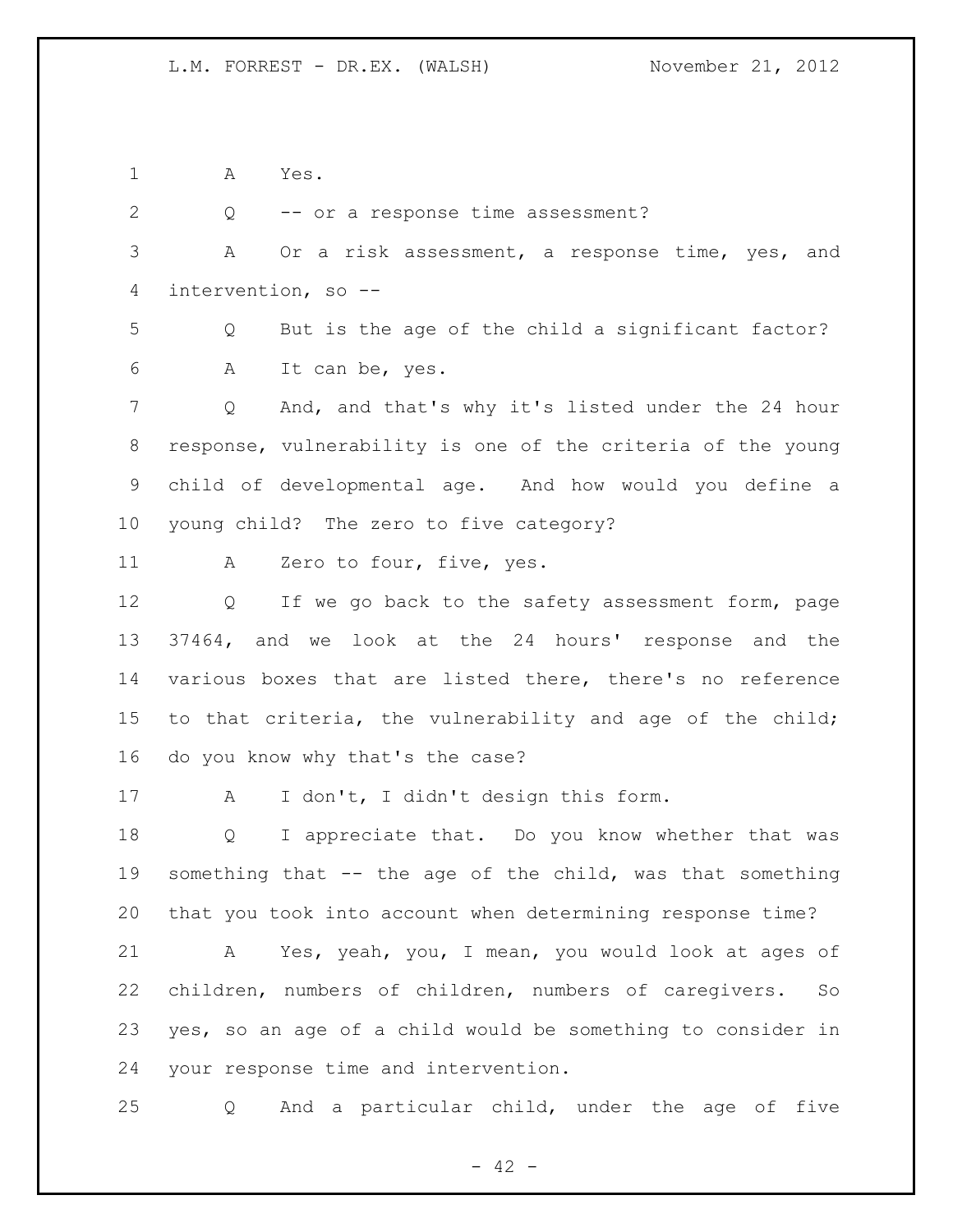A Yes.

Q -- or a response time assessment?

A Or a risk assessment, a response time, yes, and intervention, so --

Q But is the age of the child a significant factor?

A It can be, yes.

Q And, and that's why it's listed under the 24 hour response, vulnerability is one of the criteria of the young child of developmental age. And how would you define a young child? The zero to five category?

A Zero to four, five, yes.

Q If we go back to the safety assessment form, page 37464, and we look at the 24 hours' response and the various boxes that are listed there, there's no reference to that criteria, the vulnerability and age of the child; do you know why that's the case?

A I don't, I didn't design this form.

Q I appreciate that. Do you know whether that was something that -- the age of the child, was that something that you took into account when determining response time?

A Yes, yeah, you, I mean, you would look at ages of children, numbers of children, numbers of caregivers. So yes, so an age of a child would be something to consider in your response time and intervention.

Q And a particular child, under the age of five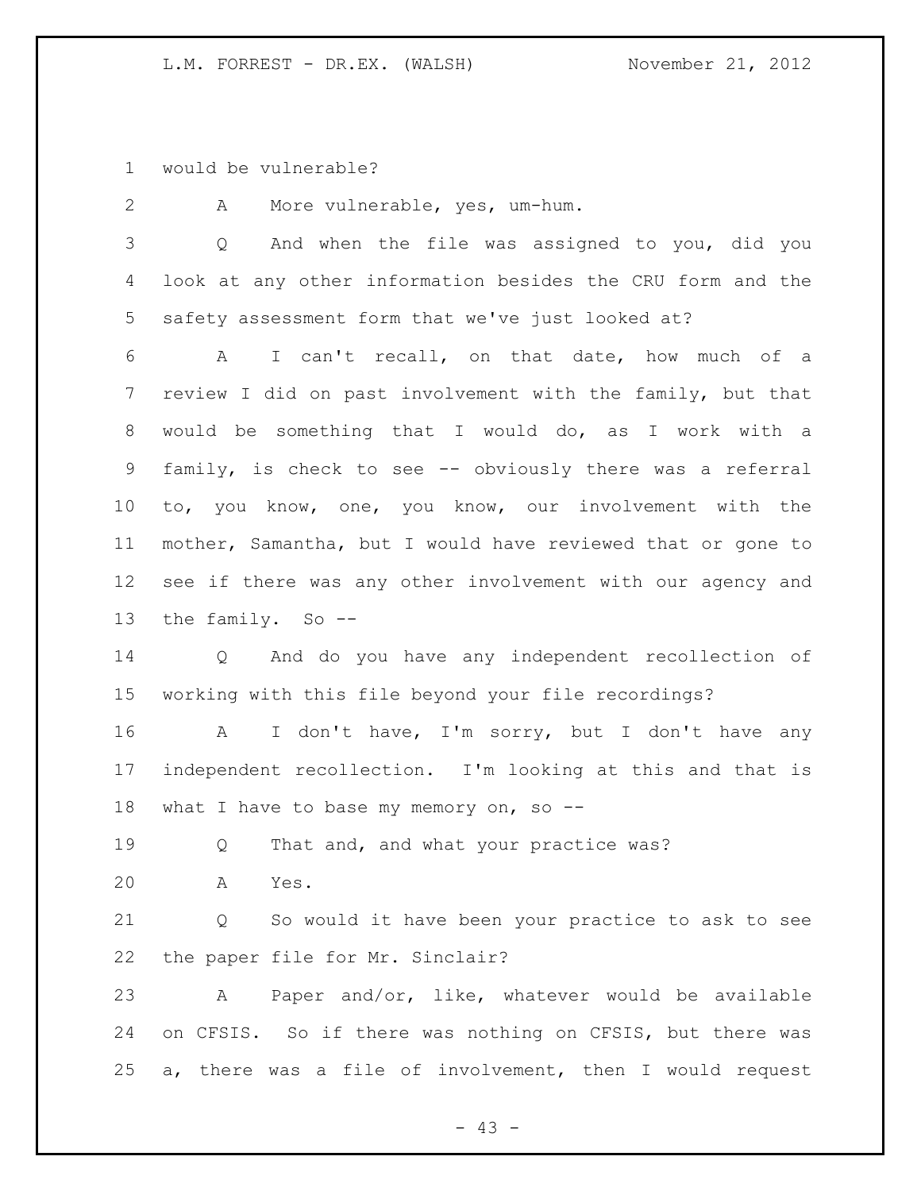would be vulnerable?

A More vulnerable, yes, um-hum.

Q And when the file was assigned to you, did you look at any other information besides the CRU form and the safety assessment form that we've just looked at?

A I can't recall, on that date, how much of a review I did on past involvement with the family, but that would be something that I would do, as I work with a family, is check to see -- obviously there was a referral to, you know, one, you know, our involvement with the mother, Samantha, but I would have reviewed that or gone to see if there was any other involvement with our agency and the family. So --

Q And do you have any independent recollection of working with this file beyond your file recordings?

A I don't have, I'm sorry, but I don't have any independent recollection. I'm looking at this and that is what I have to base my memory on, so --

Q That and, and what your practice was?

A Yes.

Q So would it have been your practice to ask to see the paper file for Mr. Sinclair?

A Paper and/or, like, whatever would be available on CFSIS. So if there was nothing on CFSIS, but there was a, there was a file of involvement, then I would request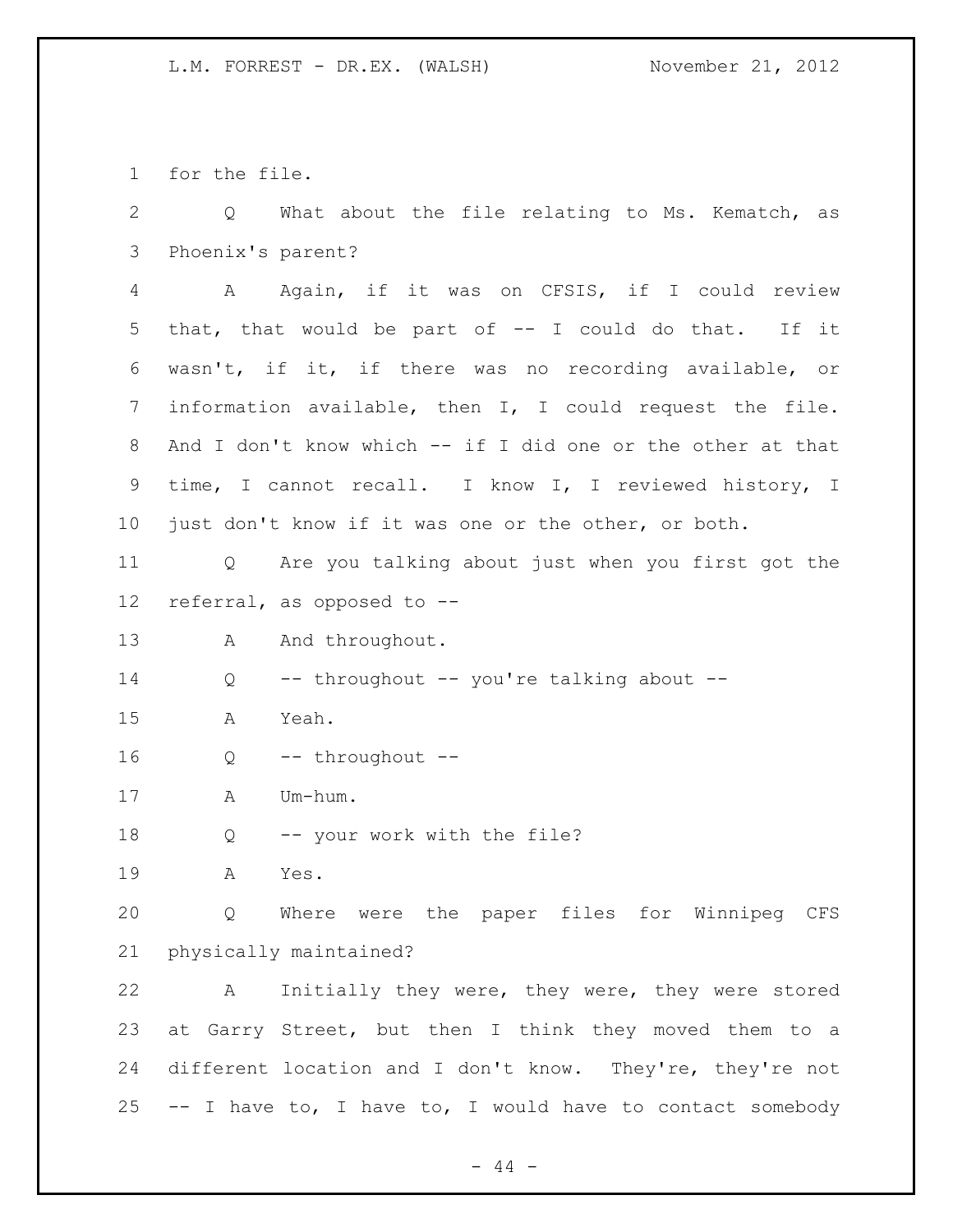for the file.

Q What about the file relating to Ms. Kematch, as Phoenix's parent?

A Again, if it was on CFSIS, if I could review that, that would be part of -- I could do that. If it wasn't, if it, if there was no recording available, or information available, then I, I could request the file. And I don't know which -- if I did one or the other at that time, I cannot recall. I know I, I reviewed history, I just don't know if it was one or the other, or both.

Q Are you talking about just when you first got the referral, as opposed to --

A And throughout.

Q -- throughout -- you're talking about --

A Yeah.

Q -- throughout --

A Um-hum.

Q -- your work with the file?

A Yes.

Q Where were the paper files for Winnipeg CFS physically maintained?

A Initially they were, they were, they were stored at Garry Street, but then I think they moved them to a different location and I don't know. They're, they're not -- I have to, I have to, I would have to contact somebody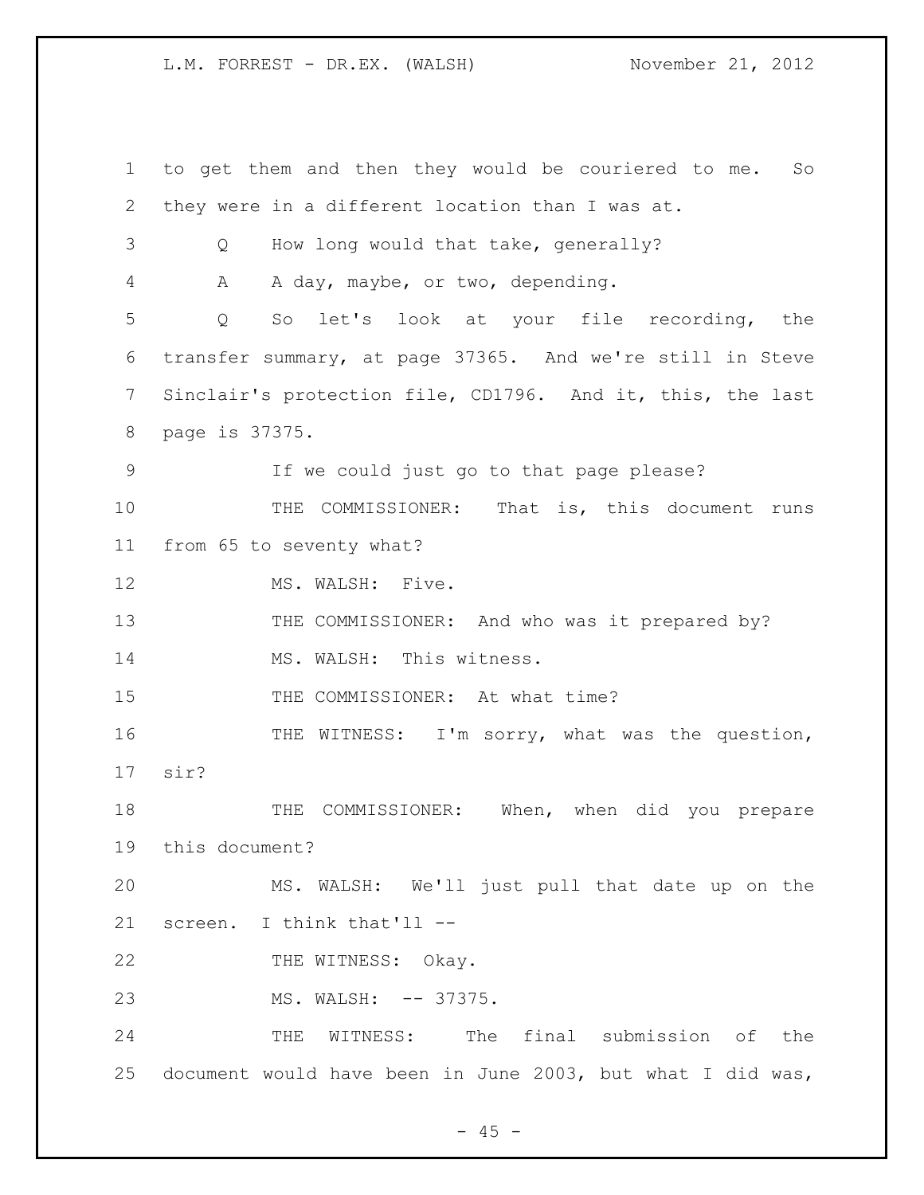to get them and then they would be couriered to me. So they were in a different location than I was at.

Q How long would that take, generally?

A A day, maybe, or two, depending.

Q So let's look at your file recording, the transfer summary, at page 37365. And we're still in Steve Sinclair's protection file, CD1796. And it, this, the last page is 37375.

If we could just go to that page please?

THE COMMISSIONER: That is, this document runs from 65 to seventy what?

MS. WALSH: Five.

THE COMMISSIONER: And who was it prepared by?

MS. WALSH: This witness.

THE COMMISSIONER: At what time?

THE WITNESS: I'm sorry, what was the question, sir?

THE COMMISSIONER: When, when did you prepare this document?

MS. WALSH: We'll just pull that date up on the screen. I think that'll --

THE WITNESS: Okay.

MS. WALSH: -- 37375.

THE WITNESS: The final submission of the document would have been in June 2003, but what I did was,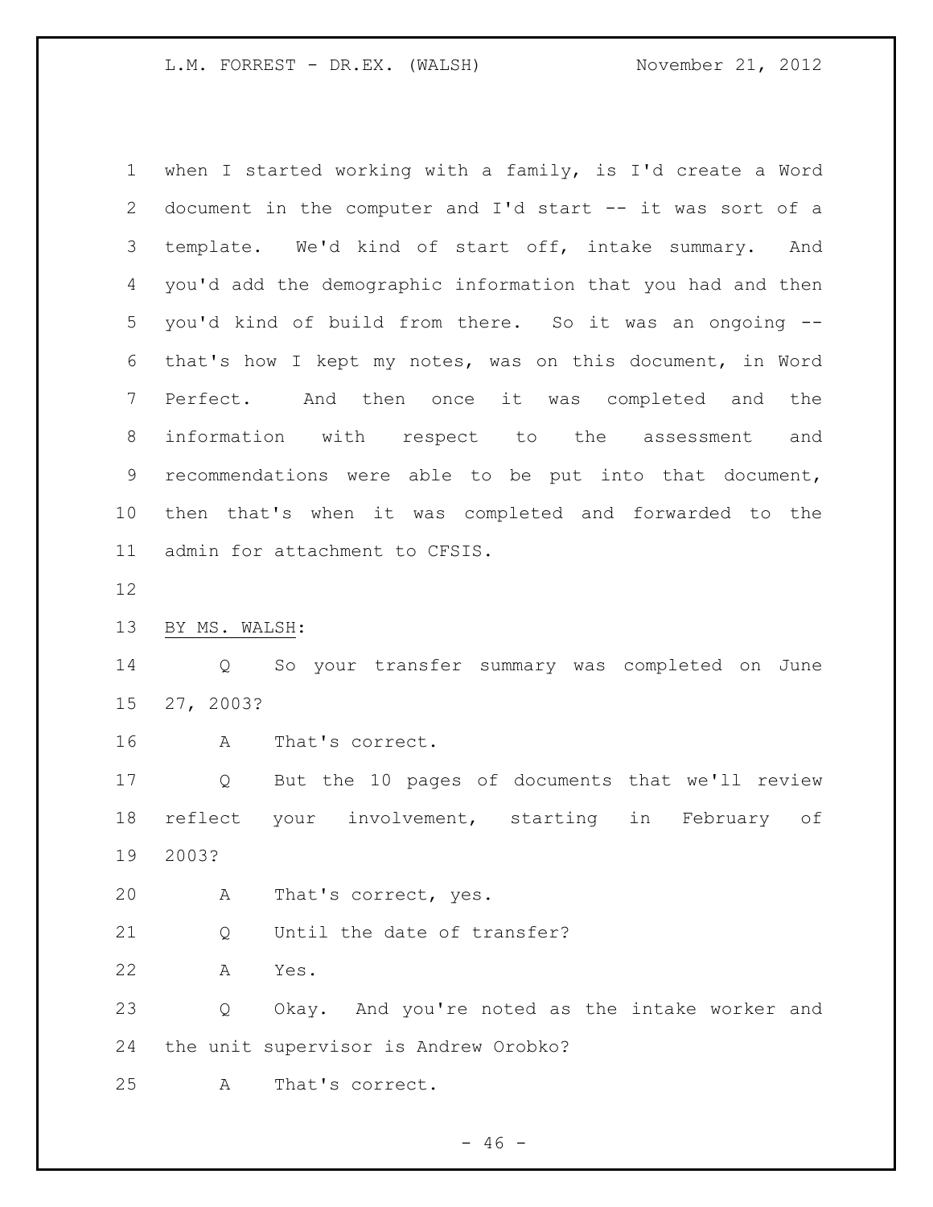when I started working with a family, is I'd create a Word document in the computer and I'd start -- it was sort of a template. We'd kind of start off, intake summary. And you'd add the demographic information that you had and then you'd kind of build from there. So it was an ongoing -- that's how I kept my notes, was on this document, in Word Perfect. And then once it was completed and the information with respect to the assessment and recommendations were able to be put into that document, then that's when it was completed and forwarded to the admin for attachment to CFSIS.

BY MS. WALSH:

Q So your transfer summary was completed on June 27, 2003?

A That's correct.

Q But the 10 pages of documents that we'll review reflect your involvement, starting in February of 2003?

A That's correct, yes.

Q Until the date of transfer?

A Yes.

Q Okay. And you're noted as the intake worker and the unit supervisor is Andrew Orobko?

A That's correct.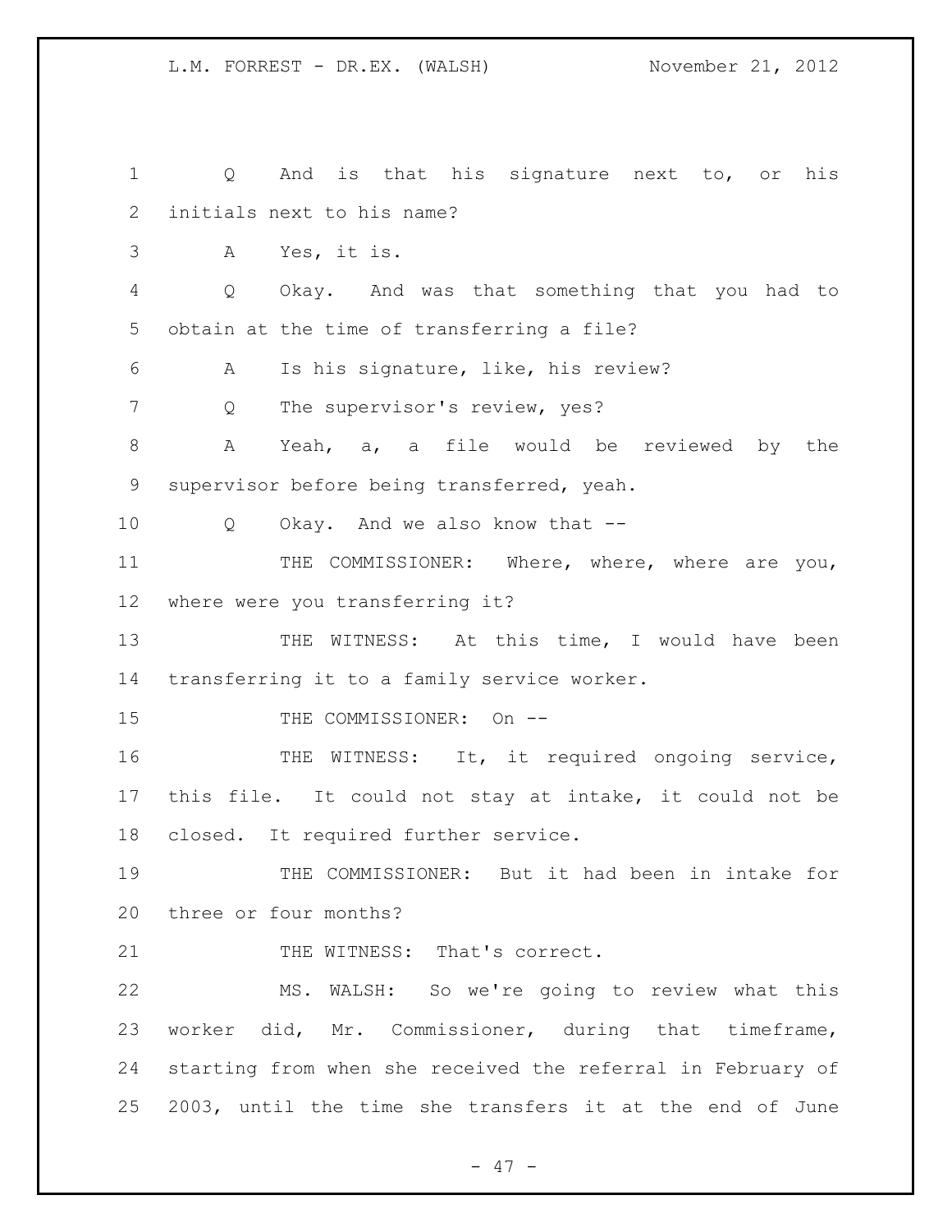Q And is that his signature next to, or his initials next to his name?

A Yes, it is.

Q Okay. And was that something that you had to obtain at the time of transferring a file?

A Is his signature, like, his review?

Q The supervisor's review, yes?

A Yeah, a, a file would be reviewed by the supervisor before being transferred, yeah.

Q Okay. And we also know that --

THE COMMISSIONER: Where, where, where are you, where were you transferring it?

THE WITNESS: At this time, I would have been transferring it to a family service worker.

THE COMMISSIONER: On --

THE WITNESS: It, it required ongoing service, this file. It could not stay at intake, it could not be closed. It required further service.

THE COMMISSIONER: But it had been in intake for three or four months?

THE WITNESS: That's correct.

MS. WALSH: So we're going to review what this worker did, Mr. Commissioner, during that timeframe, starting from when she received the referral in February of 2003, until the time she transfers it at the end of June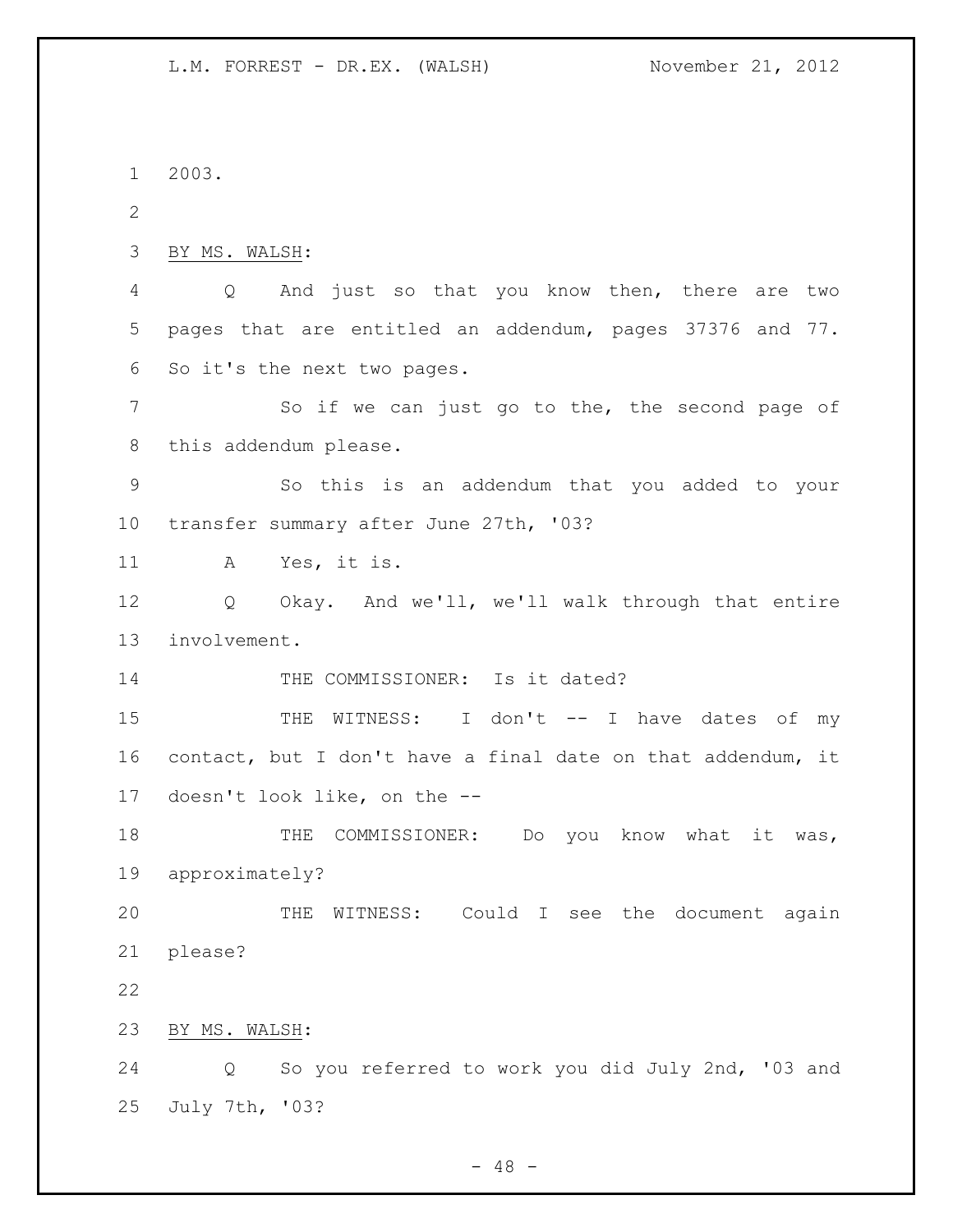2003.

BY MS. WALSH:

Q And just so that you know then, there are two pages that are entitled an addendum, pages 37376 and 77. So it's the next two pages.

So if we can just go to the, the second page of this addendum please.

So this is an addendum that you added to your transfer summary after June 27th, '03?

A Yes, it is.

Q Okay. And we'll, we'll walk through that entire involvement.

THE COMMISSIONER: Is it dated?

THE WITNESS: I don't -- I have dates of my contact, but I don't have a final date on that addendum, it doesn't look like, on the --

THE COMMISSIONER: Do you know what it was, approximately?

THE WITNESS: Could I see the document again please?

BY MS. WALSH:

Q So you referred to work you did July 2nd, '03 and July 7th, '03?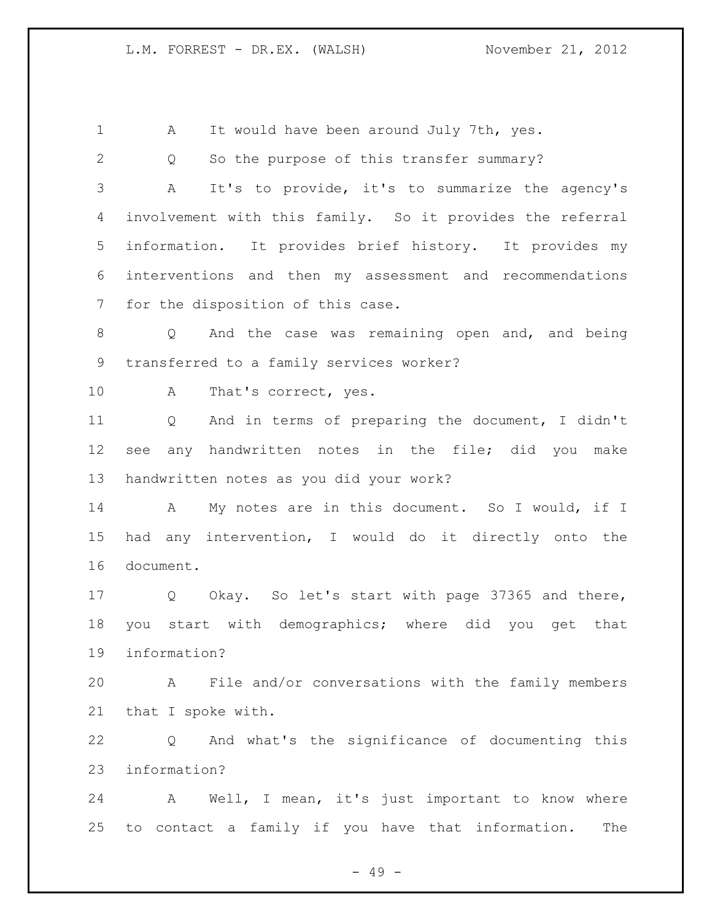A It would have been around July 7th, yes.

Q So the purpose of this transfer summary?

A It's to provide, it's to summarize the agency's involvement with this family. So it provides the referral information. It provides brief history. It provides my interventions and then my assessment and recommendations for the disposition of this case.

Q And the case was remaining open and, and being transferred to a family services worker?

A That's correct, yes.

Q And in terms of preparing the document, I didn't see any handwritten notes in the file; did you make handwritten notes as you did your work?

A My notes are in this document. So I would, if I had any intervention, I would do it directly onto the document.

Q Okay. So let's start with page 37365 and there, you start with demographics; where did you get that information?

A File and/or conversations with the family members that I spoke with.

Q And what's the significance of documenting this information?

A Well, I mean, it's just important to know where to contact a family if you have that information. The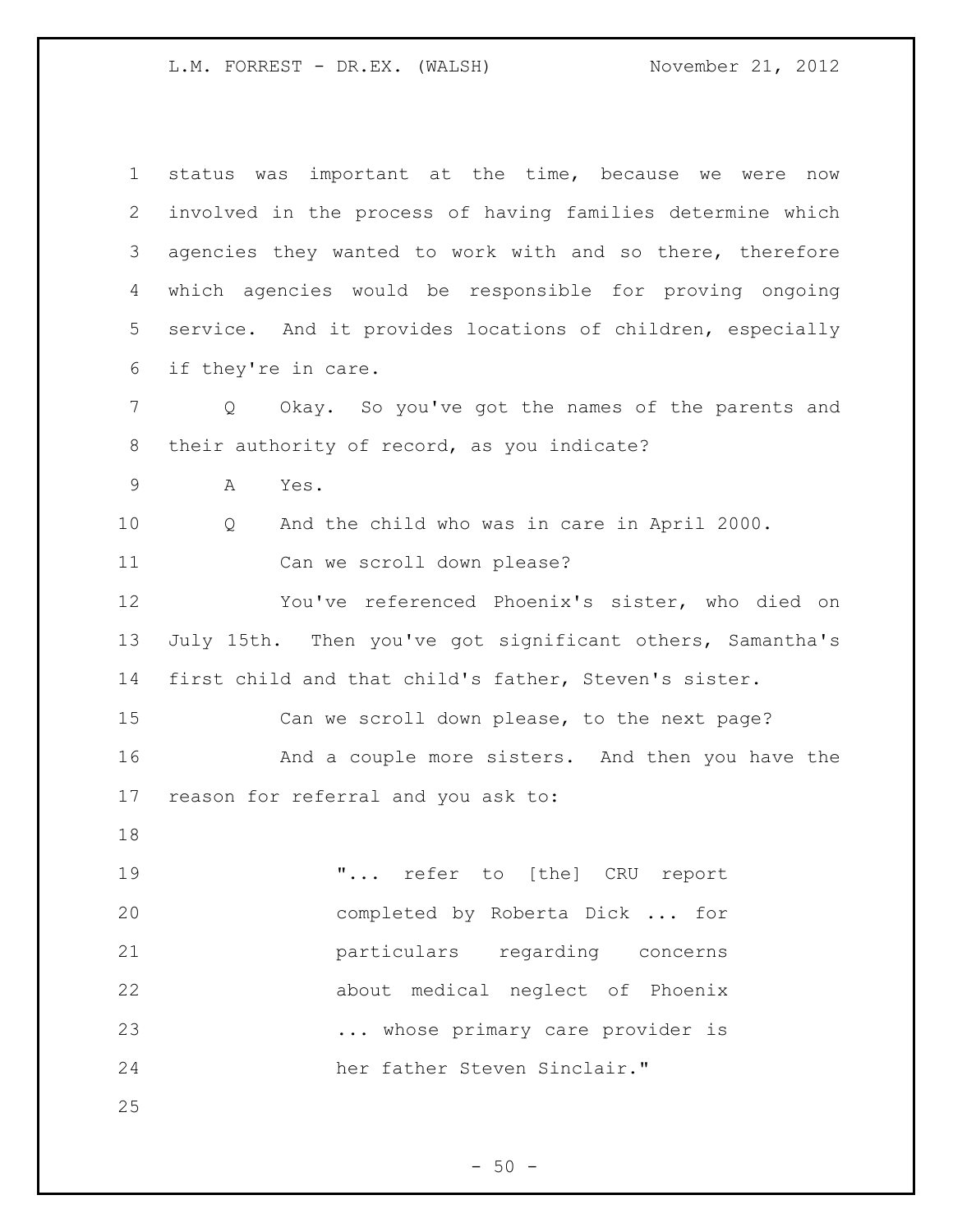status was important at the time, because we were now involved in the process of having families determine which agencies they wanted to work with and so there, therefore which agencies would be responsible for proving ongoing service. And it provides locations of children, especially if they're in care.

Q Okay. So you've got the names of the parents and their authority of record, as you indicate?

A Yes.

Q And the child who was in care in April 2000.

Can we scroll down please?

You've referenced Phoenix's sister, who died on July 15th. Then you've got significant others, Samantha's first child and that child's father, Steven's sister.

Can we scroll down please, to the next page?

And a couple more sisters. And then you have the reason for referral and you ask to:

> "... refer to [the] CRU report completed by Roberta Dick ... for particulars regarding concerns about medical neglect of Phoenix ... whose primary care provider is her father Steven Sinclair."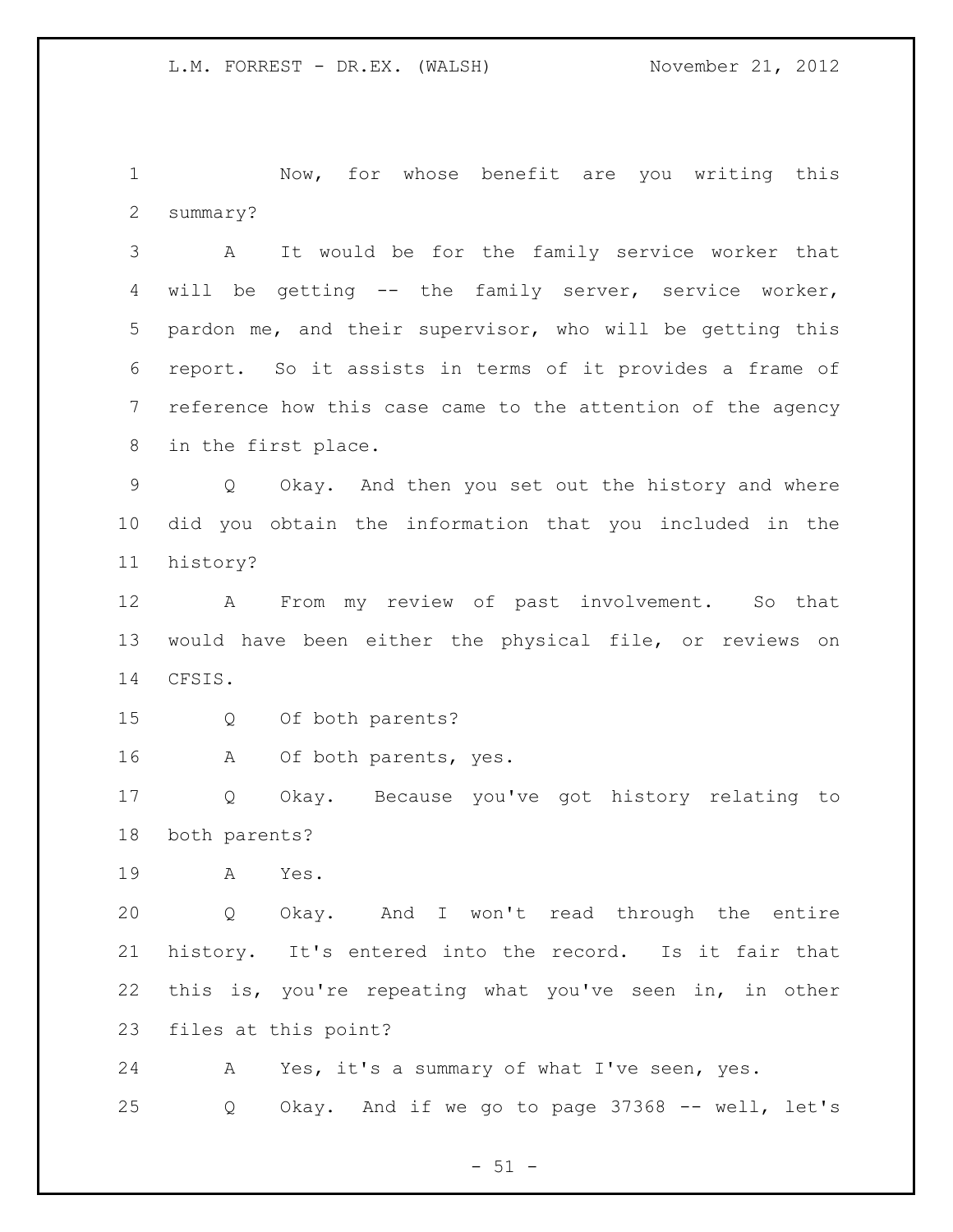Now, for whose benefit are you writing this summary?

A It would be for the family service worker that will be getting -- the family server, service worker, pardon me, and their supervisor, who will be getting this report. So it assists in terms of it provides a frame of reference how this case came to the attention of the agency in the first place.

Q Okay. And then you set out the history and where did you obtain the information that you included in the history?

A From my review of past involvement. So that would have been either the physical file, or reviews on CFSIS.

Q Of both parents?

A Of both parents, yes.

Q Okay. Because you've got history relating to both parents?

A Yes.

Q Okay. And I won't read through the entire history. It's entered into the record. Is it fair that this is, you're repeating what you've seen in, in other files at this point?

A Yes, it's a summary of what I've seen, yes.

Q Okay. And if we go to page 37368 -- well, let's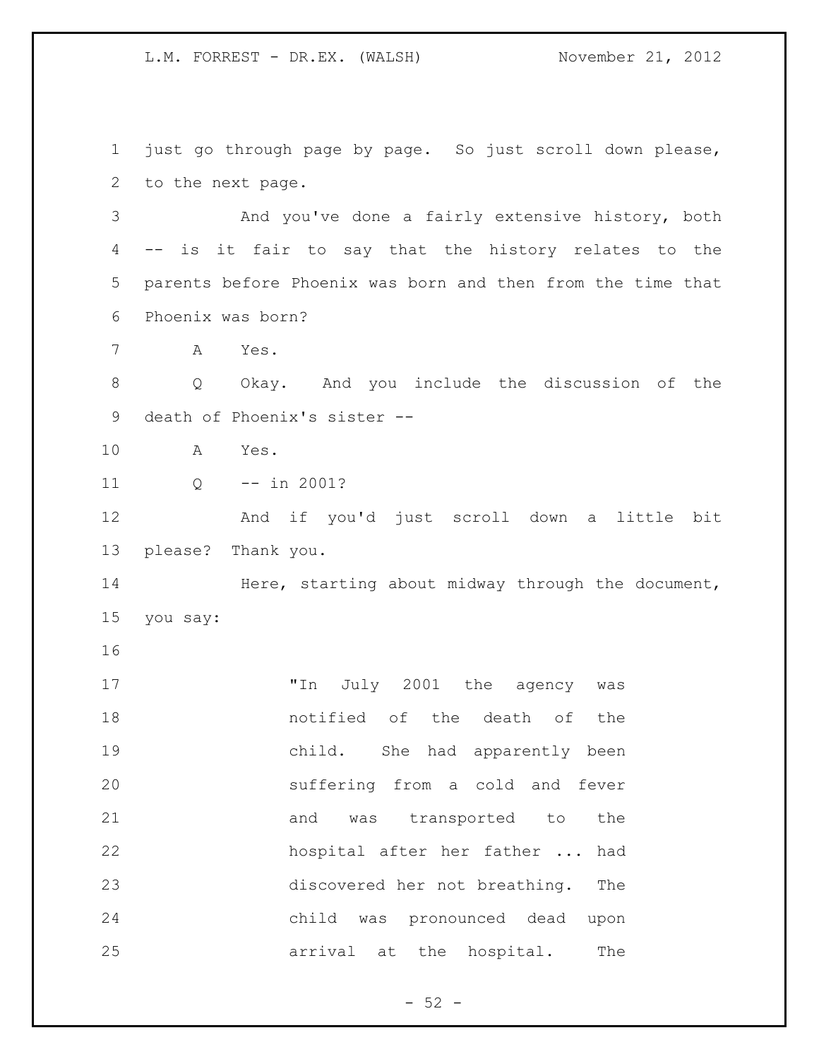just go through page by page. So just scroll down please, to the next page.

And you've done a fairly extensive history, both -- is it fair to say that the history relates to the parents before Phoenix was born and then from the time that Phoenix was born?

A Yes.

Q Okay. And you include the discussion of the death of Phoenix's sister --

A Yes.

Q -- in 2001?

And if you'd just scroll down a little bit please? Thank you.

Here, starting about midway through the document, you say:

> "In July 2001 the agency was notified of the death of the child. She had apparently been suffering from a cold and fever and was transported to the hospital after her father ... had discovered her not breathing. The child was pronounced dead upon arrival at the hospital. The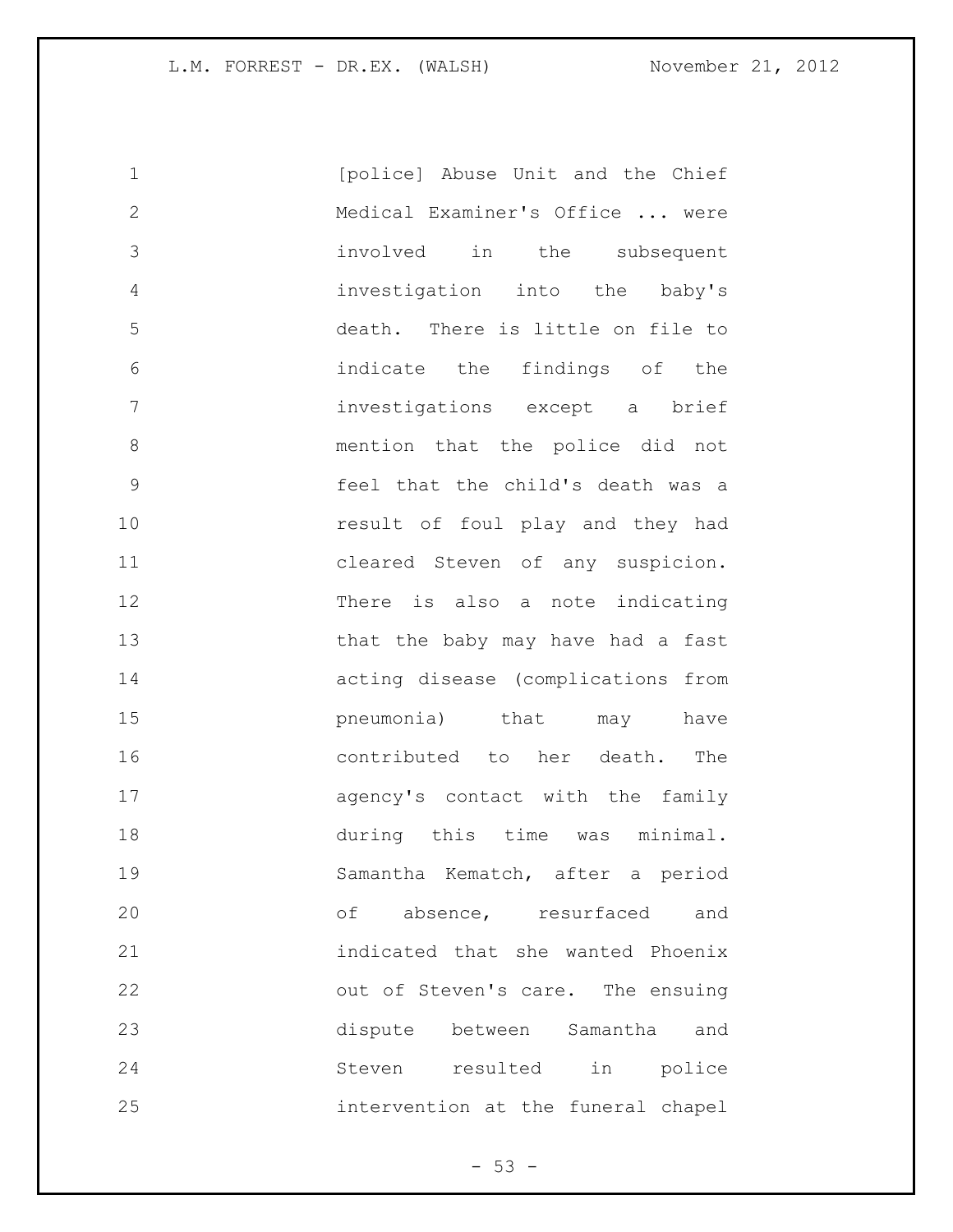[police] Abuse Unit and the Chief Medical Examiner's Office ... were involved in the subsequent investigation into the baby's death. There is little on file to indicate the findings of the investigations except a brief mention that the police did not feel that the child's death was a result of foul play and they had cleared Steven of any suspicion. There is also a note indicating that the baby may have had a fast acting disease (complications from pneumonia) that may have contributed to her death. The agency's contact with the family during this time was minimal. Samantha Kematch, after a period of absence, resurfaced and indicated that she wanted Phoenix out of Steven's care. The ensuing dispute between Samantha and Steven resulted in police intervention at the funeral chapel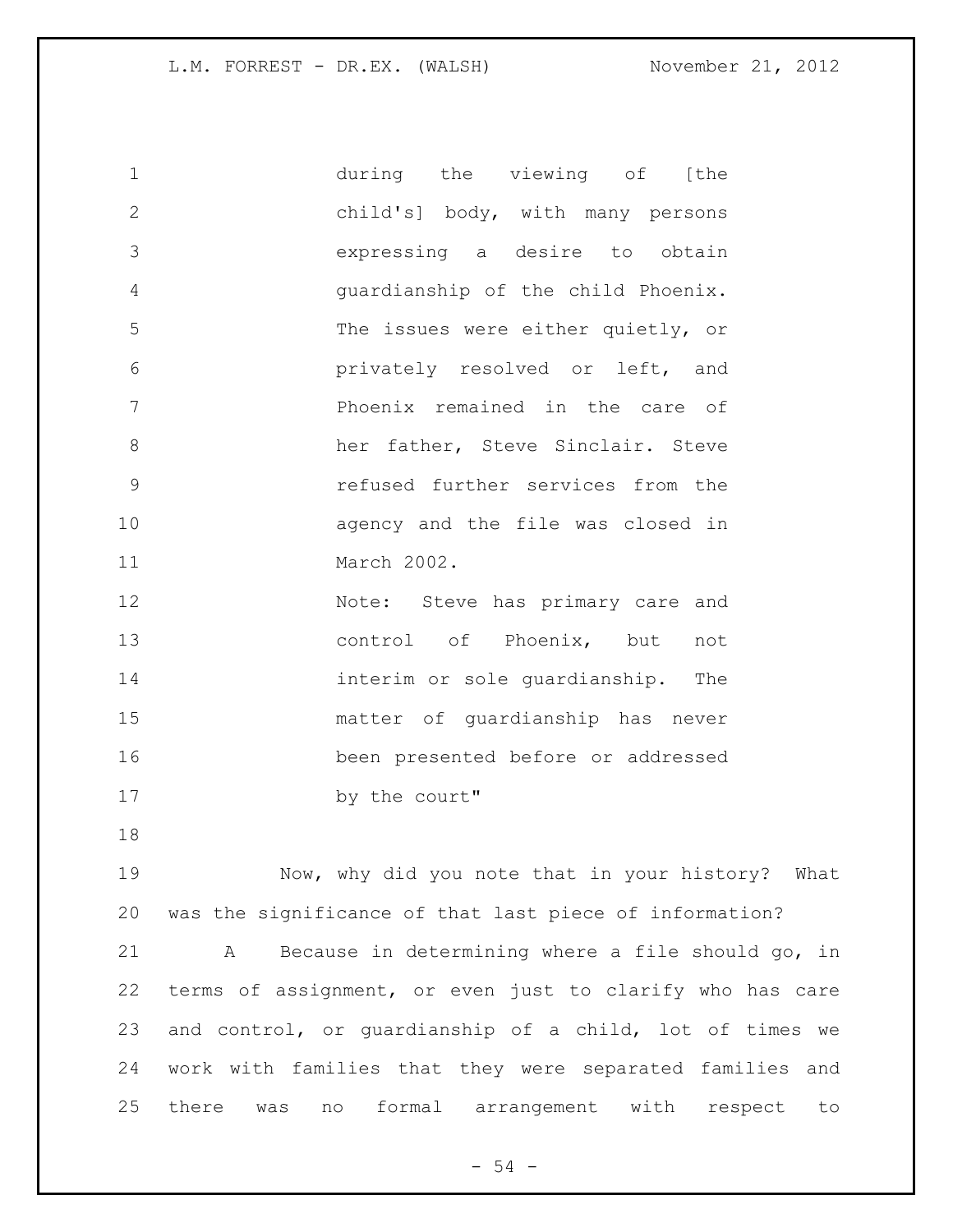during the viewing of [the child's] body, with many persons expressing a desire to obtain guardianship of the child Phoenix. The issues were either quietly, or privately resolved or left, and Phoenix remained in the care of her father, Steve Sinclair. Steve refused further services from the agency and the file was closed in March 2002.

Note: Steve has primary care and control of Phoenix, but not interim or sole guardianship. The matter of guardianship has never been presented before or addressed by the court"

Now, why did you note that in your history? What was the significance of that last piece of information?

A Because in determining where a file should go, in terms of assignment, or even just to clarify who has care and control, or guardianship of a child, lot of times we work with families that they were separated families and there was no formal arrangement with respect to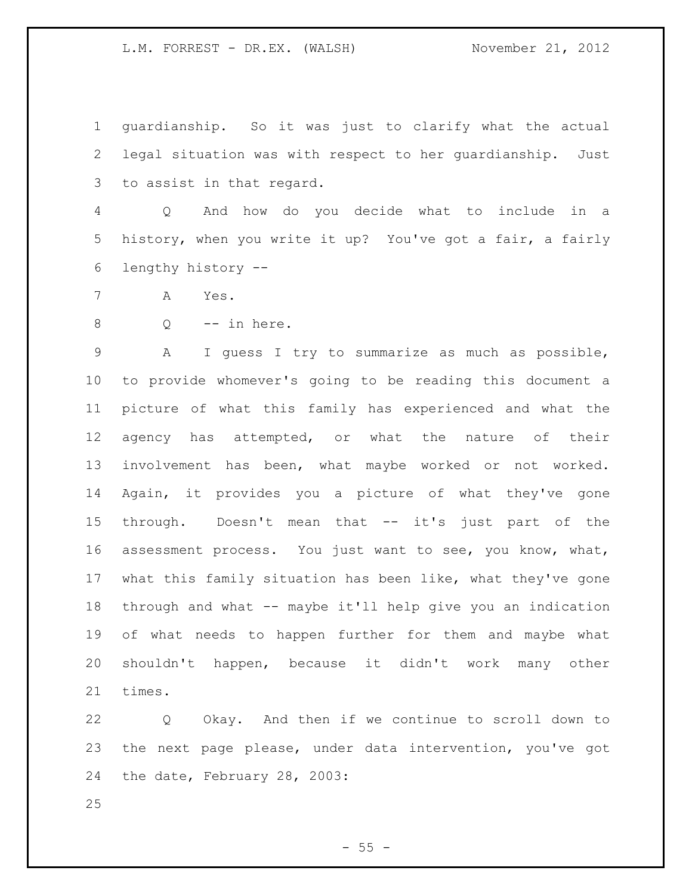guardianship. So it was just to clarify what the actual legal situation was with respect to her guardianship. Just to assist in that regard.

Q And how do you decide what to include in a history, when you write it up? You've got a fair, a fairly lengthy history --

A Yes.

Q -- in here.

A I guess I try to summarize as much as possible, to provide whomever's going to be reading this document a picture of what this family has experienced and what the agency has attempted, or what the nature of their involvement has been, what maybe worked or not worked. Again, it provides you a picture of what they've gone through. Doesn't mean that -- it's just part of the assessment process. You just want to see, you know, what, what this family situation has been like, what they've gone through and what -- maybe it'll help give you an indication of what needs to happen further for them and maybe what shouldn't happen, because it didn't work many other times.

Q Okay. And then if we continue to scroll down to the next page please, under data intervention, you've got the date, February 28, 2003: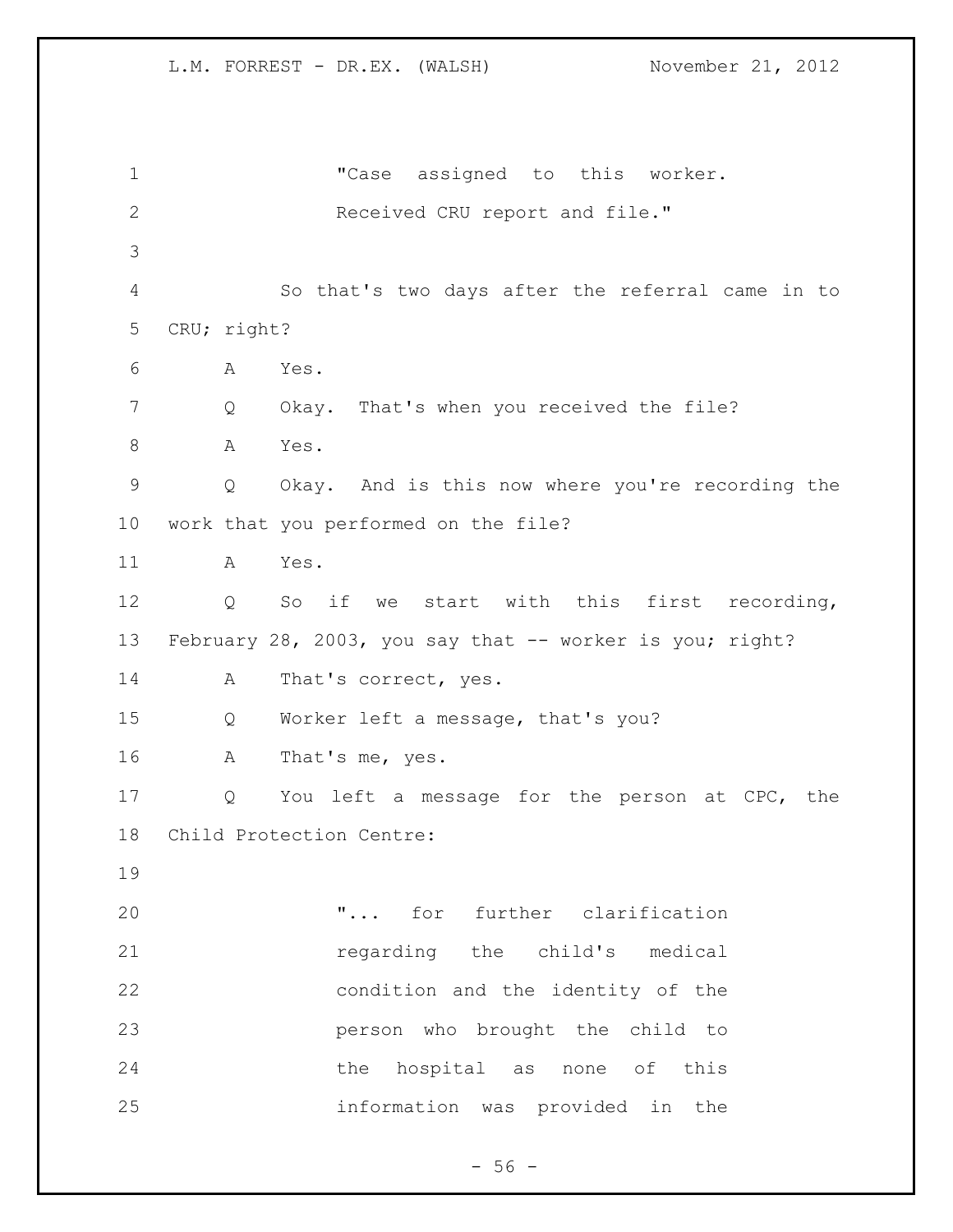"Case assigned to this worker. Received CRU report and file."

So that's two days after the referral came in to CRU; right?

A Yes.

Q Okay. That's when you received the file?

A Yes.

Q Okay. And is this now where you're recording the work that you performed on the file?

A Yes.

Q So if we start with this first recording, February 28, 2003, you say that -- worker is you; right?

A That's correct, yes.

Q Worker left a message, that's you?

A That's me, yes.

Q You left a message for the person at CPC, the Child Protection Centre:

"... for further clarification regarding the child's medical condition and the identity of the person who brought the child to the hospital as none of this information was provided in the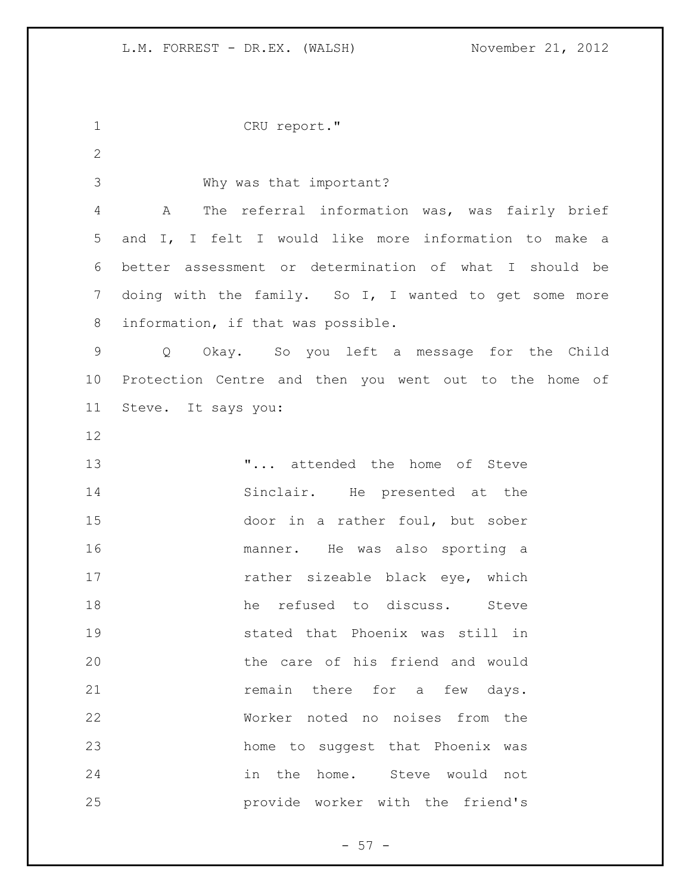CRU report."

Why was that important?

A The referral information was, was fairly brief and I, I felt I would like more information to make a better assessment or determination of what I should be doing with the family. So I, I wanted to get some more information, if that was possible.

Q Okay. So you left a message for the Child Protection Centre and then you went out to the home of Steve. It says you:

> "... attended the home of Steve Sinclair. He presented at the door in a rather foul, but sober manner. He was also sporting a rather sizeable black eye, which he refused to discuss. Steve stated that Phoenix was still in the care of his friend and would remain there for a few days. Worker noted no noises from the home to suggest that Phoenix was in the home. Steve would not provide worker with the friend's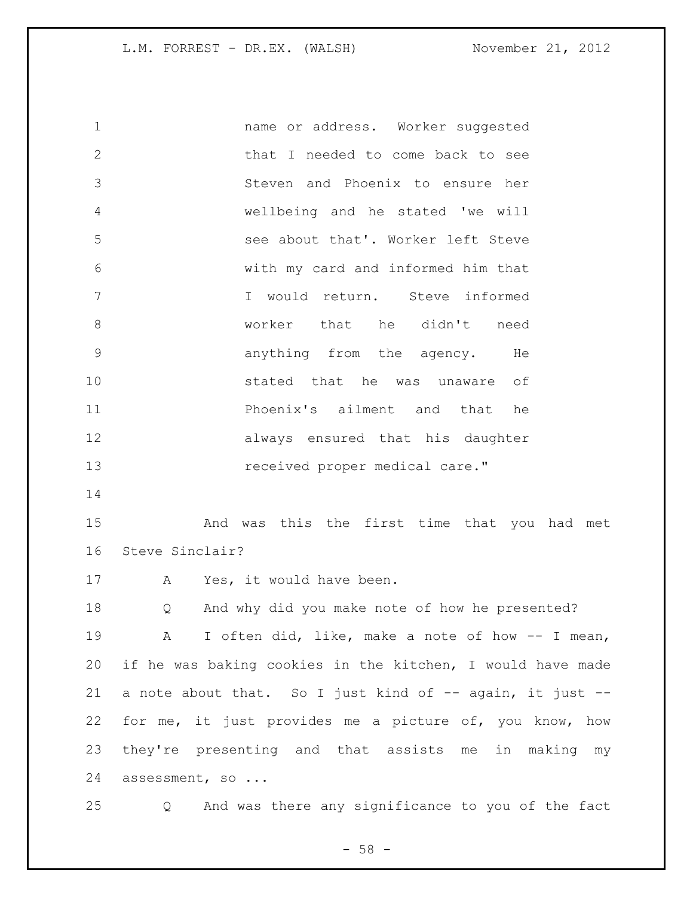name or address. Worker suggested that I needed to come back to see Steven and Phoenix to ensure her wellbeing and he stated 'we will see about that'. Worker left Steve with my card and informed him that I would return. Steve informed worker that he didn't need anything from the agency. He stated that he was unaware of Phoenix's ailment and that he always ensured that his daughter received proper medical care."

And was this the first time that you had met Steve Sinclair?

A Yes, it would have been.

Q And why did you make note of how he presented?

A I often did, like, make a note of how -- I mean, if he was baking cookies in the kitchen, I would have made a note about that. So I just kind of -- again, it just -- for me, it just provides me a picture of, you know, how they're presenting and that assists me in making my assessment, so ...

Q And was there any significance to you of the fact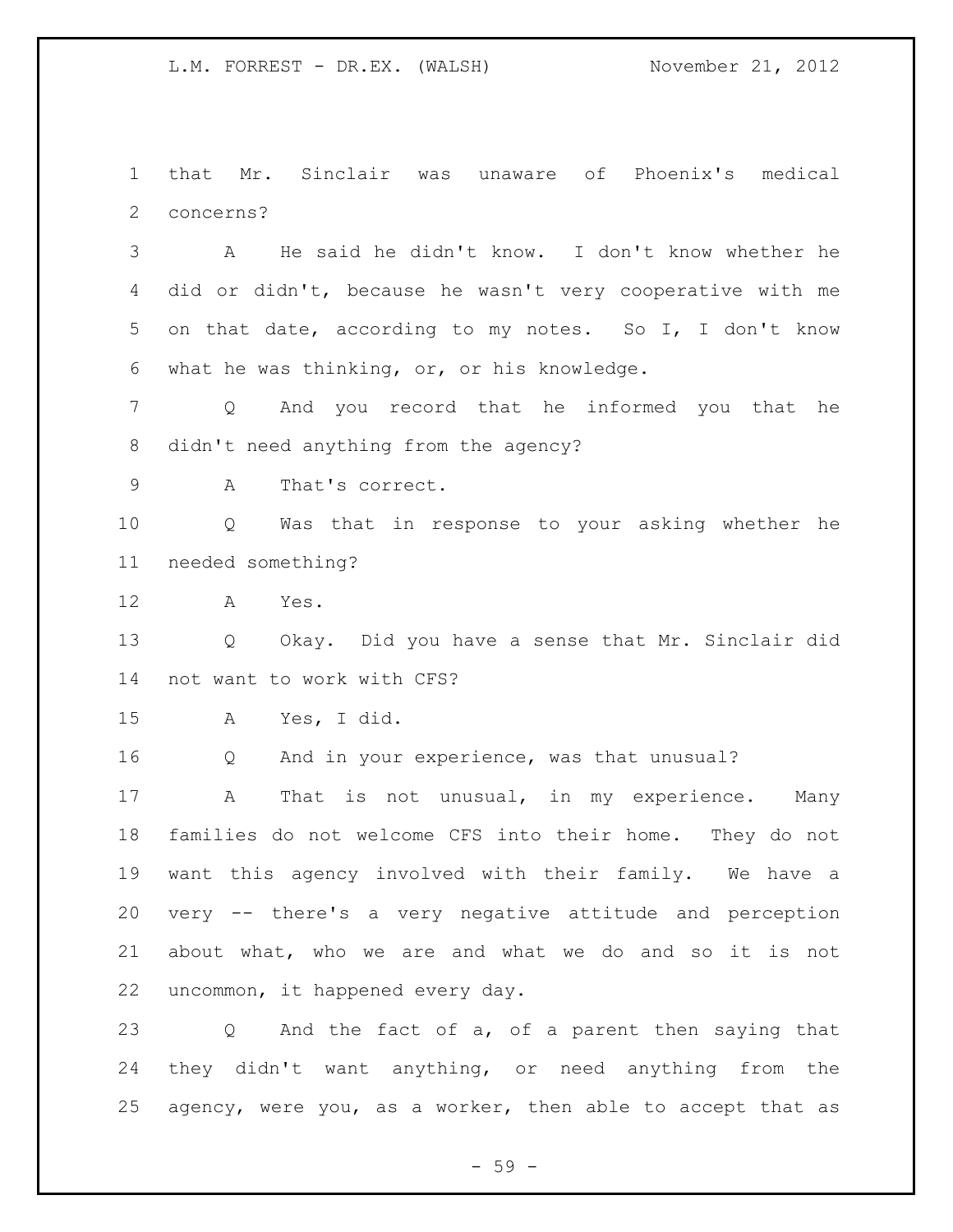that Mr. Sinclair was unaware of Phoenix's medical concerns?

A He said he didn't know. I don't know whether he did or didn't, because he wasn't very cooperative with me on that date, according to my notes. So I, I don't know what he was thinking, or, or his knowledge.

Q And you record that he informed you that he didn't need anything from the agency?

A That's correct.

Q Was that in response to your asking whether he needed something?

A Yes.

Q Okay. Did you have a sense that Mr. Sinclair did not want to work with CFS?

A Yes, I did.

Q And in your experience, was that unusual?

A That is not unusual, in my experience. Many families do not welcome CFS into their home. They do not want this agency involved with their family. We have a very -- there's a very negative attitude and perception about what, who we are and what we do and so it is not uncommon, it happened every day.

Q And the fact of a, of a parent then saying that they didn't want anything, or need anything from the agency, were you, as a worker, then able to accept that as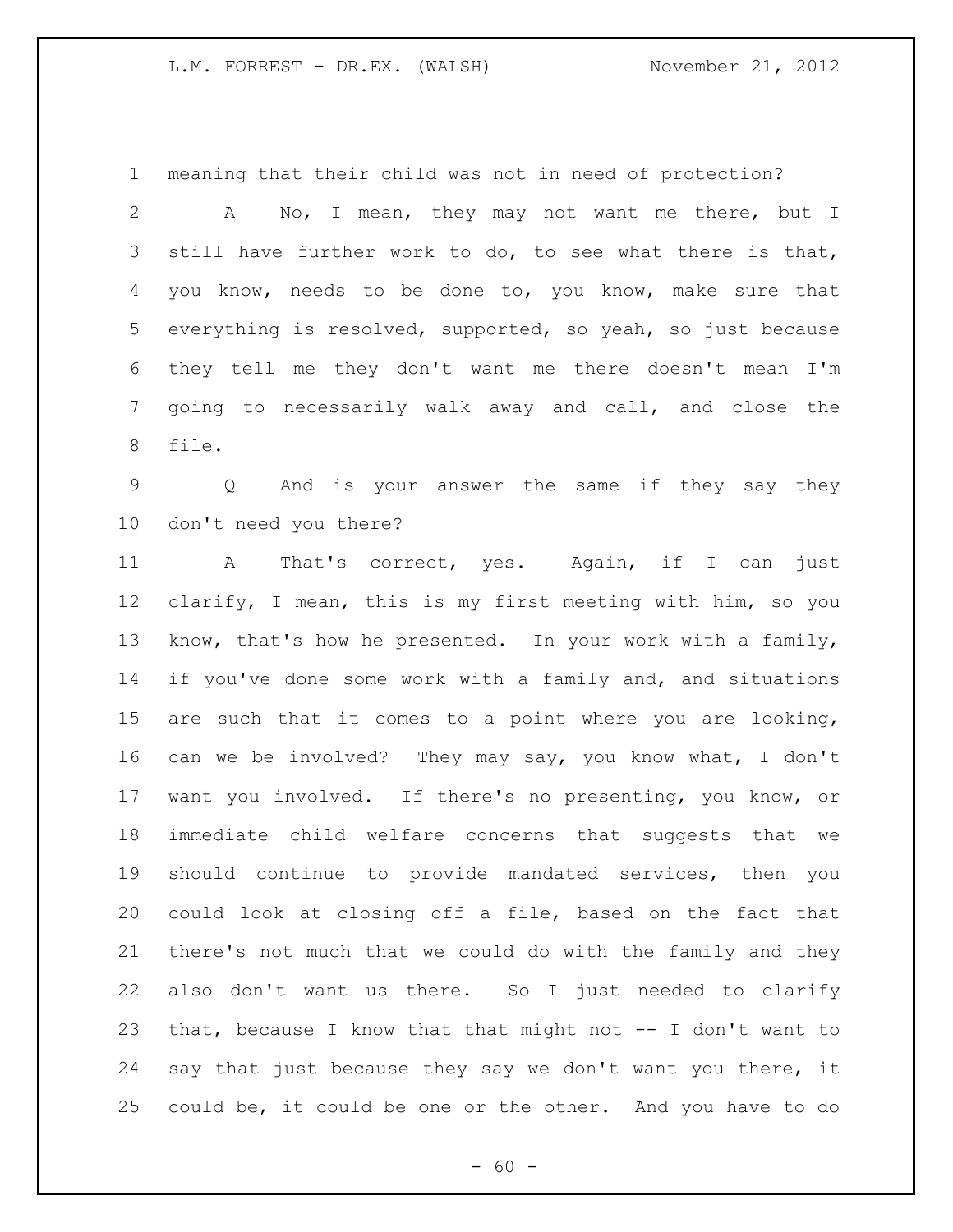meaning that their child was not in need of protection?

A No, I mean, they may not want me there, but I still have further work to do, to see what there is that, you know, needs to be done to, you know, make sure that everything is resolved, supported, so yeah, so just because they tell me they don't want me there doesn't mean I'm going to necessarily walk away and call, and close the file.

Q And is your answer the same if they say they don't need you there?

A That's correct, yes. Again, if I can just clarify, I mean, this is my first meeting with him, so you know, that's how he presented. In your work with a family, if you've done some work with a family and, and situations are such that it comes to a point where you are looking, can we be involved? They may say, you know what, I don't want you involved. If there's no presenting, you know, or immediate child welfare concerns that suggests that we should continue to provide mandated services, then you could look at closing off a file, based on the fact that there's not much that we could do with the family and they also don't want us there. So I just needed to clarify that, because I know that that might not -- I don't want to say that just because they say we don't want you there, it could be, it could be one or the other. And you have to do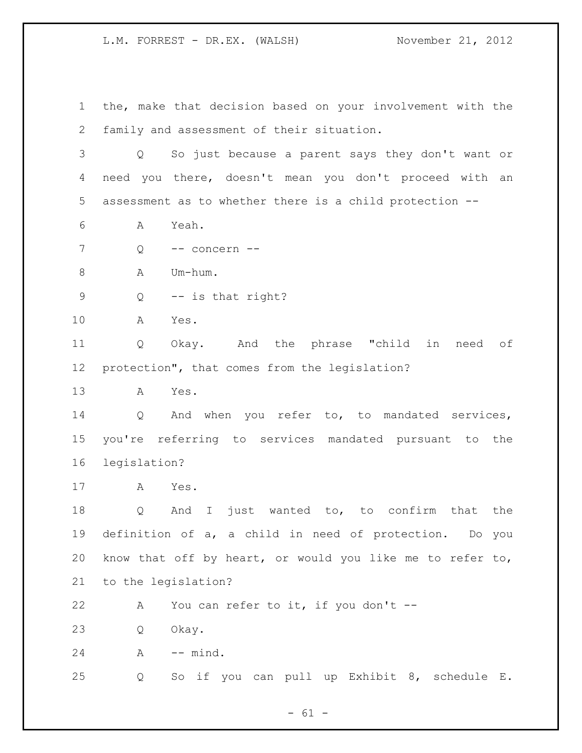the, make that decision based on your involvement with the family and assessment of their situation.

Q So just because a parent says they don't want or need you there, doesn't mean you don't proceed with an assessment as to whether there is a child protection --

A Yeah.

Q -- concern --

A Um-hum.

Q -- is that right?

A Yes.

Q Okay. And the phrase "child in need of protection", that comes from the legislation?

A Yes.

Q And when you refer to, to mandated services, you're referring to services mandated pursuant to the legislation?

A Yes.

Q And I just wanted to, to confirm that the definition of a, a child in need of protection. Do you know that off by heart, or would you like me to refer to, to the legislation?

A You can refer to it, if you don't --

Q Okay.

A -- mind.

Q So if you can pull up Exhibit 8, schedule E.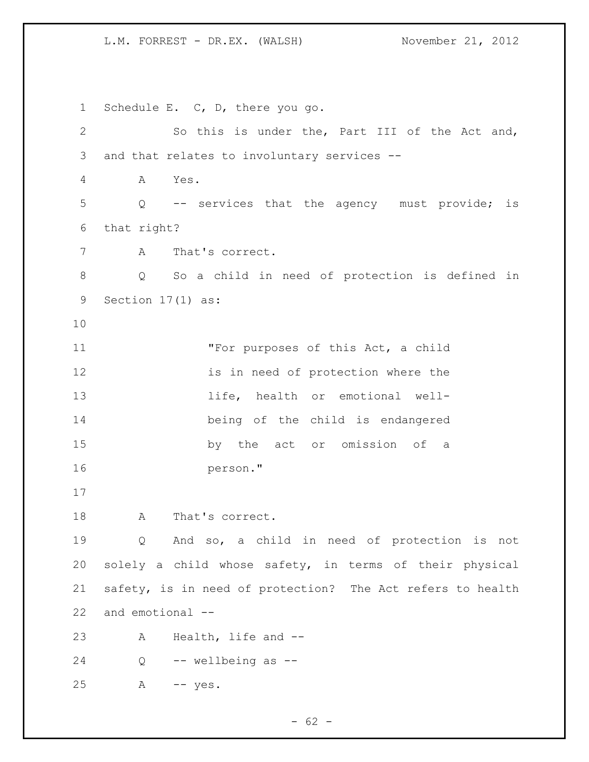Schedule E. C, D, there you go.

So this is under the, Part III of the Act and, and that relates to involuntary services --

A Yes.

Q -- services that the agency must provide; is that right?

A That's correct.

Q So a child in need of protection is defined in Section 17(1) as:

> "For purposes of this Act, a child is in need of protection where the life, health or emotional well-being of the child is endangered by the act or omission of a person."

A That's correct.

Q And so, a child in need of protection is not solely a child whose safety, in terms of their physical safety, is in need of protection? The Act refers to health and emotional --

A Health, life and --

Q -- wellbeing as --

A -- yes.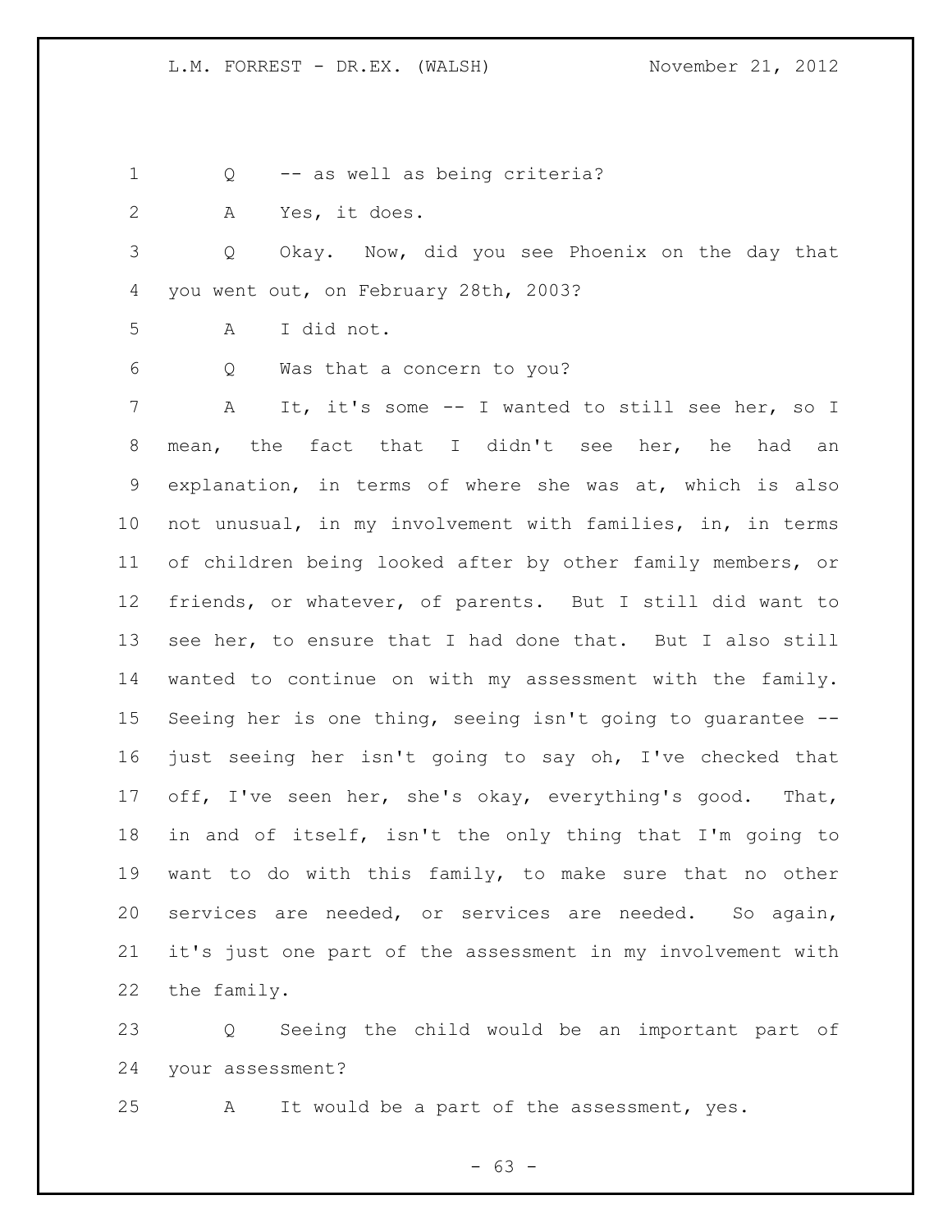Q -- as well as being criteria?

A Yes, it does.

Q Okay. Now, did you see Phoenix on the day that you went out, on February 28th, 2003?

A I did not.

Q Was that a concern to you?

A It, it's some -- I wanted to still see her, so I mean, the fact that I didn't see her, he had an explanation, in terms of where she was at, which is also not unusual, in my involvement with families, in, in terms of children being looked after by other family members, or friends, or whatever, of parents. But I still did want to see her, to ensure that I had done that. But I also still wanted to continue on with my assessment with the family. Seeing her is one thing, seeing isn't going to guarantee -- just seeing her isn't going to say oh, I've checked that off, I've seen her, she's okay, everything's good. That, in and of itself, isn't the only thing that I'm going to want to do with this family, to make sure that no other services are needed, or services are needed. So again, it's just one part of the assessment in my involvement with the family.

Q Seeing the child would be an important part of your assessment?

A It would be a part of the assessment, yes.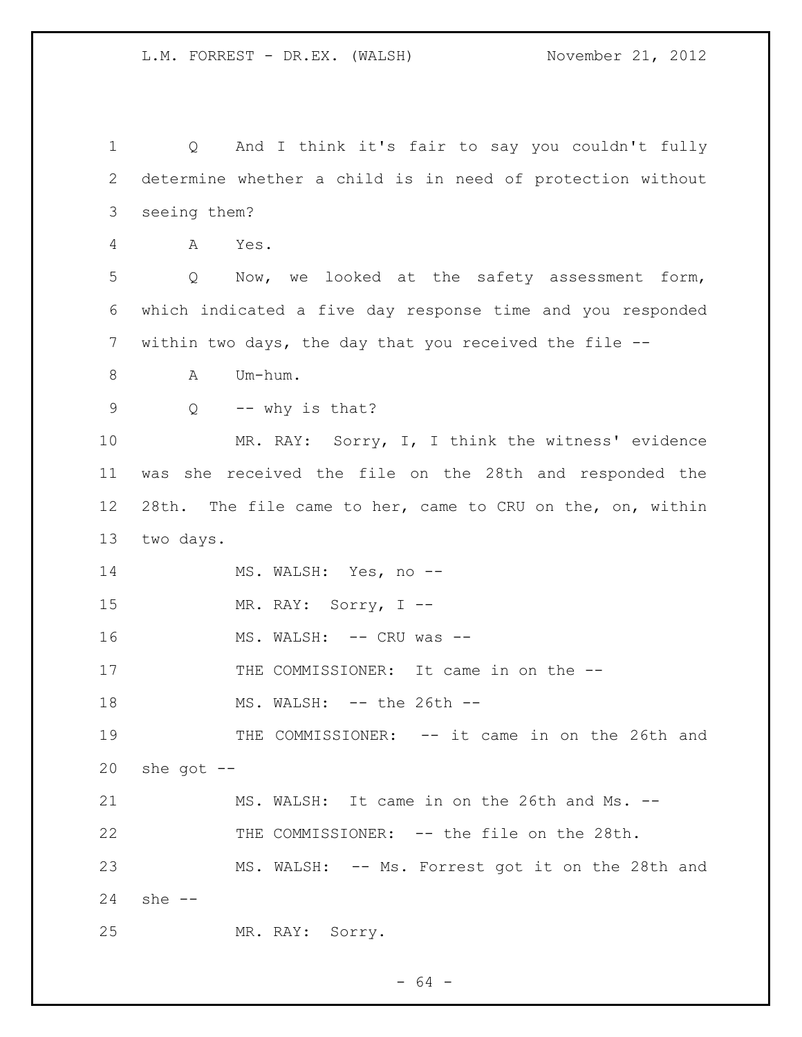Q And I think it's fair to say you couldn't fully determine whether a child is in need of protection without seeing them?

A Yes.

Q Now, we looked at the safety assessment form, which indicated a five day response time and you responded within two days, the day that you received the file --

A Um-hum.

Q -- why is that?

MR. RAY: Sorry, I, I think the witness' evidence was she received the file on the 28th and responded the 28th. The file came to her, came to CRU on the, on, within two days.

MS. WALSH: Yes, no --

MR. RAY: Sorry, I --

MS. WALSH: -- CRU was --

THE COMMISSIONER: It came in on the --

MS. WALSH: -- the 26th --

THE COMMISSIONER: -- it came in on the 26th and she got --

MS. WALSH: It came in on the 26th and Ms. --

THE COMMISSIONER: -- the file on the 28th.

MS. WALSH: -- Ms. Forrest got it on the 28th and she --

MR. RAY: Sorry.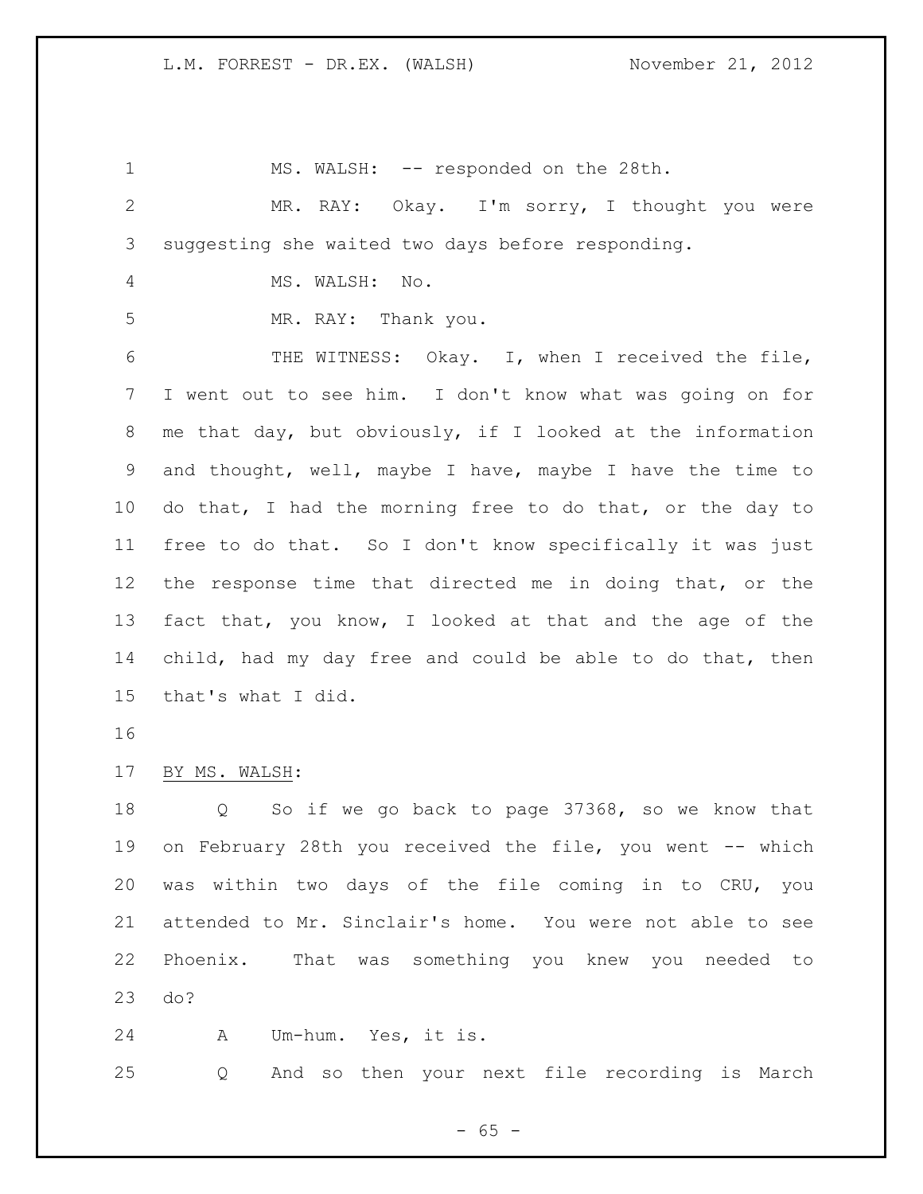MS. WALSH: -- responded on the 28th.

MR. RAY: Okay. I'm sorry, I thought you were suggesting she waited two days before responding.

MS. WALSH: No.

MR. RAY: Thank you.

THE WITNESS: Okay. I, when I received the file, I went out to see him. I don't know what was going on for me that day, but obviously, if I looked at the information and thought, well, maybe I have, maybe I have the time to do that, I had the morning free to do that, or the day to free to do that. So I don't know specifically it was just the response time that directed me in doing that, or the fact that, you know, I looked at that and the age of the child, had my day free and could be able to do that, then that's what I did.

BY MS. WALSH:

Q So if we go back to page 37368, so we know that on February 28th you received the file, you went -- which was within two days of the file coming in to CRU, you attended to Mr. Sinclair's home. You were not able to see Phoenix. That was something you knew you needed to do?

A Um-hum. Yes, it is.

Q And so then your next file recording is March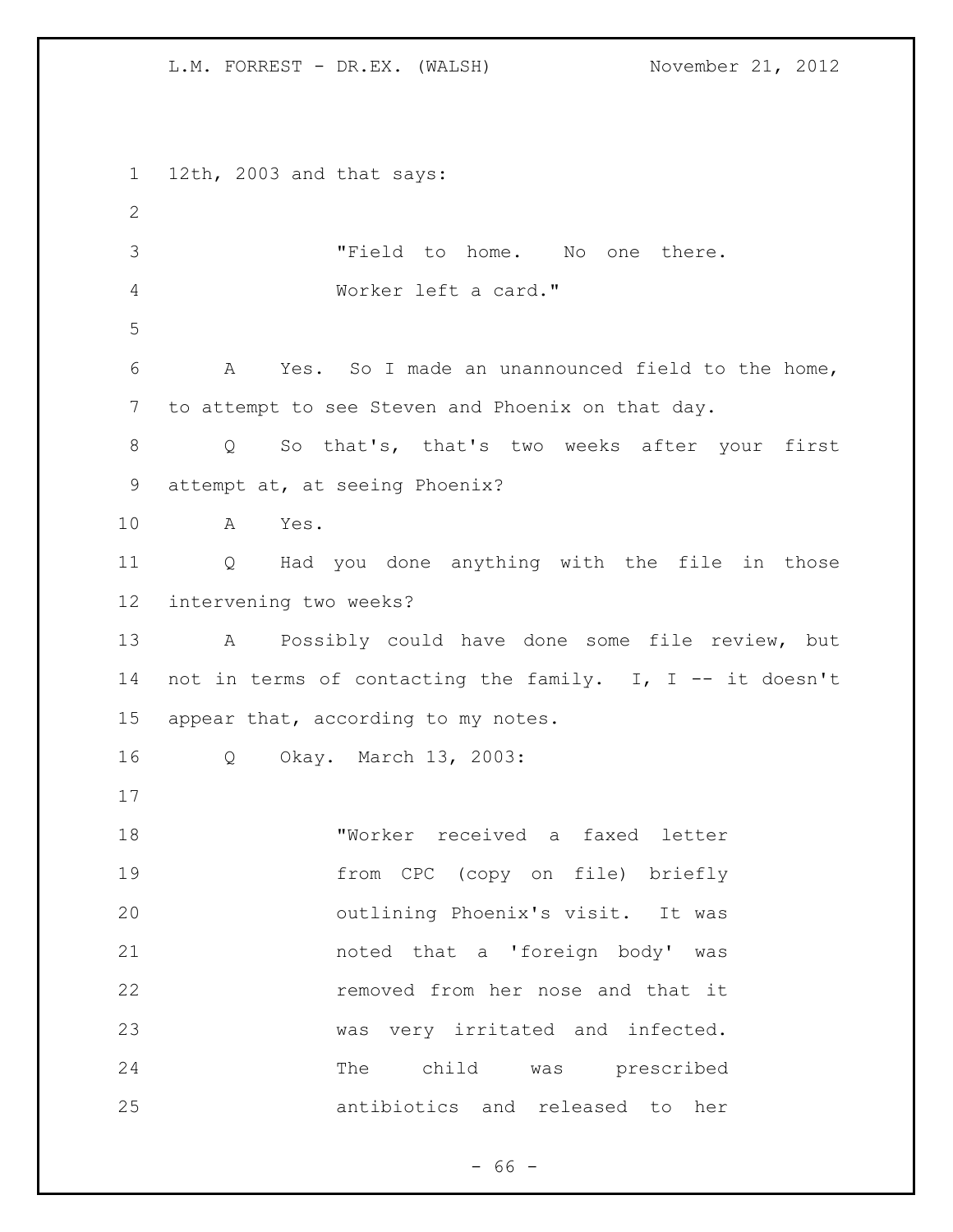12th, 2003 and that says:

> "Field to home. No one there. Worker left a card."

A Yes. So I made an unannounced field to the home, to attempt to see Steven and Phoenix on that day.

Q So that's, that's two weeks after your first attempt at, at seeing Phoenix?

A Yes.

Q Had you done anything with the file in those intervening two weeks?

A Possibly could have done some file review, but not in terms of contacting the family. I, I -- it doesn't appear that, according to my notes.

Q Okay. March 13, 2003:

> "Worker received a faxed letter from CPC (copy on file) briefly outlining Phoenix's visit. It was noted that a 'foreign body' was removed from her nose and that it was very irritated and infected. The child was prescribed antibiotics and released to her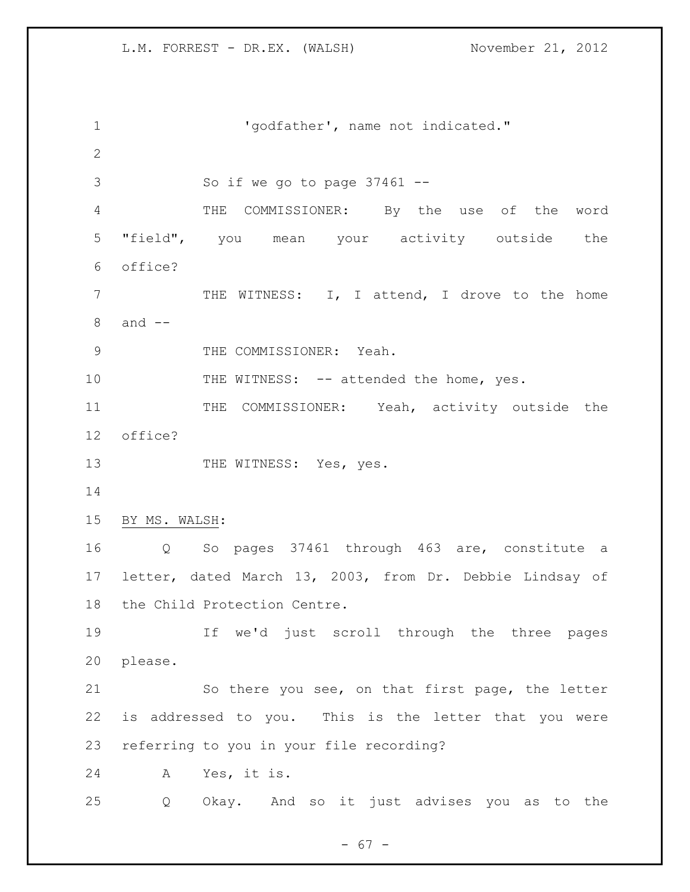'godfather', name not indicated."

So if we go to page 37461 --

THE COMMISSIONER: By the use of the word "field", you mean your activity outside the office?

THE WITNESS: I, I attend, I drove to the home and --

THE COMMISSIONER: Yeah.

THE WITNESS: -- attended the home, yes.

THE COMMISSIONER: Yeah, activity outside the office?

THE WITNESS: Yes, yes.

BY MS. WALSH:

Q So pages 37461 through 463 are, constitute a letter, dated March 13, 2003, from Dr. Debbie Lindsay of the Child Protection Centre.

If we'd just scroll through the three pages please.

So there you see, on that first page, the letter is addressed to you. This is the letter that you were referring to you in your file recording?

A Yes, it is.

Q Okay. And so it just advises you as to the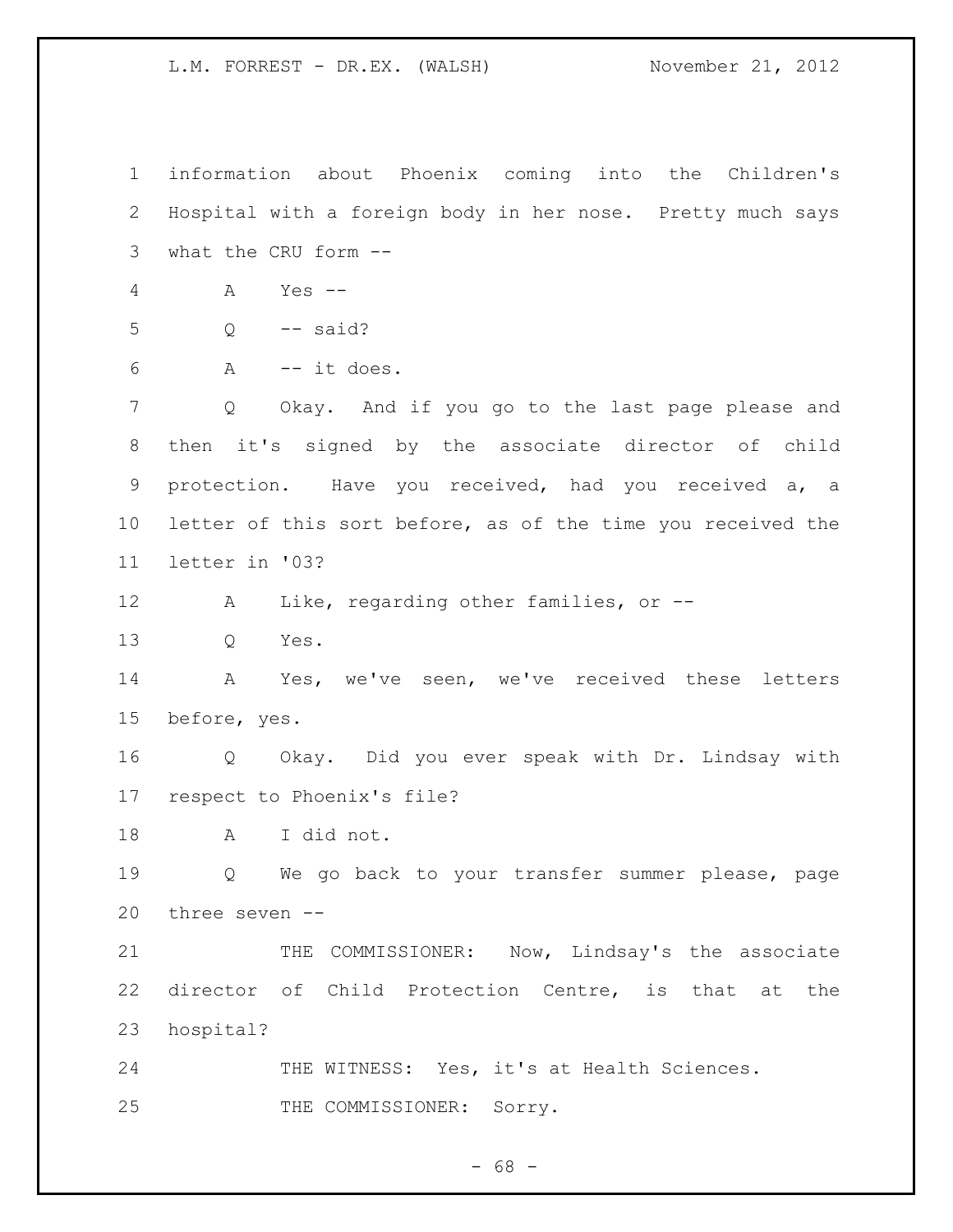information about Phoenix coming into the Children's Hospital with a foreign body in her nose. Pretty much says what the CRU form --

A Yes --

Q -- said?

A -- it does.

Q Okay. And if you go to the last page please and then it's signed by the associate director of child protection. Have you received, had you received a, a letter of this sort before, as of the time you received the letter in '03?

A Like, regarding other families, or --

Q Yes.

A Yes, we've seen, we've received these letters before, yes.

Q Okay. Did you ever speak with Dr. Lindsay with respect to Phoenix's file?

A I did not.

Q We go back to your transfer summer please, page three seven --

THE COMMISSIONER: Now, Lindsay's the associate director of Child Protection Centre, is that at the hospital?

THE WITNESS: Yes, it's at Health Sciences.

THE COMMISSIONER: Sorry.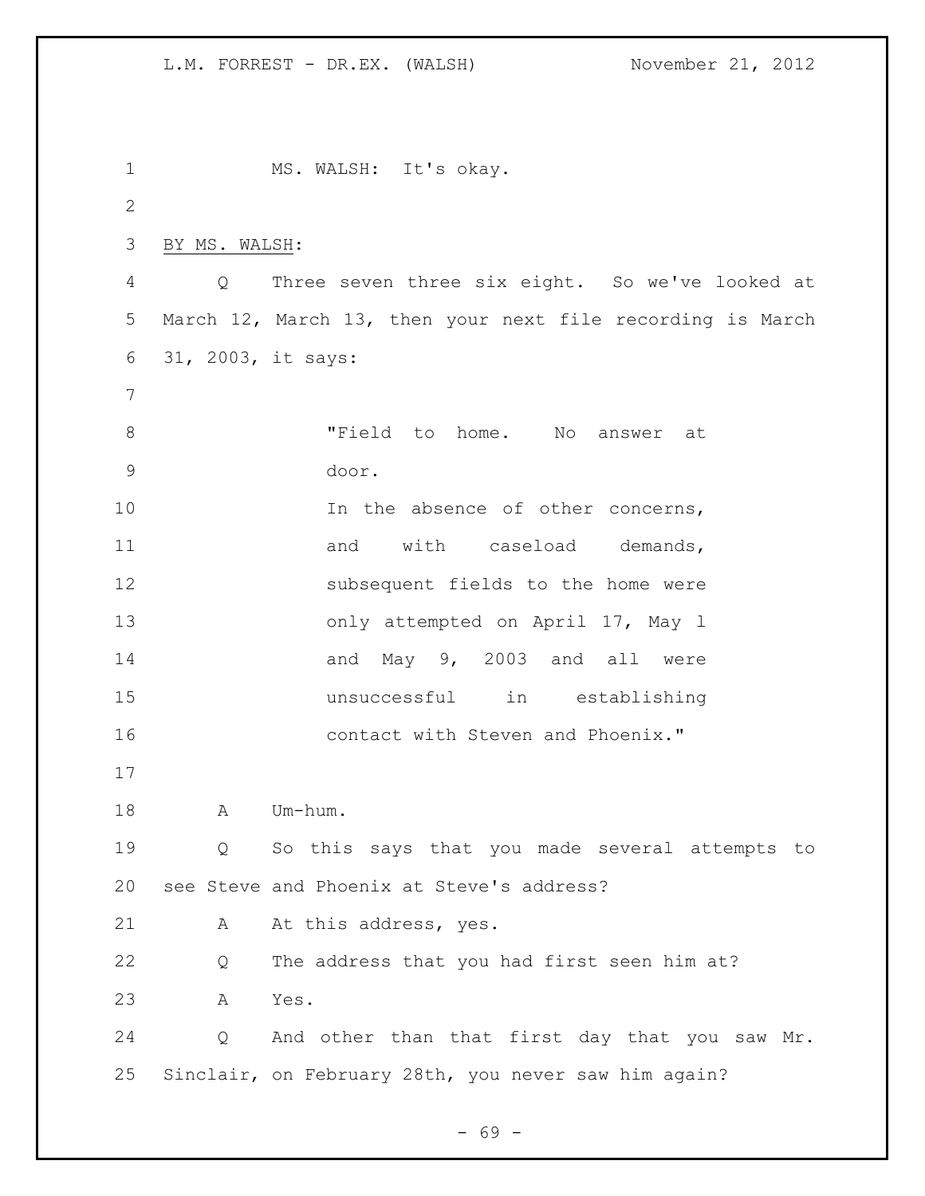MS. WALSH: It's okay.

BY MS. WALSH:

Q Three seven three six eight. So we've looked at March 12, March 13, then your next file recording is March 31, 2003, it says:

> "Field to home. No answer at door.
> In the absence of other concerns, and with caseload demands, subsequent fields to the home were only attempted on April 17, May 1 and May 9, 2003 and all were unsuccessful in establishing contact with Steven and Phoenix."

A Um-hum.

Q So this says that you made several attempts to see Steve and Phoenix at Steve's address?

A At this address, yes.

Q The address that you had first seen him at?

A Yes.

Q And other than that first day that you saw Mr. Sinclair, on February 28th, you never saw him again?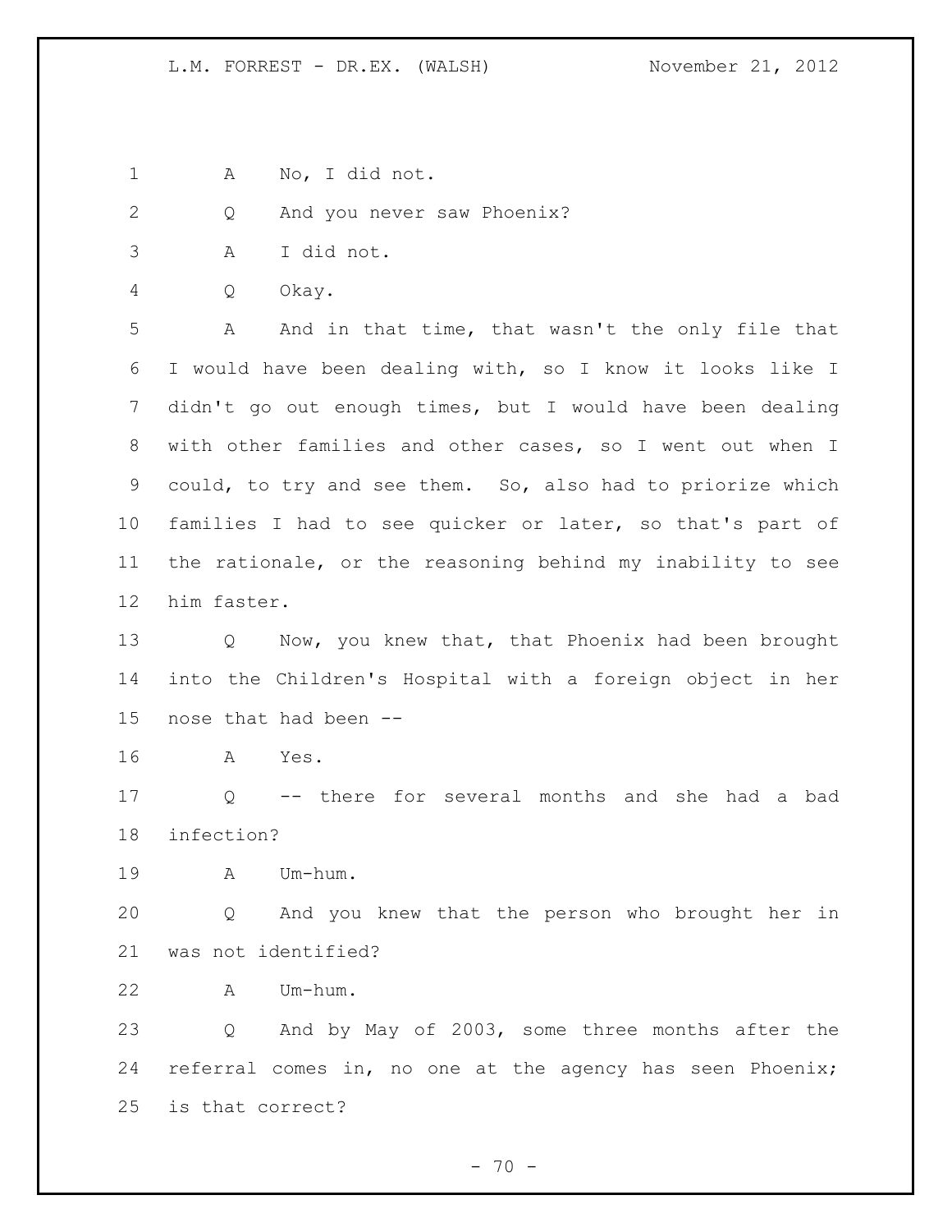A No, I did not.

Q And you never saw Phoenix?

A I did not.

Q Okay.

A And in that time, that wasn't the only file that I would have been dealing with, so I know it looks like I didn't go out enough times, but I would have been dealing with other families and other cases, so I went out when I could, to try and see them. So, also had to priorize which families I had to see quicker or later, so that's part of the rationale, or the reasoning behind my inability to see him faster.

Q Now, you knew that, that Phoenix had been brought into the Children's Hospital with a foreign object in her nose that had been --

A Yes.

Q -- there for several months and she had a bad infection?

A Um-hum.

Q And you knew that the person who brought her in was not identified?

A Um-hum.

Q And by May of 2003, some three months after the referral comes in, no one at the agency has seen Phoenix; is that correct?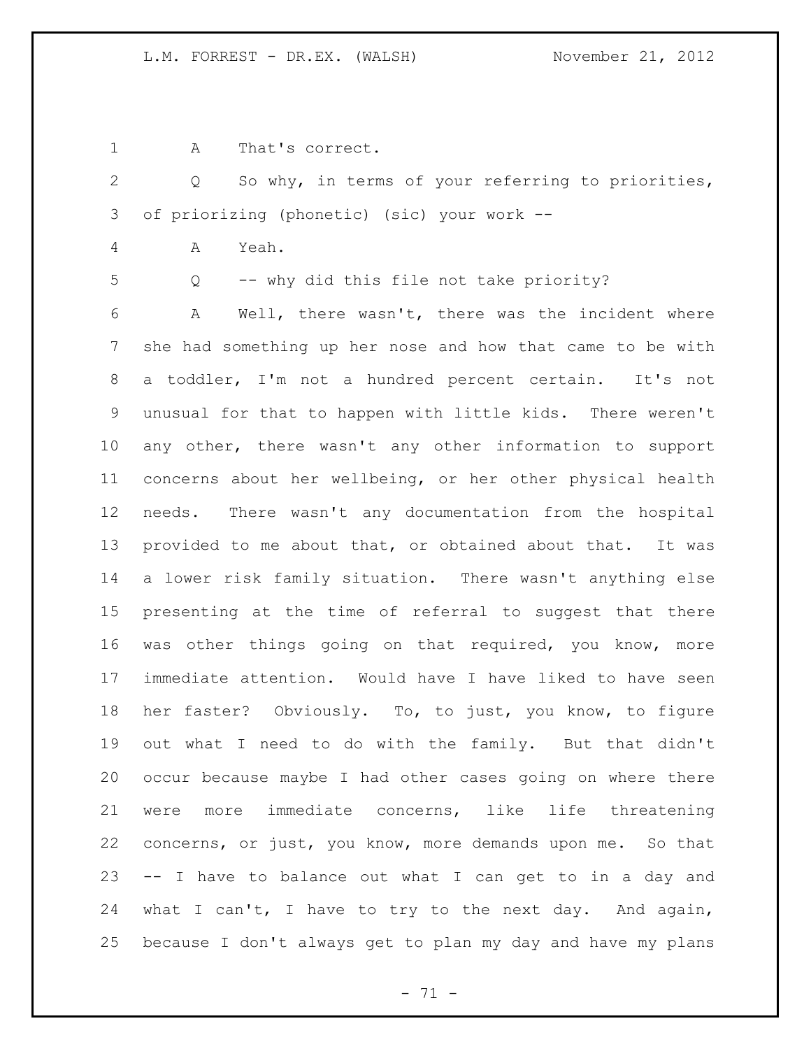A That's correct.

Q So why, in terms of your referring to priorities, of priorizing (phonetic) (sic) your work --

A Yeah.

Q -- why did this file not take priority?

A Well, there wasn't, there was the incident where she had something up her nose and how that came to be with a toddler, I'm not a hundred percent certain. It's not unusual for that to happen with little kids. There weren't any other, there wasn't any other information to support concerns about her wellbeing, or her other physical health needs. There wasn't any documentation from the hospital provided to me about that, or obtained about that. It was a lower risk family situation. There wasn't anything else presenting at the time of referral to suggest that there was other things going on that required, you know, more immediate attention. Would have I have liked to have seen her faster? Obviously. To, to just, you know, to figure out what I need to do with the family. But that didn't occur because maybe I had other cases going on where there were more immediate concerns, like life threatening concerns, or just, you know, more demands upon me. So that -- I have to balance out what I can get to in a day and what I can't, I have to try to the next day. And again, because I don't always get to plan my day and have my plans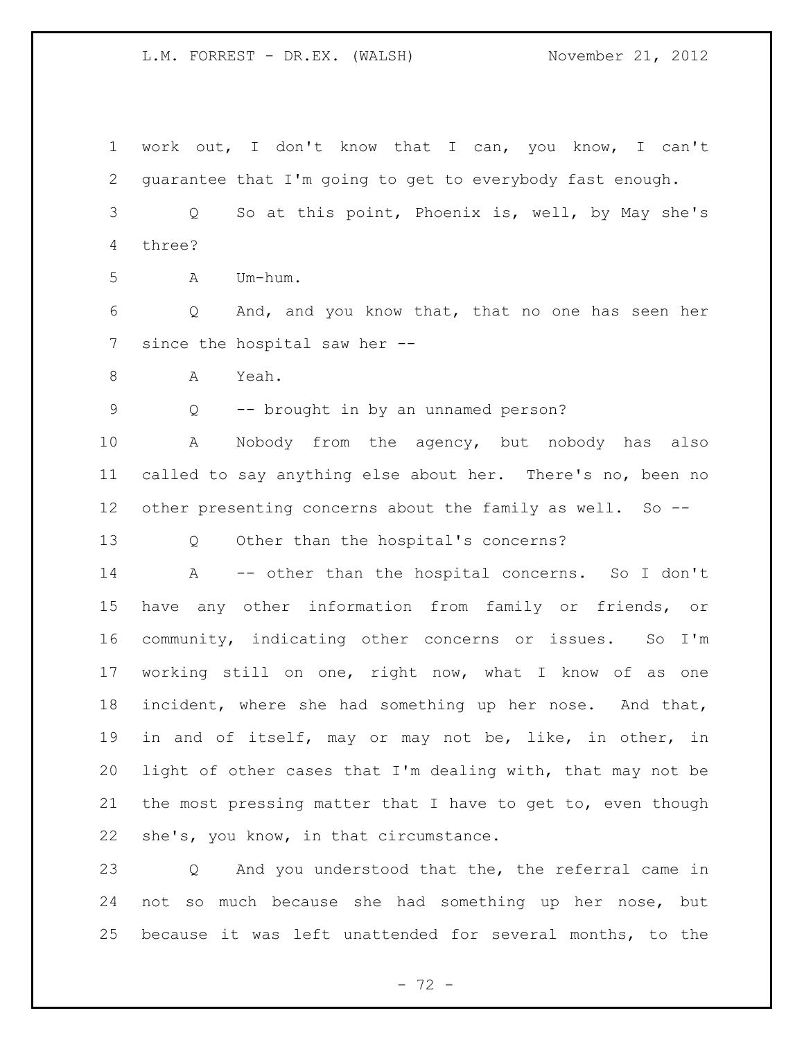work out, I don't know that I can, you know, I can't guarantee that I'm going to get to everybody fast enough.

Q So at this point, Phoenix is, well, by May she's three?

A Um-hum.

Q And, and you know that, that no one has seen her since the hospital saw her --

A Yeah.

Q -- brought in by an unnamed person?

A Nobody from the agency, but nobody has also called to say anything else about her. There's no, been no other presenting concerns about the family as well. So --

Q Other than the hospital's concerns?

A -- other than the hospital concerns. So I don't have any other information from family or friends, or community, indicating other concerns or issues. So I'm working still on one, right now, what I know of as one incident, where she had something up her nose. And that, in and of itself, may or may not be, like, in other, in light of other cases that I'm dealing with, that may not be the most pressing matter that I have to get to, even though she's, you know, in that circumstance.

Q And you understood that the, the referral came in not so much because she had something up her nose, but because it was left unattended for several months, to the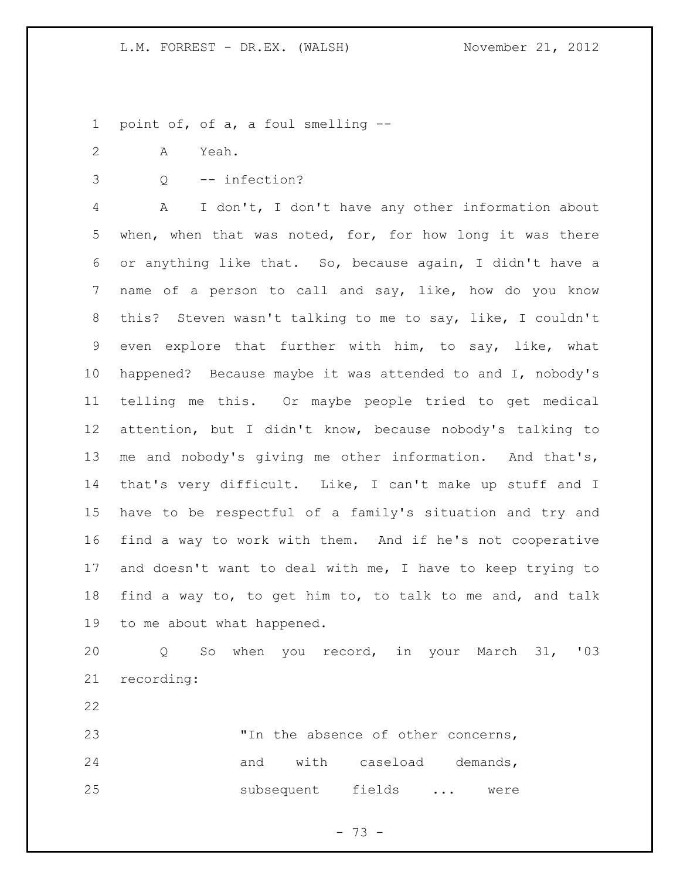point of, of a, a foul smelling --

A Yeah.

Q -- infection?

A I don't, I don't have any other information about when, when that was noted, for, for how long it was there or anything like that. So, because again, I didn't have a name of a person to call and say, like, how do you know this? Steven wasn't talking to me to say, like, I couldn't even explore that further with him, to say, like, what happened? Because maybe it was attended to and I, nobody's telling me this. Or maybe people tried to get medical attention, but I didn't know, because nobody's talking to me and nobody's giving me other information. And that's, that's very difficult. Like, I can't make up stuff and I have to be respectful of a family's situation and try and find a way to work with them. And if he's not cooperative and doesn't want to deal with me, I have to keep trying to find a way to, to get him to, to talk to me and, and talk to me about what happened.

Q So when you record, in your March 31, '03 recording:

> "In the absence of other concerns, and with caseload demands, subsequent fields ... were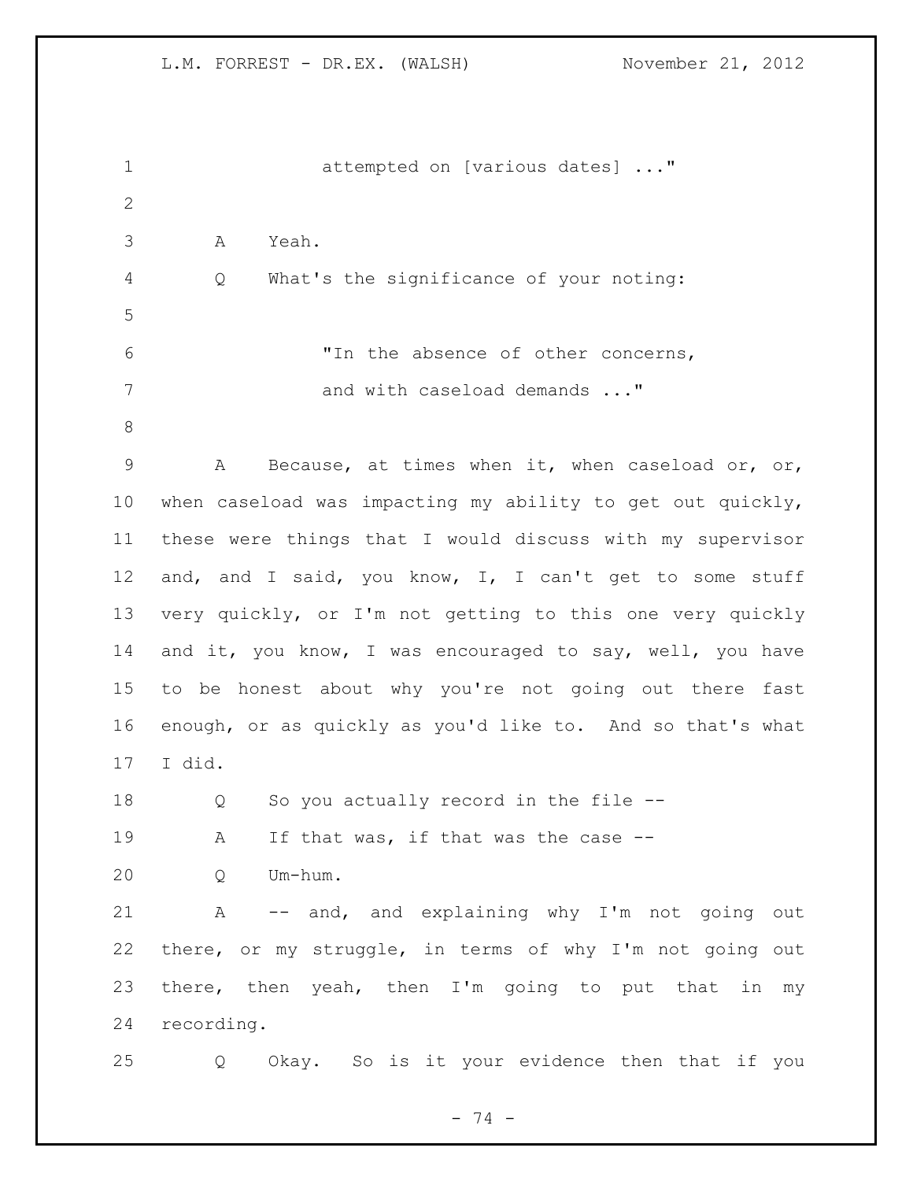attempted on [various dates] ..."

A Yeah.

Q What's the significance of your noting:

"In the absence of other concerns, and with caseload demands ..."

A Because, at times when it, when caseload or, or, when caseload was impacting my ability to get out quickly, these were things that I would discuss with my supervisor and, and I said, you know, I, I can't get to some stuff very quickly, or I'm not getting to this one very quickly and it, you know, I was encouraged to say, well, you have to be honest about why you're not going out there fast enough, or as quickly as you'd like to. And so that's what I did.

Q So you actually record in the file --

A If that was, if that was the case --

Q Um-hum.

A -- and, and explaining why I'm not going out there, or my struggle, in terms of why I'm not going out there, then yeah, then I'm going to put that in my recording.

Q Okay. So is it your evidence then that if you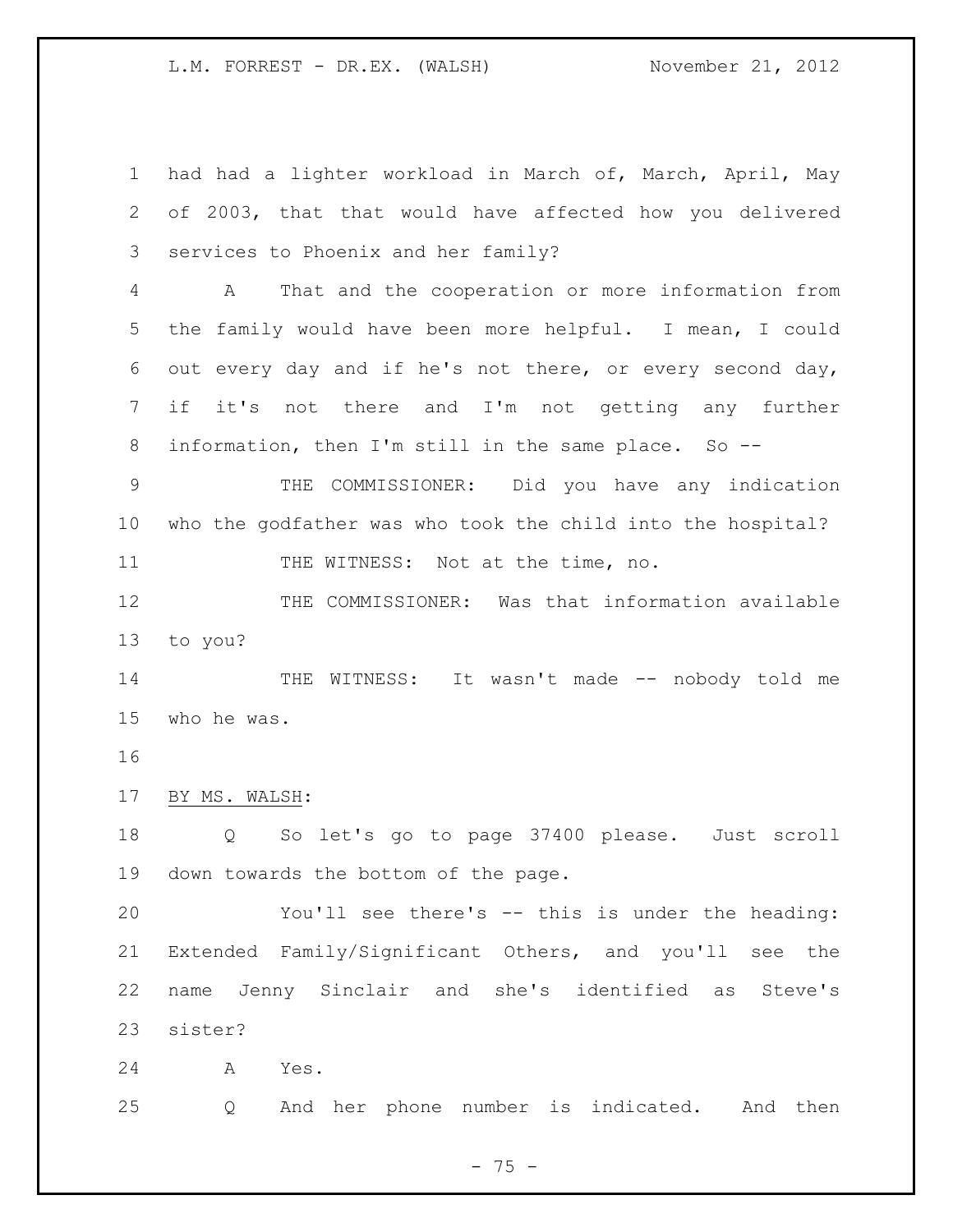had had a lighter workload in March of, March, April, May of 2003, that that would have affected how you delivered services to Phoenix and her family?

A That and the cooperation or more information from the family would have been more helpful. I mean, I could out every day and if he's not there, or every second day, if it's not there and I'm not getting any further information, then I'm still in the same place. So --

THE COMMISSIONER: Did you have any indication who the godfather was who took the child into the hospital?

THE WITNESS: Not at the time, no.

THE COMMISSIONER: Was that information available to you?

THE WITNESS: It wasn't made -- nobody told me who he was.

BY MS. WALSH:

Q So let's go to page 37400 please. Just scroll down towards the bottom of the page.

You'll see there's -- this is under the heading: Extended Family/Significant Others, and you'll see the name Jenny Sinclair and she's identified as Steve's sister?

A Yes.

Q And her phone number is indicated. And then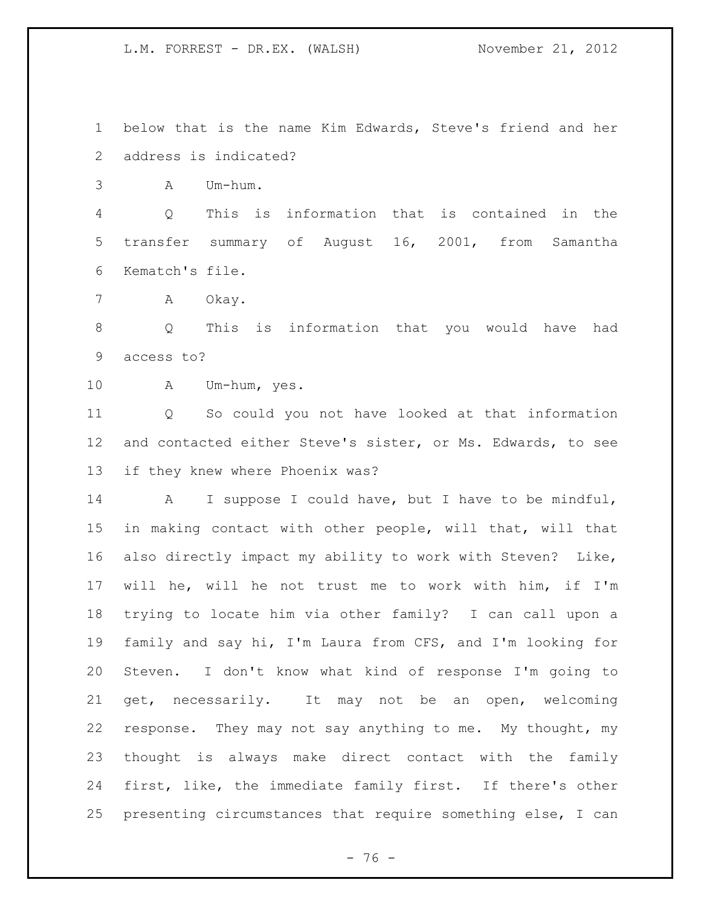below that is the name Kim Edwards, Steve's friend and her address is indicated?

A Um-hum.

Q This is information that is contained in the transfer summary of August 16, 2001, from Samantha Kematch's file.

A Okay.

Q This is information that you would have had access to?

A Um-hum, yes.

Q So could you not have looked at that information and contacted either Steve's sister, or Ms. Edwards, to see if they knew where Phoenix was?

A I suppose I could have, but I have to be mindful, in making contact with other people, will that, will that also directly impact my ability to work with Steven? Like, will he, will he not trust me to work with him, if I'm trying to locate him via other family? I can call upon a family and say hi, I'm Laura from CFS, and I'm looking for Steven. I don't know what kind of response I'm going to get, necessarily. It may not be an open, welcoming response. They may not say anything to me. My thought, my thought is always make direct contact with the family first, like, the immediate family first. If there's other presenting circumstances that require something else, I can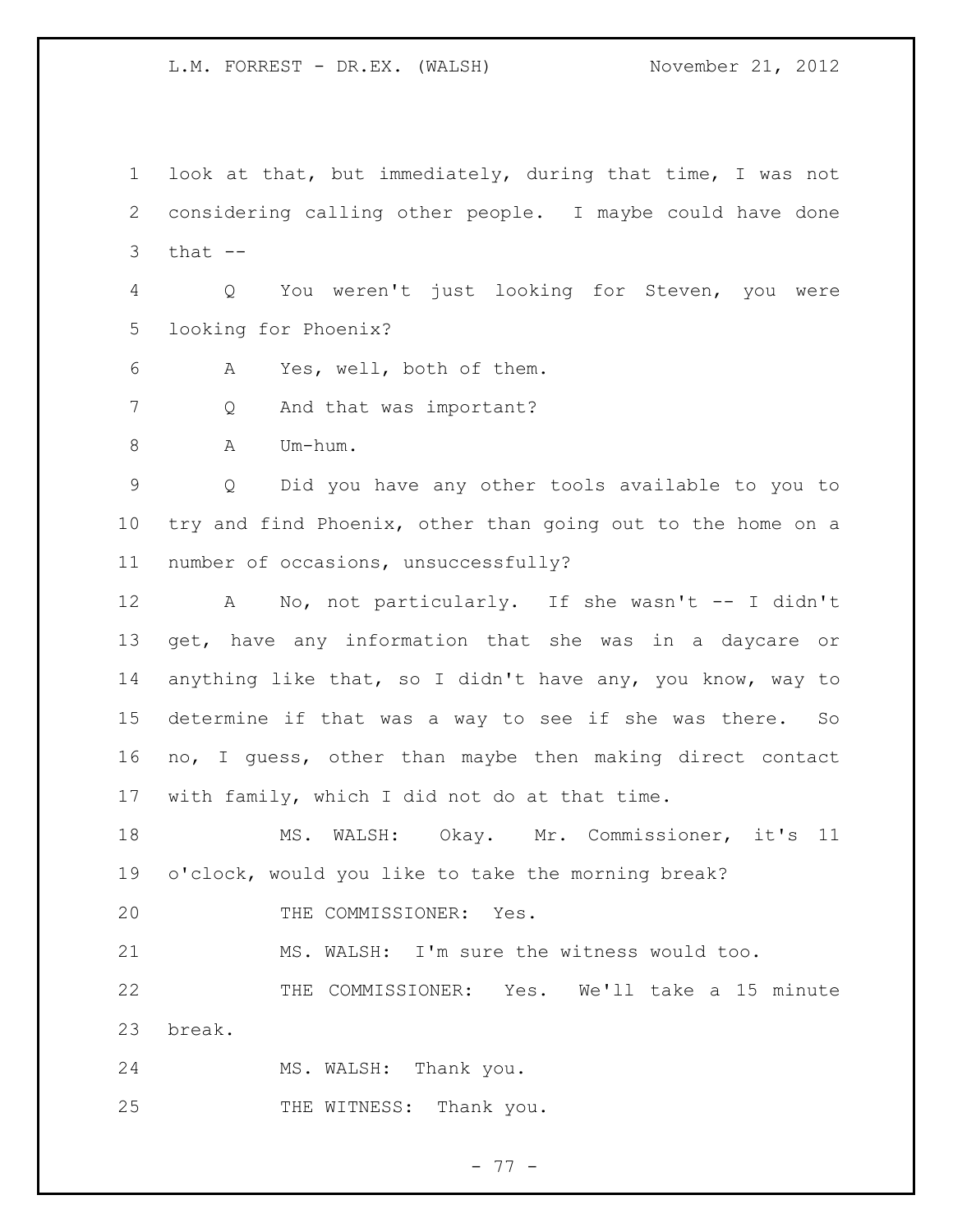look at that, but immediately, during that time, I was not considering calling other people. I maybe could have done that --

Q You weren't just looking for Steven, you were looking for Phoenix?

A Yes, well, both of them.

Q And that was important?

A Um-hum.

Q Did you have any other tools available to you to try and find Phoenix, other than going out to the home on a number of occasions, unsuccessfully?

A No, not particularly. If she wasn't -- I didn't get, have any information that she was in a daycare or anything like that, so I didn't have any, you know, way to determine if that was a way to see if she was there. So no, I guess, other than maybe then making direct contact with family, which I did not do at that time.

MS. WALSH: Okay. Mr. Commissioner, it's 11 o'clock, would you like to take the morning break?

THE COMMISSIONER: Yes.

MS. WALSH: I'm sure the witness would too.

THE COMMISSIONER: Yes. We'll take a 15 minute break.

MS. WALSH: Thank you.

THE WITNESS: Thank you.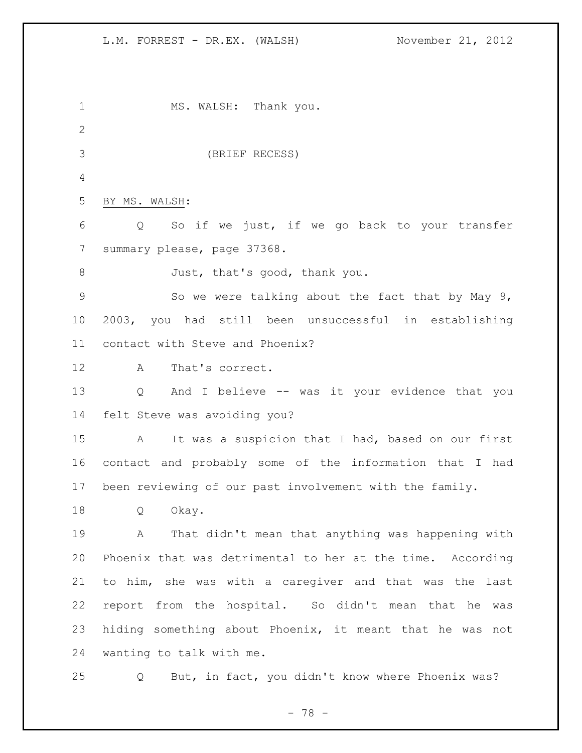MS. WALSH: Thank you.

(BRIEF RECESS)

BY MS. WALSH:

Q So if we just, if we go back to your transfer summary please, page 37368.

Just, that's good, thank you.

So we were talking about the fact that by May 9, 2003, you had still been unsuccessful in establishing contact with Steve and Phoenix?

A That's correct.

Q And I believe -- was it your evidence that you felt Steve was avoiding you?

A It was a suspicion that I had, based on our first contact and probably some of the information that I had been reviewing of our past involvement with the family.

Q Okay.

A That didn't mean that anything was happening with Phoenix that was detrimental to her at the time. According to him, she was with a caregiver and that was the last report from the hospital. So didn't mean that he was hiding something about Phoenix, it meant that he was not wanting to talk with me.

Q But, in fact, you didn't know where Phoenix was?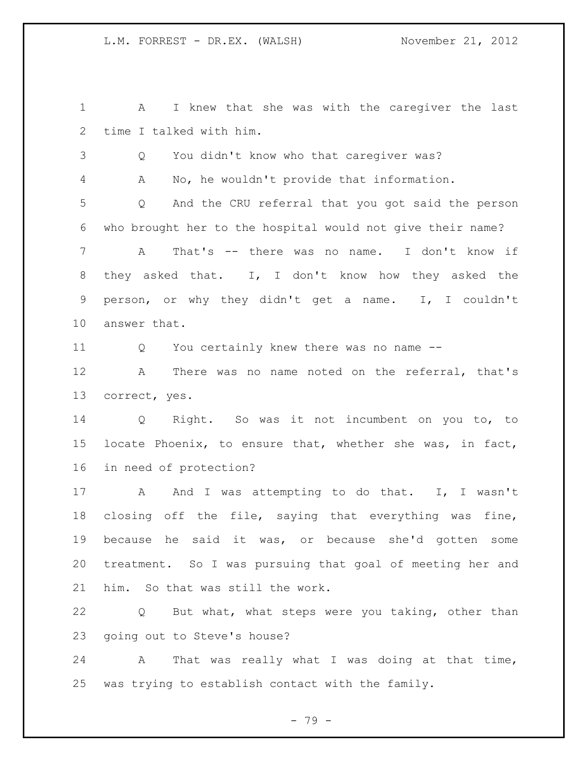A I knew that she was with the caregiver the last time I talked with him.

Q You didn't know who that caregiver was?

A No, he wouldn't provide that information.

Q And the CRU referral that you got said the person who brought her to the hospital would not give their name?

A That's -- there was no name. I don't know if they asked that. I, I don't know how they asked the person, or why they didn't get a name. I, I couldn't answer that.

Q You certainly knew there was no name --

A There was no name noted on the referral, that's correct, yes.

Q Right. So was it not incumbent on you to, to locate Phoenix, to ensure that, whether she was, in fact, in need of protection?

A And I was attempting to do that. I, I wasn't closing off the file, saying that everything was fine, because he said it was, or because she'd gotten some treatment. So I was pursuing that goal of meeting her and him. So that was still the work.

Q But what, what steps were you taking, other than going out to Steve's house?

A That was really what I was doing at that time, was trying to establish contact with the family.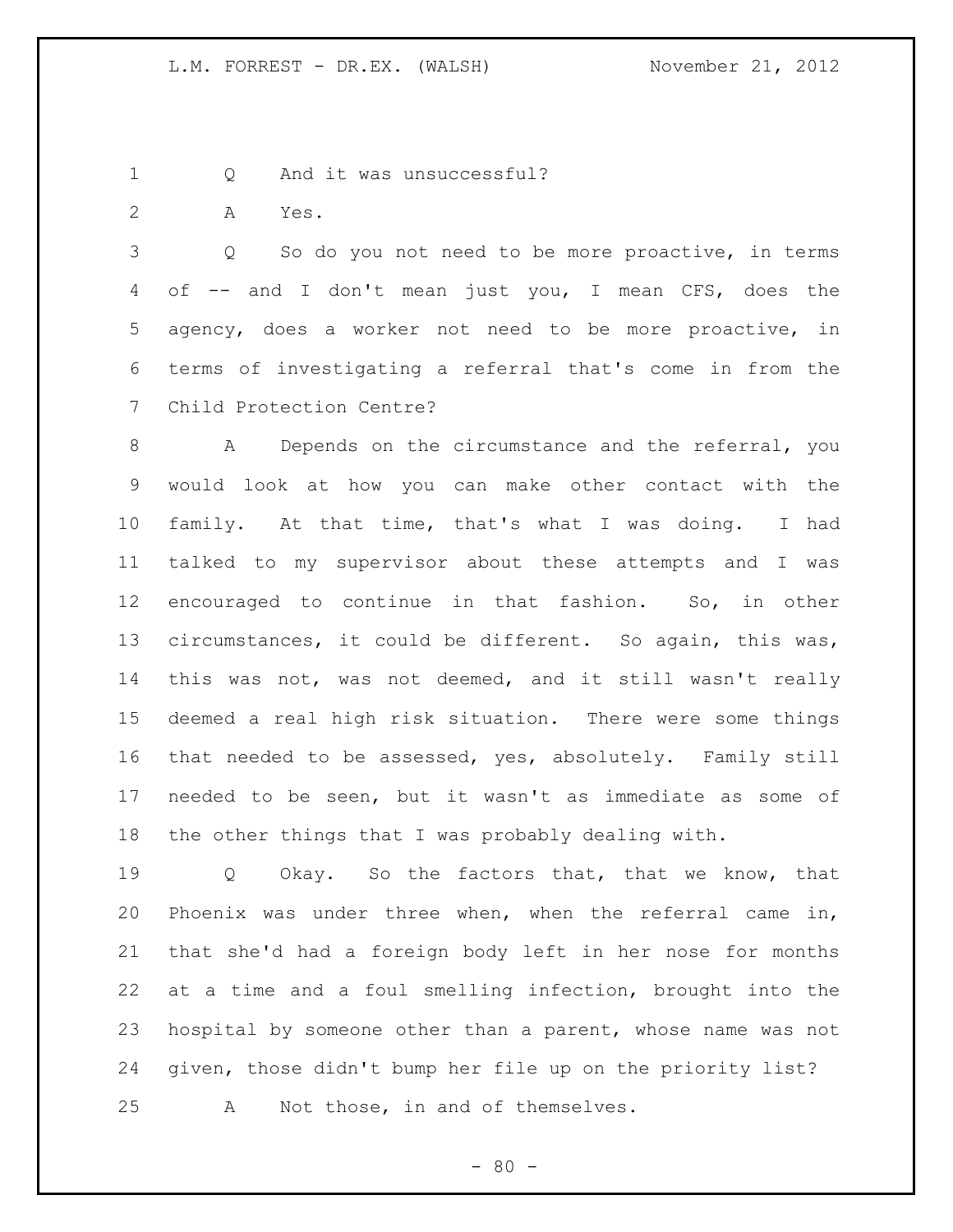Q And it was unsuccessful?

A Yes.

Q So do you not need to be more proactive, in terms of -- and I don't mean just you, I mean CFS, does the agency, does a worker not need to be more proactive, in terms of investigating a referral that's come in from the Child Protection Centre?

A Depends on the circumstance and the referral, you would look at how you can make other contact with the family. At that time, that's what I was doing. I had talked to my supervisor about these attempts and I was encouraged to continue in that fashion. So, in other circumstances, it could be different. So again, this was, this was not, was not deemed, and it still wasn't really deemed a real high risk situation. There were some things that needed to be assessed, yes, absolutely. Family still needed to be seen, but it wasn't as immediate as some of the other things that I was probably dealing with.

Q Okay. So the factors that, that we know, that Phoenix was under three when, when the referral came in, that she'd had a foreign body left in her nose for months at a time and a foul smelling infection, brought into the hospital by someone other than a parent, whose name was not given, those didn't bump her file up on the priority list?

A Not those, in and of themselves.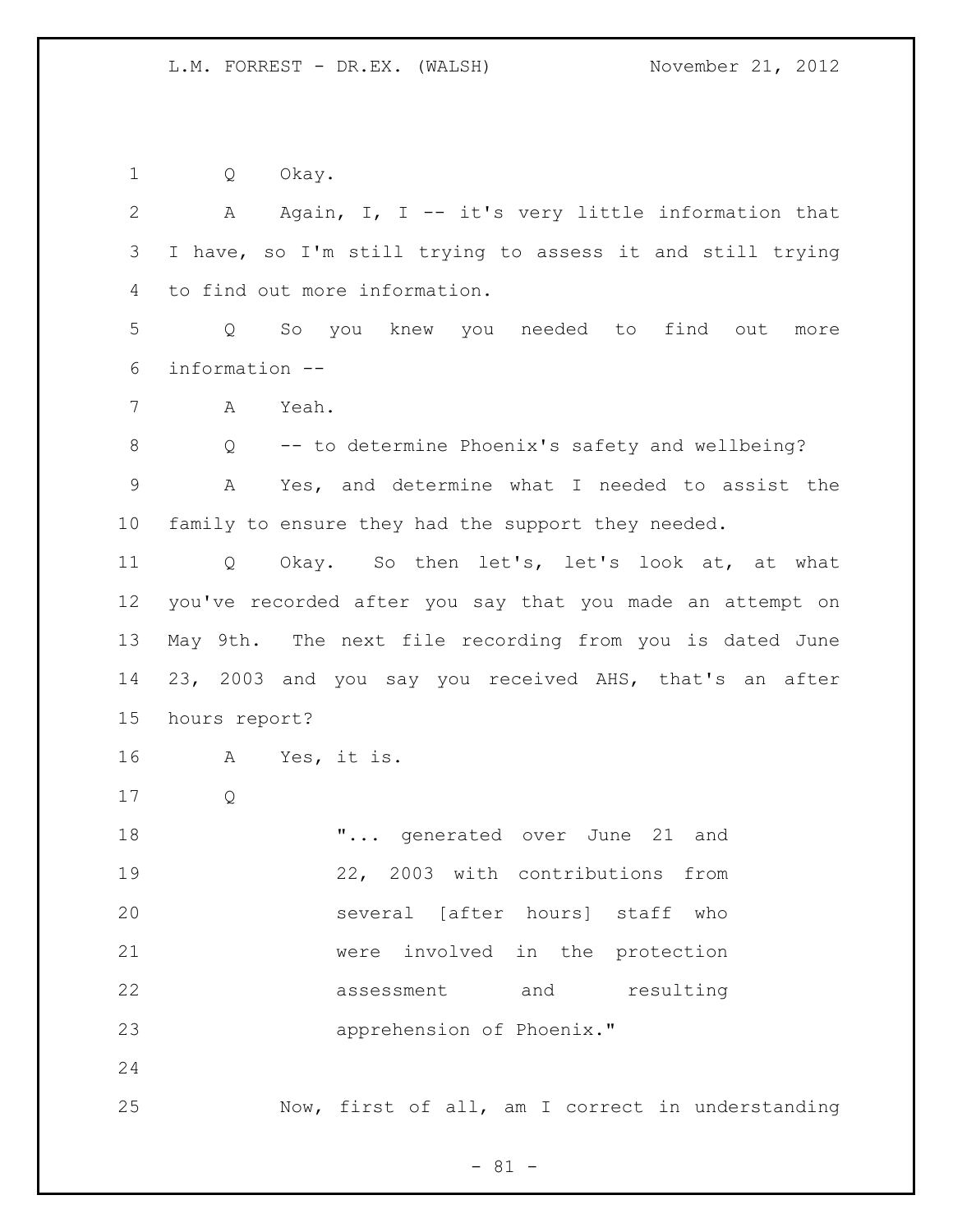Q Okay.

A Again, I, I -- it's very little information that I have, so I'm still trying to assess it and still trying to find out more information.

Q So you knew you needed to find out more information --

A Yeah.

Q -- to determine Phoenix's safety and wellbeing?

A Yes, and determine what I needed to assist the family to ensure they had the support they needed.

Q Okay. So then let's, let's look at, at what you've recorded after you say that you made an attempt on May 9th. The next file recording from you is dated June 23, 2003 and you say you received AHS, that's an after hours report?

A Yes, it is.

Q

> "... generated over June 21 and 22, 2003 with contributions from several [after hours] staff who were involved in the protection assessment and resulting apprehension of Phoenix."

Now, first of all, am I correct in understanding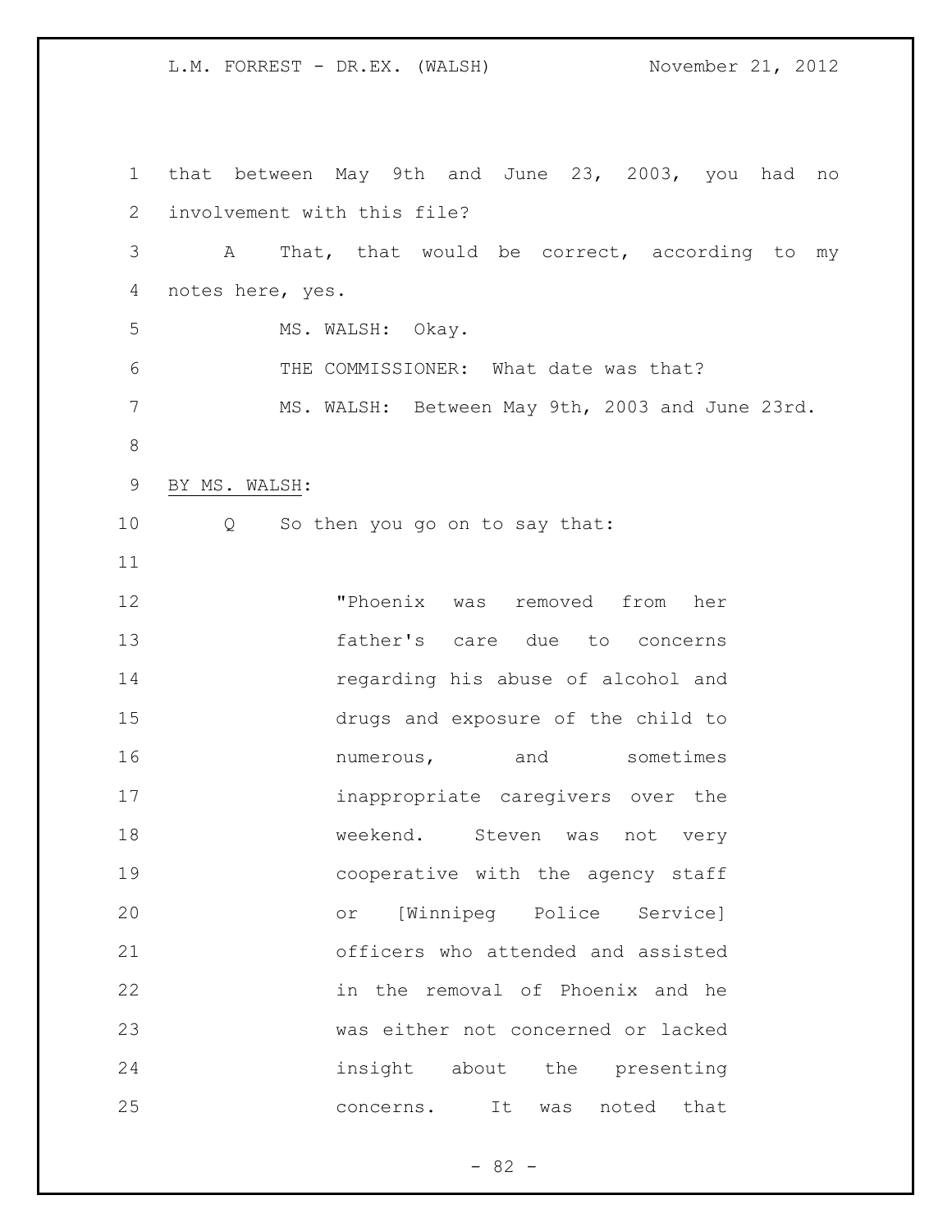that between May 9th and June 23, 2003, you had no involvement with this file?

A That, that would be correct, according to my notes here, yes.

MS. WALSH: Okay.

THE COMMISSIONER: What date was that?

MS. WALSH: Between May 9th, 2003 and June 23rd.

BY MS. WALSH:

Q So then you go on to say that:

> "Phoenix was removed from her father's care due to concerns regarding his abuse of alcohol and drugs and exposure of the child to numerous, and sometimes inappropriate caregivers over the weekend. Steven was not very cooperative with the agency staff or [Winnipeg Police Service] officers who attended and assisted in the removal of Phoenix and he was either not concerned or lacked insight about the presenting concerns. It was noted that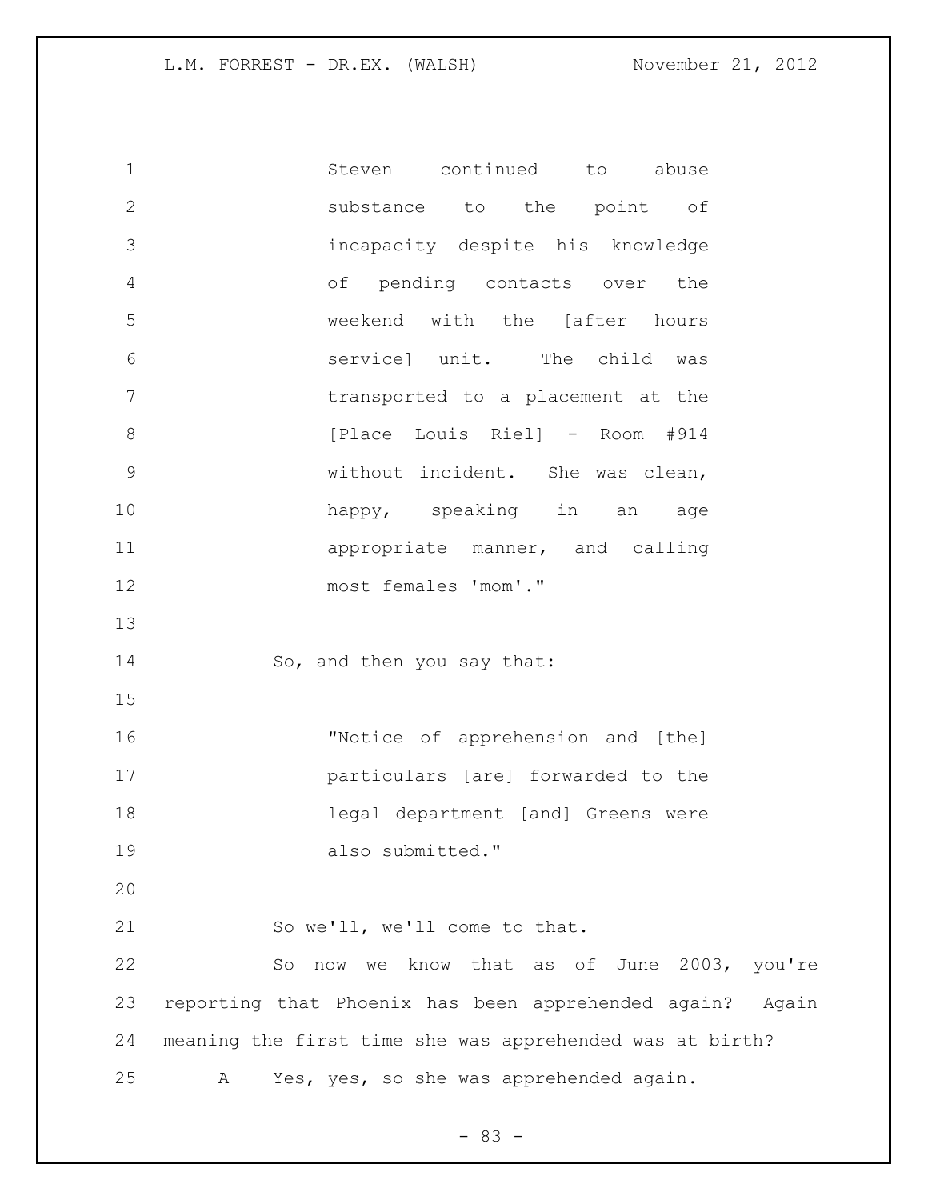> Steven continued to abuse substance to the point of incapacity despite his knowledge of pending contacts over the weekend with the [after hours service] unit. The child was transported to a placement at the [Place Louis Riel] - Room #914 without incident. She was clean, happy, speaking in an age appropriate manner, and calling most females 'mom'."

So, and then you say that:

> "Notice of apprehension and [the] particulars [are] forwarded to the legal department [and] Greens were also submitted."

So we'll, we'll come to that.

So now we know that as of June 2003, you're reporting that Phoenix has been apprehended again? Again meaning the first time she was apprehended was at birth?

A Yes, yes, so she was apprehended again.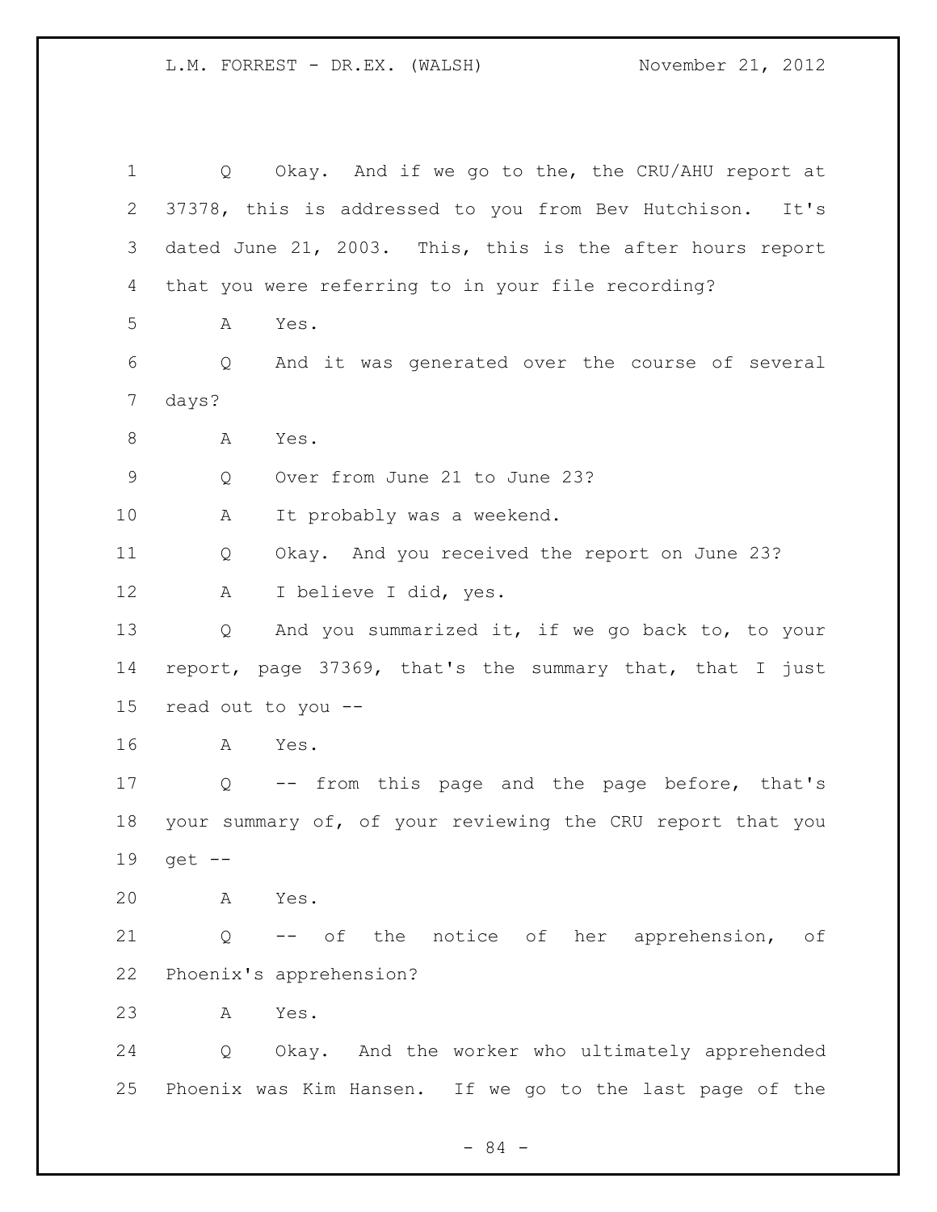Q Okay. And if we go to the, the CRU/AHU report at 37378, this is addressed to you from Bev Hutchison. It's dated June 21, 2003. This, this is the after hours report that you were referring to in your file recording?

A Yes.

Q And it was generated over the course of several days?

A Yes.

Q Over from June 21 to June 23?

A It probably was a weekend.

Q Okay. And you received the report on June 23?

A I believe I did, yes.

Q And you summarized it, if we go back to, to your report, page 37369, that's the summary that, that I just read out to you --

A Yes.

Q -- from this page and the page before, that's your summary of, of your reviewing the CRU report that you get --

A Yes.

Q -- of the notice of her apprehension, of Phoenix's apprehension?

A Yes.

Q Okay. And the worker who ultimately apprehended Phoenix was Kim Hansen. If we go to the last page of the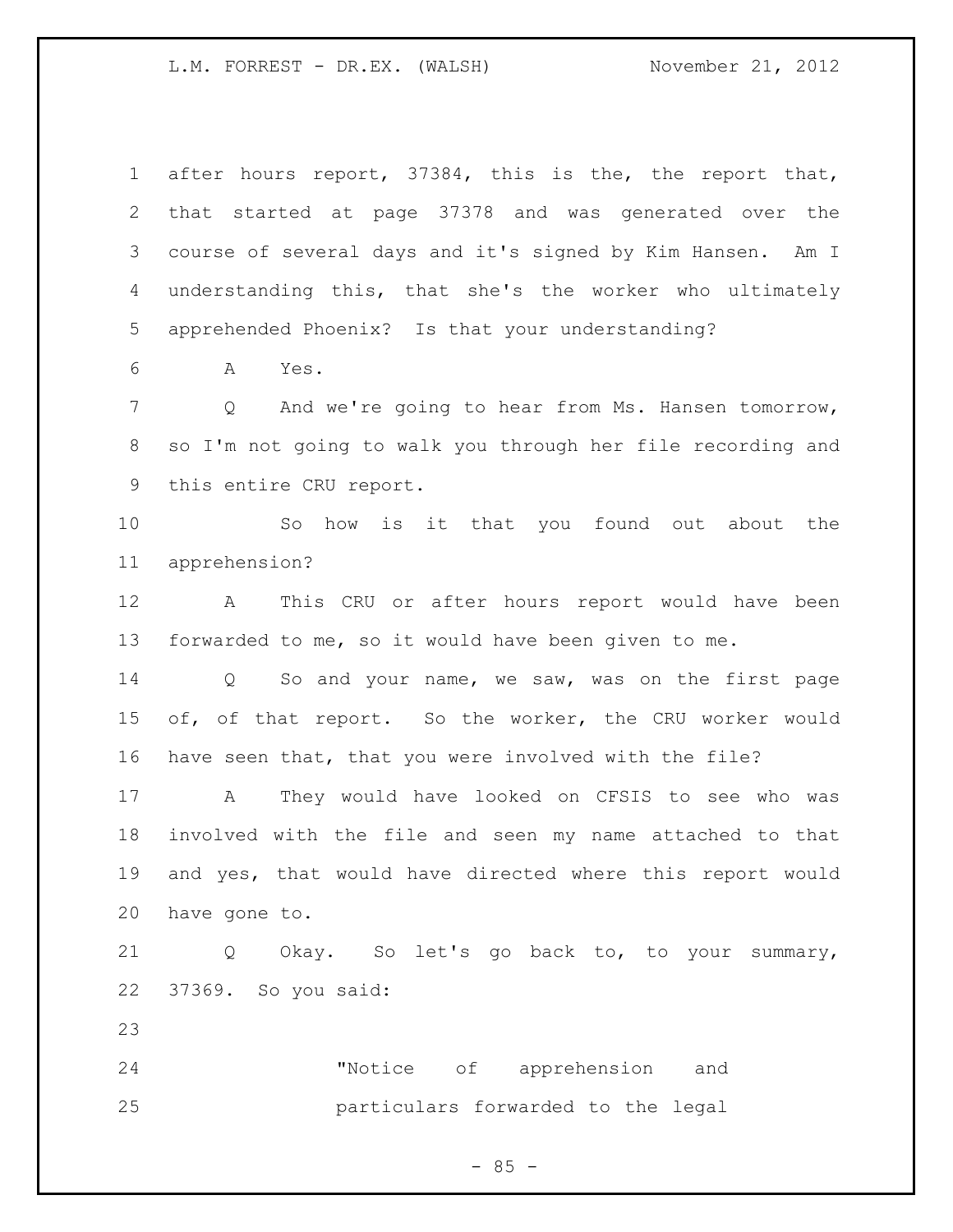after hours report, 37384, this is the, the report that, that started at page 37378 and was generated over the course of several days and it's signed by Kim Hansen. Am I understanding this, that she's the worker who ultimately apprehended Phoenix? Is that your understanding?

A Yes.

Q And we're going to hear from Ms. Hansen tomorrow, so I'm not going to walk you through her file recording and this entire CRU report.

So how is it that you found out about the apprehension?

A This CRU or after hours report would have been forwarded to me, so it would have been given to me.

Q So and your name, we saw, was on the first page of, of that report. So the worker, the CRU worker would have seen that, that you were involved with the file?

A They would have looked on CFSIS to see who was involved with the file and seen my name attached to that and yes, that would have directed where this report would have gone to.

Q Okay. So let's go back to, to your summary, 37369. So you said:

> "Notice of apprehension and particulars forwarded to the legal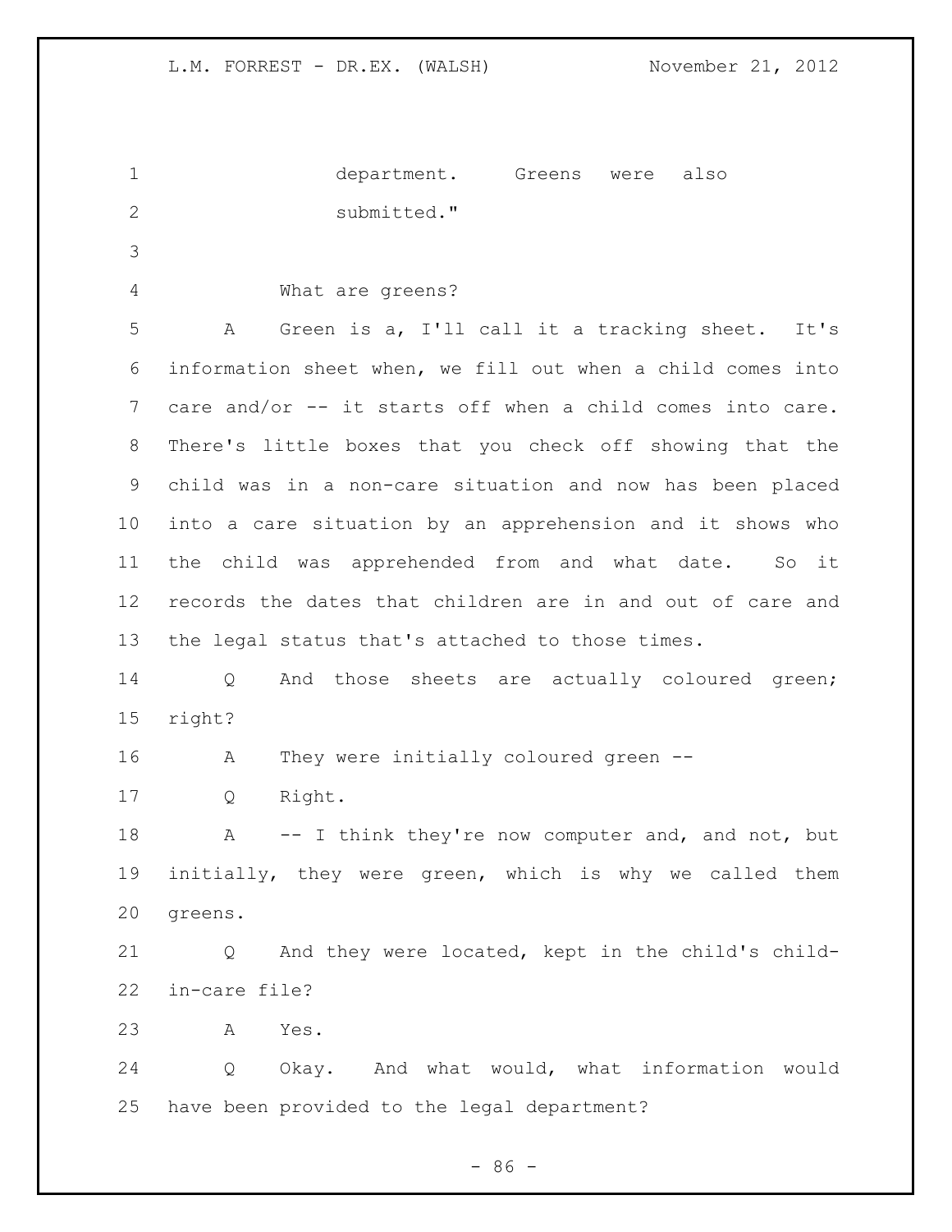department. Greens were also submitted."

What are greens?

A Green is a, I'll call it a tracking sheet. It's information sheet when, we fill out when a child comes into care and/or -- it starts off when a child comes into care. There's little boxes that you check off showing that the child was in a non-care situation and now has been placed into a care situation by an apprehension and it shows who the child was apprehended from and what date. So it records the dates that children are in and out of care and the legal status that's attached to those times.

Q And those sheets are actually coloured green; right?

A They were initially coloured green --

Q Right.

A -- I think they're now computer and, and not, but initially, they were green, which is why we called them greens.

Q And they were located, kept in the child's child-in-care file?

A Yes.

Q Okay. And what would, what information would have been provided to the legal department?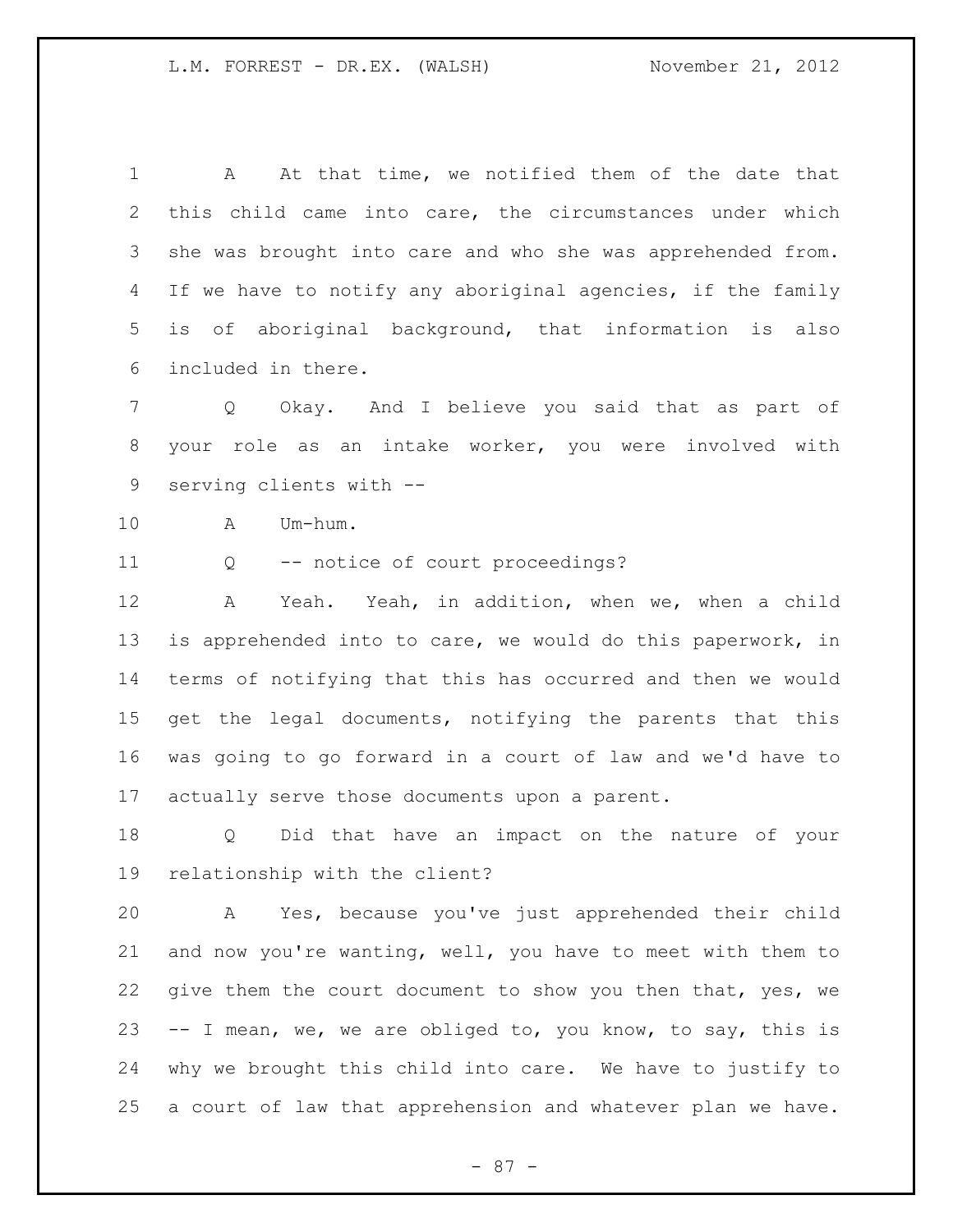A At that time, we notified them of the date that this child came into care, the circumstances under which she was brought into care and who she was apprehended from. If we have to notify any aboriginal agencies, if the family is of aboriginal background, that information is also included in there.

Q Okay. And I believe you said that as part of your role as an intake worker, you were involved with serving clients with --

A Um-hum.

Q -- notice of court proceedings?

A Yeah. Yeah, in addition, when we, when a child is apprehended into to care, we would do this paperwork, in terms of notifying that this has occurred and then we would get the legal documents, notifying the parents that this was going to go forward in a court of law and we'd have to actually serve those documents upon a parent.

Q Did that have an impact on the nature of your relationship with the client?

A Yes, because you've just apprehended their child and now you're wanting, well, you have to meet with them to give them the court document to show you then that, yes, we -- I mean, we, we are obliged to, you know, to say, this is why we brought this child into care. We have to justify to a court of law that apprehension and whatever plan we have.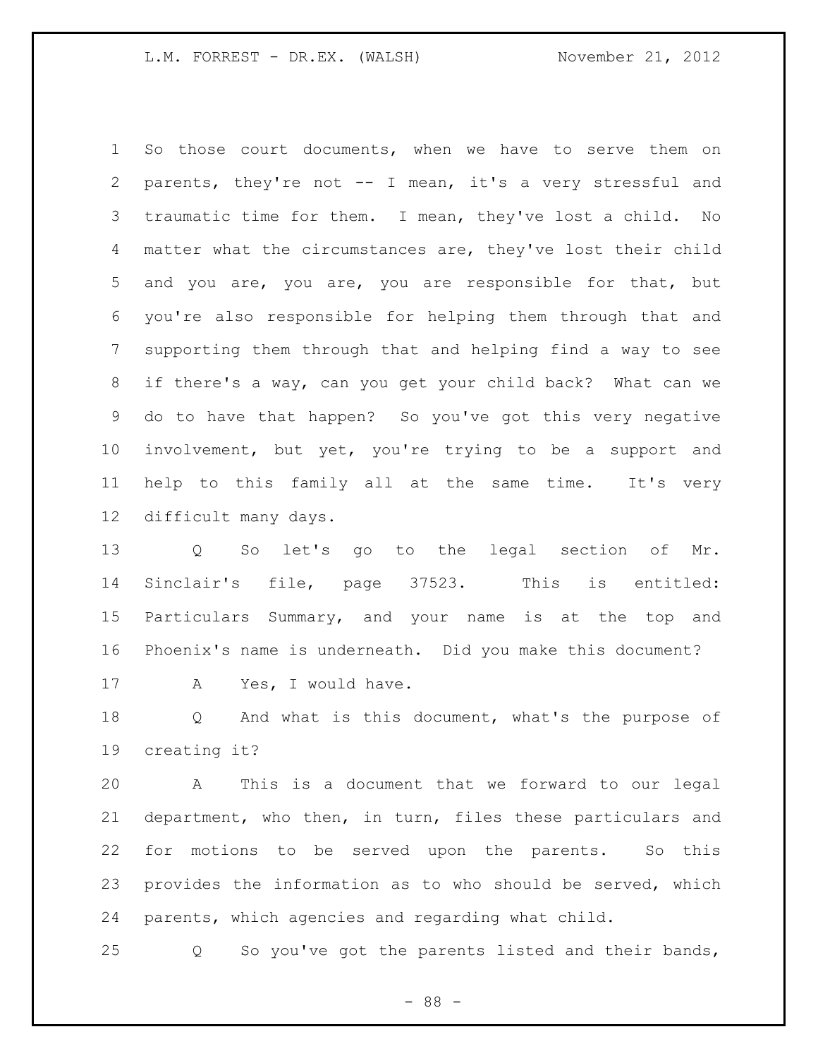So those court documents, when we have to serve them on parents, they're not -- I mean, it's a very stressful and traumatic time for them. I mean, they've lost a child. No matter what the circumstances are, they've lost their child and you are, you are, you are responsible for that, but you're also responsible for helping them through that and supporting them through that and helping find a way to see if there's a way, can you get your child back? What can we do to have that happen? So you've got this very negative involvement, but yet, you're trying to be a support and help to this family all at the same time. It's very difficult many days.

Q So let's go to the legal section of Mr. Sinclair's file, page 37523. This is entitled: Particulars Summary, and your name is at the top and Phoenix's name is underneath. Did you make this document?

A Yes, I would have.

Q And what is this document, what's the purpose of creating it?

A This is a document that we forward to our legal department, who then, in turn, files these particulars and for motions to be served upon the parents. So this provides the information as to who should be served, which parents, which agencies and regarding what child.

Q So you've got the parents listed and their bands,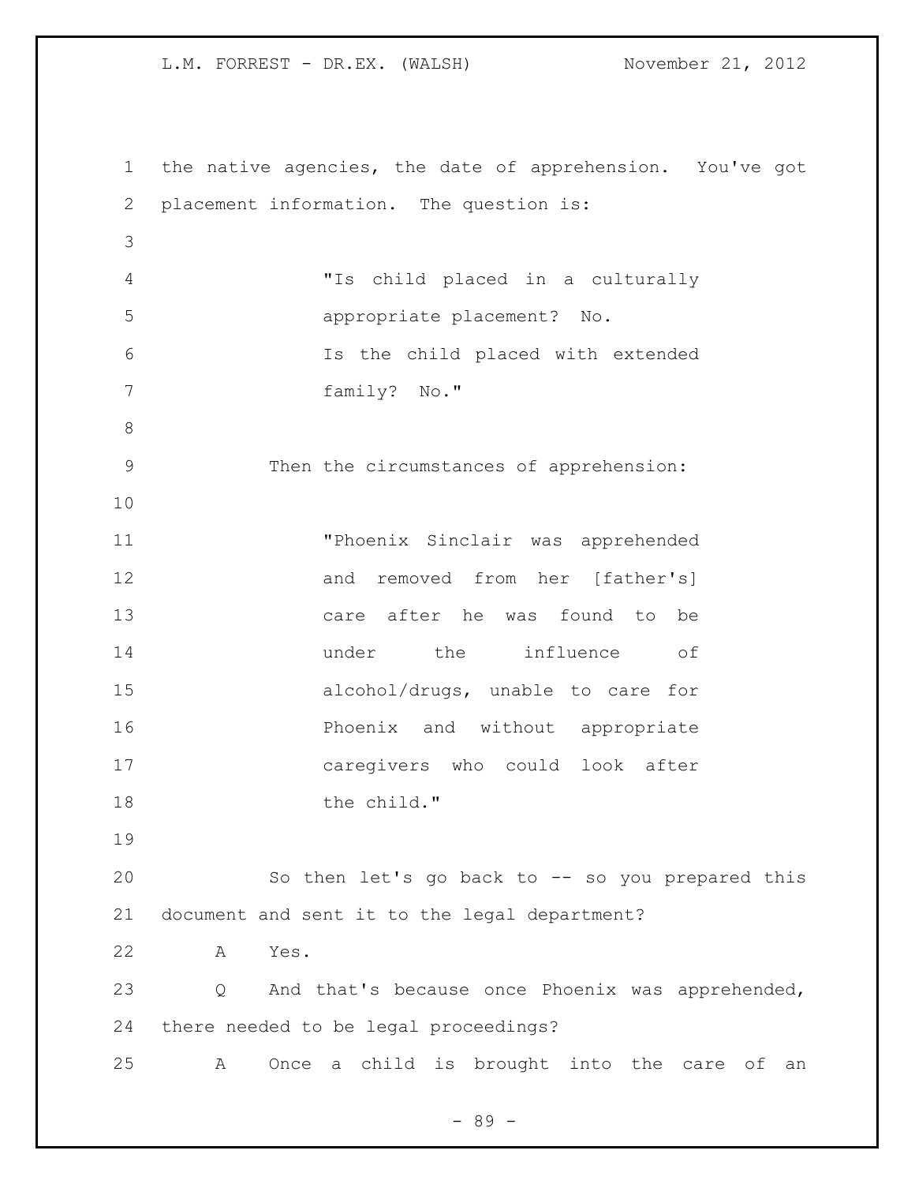the native agencies, the date of apprehension. You've got placement information. The question is:

> "Is child placed in a culturally appropriate placement? No.
> Is the child placed with extended family? No."

Then the circumstances of apprehension:

> "Phoenix Sinclair was apprehended and removed from her [father's] care after he was found to be under the influence of alcohol/drugs, unable to care for Phoenix and without appropriate caregivers who could look after the child."

So then let's go back to -- so you prepared this document and sent it to the legal department?

A Yes.

Q And that's because once Phoenix was apprehended, there needed to be legal proceedings?

A Once a child is brought into the care of an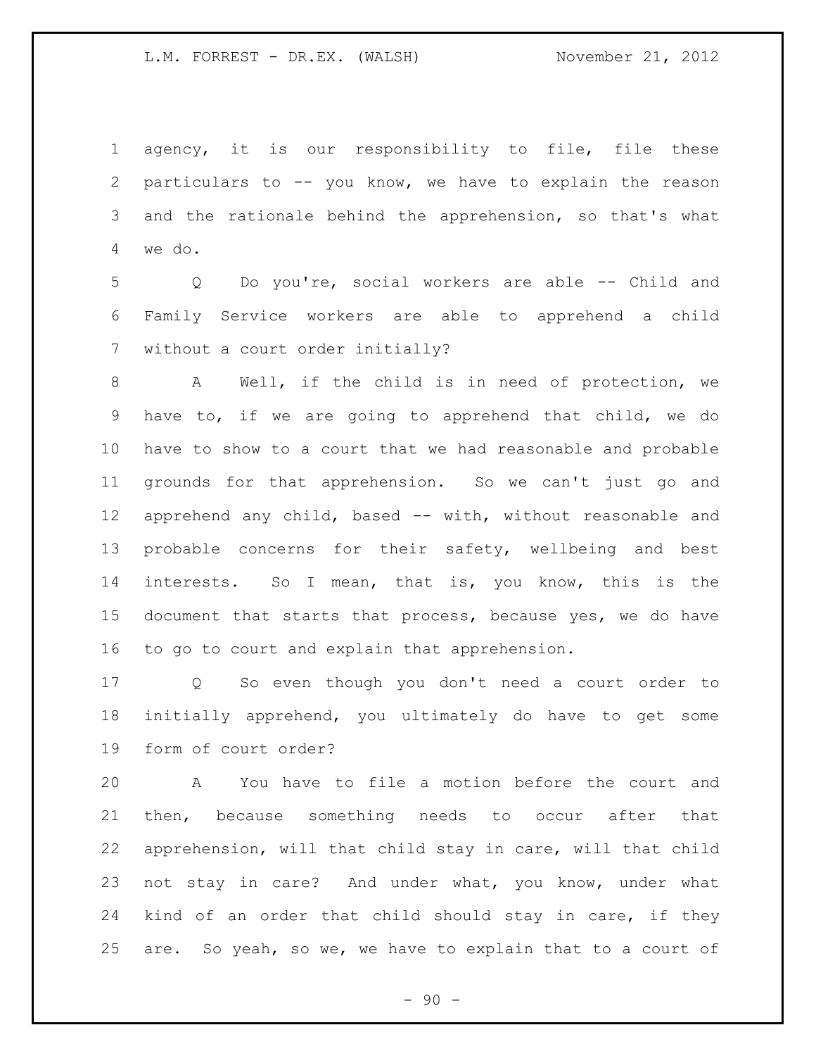agency, it is our responsibility to file, file these particulars to -- you know, we have to explain the reason and the rationale behind the apprehension, so that's what we do.

Q Do you're, social workers are able -- Child and Family Service workers are able to apprehend a child without a court order initially?

A Well, if the child is in need of protection, we have to, if we are going to apprehend that child, we do have to show to a court that we had reasonable and probable grounds for that apprehension. So we can't just go and apprehend any child, based -- with, without reasonable and probable concerns for their safety, wellbeing and best interests. So I mean, that is, you know, this is the document that starts that process, because yes, we do have to go to court and explain that apprehension.

Q So even though you don't need a court order to initially apprehend, you ultimately do have to get some form of court order?

A You have to file a motion before the court and then, because something needs to occur after that apprehension, will that child stay in care, will that child not stay in care? And under what, you know, under what kind of an order that child should stay in care, if they are. So yeah, so we, we have to explain that to a court of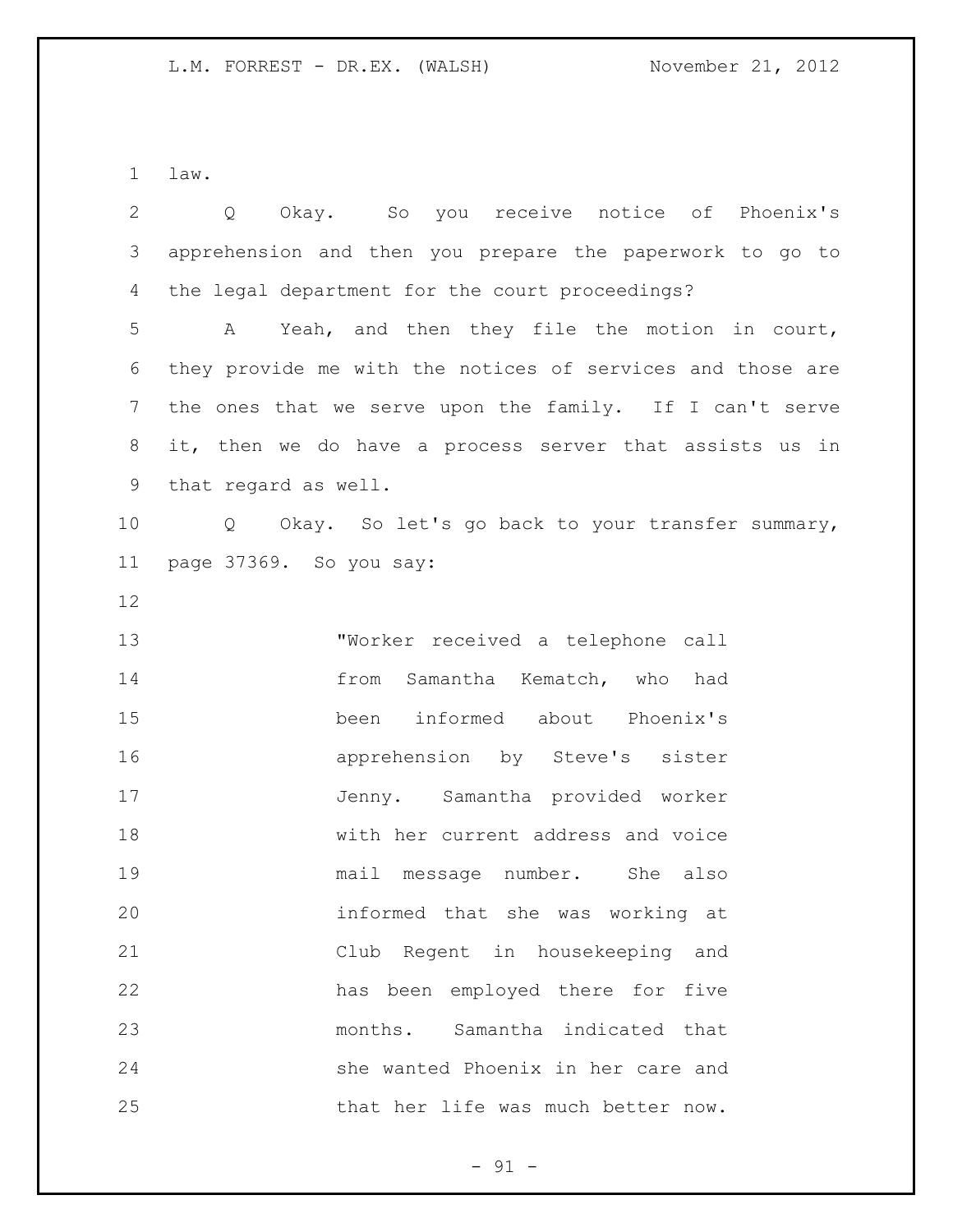law.

Q Okay. So you receive notice of Phoenix's apprehension and then you prepare the paperwork to go to the legal department for the court proceedings?

A Yeah, and then they file the motion in court, they provide me with the notices of services and those are the ones that we serve upon the family. If I can't serve it, then we do have a process server that assists us in that regard as well.

Q Okay. So let's go back to your transfer summary, page 37369. So you say:

> "Worker received a telephone call from Samantha Kematch, who had been informed about Phoenix's apprehension by Steve's sister Jenny. Samantha provided worker with her current address and voice mail message number. She also informed that she was working at Club Regent in housekeeping and has been employed there for five months. Samantha indicated that she wanted Phoenix in her care and that her life was much better now.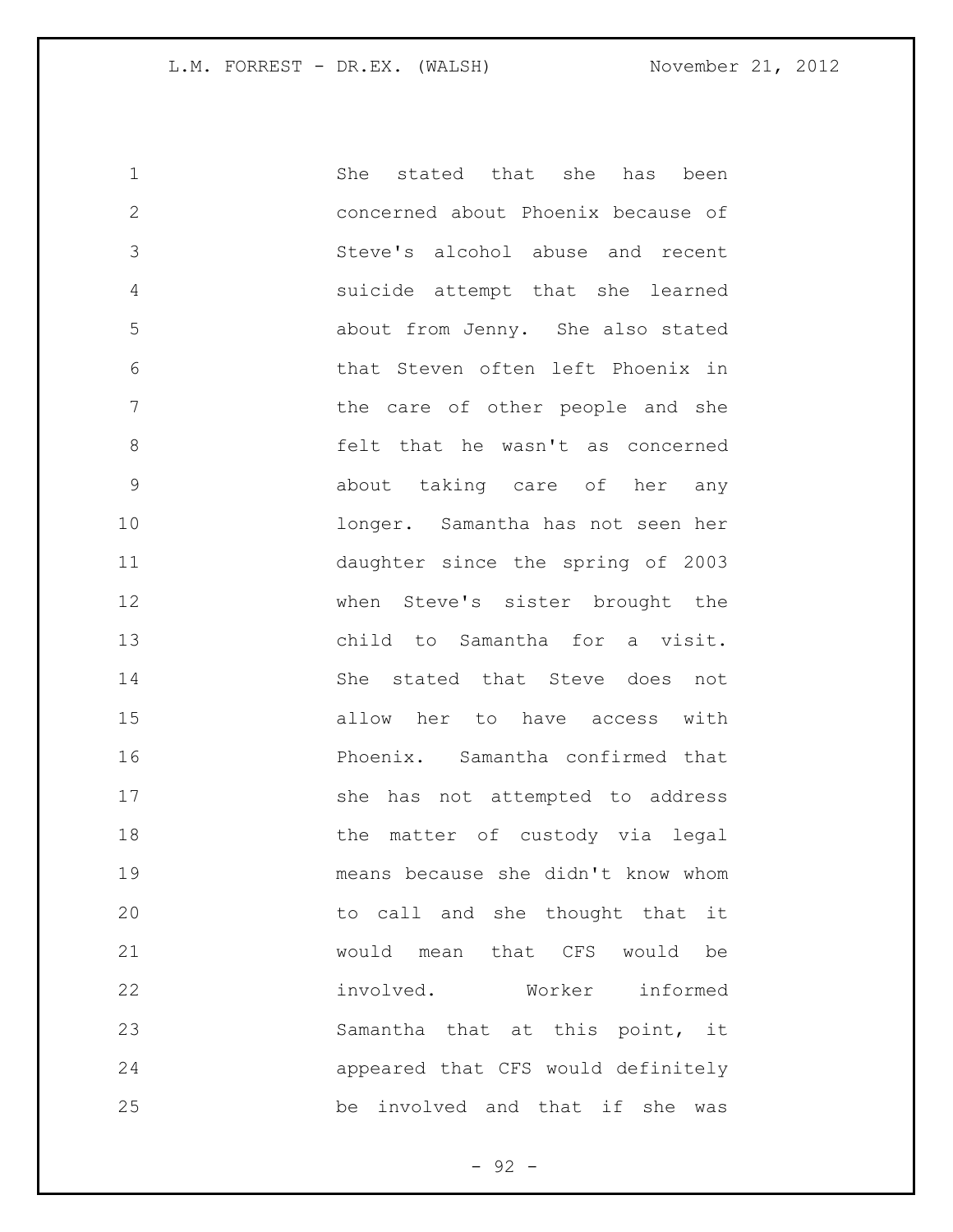She stated that she has been concerned about Phoenix because of Steve's alcohol abuse and recent suicide attempt that she learned about from Jenny. She also stated that Steven often left Phoenix in the care of other people and she felt that he wasn't as concerned about taking care of her any longer. Samantha has not seen her daughter since the spring of 2003 when Steve's sister brought the child to Samantha for a visit. She stated that Steve does not allow her to have access with Phoenix. Samantha confirmed that she has not attempted to address the matter of custody via legal means because she didn't know whom to call and she thought that it would mean that CFS would be involved. Worker informed Samantha that at this point, it appeared that CFS would definitely be involved and that if she was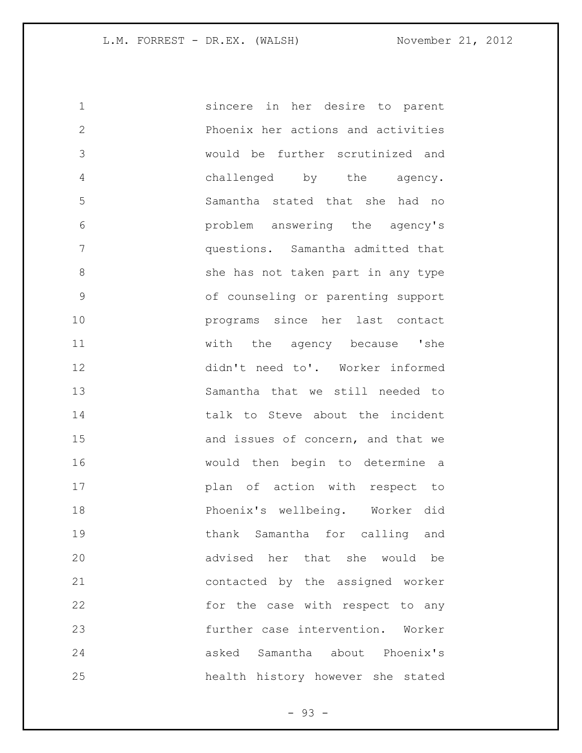sincere in her desire to parent Phoenix her actions and activities would be further scrutinized and challenged by the agency. Samantha stated that she had no problem answering the agency's questions. Samantha admitted that she has not taken part in any type of counseling or parenting support programs since her last contact with the agency because 'she didn't need to'. Worker informed Samantha that we still needed to talk to Steve about the incident and issues of concern, and that we would then begin to determine a plan of action with respect to Phoenix's wellbeing. Worker did thank Samantha for calling and advised her that she would be contacted by the assigned worker for the case with respect to any further case intervention. Worker asked Samantha about Phoenix's health history however she stated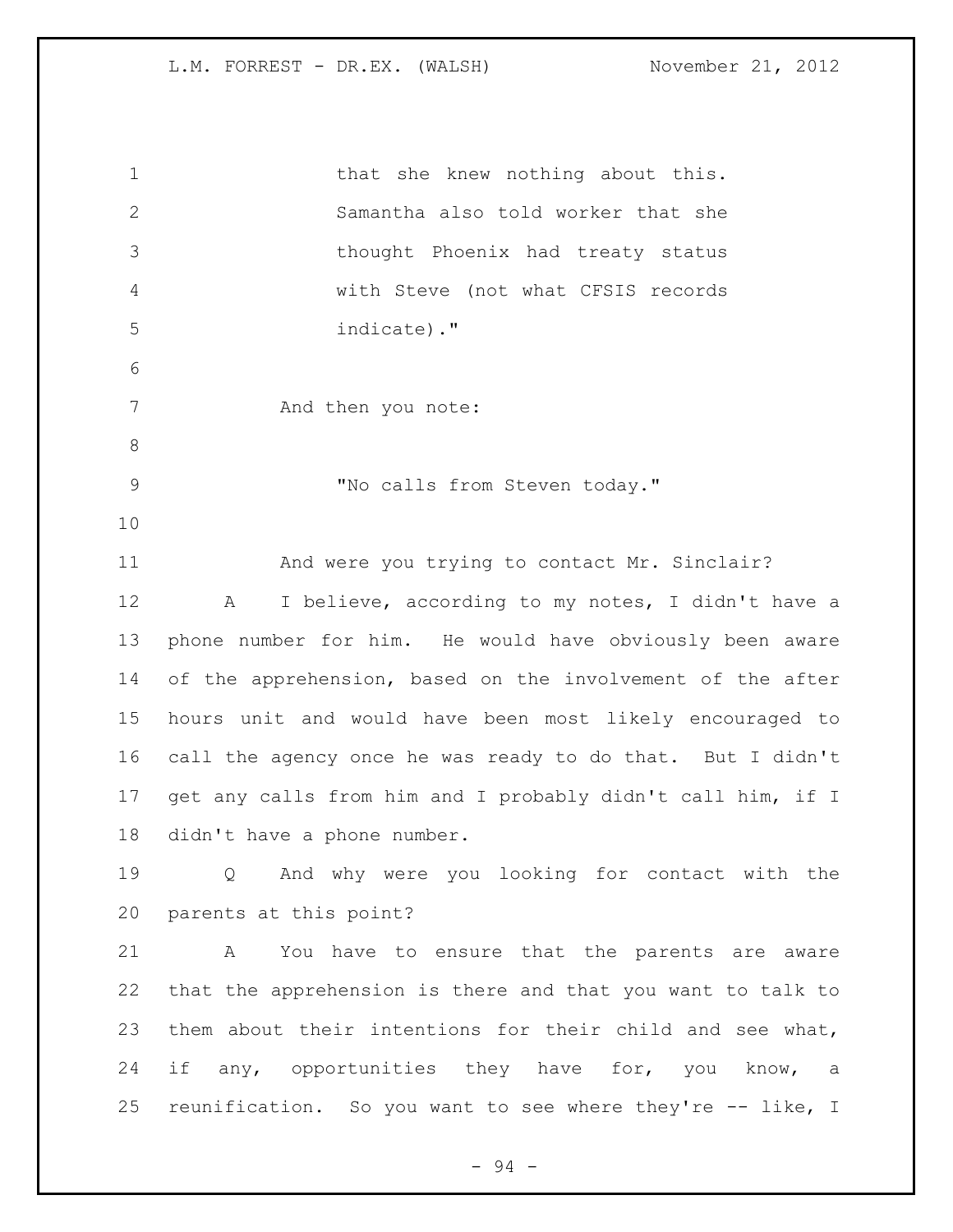that she knew nothing about this. Samantha also told worker that she thought Phoenix had treaty status with Steve (not what CFSIS records indicate)."

And then you note:

"No calls from Steven today."

And were you trying to contact Mr. Sinclair?

A I believe, according to my notes, I didn't have a phone number for him. He would have obviously been aware of the apprehension, based on the involvement of the after hours unit and would have been most likely encouraged to call the agency once he was ready to do that. But I didn't get any calls from him and I probably didn't call him, if I didn't have a phone number.

Q And why were you looking for contact with the parents at this point?

A You have to ensure that the parents are aware that the apprehension is there and that you want to talk to them about their intentions for their child and see what, if any, opportunities they have for, you know, a reunification. So you want to see where they're -- like, I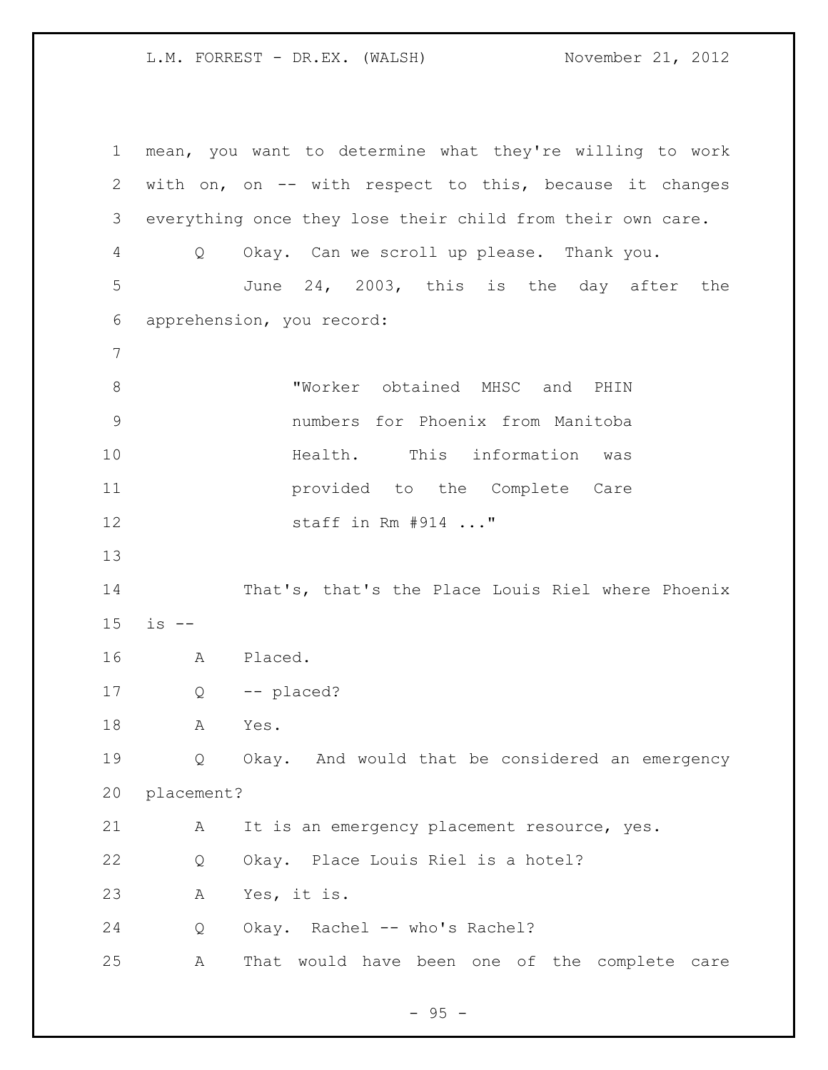mean, you want to determine what they're willing to work with on, on -- with respect to this, because it changes everything once they lose their child from their own care.

Q Okay. Can we scroll up please. Thank you.

June 24, 2003, this is the day after the apprehension, you record:

> "Worker obtained MHSC and PHIN numbers for Phoenix from Manitoba Health. This information was provided to the Complete Care staff in Rm #914 ..."

That's, that's the Place Louis Riel where Phoenix is --

A Placed.

Q -- placed?

A Yes.

Q Okay. And would that be considered an emergency placement?

A It is an emergency placement resource, yes.

Q Okay. Place Louis Riel is a hotel?

A Yes, it is.

Q Okay. Rachel -- who's Rachel?

A That would have been one of the complete care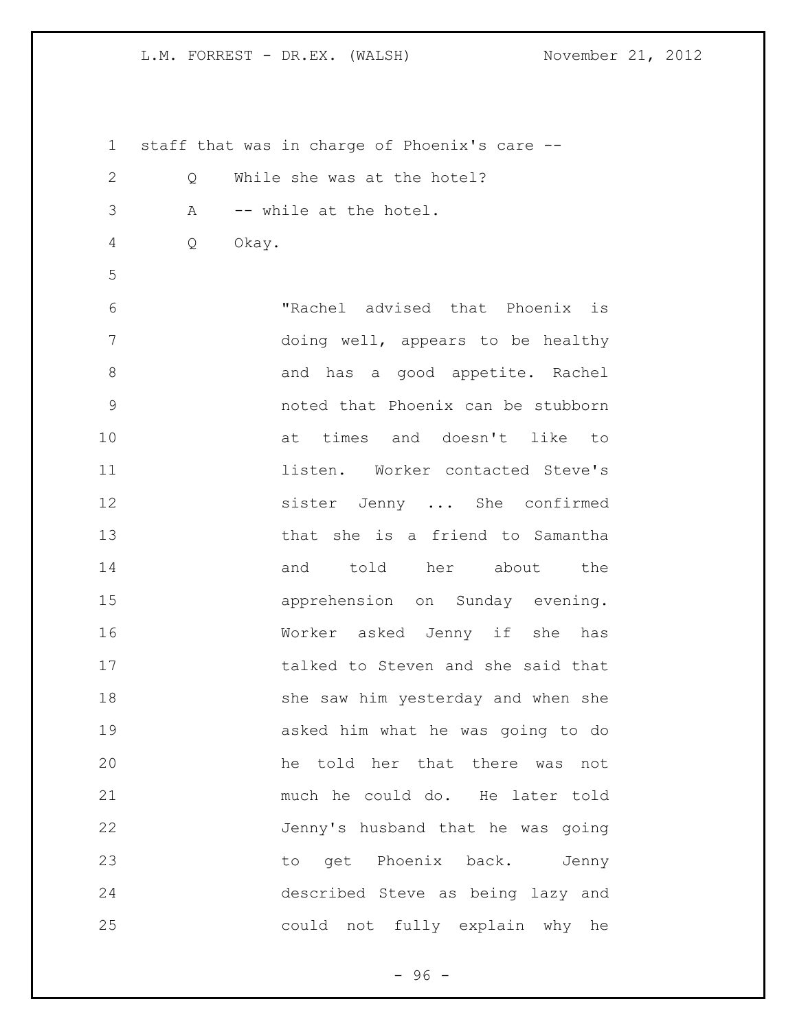staff that was in charge of Phoenix's care --

Q While she was at the hotel?

A -- while at the hotel.

Q Okay.

> "Rachel advised that Phoenix is doing well, appears to be healthy and has a good appetite. Rachel noted that Phoenix can be stubborn at times and doesn't like to listen. Worker contacted Steve's sister Jenny ... She confirmed that she is a friend to Samantha and told her about the apprehension on Sunday evening. Worker asked Jenny if she has talked to Steven and she said that she saw him yesterday and when she asked him what he was going to do he told her that there was not much he could do. He later told Jenny's husband that he was going to get Phoenix back. Jenny described Steve as being lazy and could not fully explain why he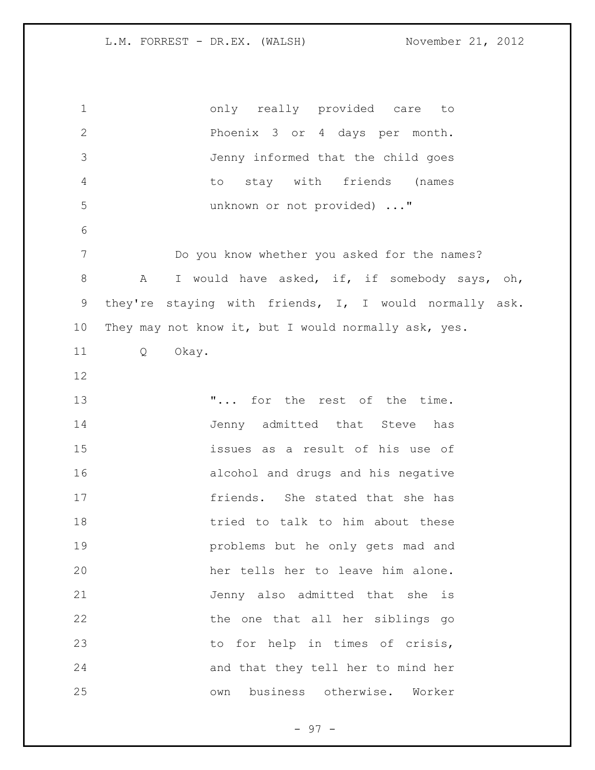only really provided care to Phoenix 3 or 4 days per month. Jenny informed that the child goes to stay with friends (names unknown or not provided) ..."

Do you know whether you asked for the names?

A I would have asked, if, if somebody says, oh, they're staying with friends, I, I would normally ask. They may not know it, but I would normally ask, yes.

Q Okay.

"... for the rest of the time. Jenny admitted that Steve has issues as a result of his use of alcohol and drugs and his negative friends. She stated that she has tried to talk to him about these problems but he only gets mad and her tells her to leave him alone. Jenny also admitted that she is the one that all her siblings go to for help in times of crisis, and that they tell her to mind her own business otherwise. Worker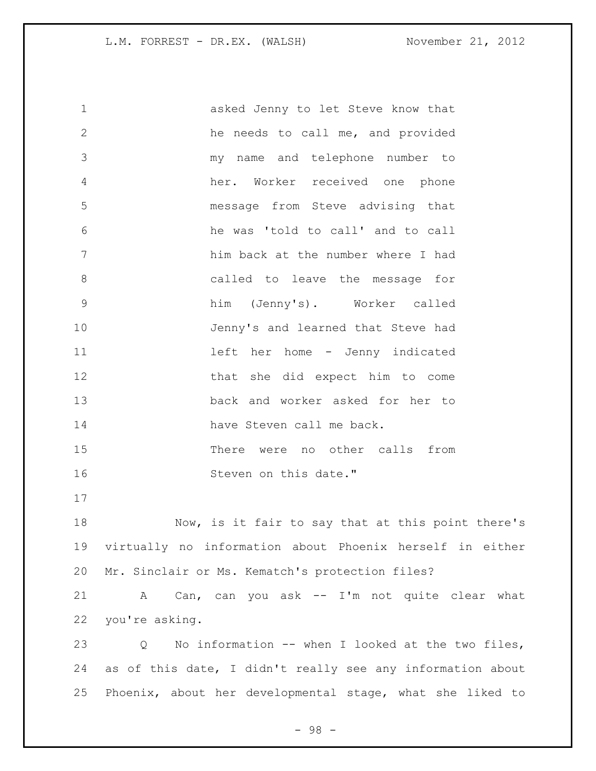asked Jenny to let Steve know that he needs to call me, and provided my name and telephone number to her. Worker received one phone message from Steve advising that he was 'told to call' and to call him back at the number where I had called to leave the message for him (Jenny's). Worker called Jenny's and learned that Steve had left her home - Jenny indicated that she did expect him to come back and worker asked for her to have Steven call me back.

There were no other calls from Steven on this date."

Now, is it fair to say that at this point there's virtually no information about Phoenix herself in either Mr. Sinclair or Ms. Kematch's protection files?

A Can, can you ask -- I'm not quite clear what you're asking.

Q No information -- when I looked at the two files, as of this date, I didn't really see any information about Phoenix, about her developmental stage, what she liked to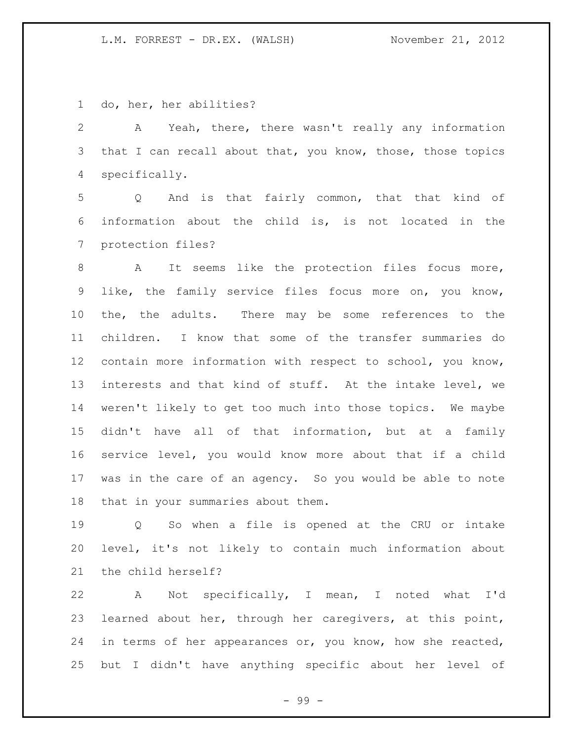do, her, her abilities?

A Yeah, there, there wasn't really any information that I can recall about that, you know, those, those topics specifically.

Q And is that fairly common, that that kind of information about the child is, is not located in the protection files?

A It seems like the protection files focus more, like, the family service files focus more on, you know, the, the adults. There may be some references to the children. I know that some of the transfer summaries do contain more information with respect to school, you know, interests and that kind of stuff. At the intake level, we weren't likely to get too much into those topics. We maybe didn't have all of that information, but at a family service level, you would know more about that if a child was in the care of an agency. So you would be able to note that in your summaries about them.

Q So when a file is opened at the CRU or intake level, it's not likely to contain much information about the child herself?

A Not specifically, I mean, I noted what I'd learned about her, through her caregivers, at this point, in terms of her appearances or, you know, how she reacted, but I didn't have anything specific about her level of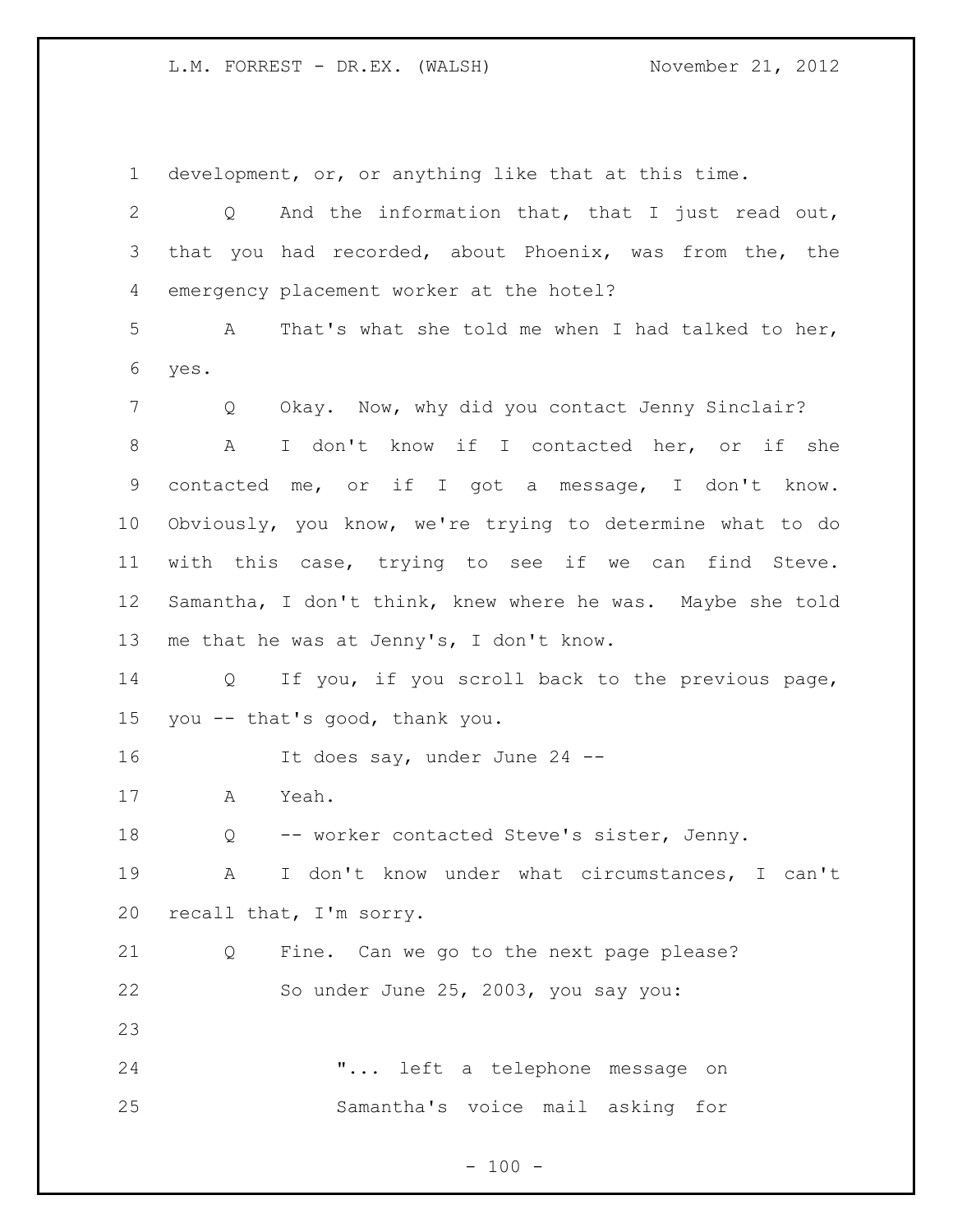development, or, or anything like that at this time.

Q And the information that, that I just read out, that you had recorded, about Phoenix, was from the, the emergency placement worker at the hotel?

A That's what she told me when I had talked to her, yes.

Q Okay. Now, why did you contact Jenny Sinclair?

A I don't know if I contacted her, or if she contacted me, or if I got a message, I don't know. Obviously, you know, we're trying to determine what to do with this case, trying to see if we can find Steve. Samantha, I don't think, knew where he was. Maybe she told me that he was at Jenny's, I don't know.

Q If you, if you scroll back to the previous page, you -- that's good, thank you.

It does say, under June 24 --

A Yeah.

Q -- worker contacted Steve's sister, Jenny.

A I don't know under what circumstances, I can't recall that, I'm sorry.

Q Fine. Can we go to the next page please?

So under June 25, 2003, you say you:

> "... left a telephone message on Samantha's voice mail asking for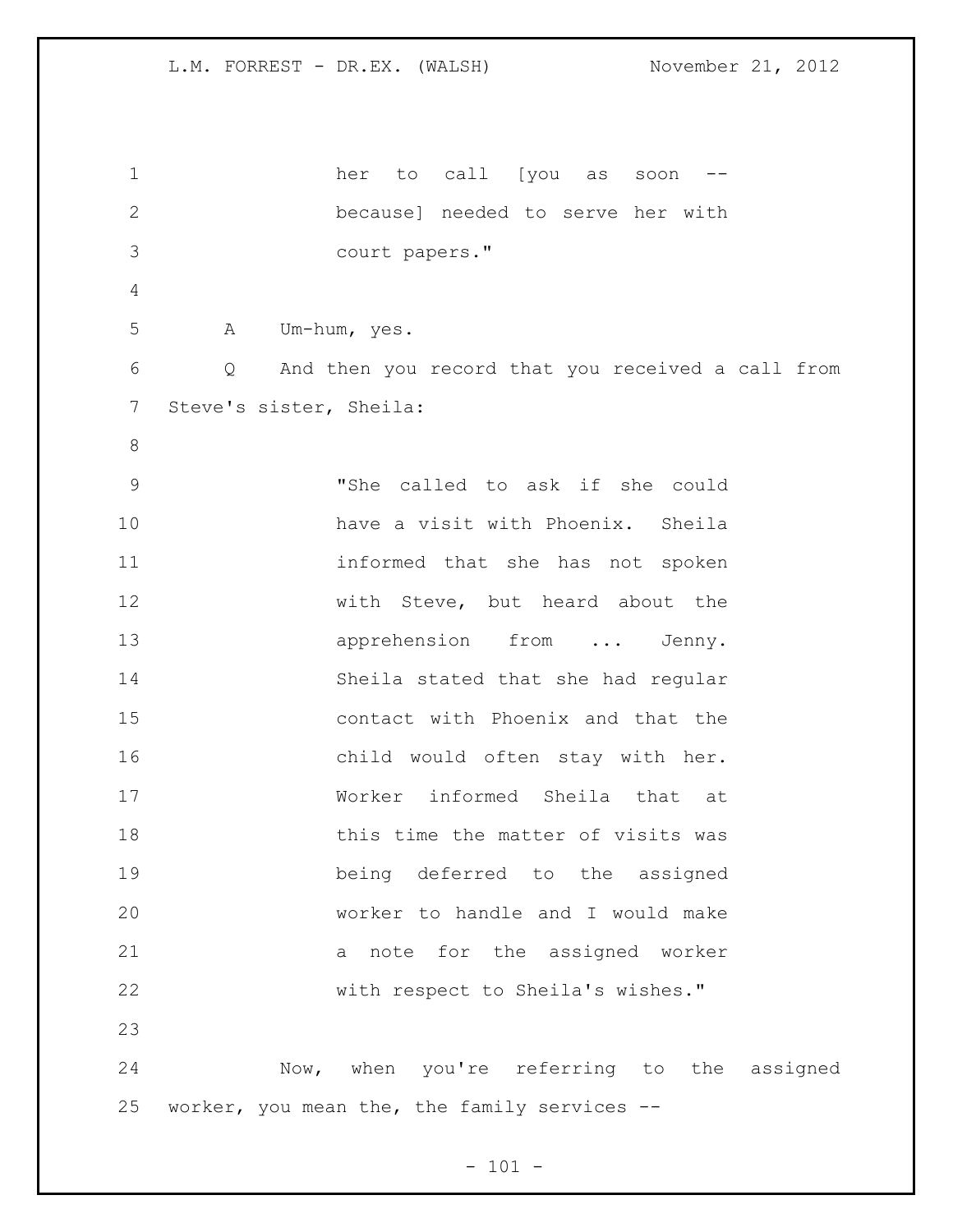her to call [you as soon -- because] needed to serve her with court papers."

A Um-hum, yes.

Q And then you record that you received a call from Steve's sister, Sheila:

> "She called to ask if she could have a visit with Phoenix. Sheila informed that she has not spoken with Steve, but heard about the apprehension from ... Jenny. Sheila stated that she had regular contact with Phoenix and that the child would often stay with her. Worker informed Sheila that at this time the matter of visits was being deferred to the assigned worker to handle and I would make a note for the assigned worker with respect to Sheila's wishes."

Now, when you're referring to the assigned worker, you mean the, the family services --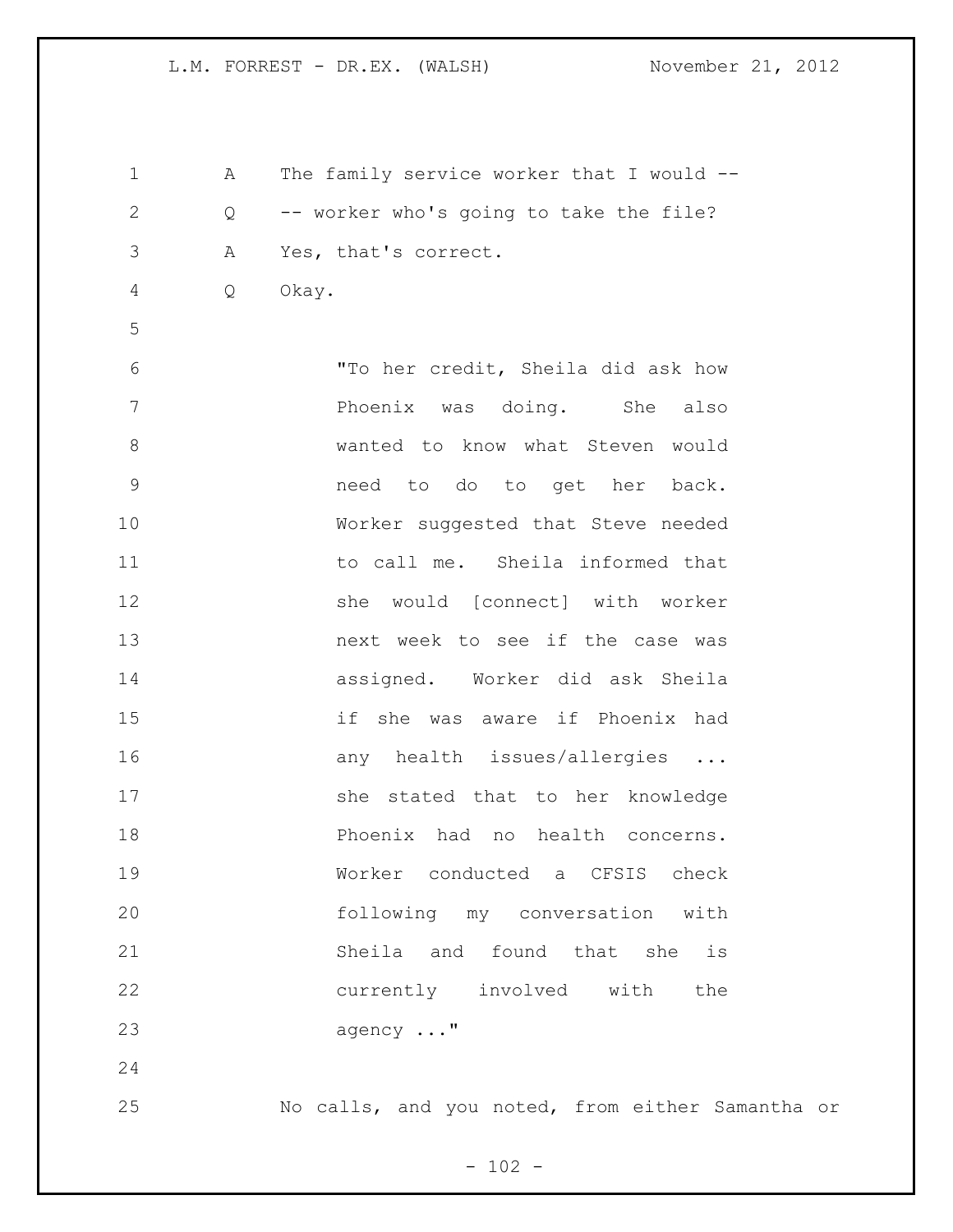A The family service worker that I would --

Q -- worker who's going to take the file?

A Yes, that's correct.

Q Okay.

> "To her credit, Sheila did ask how Phoenix was doing. She also wanted to know what Steven would need to do to get her back. Worker suggested that Steve needed to call me. Sheila informed that she would [connect] with worker next week to see if the case was assigned. Worker did ask Sheila if she was aware if Phoenix had any health issues/allergies ... she stated that to her knowledge Phoenix had no health concerns. Worker conducted a CFSIS check following my conversation with Sheila and found that she is currently involved with the agency ..."

No calls, and you noted, from either Samantha or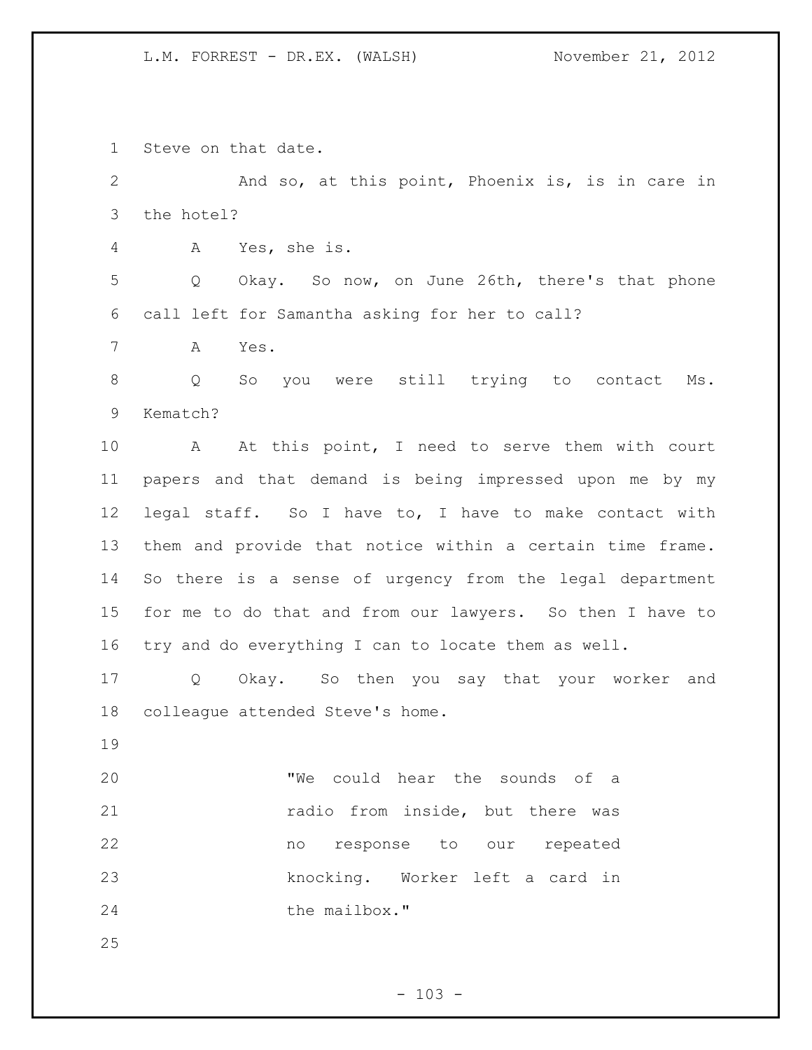Steve on that date.

And so, at this point, Phoenix is, is in care in the hotel?

A Yes, she is.

Q Okay. So now, on June 26th, there's that phone call left for Samantha asking for her to call?

A Yes.

Q So you were still trying to contact Ms. Kematch?

A At this point, I need to serve them with court papers and that demand is being impressed upon me by my legal staff. So I have to, I have to make contact with them and provide that notice within a certain time frame. So there is a sense of urgency from the legal department for me to do that and from our lawyers. So then I have to try and do everything I can to locate them as well.

Q Okay. So then you say that your worker and colleague attended Steve's home.

> "We could hear the sounds of a radio from inside, but there was no response to our repeated knocking. Worker left a card in the mailbox."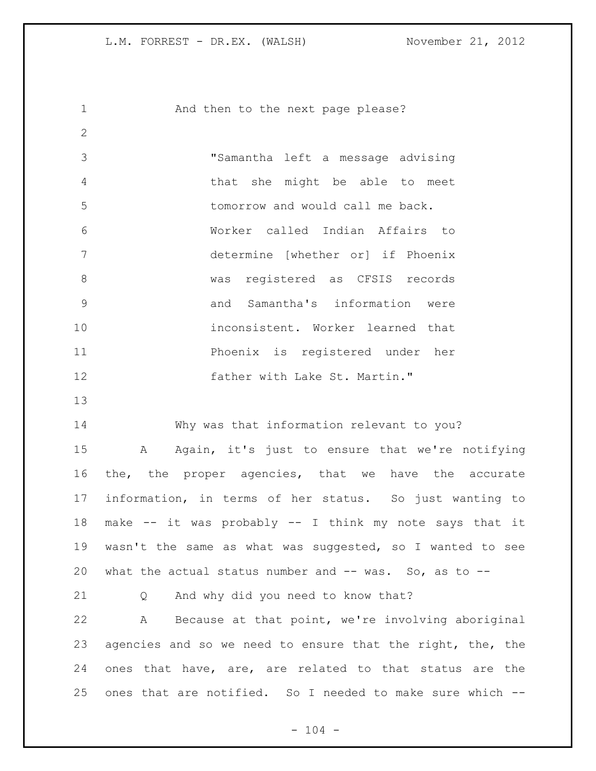And then to the next page please?

> "Samantha left a message advising that she might be able to meet tomorrow and would call me back. Worker called Indian Affairs to determine [whether or] if Phoenix was registered as CFSIS records and Samantha's information were inconsistent. Worker learned that Phoenix is registered under her father with Lake St. Martin."

Why was that information relevant to you?

A Again, it's just to ensure that we're notifying the, the proper agencies, that we have the accurate information, in terms of her status. So just wanting to make -- it was probably -- I think my note says that it wasn't the same as what was suggested, so I wanted to see what the actual status number and -- was. So, as to --

Q And why did you need to know that?

A Because at that point, we're involving aboriginal agencies and so we need to ensure that the right, the, the ones that have, are, are related to that status are the ones that are notified. So I needed to make sure which --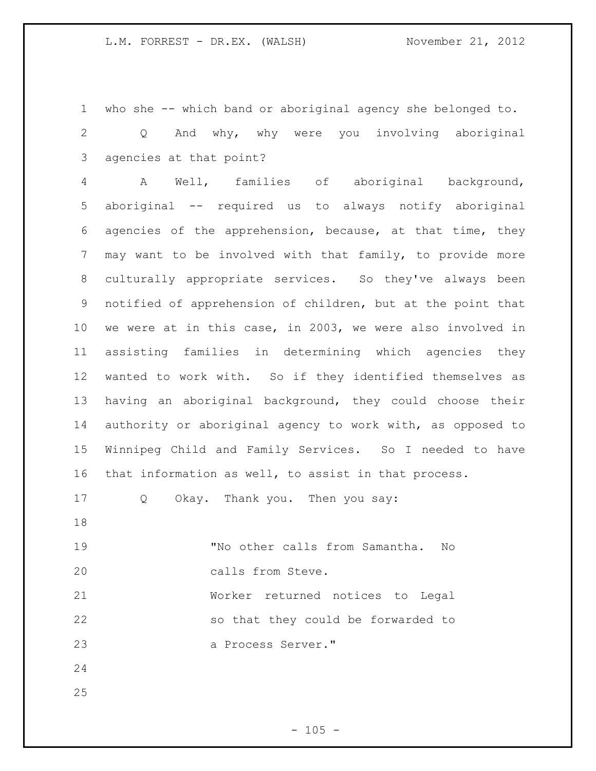who she -- which band or aboriginal agency she belonged to.

Q And why, why were you involving aboriginal agencies at that point?

A Well, families of aboriginal background, aboriginal -- required us to always notify aboriginal agencies of the apprehension, because, at that time, they may want to be involved with that family, to provide more culturally appropriate services. So they've always been notified of apprehension of children, but at the point that we were at in this case, in 2003, we were also involved in assisting families in determining which agencies they wanted to work with. So if they identified themselves as having an aboriginal background, they could choose their authority or aboriginal agency to work with, as opposed to Winnipeg Child and Family Services. So I needed to have that information as well, to assist in that process.

Q Okay. Thank you. Then you say:

> "No other calls from Samantha. No calls from Steve.
> Worker returned notices to Legal so that they could be forwarded to a Process Server."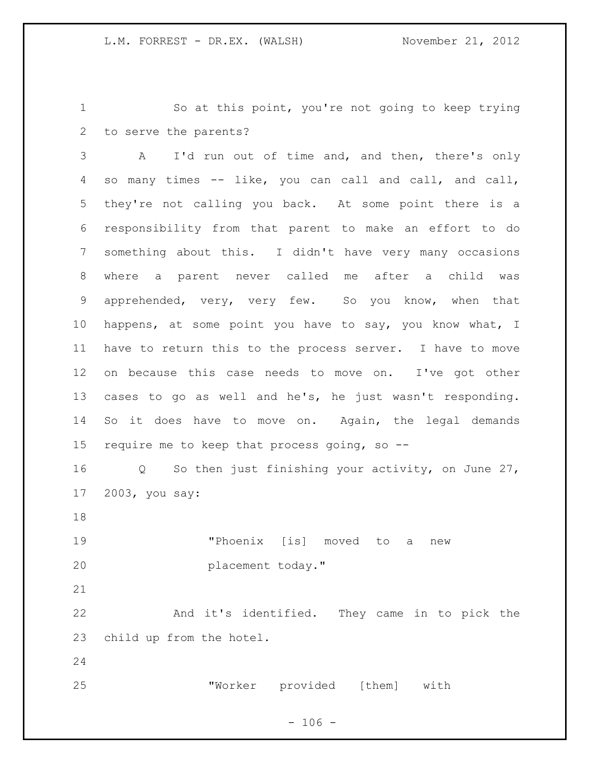So at this point, you're not going to keep trying to serve the parents?

A I'd run out of time and, and then, there's only so many times -- like, you can call and call, and call, they're not calling you back. At some point there is a responsibility from that parent to make an effort to do something about this. I didn't have very many occasions where a parent never called me after a child was apprehended, very, very few. So you know, when that happens, at some point you have to say, you know what, I have to return this to the process server. I have to move on because this case needs to move on. I've got other cases to go as well and he's, he just wasn't responding. So it does have to move on. Again, the legal demands require me to keep that process going, so --

Q So then just finishing your activity, on June 27, 2003, you say:

> "Phoenix [is] moved to a new placement today."

And it's identified. They came in to pick the child up from the hotel.

> "Worker provided [them] with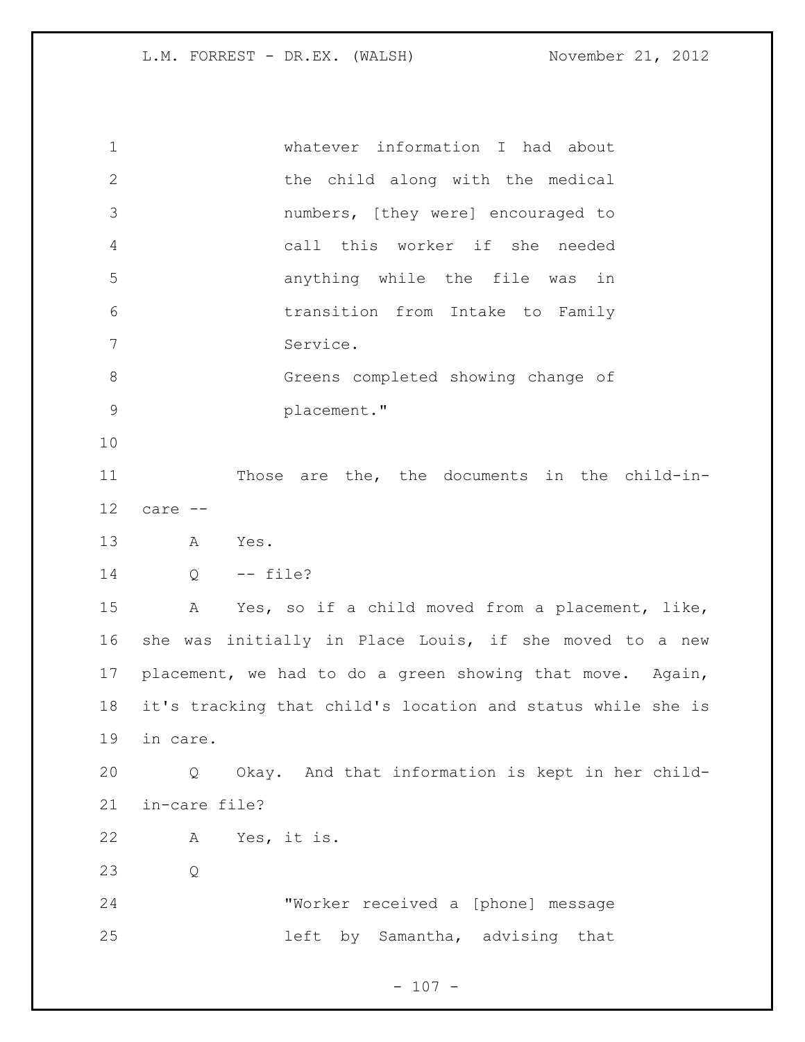whatever information I had about the child along with the medical numbers, [they were] encouraged to call this worker if she needed anything while the file was in transition from Intake to Family Service.

Greens completed showing change of placement."

Those are the, the documents in the child-in-care --

A Yes.

Q -- file?

A Yes, so if a child moved from a placement, like, she was initially in Place Louis, if she moved to a new placement, we had to do a green showing that move. Again, it's tracking that child's location and status while she is in care.

Q Okay. And that information is kept in her child-in-care file?

A Yes, it is.

Q

"Worker received a [phone] message left by Samantha, advising that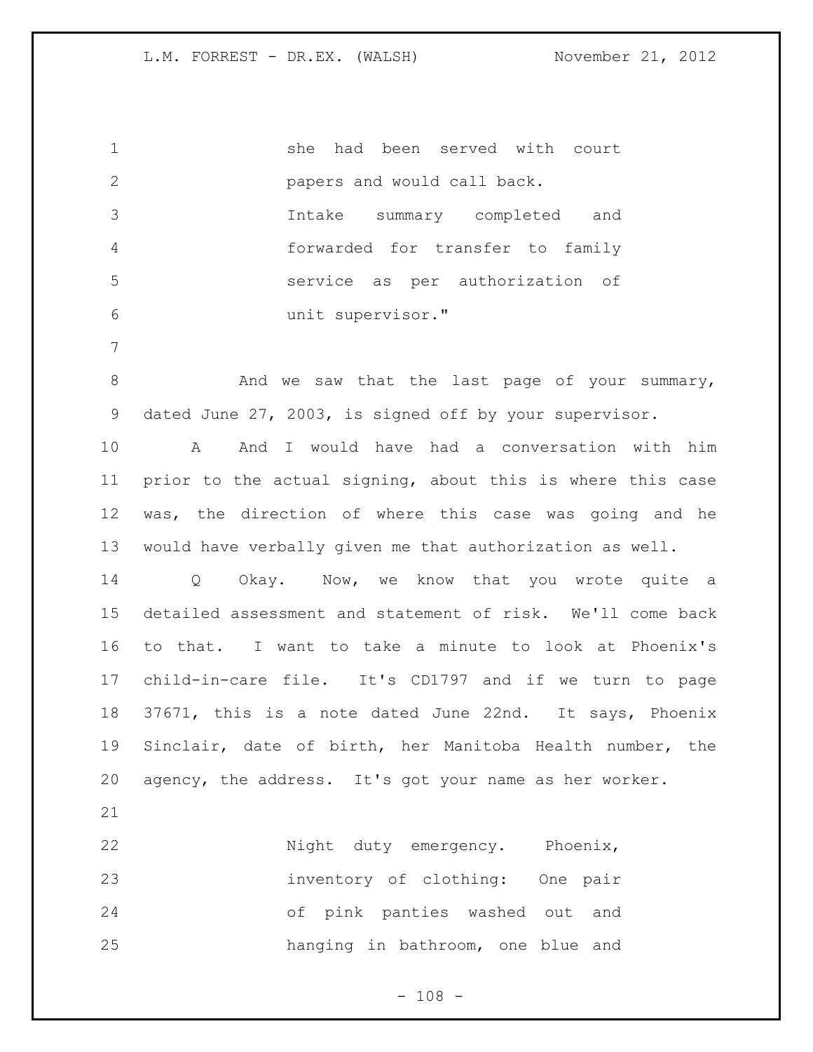she had been served with court papers and would call back. Intake summary completed and forwarded for transfer to family service as per authorization of unit supervisor."

And we saw that the last page of your summary, dated June 27, 2003, is signed off by your supervisor.

A And I would have had a conversation with him prior to the actual signing, about this is where this case was, the direction of where this case was going and he would have verbally given me that authorization as well.

Q Okay. Now, we know that you wrote quite a detailed assessment and statement of risk. We'll come back to that. I want to take a minute to look at Phoenix's child-in-care file. It's CD1797 and if we turn to page 37671, this is a note dated June 22nd. It says, Phoenix Sinclair, date of birth, her Manitoba Health number, the agency, the address. It's got your name as her worker.

Night duty emergency. Phoenix, inventory of clothing: One pair of pink panties washed out and hanging in bathroom, one blue and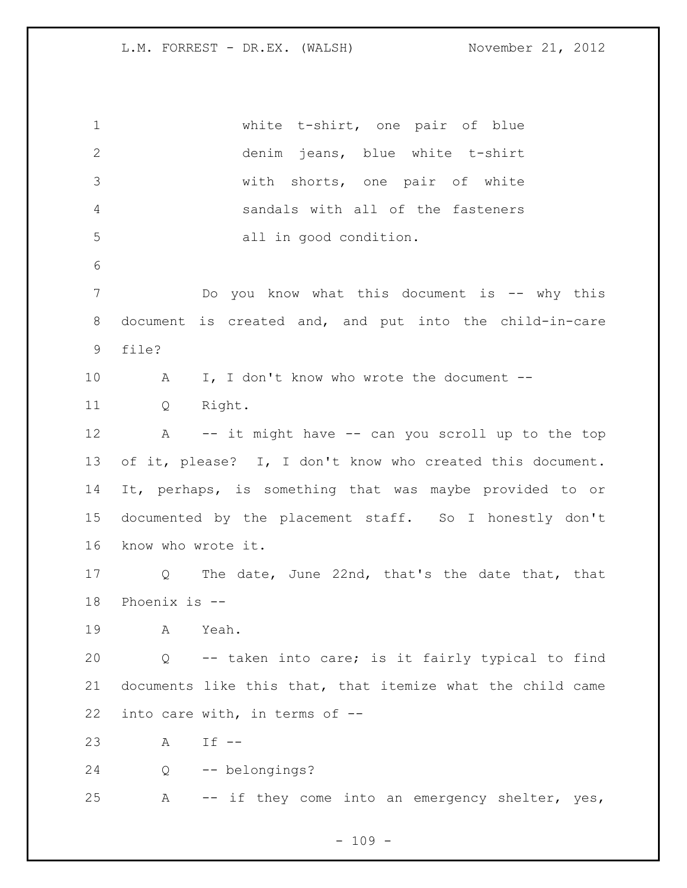white t-shirt, one pair of blue denim jeans, blue white t-shirt with shorts, one pair of white sandals with all of the fasteners all in good condition.

Do you know what this document is -- why this document is created and, and put into the child-in-care file?

A I, I don't know who wrote the document --

Q Right.

A -- it might have -- can you scroll up to the top of it, please? I, I don't know who created this document. It, perhaps, is something that was maybe provided to or documented by the placement staff. So I honestly don't know who wrote it.

Q The date, June 22nd, that's the date that, that Phoenix is --

A Yeah.

Q -- taken into care; is it fairly typical to find documents like this that, that itemize what the child came into care with, in terms of --

A If --

Q -- belongings?

A -- if they come into an emergency shelter, yes,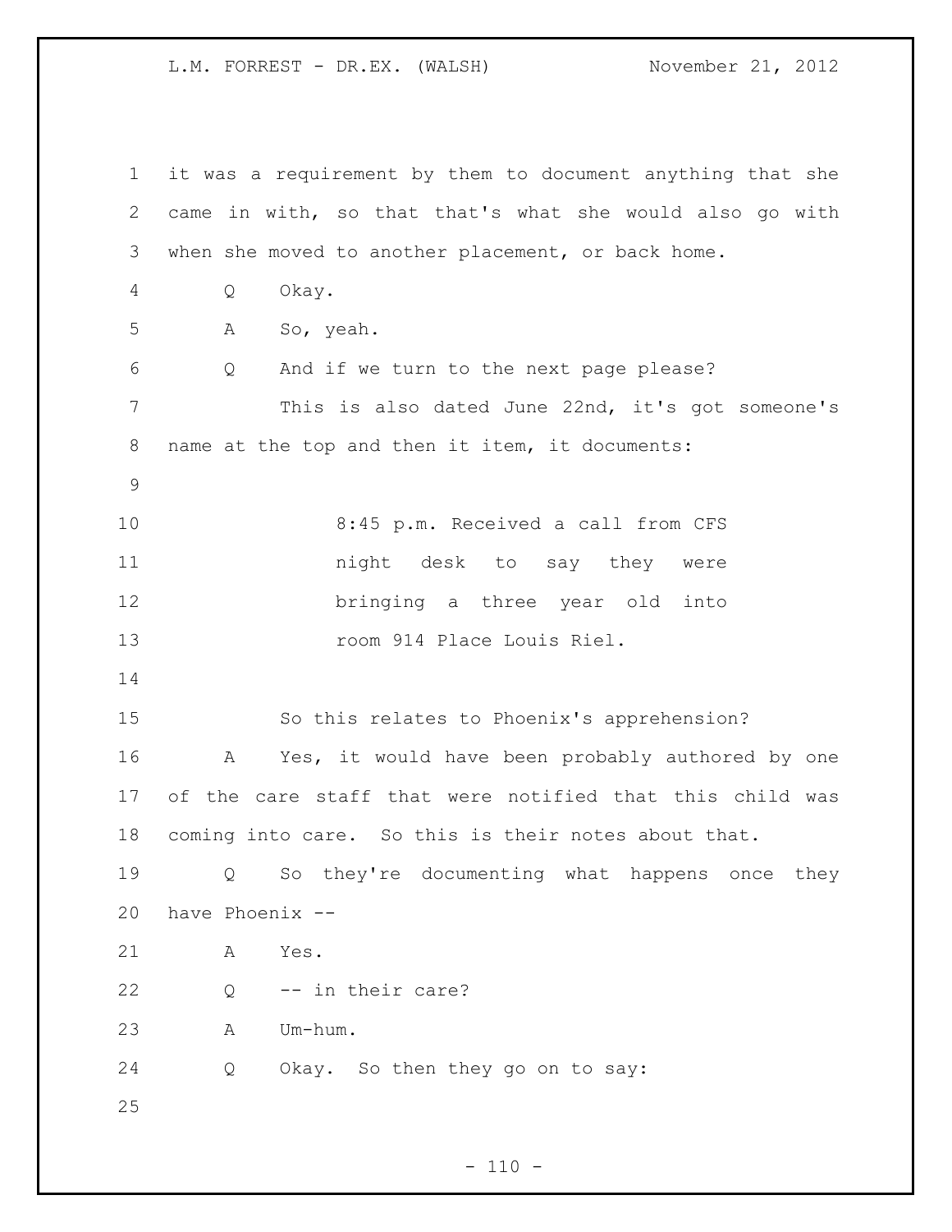it was a requirement by them to document anything that she came in with, so that that's what she would also go with when she moved to another placement, or back home.

Q Okay.

A So, yeah.

Q And if we turn to the next page please?

This is also dated June 22nd, it's got someone's name at the top and then it item, it documents:

> 8:45 p.m. Received a call from CFS night desk to say they were bringing a three year old into room 914 Place Louis Riel.

So this relates to Phoenix's apprehension?

A Yes, it would have been probably authored by one of the care staff that were notified that this child was coming into care. So this is their notes about that.

Q So they're documenting what happens once they have Phoenix --

A Yes.

Q -- in their care?

A Um-hum.

Q Okay. So then they go on to say: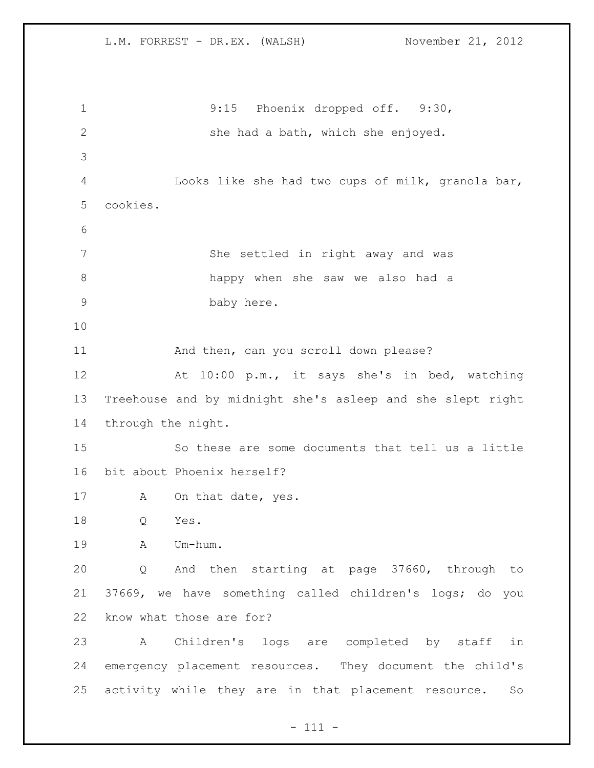9:15 Phoenix dropped off. 9:30, she had a bath, which she enjoyed.

Looks like she had two cups of milk, granola bar, cookies.

She settled in right away and was happy when she saw we also had a baby here.

And then, can you scroll down please?

At 10:00 p.m., it says she's in bed, watching Treehouse and by midnight she's asleep and she slept right through the night.

So these are some documents that tell us a little bit about Phoenix herself?

A On that date, yes.

Q Yes.

A Um-hum.

Q And then starting at page 37660, through to 37669, we have something called children's logs; do you know what those are for?

A Children's logs are completed by staff in emergency placement resources. They document the child's activity while they are in that placement resource. So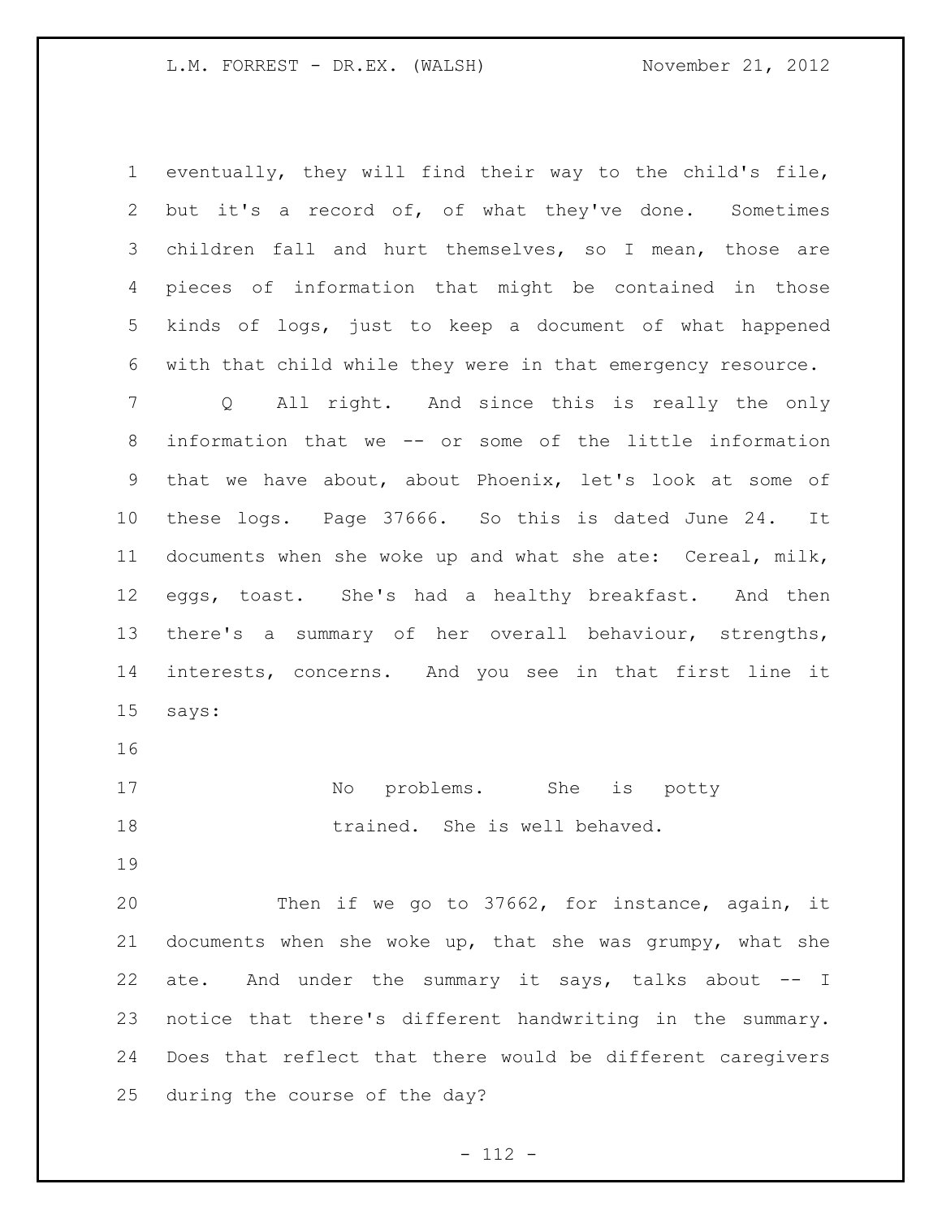eventually, they will find their way to the child's file, but it's a record of, of what they've done. Sometimes children fall and hurt themselves, so I mean, those are pieces of information that might be contained in those kinds of logs, just to keep a document of what happened with that child while they were in that emergency resource.

Q All right. And since this is really the only information that we -- or some of the little information that we have about, about Phoenix, let's look at some of these logs. Page 37666. So this is dated June 24. It documents when she woke up and what she ate: Cereal, milk, eggs, toast. She's had a healthy breakfast. And then there's a summary of her overall behaviour, strengths, interests, concerns. And you see in that first line it says:

> No problems. She is potty trained. She is well behaved.

Then if we go to 37662, for instance, again, it documents when she woke up, that she was grumpy, what she ate. And under the summary it says, talks about -- I notice that there's different handwriting in the summary. Does that reflect that there would be different caregivers during the course of the day?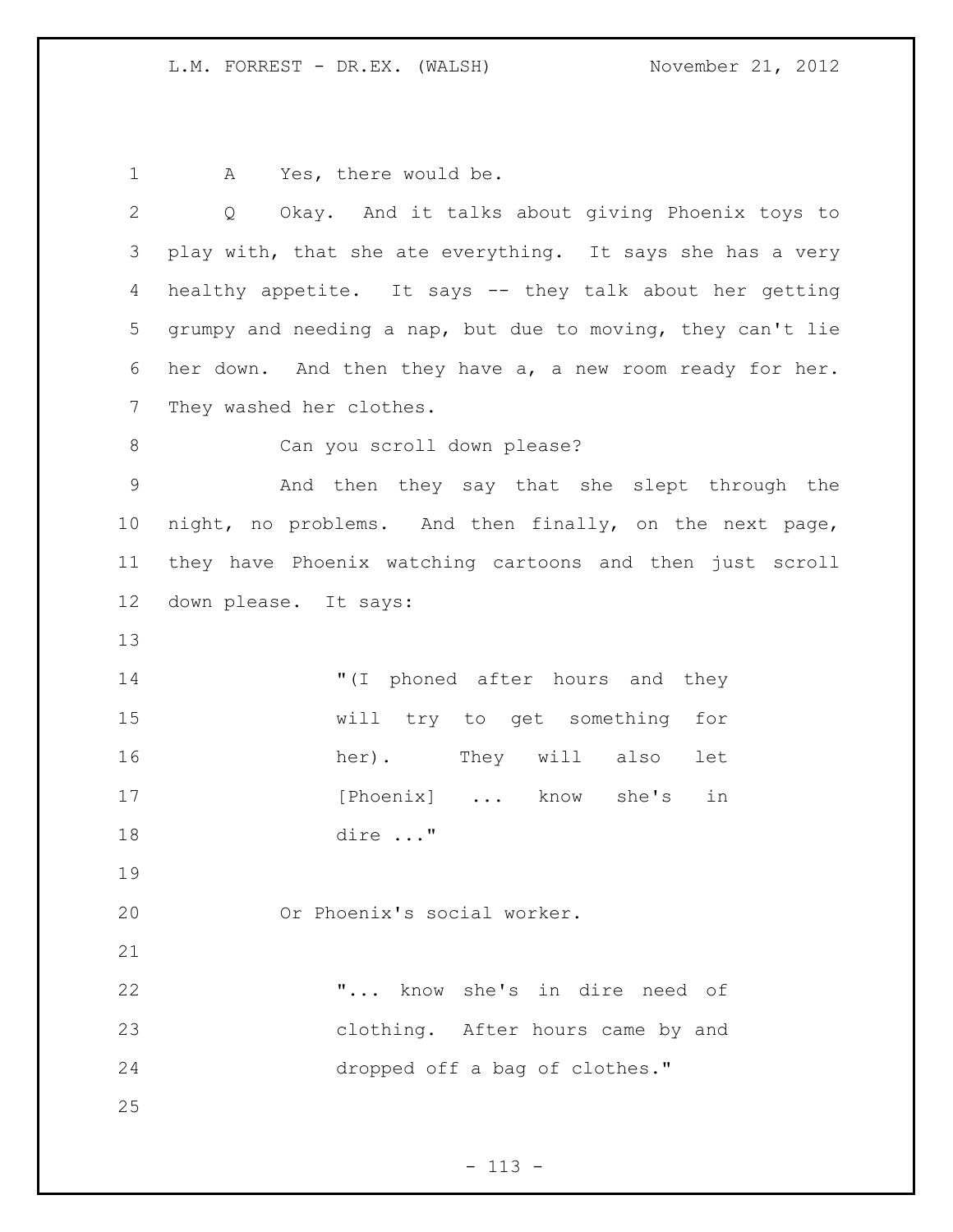A Yes, there would be.

Q Okay. And it talks about giving Phoenix toys to play with, that she ate everything. It says she has a very healthy appetite. It says -- they talk about her getting grumpy and needing a nap, but due to moving, they can't lie her down. And then they have a, a new room ready for her. They washed her clothes.

Can you scroll down please?

And then they say that she slept through the night, no problems. And then finally, on the next page, they have Phoenix watching cartoons and then just scroll down please. It says:

> "(I phoned after hours and they will try to get something for her). They will also let [Phoenix] ... know she's in dire ..."

Or Phoenix's social worker.

> "... know she's in dire need of clothing. After hours came by and dropped off a bag of clothes."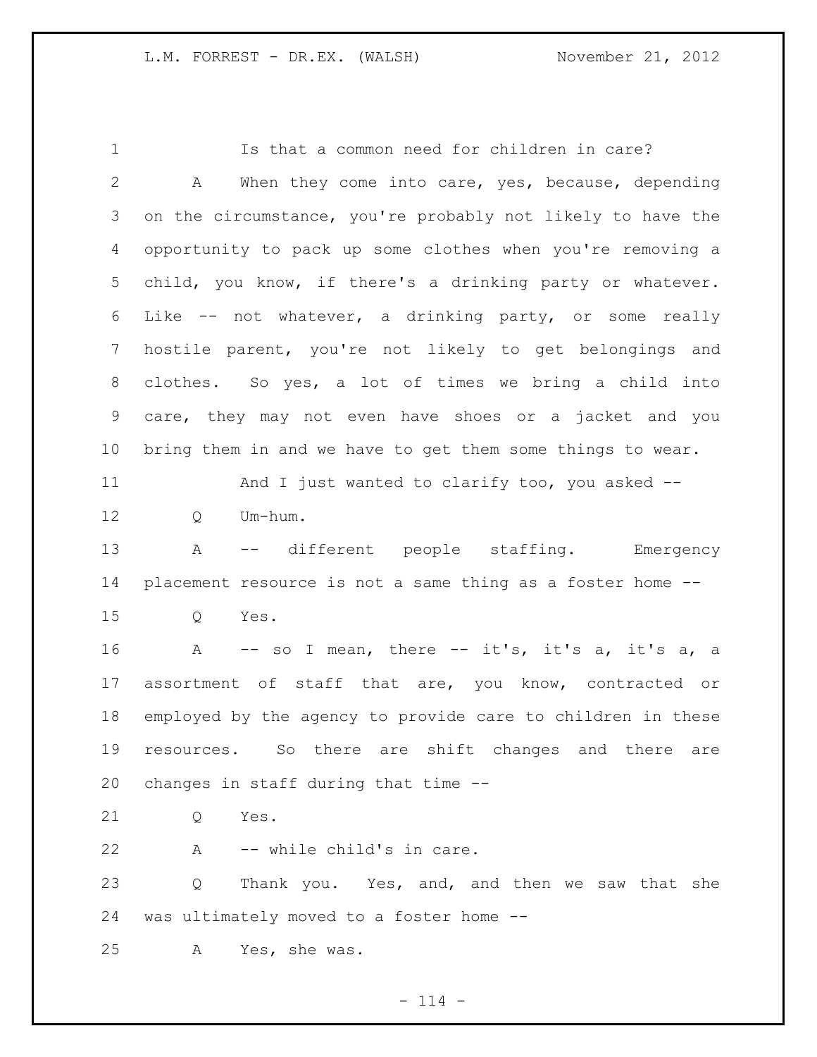Is that a common need for children in care?

A When they come into care, yes, because, depending on the circumstance, you're probably not likely to have the opportunity to pack up some clothes when you're removing a child, you know, if there's a drinking party or whatever. Like -- not whatever, a drinking party, or some really hostile parent, you're not likely to get belongings and clothes. So yes, a lot of times we bring a child into care, they may not even have shoes or a jacket and you bring them in and we have to get them some things to wear.

And I just wanted to clarify too, you asked --

Q Um-hum.

A -- different people staffing. Emergency placement resource is not a same thing as a foster home --

Q Yes.

A -- so I mean, there -- it's, it's a, it's a, a assortment of staff that are, you know, contracted or employed by the agency to provide care to children in these resources. So there are shift changes and there are changes in staff during that time --

Q Yes.

A -- while child's in care.

Q Thank you. Yes, and, and then we saw that she was ultimately moved to a foster home --

A Yes, she was.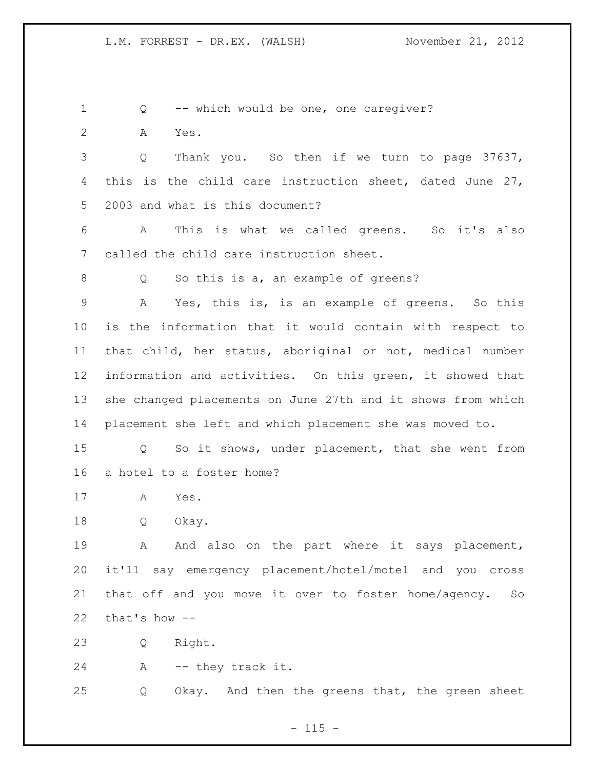Q -- which would be one, one caregiver?

A Yes.

Q Thank you. So then if we turn to page 37637, this is the child care instruction sheet, dated June 27, 2003 and what is this document?

A This is what we called greens. So it's also called the child care instruction sheet.

Q So this is a, an example of greens?

A Yes, this is, is an example of greens. So this is the information that it would contain with respect to that child, her status, aboriginal or not, medical number information and activities. On this green, it showed that she changed placements on June 27th and it shows from which placement she left and which placement she was moved to.

Q So it shows, under placement, that she went from a hotel to a foster home?

A Yes.

Q Okay.

A And also on the part where it says placement, it'll say emergency placement/hotel/motel and you cross that off and you move it over to foster home/agency. So that's how --

Q Right.

A -- they track it.

Q Okay. And then the greens that, the green sheet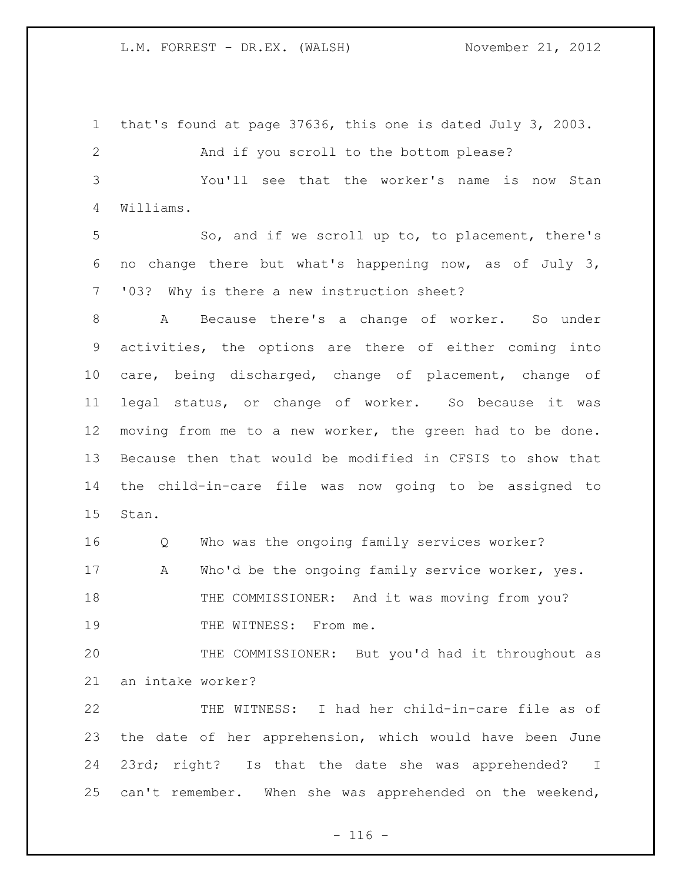that's found at page 37636, this one is dated July 3, 2003.

And if you scroll to the bottom please?

You'll see that the worker's name is now Stan Williams.

So, and if we scroll up to, to placement, there's no change there but what's happening now, as of July 3, '03? Why is there a new instruction sheet?

A Because there's a change of worker. So under activities, the options are there of either coming into care, being discharged, change of placement, change of legal status, or change of worker. So because it was moving from me to a new worker, the green had to be done. Because then that would be modified in CFSIS to show that the child-in-care file was now going to be assigned to Stan.

Q Who was the ongoing family services worker?

A Who'd be the ongoing family service worker, yes.

THE COMMISSIONER: And it was moving from you?

THE WITNESS: From me.

THE COMMISSIONER: But you'd had it throughout as an intake worker?

THE WITNESS: I had her child-in-care file as of the date of her apprehension, which would have been June 23rd; right? Is that the date she was apprehended? I can't remember. When she was apprehended on the weekend,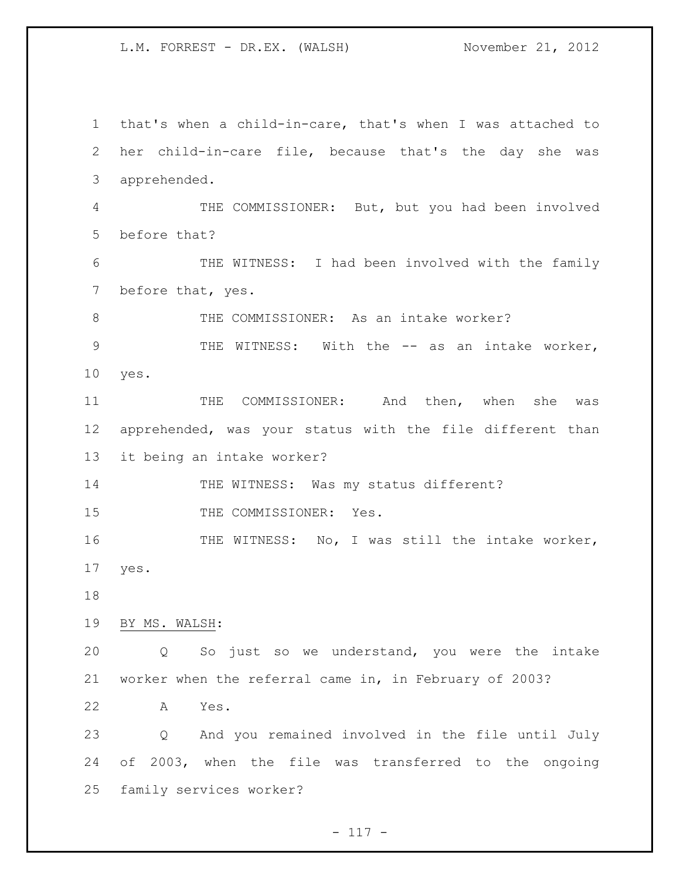that's when a child-in-care, that's when I was attached to her child-in-care file, because that's the day she was apprehended.

THE COMMISSIONER: But, but you had been involved before that?

THE WITNESS: I had been involved with the family before that, yes.

THE COMMISSIONER: As an intake worker?

THE WITNESS: With the -- as an intake worker, yes.

THE COMMISSIONER: And then, when she was apprehended, was your status with the file different than it being an intake worker?

THE WITNESS: Was my status different?

THE COMMISSIONER: Yes.

THE WITNESS: No, I was still the intake worker, yes.

BY MS. WALSH:

Q So just so we understand, you were the intake worker when the referral came in, in February of 2003?

A Yes.

Q And you remained involved in the file until July of 2003, when the file was transferred to the ongoing family services worker?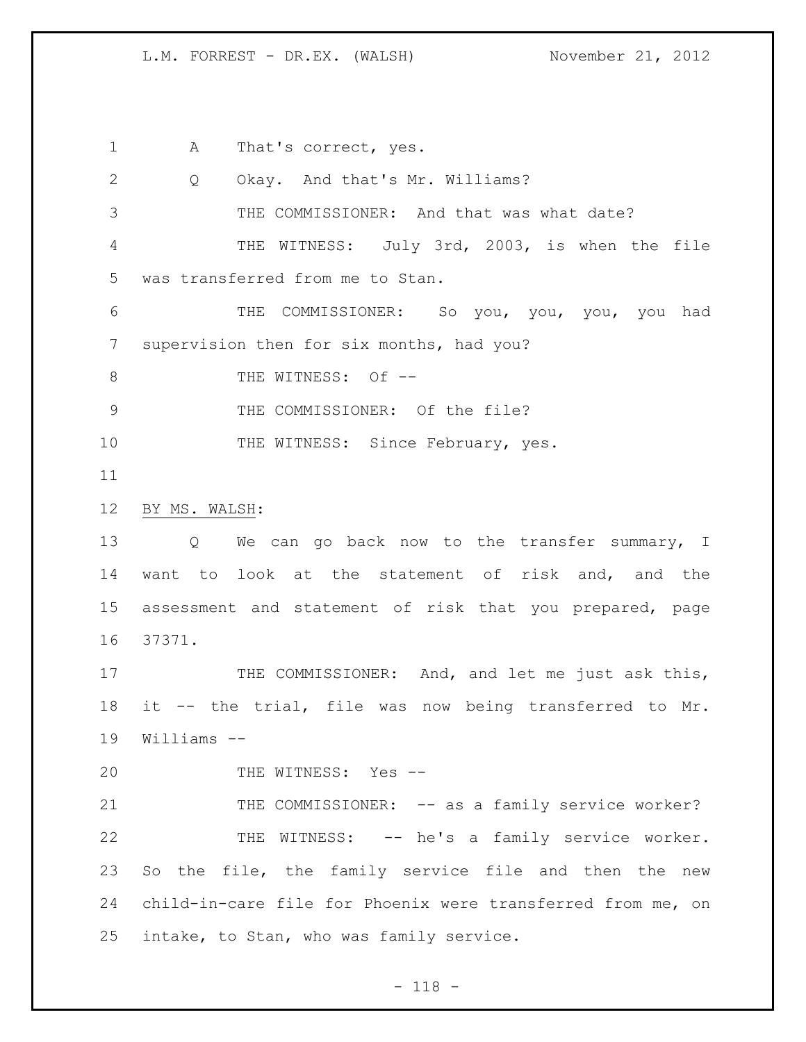A    That's correct, yes.

Q    Okay.  And that's Mr. Williams?

THE COMMISSIONER:  And that was what date?

THE WITNESS:  July 3rd, 2003, is when the file was transferred from me to Stan.

THE COMMISSIONER:  So you, you, you, you had supervision then for six months, had you?

THE WITNESS:  Of --

THE COMMISSIONER:  Of the file?

THE WITNESS:  Since February, yes.

BY MS. WALSH:

Q    We can go back now to the transfer summary, I want to look at the statement of risk and, and the assessment and statement of risk that you prepared, page 37371.

THE COMMISSIONER:  And, and let me just ask this, it -- the trial, file was now being transferred to Mr. Williams --

THE WITNESS:  Yes --

THE COMMISSIONER:  -- as a family service worker?

THE WITNESS:  -- he's a family service worker. So the file, the family service file and then the new child-in-care file for Phoenix were transferred from me, on intake, to Stan, who was family service.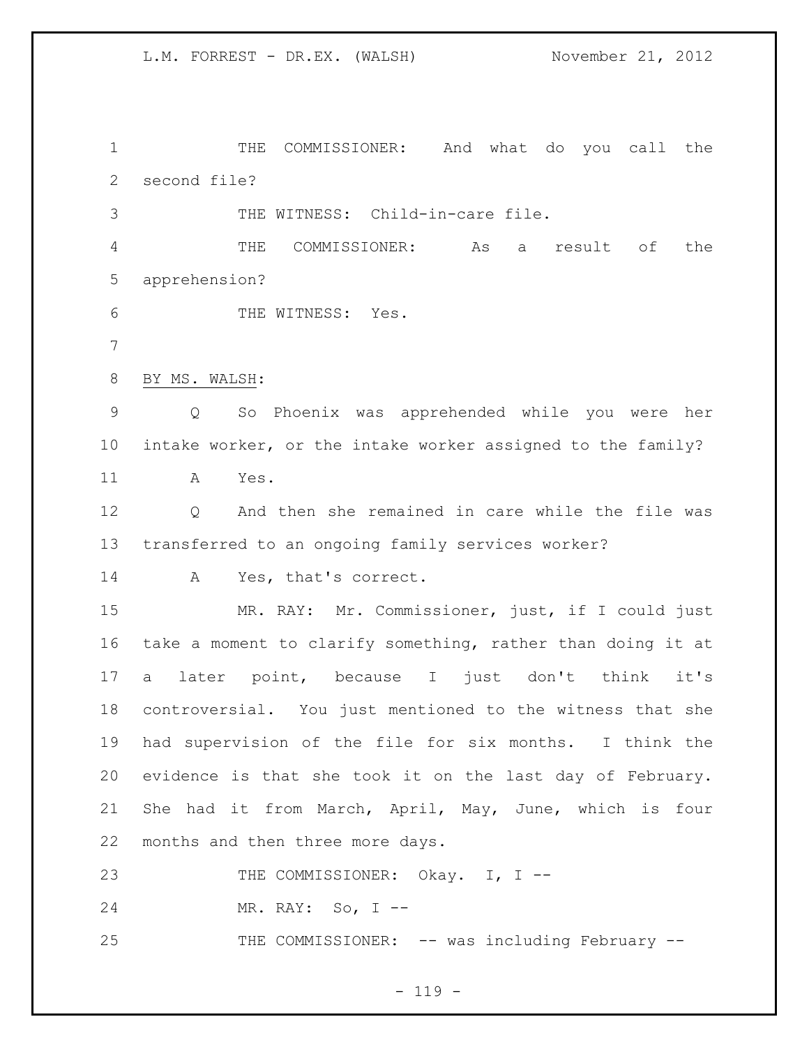THE COMMISSIONER: And what do you call the second file?

THE WITNESS: Child-in-care file.

THE COMMISSIONER: As a result of the apprehension?

THE WITNESS: Yes.

BY MS. WALSH:

Q So Phoenix was apprehended while you were her intake worker, or the intake worker assigned to the family?

A Yes.

Q And then she remained in care while the file was transferred to an ongoing family services worker?

A Yes, that's correct.

MR. RAY: Mr. Commissioner, just, if I could just take a moment to clarify something, rather than doing it at a later point, because I just don't think it's controversial. You just mentioned to the witness that she had supervision of the file for six months. I think the evidence is that she took it on the last day of February. She had it from March, April, May, June, which is four months and then three more days.

THE COMMISSIONER: Okay. I, I --

MR. RAY: So, I --

THE COMMISSIONER: -- was including February --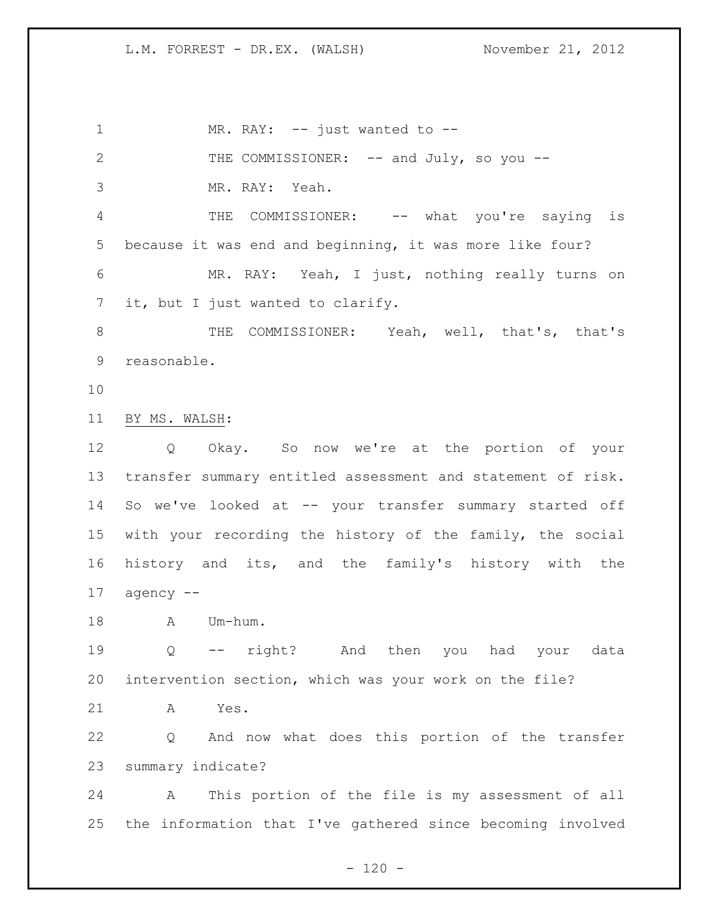MR. RAY: -- just wanted to --

THE COMMISSIONER: -- and July, so you --

MR. RAY: Yeah.

THE COMMISSIONER: -- what you're saying is because it was end and beginning, it was more like four?

MR. RAY: Yeah, I just, nothing really turns on it, but I just wanted to clarify.

THE COMMISSIONER: Yeah, well, that's, that's reasonable.

BY MS. WALSH:

Q Okay. So now we're at the portion of your transfer summary entitled assessment and statement of risk. So we've looked at -- your transfer summary started off with your recording the history of the family, the social history and its, and the family's history with the agency --

A Um-hum.

Q -- right? And then you had your data intervention section, which was your work on the file?

A Yes.

Q And now what does this portion of the transfer summary indicate?

A This portion of the file is my assessment of all the information that I've gathered since becoming involved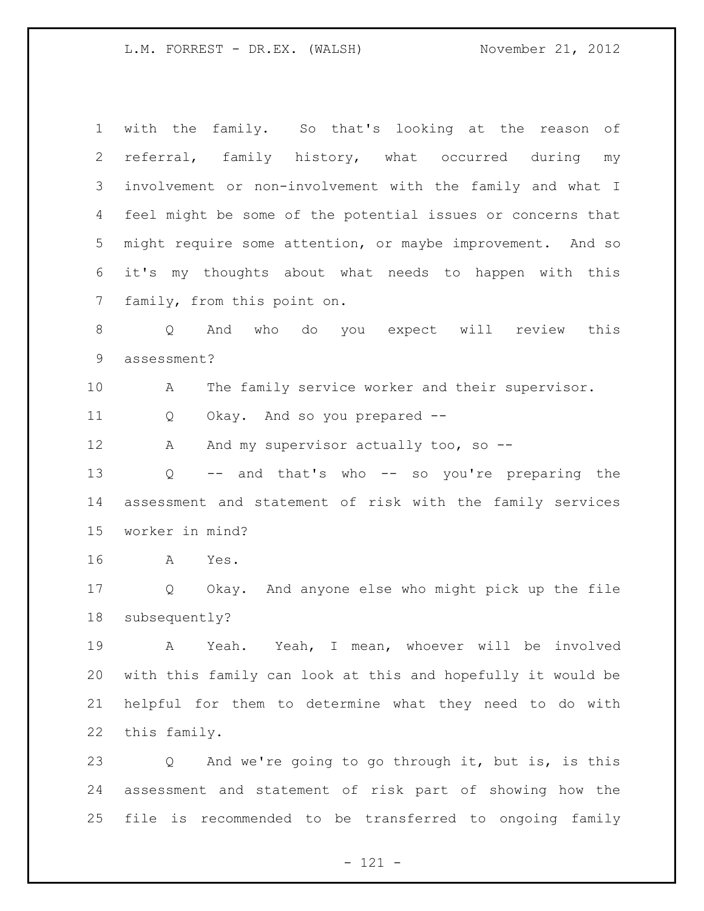with the family. So that's looking at the reason of referral, family history, what occurred during my involvement or non-involvement with the family and what I feel might be some of the potential issues or concerns that might require some attention, or maybe improvement. And so it's my thoughts about what needs to happen with this family, from this point on.

Q And who do you expect will review this assessment?

A The family service worker and their supervisor.

Q Okay. And so you prepared --

A And my supervisor actually too, so --

Q -- and that's who -- so you're preparing the assessment and statement of risk with the family services worker in mind?

A Yes.

Q Okay. And anyone else who might pick up the file subsequently?

A Yeah. Yeah, I mean, whoever will be involved with this family can look at this and hopefully it would be helpful for them to determine what they need to do with this family.

Q And we're going to go through it, but is, is this assessment and statement of risk part of showing how the file is recommended to be transferred to ongoing family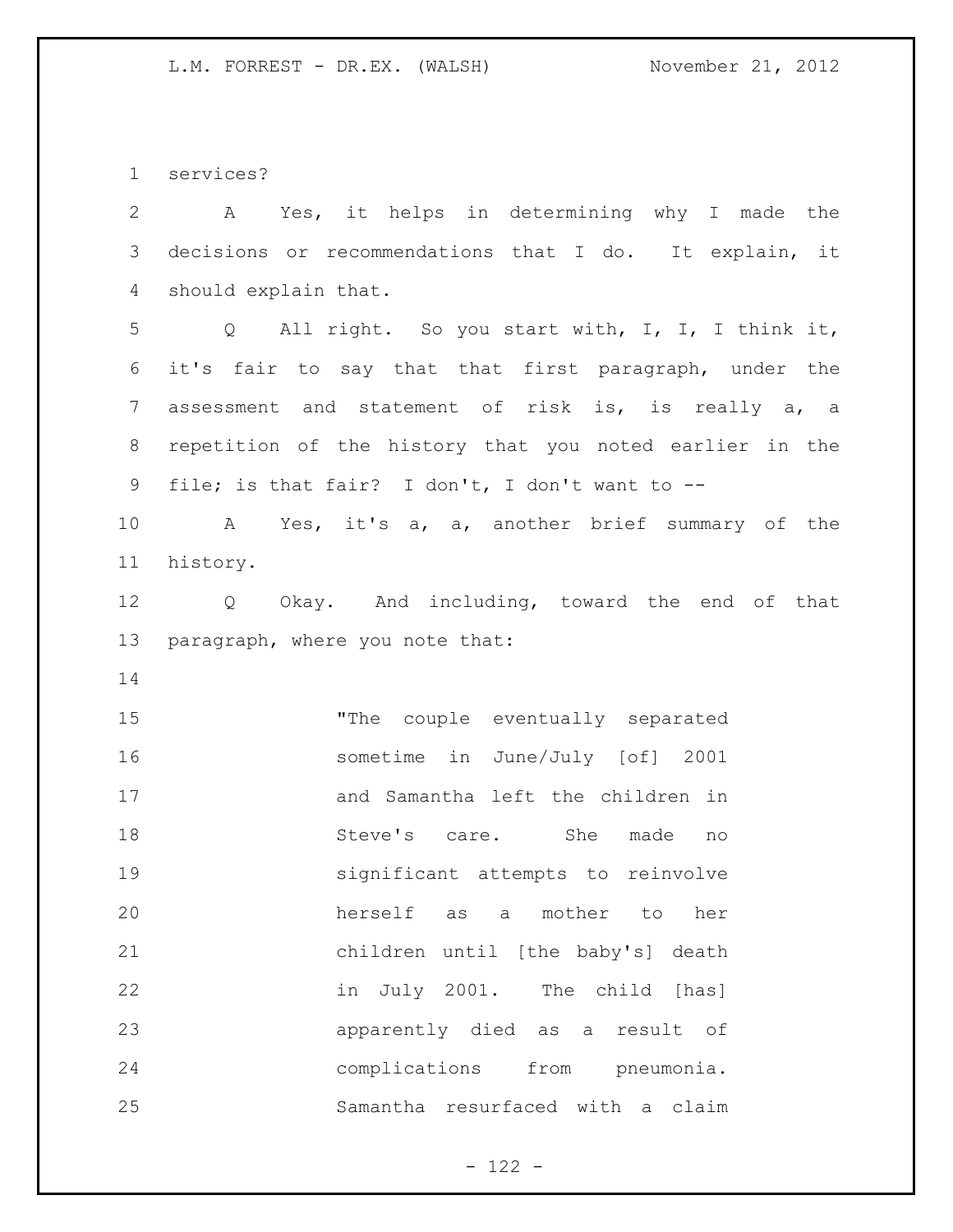services?

A Yes, it helps in determining why I made the decisions or recommendations that I do. It explain, it should explain that.

Q All right. So you start with, I, I, I think it, it's fair to say that that first paragraph, under the assessment and statement of risk is, is really a, a repetition of the history that you noted earlier in the file; is that fair? I don't, I don't want to --

A Yes, it's a, a, another brief summary of the history.

Q Okay. And including, toward the end of that paragraph, where you note that:

> "The couple eventually separated sometime in June/July [of] 2001 and Samantha left the children in Steve's care. She made no significant attempts to reinvolve herself as a mother to her children until [the baby's] death in July 2001. The child [has] apparently died as a result of complications from pneumonia. Samantha resurfaced with a claim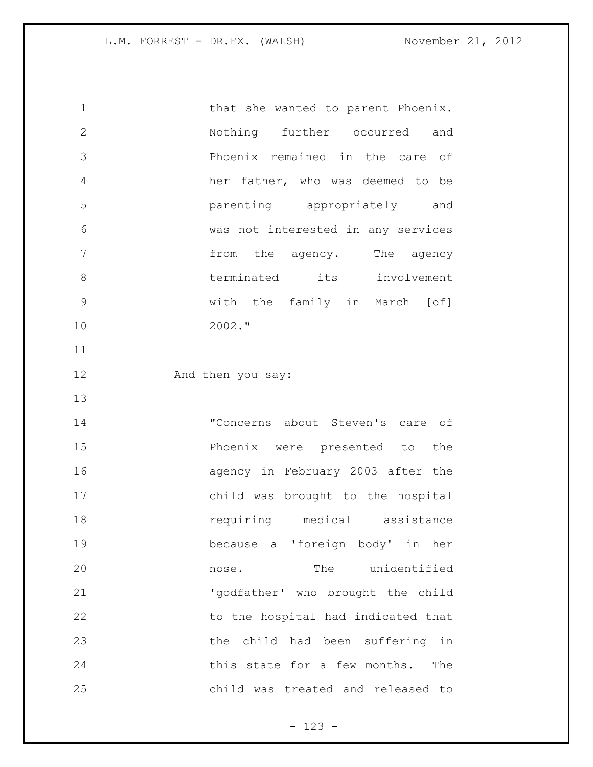that she wanted to parent Phoenix. Nothing further occurred and Phoenix remained in the care of her father, who was deemed to be parenting appropriately and was not interested in any services from the agency. The agency terminated its involvement with the family in March [of] 2002."

And then you say:

"Concerns about Steven's care of Phoenix were presented to the agency in February 2003 after the child was brought to the hospital requiring medical assistance because a 'foreign body' in her nose. The unidentified 'godfather' who brought the child to the hospital had indicated that the child had been suffering in this state for a few months. The child was treated and released to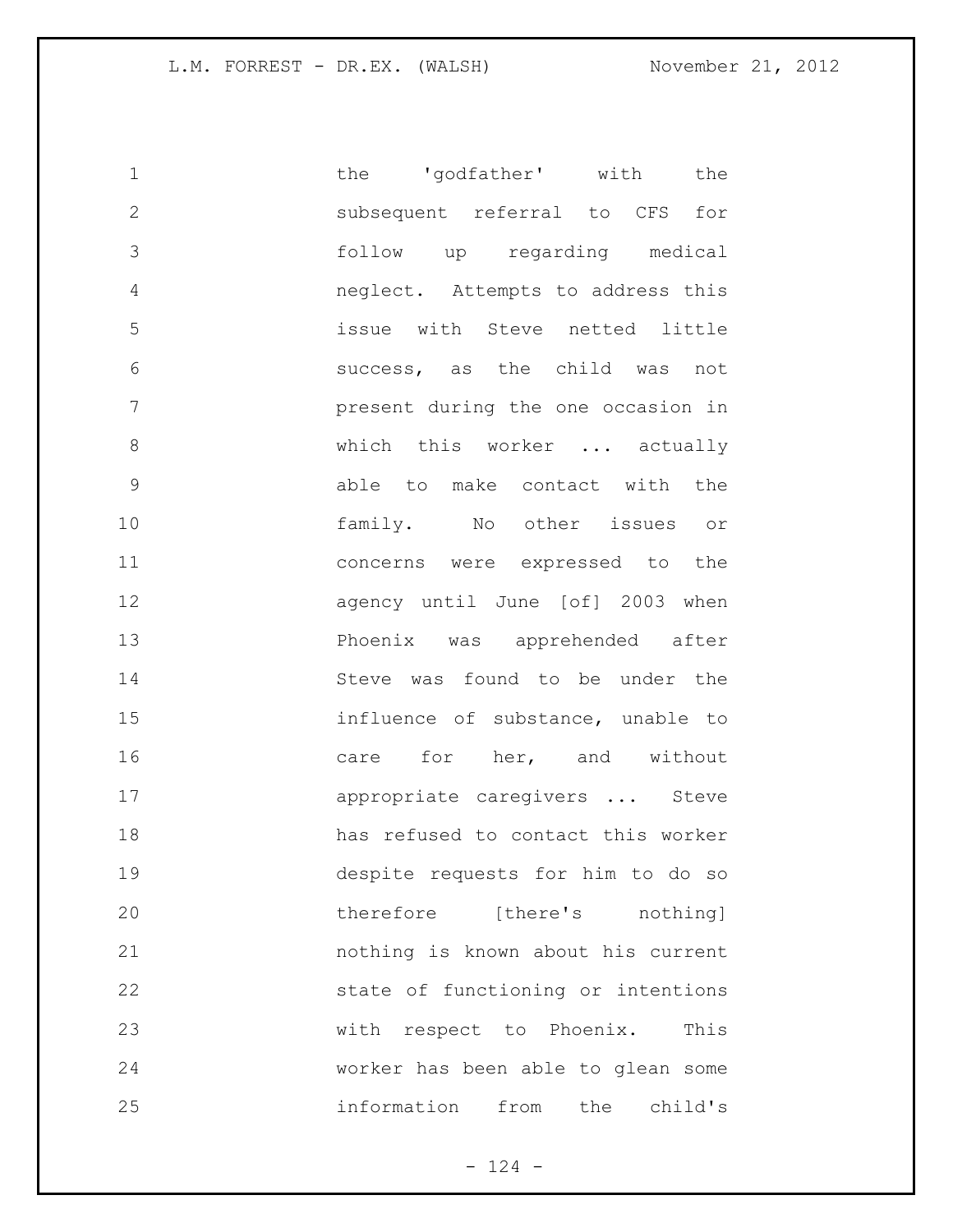the 'godfather' with the subsequent referral to CFS for follow up regarding medical neglect. Attempts to address this issue with Steve netted little success, as the child was not present during the one occasion in which this worker ... actually able to make contact with the family. No other issues or concerns were expressed to the agency until June [of] 2003 when Phoenix was apprehended after Steve was found to be under the influence of substance, unable to care for her, and without appropriate caregivers ... Steve has refused to contact this worker despite requests for him to do so therefore [there's nothing] nothing is known about his current state of functioning or intentions with respect to Phoenix. This worker has been able to glean some information from the child's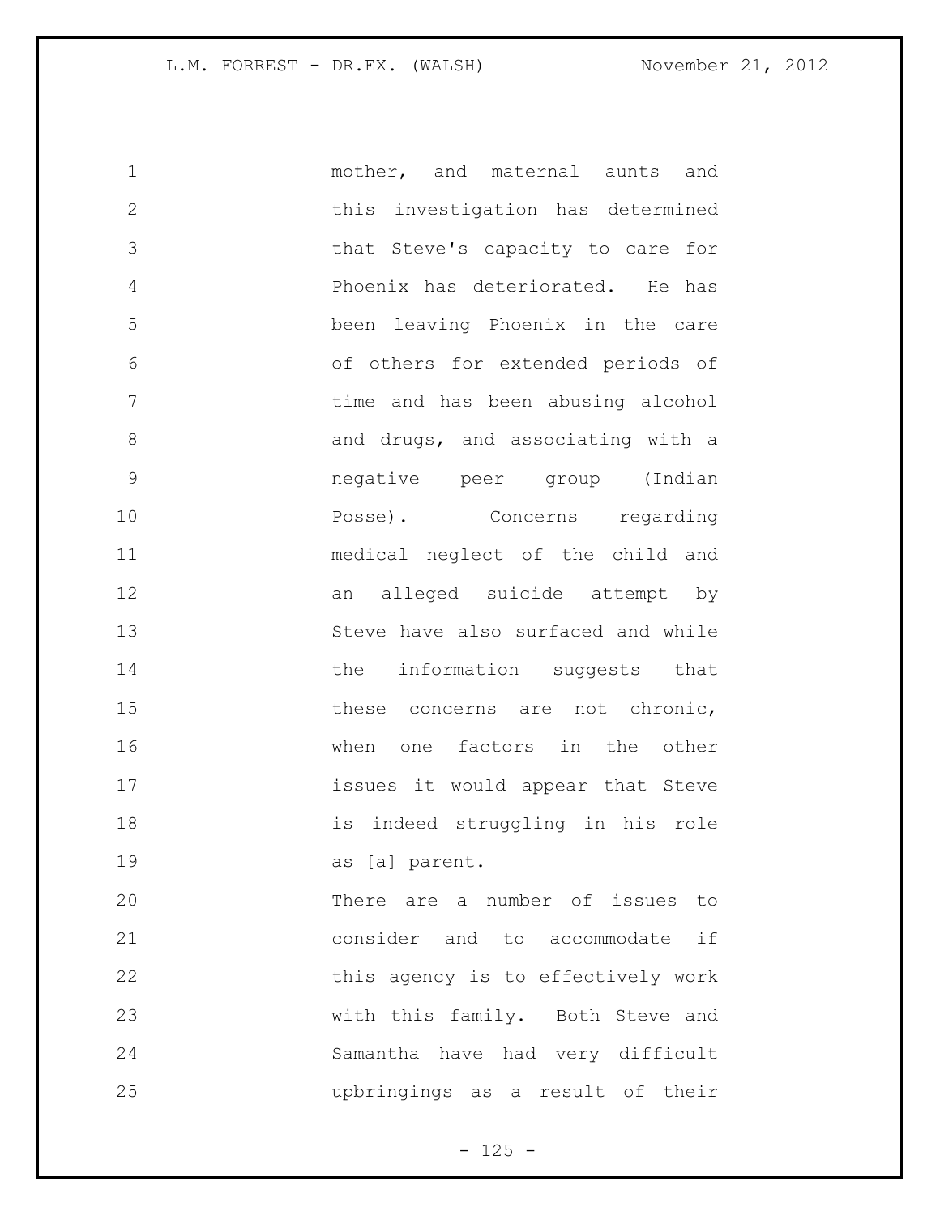mother, and maternal aunts and this investigation has determined that Steve's capacity to care for Phoenix has deteriorated. He has been leaving Phoenix in the care of others for extended periods of time and has been abusing alcohol and drugs, and associating with a negative peer group (Indian Posse). Concerns regarding medical neglect of the child and an alleged suicide attempt by Steve have also surfaced and while the information suggests that these concerns are not chronic, when one factors in the other issues it would appear that Steve is indeed struggling in his role as [a] parent.

There are a number of issues to consider and to accommodate if this agency is to effectively work with this family. Both Steve and Samantha have had very difficult upbringings as a result of their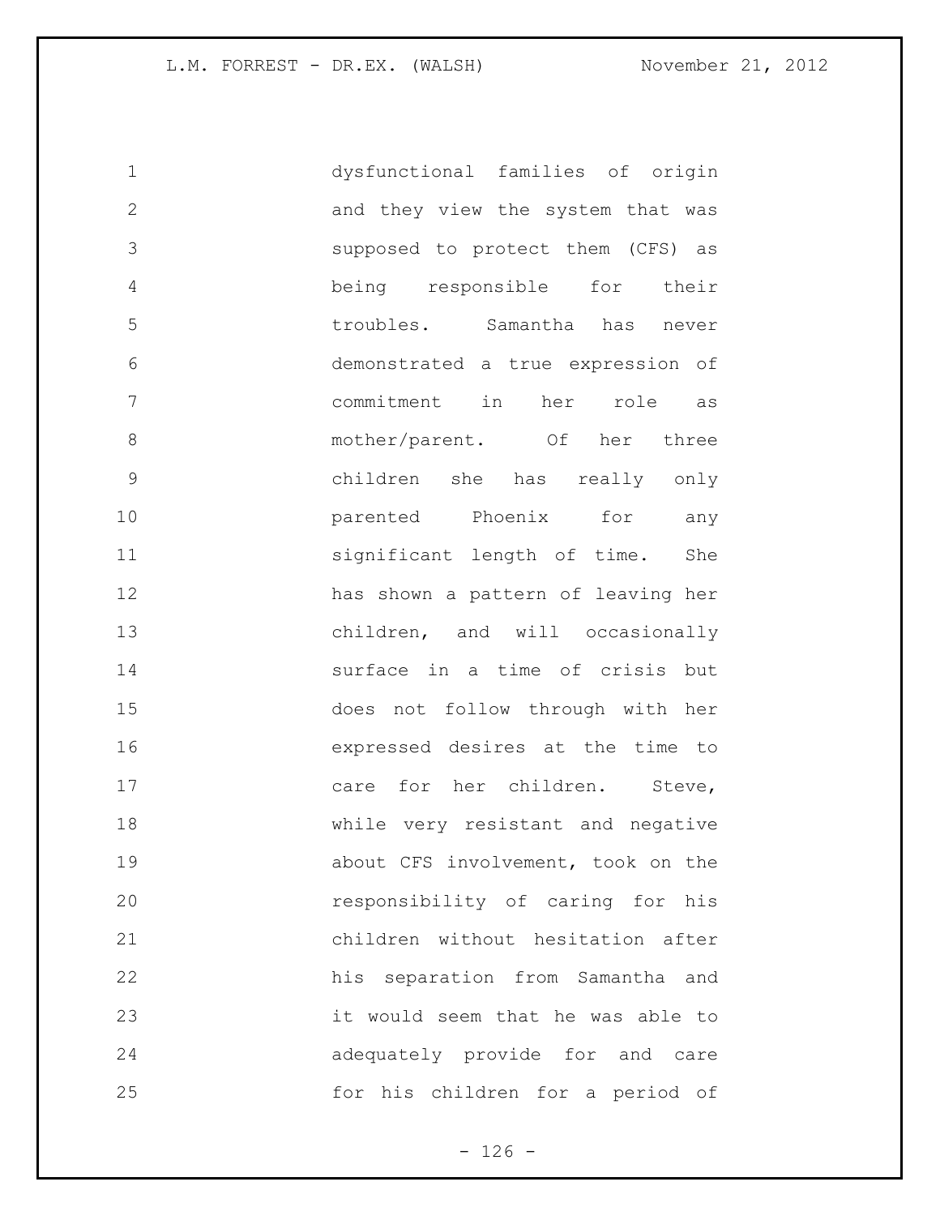dysfunctional families of origin and they view the system that was supposed to protect them (CFS) as being responsible for their troubles. Samantha has never demonstrated a true expression of commitment in her role as mother/parent. Of her three children she has really only parented Phoenix for any significant length of time. She has shown a pattern of leaving her children, and will occasionally surface in a time of crisis but does not follow through with her expressed desires at the time to care for her children. Steve, while very resistant and negative about CFS involvement, took on the responsibility of caring for his children without hesitation after his separation from Samantha and it would seem that he was able to adequately provide for and care for his children for a period of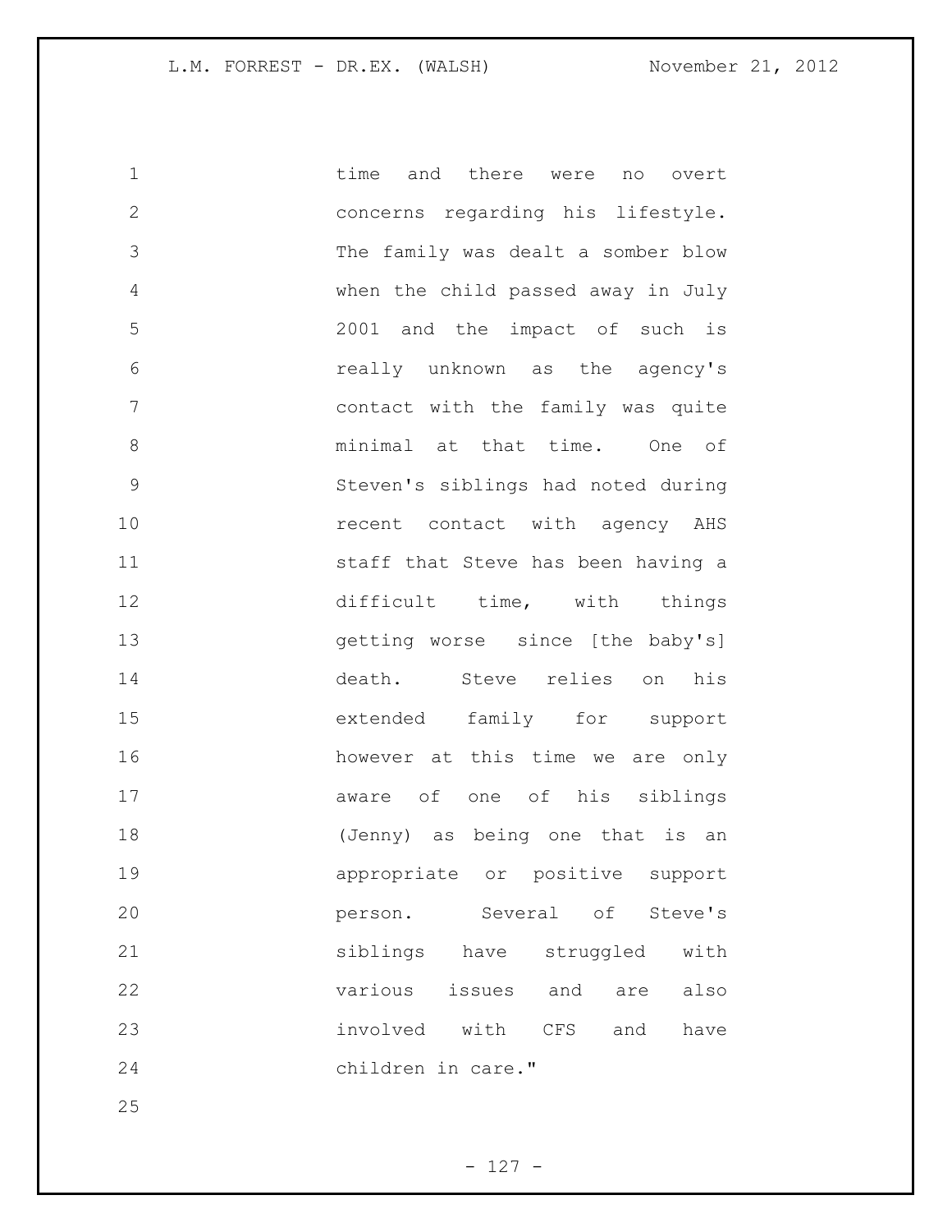time and there were no overt concerns regarding his lifestyle. The family was dealt a somber blow when the child passed away in July 2001 and the impact of such is really unknown as the agency's contact with the family was quite minimal at that time. One of Steven's siblings had noted during recent contact with agency AHS staff that Steve has been having a difficult time, with things getting worse since [the baby's] death. Steve relies on his extended family for support however at this time we are only aware of one of his siblings (Jenny) as being one that is an appropriate or positive support person. Several of Steve's siblings have struggled with various issues and are also involved with CFS and have children in care."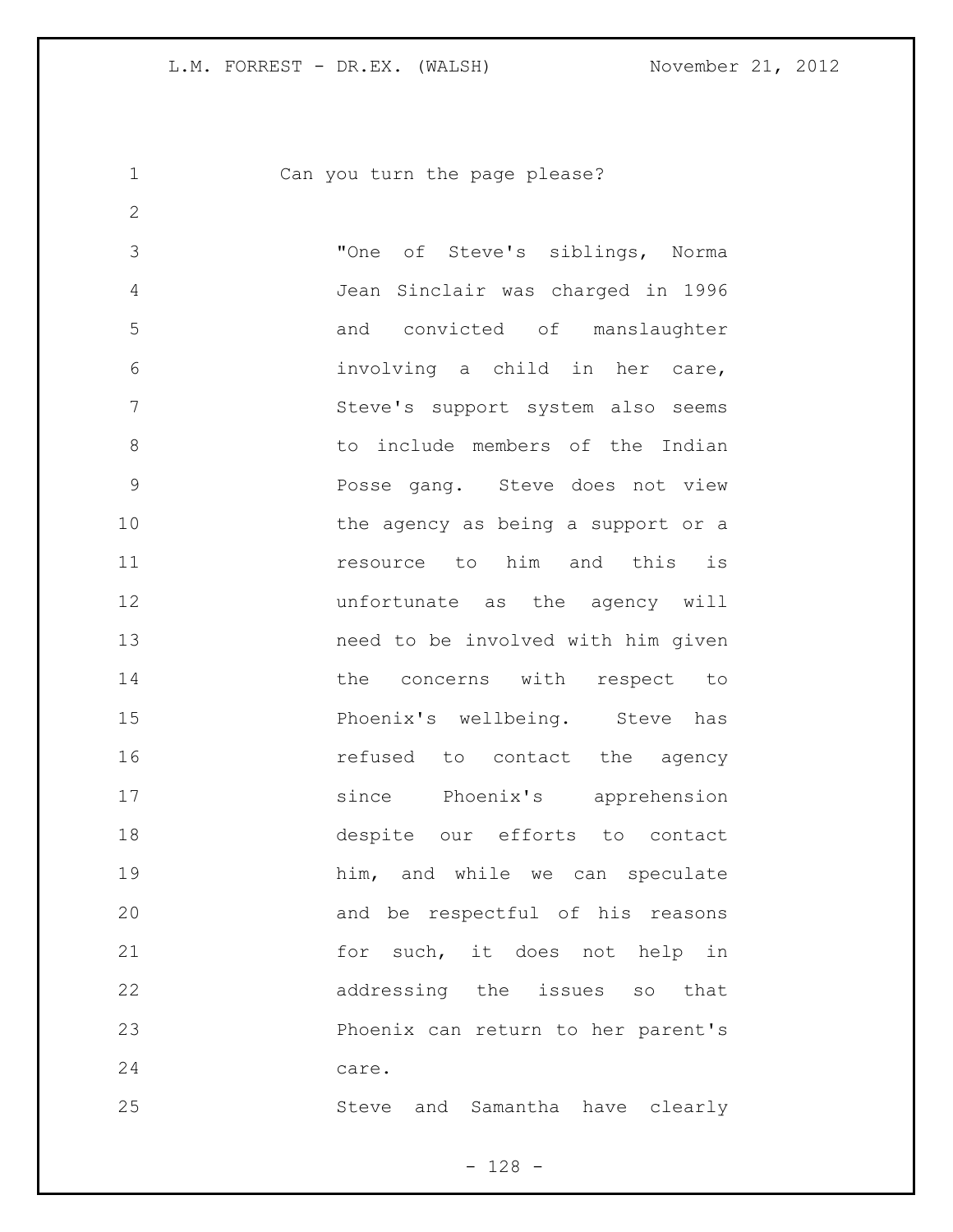Can you turn the page please?

> "One of Steve's siblings, Norma Jean Sinclair was charged in 1996 and convicted of manslaughter involving a child in her care, Steve's support system also seems to include members of the Indian Posse gang. Steve does not view the agency as being a support or a resource to him and this is unfortunate as the agency will need to be involved with him given the concerns with respect to Phoenix's wellbeing. Steve has refused to contact the agency since Phoenix's apprehension despite our efforts to contact him, and while we can speculate and be respectful of his reasons for such, it does not help in addressing the issues so that Phoenix can return to her parent's care.
>
> Steve and Samantha have clearly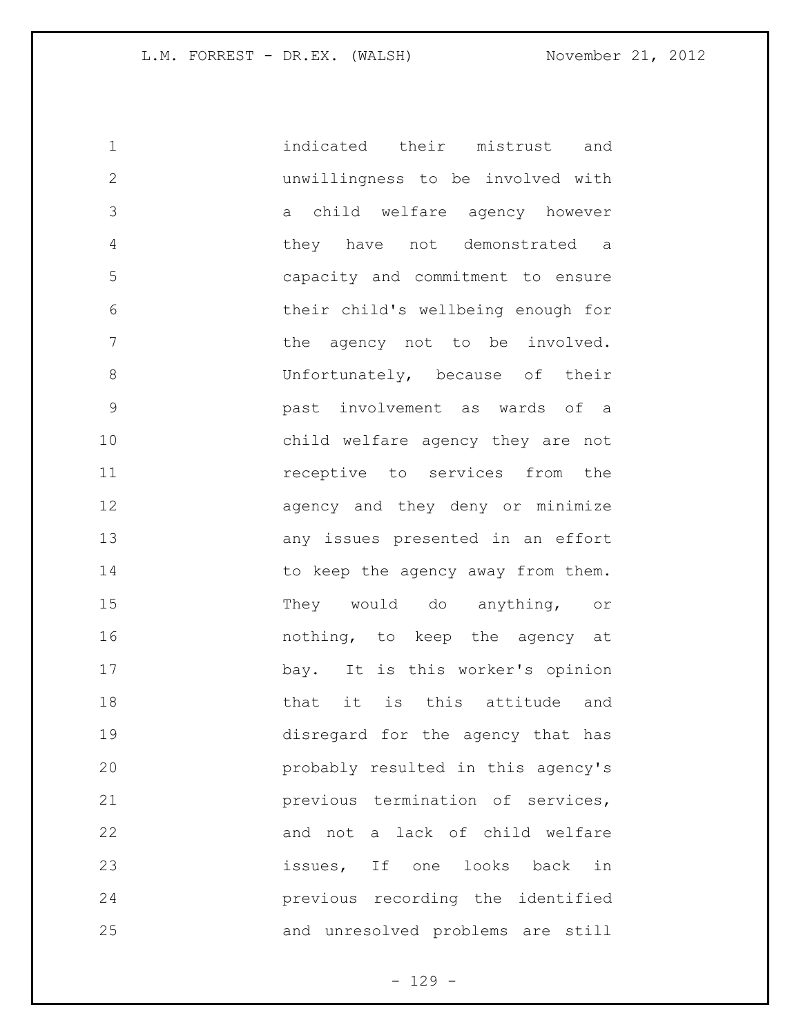indicated their mistrust and unwillingness to be involved with a child welfare agency however they have not demonstrated a capacity and commitment to ensure their child's wellbeing enough for the agency not to be involved. Unfortunately, because of their past involvement as wards of a child welfare agency they are not receptive to services from the agency and they deny or minimize any issues presented in an effort to keep the agency away from them. They would do anything, or nothing, to keep the agency at bay. It is this worker's opinion that it is this attitude and disregard for the agency that has probably resulted in this agency's previous termination of services, and not a lack of child welfare issues, If one looks back in previous recording the identified and unresolved problems are still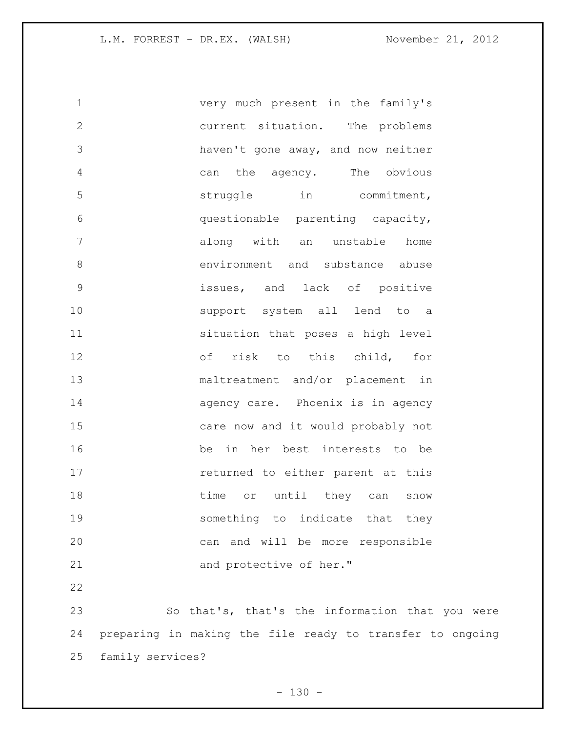very much present in the family's current situation. The problems haven't gone away, and now neither can the agency. The obvious struggle in commitment, questionable parenting capacity, along with an unstable home environment and substance abuse issues, and lack of positive support system all lend to a situation that poses a high level of risk to this child, for maltreatment and/or placement in agency care. Phoenix is in agency care now and it would probably not be in her best interests to be returned to either parent at this time or until they can show something to indicate that they can and will be more responsible and protective of her."

So that's, that's the information that you were preparing in making the file ready to transfer to ongoing family services?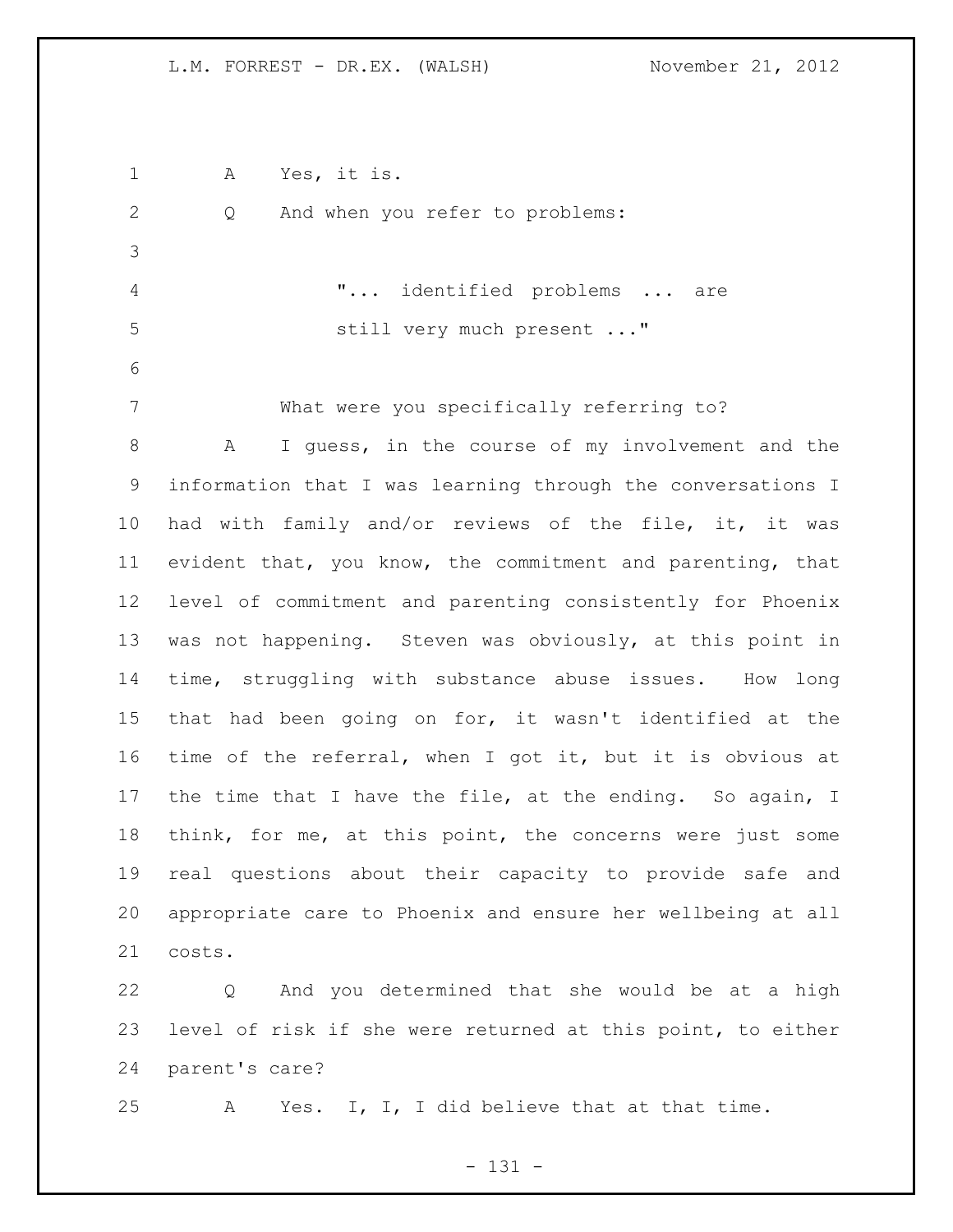A Yes, it is.

Q And when you refer to problems:

> "... identified problems ... are still very much present ..."

What were you specifically referring to?

A I guess, in the course of my involvement and the information that I was learning through the conversations I had with family and/or reviews of the file, it, it was evident that, you know, the commitment and parenting, that level of commitment and parenting consistently for Phoenix was not happening. Steven was obviously, at this point in time, struggling with substance abuse issues. How long that had been going on for, it wasn't identified at the time of the referral, when I got it, but it is obvious at the time that I have the file, at the ending. So again, I think, for me, at this point, the concerns were just some real questions about their capacity to provide safe and appropriate care to Phoenix and ensure her wellbeing at all costs.

Q And you determined that she would be at a high level of risk if she were returned at this point, to either parent's care?

A Yes. I, I, I did believe that at that time.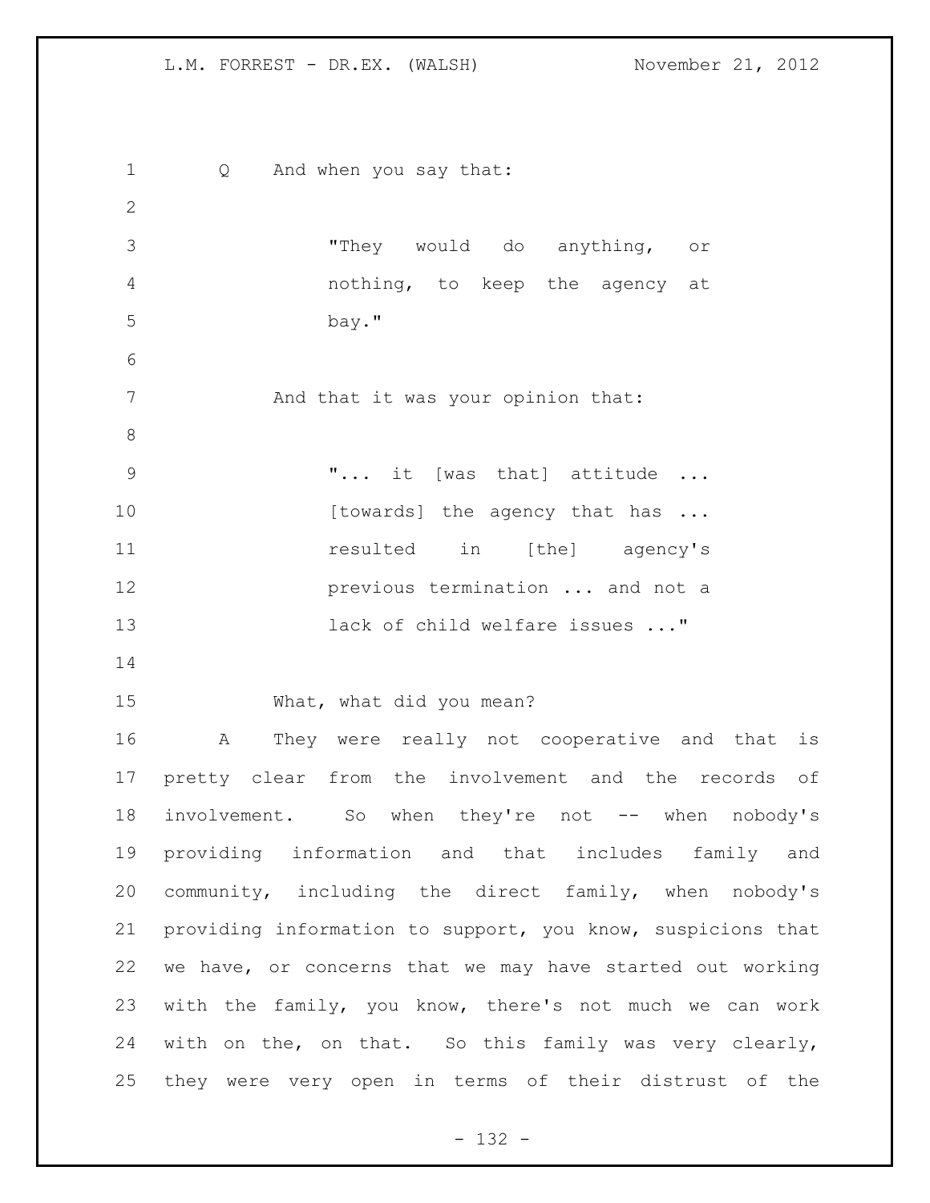Q And when you say that:

> "They would do anything, or nothing, to keep the agency at bay."

And that it was your opinion that:

> "... it [was that] attitude ... [towards] the agency that has ... resulted in [the] agency's previous termination ... and not a lack of child welfare issues ..."

What, what did you mean?

A They were really not cooperative and that is pretty clear from the involvement and the records of involvement. So when they're not -- when nobody's providing information and that includes family and community, including the direct family, when nobody's providing information to support, you know, suspicions that we have, or concerns that we may have started out working with the family, you know, there's not much we can work with on the, on that. So this family was very clearly, they were very open in terms of their distrust of the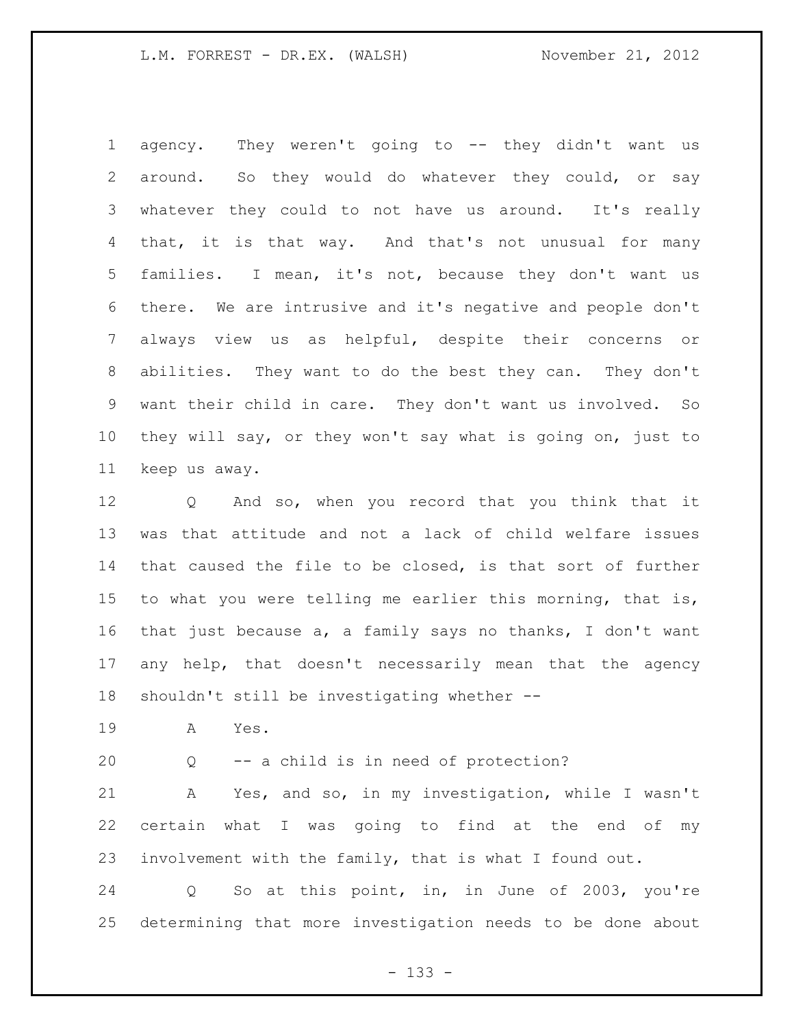agency. They weren't going to -- they didn't want us around. So they would do whatever they could, or say whatever they could to not have us around. It's really that, it is that way. And that's not unusual for many families. I mean, it's not, because they don't want us there. We are intrusive and it's negative and people don't always view us as helpful, despite their concerns or abilities. They want to do the best they can. They don't want their child in care. They don't want us involved. So they will say, or they won't say what is going on, just to keep us away.

Q And so, when you record that you think that it was that attitude and not a lack of child welfare issues that caused the file to be closed, is that sort of further to what you were telling me earlier this morning, that is, that just because a, a family says no thanks, I don't want any help, that doesn't necessarily mean that the agency shouldn't still be investigating whether --

A Yes.

Q -- a child is in need of protection?

A Yes, and so, in my investigation, while I wasn't certain what I was going to find at the end of my involvement with the family, that is what I found out.

Q So at this point, in, in June of 2003, you're determining that more investigation needs to be done about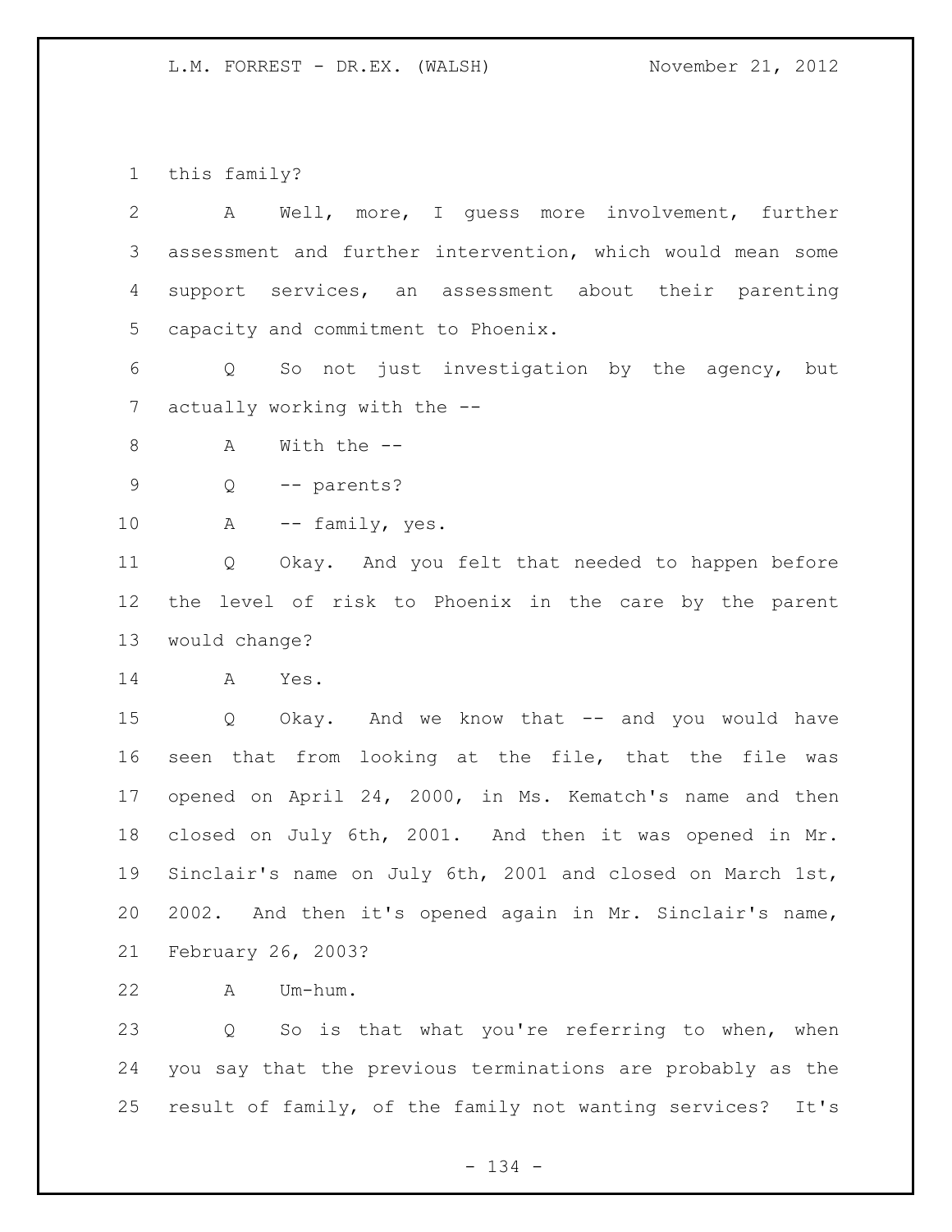this family?

A Well, more, I guess more involvement, further assessment and further intervention, which would mean some support services, an assessment about their parenting capacity and commitment to Phoenix.

Q So not just investigation by the agency, but actually working with the --

A With the --

Q -- parents?

A -- family, yes.

Q Okay. And you felt that needed to happen before the level of risk to Phoenix in the care by the parent would change?

A Yes.

Q Okay. And we know that -- and you would have seen that from looking at the file, that the file was opened on April 24, 2000, in Ms. Kematch's name and then closed on July 6th, 2001. And then it was opened in Mr. Sinclair's name on July 6th, 2001 and closed on March 1st, 2002. And then it's opened again in Mr. Sinclair's name, February 26, 2003?

A Um-hum.

Q So is that what you're referring to when, when you say that the previous terminations are probably as the result of family, of the family not wanting services? It's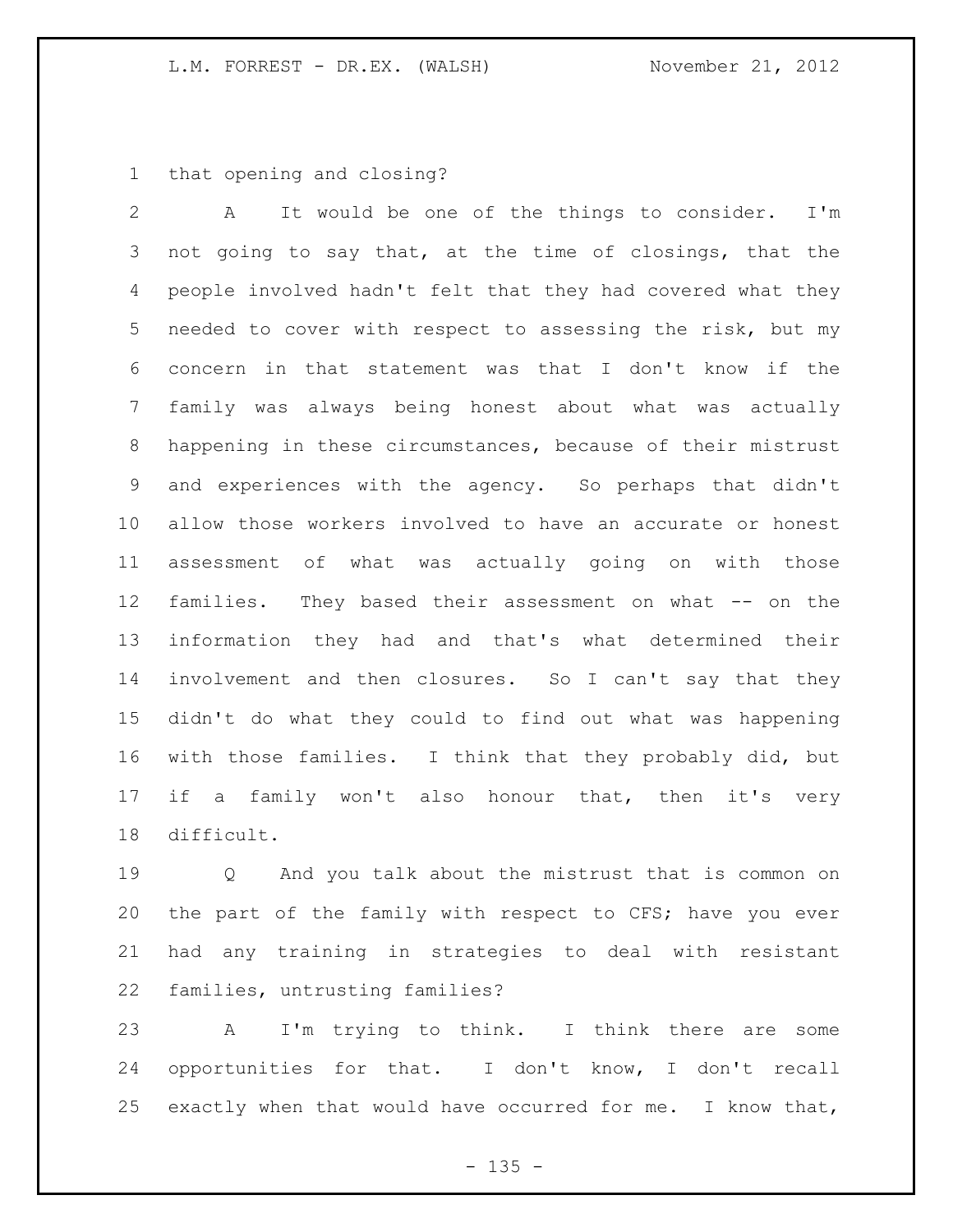that opening and closing?

A It would be one of the things to consider. I'm not going to say that, at the time of closings, that the people involved hadn't felt that they had covered what they needed to cover with respect to assessing the risk, but my concern in that statement was that I don't know if the family was always being honest about what was actually happening in these circumstances, because of their mistrust and experiences with the agency. So perhaps that didn't allow those workers involved to have an accurate or honest assessment of what was actually going on with those families. They based their assessment on what -- on the information they had and that's what determined their involvement and then closures. So I can't say that they didn't do what they could to find out what was happening with those families. I think that they probably did, but if a family won't also honour that, then it's very difficult.

Q And you talk about the mistrust that is common on the part of the family with respect to CFS; have you ever had any training in strategies to deal with resistant families, untrusting families?

A I'm trying to think. I think there are some opportunities for that. I don't know, I don't recall exactly when that would have occurred for me. I know that,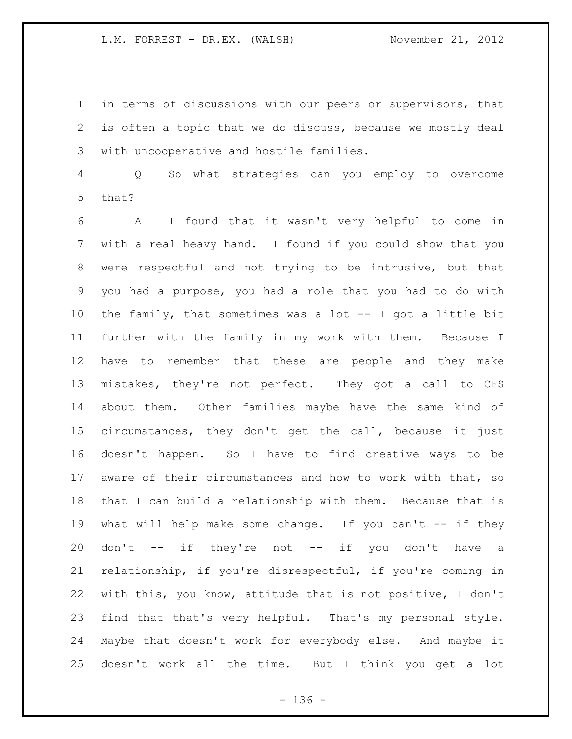in terms of discussions with our peers or supervisors, that is often a topic that we do discuss, because we mostly deal with uncooperative and hostile families.

Q So what strategies can you employ to overcome that?

A I found that it wasn't very helpful to come in with a real heavy hand. I found if you could show that you were respectful and not trying to be intrusive, but that you had a purpose, you had a role that you had to do with the family, that sometimes was a lot -- I got a little bit further with the family in my work with them. Because I have to remember that these are people and they make mistakes, they're not perfect. They got a call to CFS about them. Other families maybe have the same kind of circumstances, they don't get the call, because it just doesn't happen. So I have to find creative ways to be aware of their circumstances and how to work with that, so that I can build a relationship with them. Because that is what will help make some change. If you can't -- if they don't -- if they're not -- if you don't have a relationship, if you're disrespectful, if you're coming in with this, you know, attitude that is not positive, I don't find that that's very helpful. That's my personal style. Maybe that doesn't work for everybody else. And maybe it doesn't work all the time. But I think you get a lot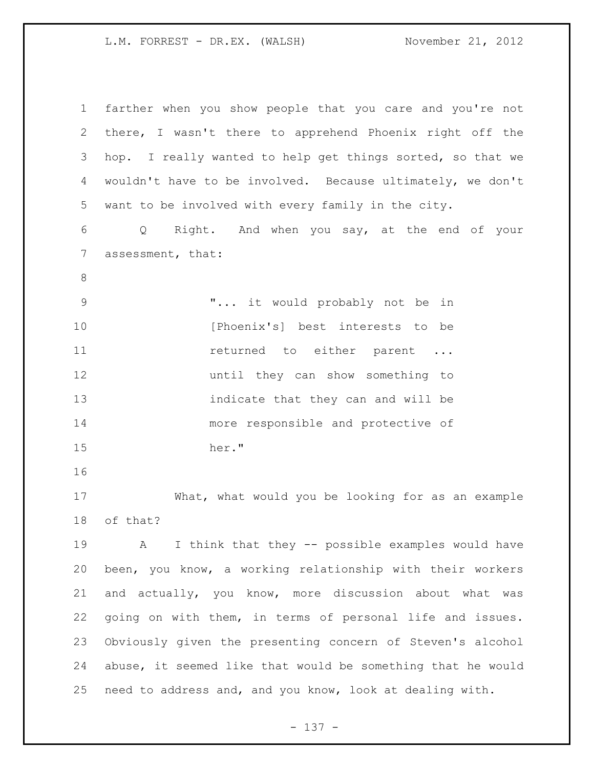farther when you show people that you care and you're not there, I wasn't there to apprehend Phoenix right off the hop. I really wanted to help get things sorted, so that we wouldn't have to be involved. Because ultimately, we don't want to be involved with every family in the city.

Q Right. And when you say, at the end of your assessment, that:

> "... it would probably not be in [Phoenix's] best interests to be returned to either parent ... until they can show something to indicate that they can and will be more responsible and protective of her."

What, what would you be looking for as an example of that?

A I think that they -- possible examples would have been, you know, a working relationship with their workers and actually, you know, more discussion about what was going on with them, in terms of personal life and issues. Obviously given the presenting concern of Steven's alcohol abuse, it seemed like that would be something that he would need to address and, and you know, look at dealing with.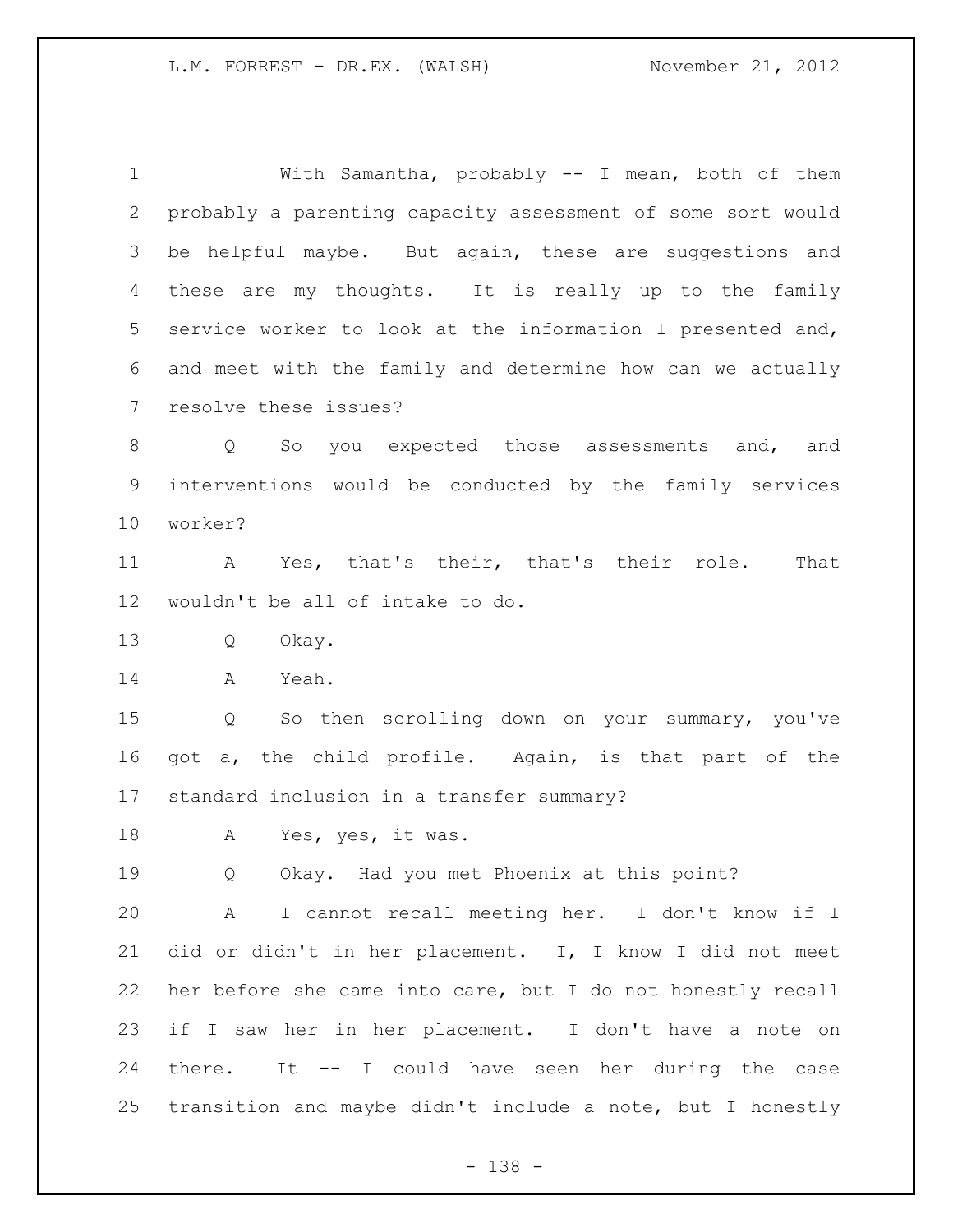With Samantha, probably -- I mean, both of them probably a parenting capacity assessment of some sort would be helpful maybe. But again, these are suggestions and these are my thoughts. It is really up to the family service worker to look at the information I presented and, and meet with the family and determine how can we actually resolve these issues?

Q So you expected those assessments and, and interventions would be conducted by the family services worker?

A Yes, that's their, that's their role. That wouldn't be all of intake to do.

Q Okay.

A Yeah.

Q So then scrolling down on your summary, you've got a, the child profile. Again, is that part of the standard inclusion in a transfer summary?

A Yes, yes, it was.

Q Okay. Had you met Phoenix at this point?

A I cannot recall meeting her. I don't know if I did or didn't in her placement. I, I know I did not meet her before she came into care, but I do not honestly recall if I saw her in her placement. I don't have a note on there. It -- I could have seen her during the case transition and maybe didn't include a note, but I honestly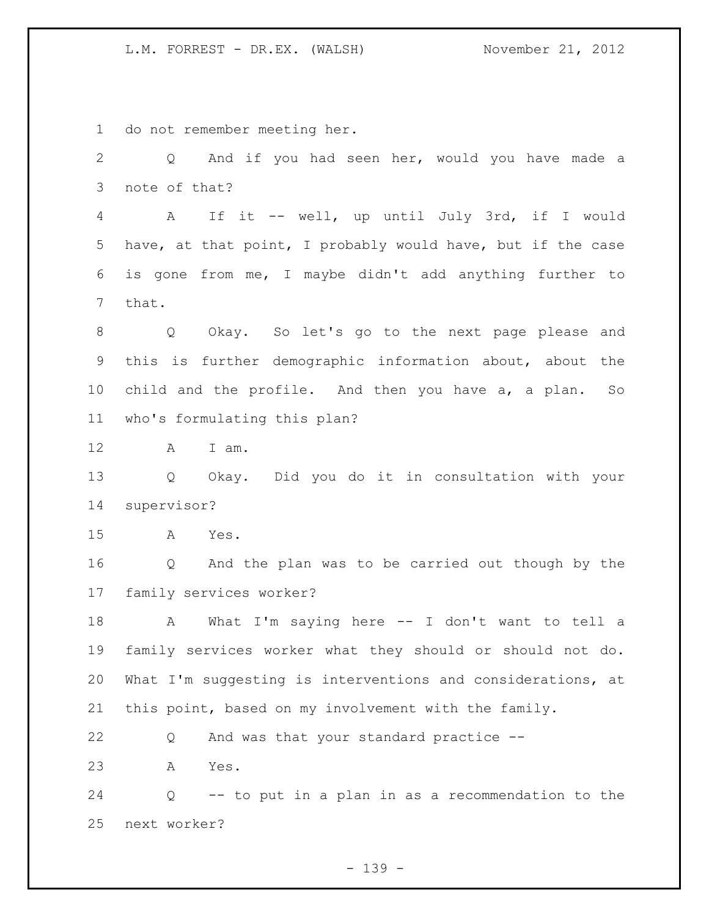do not remember meeting her.

Q And if you had seen her, would you have made a note of that?

A If it -- well, up until July 3rd, if I would have, at that point, I probably would have, but if the case is gone from me, I maybe didn't add anything further to that.

Q Okay. So let's go to the next page please and this is further demographic information about, about the child and the profile. And then you have a, a plan. So who's formulating this plan?

A I am.

Q Okay. Did you do it in consultation with your supervisor?

A Yes.

Q And the plan was to be carried out though by the family services worker?

A What I'm saying here -- I don't want to tell a family services worker what they should or should not do. What I'm suggesting is interventions and considerations, at this point, based on my involvement with the family.

Q And was that your standard practice --

A Yes.

Q -- to put in a plan in as a recommendation to the next worker?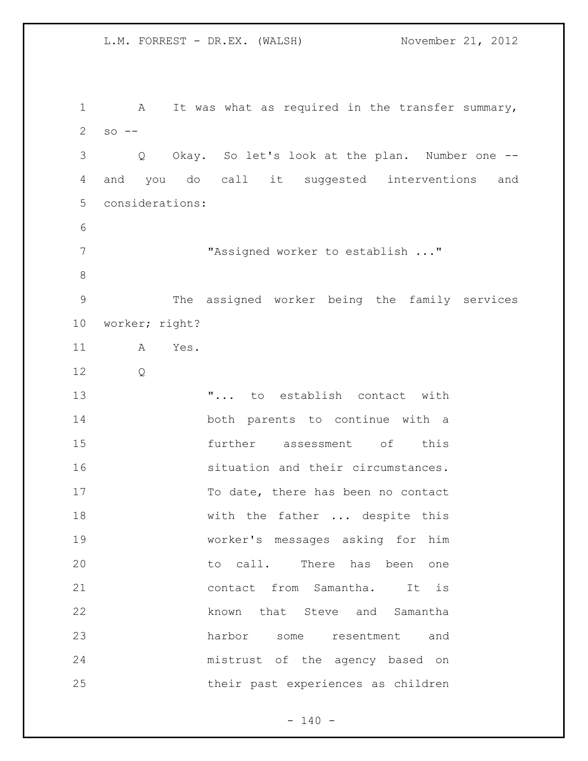A It was what as required in the transfer summary, so --

Q Okay. So let's look at the plan. Number one -- and you do call it suggested interventions and considerations:

> "Assigned worker to establish ..."

The assigned worker being the family services worker; right?

A Yes.

Q

> "... to establish contact with both parents to continue with a further assessment of this situation and their circumstances. To date, there has been no contact with the father ... despite this worker's messages asking for him to call. There has been one contact from Samantha. It is known that Steve and Samantha harbor some resentment and mistrust of the agency based on their past experiences as children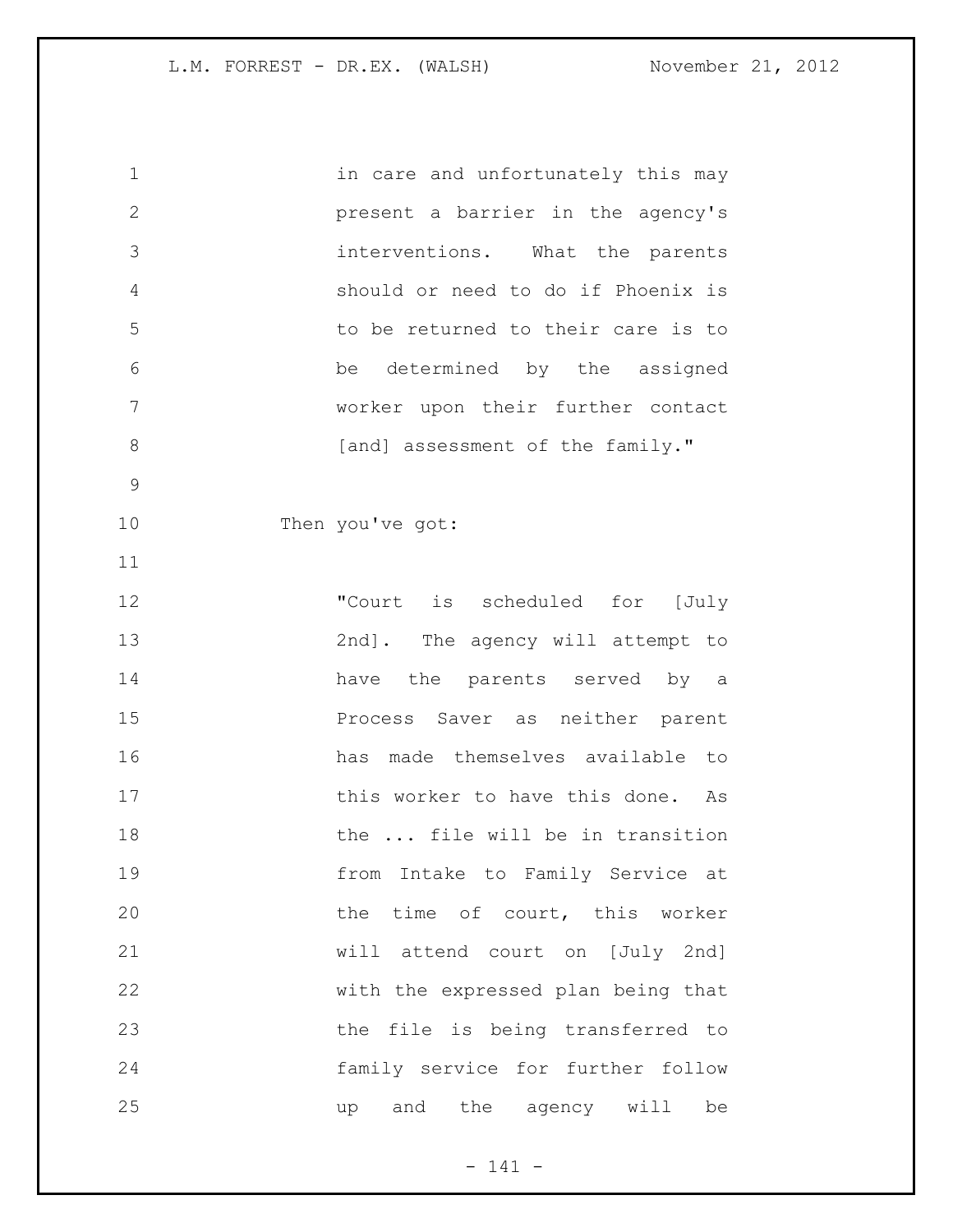in care and unfortunately this may present a barrier in the agency's interventions. What the parents should or need to do if Phoenix is to be returned to their care is to be determined by the assigned worker upon their further contact [and] assessment of the family."

Then you've got:

"Court is scheduled for [July 2nd]. The agency will attempt to have the parents served by a Process Saver as neither parent has made themselves available to this worker to have this done. As the ... file will be in transition from Intake to Family Service at the time of court, this worker will attend court on [July 2nd] with the expressed plan being that the file is being transferred to family service for further follow up and the agency will be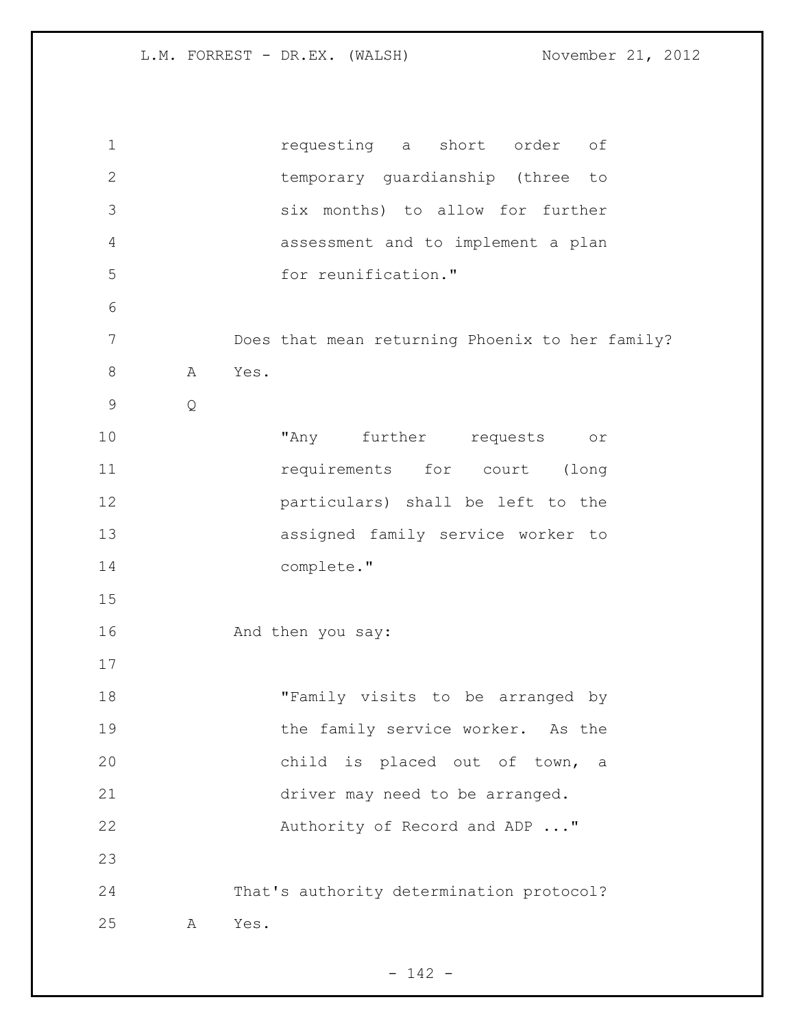requesting a short order of temporary guardianship (three to six months) to allow for further assessment and to implement a plan for reunification."

Does that mean returning Phoenix to her family?

A Yes.

Q

"Any further requests or requirements for court (long particulars) shall be left to the assigned family service worker to complete."

And then you say:

"Family visits to be arranged by the family service worker. As the child is placed out of town, a driver may need to be arranged. Authority of Record and ADP ..."

That's authority determination protocol?

A Yes.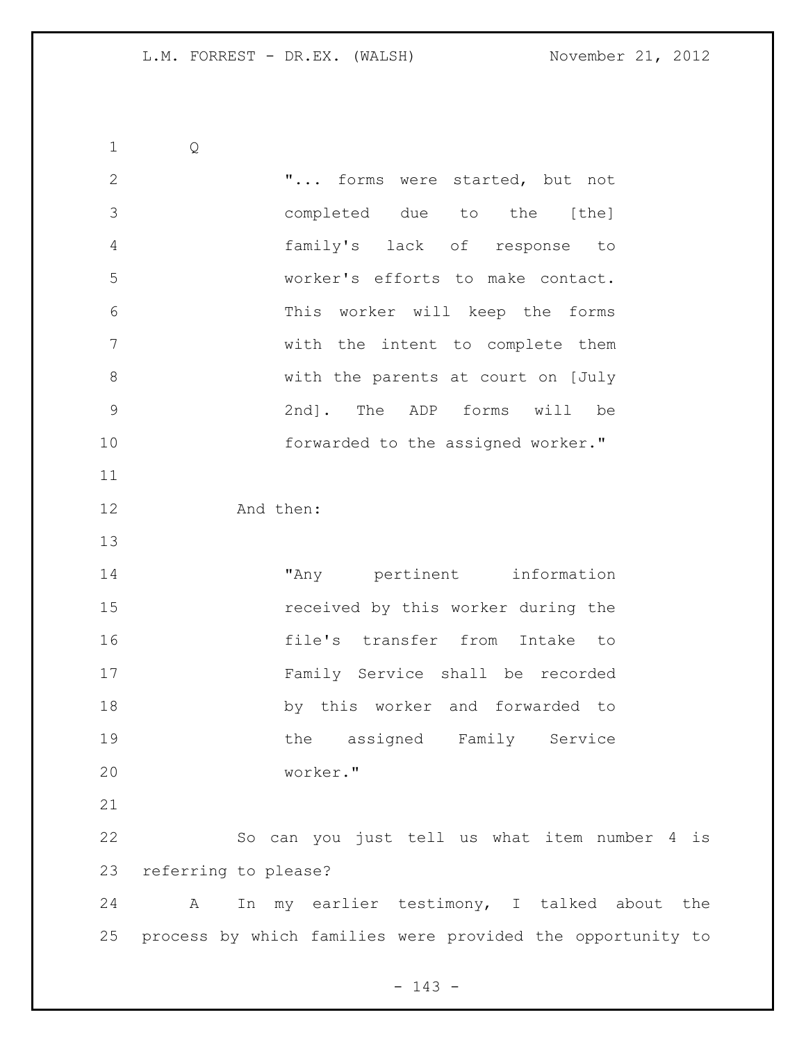Q

> "... forms were started, but not completed due to the [the] family's lack of response to worker's efforts to make contact. This worker will keep the forms with the intent to complete them with the parents at court on [July 2nd]. The ADP forms will be forwarded to the assigned worker."

And then:

> "Any pertinent information received by this worker during the file's transfer from Intake to Family Service shall be recorded by this worker and forwarded to the assigned Family Service worker."

So can you just tell us what item number 4 is referring to please?

A In my earlier testimony, I talked about the process by which families were provided the opportunity to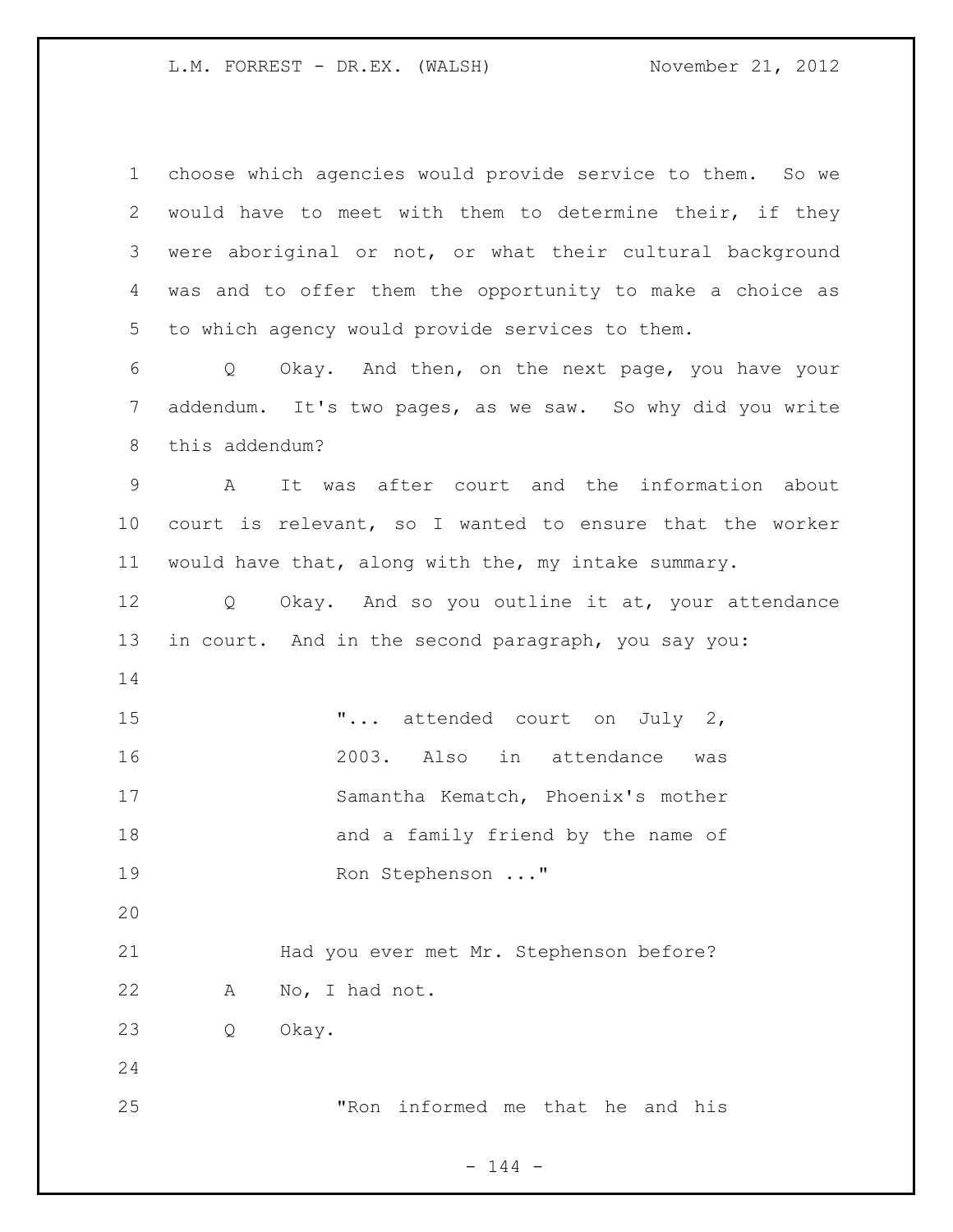choose which agencies would provide service to them. So we would have to meet with them to determine their, if they were aboriginal or not, or what their cultural background was and to offer them the opportunity to make a choice as to which agency would provide services to them.

Q Okay. And then, on the next page, you have your addendum. It's two pages, as we saw. So why did you write this addendum?

A It was after court and the information about court is relevant, so I wanted to ensure that the worker would have that, along with the, my intake summary.

Q Okay. And so you outline it at, your attendance in court. And in the second paragraph, you say you:

> "... attended court on July 2, 2003. Also in attendance was Samantha Kematch, Phoenix's mother and a family friend by the name of Ron Stephenson ..."

Had you ever met Mr. Stephenson before?

A No, I had not.

Q Okay.

> "Ron informed me that he and his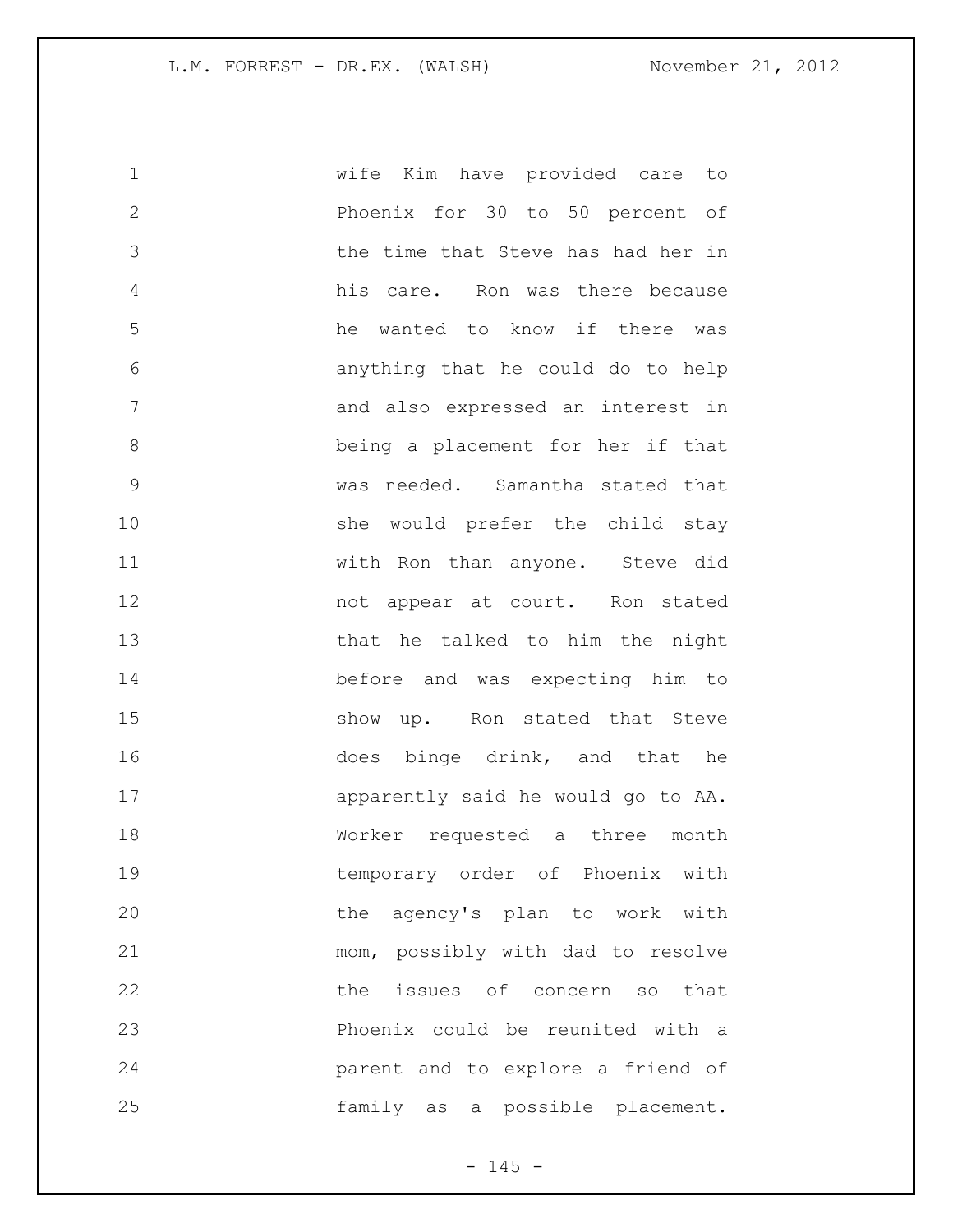wife Kim have provided care to Phoenix for 30 to 50 percent of the time that Steve has had her in his care. Ron was there because he wanted to know if there was anything that he could do to help and also expressed an interest in being a placement for her if that was needed. Samantha stated that she would prefer the child stay with Ron than anyone. Steve did not appear at court. Ron stated that he talked to him the night before and was expecting him to show up. Ron stated that Steve does binge drink, and that he apparently said he would go to AA. Worker requested a three month temporary order of Phoenix with the agency's plan to work with mom, possibly with dad to resolve the issues of concern so that Phoenix could be reunited with a parent and to explore a friend of family as a possible placement.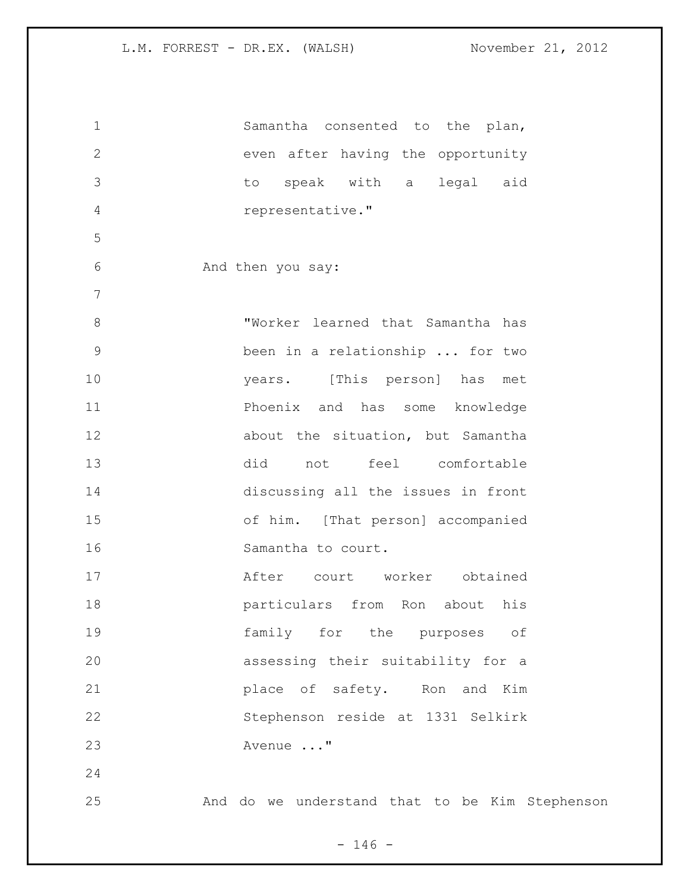Samantha consented to the plan, even after having the opportunity to speak with a legal aid representative."

And then you say:

> "Worker learned that Samantha has been in a relationship ... for two years. [This person] has met Phoenix and has some knowledge about the situation, but Samantha did not feel comfortable discussing all the issues in front of him. [That person] accompanied Samantha to court.
>
> After court worker obtained particulars from Ron about his family for the purposes of assessing their suitability for a place of safety. Ron and Kim Stephenson reside at 1331 Selkirk Avenue ..."

And do we understand that to be Kim Stephenson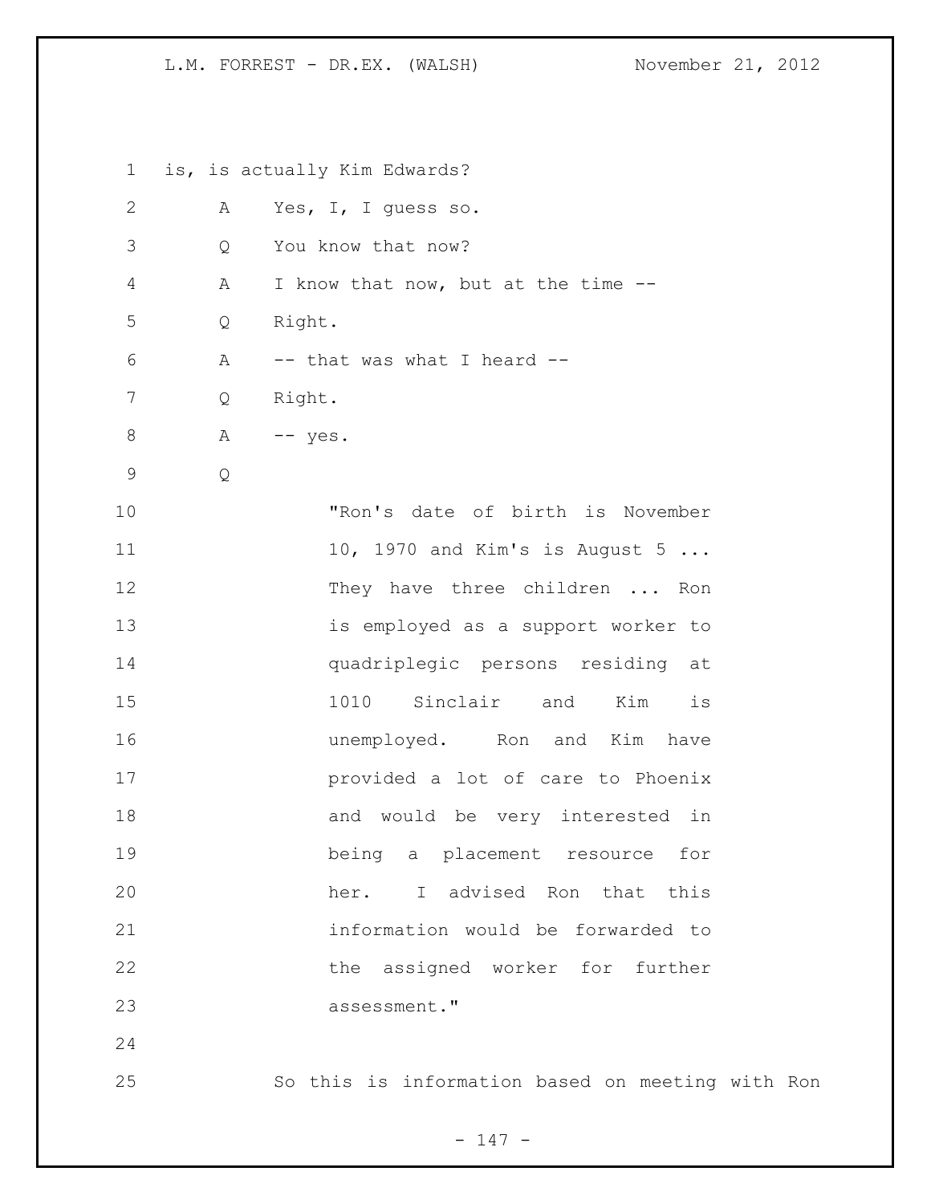is, is actually Kim Edwards?

A Yes, I, I guess so.

Q You know that now?

A I know that now, but at the time --

Q Right.

A -- that was what I heard --

Q Right.

A -- yes.

Q

> "Ron's date of birth is November 10, 1970 and Kim's is August 5 ... They have three children ... Ron is employed as a support worker to quadriplegic persons residing at 1010 Sinclair and Kim is unemployed. Ron and Kim have provided a lot of care to Phoenix and would be very interested in being a placement resource for her. I advised Ron that this information would be forwarded to the assigned worker for further assessment."

So this is information based on meeting with Ron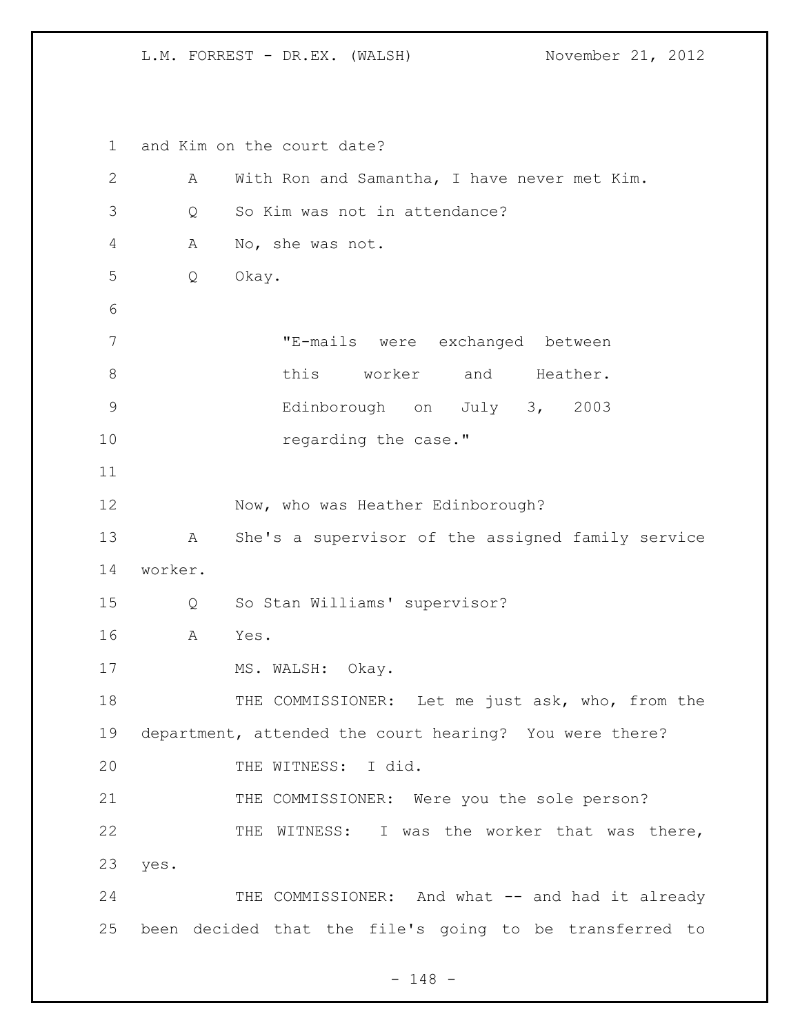and Kim on the court date?

A With Ron and Samantha, I have never met Kim.

Q So Kim was not in attendance?

A No, she was not.

Q Okay.

> "E-mails were exchanged between this worker and Heather. Edinborough on July 3, 2003 regarding the case."

Now, who was Heather Edinborough?

A She's a supervisor of the assigned family service worker.

Q So Stan Williams' supervisor?

A Yes.

MS. WALSH: Okay.

THE COMMISSIONER: Let me just ask, who, from the department, attended the court hearing? You were there?

THE WITNESS: I did.

THE COMMISSIONER: Were you the sole person?

THE WITNESS: I was the worker that was there, yes.

THE COMMISSIONER: And what -- and had it already been decided that the file's going to be transferred to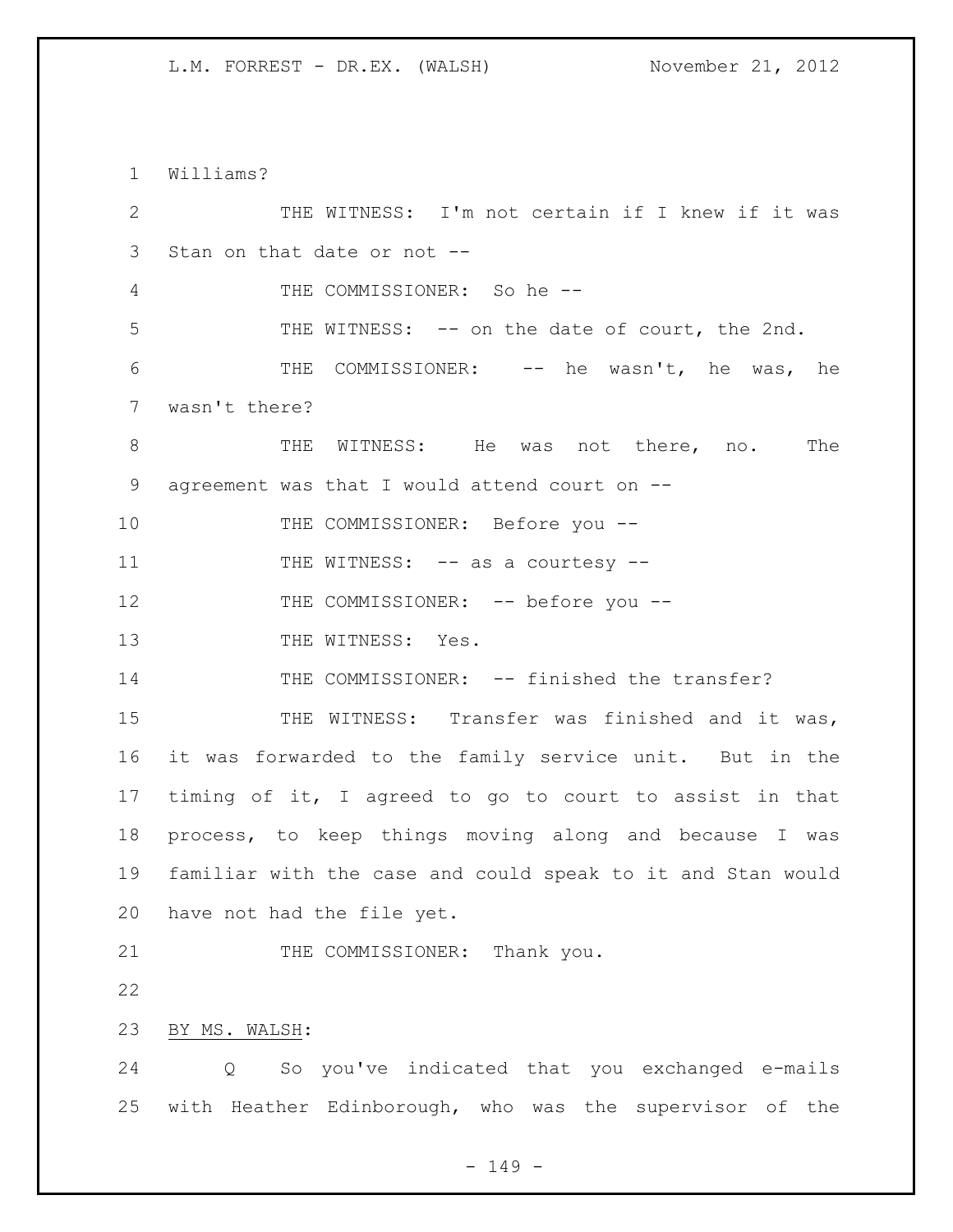Williams?

THE WITNESS: I'm not certain if I knew if it was Stan on that date or not --

THE COMMISSIONER: So he --

THE WITNESS: -- on the date of court, the 2nd.

THE COMMISSIONER: -- he wasn't, he was, he wasn't there?

THE WITNESS: He was not there, no. The agreement was that I would attend court on --

THE COMMISSIONER: Before you --

THE WITNESS: -- as a courtesy --

THE COMMISSIONER: -- before you --

THE WITNESS: Yes.

THE COMMISSIONER: -- finished the transfer?

THE WITNESS: Transfer was finished and it was, it was forwarded to the family service unit. But in the timing of it, I agreed to go to court to assist in that process, to keep things moving along and because I was familiar with the case and could speak to it and Stan would have not had the file yet.

THE COMMISSIONER: Thank you.

BY MS. WALSH:

Q So you've indicated that you exchanged e-mails with Heather Edinborough, who was the supervisor of the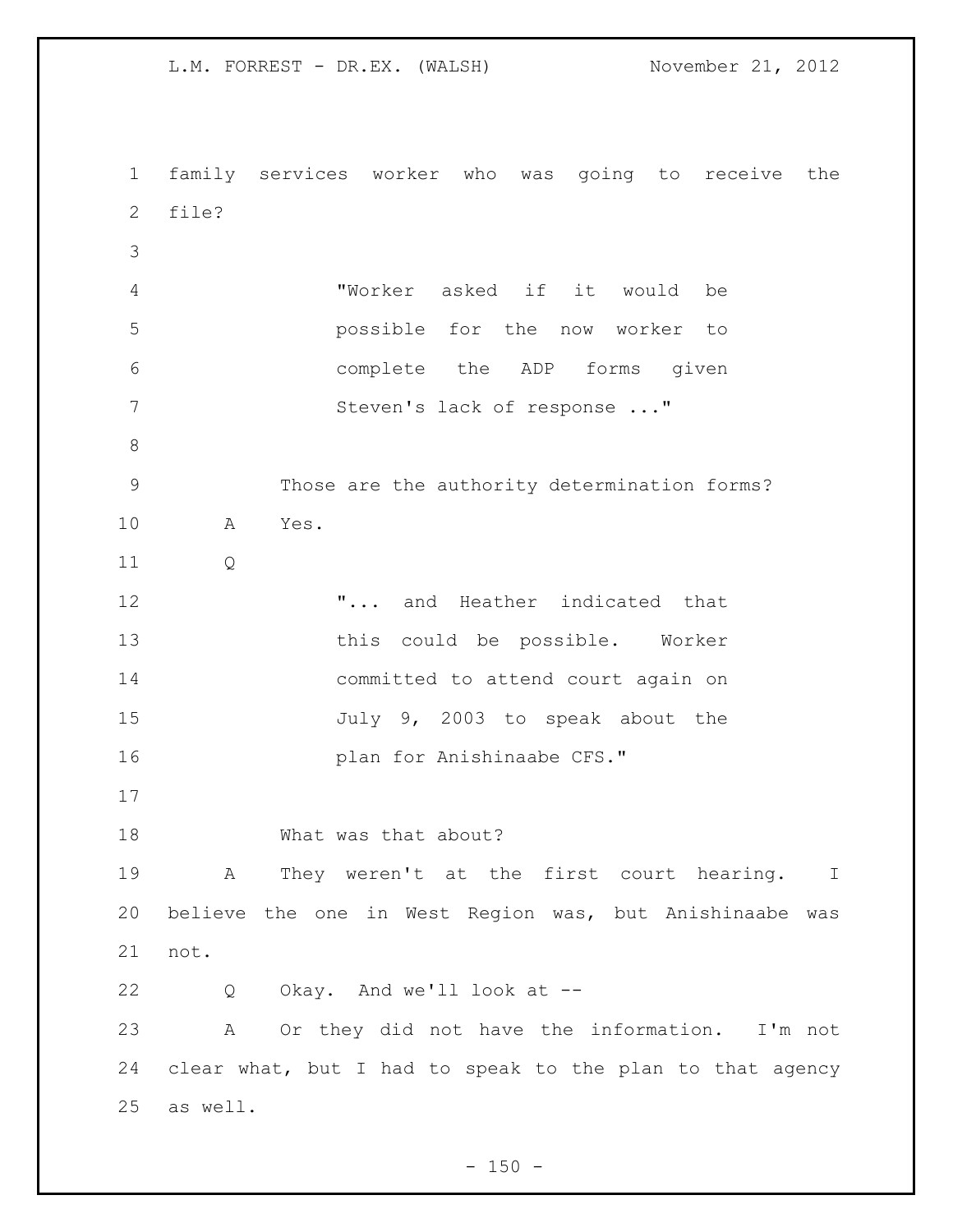family services worker who was going to receive the file?

> "Worker asked if it would be possible for the now worker to complete the ADP forms given Steven's lack of response ..."

Those are the authority determination forms?

A Yes.

Q

> "... and Heather indicated that this could be possible. Worker committed to attend court again on July 9, 2003 to speak about the plan for Anishinaabe CFS."

What was that about?

A They weren't at the first court hearing. I believe the one in West Region was, but Anishinaabe was not.

Q Okay. And we'll look at --

A Or they did not have the information. I'm not clear what, but I had to speak to the plan to that agency as well.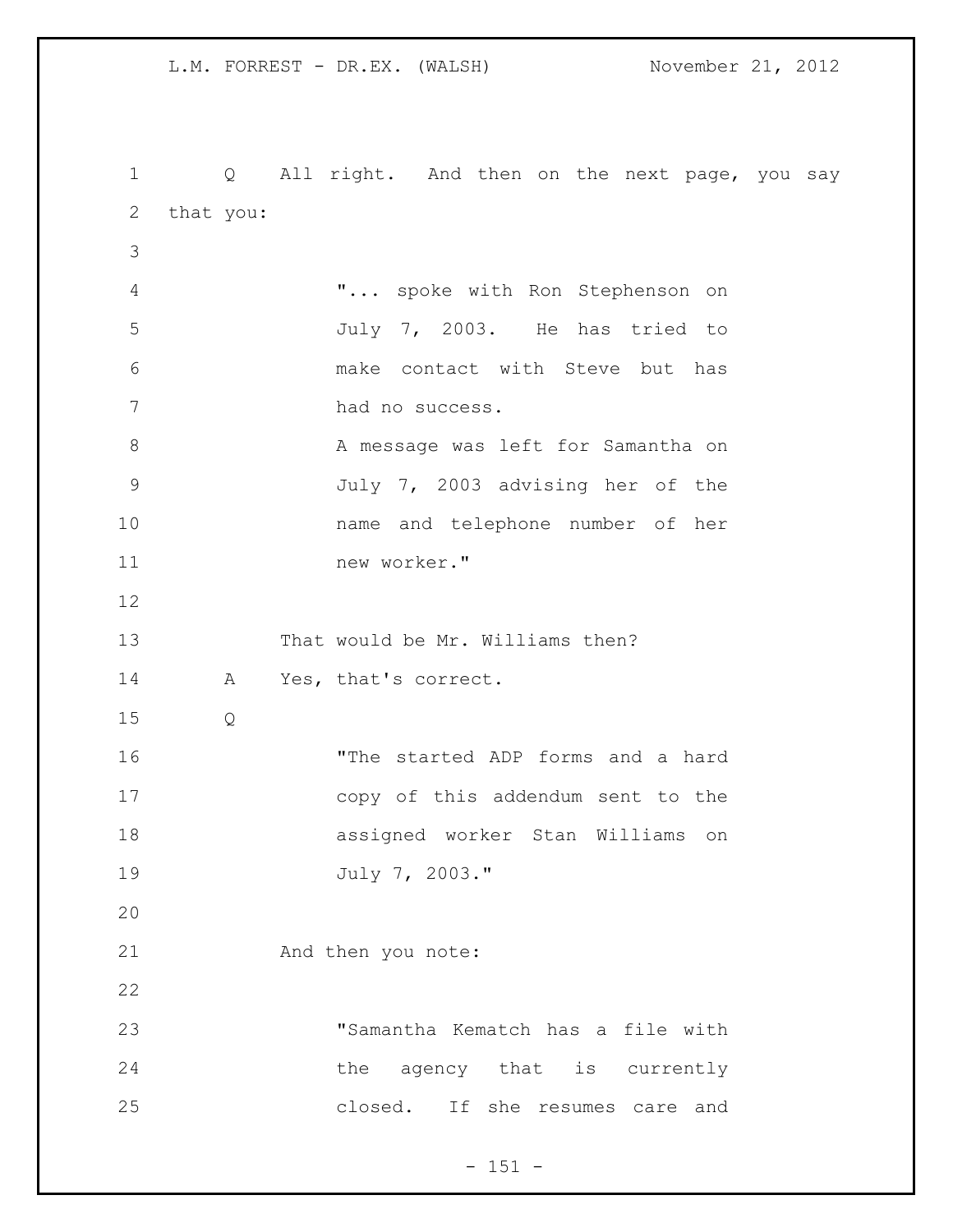Q All right. And then on the next page, you say that you:

> "... spoke with Ron Stephenson on July 7, 2003. He has tried to make contact with Steve but has had no success.
> A message was left for Samantha on July 7, 2003 advising her of the name and telephone number of her new worker."

That would be Mr. Williams then?

A Yes, that's correct.

Q

> "The started ADP forms and a hard copy of this addendum sent to the assigned worker Stan Williams on July 7, 2003."

And then you note:

> "Samantha Kematch has a file with the agency that is currently closed. If she resumes care and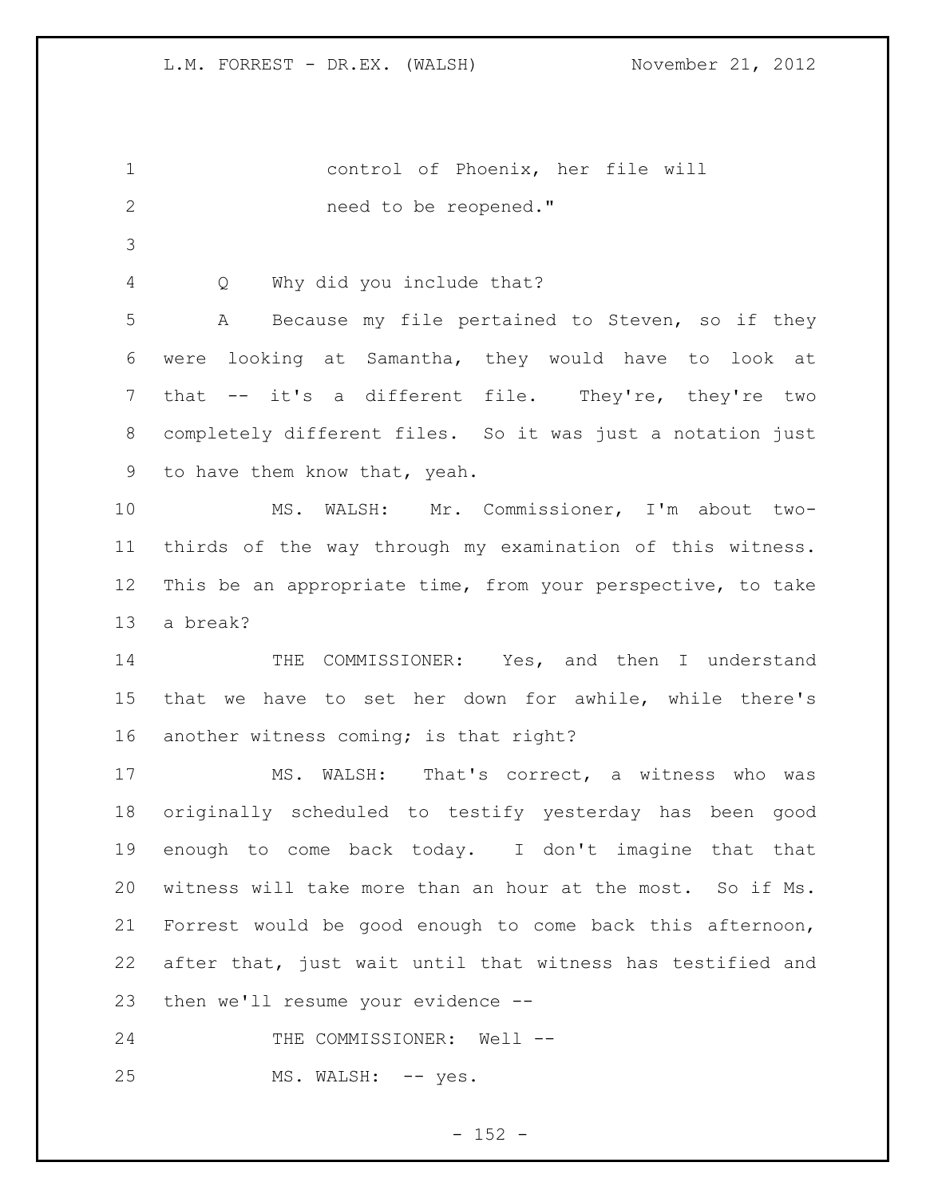control of Phoenix, her file will need to be reopened."

Q Why did you include that?

A Because my file pertained to Steven, so if they were looking at Samantha, they would have to look at that -- it's a different file. They're, they're two completely different files. So it was just a notation just to have them know that, yeah.

MS. WALSH: Mr. Commissioner, I'm about two-thirds of the way through my examination of this witness. This be an appropriate time, from your perspective, to take a break?

THE COMMISSIONER: Yes, and then I understand that we have to set her down for awhile, while there's another witness coming; is that right?

MS. WALSH: That's correct, a witness who was originally scheduled to testify yesterday has been good enough to come back today. I don't imagine that that witness will take more than an hour at the most. So if Ms. Forrest would be good enough to come back this afternoon, after that, just wait until that witness has testified and then we'll resume your evidence --

THE COMMISSIONER: Well --

MS. WALSH: -- yes.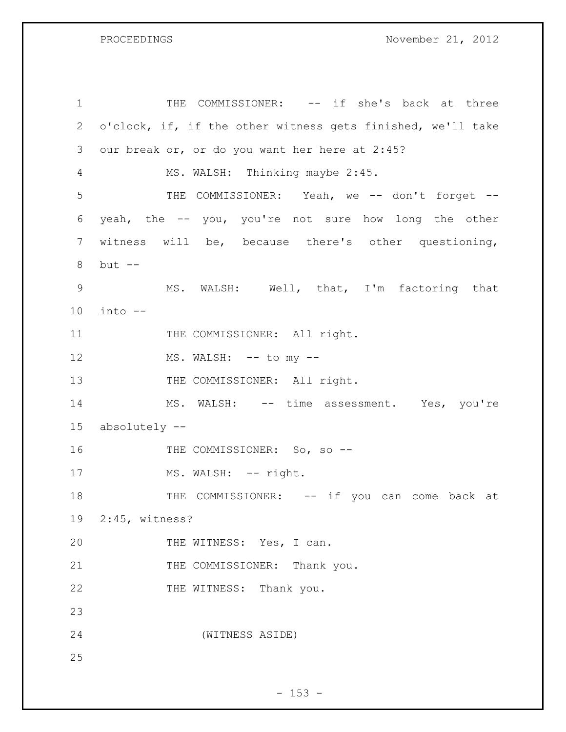THE COMMISSIONER: -- if she's back at three o'clock, if, if the other witness gets finished, we'll take our break or, or do you want her here at 2:45?

MS. WALSH: Thinking maybe 2:45.

THE COMMISSIONER: Yeah, we -- don't forget -- yeah, the -- you, you're not sure how long the other witness will be, because there's other questioning, but --

MS. WALSH: Well, that, I'm factoring that into --

THE COMMISSIONER: All right.

MS. WALSH: -- to my --

THE COMMISSIONER: All right.

MS. WALSH: -- time assessment. Yes, you're absolutely --

THE COMMISSIONER: So, so --

MS. WALSH: -- right.

THE COMMISSIONER: -- if you can come back at 2:45, witness?

THE WITNESS: Yes, I can.

THE COMMISSIONER: Thank you.

THE WITNESS: Thank you.

(WITNESS ASIDE)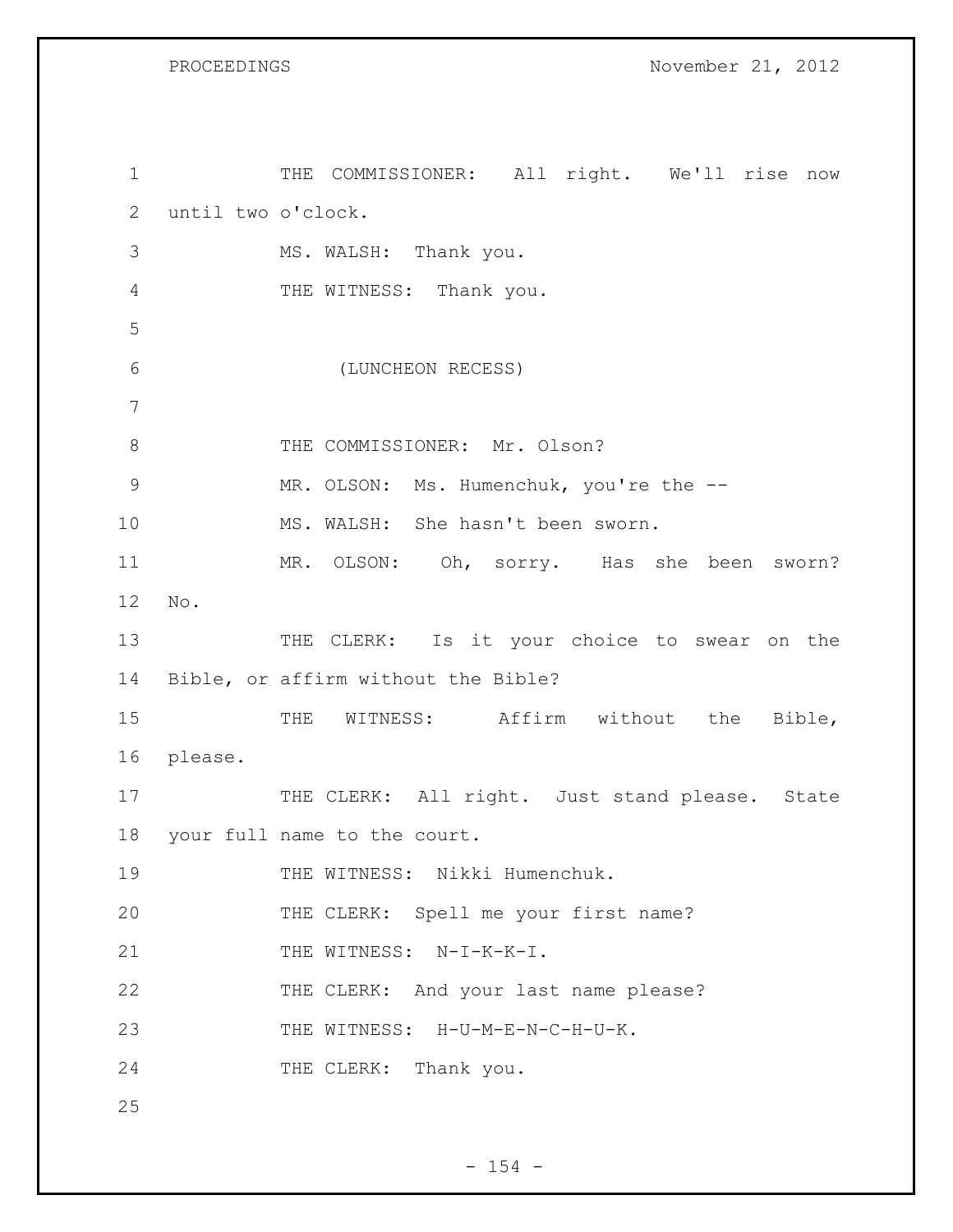THE COMMISSIONER: All right. We'll rise now until two o'clock.

MS. WALSH: Thank you.

THE WITNESS: Thank you.

(LUNCHEON RECESS)

THE COMMISSIONER: Mr. Olson?

MR. OLSON: Ms. Humenchuk, you're the --

MS. WALSH: She hasn't been sworn.

MR. OLSON: Oh, sorry. Has she been sworn? No.

THE CLERK: Is it your choice to swear on the Bible, or affirm without the Bible?

THE WITNESS: Affirm without the Bible, please.

THE CLERK: All right. Just stand please. State your full name to the court.

THE WITNESS: Nikki Humenchuk.

THE CLERK: Spell me your first name?

THE WITNESS: N-I-K-K-I.

THE CLERK: And your last name please?

THE WITNESS: H-U-M-E-N-C-H-U-K.

THE CLERK: Thank you.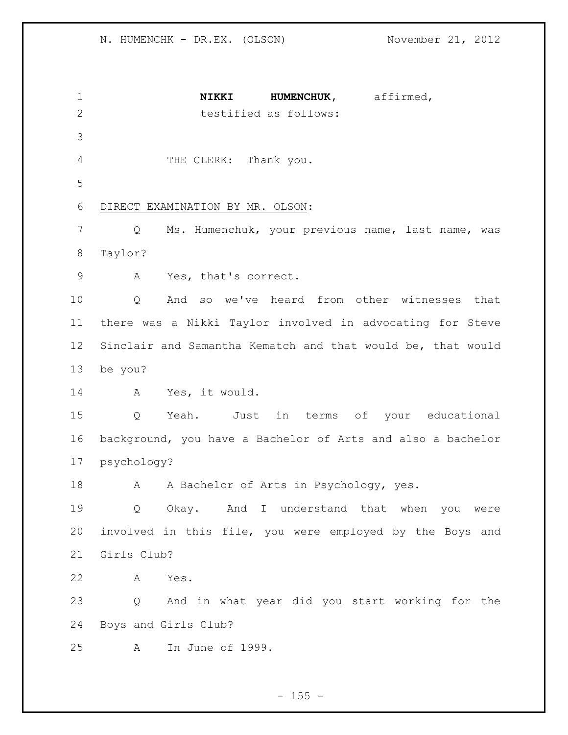**NIKKI HUMENCHUK**, affirmed,
testified as follows:

THE CLERK: Thank you.

DIRECT EXAMINATION BY MR. OLSON:

Q Ms. Humenchuk, your previous name, last name, was Taylor?

A Yes, that's correct.

Q And so we've heard from other witnesses that there was a Nikki Taylor involved in advocating for Steve Sinclair and Samantha Kematch and that would be, that would be you?

A Yes, it would.

Q Yeah. Just in terms of your educational background, you have a Bachelor of Arts and also a bachelor psychology?

A A Bachelor of Arts in Psychology, yes.

Q Okay. And I understand that when you were involved in this file, you were employed by the Boys and Girls Club?

A Yes.

Q And in what year did you start working for the Boys and Girls Club?

A In June of 1999.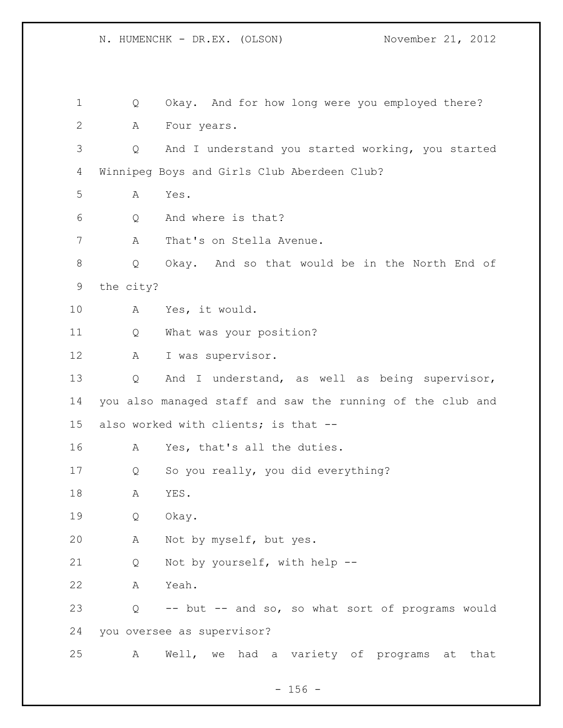Q Okay. And for how long were you employed there?

A Four years.

Q And I understand you started working, you started Winnipeg Boys and Girls Club Aberdeen Club?

A Yes.

Q And where is that?

A That's on Stella Avenue.

Q Okay. And so that would be in the North End of the city?

A Yes, it would.

Q What was your position?

A I was supervisor.

Q And I understand, as well as being supervisor, you also managed staff and saw the running of the club and also worked with clients; is that --

A Yes, that's all the duties.

Q So you really, you did everything?

A YES.

Q Okay.

A Not by myself, but yes.

Q Not by yourself, with help --

A Yeah.

Q -- but -- and so, so what sort of programs would you oversee as supervisor?

A Well, we had a variety of programs at that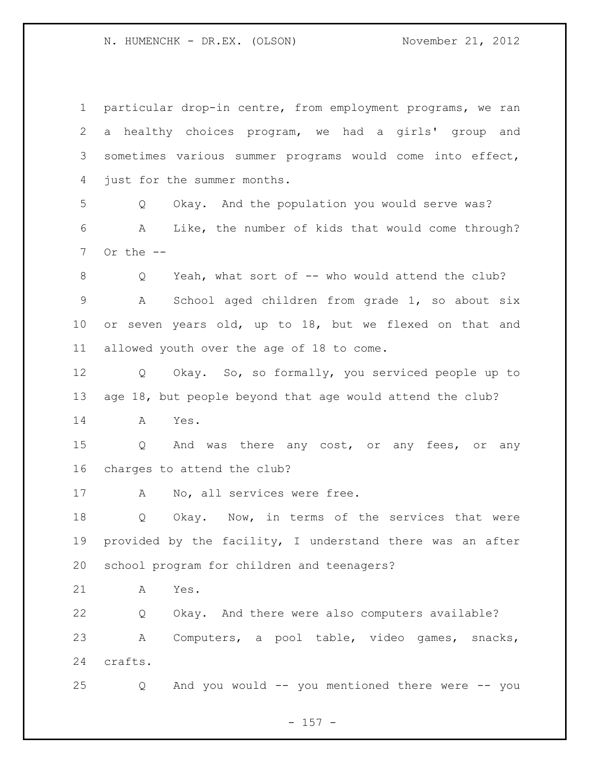particular drop-in centre, from employment programs, we ran a healthy choices program, we had a girls' group and sometimes various summer programs would come into effect, just for the summer months.

Q Okay. And the population you would serve was?

A Like, the number of kids that would come through? Or the --

Q Yeah, what sort of -- who would attend the club?

A School aged children from grade 1, so about six or seven years old, up to 18, but we flexed on that and allowed youth over the age of 18 to come.

Q Okay. So, so formally, you serviced people up to age 18, but people beyond that age would attend the club?

A Yes.

Q And was there any cost, or any fees, or any charges to attend the club?

A No, all services were free.

Q Okay. Now, in terms of the services that were provided by the facility, I understand there was an after school program for children and teenagers?

A Yes.

Q Okay. And there were also computers available?

A Computers, a pool table, video games, snacks, crafts.

Q And you would -- you mentioned there were -- you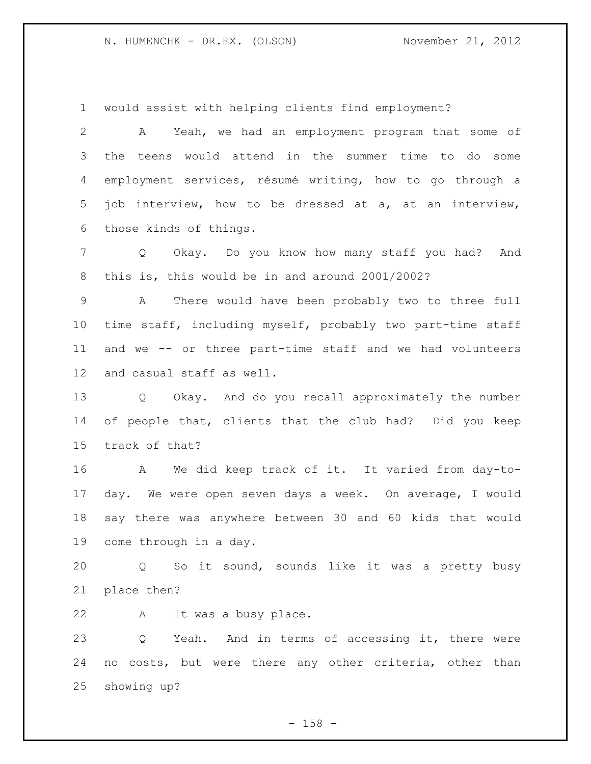would assist with helping clients find employment?

A Yeah, we had an employment program that some of the teens would attend in the summer time to do some employment services, résumé writing, how to go through a job interview, how to be dressed at a, at an interview, those kinds of things.

Q Okay. Do you know how many staff you had? And this is, this would be in and around 2001/2002?

A There would have been probably two to three full time staff, including myself, probably two part-time staff and we -- or three part-time staff and we had volunteers and casual staff as well.

Q Okay. And do you recall approximately the number of people that, clients that the club had? Did you keep track of that?

A We did keep track of it. It varied from day-to-day. We were open seven days a week. On average, I would say there was anywhere between 30 and 60 kids that would come through in a day.

Q So it sound, sounds like it was a pretty busy place then?

A It was a busy place.

Q Yeah. And in terms of accessing it, there were no costs, but were there any other criteria, other than showing up?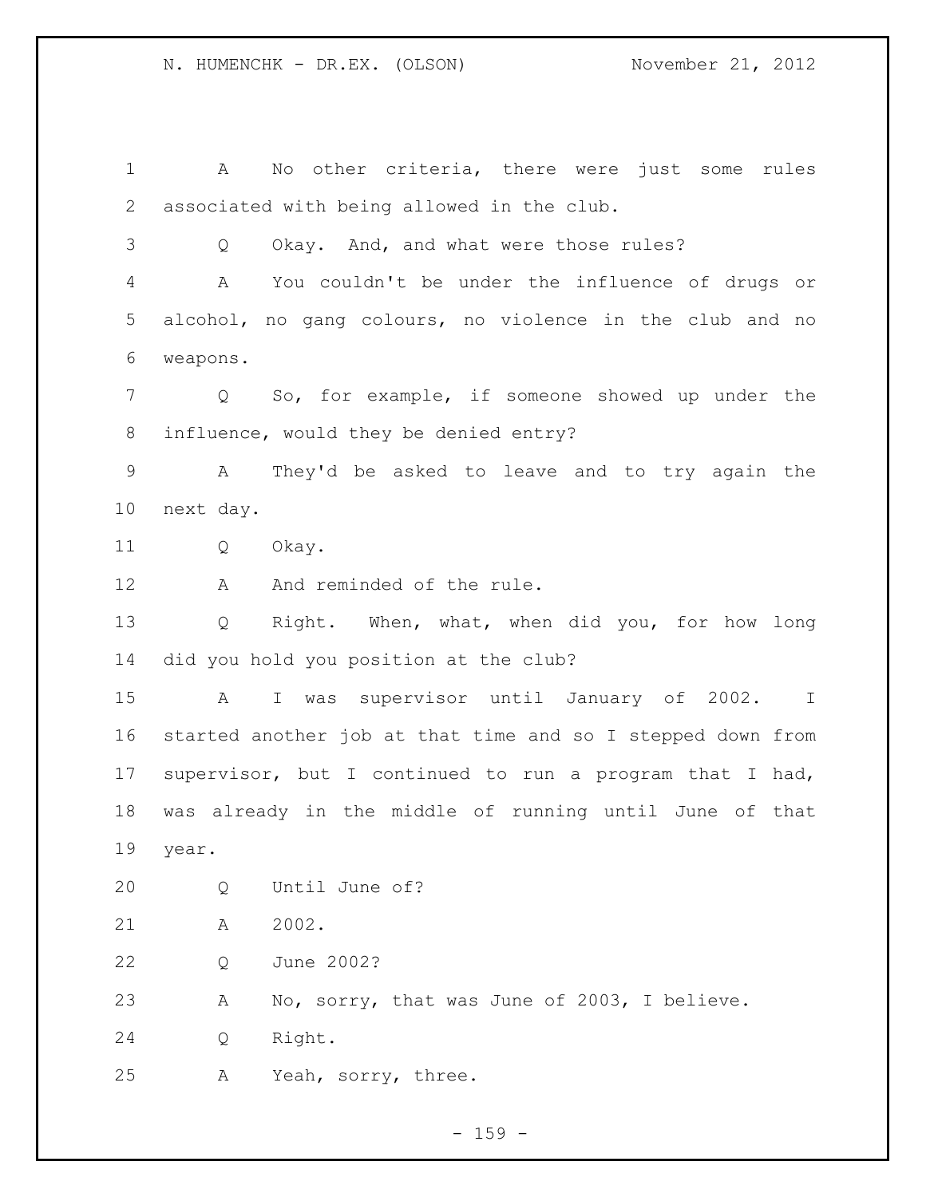A No other criteria, there were just some rules associated with being allowed in the club.

Q Okay. And, and what were those rules?

A You couldn't be under the influence of drugs or alcohol, no gang colours, no violence in the club and no weapons.

Q So, for example, if someone showed up under the influence, would they be denied entry?

A They'd be asked to leave and to try again the next day.

Q Okay.

A And reminded of the rule.

Q Right. When, what, when did you, for how long did you hold you position at the club?

A I was supervisor until January of 2002. I started another job at that time and so I stepped down from supervisor, but I continued to run a program that I had, was already in the middle of running until June of that year.

Q Until June of?

A 2002.

Q June 2002?

A No, sorry, that was June of 2003, I believe.

Q Right.

A Yeah, sorry, three.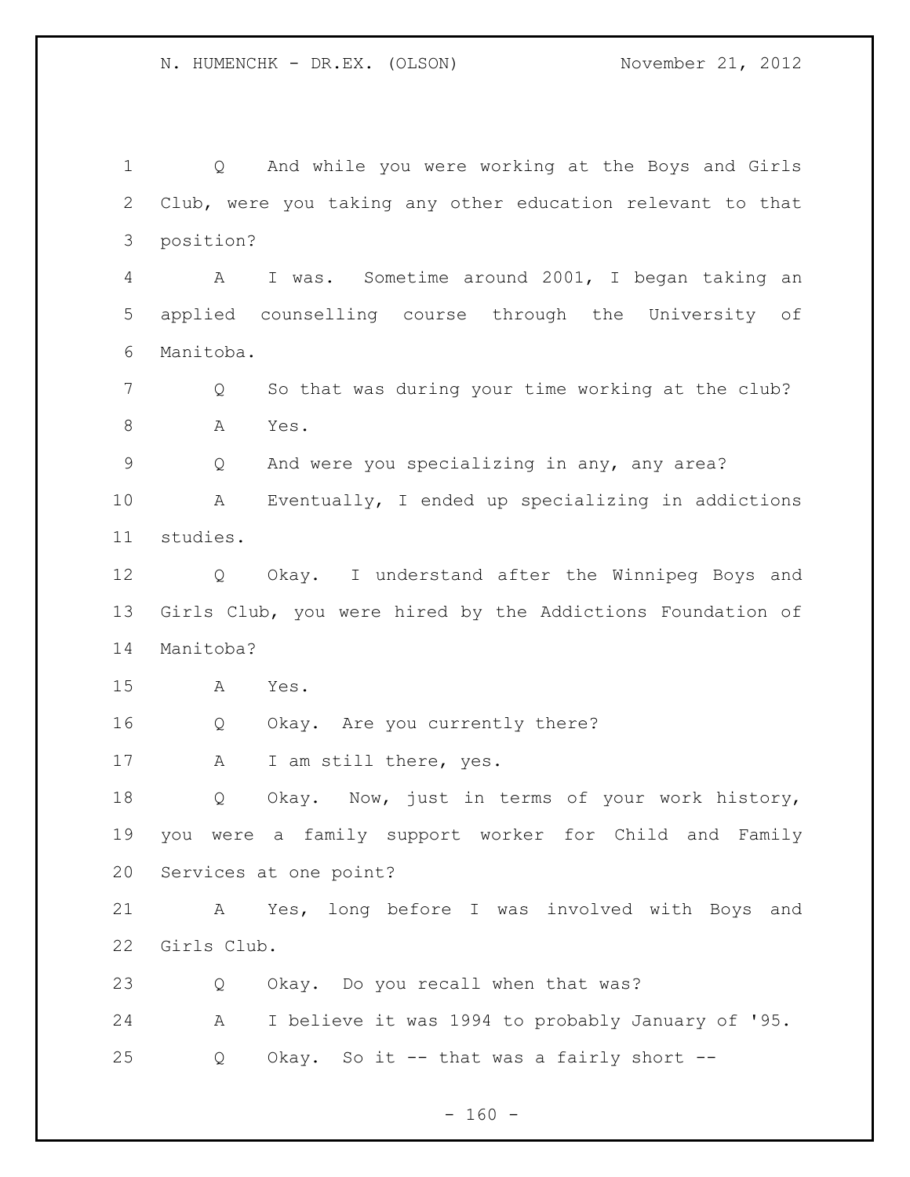Q And while you were working at the Boys and Girls Club, were you taking any other education relevant to that position?

A I was. Sometime around 2001, I began taking an applied counselling course through the University of Manitoba.

Q So that was during your time working at the club?

A Yes.

Q And were you specializing in any, any area?

A Eventually, I ended up specializing in addictions studies.

Q Okay. I understand after the Winnipeg Boys and Girls Club, you were hired by the Addictions Foundation of Manitoba?

A Yes.

Q Okay. Are you currently there?

A I am still there, yes.

Q Okay. Now, just in terms of your work history, you were a family support worker for Child and Family Services at one point?

A Yes, long before I was involved with Boys and Girls Club.

Q Okay. Do you recall when that was?

A I believe it was 1994 to probably January of '95.

Q Okay. So it -- that was a fairly short --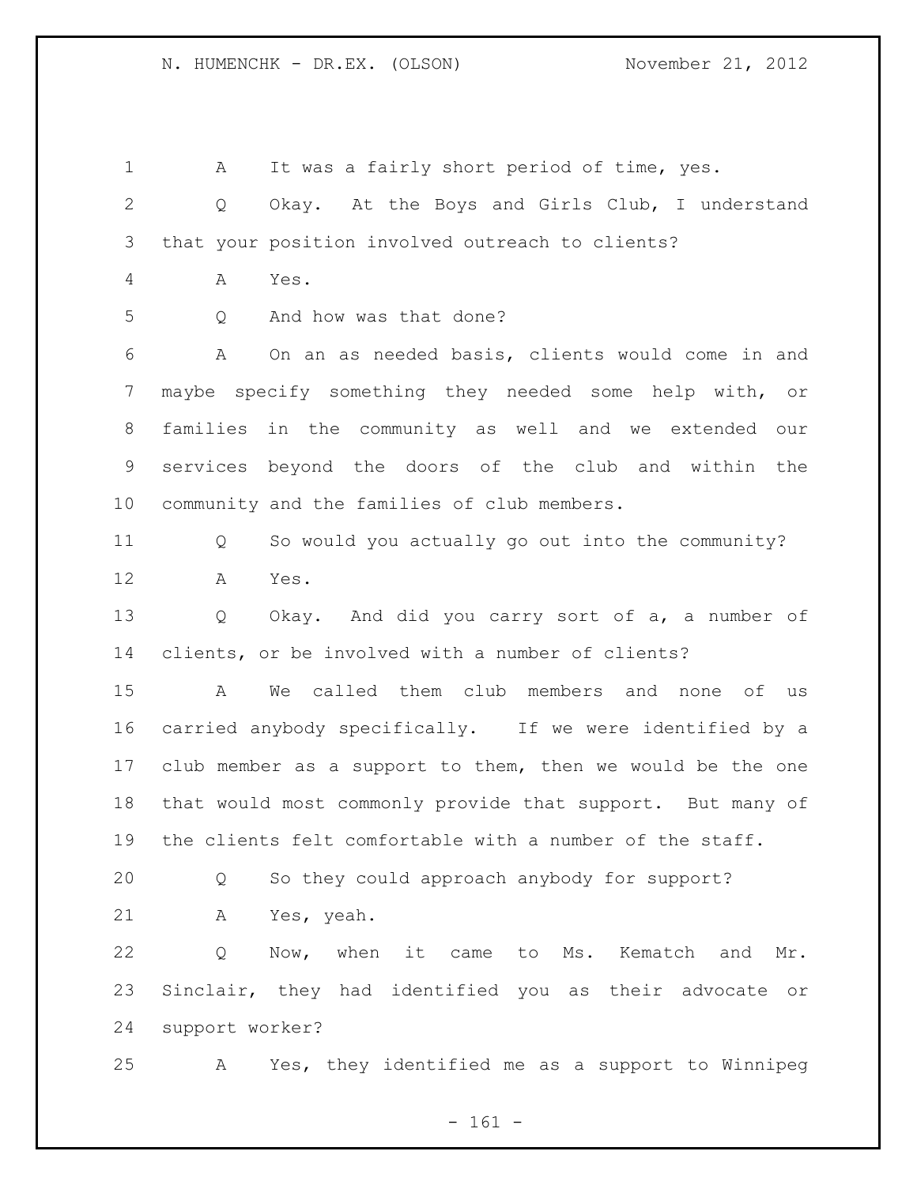A It was a fairly short period of time, yes.

Q Okay. At the Boys and Girls Club, I understand that your position involved outreach to clients?

A Yes.

Q And how was that done?

A On an as needed basis, clients would come in and maybe specify something they needed some help with, or families in the community as well and we extended our services beyond the doors of the club and within the community and the families of club members.

Q So would you actually go out into the community?

A Yes.

Q Okay. And did you carry sort of a, a number of clients, or be involved with a number of clients?

A We called them club members and none of us carried anybody specifically. If we were identified by a club member as a support to them, then we would be the one that would most commonly provide that support. But many of the clients felt comfortable with a number of the staff.

Q So they could approach anybody for support?

A Yes, yeah.

Q Now, when it came to Ms. Kematch and Mr. Sinclair, they had identified you as their advocate or support worker?

A Yes, they identified me as a support to Winnipeg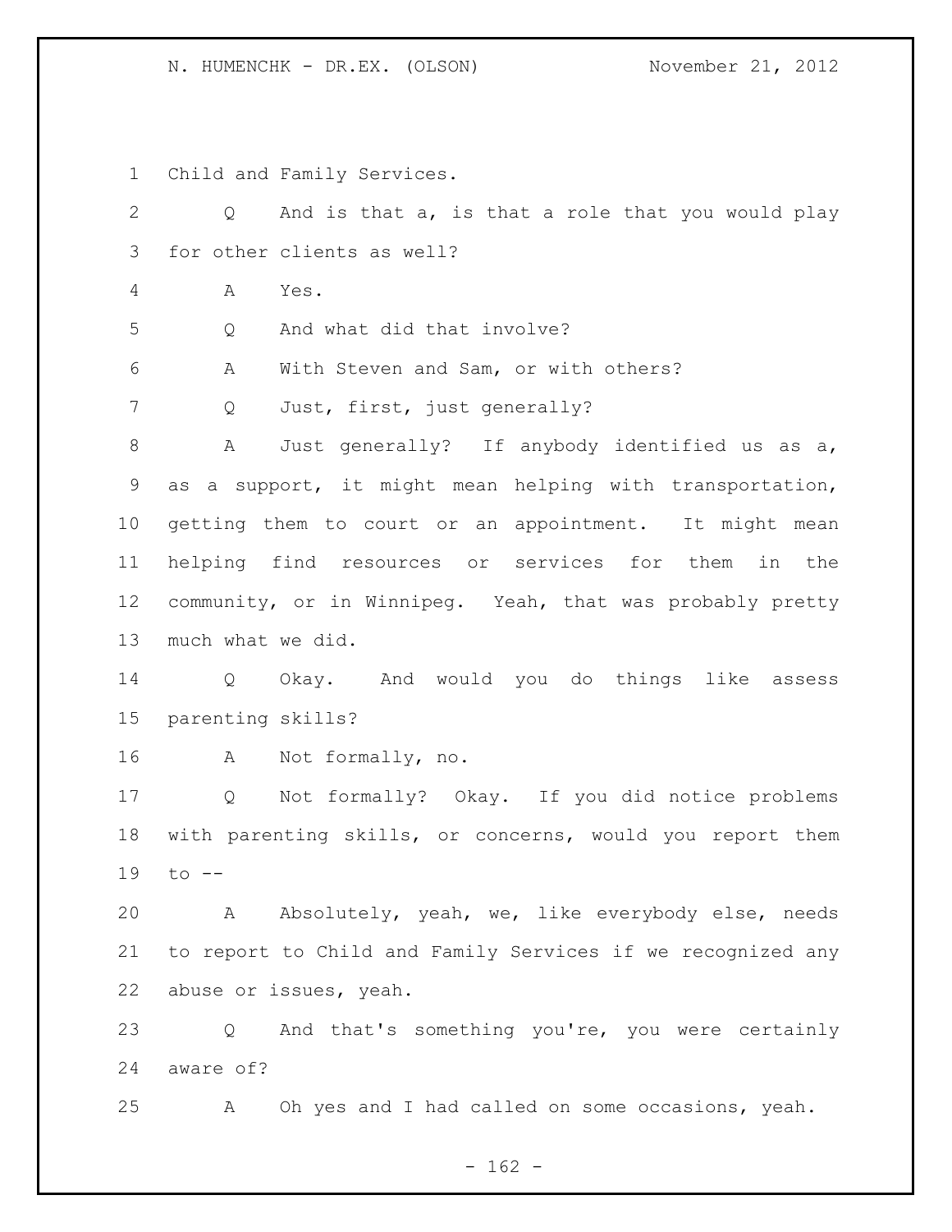Child and Family Services.

Q And is that a, is that a role that you would play for other clients as well?

A Yes.

Q And what did that involve?

A With Steven and Sam, or with others?

Q Just, first, just generally?

A Just generally? If anybody identified us as a, as a support, it might mean helping with transportation, getting them to court or an appointment. It might mean helping find resources or services for them in the community, or in Winnipeg. Yeah, that was probably pretty much what we did.

Q Okay. And would you do things like assess parenting skills?

A Not formally, no.

Q Not formally? Okay. If you did notice problems with parenting skills, or concerns, would you report them to --

A Absolutely, yeah, we, like everybody else, needs to report to Child and Family Services if we recognized any abuse or issues, yeah.

Q And that's something you're, you were certainly aware of?

A Oh yes and I had called on some occasions, yeah.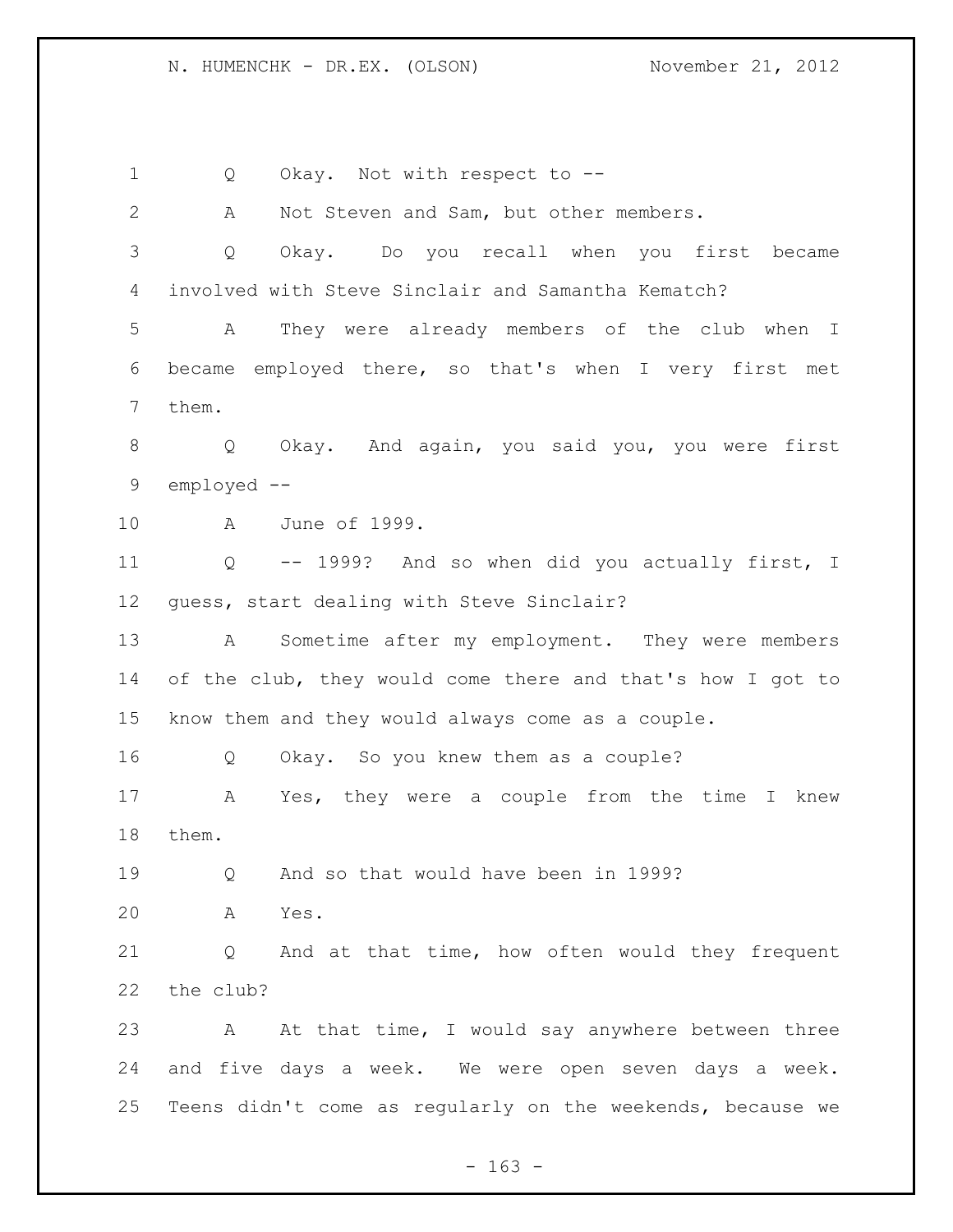Q Okay. Not with respect to --

A Not Steven and Sam, but other members.

Q Okay. Do you recall when you first became involved with Steve Sinclair and Samantha Kematch?

A They were already members of the club when I became employed there, so that's when I very first met them.

Q Okay. And again, you said you, you were first employed --

A June of 1999.

Q -- 1999? And so when did you actually first, I guess, start dealing with Steve Sinclair?

A Sometime after my employment. They were members of the club, they would come there and that's how I got to know them and they would always come as a couple.

Q Okay. So you knew them as a couple?

A Yes, they were a couple from the time I knew them.

Q And so that would have been in 1999?

A Yes.

Q And at that time, how often would they frequent the club?

A At that time, I would say anywhere between three and five days a week. We were open seven days a week. Teens didn't come as regularly on the weekends, because we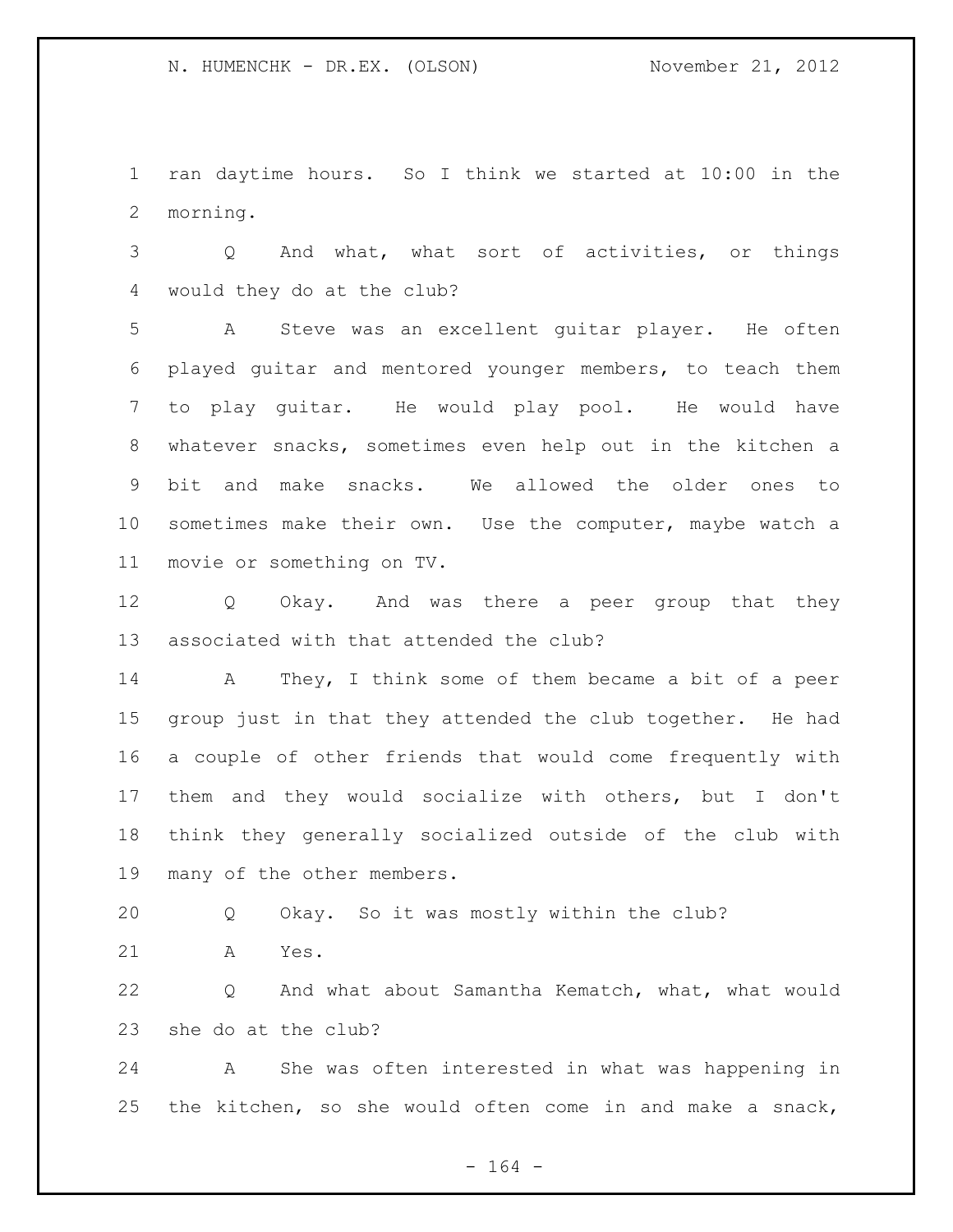ran daytime hours. So I think we started at 10:00 in the morning.

Q And what, what sort of activities, or things would they do at the club?

A Steve was an excellent guitar player. He often played guitar and mentored younger members, to teach them to play guitar. He would play pool. He would have whatever snacks, sometimes even help out in the kitchen a bit and make snacks. We allowed the older ones to sometimes make their own. Use the computer, maybe watch a movie or something on TV.

Q Okay. And was there a peer group that they associated with that attended the club?

A They, I think some of them became a bit of a peer group just in that they attended the club together. He had a couple of other friends that would come frequently with them and they would socialize with others, but I don't think they generally socialized outside of the club with many of the other members.

Q Okay. So it was mostly within the club?

A Yes.

Q And what about Samantha Kematch, what, what would she do at the club?

A She was often interested in what was happening in the kitchen, so she would often come in and make a snack,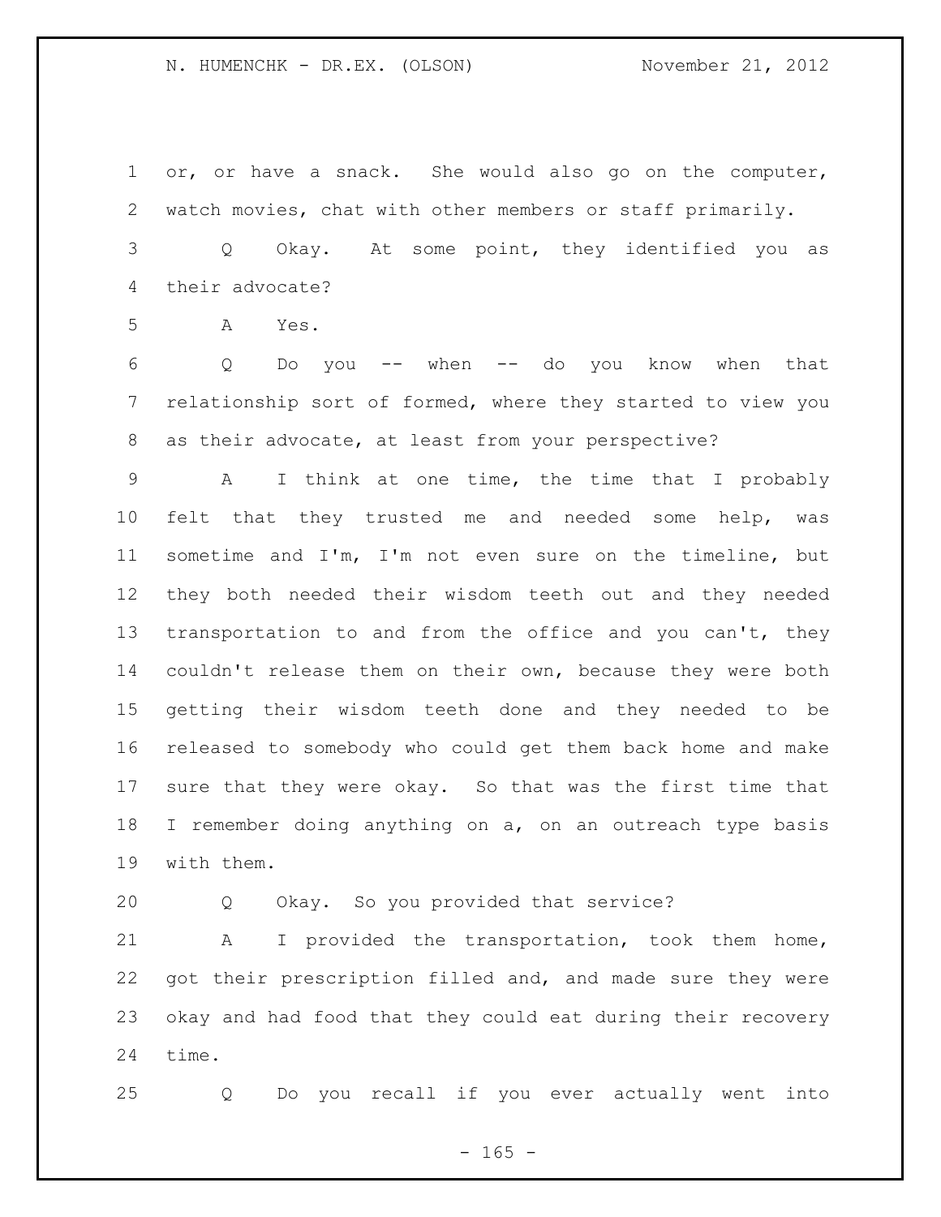or, or have a snack. She would also go on the computer, watch movies, chat with other members or staff primarily.

Q Okay. At some point, they identified you as their advocate?

A Yes.

Q Do you -- when -- do you know when that relationship sort of formed, where they started to view you as their advocate, at least from your perspective?

A I think at one time, the time that I probably felt that they trusted me and needed some help, was sometime and I'm, I'm not even sure on the timeline, but they both needed their wisdom teeth out and they needed transportation to and from the office and you can't, they couldn't release them on their own, because they were both getting their wisdom teeth done and they needed to be released to somebody who could get them back home and make sure that they were okay. So that was the first time that I remember doing anything on a, on an outreach type basis with them.

Q Okay. So you provided that service?

A I provided the transportation, took them home, got their prescription filled and, and made sure they were okay and had food that they could eat during their recovery time.

Q Do you recall if you ever actually went into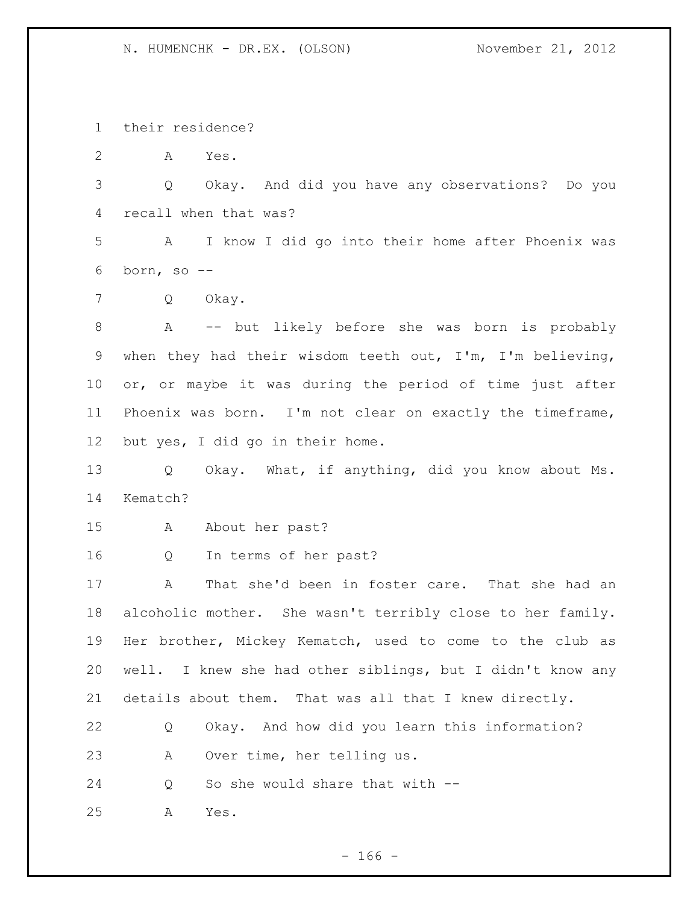their residence?

A Yes.

Q Okay. And did you have any observations? Do you recall when that was?

A I know I did go into their home after Phoenix was born, so --

Q Okay.

A -- but likely before she was born is probably when they had their wisdom teeth out, I'm, I'm believing, or, or maybe it was during the period of time just after Phoenix was born. I'm not clear on exactly the timeframe, but yes, I did go in their home.

Q Okay. What, if anything, did you know about Ms. Kematch?

A About her past?

Q In terms of her past?

A That she'd been in foster care. That she had an alcoholic mother. She wasn't terribly close to her family. Her brother, Mickey Kematch, used to come to the club as well. I knew she had other siblings, but I didn't know any details about them. That was all that I knew directly.

Q Okay. And how did you learn this information?

A Over time, her telling us.

Q So she would share that with --

A Yes.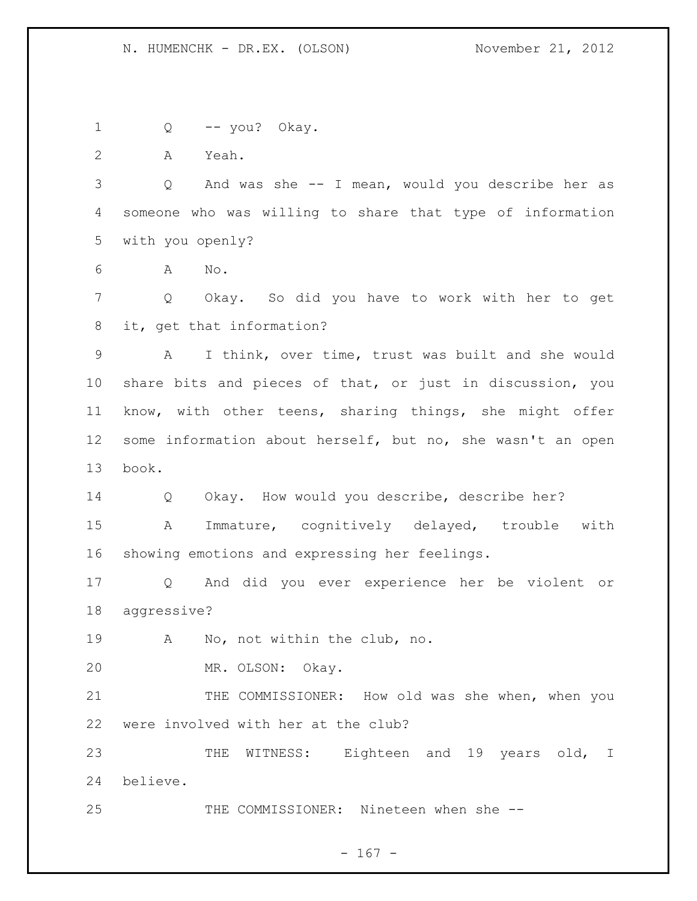Q -- you? Okay.

A Yeah.

Q And was she -- I mean, would you describe her as someone who was willing to share that type of information with you openly?

A No.

Q Okay. So did you have to work with her to get it, get that information?

A I think, over time, trust was built and she would share bits and pieces of that, or just in discussion, you know, with other teens, sharing things, she might offer some information about herself, but no, she wasn't an open book.

Q Okay. How would you describe, describe her?

A Immature, cognitively delayed, trouble with showing emotions and expressing her feelings.

Q And did you ever experience her be violent or aggressive?

A No, not within the club, no.

MR. OLSON: Okay.

THE COMMISSIONER: How old was she when, when you were involved with her at the club?

THE WITNESS: Eighteen and 19 years old, I believe.

THE COMMISSIONER: Nineteen when she --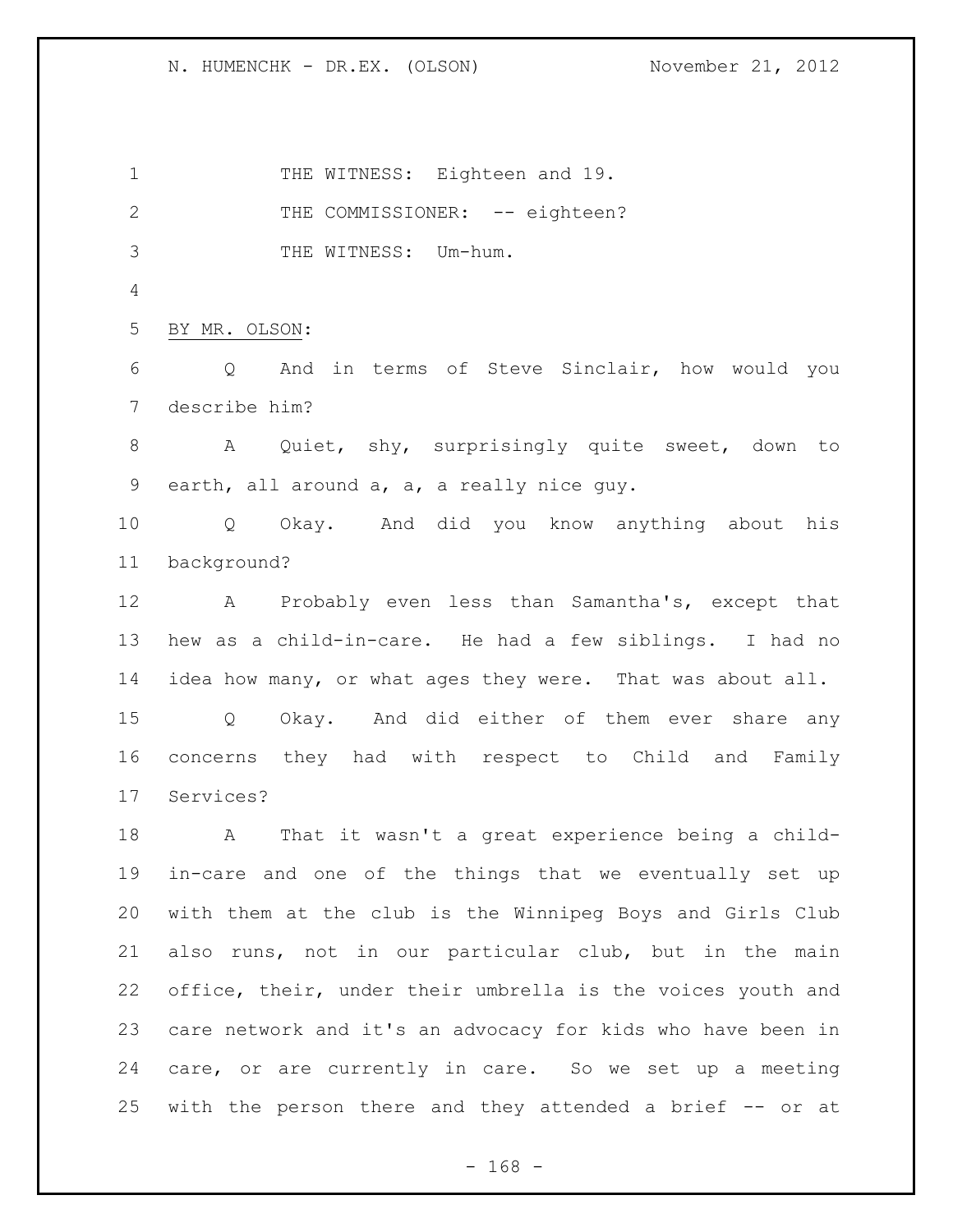THE WITNESS: Eighteen and 19.

THE COMMISSIONER: -- eighteen?

THE WITNESS: Um-hum.

BY MR. OLSON:

Q And in terms of Steve Sinclair, how would you describe him?

A Quiet, shy, surprisingly quite sweet, down to earth, all around a, a, a really nice guy.

Q Okay. And did you know anything about his background?

A Probably even less than Samantha's, except that hew as a child-in-care. He had a few siblings. I had no idea how many, or what ages they were. That was about all.

Q Okay. And did either of them ever share any concerns they had with respect to Child and Family Services?

A That it wasn't a great experience being a child-in-care and one of the things that we eventually set up with them at the club is the Winnipeg Boys and Girls Club also runs, not in our particular club, but in the main office, their, under their umbrella is the voices youth and care network and it's an advocacy for kids who have been in care, or are currently in care. So we set up a meeting with the person there and they attended a brief -- or at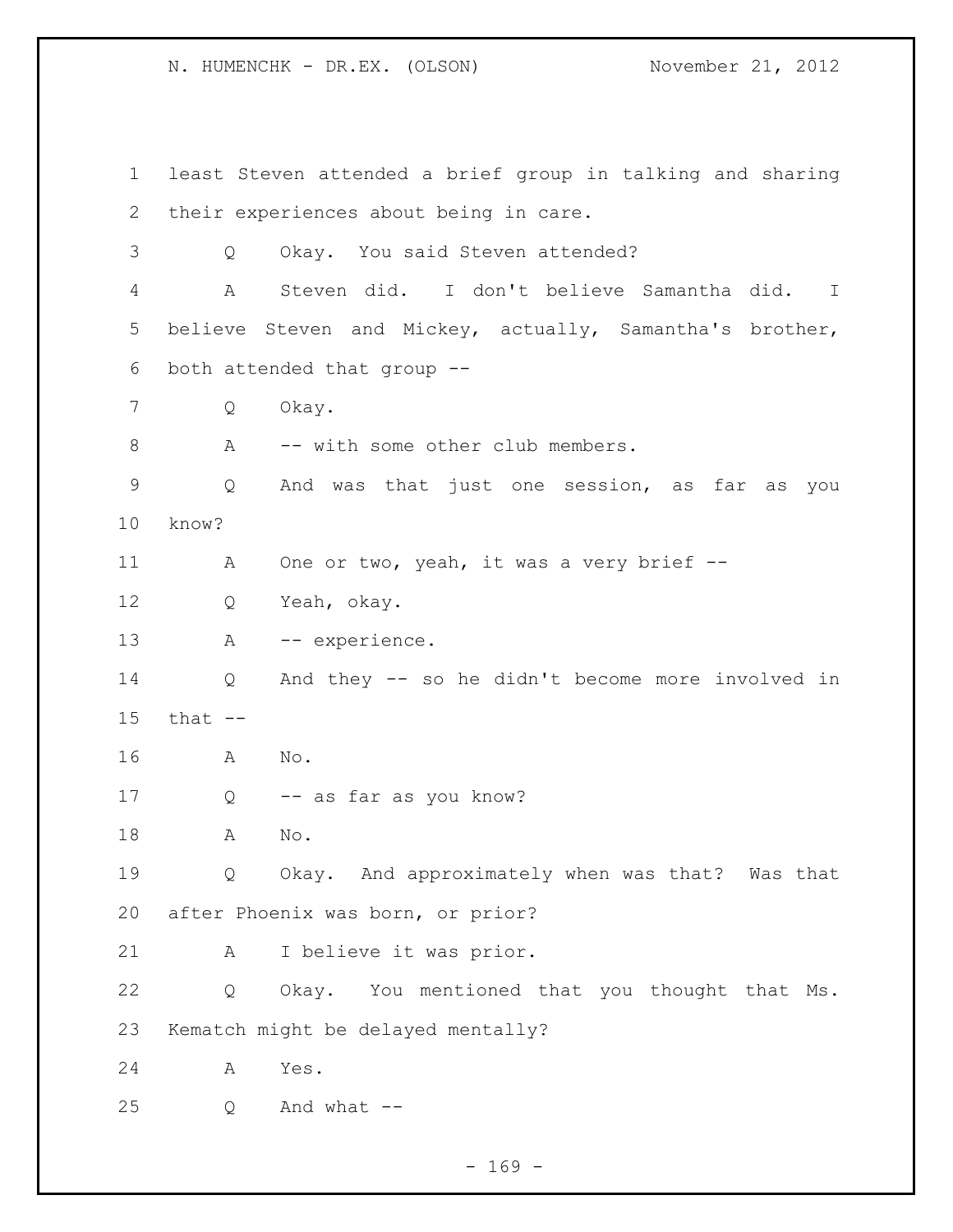least Steven attended a brief group in talking and sharing their experiences about being in care.

Q Okay. You said Steven attended?

A Steven did. I don't believe Samantha did. I believe Steven and Mickey, actually, Samantha's brother, both attended that group --

Q Okay.

A -- with some other club members.

Q And was that just one session, as far as you know?

A One or two, yeah, it was a very brief --

Q Yeah, okay.

A -- experience.

Q And they -- so he didn't become more involved in that --

A No.

Q -- as far as you know?

A No.

Q Okay. And approximately when was that? Was that after Phoenix was born, or prior?

A I believe it was prior.

Q Okay. You mentioned that you thought that Ms. Kematch might be delayed mentally?

A Yes.

Q And what --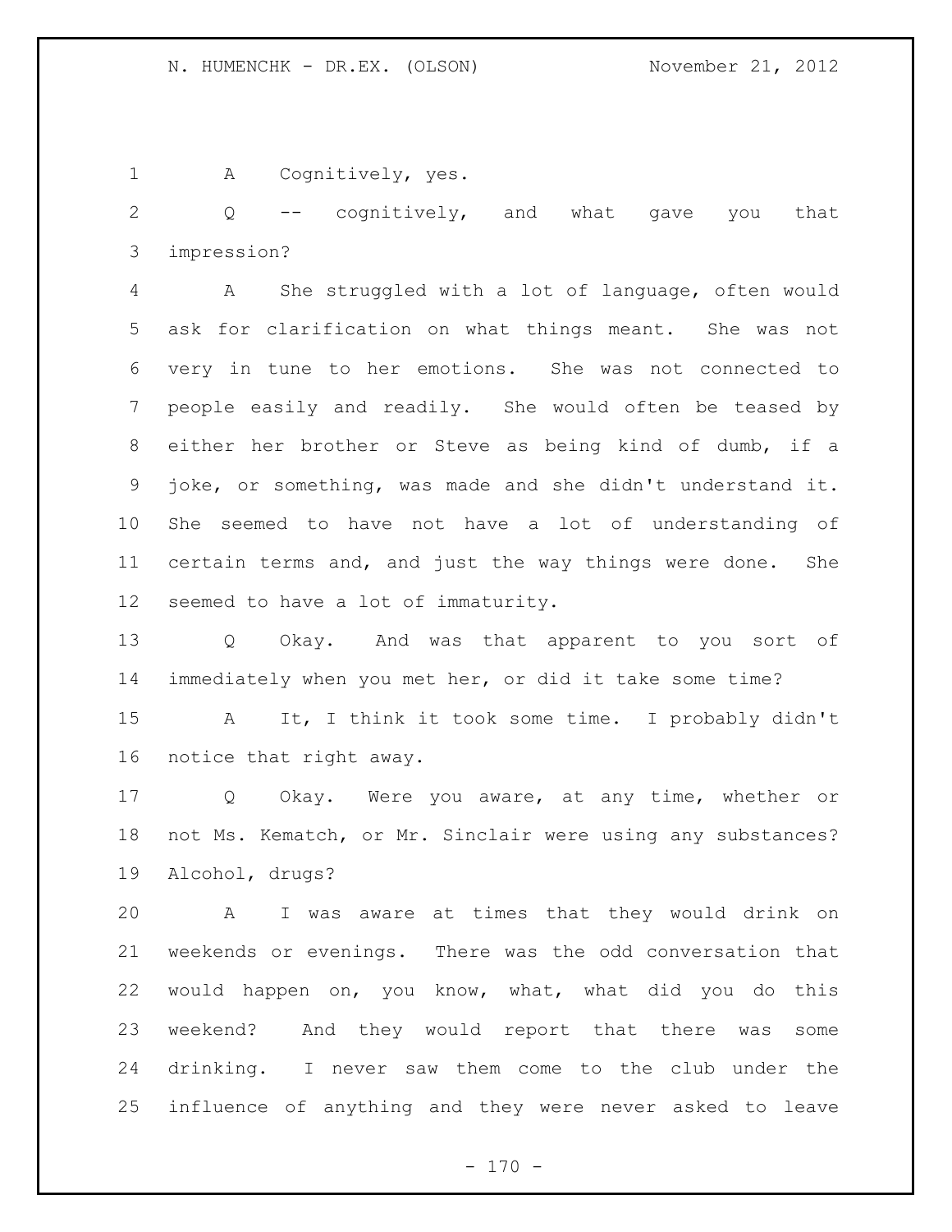A Cognitively, yes.

Q -- cognitively, and what gave you that impression?

A She struggled with a lot of language, often would ask for clarification on what things meant. She was not very in tune to her emotions. She was not connected to people easily and readily. She would often be teased by either her brother or Steve as being kind of dumb, if a joke, or something, was made and she didn't understand it. She seemed to have not have a lot of understanding of certain terms and, and just the way things were done. She seemed to have a lot of immaturity.

Q Okay. And was that apparent to you sort of immediately when you met her, or did it take some time?

A It, I think it took some time. I probably didn't notice that right away.

Q Okay. Were you aware, at any time, whether or not Ms. Kematch, or Mr. Sinclair were using any substances? Alcohol, drugs?

A I was aware at times that they would drink on weekends or evenings. There was the odd conversation that would happen on, you know, what, what did you do this weekend? And they would report that there was some drinking. I never saw them come to the club under the influence of anything and they were never asked to leave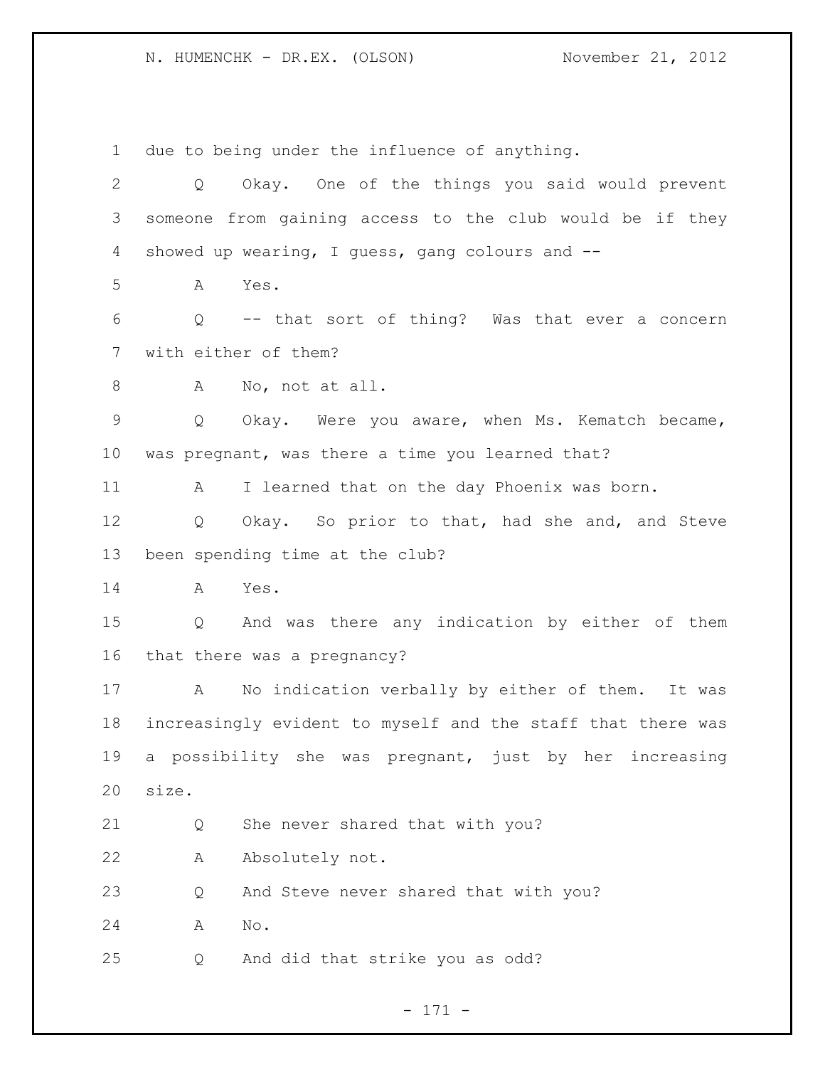due to being under the influence of anything.

Q Okay. One of the things you said would prevent someone from gaining access to the club would be if they showed up wearing, I guess, gang colours and --

A Yes.

Q -- that sort of thing? Was that ever a concern with either of them?

A No, not at all.

Q Okay. Were you aware, when Ms. Kematch became, was pregnant, was there a time you learned that?

A I learned that on the day Phoenix was born.

Q Okay. So prior to that, had she and, and Steve been spending time at the club?

A Yes.

Q And was there any indication by either of them that there was a pregnancy?

A No indication verbally by either of them. It was increasingly evident to myself and the staff that there was a possibility she was pregnant, just by her increasing size.

Q She never shared that with you?

A Absolutely not.

Q And Steve never shared that with you?

A No.

Q And did that strike you as odd?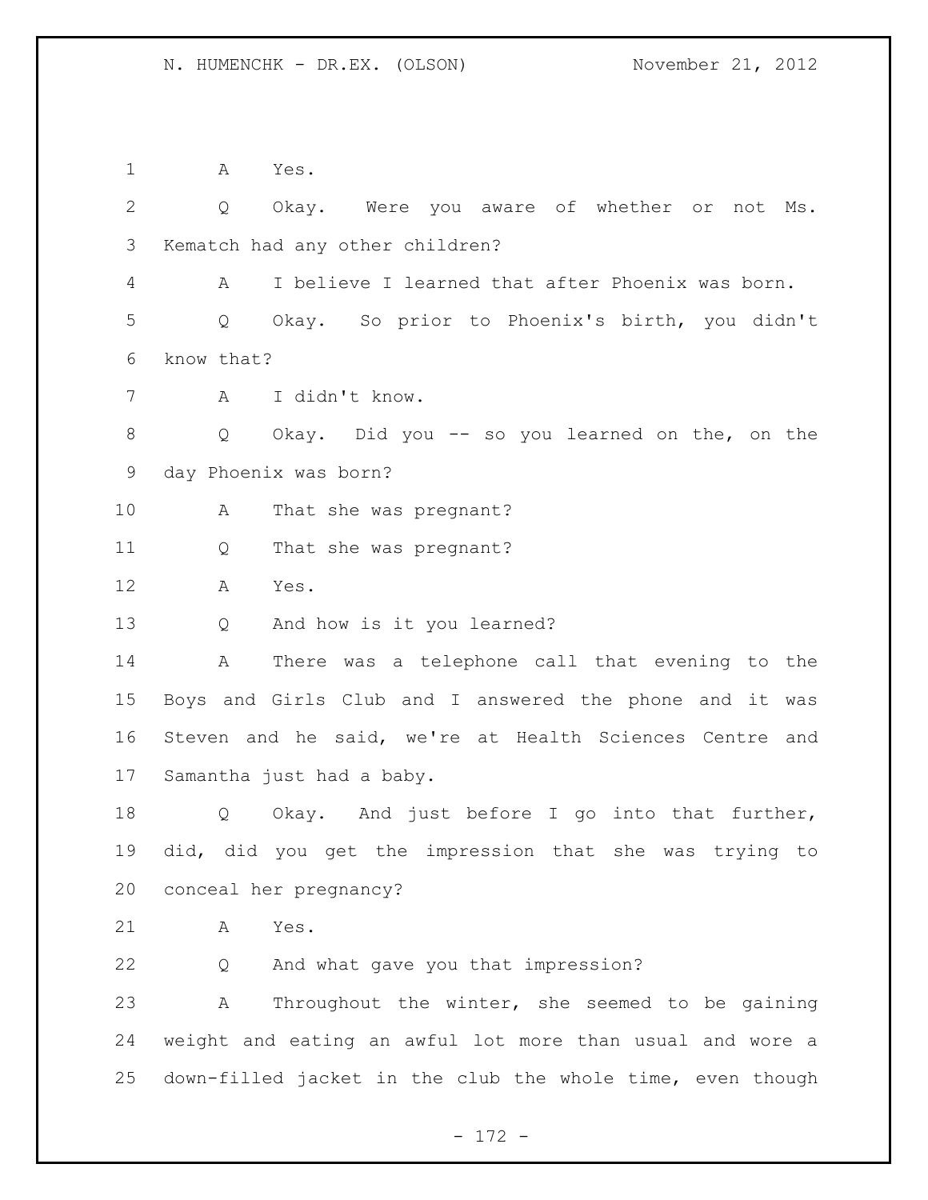1 A Yes.

2 Q Okay. Were you aware of whether or not Ms.

3 Kematch had any other children?

4 A I believe I learned that after Phoenix was born.

5 Q Okay. So prior to Phoenix's birth, you didn't

6 know that?

7 A I didn't know.

8 Q Okay. Did you -- so you learned on the, on the

9 day Phoenix was born?

10 A That she was pregnant?

11 Q That she was pregnant?

12 A Yes.

13 Q And how is it you learned?

14 A There was a telephone call that evening to the

15 Boys and Girls Club and I answered the phone and it was

16 Steven and he said, we're at Health Sciences Centre and

17 Samantha just had a baby.

18 Q Okay. And just before I go into that further,

19 did, did you get the impression that she was trying to

20 conceal her pregnancy?

21 A Yes.

22 Q And what gave you that impression?

23 A Throughout the winter, she seemed to be gaining

24 weight and eating an awful lot more than usual and wore a

25 down-filled jacket in the club the whole time, even though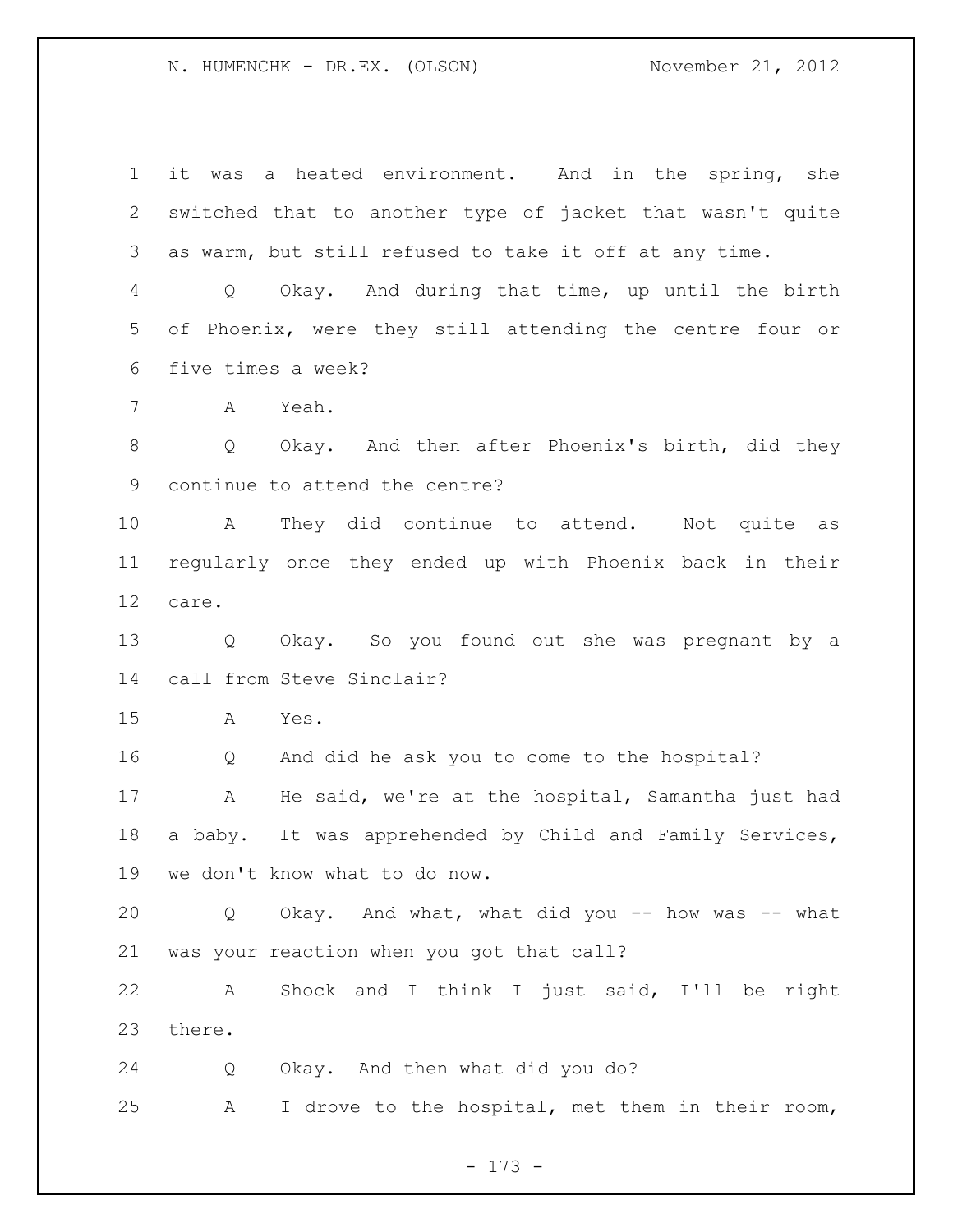it was a heated environment. And in the spring, she switched that to another type of jacket that wasn't quite as warm, but still refused to take it off at any time.

Q Okay. And during that time, up until the birth of Phoenix, were they still attending the centre four or five times a week?

A Yeah.

Q Okay. And then after Phoenix's birth, did they continue to attend the centre?

A They did continue to attend. Not quite as regularly once they ended up with Phoenix back in their care.

Q Okay. So you found out she was pregnant by a call from Steve Sinclair?

A Yes.

Q And did he ask you to come to the hospital?

A He said, we're at the hospital, Samantha just had a baby. It was apprehended by Child and Family Services, we don't know what to do now.

Q Okay. And what, what did you -- how was -- what was your reaction when you got that call?

A Shock and I think I just said, I'll be right there.

Q Okay. And then what did you do?

A I drove to the hospital, met them in their room,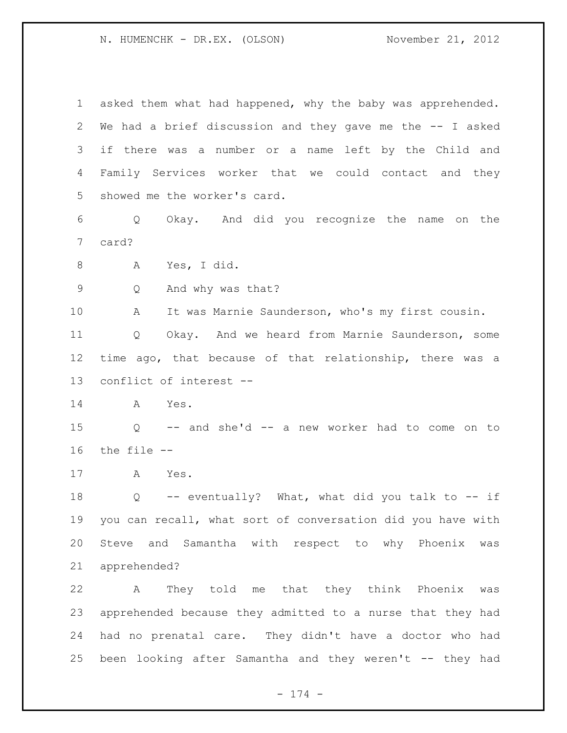asked them what had happened, why the baby was apprehended. We had a brief discussion and they gave me the -- I asked if there was a number or a name left by the Child and Family Services worker that we could contact and they showed me the worker's card.

Q Okay. And did you recognize the name on the card?

A Yes, I did.

Q And why was that?

A It was Marnie Saunderson, who's my first cousin.

Q Okay. And we heard from Marnie Saunderson, some time ago, that because of that relationship, there was a conflict of interest --

A Yes.

Q -- and she'd -- a new worker had to come on to the file --

A Yes.

Q -- eventually? What, what did you talk to -- if you can recall, what sort of conversation did you have with Steve and Samantha with respect to why Phoenix was apprehended?

A They told me that they think Phoenix was apprehended because they admitted to a nurse that they had had no prenatal care. They didn't have a doctor who had been looking after Samantha and they weren't -- they had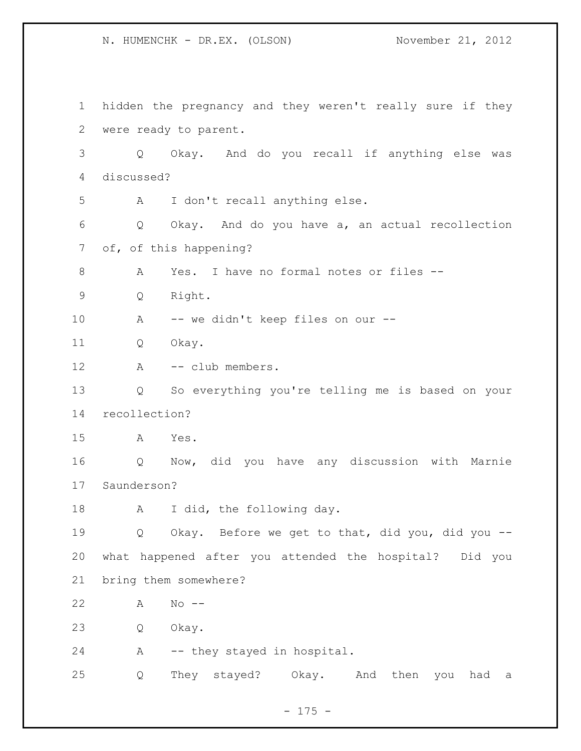1 hidden the pregnancy and they weren't really sure if they
2 were ready to parent.
3 Q Okay. And do you recall if anything else was
4 discussed?
5 A I don't recall anything else.
6 Q Okay. And do you have a, an actual recollection
7 of, of this happening?
8 A Yes. I have no formal notes or files --
9 Q Right.
10 A -- we didn't keep files on our --
11 Q Okay.
12 A -- club members.
13 Q So everything you're telling me is based on your
14 recollection?
15 A Yes.
16 Q Now, did you have any discussion with Marnie
17 Saunderson?
18 A I did, the following day.
19 Q Okay. Before we get to that, did you, did you --
20 what happened after you attended the hospital? Did you
21 bring them somewhere?
22 A No --
23 Q Okay.
24 A -- they stayed in hospital.
25 Q They stayed? Okay. And then you had a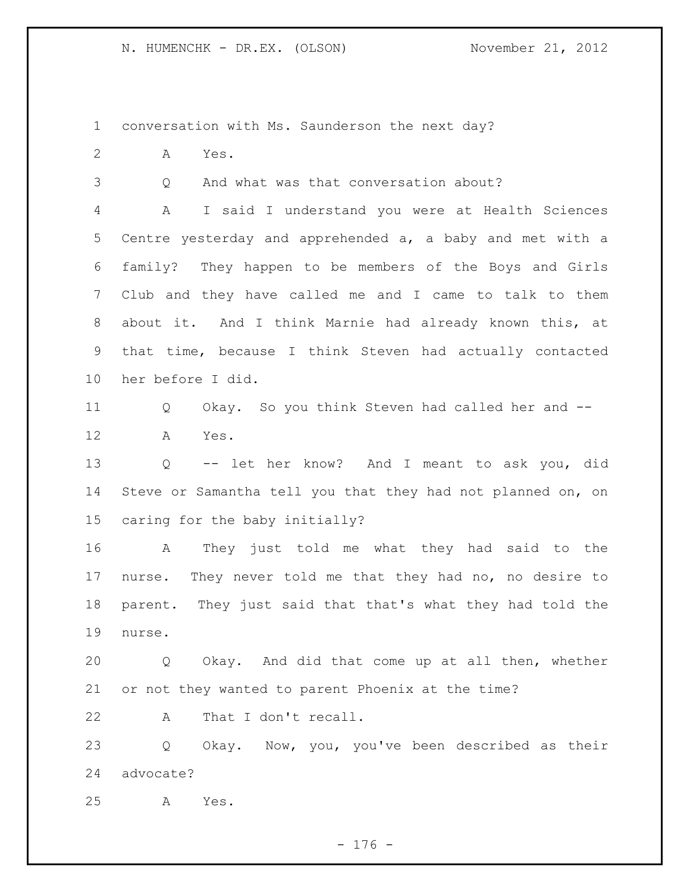conversation with Ms. Saunderson the next day?

A Yes.

Q And what was that conversation about?

A I said I understand you were at Health Sciences Centre yesterday and apprehended a, a baby and met with a family? They happen to be members of the Boys and Girls Club and they have called me and I came to talk to them about it. And I think Marnie had already known this, at that time, because I think Steven had actually contacted her before I did.

Q Okay. So you think Steven had called her and --

A Yes.

Q -- let her know? And I meant to ask you, did Steve or Samantha tell you that they had not planned on, on caring for the baby initially?

A They just told me what they had said to the nurse. They never told me that they had no, no desire to parent. They just said that that's what they had told the nurse.

Q Okay. And did that come up at all then, whether or not they wanted to parent Phoenix at the time?

A That I don't recall.

Q Okay. Now, you, you've been described as their advocate?

A Yes.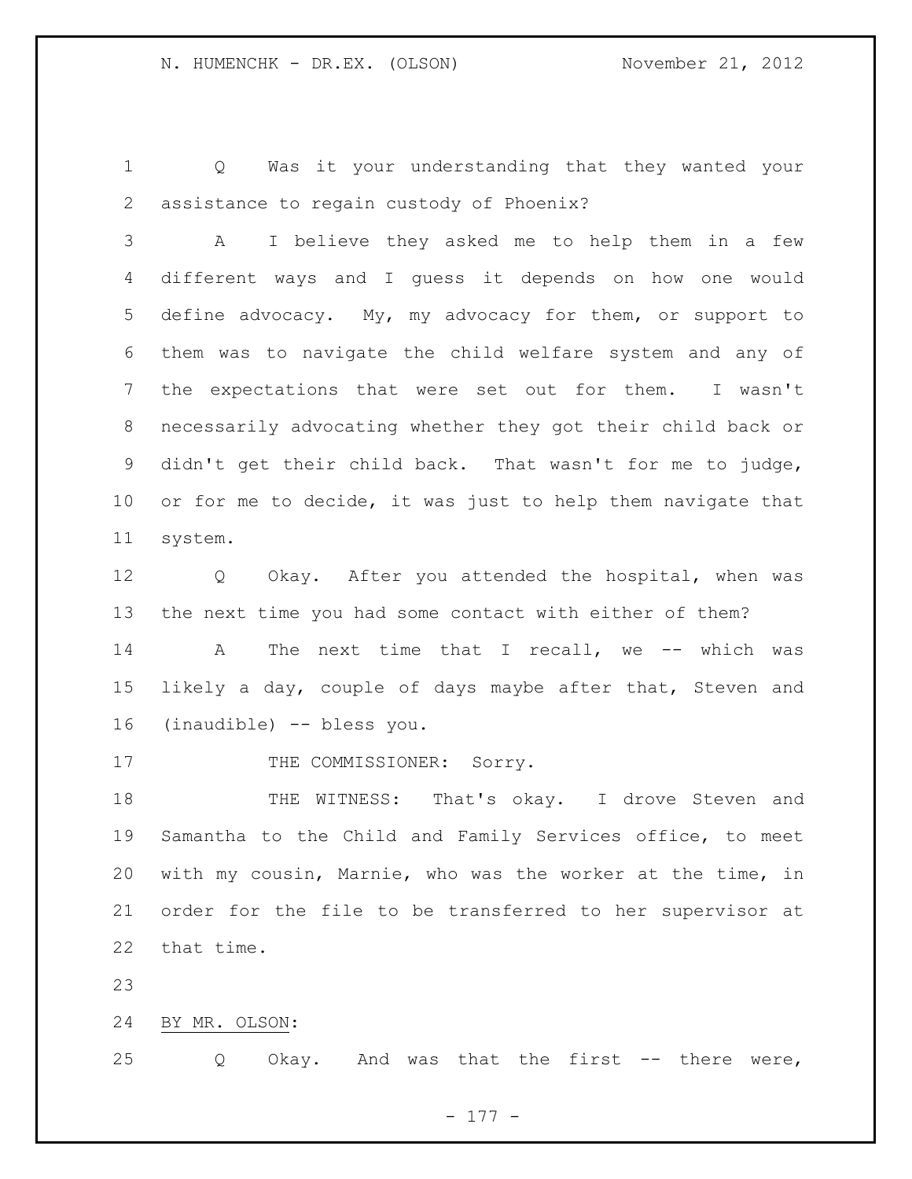Q Was it your understanding that they wanted your assistance to regain custody of Phoenix?

A I believe they asked me to help them in a few different ways and I guess it depends on how one would define advocacy. My, my advocacy for them, or support to them was to navigate the child welfare system and any of the expectations that were set out for them. I wasn't necessarily advocating whether they got their child back or didn't get their child back. That wasn't for me to judge, or for me to decide, it was just to help them navigate that system.

Q Okay. After you attended the hospital, when was the next time you had some contact with either of them?

A The next time that I recall, we -- which was likely a day, couple of days maybe after that, Steven and (inaudible) -- bless you.

THE COMMISSIONER: Sorry.

THE WITNESS: That's okay. I drove Steven and Samantha to the Child and Family Services office, to meet with my cousin, Marnie, who was the worker at the time, in order for the file to be transferred to her supervisor at that time.

BY MR. OLSON:

Q Okay. And was that the first -- there were,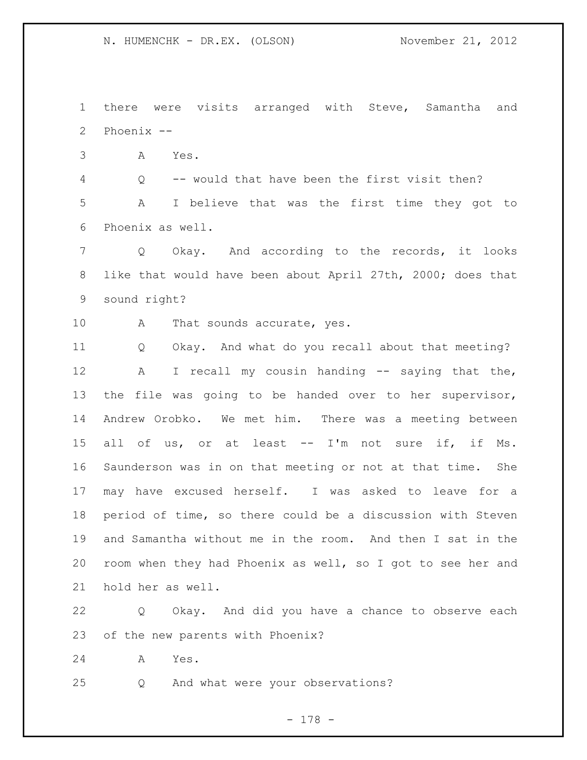there were visits arranged with Steve, Samantha and Phoenix --

A Yes.

Q -- would that have been the first visit then?

A I believe that was the first time they got to Phoenix as well.

Q Okay. And according to the records, it looks like that would have been about April 27th, 2000; does that sound right?

A That sounds accurate, yes.

Q Okay. And what do you recall about that meeting?

A I recall my cousin handing -- saying that the, the file was going to be handed over to her supervisor, Andrew Orobko. We met him. There was a meeting between all of us, or at least -- I'm not sure if, if Ms. Saunderson was in on that meeting or not at that time. She may have excused herself. I was asked to leave for a period of time, so there could be a discussion with Steven and Samantha without me in the room. And then I sat in the room when they had Phoenix as well, so I got to see her and hold her as well.

Q Okay. And did you have a chance to observe each of the new parents with Phoenix?

A Yes.

Q And what were your observations?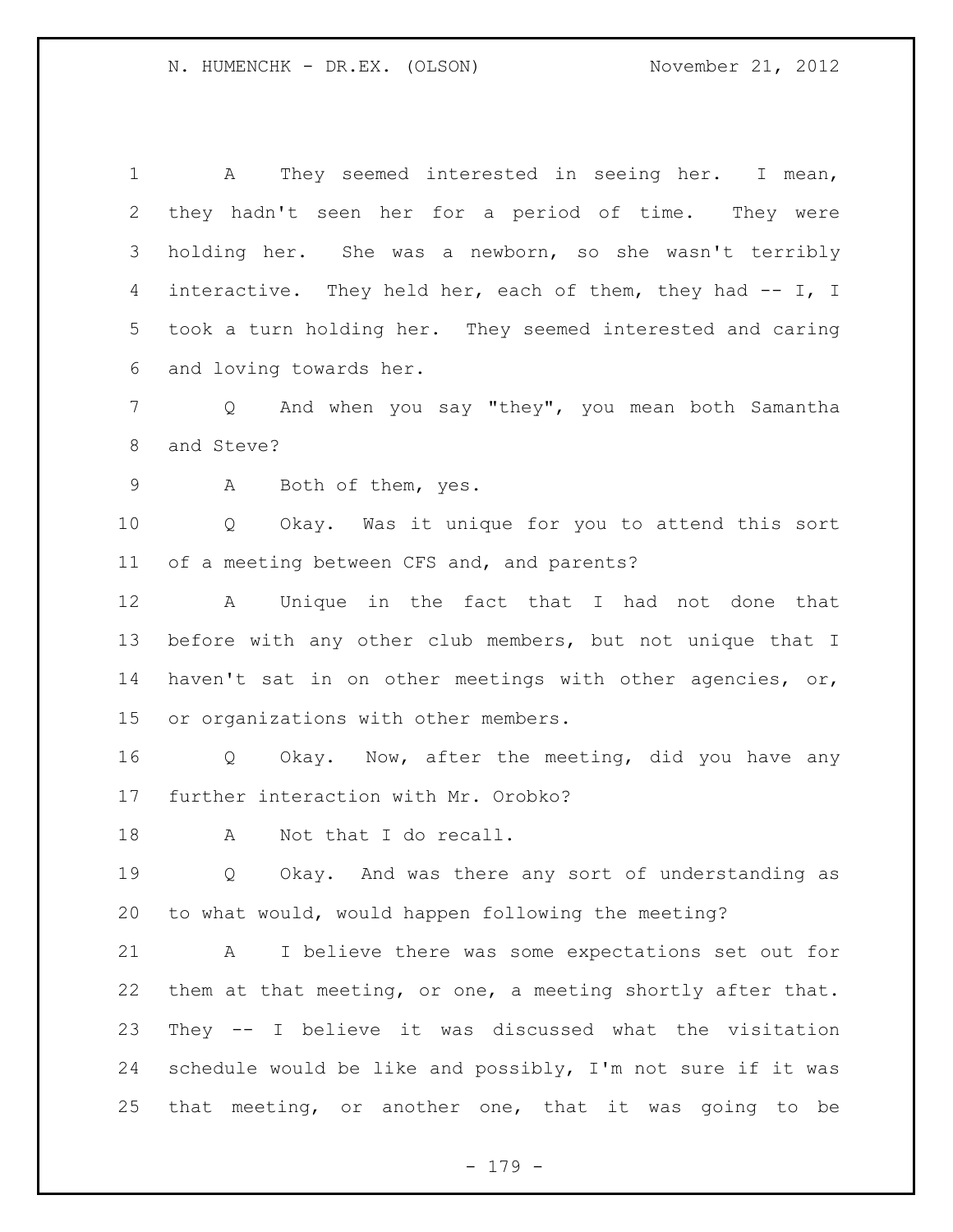A They seemed interested in seeing her. I mean, they hadn't seen her for a period of time. They were holding her. She was a newborn, so she wasn't terribly interactive. They held her, each of them, they had -- I, I took a turn holding her. They seemed interested and caring and loving towards her.

Q And when you say "they", you mean both Samantha and Steve?

A Both of them, yes.

Q Okay. Was it unique for you to attend this sort of a meeting between CFS and, and parents?

A Unique in the fact that I had not done that before with any other club members, but not unique that I haven't sat in on other meetings with other agencies, or, or organizations with other members.

Q Okay. Now, after the meeting, did you have any further interaction with Mr. Orobko?

A Not that I do recall.

Q Okay. And was there any sort of understanding as to what would, would happen following the meeting?

A I believe there was some expectations set out for them at that meeting, or one, a meeting shortly after that. They -- I believe it was discussed what the visitation schedule would be like and possibly, I'm not sure if it was that meeting, or another one, that it was going to be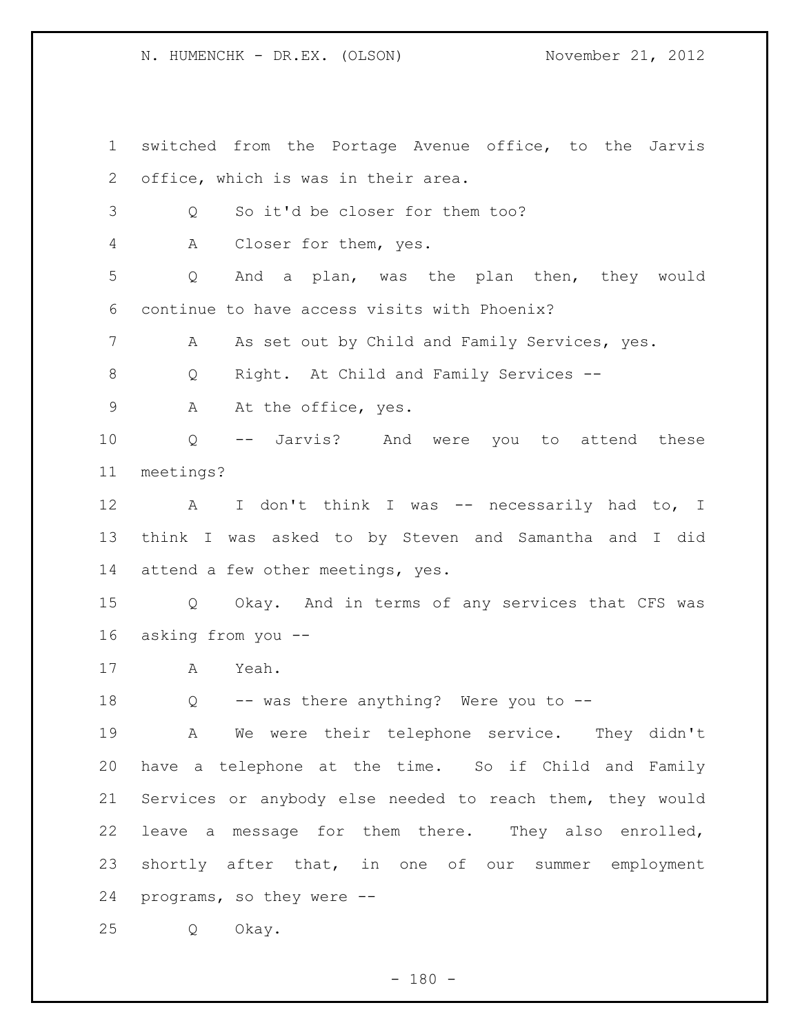switched from the Portage Avenue office, to the Jarvis office, which is was in their area.

Q So it'd be closer for them too?

A Closer for them, yes.

Q And a plan, was the plan then, they would continue to have access visits with Phoenix?

A As set out by Child and Family Services, yes.

Q Right. At Child and Family Services --

A At the office, yes.

Q -- Jarvis? And were you to attend these meetings?

A I don't think I was -- necessarily had to, I think I was asked to by Steven and Samantha and I did attend a few other meetings, yes.

Q Okay. And in terms of any services that CFS was asking from you --

A Yeah.

Q -- was there anything? Were you to --

A We were their telephone service. They didn't have a telephone at the time. So if Child and Family Services or anybody else needed to reach them, they would leave a message for them there. They also enrolled, shortly after that, in one of our summer employment programs, so they were --

Q Okay.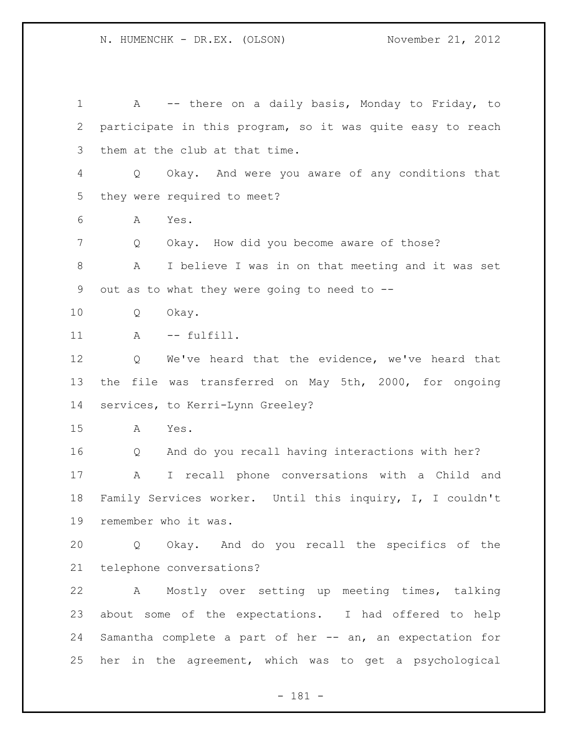A -- there on a daily basis, Monday to Friday, to participate in this program, so it was quite easy to reach them at the club at that time.

Q Okay. And were you aware of any conditions that they were required to meet?

A Yes.

Q Okay. How did you become aware of those?

A I believe I was in on that meeting and it was set out as to what they were going to need to --

Q Okay.

A -- fulfill.

Q We've heard that the evidence, we've heard that the file was transferred on May 5th, 2000, for ongoing services, to Kerri-Lynn Greeley?

A Yes.

Q And do you recall having interactions with her?

A I recall phone conversations with a Child and Family Services worker. Until this inquiry, I, I couldn't remember who it was.

Q Okay. And do you recall the specifics of the telephone conversations?

A Mostly over setting up meeting times, talking about some of the expectations. I had offered to help Samantha complete a part of her -- an, an expectation for her in the agreement, which was to get a psychological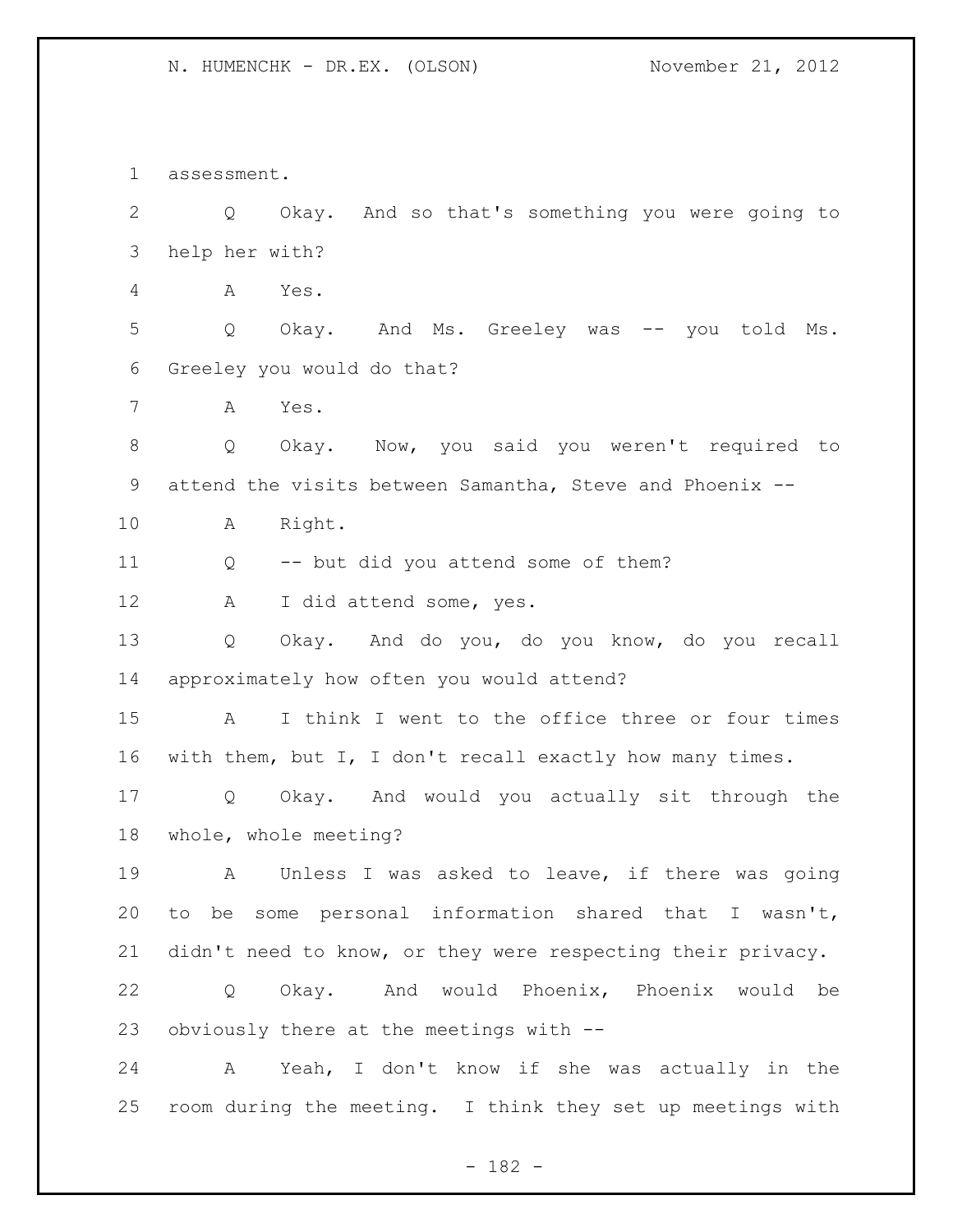assessment.

Q Okay. And so that's something you were going to help her with?

A Yes.

Q Okay. And Ms. Greeley was -- you told Ms. Greeley you would do that?

A Yes.

Q Okay. Now, you said you weren't required to attend the visits between Samantha, Steve and Phoenix --

A Right.

Q -- but did you attend some of them?

A I did attend some, yes.

Q Okay. And do you, do you know, do you recall approximately how often you would attend?

A I think I went to the office three or four times with them, but I, I don't recall exactly how many times.

Q Okay. And would you actually sit through the whole, whole meeting?

A Unless I was asked to leave, if there was going to be some personal information shared that I wasn't, didn't need to know, or they were respecting their privacy.

Q Okay. And would Phoenix, Phoenix would be obviously there at the meetings with --

A Yeah, I don't know if she was actually in the room during the meeting. I think they set up meetings with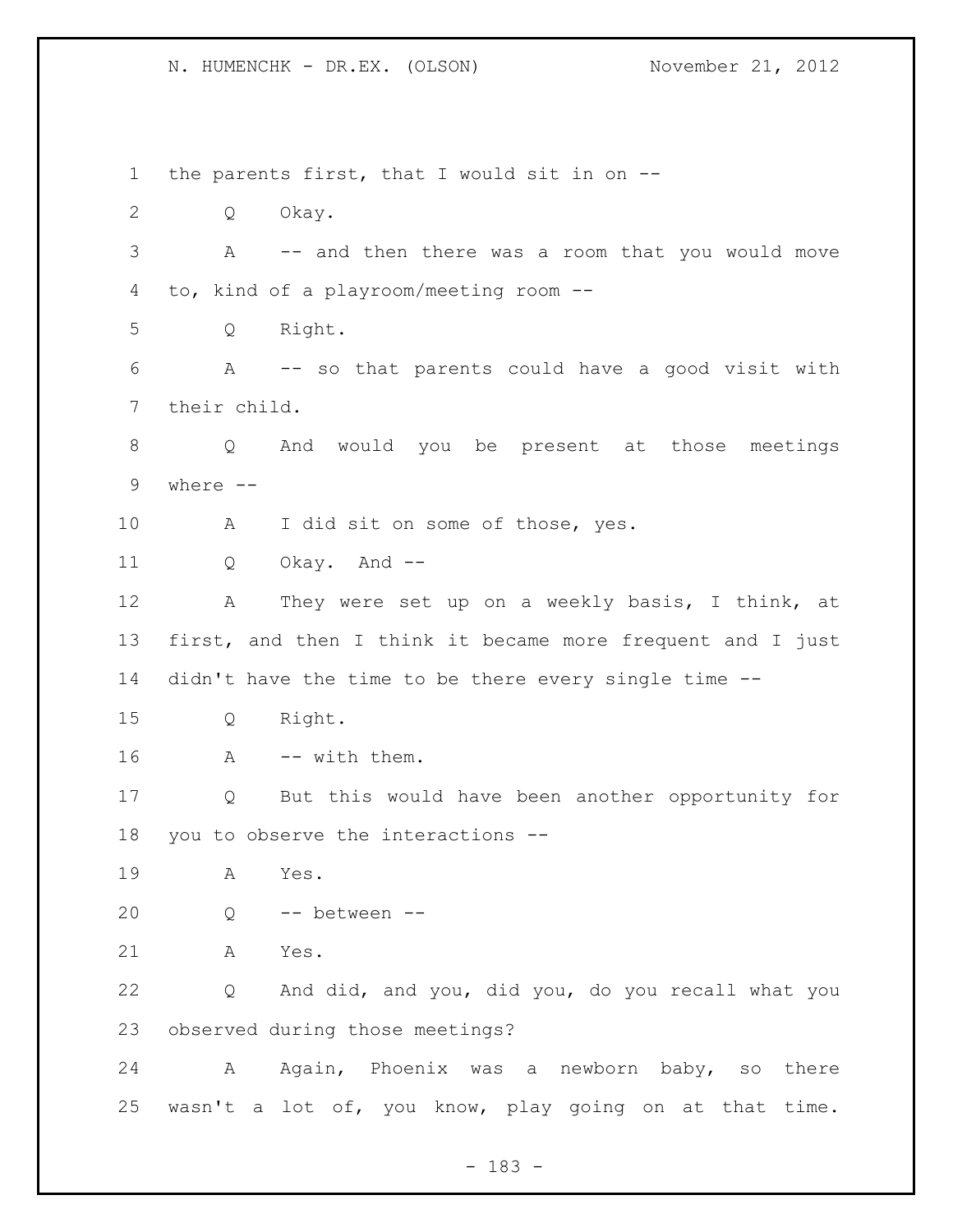the parents first, that I would sit in on --

Q Okay.

A -- and then there was a room that you would move to, kind of a playroom/meeting room --

Q Right.

A -- so that parents could have a good visit with their child.

Q And would you be present at those meetings where --

A I did sit on some of those, yes.

Q Okay. And --

A They were set up on a weekly basis, I think, at first, and then I think it became more frequent and I just didn't have the time to be there every single time --

Q Right.

A -- with them.

Q But this would have been another opportunity for you to observe the interactions --

A Yes.

Q -- between --

A Yes.

Q And did, and you, did you, do you recall what you observed during those meetings?

A Again, Phoenix was a newborn baby, so there wasn't a lot of, you know, play going on at that time.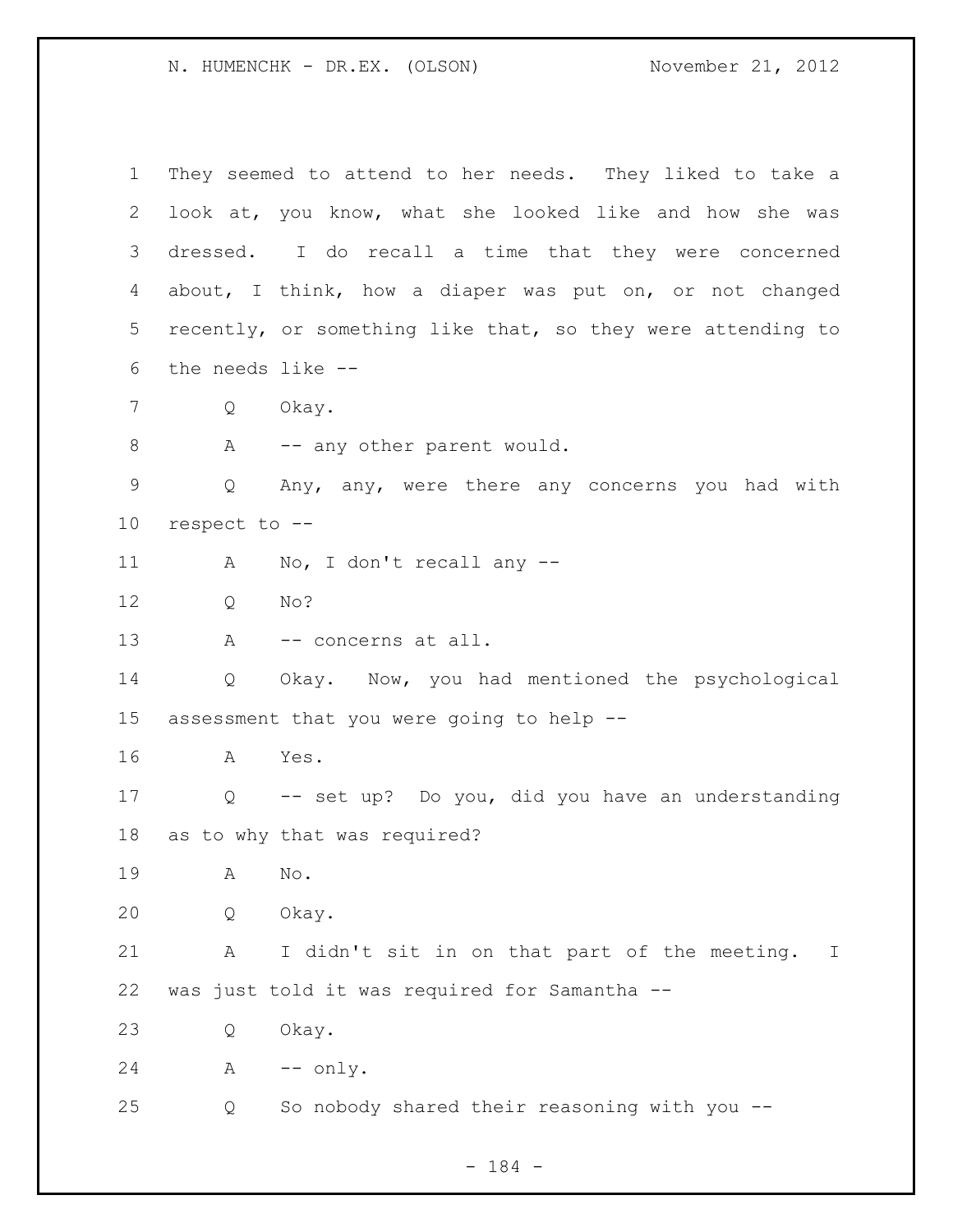They seemed to attend to her needs. They liked to take a look at, you know, what she looked like and how she was dressed. I do recall a time that they were concerned about, I think, how a diaper was put on, or not changed recently, or something like that, so they were attending to the needs like --

Q Okay.

A -- any other parent would.

Q Any, any, were there any concerns you had with respect to --

A No, I don't recall any --

Q No?

A -- concerns at all.

Q Okay. Now, you had mentioned the psychological assessment that you were going to help --

A Yes.

Q -- set up? Do you, did you have an understanding as to why that was required?

A No.

Q Okay.

A I didn't sit in on that part of the meeting. I was just told it was required for Samantha --

Q Okay.

A -- only.

Q So nobody shared their reasoning with you --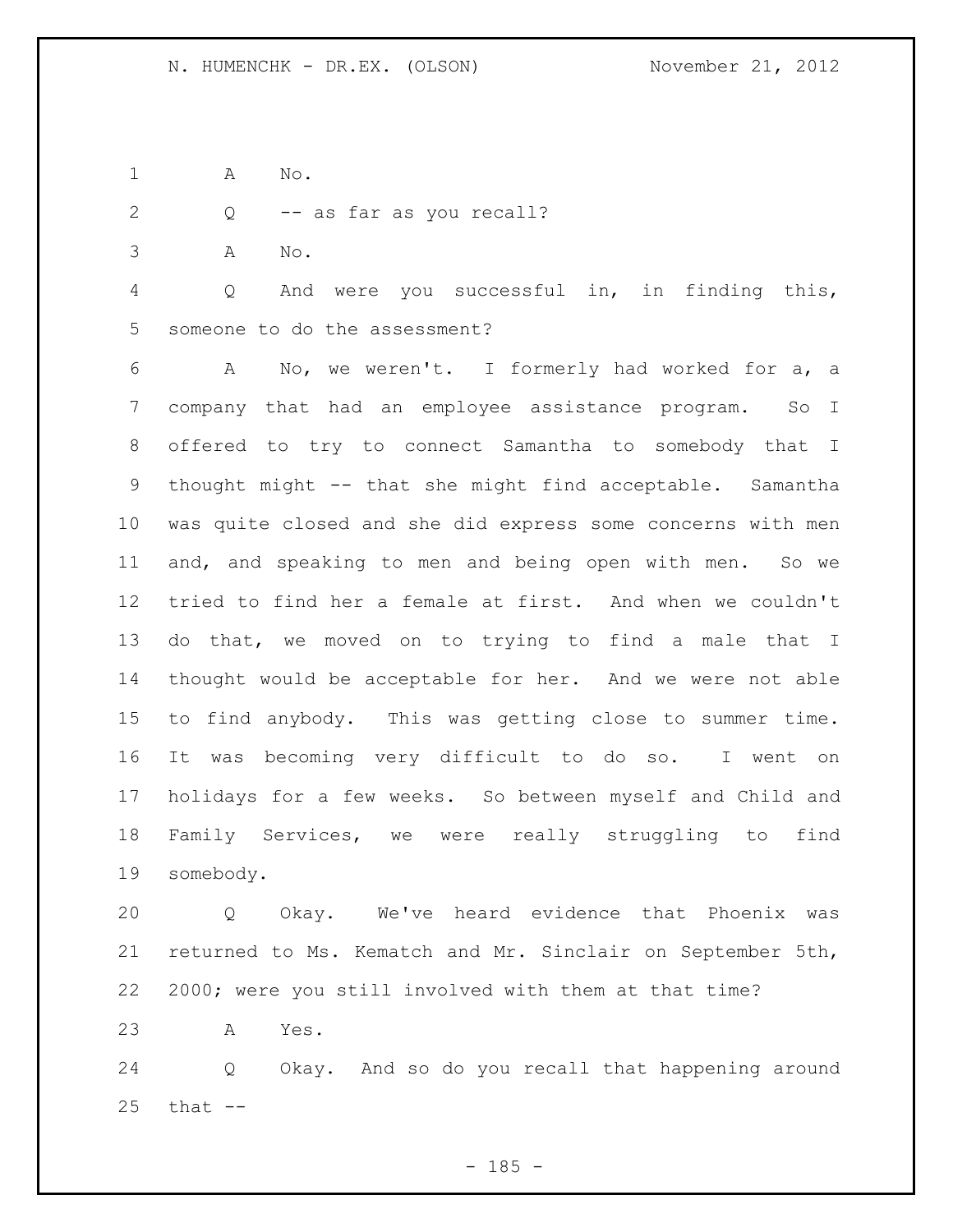A No.

Q -- as far as you recall?

A No.

Q And were you successful in, in finding this, someone to do the assessment?

A No, we weren't. I formerly had worked for a, a company that had an employee assistance program. So I offered to try to connect Samantha to somebody that I thought might -- that she might find acceptable. Samantha was quite closed and she did express some concerns with men and, and speaking to men and being open with men. So we tried to find her a female at first. And when we couldn't do that, we moved on to trying to find a male that I thought would be acceptable for her. And we were not able to find anybody. This was getting close to summer time. It was becoming very difficult to do so. I went on holidays for a few weeks. So between myself and Child and Family Services, we were really struggling to find somebody.

Q Okay. We've heard evidence that Phoenix was returned to Ms. Kematch and Mr. Sinclair on September 5th, 2000; were you still involved with them at that time?

A Yes.

Q Okay. And so do you recall that happening around that --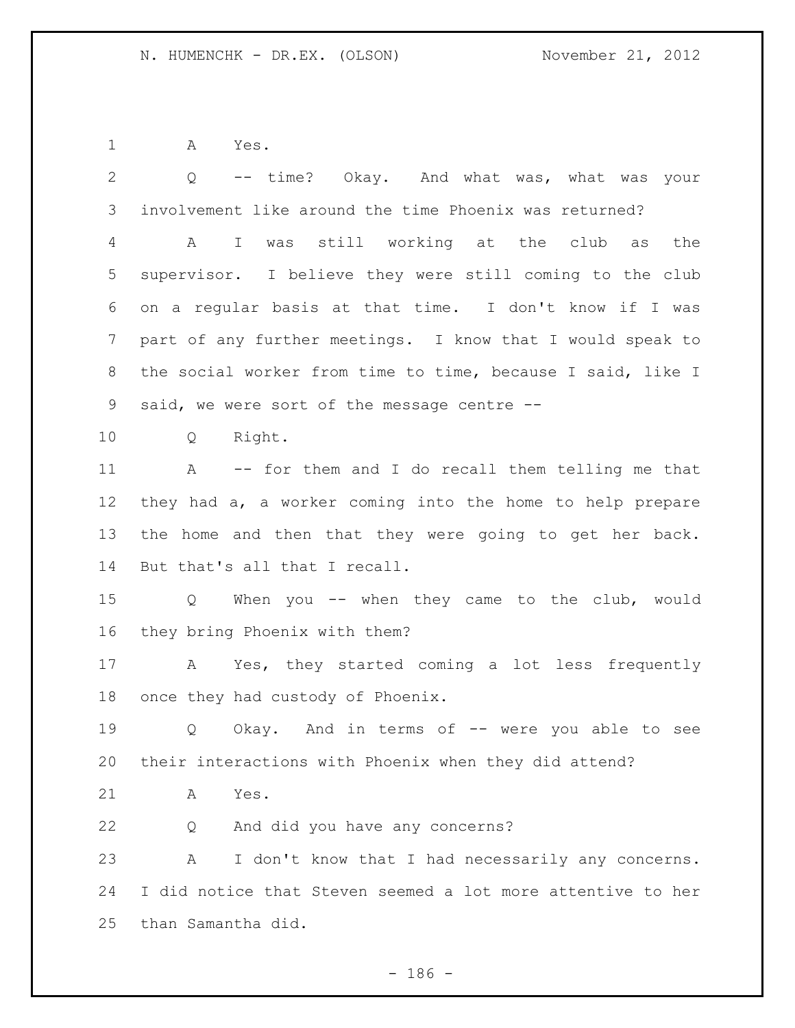A Yes.

Q -- time? Okay. And what was, what was your involvement like around the time Phoenix was returned?

A I was still working at the club as the supervisor. I believe they were still coming to the club on a regular basis at that time. I don't know if I was part of any further meetings. I know that I would speak to the social worker from time to time, because I said, like I said, we were sort of the message centre --

Q Right.

A -- for them and I do recall them telling me that they had a, a worker coming into the home to help prepare the home and then that they were going to get her back. But that's all that I recall.

Q When you -- when they came to the club, would they bring Phoenix with them?

A Yes, they started coming a lot less frequently once they had custody of Phoenix.

Q Okay. And in terms of -- were you able to see their interactions with Phoenix when they did attend?

A Yes.

Q And did you have any concerns?

A I don't know that I had necessarily any concerns. I did notice that Steven seemed a lot more attentive to her than Samantha did.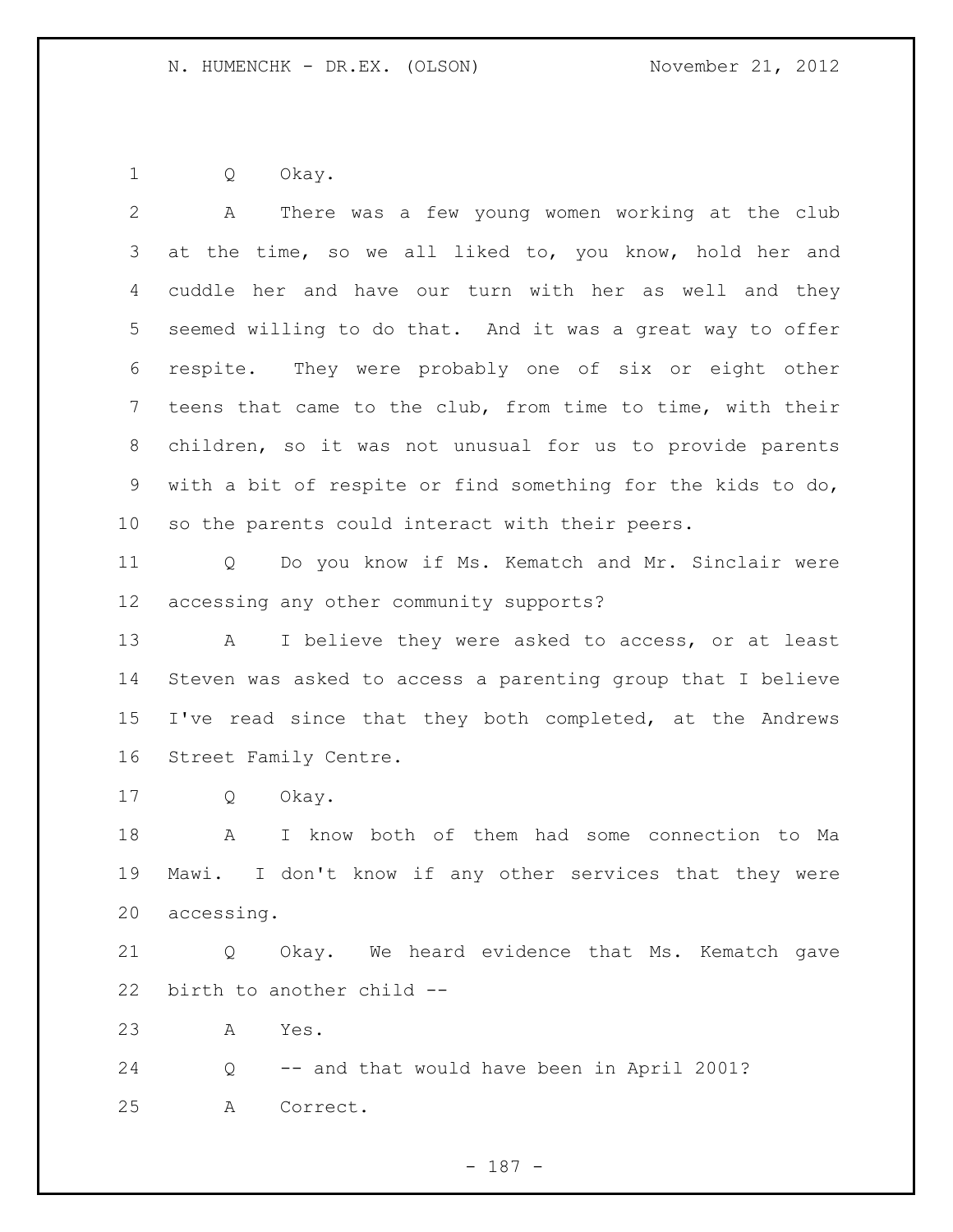Q Okay.

A There was a few young women working at the club at the time, so we all liked to, you know, hold her and cuddle her and have our turn with her as well and they seemed willing to do that. And it was a great way to offer respite. They were probably one of six or eight other teens that came to the club, from time to time, with their children, so it was not unusual for us to provide parents with a bit of respite or find something for the kids to do, so the parents could interact with their peers.

Q Do you know if Ms. Kematch and Mr. Sinclair were accessing any other community supports?

A I believe they were asked to access, or at least Steven was asked to access a parenting group that I believe I've read since that they both completed, at the Andrews Street Family Centre.

Q Okay.

A I know both of them had some connection to Ma Mawi. I don't know if any other services that they were accessing.

Q Okay. We heard evidence that Ms. Kematch gave birth to another child --

A Yes.

Q -- and that would have been in April 2001?

A Correct.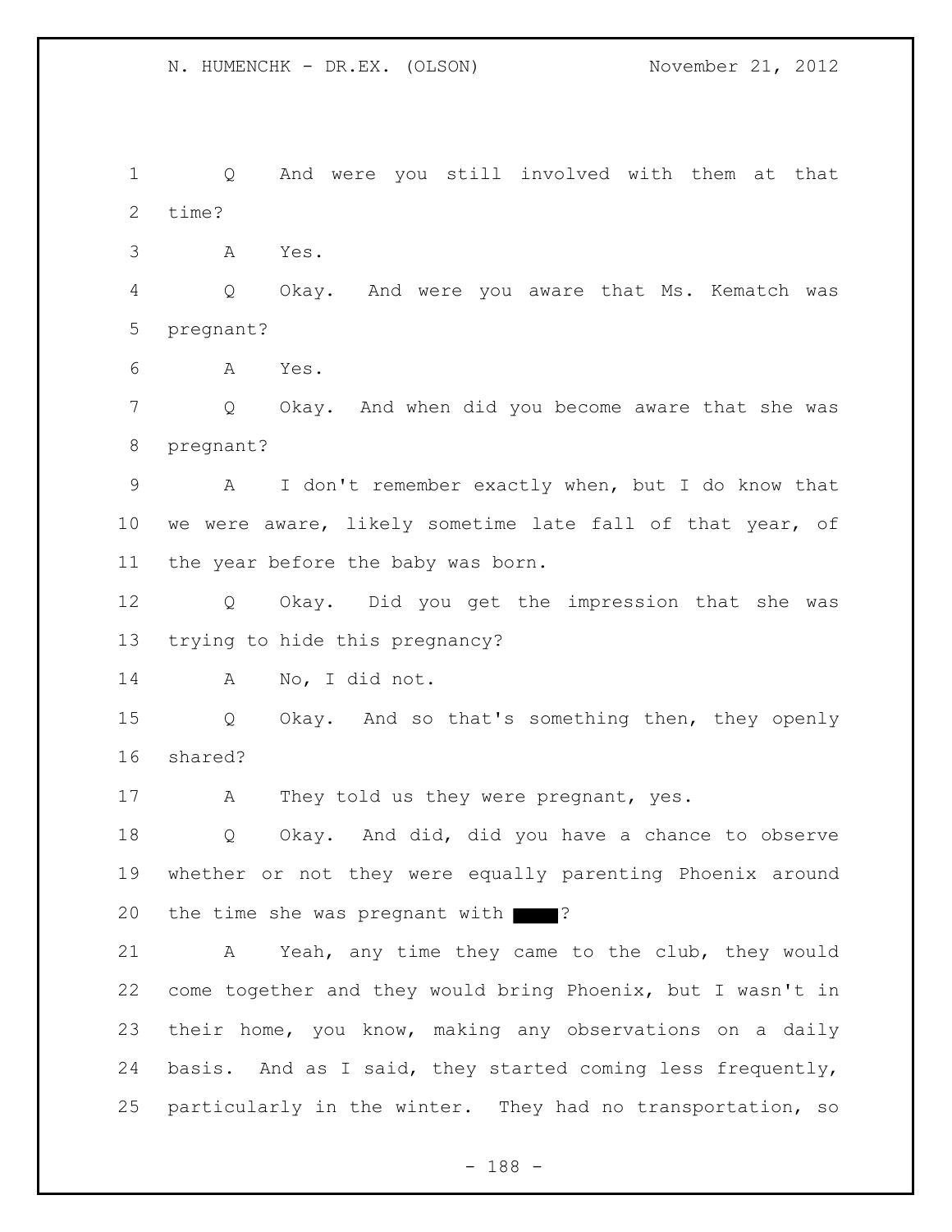Q And were you still involved with them at that time?

A Yes.

Q Okay. And were you aware that Ms. Kematch was pregnant?

A Yes.

Q Okay. And when did you become aware that she was pregnant?

A I don't remember exactly when, but I do know that we were aware, likely sometime late fall of that year, of the year before the baby was born.

Q Okay. Did you get the impression that she was trying to hide this pregnancy?

A No, I did not.

Q Okay. And so that's something then, they openly shared?

A They told us they were pregnant, yes.

Q Okay. And did, did you have a chance to observe whether or not they were equally parenting Phoenix around the time she was pregnant with ████?

A Yeah, any time they came to the club, they would come together and they would bring Phoenix, but I wasn't in their home, you know, making any observations on a daily basis. And as I said, they started coming less frequently, particularly in the winter. They had no transportation, so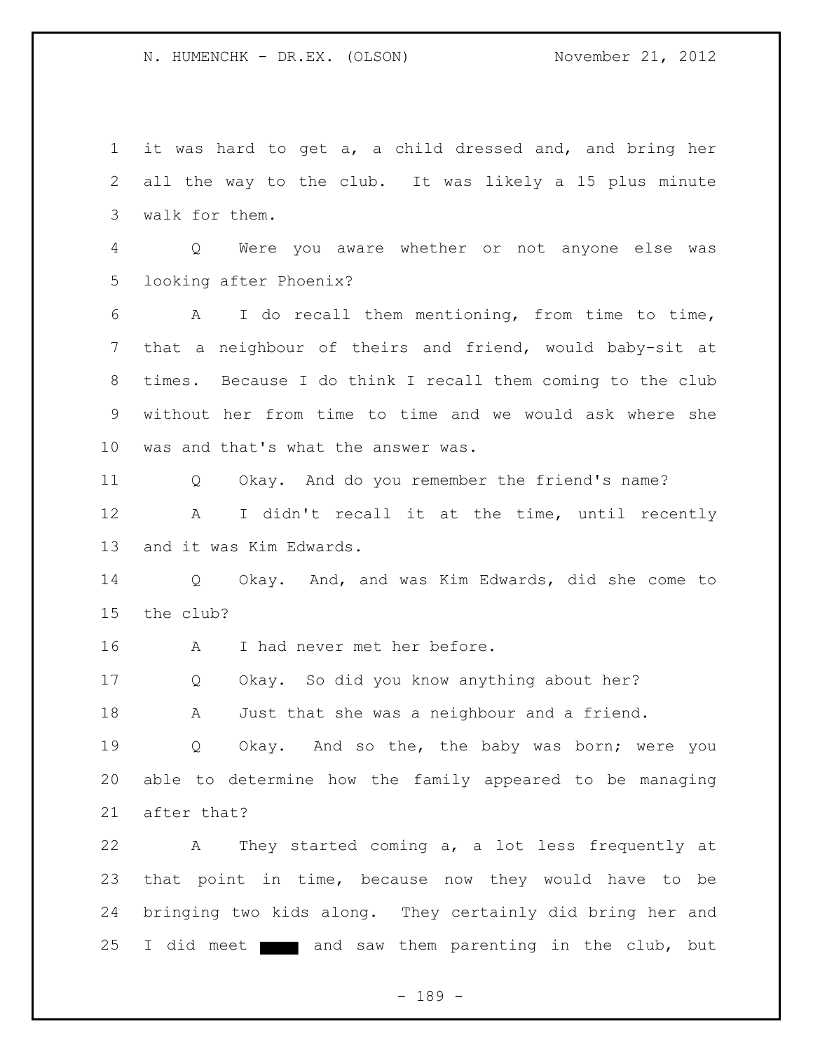it was hard to get a, a child dressed and, and bring her all the way to the club. It was likely a 15 plus minute walk for them.

Q Were you aware whether or not anyone else was looking after Phoenix?

A I do recall them mentioning, from time to time, that a neighbour of theirs and friend, would baby-sit at times. Because I do think I recall them coming to the club without her from time to time and we would ask where she was and that's what the answer was.

Q Okay. And do you remember the friend's name?

A I didn't recall it at the time, until recently and it was Kim Edwards.

Q Okay. And, and was Kim Edwards, did she come to the club?

A I had never met her before.

Q Okay. So did you know anything about her?

A Just that she was a neighbour and a friend.

Q Okay. And so the, the baby was born; were you able to determine how the family appeared to be managing after that?

A They started coming a, a lot less frequently at that point in time, because now they would have to be bringing two kids along. They certainly did bring her and I did meet ████ and saw them parenting in the club, but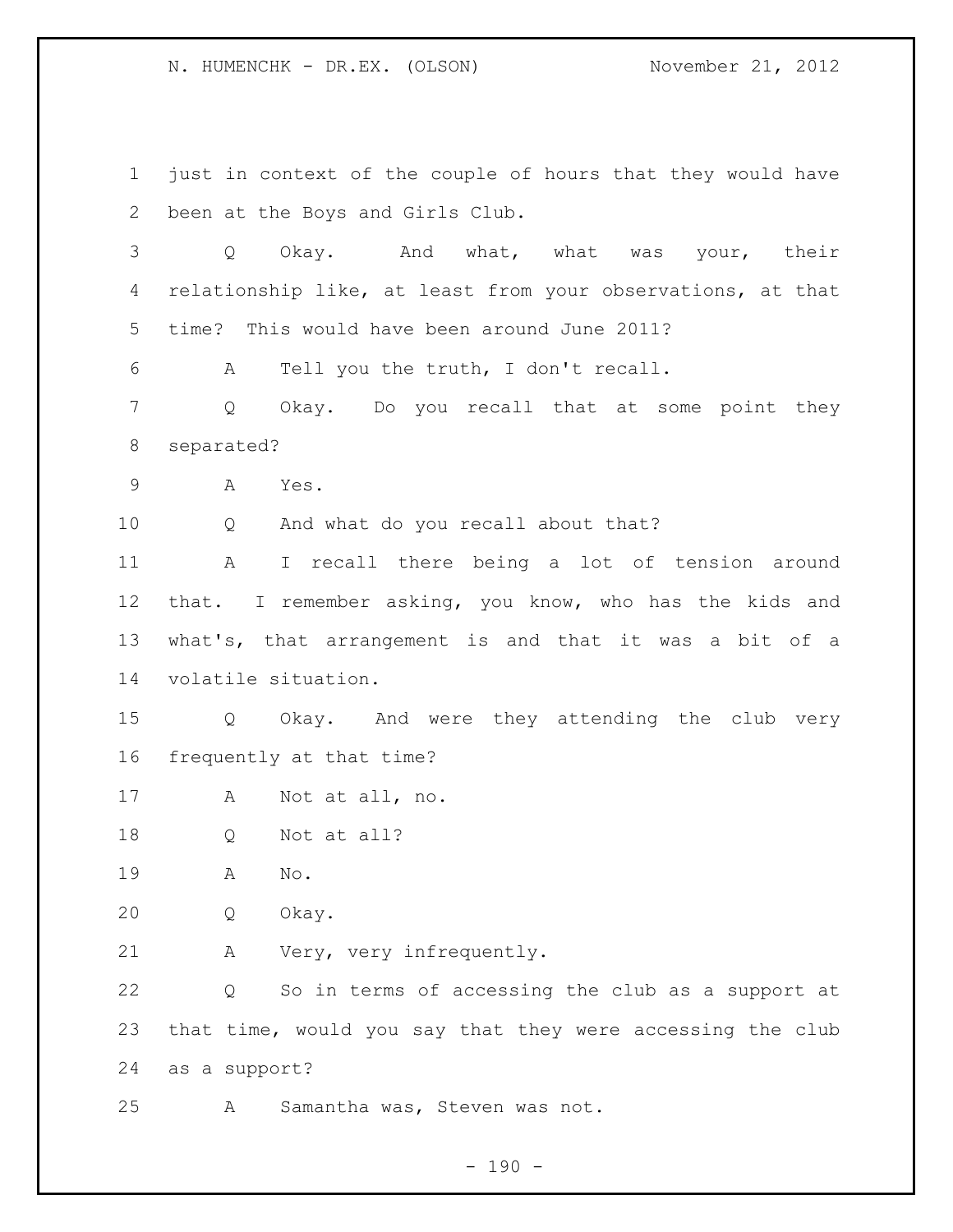just in context of the couple of hours that they would have been at the Boys and Girls Club.

Q Okay. And what, what was your, their relationship like, at least from your observations, at that time? This would have been around June 2011?

A Tell you the truth, I don't recall.

Q Okay. Do you recall that at some point they separated?

A Yes.

Q And what do you recall about that?

A I recall there being a lot of tension around that. I remember asking, you know, who has the kids and what's, that arrangement is and that it was a bit of a volatile situation.

Q Okay. And were they attending the club very frequently at that time?

A Not at all, no.

Q Not at all?

A No.

Q Okay.

A Very, very infrequently.

Q So in terms of accessing the club as a support at that time, would you say that they were accessing the club as a support?

A Samantha was, Steven was not.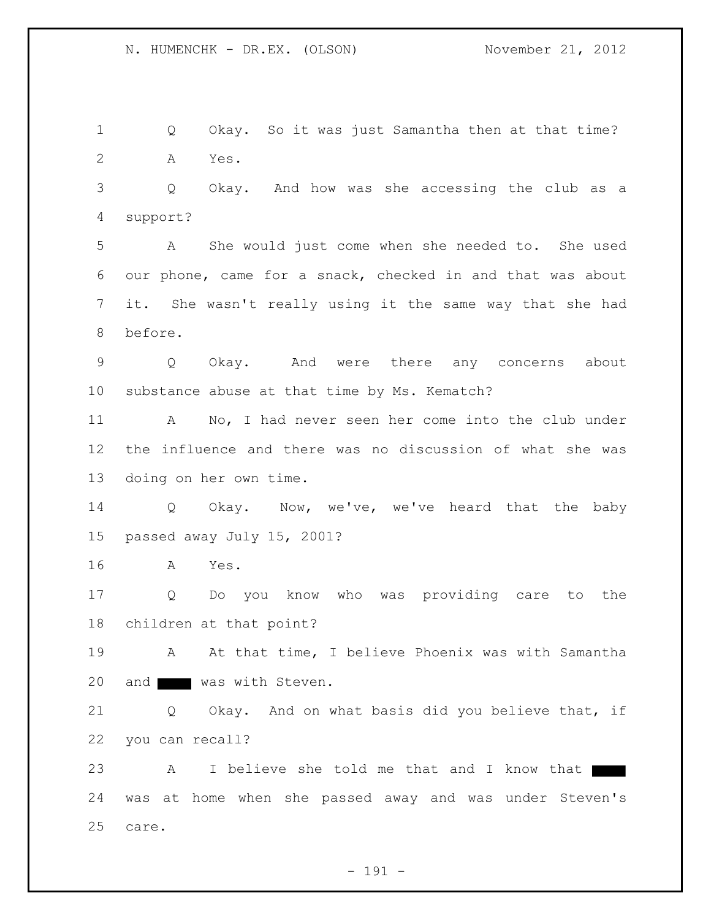Q Okay. So it was just Samantha then at that time?

A Yes.

Q Okay. And how was she accessing the club as a support?

A She would just come when she needed to. She used our phone, came for a snack, checked in and that was about it. She wasn't really using it the same way that she had before.

Q Okay. And were there any concerns about substance abuse at that time by Ms. Kematch?

A No, I had never seen her come into the club under the influence and there was no discussion of what she was doing on her own time.

Q Okay. Now, we've, we've heard that the baby passed away July 15, 2001?

A Yes.

Q Do you know who was providing care to the children at that point?

A At that time, I believe Phoenix was with Samantha and ████ was with Steven.

Q Okay. And on what basis did you believe that, if you can recall?

A I believe she told me that and I know that ████ was at home when she passed away and was under Steven's care.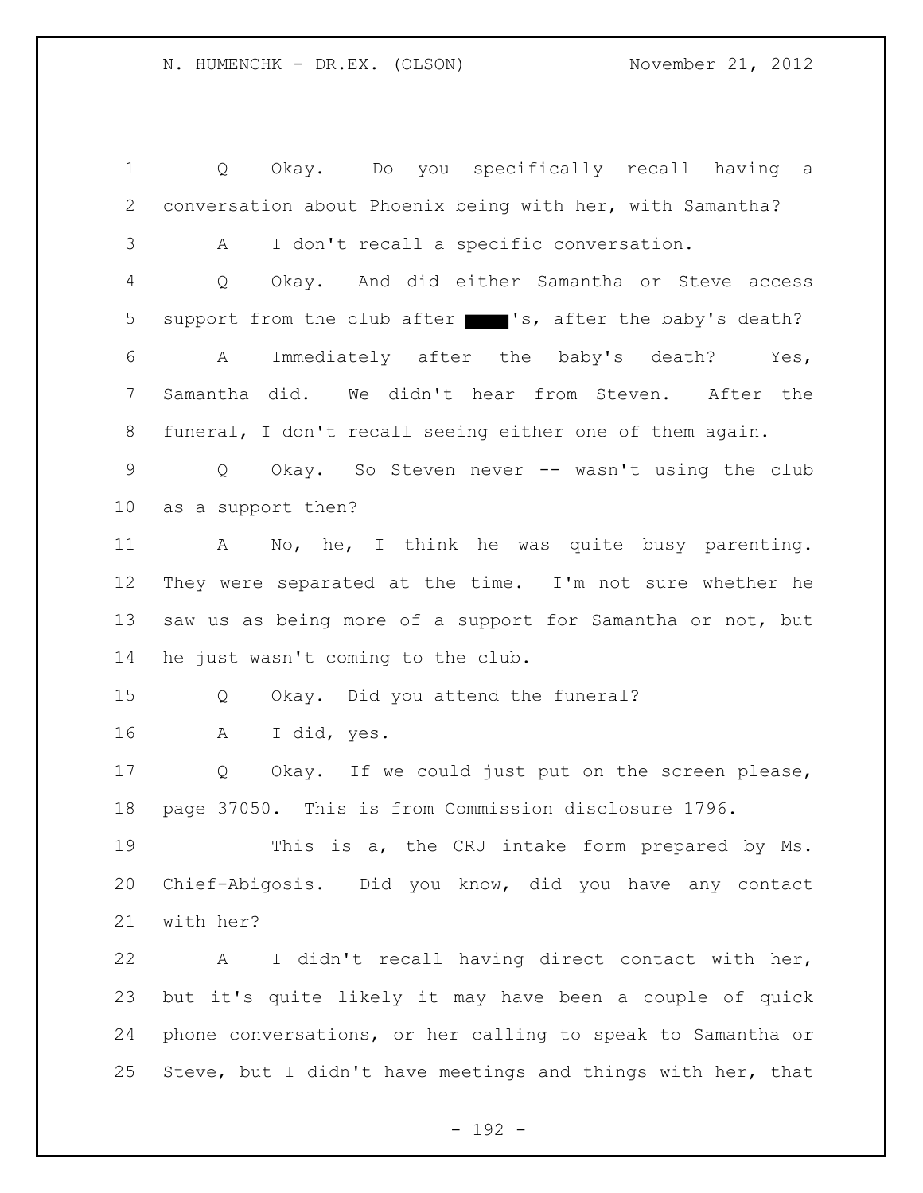Q Okay. Do you specifically recall having a conversation about Phoenix being with her, with Samantha?

A I don't recall a specific conversation.

Q Okay. And did either Samantha or Steve access support from the club after ████'s, after the baby's death?

A Immediately after the baby's death? Yes, Samantha did. We didn't hear from Steven. After the funeral, I don't recall seeing either one of them again.

Q Okay. So Steven never -- wasn't using the club as a support then?

A No, he, I think he was quite busy parenting. They were separated at the time. I'm not sure whether he saw us as being more of a support for Samantha or not, but he just wasn't coming to the club.

Q Okay. Did you attend the funeral?

A I did, yes.

Q Okay. If we could just put on the screen please, page 37050. This is from Commission disclosure 1796.

This is a, the CRU intake form prepared by Ms. Chief-Abigosis. Did you know, did you have any contact with her?

A I didn't recall having direct contact with her, but it's quite likely it may have been a couple of quick phone conversations, or her calling to speak to Samantha or Steve, but I didn't have meetings and things with her, that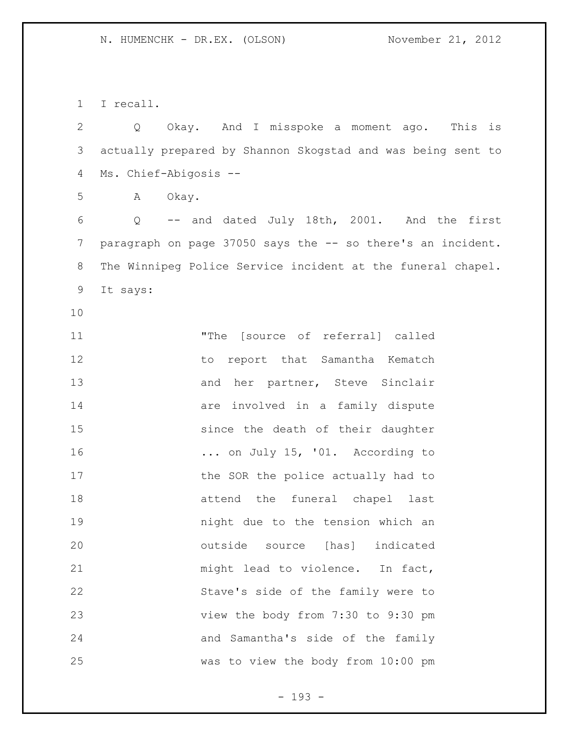I recall.

Q Okay. And I misspoke a moment ago. This is actually prepared by Shannon Skogstad and was being sent to Ms. Chief-Abigosis --

A Okay.

Q -- and dated July 18th, 2001. And the first paragraph on page 37050 says the -- so there's an incident. The Winnipeg Police Service incident at the funeral chapel. It says:

> "The [source of referral] called to report that Samantha Kematch and her partner, Steve Sinclair are involved in a family dispute since the death of their daughter ... on July 15, '01. According to the SOR the police actually had to attend the funeral chapel last night due to the tension which an outside source [has] indicated might lead to violence. In fact, Stave's side of the family were to view the body from 7:30 to 9:30 pm and Samantha's side of the family was to view the body from 10:00 pm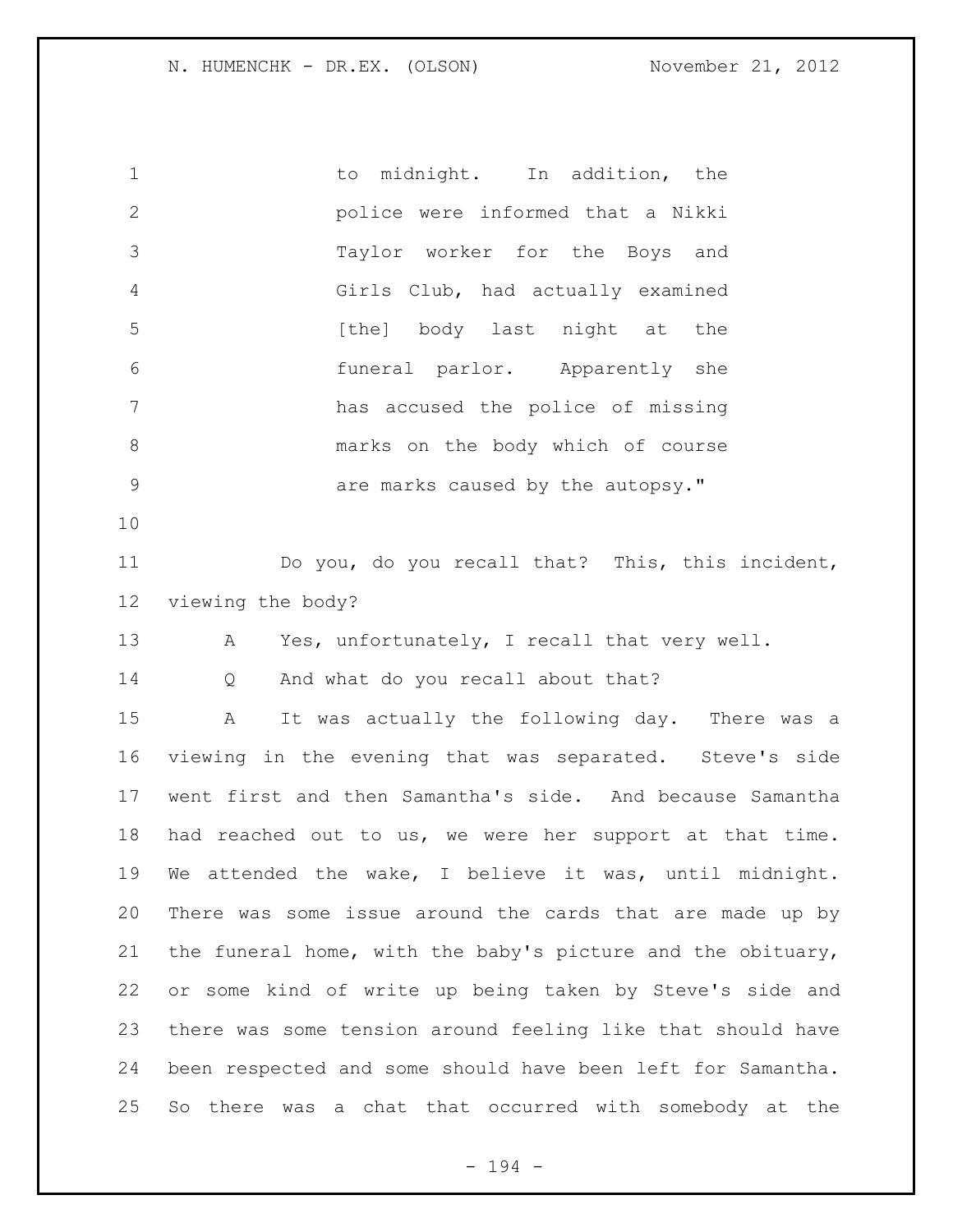> to midnight. In addition, the police were informed that a Nikki Taylor worker for the Boys and Girls Club, had actually examined [the] body last night at the funeral parlor. Apparently she has accused the police of missing marks on the body which of course are marks caused by the autopsy."

Do you, do you recall that? This, this incident, viewing the body?

A Yes, unfortunately, I recall that very well.

Q And what do you recall about that?

A It was actually the following day. There was a viewing in the evening that was separated. Steve's side went first and then Samantha's side. And because Samantha had reached out to us, we were her support at that time. We attended the wake, I believe it was, until midnight. There was some issue around the cards that are made up by the funeral home, with the baby's picture and the obituary, or some kind of write up being taken by Steve's side and there was some tension around feeling like that should have been respected and some should have been left for Samantha. So there was a chat that occurred with somebody at the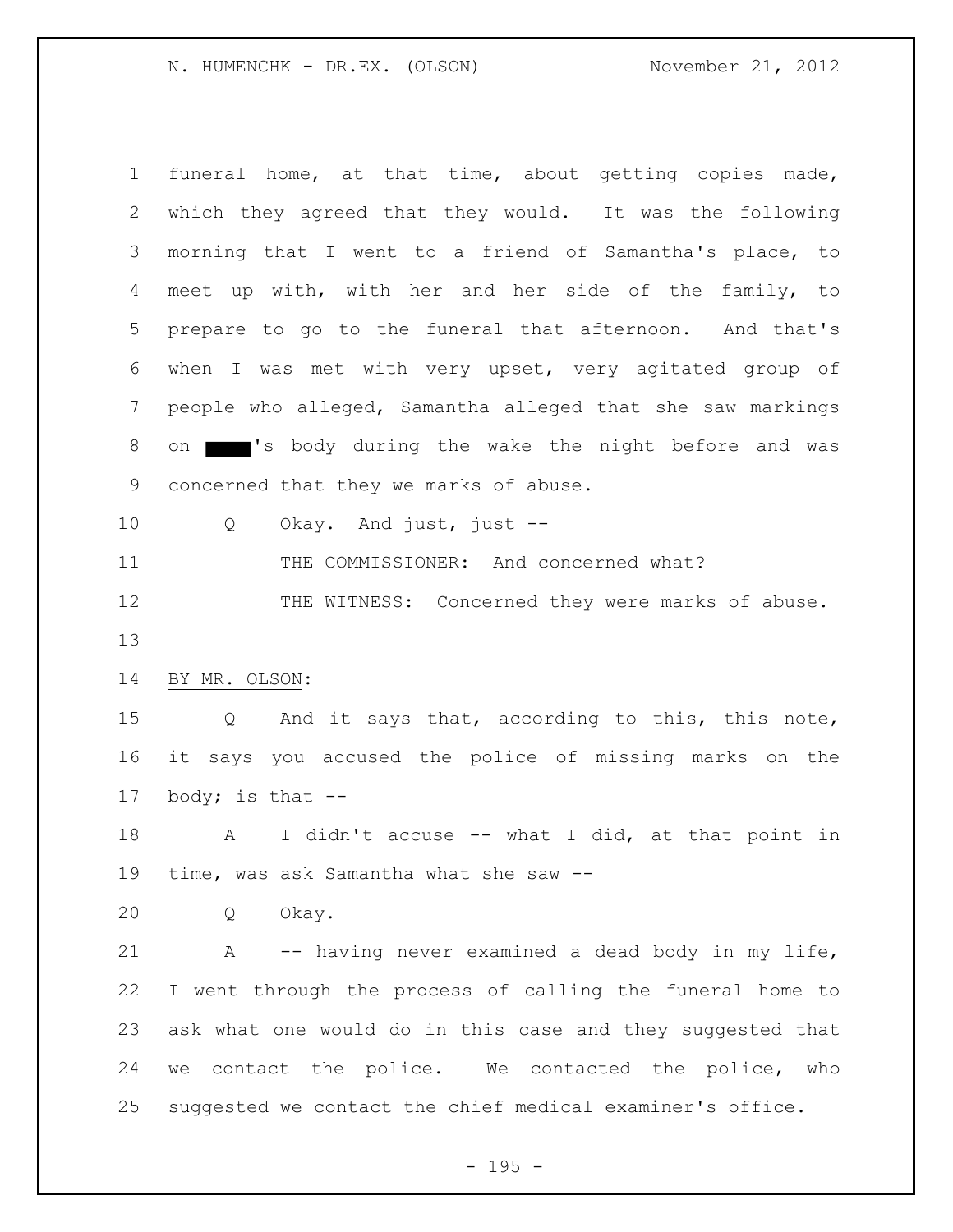funeral home, at that time, about getting copies made, which they agreed that they would. It was the following morning that I went to a friend of Samantha's place, to meet up with, with her and her side of the family, to prepare to go to the funeral that afternoon. And that's when I was met with very upset, very agitated group of people who alleged, Samantha alleged that she saw markings on ████'s body during the wake the night before and was concerned that they we marks of abuse.

Q Okay. And just, just --

THE COMMISSIONER: And concerned what?

THE WITNESS: Concerned they were marks of abuse.

BY MR. OLSON:

Q And it says that, according to this, this note, it says you accused the police of missing marks on the body; is that --

A I didn't accuse -- what I did, at that point in time, was ask Samantha what she saw --

Q Okay.

A -- having never examined a dead body in my life, I went through the process of calling the funeral home to ask what one would do in this case and they suggested that we contact the police. We contacted the police, who suggested we contact the chief medical examiner's office.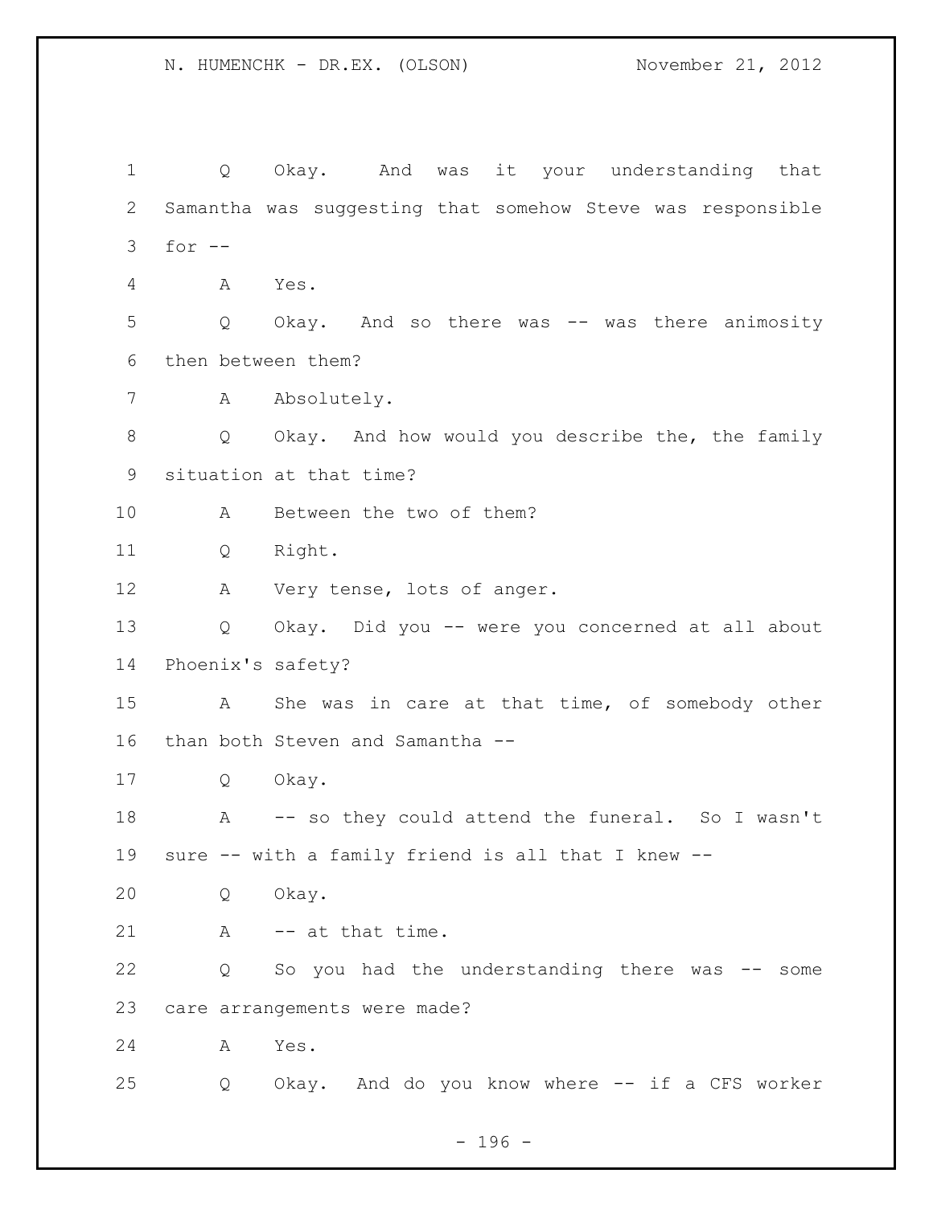Q Okay. And was it your understanding that Samantha was suggesting that somehow Steve was responsible for --

A Yes.

Q Okay. And so there was -- was there animosity then between them?

A Absolutely.

Q Okay. And how would you describe the, the family situation at that time?

A Between the two of them?

Q Right.

A Very tense, lots of anger.

Q Okay. Did you -- were you concerned at all about Phoenix's safety?

A She was in care at that time, of somebody other than both Steven and Samantha --

Q Okay.

A -- so they could attend the funeral. So I wasn't sure -- with a family friend is all that I knew --

Q Okay.

A -- at that time.

Q So you had the understanding there was -- some care arrangements were made?

A Yes.

Q Okay. And do you know where -- if a CFS worker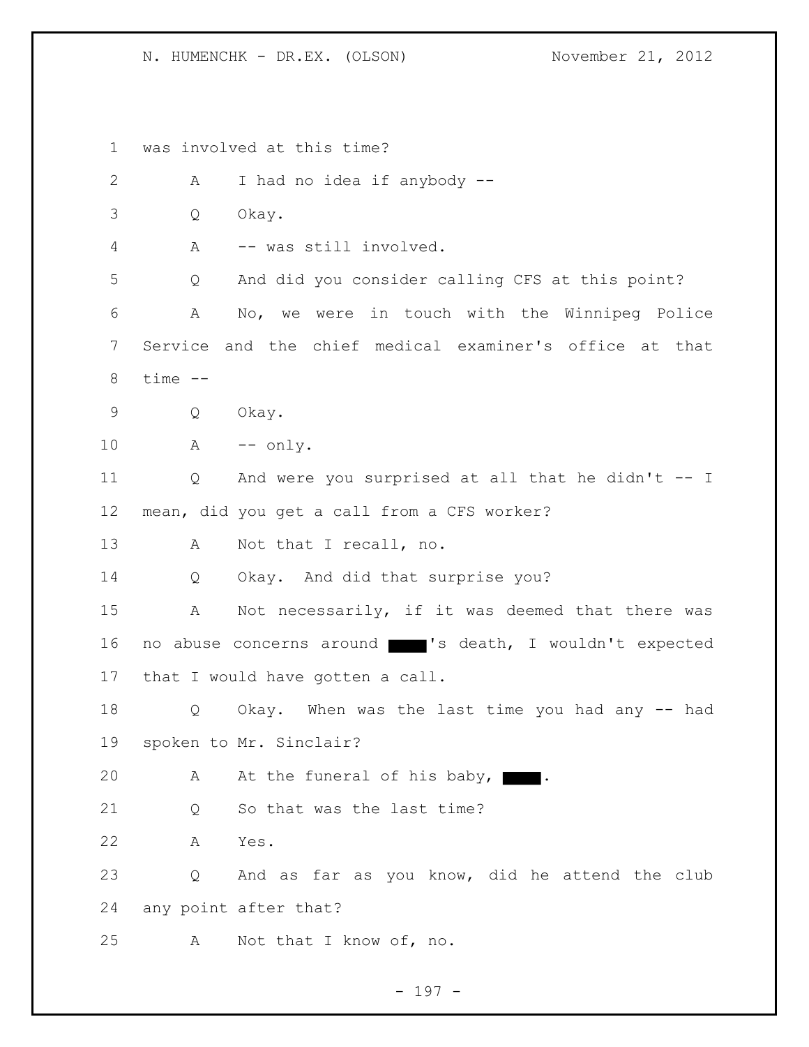1 was involved at this time?

2 A I had no idea if anybody --

3 Q Okay.

4 A -- was still involved.

5 Q And did you consider calling CFS at this point?

6 A No, we were in touch with the Winnipeg Police

7 Service and the chief medical examiner's office at that

8 time --

9 Q Okay.

10 A -- only.

11 Q And were you surprised at all that he didn't -- I

12 mean, did you get a call from a CFS worker?

13 A Not that I recall, no.

14 Q Okay. And did that surprise you?

15 A Not necessarily, if it was deemed that there was

16 no abuse concerns around █████'s death, I wouldn't expected

17 that I would have gotten a call.

18 Q Okay. When was the last time you had any -- had

19 spoken to Mr. Sinclair?

20 A At the funeral of his baby, █████.

21 Q So that was the last time?

22 A Yes.

23 Q And as far as you know, did he attend the club

24 any point after that?

25 A Not that I know of, no.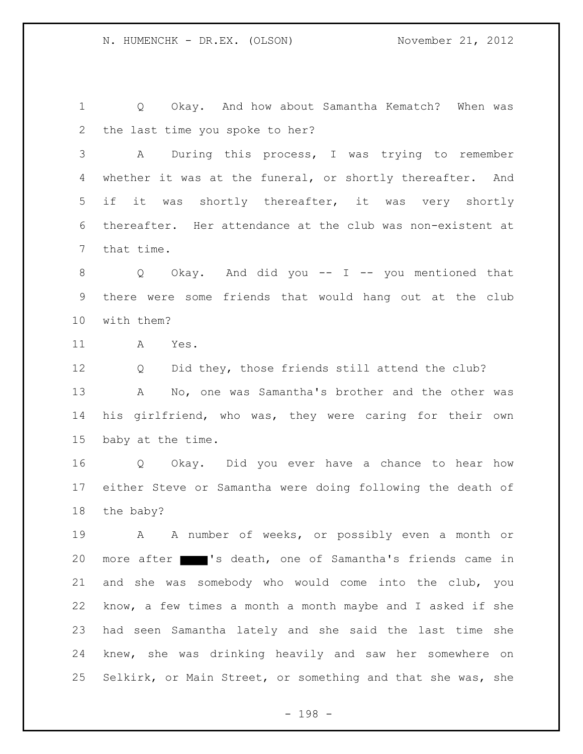Q Okay. And how about Samantha Kematch? When was the last time you spoke to her?

A During this process, I was trying to remember whether it was at the funeral, or shortly thereafter. And if it was shortly thereafter, it was very shortly thereafter. Her attendance at the club was non-existent at that time.

Q Okay. And did you -- I -- you mentioned that there were some friends that would hang out at the club with them?

A Yes.

Q Did they, those friends still attend the club?

A No, one was Samantha's brother and the other was his girlfriend, who was, they were caring for their own baby at the time.

Q Okay. Did you ever have a chance to hear how either Steve or Samantha were doing following the death of the baby?

A A number of weeks, or possibly even a month or more after ████'s death, one of Samantha's friends came in and she was somebody who would come into the club, you know, a few times a month a month maybe and I asked if she had seen Samantha lately and she said the last time she knew, she was drinking heavily and saw her somewhere on Selkirk, or Main Street, or something and that she was, she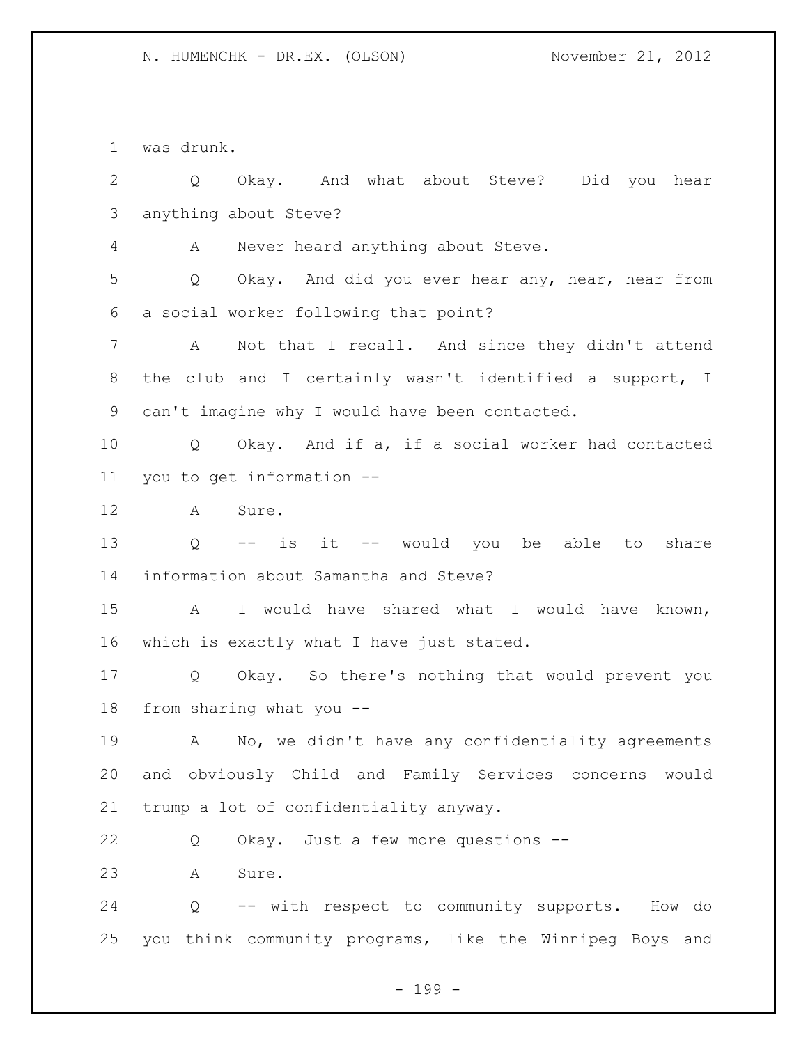was drunk.

Q Okay. And what about Steve? Did you hear anything about Steve?

A Never heard anything about Steve.

Q Okay. And did you ever hear any, hear, hear from a social worker following that point?

A Not that I recall. And since they didn't attend the club and I certainly wasn't identified a support, I can't imagine why I would have been contacted.

Q Okay. And if a, if a social worker had contacted you to get information --

A Sure.

Q -- is it -- would you be able to share information about Samantha and Steve?

A I would have shared what I would have known, which is exactly what I have just stated.

Q Okay. So there's nothing that would prevent you from sharing what you --

A No, we didn't have any confidentiality agreements and obviously Child and Family Services concerns would trump a lot of confidentiality anyway.

Q Okay. Just a few more questions --

A Sure.

Q -- with respect to community supports. How do you think community programs, like the Winnipeg Boys and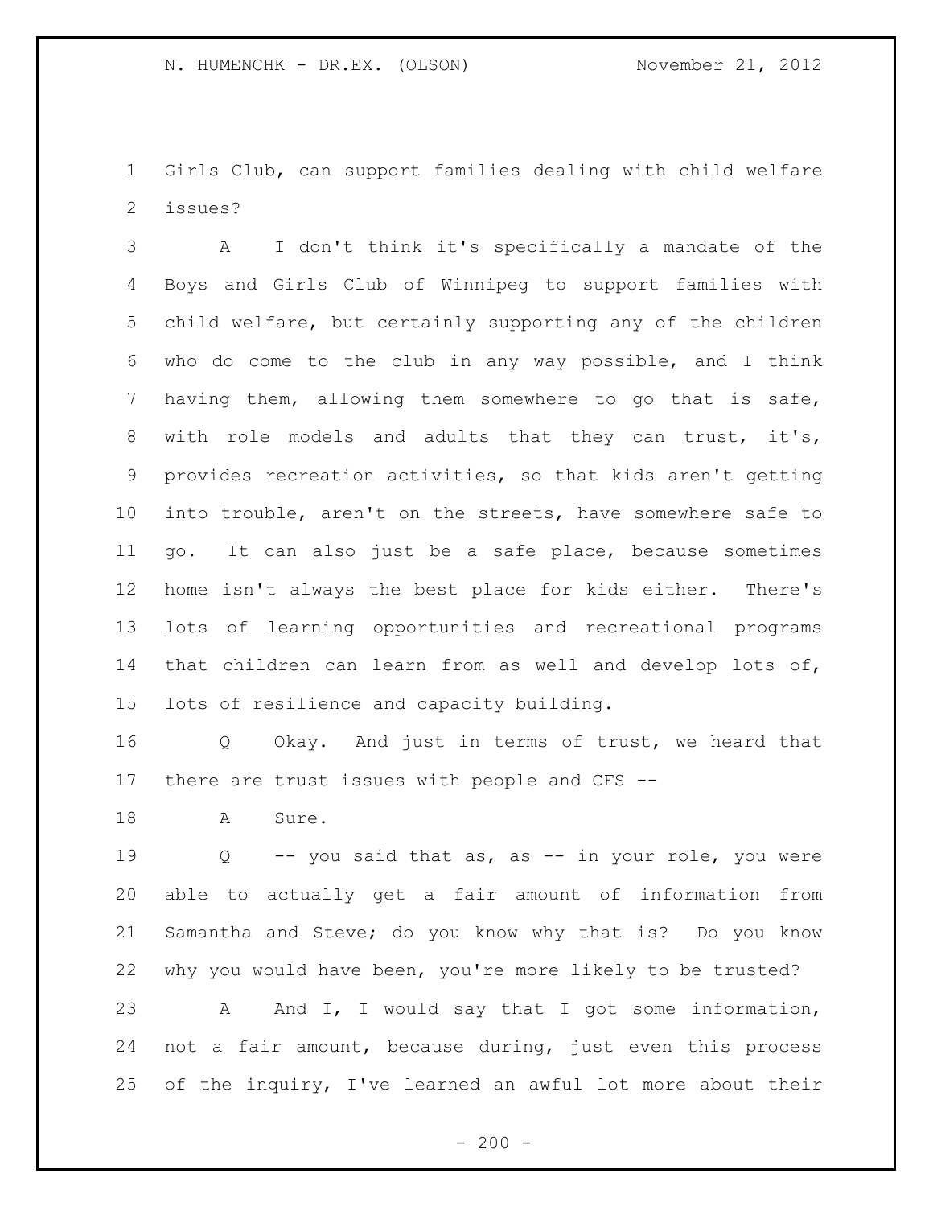Girls Club, can support families dealing with child welfare issues?

A I don't think it's specifically a mandate of the Boys and Girls Club of Winnipeg to support families with child welfare, but certainly supporting any of the children who do come to the club in any way possible, and I think having them, allowing them somewhere to go that is safe, with role models and adults that they can trust, it's, provides recreation activities, so that kids aren't getting into trouble, aren't on the streets, have somewhere safe to go. It can also just be a safe place, because sometimes home isn't always the best place for kids either. There's lots of learning opportunities and recreational programs that children can learn from as well and develop lots of, lots of resilience and capacity building.

Q Okay. And just in terms of trust, we heard that there are trust issues with people and CFS --

A Sure.

Q -- you said that as, as -- in your role, you were able to actually get a fair amount of information from Samantha and Steve; do you know why that is? Do you know why you would have been, you're more likely to be trusted?

A And I, I would say that I got some information, not a fair amount, because during, just even this process of the inquiry, I've learned an awful lot more about their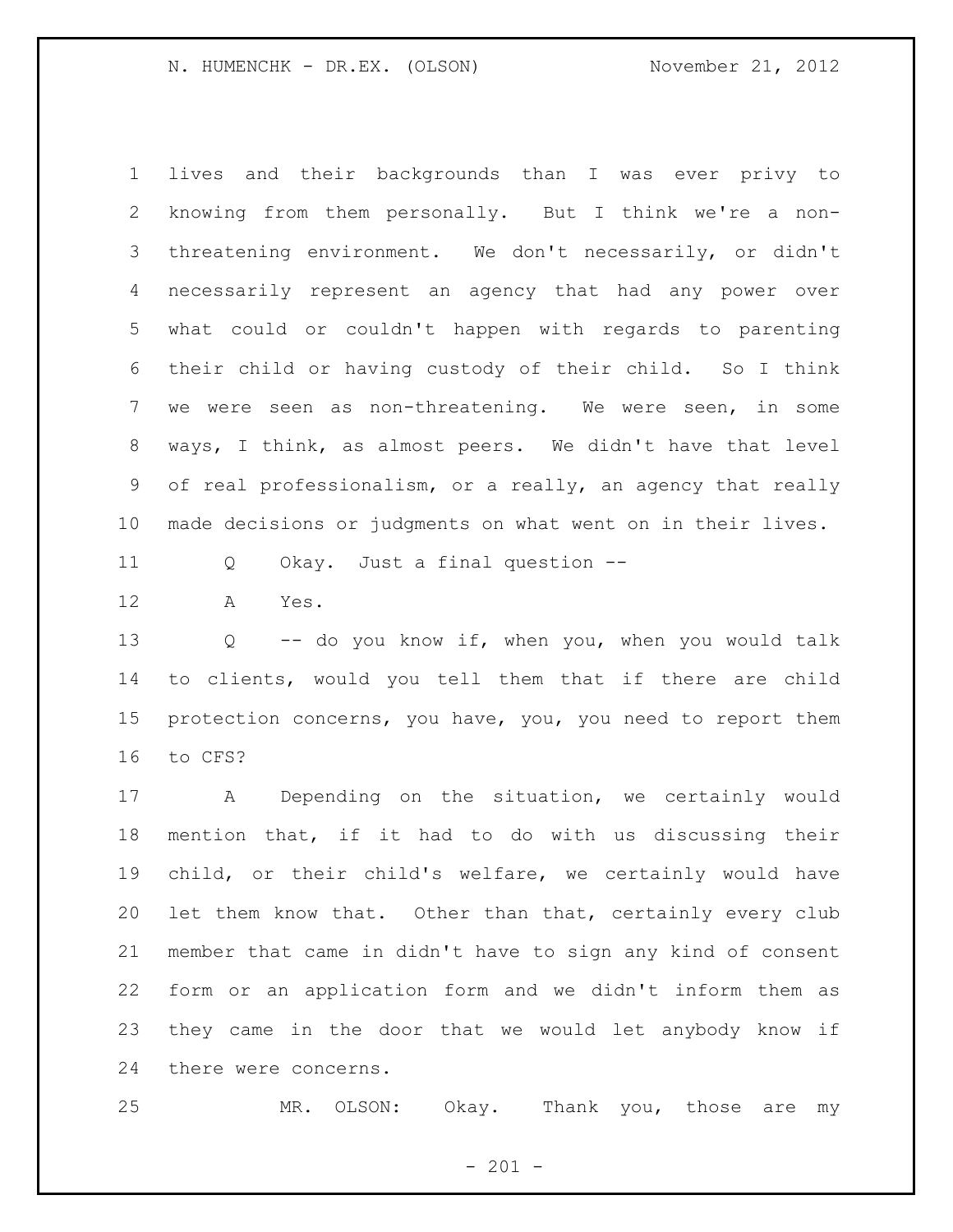lives and their backgrounds than I was ever privy to knowing from them personally. But I think we're a non-threatening environment. We don't necessarily, or didn't necessarily represent an agency that had any power over what could or couldn't happen with regards to parenting their child or having custody of their child. So I think we were seen as non-threatening. We were seen, in some ways, I think, as almost peers. We didn't have that level of real professionalism, or a really, an agency that really made decisions or judgments on what went on in their lives.

Q Okay. Just a final question --

A Yes.

Q -- do you know if, when you, when you would talk to clients, would you tell them that if there are child protection concerns, you have, you, you need to report them to CFS?

A Depending on the situation, we certainly would mention that, if it had to do with us discussing their child, or their child's welfare, we certainly would have let them know that. Other than that, certainly every club member that came in didn't have to sign any kind of consent form or an application form and we didn't inform them as they came in the door that we would let anybody know if there were concerns.

MR. OLSON: Okay. Thank you, those are my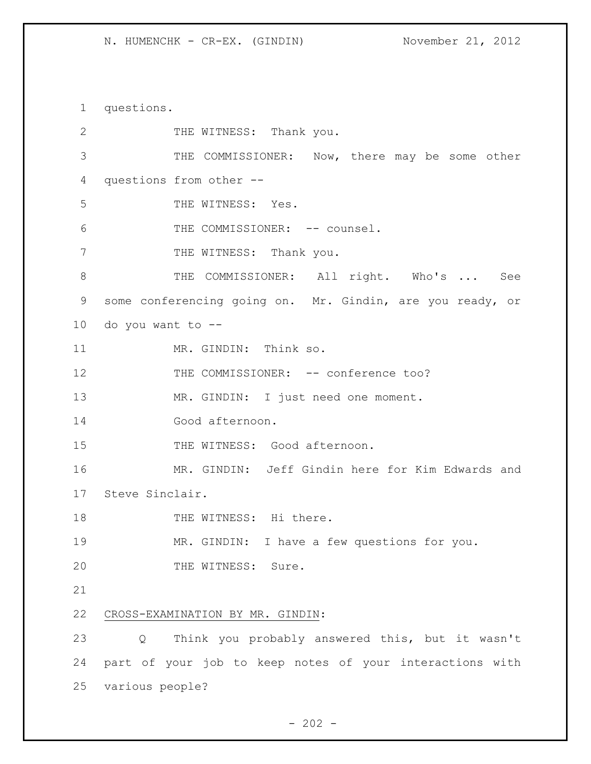questions.

THE WITNESS: Thank you.

THE COMMISSIONER: Now, there may be some other questions from other --

THE WITNESS: Yes.

THE COMMISSIONER: -- counsel.

THE WITNESS: Thank you.

THE COMMISSIONER: All right. Who's ... See some conferencing going on. Mr. Gindin, are you ready, or do you want to --

MR. GINDIN: Think so.

THE COMMISSIONER: -- conference too?

MR. GINDIN: I just need one moment.

Good afternoon.

THE WITNESS: Good afternoon.

MR. GINDIN: Jeff Gindin here for Kim Edwards and Steve Sinclair.

THE WITNESS: Hi there.

MR. GINDIN: I have a few questions for you.

THE WITNESS: Sure.

CROSS-EXAMINATION BY MR. GINDIN:

Q Think you probably answered this, but it wasn't part of your job to keep notes of your interactions with various people?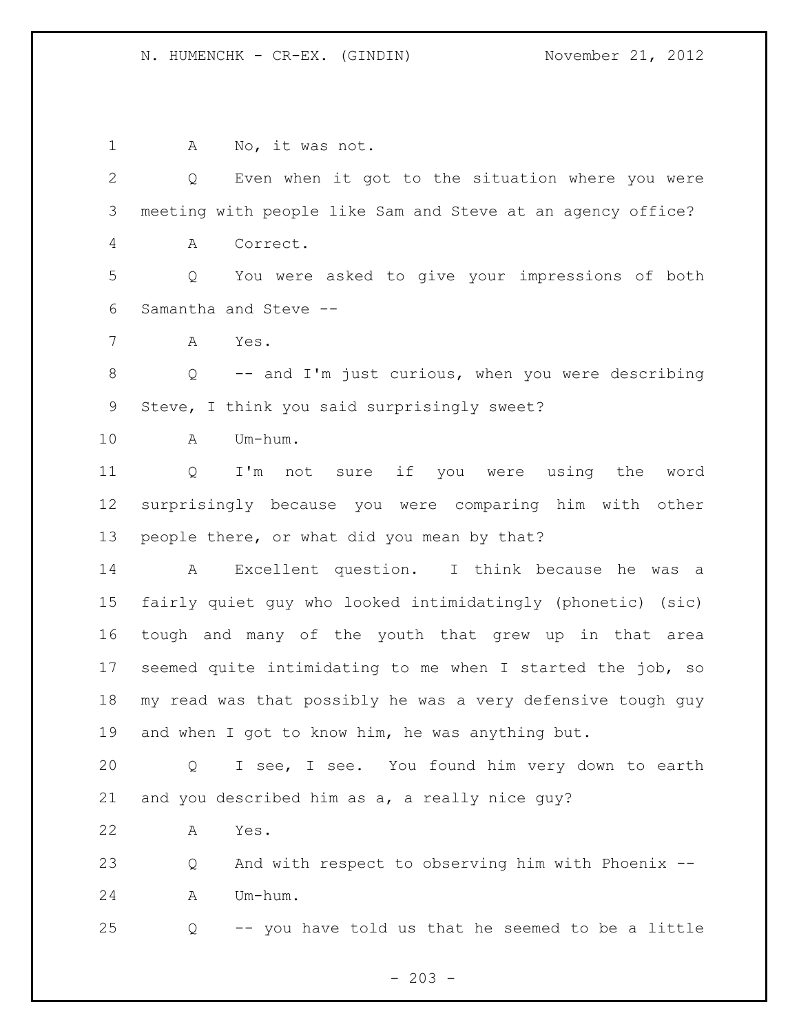A No, it was not.

Q Even when it got to the situation where you were meeting with people like Sam and Steve at an agency office?

A Correct.

Q You were asked to give your impressions of both Samantha and Steve --

A Yes.

Q -- and I'm just curious, when you were describing Steve, I think you said surprisingly sweet?

A Um-hum.

Q I'm not sure if you were using the word surprisingly because you were comparing him with other people there, or what did you mean by that?

A Excellent question. I think because he was a fairly quiet guy who looked intimidatingly (phonetic) (sic) tough and many of the youth that grew up in that area seemed quite intimidating to me when I started the job, so my read was that possibly he was a very defensive tough guy and when I got to know him, he was anything but.

Q I see, I see. You found him very down to earth and you described him as a, a really nice guy?

A Yes.

Q And with respect to observing him with Phoenix --

A Um-hum.

Q -- you have told us that he seemed to be a little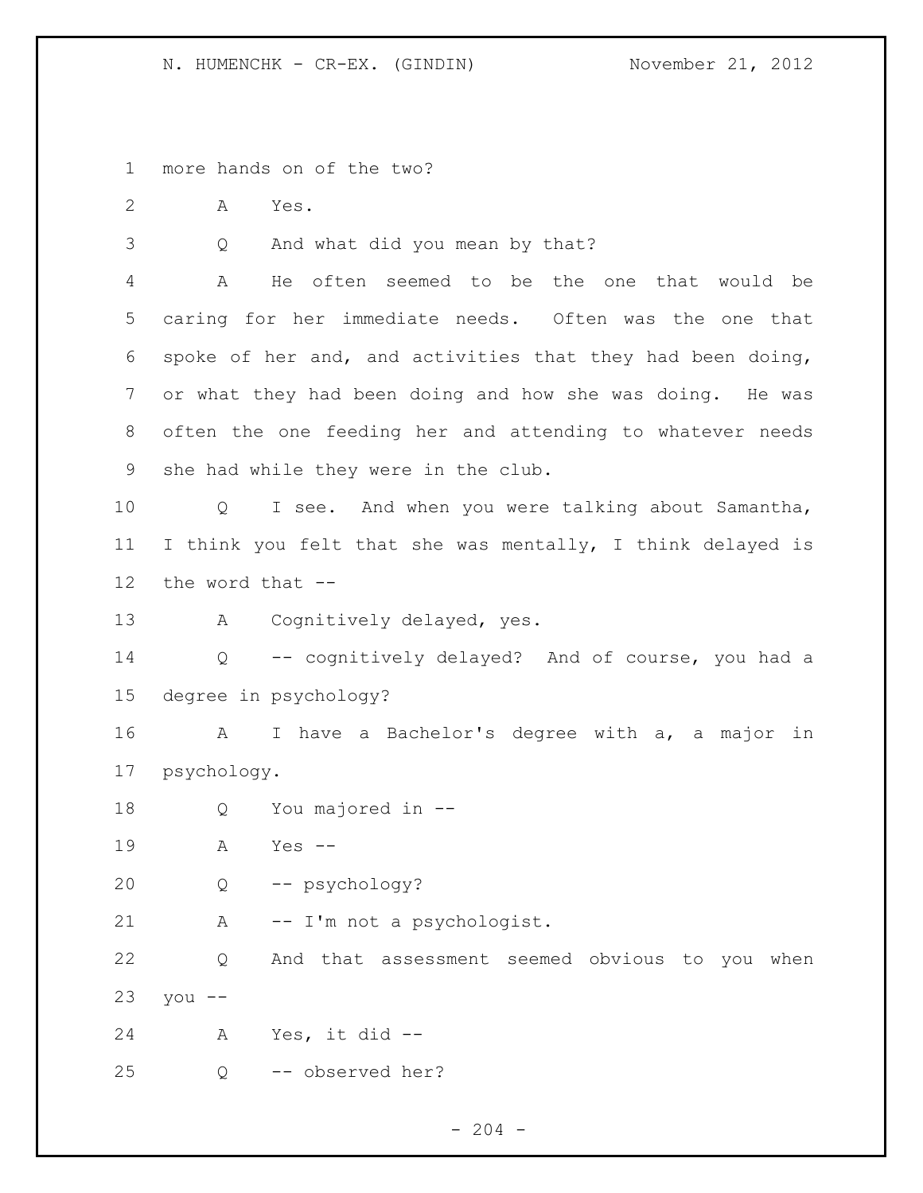more hands on of the two?

A Yes.

Q And what did you mean by that?

A He often seemed to be the one that would be caring for her immediate needs. Often was the one that spoke of her and, and activities that they had been doing, or what they had been doing and how she was doing. He was often the one feeding her and attending to whatever needs she had while they were in the club.

Q I see. And when you were talking about Samantha, I think you felt that she was mentally, I think delayed is the word that --

A Cognitively delayed, yes.

Q -- cognitively delayed? And of course, you had a degree in psychology?

A I have a Bachelor's degree with a, a major in psychology.

Q You majored in --

A Yes --

Q -- psychology?

A -- I'm not a psychologist.

Q And that assessment seemed obvious to you when you --

A Yes, it did --

Q -- observed her?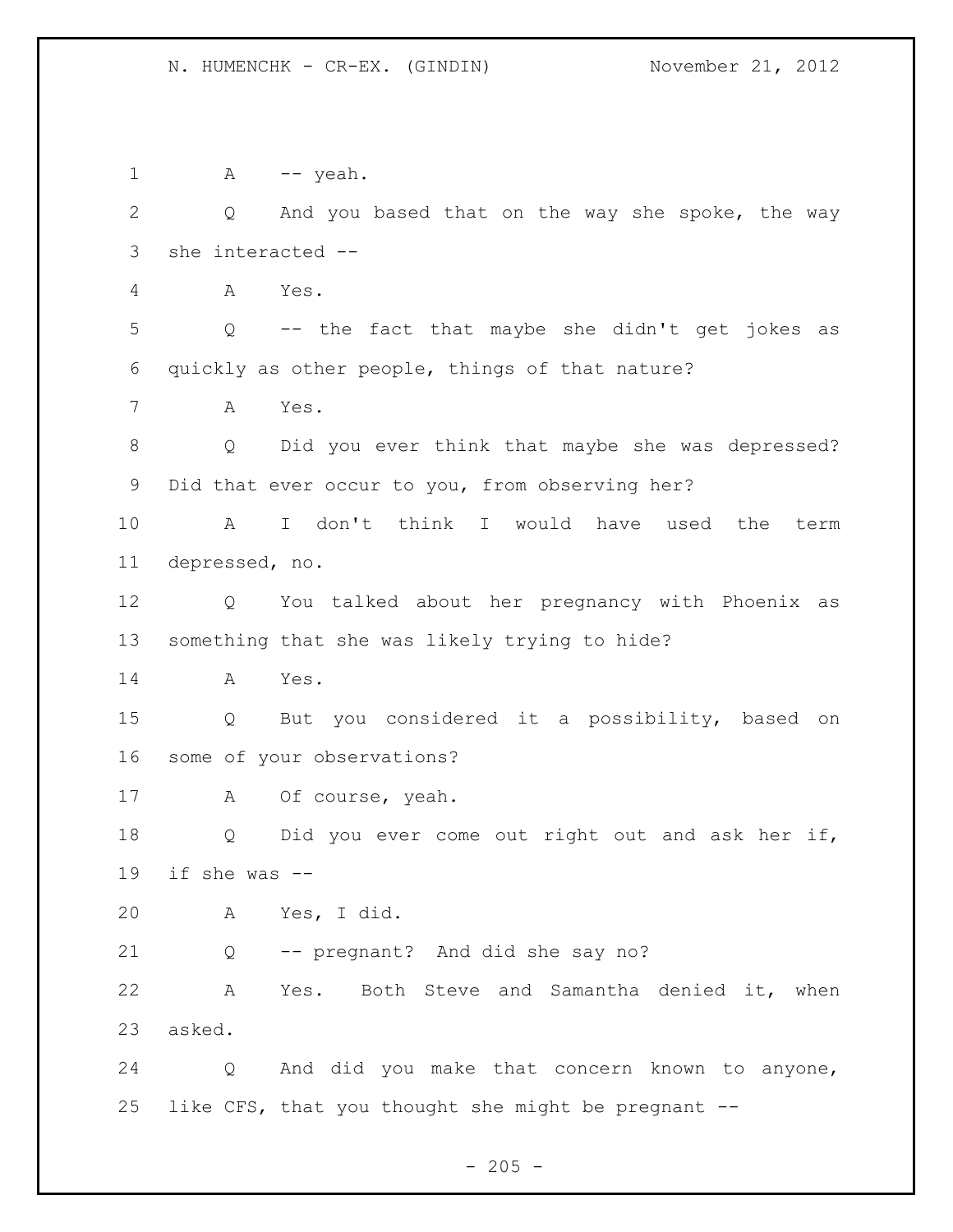A -- yeah.

Q And you based that on the way she spoke, the way she interacted --

A Yes.

Q -- the fact that maybe she didn't get jokes as quickly as other people, things of that nature?

A Yes.

Q Did you ever think that maybe she was depressed? Did that ever occur to you, from observing her?

A I don't think I would have used the term depressed, no.

Q You talked about her pregnancy with Phoenix as something that she was likely trying to hide?

A Yes.

Q But you considered it a possibility, based on some of your observations?

A Of course, yeah.

Q Did you ever come out right out and ask her if, if she was --

A Yes, I did.

Q -- pregnant? And did she say no?

A Yes. Both Steve and Samantha denied it, when asked.

Q And did you make that concern known to anyone, like CFS, that you thought she might be pregnant --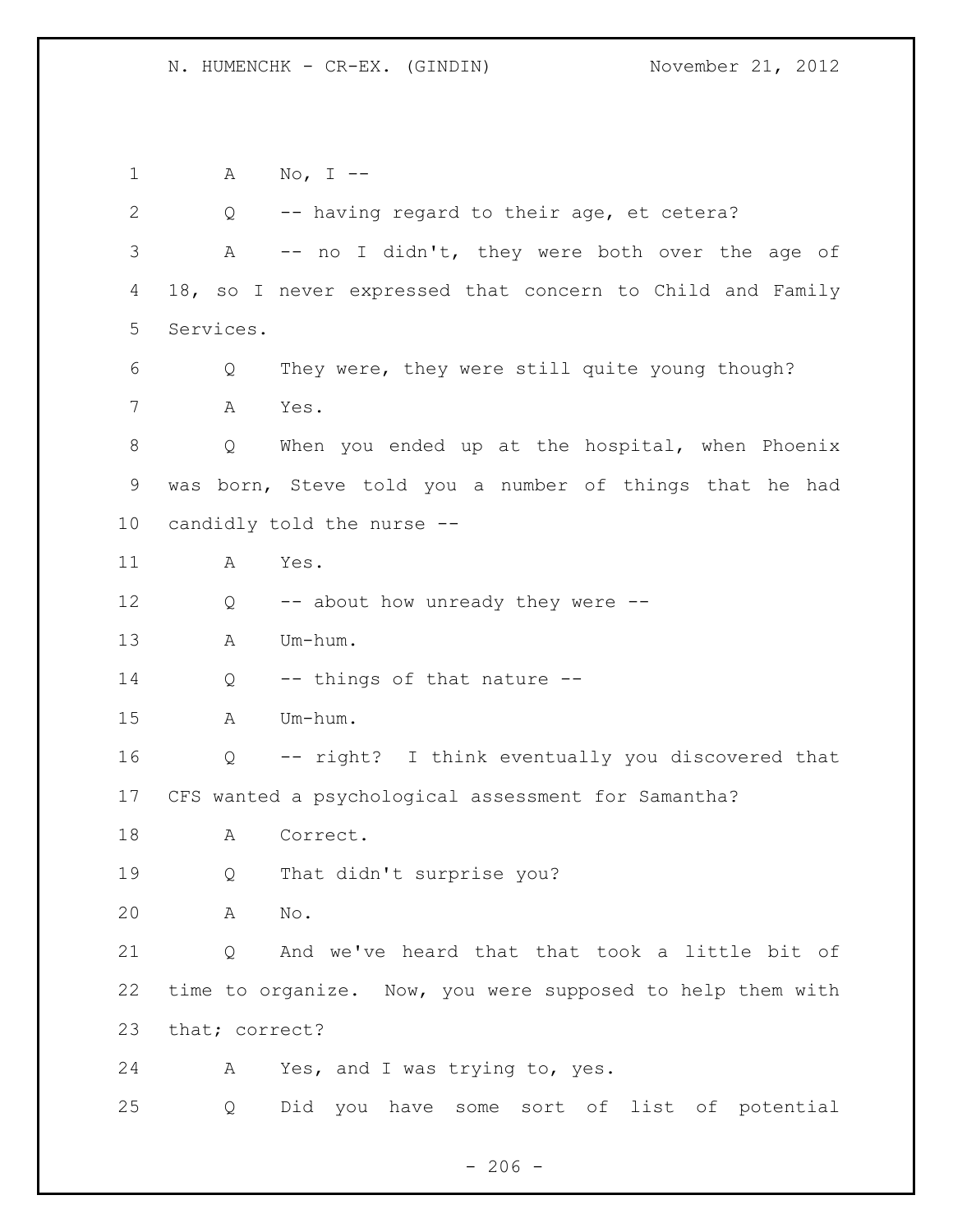A No, I --

Q -- having regard to their age, et cetera?

A -- no I didn't, they were both over the age of 18, so I never expressed that concern to Child and Family Services.

Q They were, they were still quite young though?

A Yes.

Q When you ended up at the hospital, when Phoenix was born, Steve told you a number of things that he had candidly told the nurse --

A Yes.

Q -- about how unready they were --

A Um-hum.

Q -- things of that nature --

A Um-hum.

Q -- right? I think eventually you discovered that CFS wanted a psychological assessment for Samantha?

A Correct.

Q That didn't surprise you?

A No.

Q And we've heard that that took a little bit of time to organize. Now, you were supposed to help them with that; correct?

A Yes, and I was trying to, yes.

Q Did you have some sort of list of potential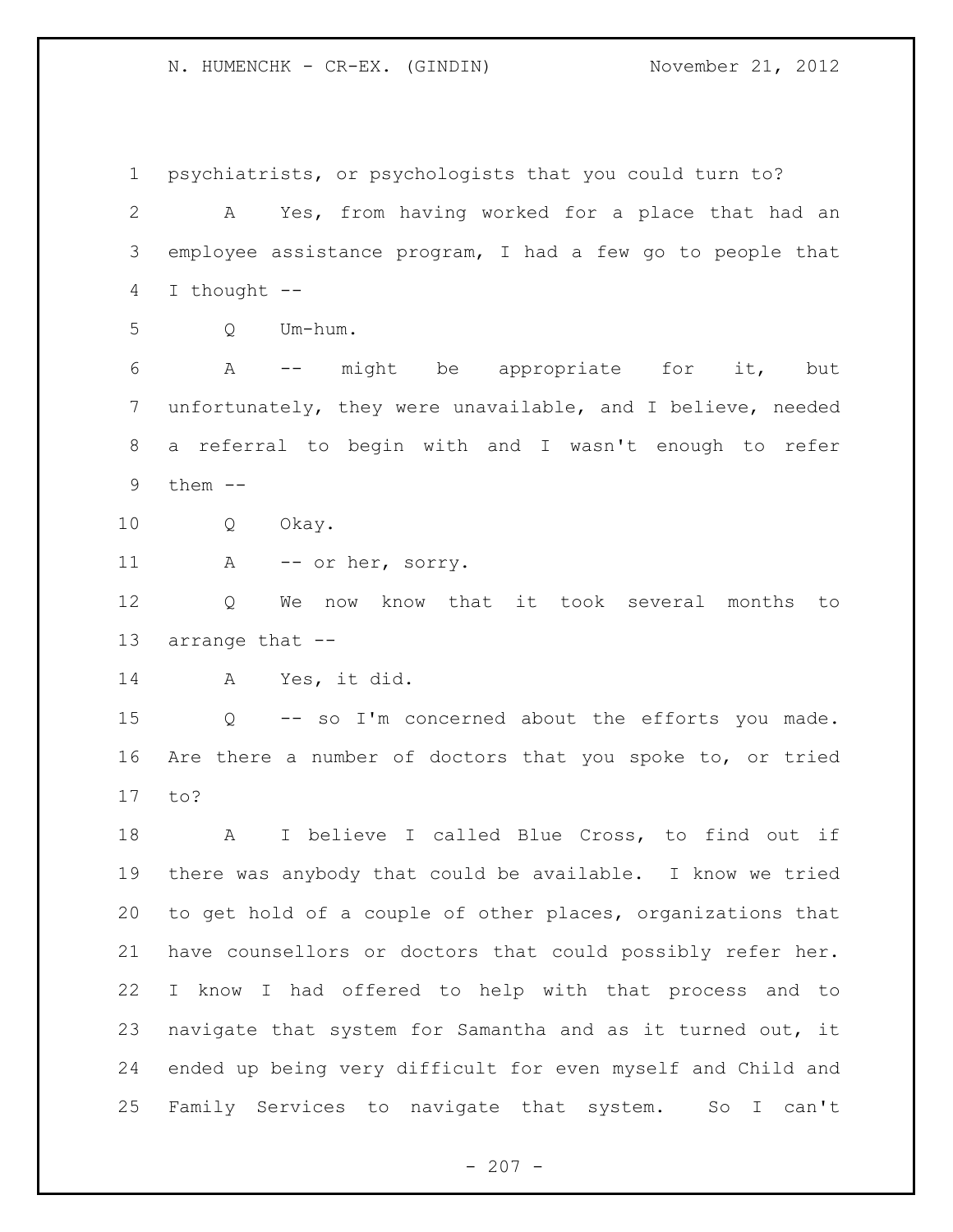psychiatrists, or psychologists that you could turn to?

A Yes, from having worked for a place that had an employee assistance program, I had a few go to people that I thought --

Q Um-hum.

A -- might be appropriate for it, but unfortunately, they were unavailable, and I believe, needed a referral to begin with and I wasn't enough to refer them --

Q Okay.

A -- or her, sorry.

Q We now know that it took several months to arrange that --

A Yes, it did.

Q -- so I'm concerned about the efforts you made. Are there a number of doctors that you spoke to, or tried to?

A I believe I called Blue Cross, to find out if there was anybody that could be available. I know we tried to get hold of a couple of other places, organizations that have counsellors or doctors that could possibly refer her. I know I had offered to help with that process and to navigate that system for Samantha and as it turned out, it ended up being very difficult for even myself and Child and Family Services to navigate that system. So I can't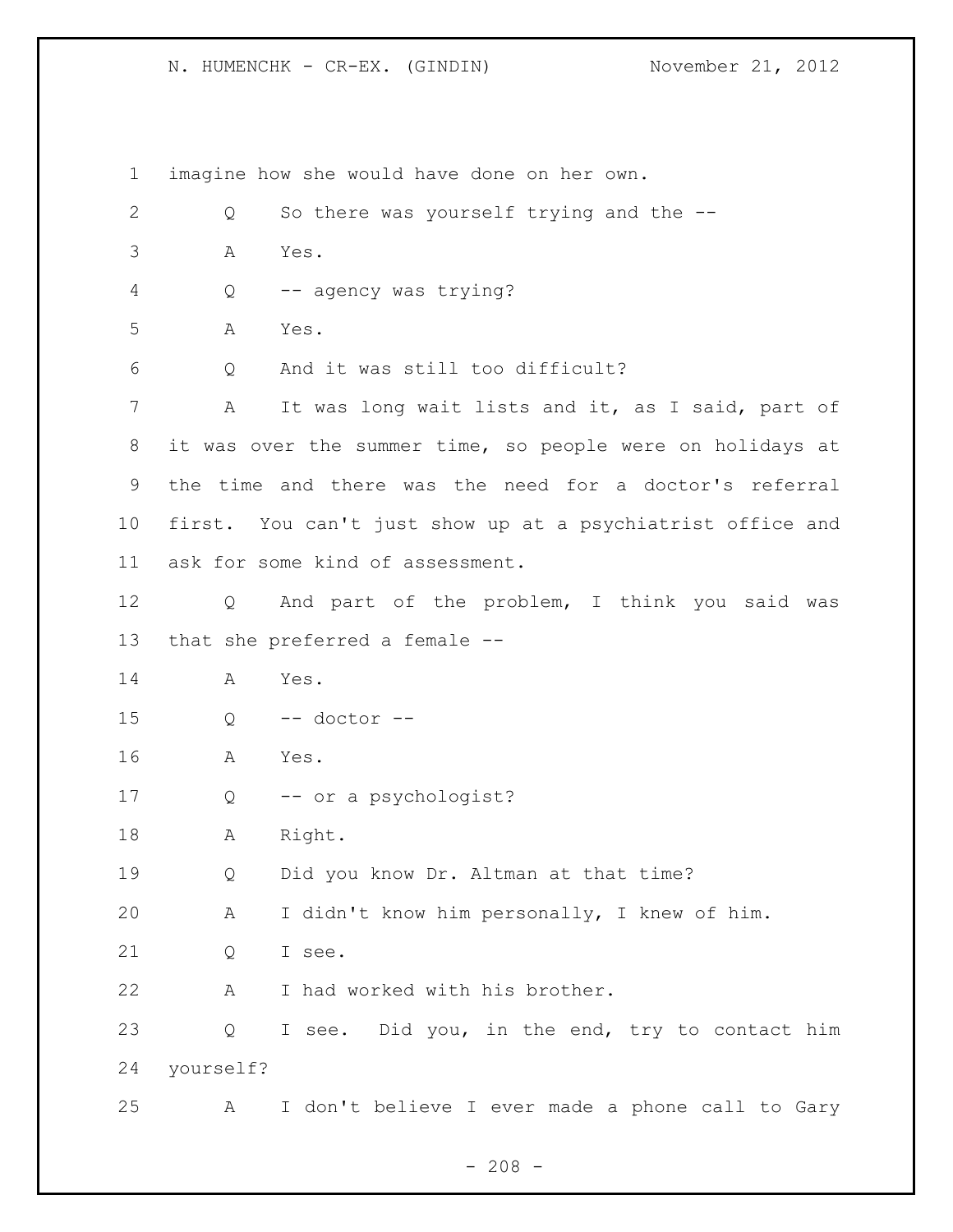imagine how she would have done on her own.

Q So there was yourself trying and the --

A Yes.

Q -- agency was trying?

A Yes.

Q And it was still too difficult?

A It was long wait lists and it, as I said, part of it was over the summer time, so people were on holidays at the time and there was the need for a doctor's referral first. You can't just show up at a psychiatrist office and ask for some kind of assessment.

Q And part of the problem, I think you said was that she preferred a female --

A Yes.

Q -- doctor --

A Yes.

Q -- or a psychologist?

A Right.

Q Did you know Dr. Altman at that time?

A I didn't know him personally, I knew of him.

Q I see.

A I had worked with his brother.

Q I see. Did you, in the end, try to contact him yourself?

A I don't believe I ever made a phone call to Gary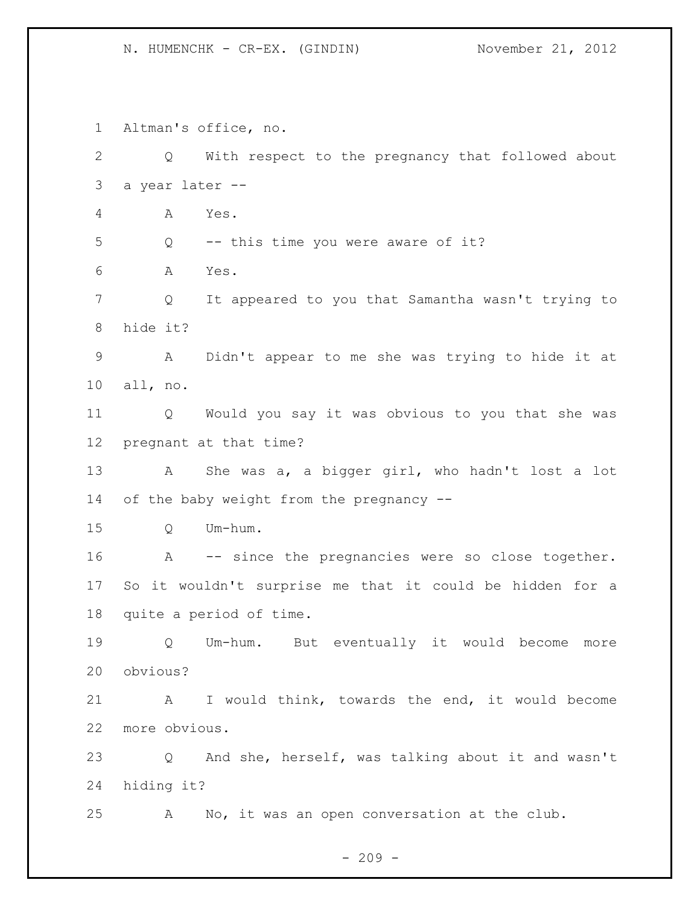Altman's office, no.

Q With respect to the pregnancy that followed about a year later --

A Yes.

Q -- this time you were aware of it?

A Yes.

Q It appeared to you that Samantha wasn't trying to hide it?

A Didn't appear to me she was trying to hide it at all, no.

Q Would you say it was obvious to you that she was pregnant at that time?

A She was a, a bigger girl, who hadn't lost a lot of the baby weight from the pregnancy --

Q Um-hum.

A -- since the pregnancies were so close together. So it wouldn't surprise me that it could be hidden for a quite a period of time.

Q Um-hum. But eventually it would become more obvious?

A I would think, towards the end, it would become more obvious.

Q And she, herself, was talking about it and wasn't hiding it?

A No, it was an open conversation at the club.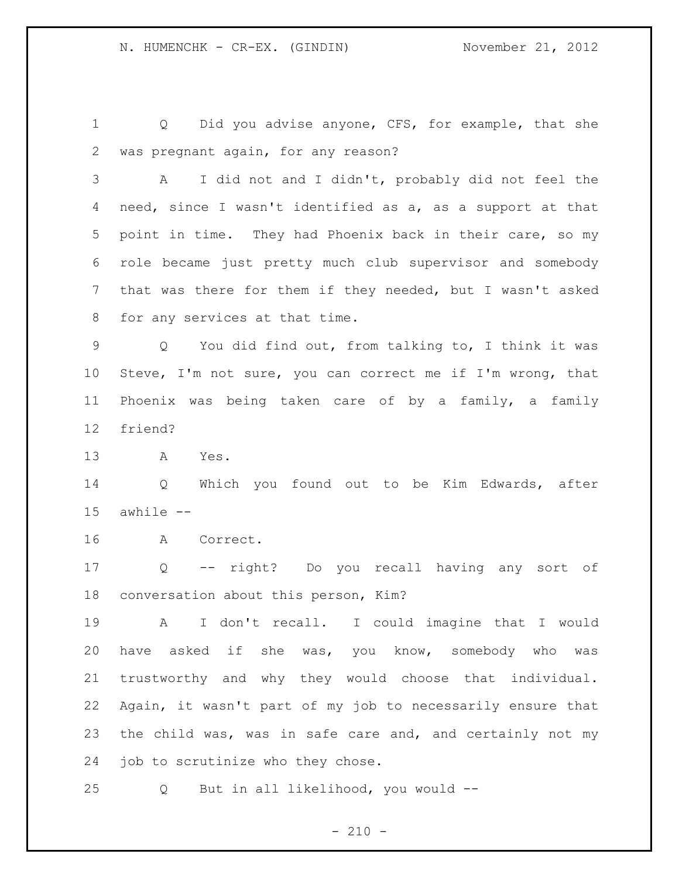Q Did you advise anyone, CFS, for example, that she was pregnant again, for any reason?

A I did not and I didn't, probably did not feel the need, since I wasn't identified as a, as a support at that point in time. They had Phoenix back in their care, so my role became just pretty much club supervisor and somebody that was there for them if they needed, but I wasn't asked for any services at that time.

Q You did find out, from talking to, I think it was Steve, I'm not sure, you can correct me if I'm wrong, that Phoenix was being taken care of by a family, a family friend?

A Yes.

Q Which you found out to be Kim Edwards, after awhile --

A Correct.

Q -- right? Do you recall having any sort of conversation about this person, Kim?

A I don't recall. I could imagine that I would have asked if she was, you know, somebody who was trustworthy and why they would choose that individual. Again, it wasn't part of my job to necessarily ensure that the child was, was in safe care and, and certainly not my job to scrutinize who they chose.

Q But in all likelihood, you would --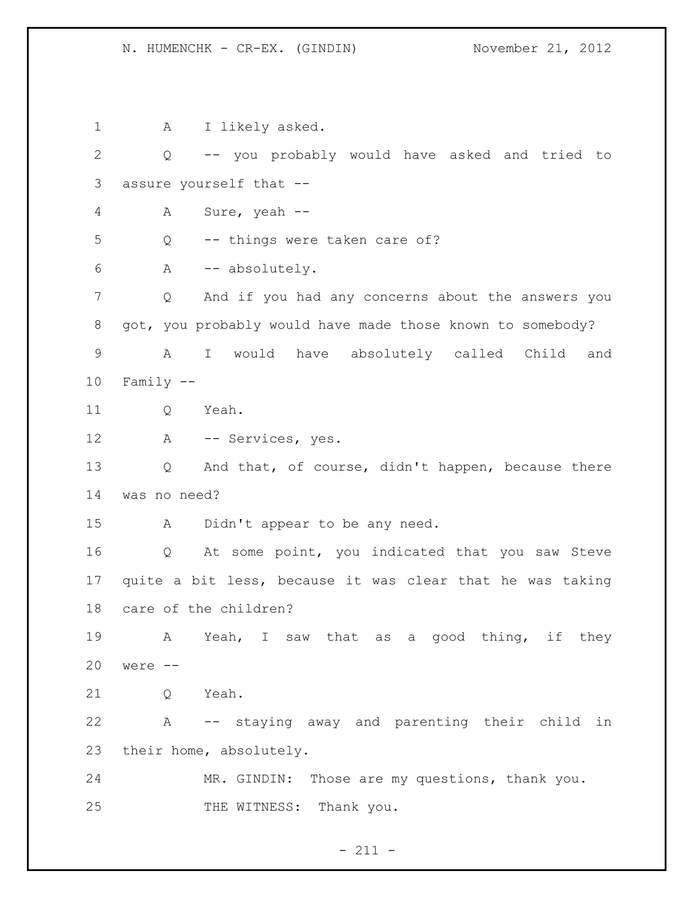A I likely asked.

Q -- you probably would have asked and tried to assure yourself that --

A Sure, yeah --

Q -- things were taken care of?

A -- absolutely.

Q And if you had any concerns about the answers you got, you probably would have made those known to somebody?

A I would have absolutely called Child and Family --

Q Yeah.

A -- Services, yes.

Q And that, of course, didn't happen, because there was no need?

A Didn't appear to be any need.

Q At some point, you indicated that you saw Steve quite a bit less, because it was clear that he was taking care of the children?

A Yeah, I saw that as a good thing, if they were --

Q Yeah.

A -- staying away and parenting their child in their home, absolutely.

MR. GINDIN: Those are my questions, thank you.

THE WITNESS: Thank you.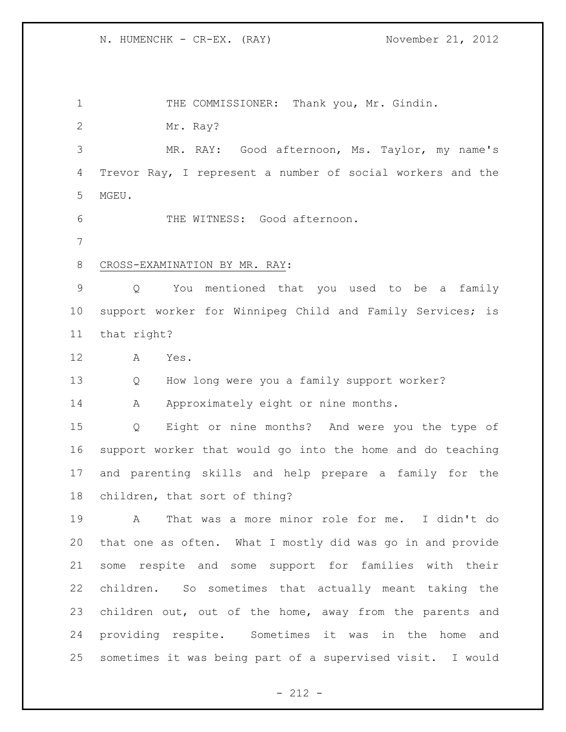THE COMMISSIONER: Thank you, Mr. Gindin.

Mr. Ray?

MR. RAY: Good afternoon, Ms. Taylor, my name's Trevor Ray, I represent a number of social workers and the MGEU.

THE WITNESS: Good afternoon.

CROSS-EXAMINATION BY MR. RAY:

Q You mentioned that you used to be a family support worker for Winnipeg Child and Family Services; is that right?

A Yes.

Q How long were you a family support worker?

A Approximately eight or nine months.

Q Eight or nine months? And were you the type of support worker that would go into the home and do teaching and parenting skills and help prepare a family for the children, that sort of thing?

A That was a more minor role for me. I didn't do that one as often. What I mostly did was go in and provide some respite and some support for families with their children. So sometimes that actually meant taking the children out, out of the home, away from the parents and providing respite. Sometimes it was in the home and sometimes it was being part of a supervised visit. I would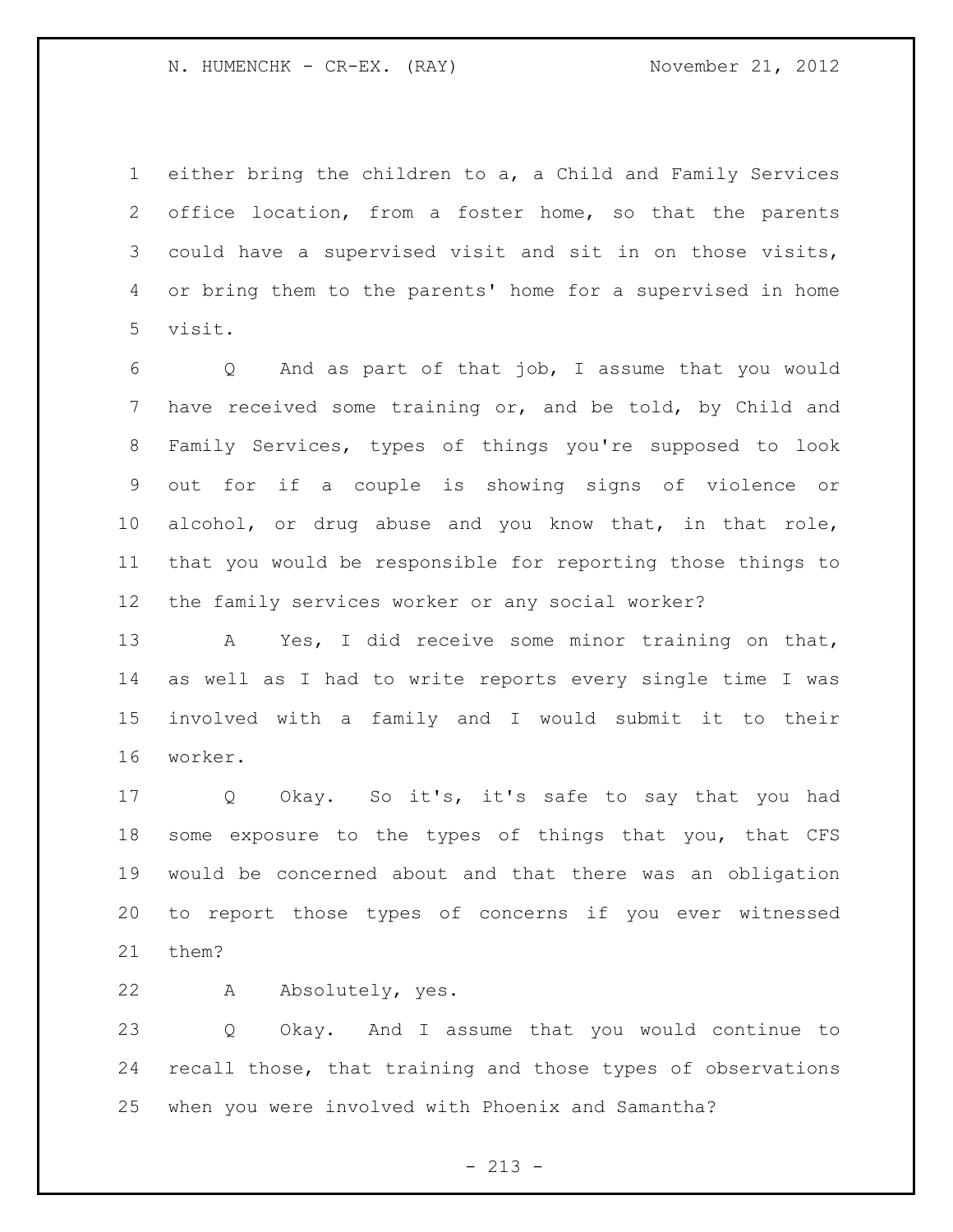either bring the children to a, a Child and Family Services office location, from a foster home, so that the parents could have a supervised visit and sit in on those visits, or bring them to the parents' home for a supervised in home visit.

Q And as part of that job, I assume that you would have received some training or, and be told, by Child and Family Services, types of things you're supposed to look out for if a couple is showing signs of violence or alcohol, or drug abuse and you know that, in that role, that you would be responsible for reporting those things to the family services worker or any social worker?

A Yes, I did receive some minor training on that, as well as I had to write reports every single time I was involved with a family and I would submit it to their worker.

Q Okay. So it's, it's safe to say that you had some exposure to the types of things that you, that CFS would be concerned about and that there was an obligation to report those types of concerns if you ever witnessed them?

A Absolutely, yes.

Q Okay. And I assume that you would continue to recall those, that training and those types of observations when you were involved with Phoenix and Samantha?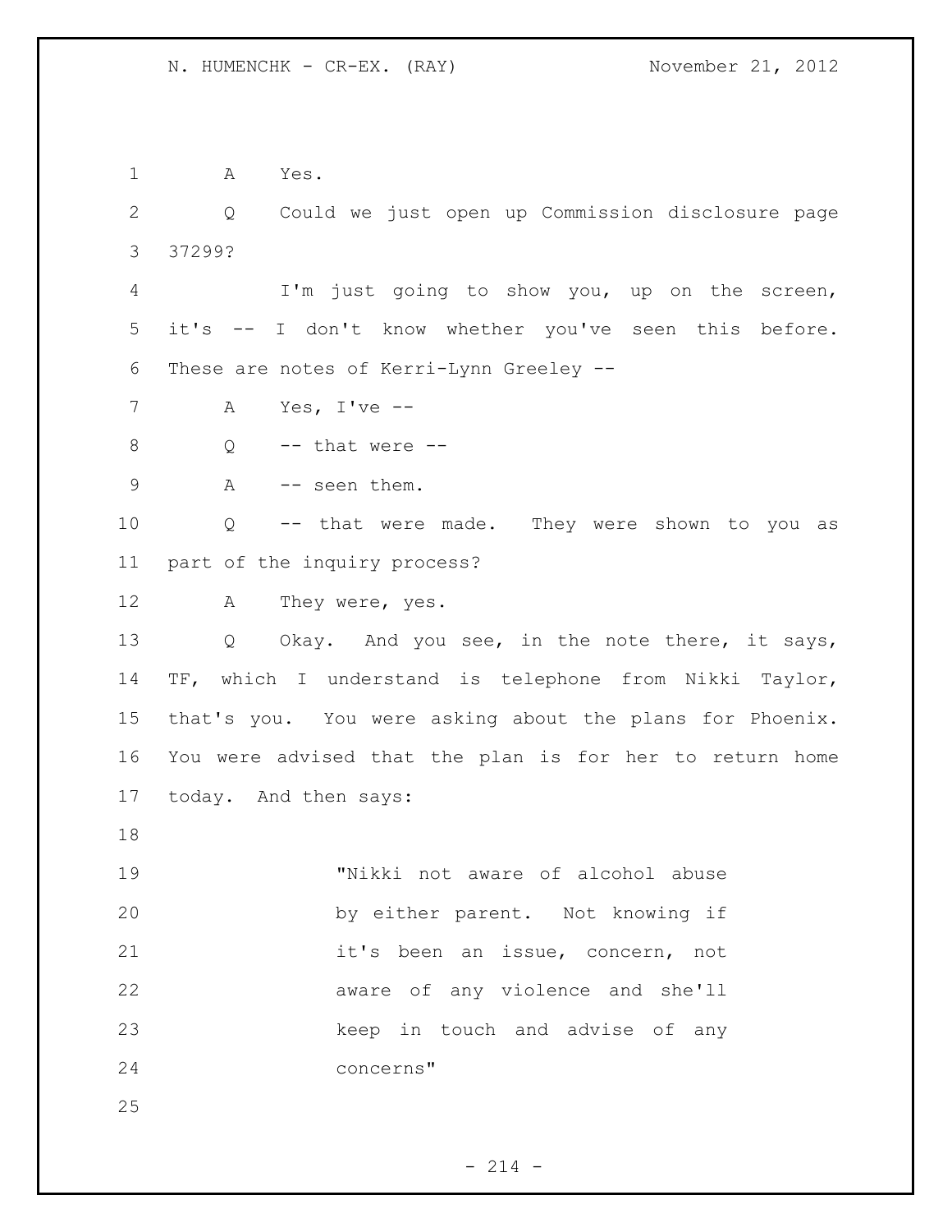A Yes.

Q Could we just open up Commission disclosure page 37299?

I'm just going to show you, up on the screen, it's -- I don't know whether you've seen this before. These are notes of Kerri-Lynn Greeley --

A Yes, I've --

Q -- that were --

A -- seen them.

Q -- that were made. They were shown to you as part of the inquiry process?

A They were, yes.

Q Okay. And you see, in the note there, it says, TF, which I understand is telephone from Nikki Taylor, that's you. You were asking about the plans for Phoenix. You were advised that the plan is for her to return home today. And then says:

> "Nikki not aware of alcohol abuse by either parent. Not knowing if it's been an issue, concern, not aware of any violence and she'll keep in touch and advise of any concerns"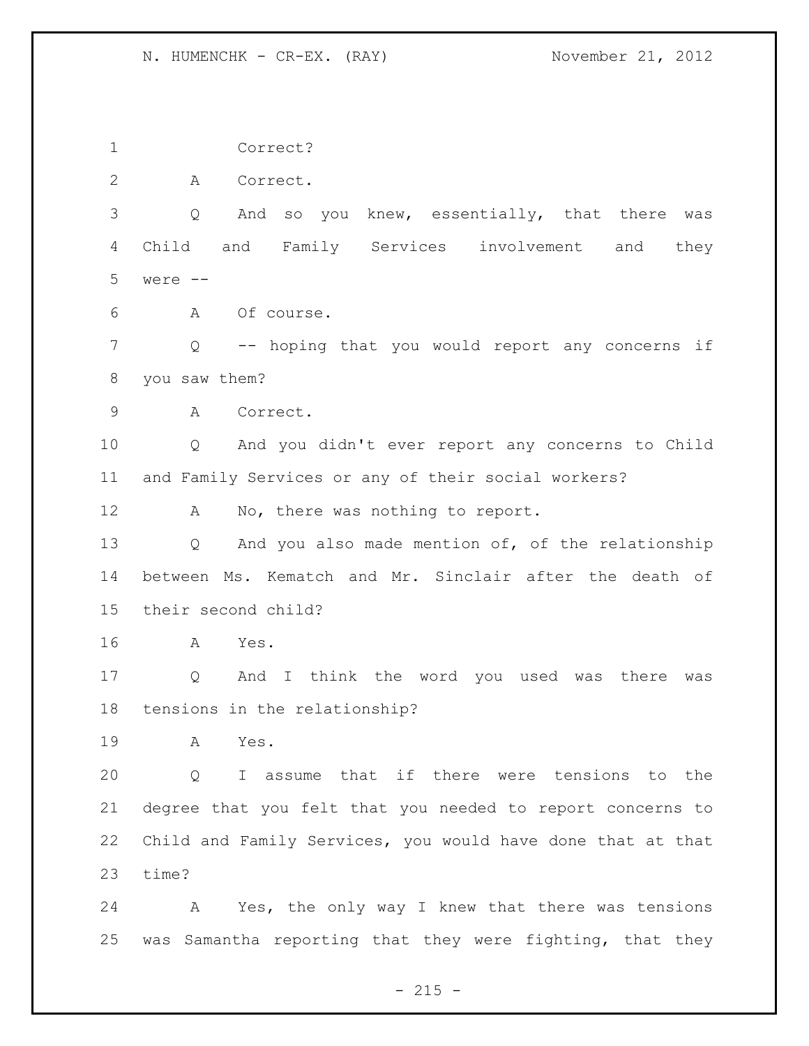Correct?

A Correct.

Q And so you knew, essentially, that there was Child and Family Services involvement and they were --

A Of course.

Q -- hoping that you would report any concerns if you saw them?

A Correct.

Q And you didn't ever report any concerns to Child and Family Services or any of their social workers?

A No, there was nothing to report.

Q And you also made mention of, of the relationship between Ms. Kematch and Mr. Sinclair after the death of their second child?

A Yes.

Q And I think the word you used was there was tensions in the relationship?

A Yes.

Q I assume that if there were tensions to the degree that you felt that you needed to report concerns to Child and Family Services, you would have done that at that time?

A Yes, the only way I knew that there was tensions was Samantha reporting that they were fighting, that they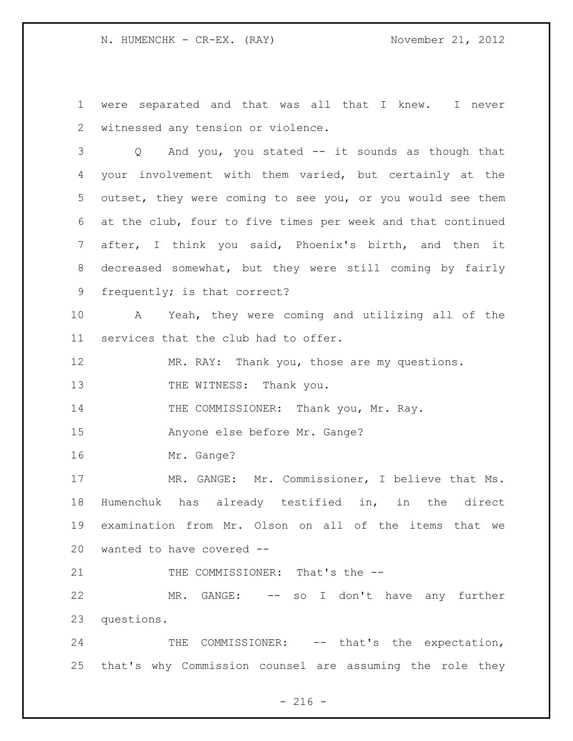were separated and that was all that I knew. I never witnessed any tension or violence.

Q And you, you stated -- it sounds as though that your involvement with them varied, but certainly at the outset, they were coming to see you, or you would see them at the club, four to five times per week and that continued after, I think you said, Phoenix's birth, and then it decreased somewhat, but they were still coming by fairly frequently; is that correct?

A Yeah, they were coming and utilizing all of the services that the club had to offer.

MR. RAY: Thank you, those are my questions.

THE WITNESS: Thank you.

THE COMMISSIONER: Thank you, Mr. Ray.

Anyone else before Mr. Gange?

Mr. Gange?

MR. GANGE: Mr. Commissioner, I believe that Ms. Humenchuk has already testified in, in the direct examination from Mr. Olson on all of the items that we wanted to have covered --

THE COMMISSIONER: That's the --

MR. GANGE: -- so I don't have any further questions.

THE COMMISSIONER: -- that's the expectation, that's why Commission counsel are assuming the role they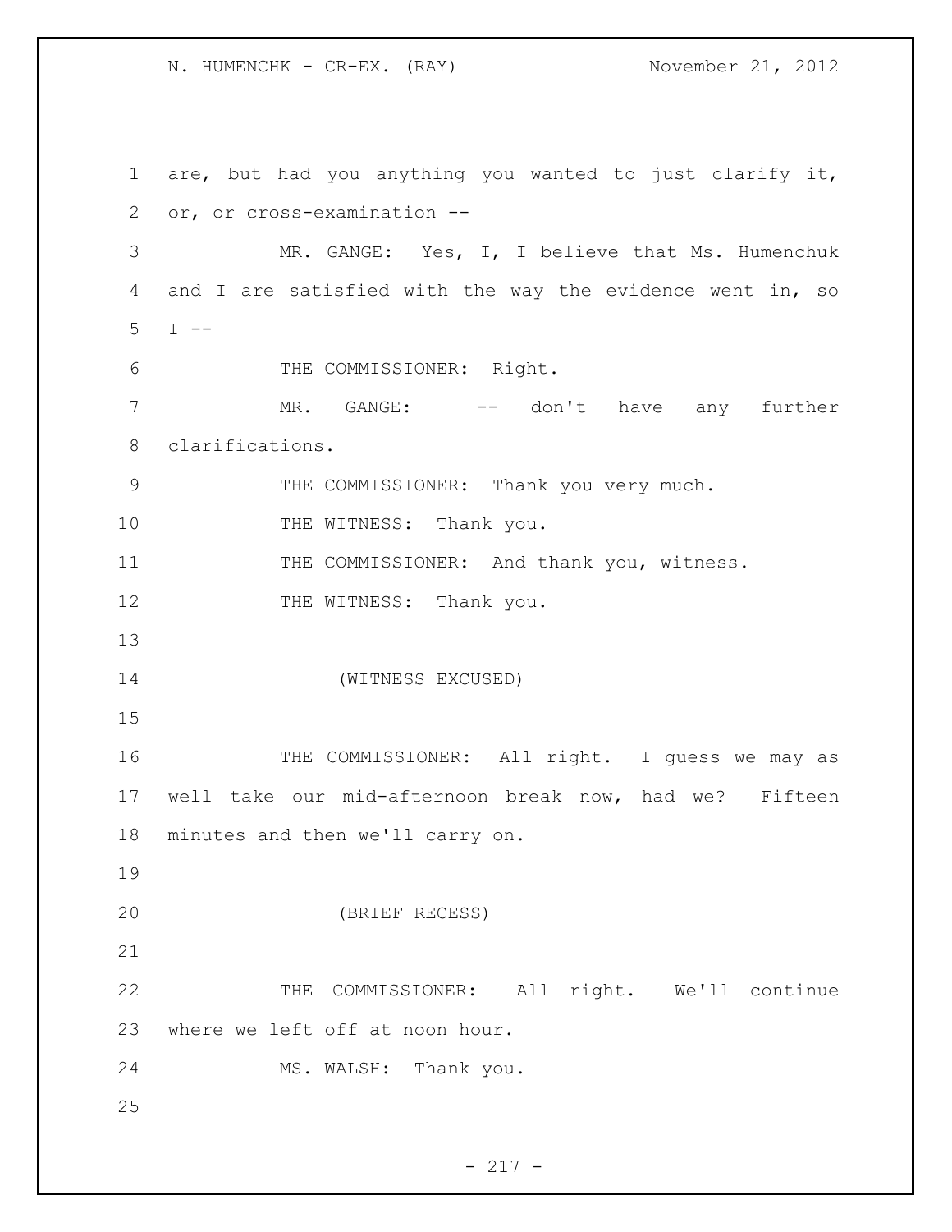are, but had you anything you wanted to just clarify it, or, or cross-examination --

MR. GANGE: Yes, I, I believe that Ms. Humenchuk and I are satisfied with the way the evidence went in, so I --

THE COMMISSIONER: Right.

MR. GANGE: -- don't have any further clarifications.

THE COMMISSIONER: Thank you very much.

THE WITNESS: Thank you.

THE COMMISSIONER: And thank you, witness.

THE WITNESS: Thank you.

(WITNESS EXCUSED)

THE COMMISSIONER: All right. I guess we may as well take our mid-afternoon break now, had we? Fifteen minutes and then we'll carry on.

(BRIEF RECESS)

THE COMMISSIONER: All right. We'll continue where we left off at noon hour.

MS. WALSH: Thank you.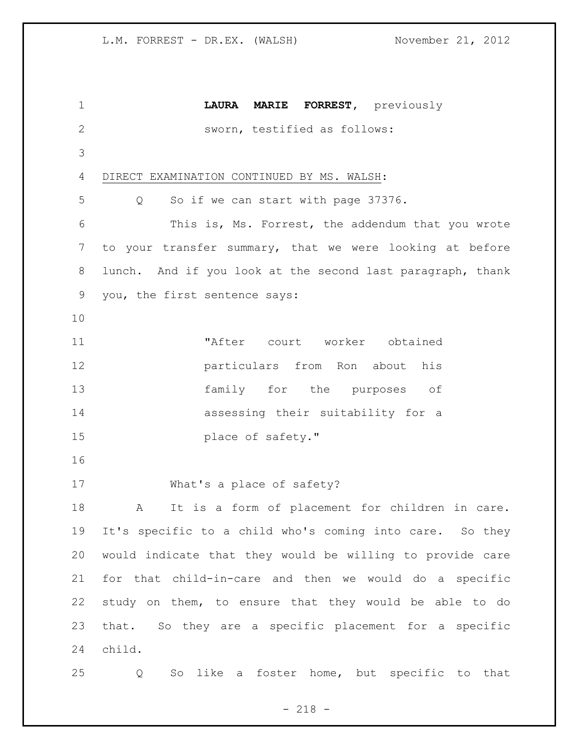**LAURA MARIE FORREST**, previously sworn, testified as follows:

DIRECT EXAMINATION CONTINUED BY MS. WALSH:

Q So if we can start with page 37376.

This is, Ms. Forrest, the addendum that you wrote to your transfer summary, that we were looking at before lunch. And if you look at the second last paragraph, thank you, the first sentence says:

> "After court worker obtained particulars from Ron about his family for the purposes of assessing their suitability for a place of safety."

What's a place of safety?

A It is a form of placement for children in care. It's specific to a child who's coming into care. So they would indicate that they would be willing to provide care for that child-in-care and then we would do a specific study on them, to ensure that they would be able to do that. So they are a specific placement for a specific child.

Q So like a foster home, but specific to that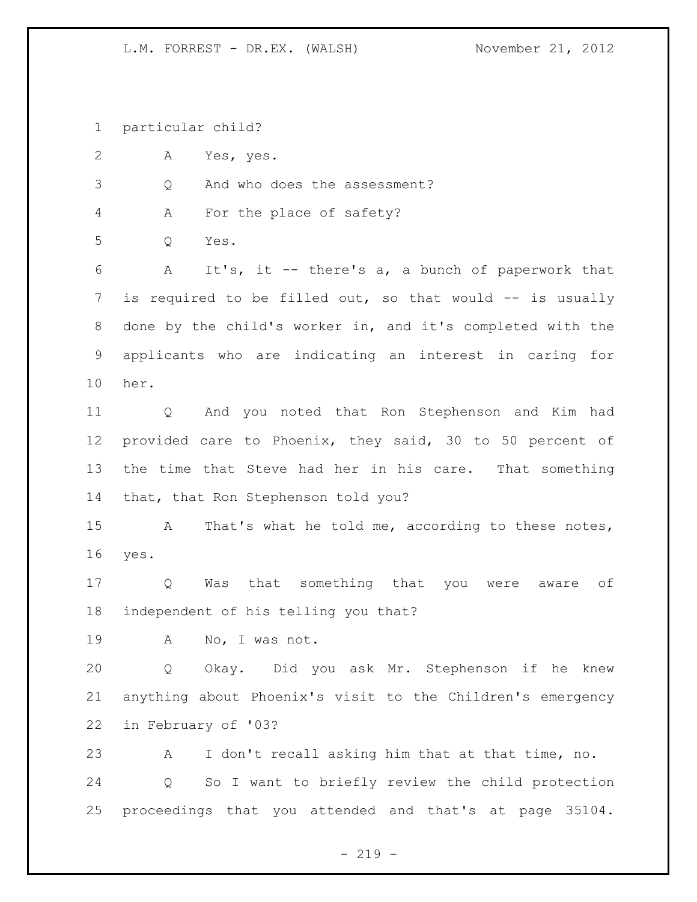particular child?

A Yes, yes.

Q And who does the assessment?

A For the place of safety?

Q Yes.

A It's, it -- there's a, a bunch of paperwork that is required to be filled out, so that would -- is usually done by the child's worker in, and it's completed with the applicants who are indicating an interest in caring for her.

Q And you noted that Ron Stephenson and Kim had provided care to Phoenix, they said, 30 to 50 percent of the time that Steve had her in his care. That something that, that Ron Stephenson told you?

A That's what he told me, according to these notes, yes.

Q Was that something that you were aware of independent of his telling you that?

A No, I was not.

Q Okay. Did you ask Mr. Stephenson if he knew anything about Phoenix's visit to the Children's emergency in February of '03?

A I don't recall asking him that at that time, no.

Q So I want to briefly review the child protection proceedings that you attended and that's at page 35104.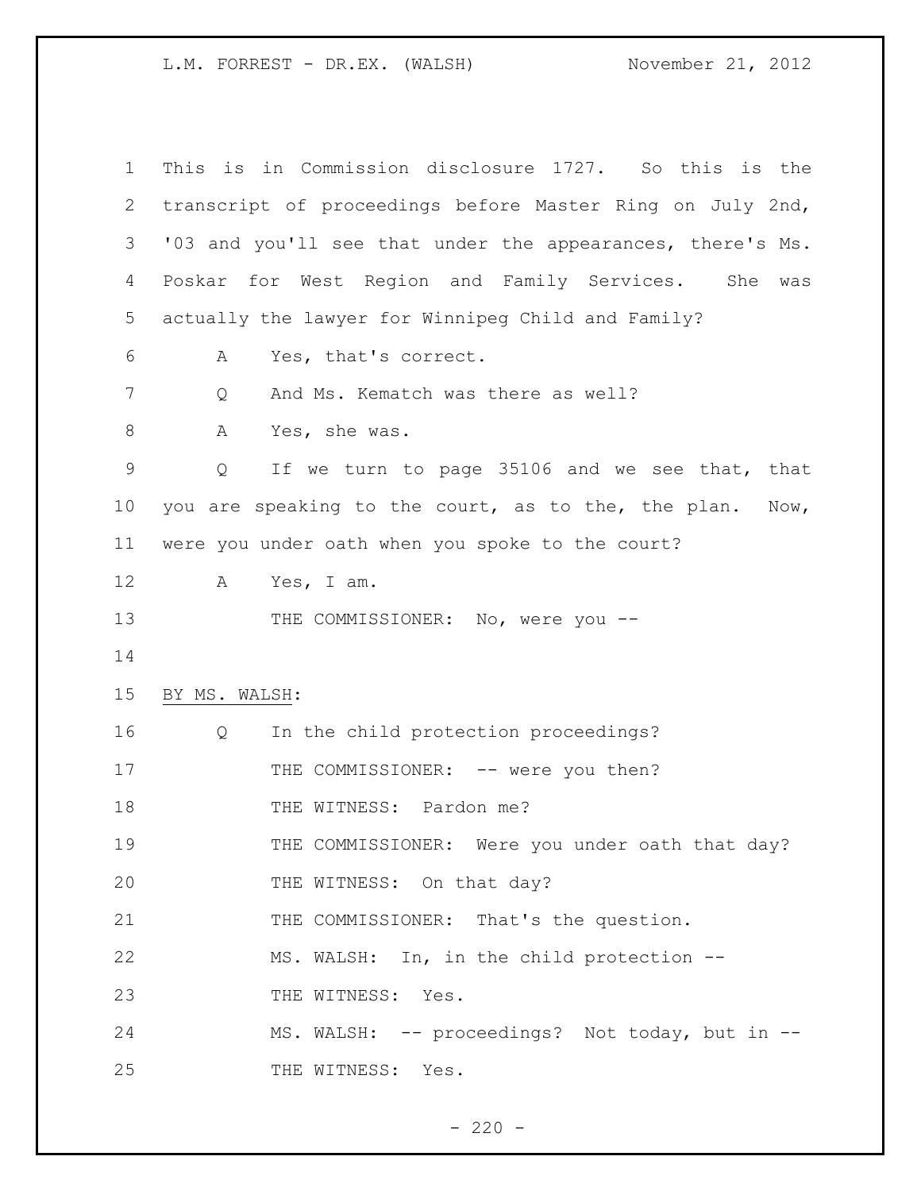This is in Commission disclosure 1727. So this is the transcript of proceedings before Master Ring on July 2nd, '03 and you'll see that under the appearances, there's Ms. Poskar for West Region and Family Services. She was actually the lawyer for Winnipeg Child and Family?

A Yes, that's correct.

Q And Ms. Kematch was there as well?

A Yes, she was.

Q If we turn to page 35106 and we see that, that you are speaking to the court, as to the, the plan. Now, were you under oath when you spoke to the court?

A Yes, I am.

THE COMMISSIONER: No, were you --

BY MS. WALSH:

Q In the child protection proceedings?

THE COMMISSIONER: -- were you then?

THE WITNESS: Pardon me?

THE COMMISSIONER: Were you under oath that day?

THE WITNESS: On that day?

THE COMMISSIONER: That's the question.

MS. WALSH: In, in the child protection --

THE WITNESS: Yes.

MS. WALSH: -- proceedings? Not today, but in --

THE WITNESS: Yes.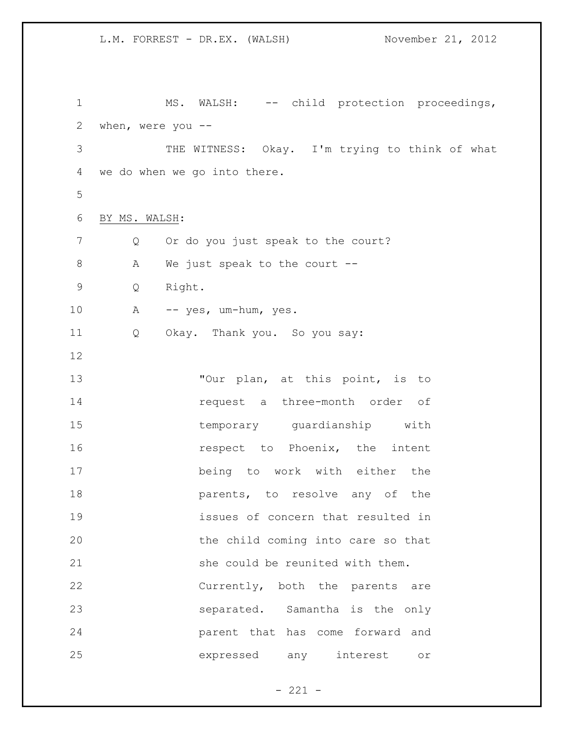MS. WALSH: -- child protection proceedings, when, were you --

THE WITNESS: Okay. I'm trying to think of what we do when we go into there.

BY MS. WALSH:

Q Or do you just speak to the court?

A We just speak to the court --

Q Right.

A -- yes, um-hum, yes.

Q Okay. Thank you. So you say:

> "Our plan, at this point, is to request a three-month order of temporary guardianship with respect to Phoenix, the intent being to work with either the parents, to resolve any of the issues of concern that resulted in the child coming into care so that she could be reunited with them. Currently, both the parents are separated. Samantha is the only parent that has come forward and expressed any interest or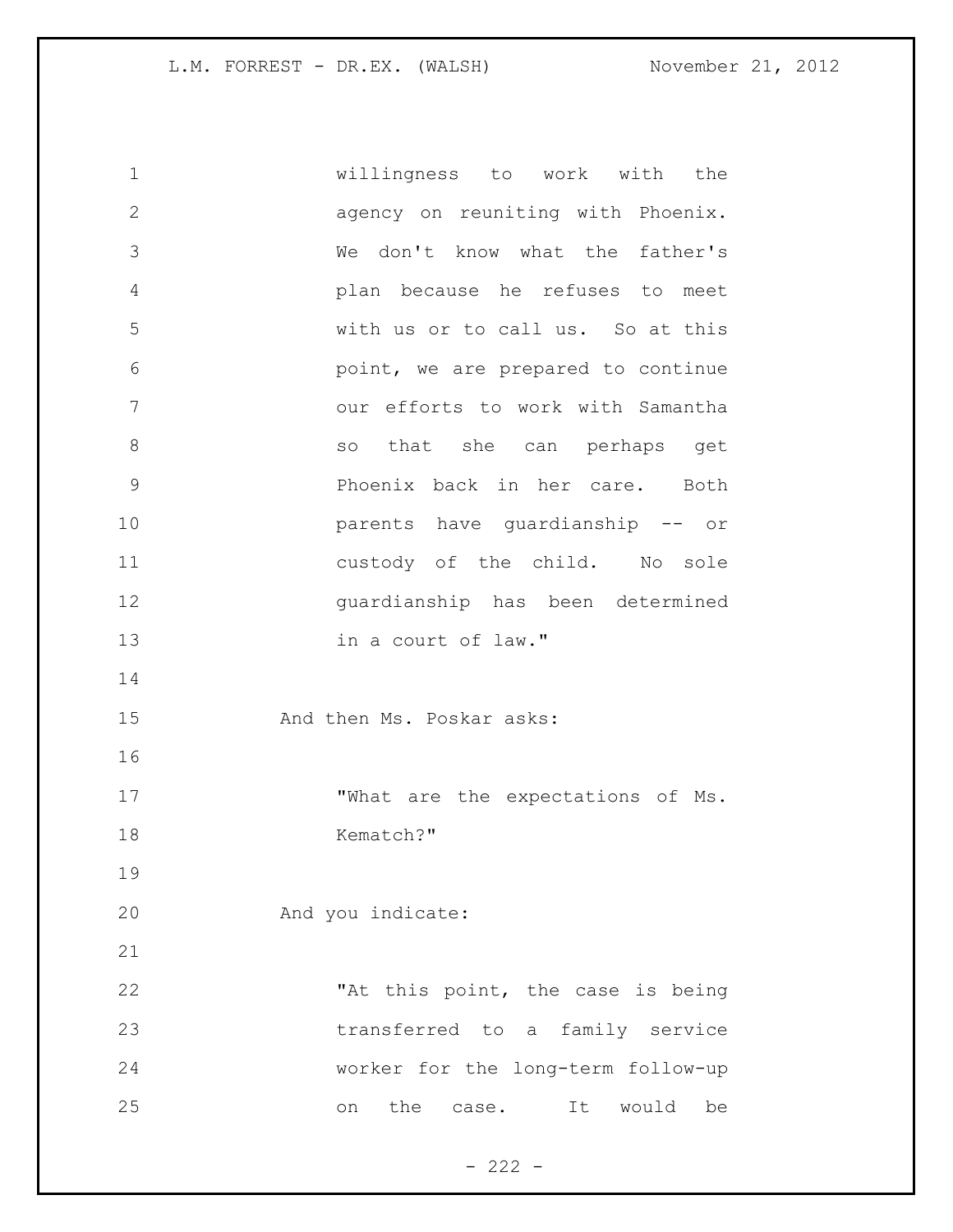willingness to work with the agency on reuniting with Phoenix. We don't know what the father's plan because he refuses to meet with us or to call us. So at this point, we are prepared to continue our efforts to work with Samantha so that she can perhaps get Phoenix back in her care. Both parents have guardianship -- or custody of the child. No sole guardianship has been determined in a court of law."

And then Ms. Poskar asks:

"What are the expectations of Ms. Kematch?"

And you indicate:

"At this point, the case is being transferred to a family service worker for the long-term follow-up on the case. It would be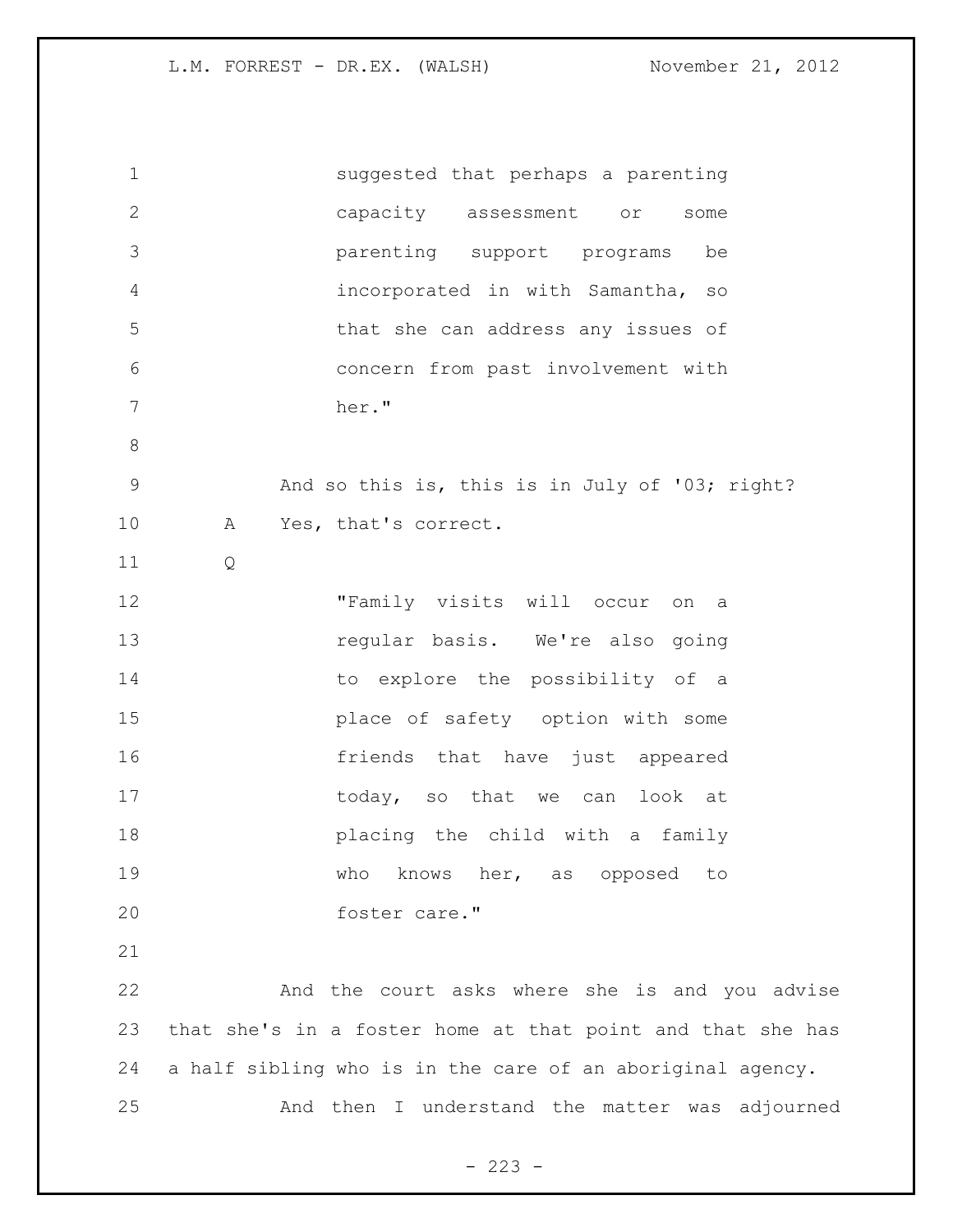suggested that perhaps a parenting capacity assessment or some parenting support programs be incorporated in with Samantha, so that she can address any issues of concern from past involvement with her."

And so this is, this is in July of '03; right?

A Yes, that's correct.

Q

"Family visits will occur on a regular basis. We're also going to explore the possibility of a place of safety option with some friends that have just appeared today, so that we can look at placing the child with a family who knows her, as opposed to foster care."

And the court asks where she is and you advise that she's in a foster home at that point and that she has a half sibling who is in the care of an aboriginal agency.

And then I understand the matter was adjourned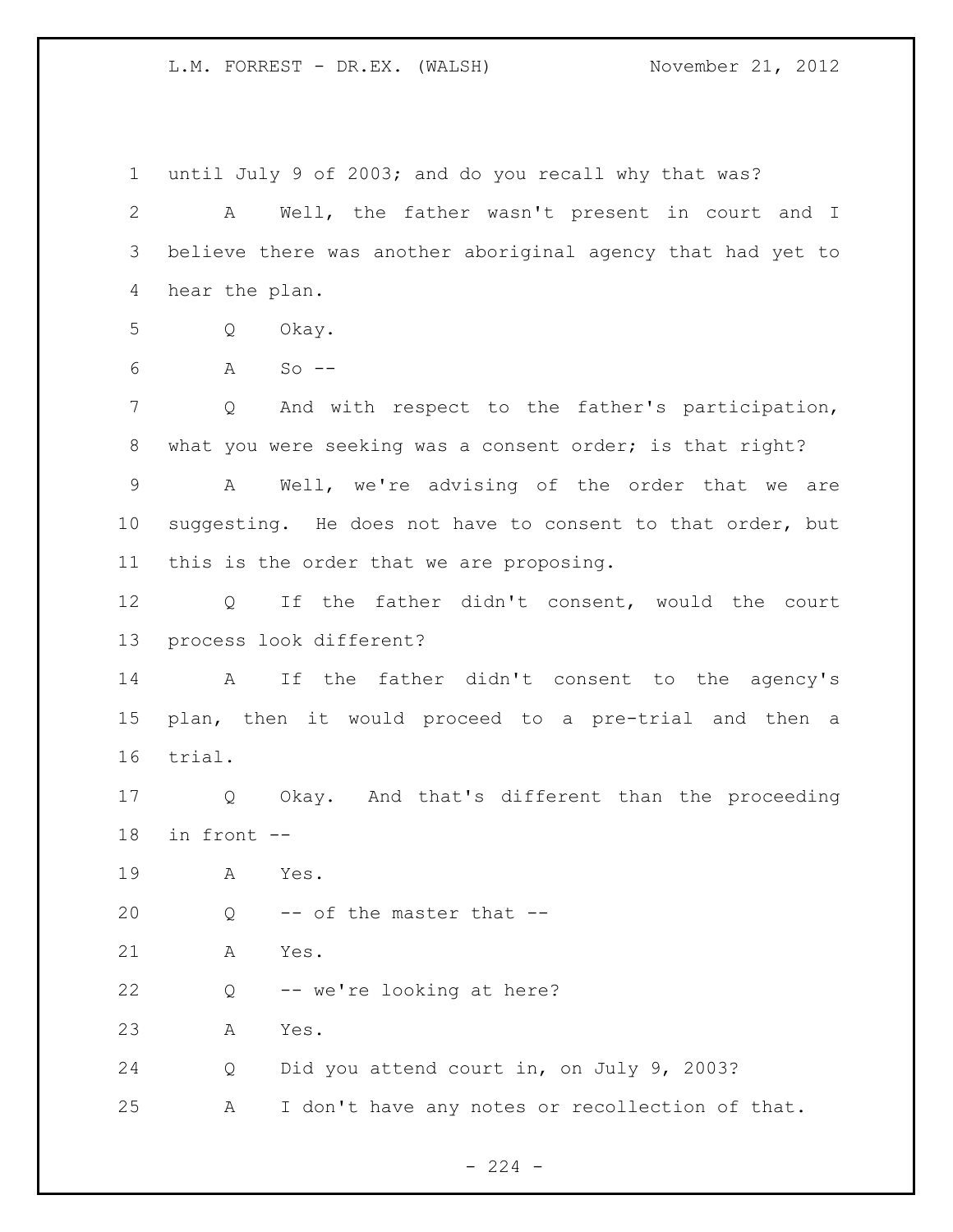until July 9 of 2003; and do you recall why that was?

A Well, the father wasn't present in court and I believe there was another aboriginal agency that had yet to hear the plan.

Q Okay.

A So --

Q And with respect to the father's participation, what you were seeking was a consent order; is that right?

A Well, we're advising of the order that we are suggesting. He does not have to consent to that order, but this is the order that we are proposing.

Q If the father didn't consent, would the court process look different?

A If the father didn't consent to the agency's plan, then it would proceed to a pre-trial and then a trial.

Q Okay. And that's different than the proceeding in front --

A Yes.

Q -- of the master that --

A Yes.

Q -- we're looking at here?

A Yes.

Q Did you attend court in, on July 9, 2003?

A I don't have any notes or recollection of that.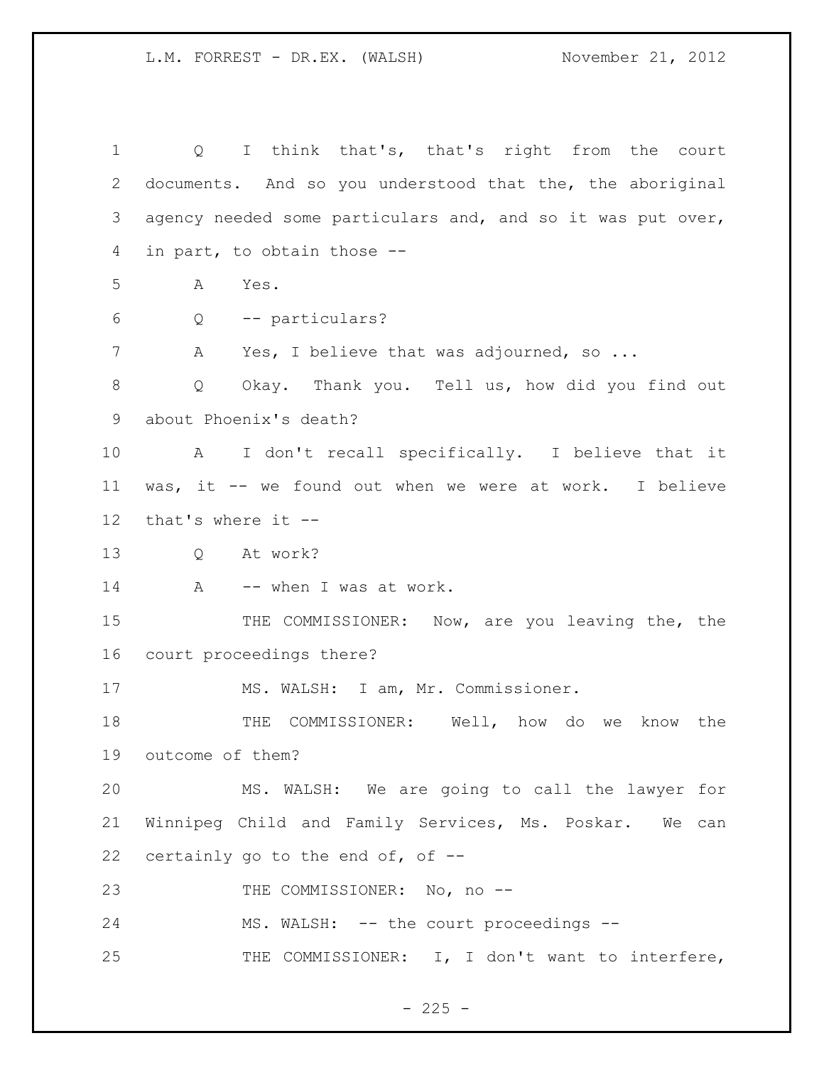Q I think that's, that's right from the court documents. And so you understood that the, the aboriginal agency needed some particulars and, and so it was put over, in part, to obtain those --

A Yes.

Q -- particulars?

A Yes, I believe that was adjourned, so ...

Q Okay. Thank you. Tell us, how did you find out about Phoenix's death?

A I don't recall specifically. I believe that it was, it -- we found out when we were at work. I believe that's where it --

Q At work?

A -- when I was at work.

THE COMMISSIONER: Now, are you leaving the, the court proceedings there?

MS. WALSH: I am, Mr. Commissioner.

THE COMMISSIONER: Well, how do we know the outcome of them?

MS. WALSH: We are going to call the lawyer for Winnipeg Child and Family Services, Ms. Poskar. We can certainly go to the end of, of --

THE COMMISSIONER: No, no --

MS. WALSH: -- the court proceedings --

THE COMMISSIONER: I, I don't want to interfere,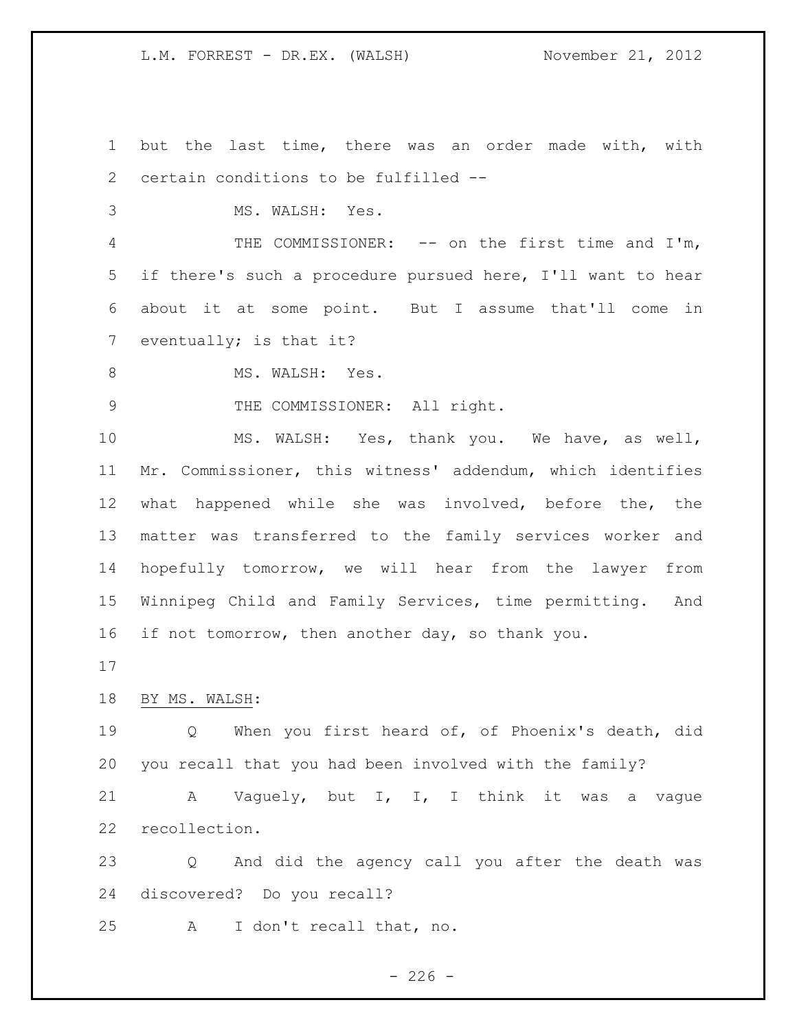but the last time, there was an order made with, with certain conditions to be fulfilled --

MS. WALSH: Yes.

THE COMMISSIONER: -- on the first time and I'm, if there's such a procedure pursued here, I'll want to hear about it at some point. But I assume that'll come in eventually; is that it?

MS. WALSH: Yes.

THE COMMISSIONER: All right.

MS. WALSH: Yes, thank you. We have, as well, Mr. Commissioner, this witness' addendum, which identifies what happened while she was involved, before the, the matter was transferred to the family services worker and hopefully tomorrow, we will hear from the lawyer from Winnipeg Child and Family Services, time permitting. And if not tomorrow, then another day, so thank you.

BY MS. WALSH:

Q When you first heard of, of Phoenix's death, did you recall that you had been involved with the family?

A Vaguely, but I, I, I think it was a vague recollection.

Q And did the agency call you after the death was discovered? Do you recall?

A I don't recall that, no.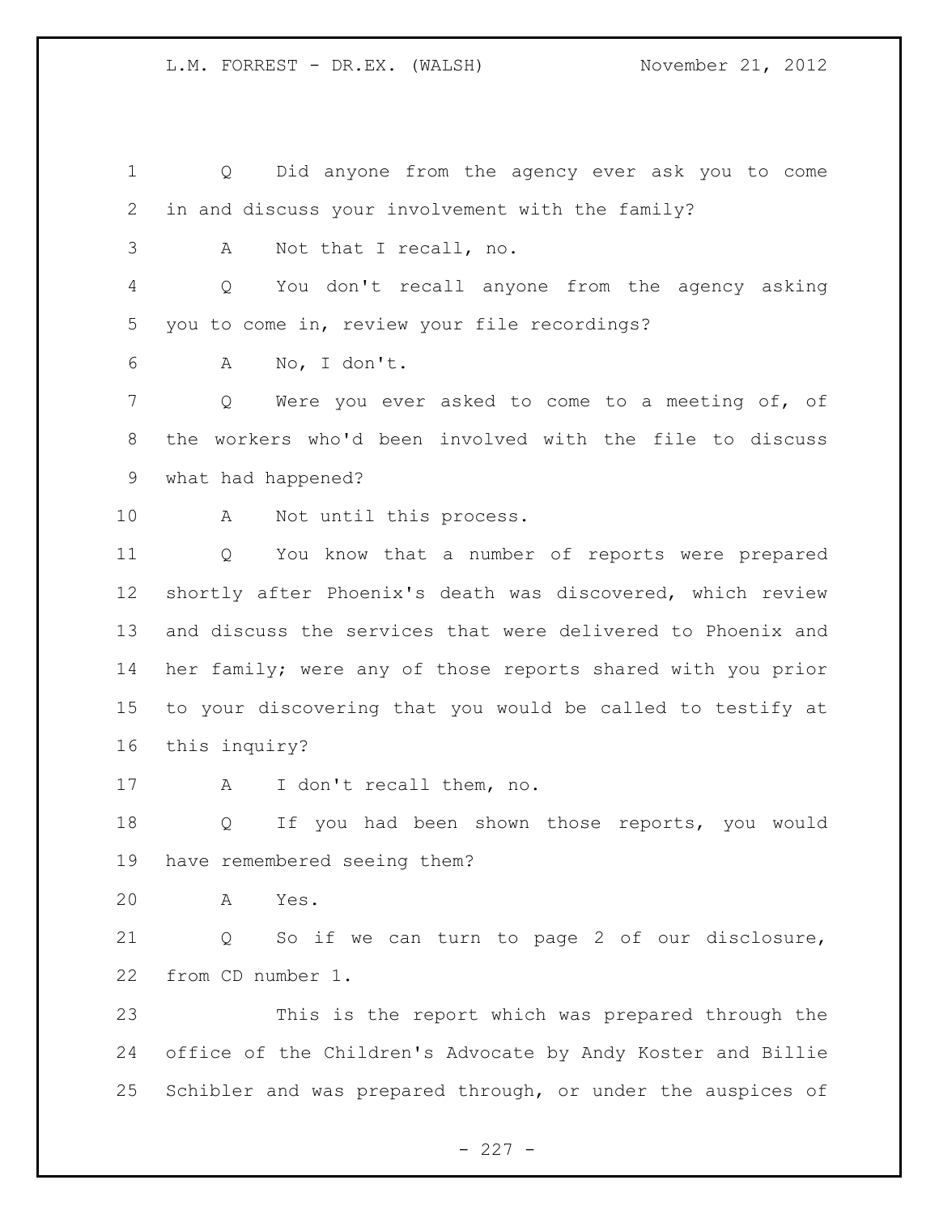Q Did anyone from the agency ever ask you to come in and discuss your involvement with the family?

A Not that I recall, no.

Q You don't recall anyone from the agency asking you to come in, review your file recordings?

A No, I don't.

Q Were you ever asked to come to a meeting of, of the workers who'd been involved with the file to discuss what had happened?

A Not until this process.

Q You know that a number of reports were prepared shortly after Phoenix's death was discovered, which review and discuss the services that were delivered to Phoenix and her family; were any of those reports shared with you prior to your discovering that you would be called to testify at this inquiry?

A I don't recall them, no.

Q If you had been shown those reports, you would have remembered seeing them?

A Yes.

Q So if we can turn to page 2 of our disclosure, from CD number 1.

This is the report which was prepared through the office of the Children's Advocate by Andy Koster and Billie Schibler and was prepared through, or under the auspices of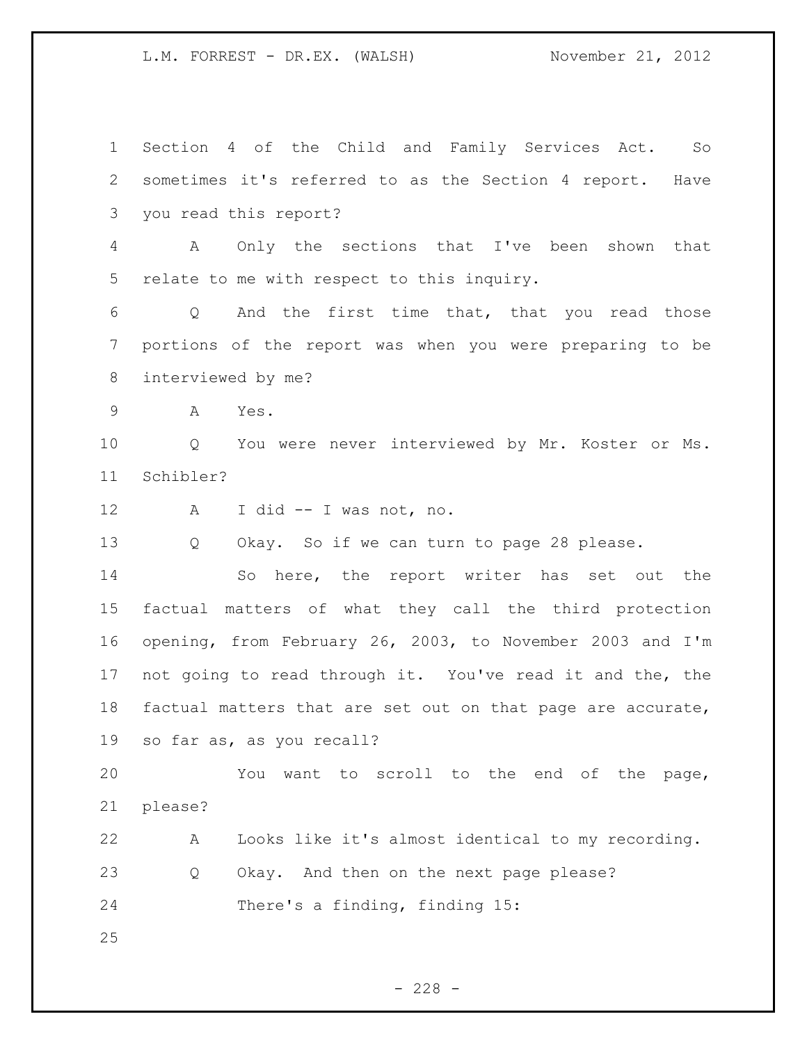Section 4 of the Child and Family Services Act. So sometimes it's referred to as the Section 4 report. Have you read this report?

A Only the sections that I've been shown that relate to me with respect to this inquiry.

Q And the first time that, that you read those portions of the report was when you were preparing to be interviewed by me?

A Yes.

Q You were never interviewed by Mr. Koster or Ms. Schibler?

A I did -- I was not, no.

Q Okay. So if we can turn to page 28 please.

So here, the report writer has set out the factual matters of what they call the third protection opening, from February 26, 2003, to November 2003 and I'm not going to read through it. You've read it and the, the factual matters that are set out on that page are accurate, so far as, as you recall?

You want to scroll to the end of the page, please?

A Looks like it's almost identical to my recording.

Q Okay. And then on the next page please?

There's a finding, finding 15: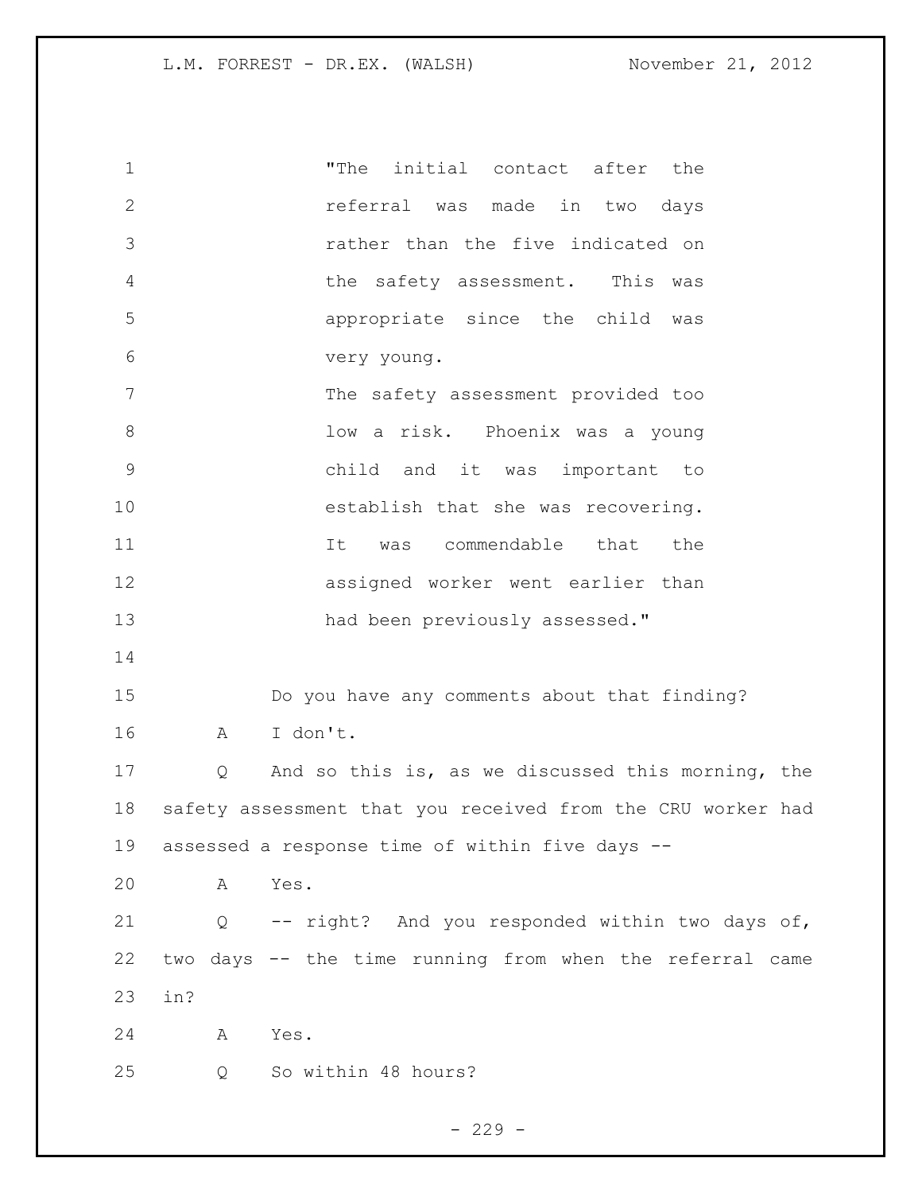"The initial contact after the referral was made in two days rather than the five indicated on the safety assessment. This was appropriate since the child was very young.

The safety assessment provided too low a risk. Phoenix was a young child and it was important to establish that she was recovering. It was commendable that the assigned worker went earlier than had been previously assessed."

Do you have any comments about that finding?

A I don't.

Q And so this is, as we discussed this morning, the safety assessment that you received from the CRU worker had assessed a response time of within five days --

A Yes.

Q -- right? And you responded within two days of, two days -- the time running from when the referral came in?

A Yes.

Q So within 48 hours?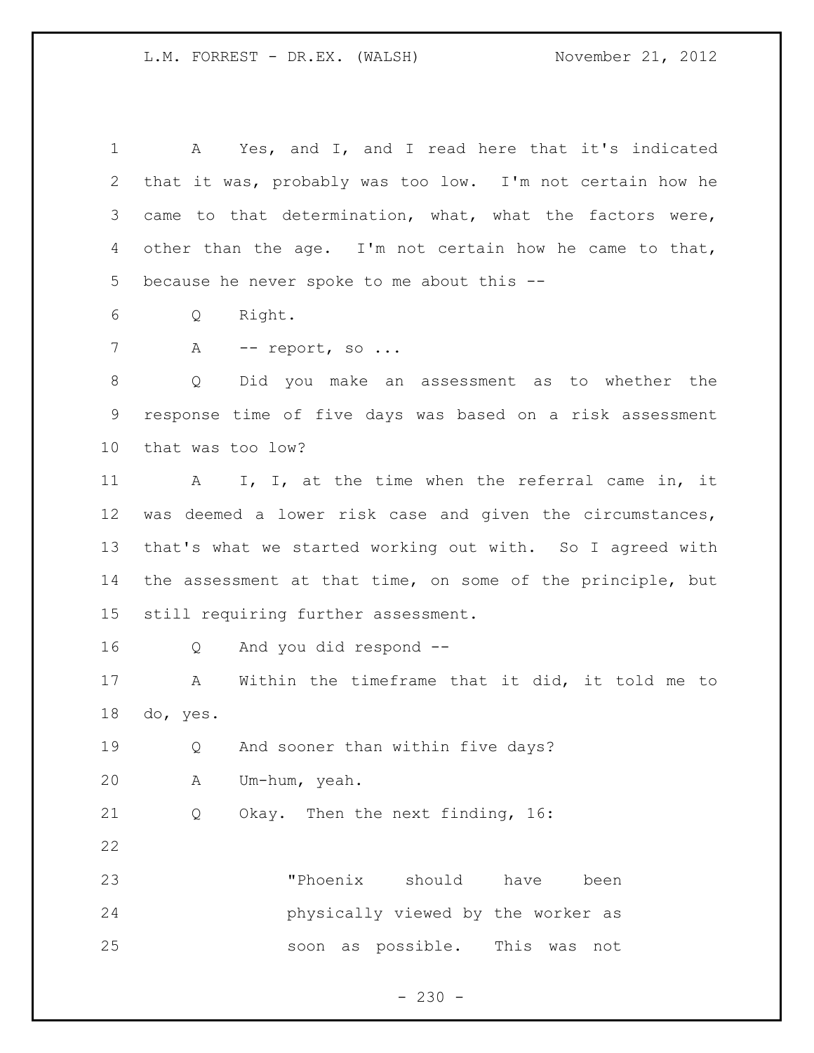A Yes, and I, and I read here that it's indicated that it was, probably was too low. I'm not certain how he came to that determination, what, what the factors were, other than the age. I'm not certain how he came to that, because he never spoke to me about this --

Q Right.

A -- report, so ...

Q Did you make an assessment as to whether the response time of five days was based on a risk assessment that was too low?

A I, I, at the time when the referral came in, it was deemed a lower risk case and given the circumstances, that's what we started working out with. So I agreed with the assessment at that time, on some of the principle, but still requiring further assessment.

Q And you did respond --

A Within the timeframe that it did, it told me to do, yes.

Q And sooner than within five days?

A Um-hum, yeah.

Q Okay. Then the next finding, 16:

> "Phoenix should have been physically viewed by the worker as soon as possible. This was not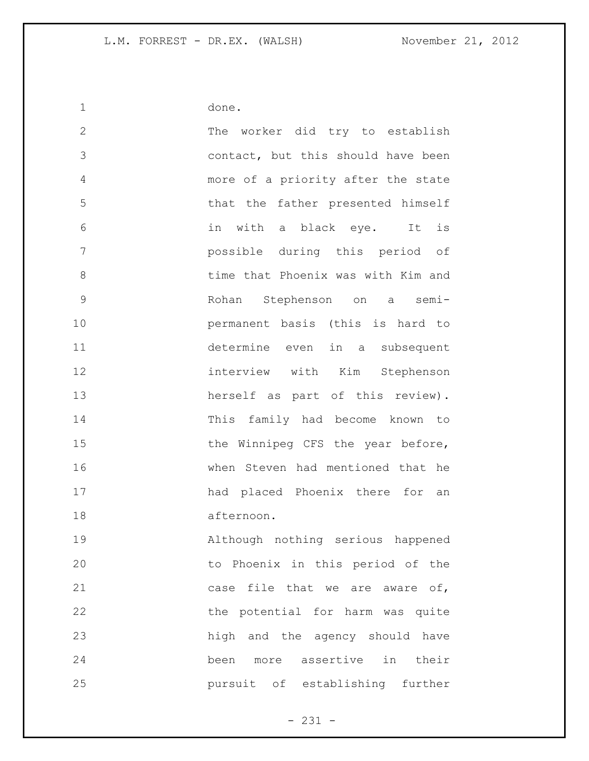done.

The worker did try to establish contact, but this should have been more of a priority after the state that the father presented himself in with a black eye. It is possible during this period of time that Phoenix was with Kim and Rohan Stephenson on a semi-permanent basis (this is hard to determine even in a subsequent interview with Kim Stephenson herself as part of this review). This family had become known to the Winnipeg CFS the year before, when Steven had mentioned that he had placed Phoenix there for an afternoon.

Although nothing serious happened to Phoenix in this period of the case file that we are aware of, the potential for harm was quite high and the agency should have been more assertive in their pursuit of establishing further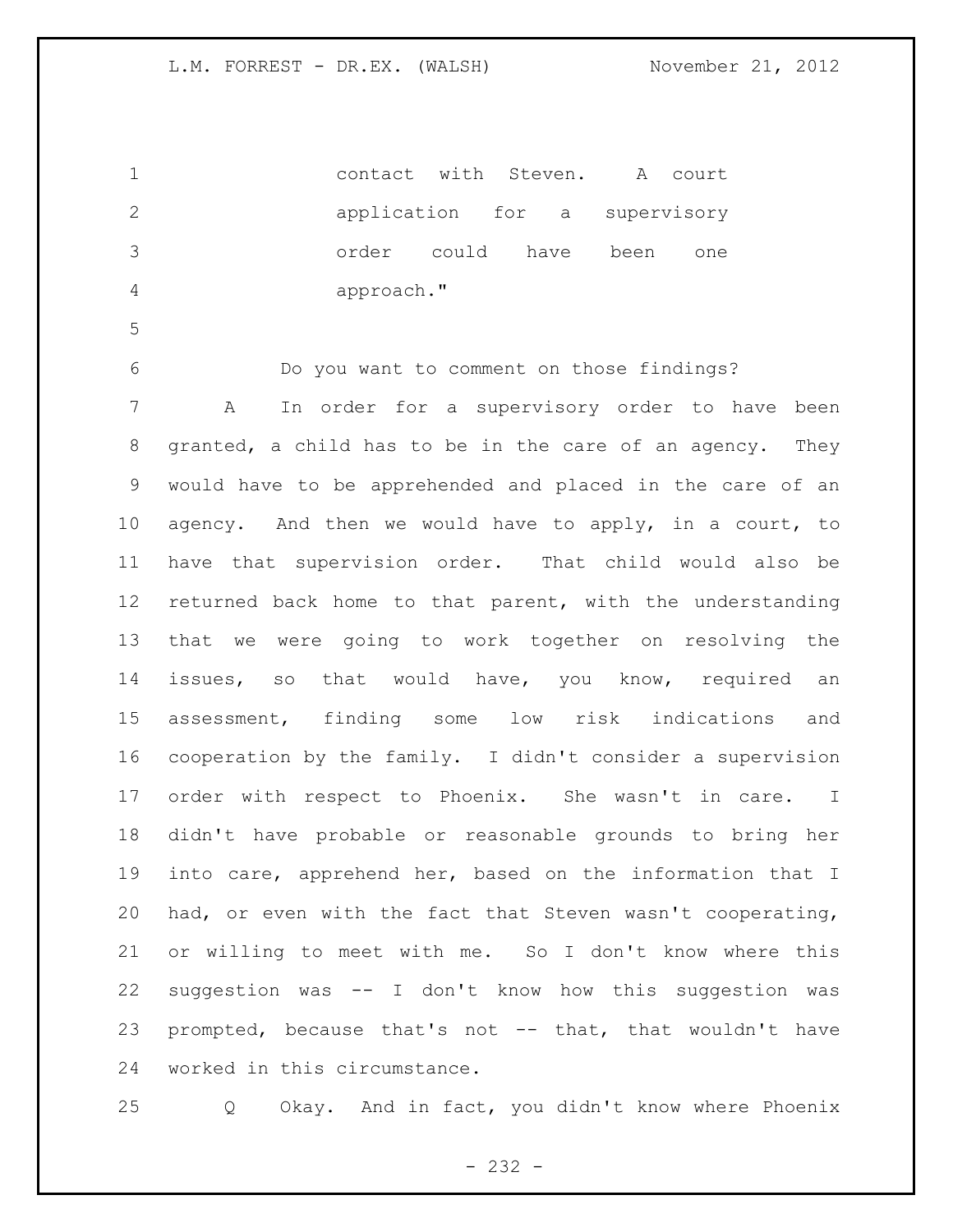contact with Steven. A court application for a supervisory order could have been one approach."

Do you want to comment on those findings?

A In order for a supervisory order to have been granted, a child has to be in the care of an agency. They would have to be apprehended and placed in the care of an agency. And then we would have to apply, in a court, to have that supervision order. That child would also be returned back home to that parent, with the understanding that we were going to work together on resolving the issues, so that would have, you know, required an assessment, finding some low risk indications and cooperation by the family. I didn't consider a supervision order with respect to Phoenix. She wasn't in care. I didn't have probable or reasonable grounds to bring her into care, apprehend her, based on the information that I had, or even with the fact that Steven wasn't cooperating, or willing to meet with me. So I don't know where this suggestion was -- I don't know how this suggestion was prompted, because that's not -- that, that wouldn't have worked in this circumstance.

Q Okay. And in fact, you didn't know where Phoenix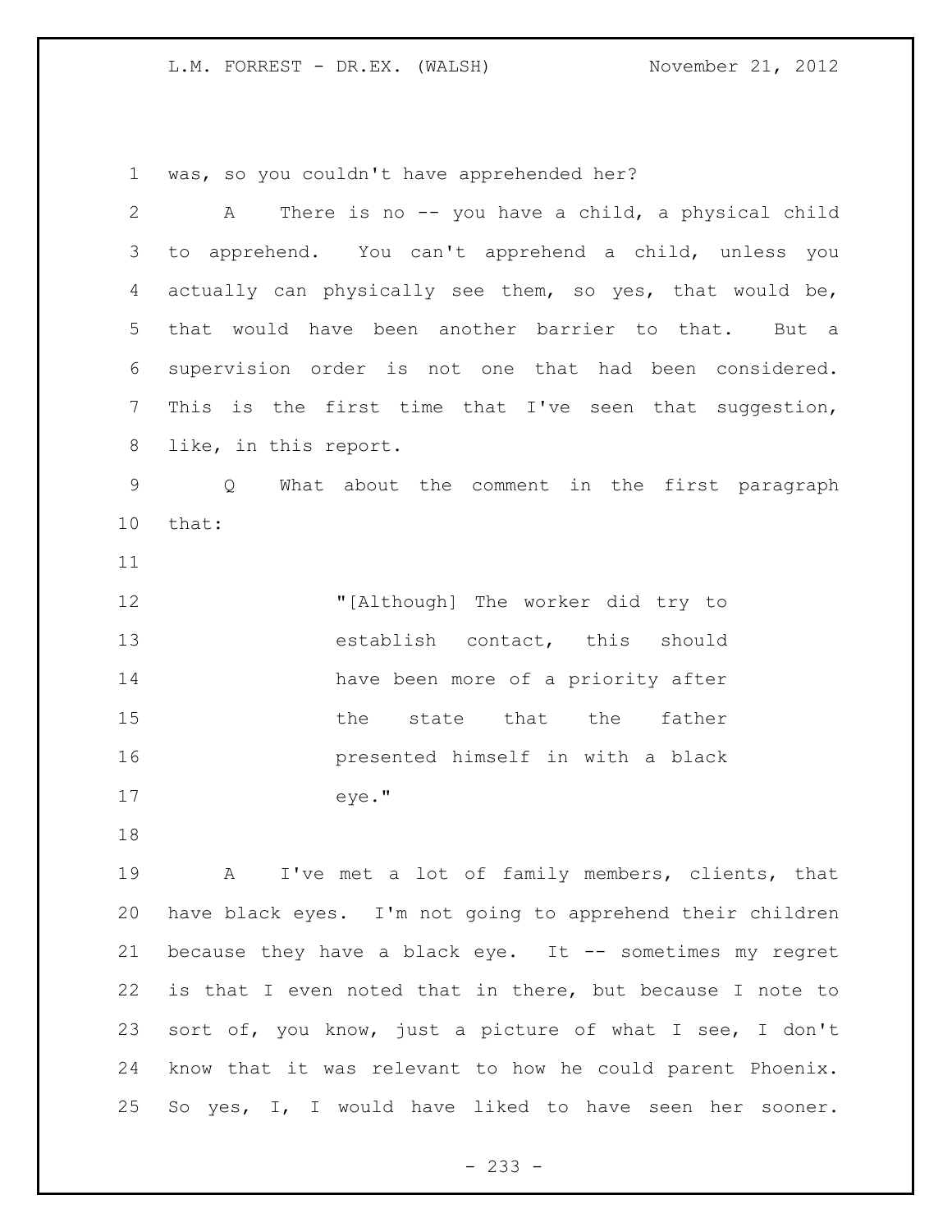was, so you couldn't have apprehended her?

A There is no -- you have a child, a physical child to apprehend. You can't apprehend a child, unless you actually can physically see them, so yes, that would be, that would have been another barrier to that. But a supervision order is not one that had been considered. This is the first time that I've seen that suggestion, like, in this report.

Q What about the comment in the first paragraph that:

> "[Although] The worker did try to establish contact, this should have been more of a priority after the state that the father presented himself in with a black eye."

A I've met a lot of family members, clients, that have black eyes. I'm not going to apprehend their children because they have a black eye. It -- sometimes my regret is that I even noted that in there, but because I note to sort of, you know, just a picture of what I see, I don't know that it was relevant to how he could parent Phoenix. So yes, I, I would have liked to have seen her sooner.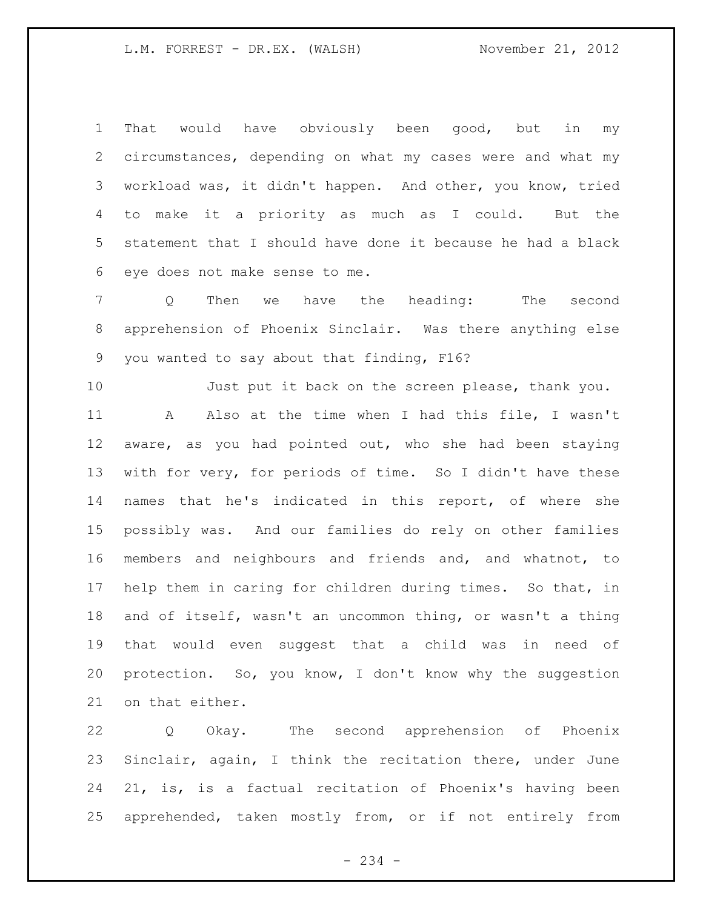That would have obviously been good, but in my circumstances, depending on what my cases were and what my workload was, it didn't happen. And other, you know, tried to make it a priority as much as I could. But the statement that I should have done it because he had a black eye does not make sense to me.

Q Then we have the heading: The second apprehension of Phoenix Sinclair. Was there anything else you wanted to say about that finding, F16?

Just put it back on the screen please, thank you.

A Also at the time when I had this file, I wasn't aware, as you had pointed out, who she had been staying with for very, for periods of time. So I didn't have these names that he's indicated in this report, of where she possibly was. And our families do rely on other families members and neighbours and friends and, and whatnot, to help them in caring for children during times. So that, in and of itself, wasn't an uncommon thing, or wasn't a thing that would even suggest that a child was in need of protection. So, you know, I don't know why the suggestion on that either.

Q Okay. The second apprehension of Phoenix Sinclair, again, I think the recitation there, under June 21, is, is a factual recitation of Phoenix's having been apprehended, taken mostly from, or if not entirely from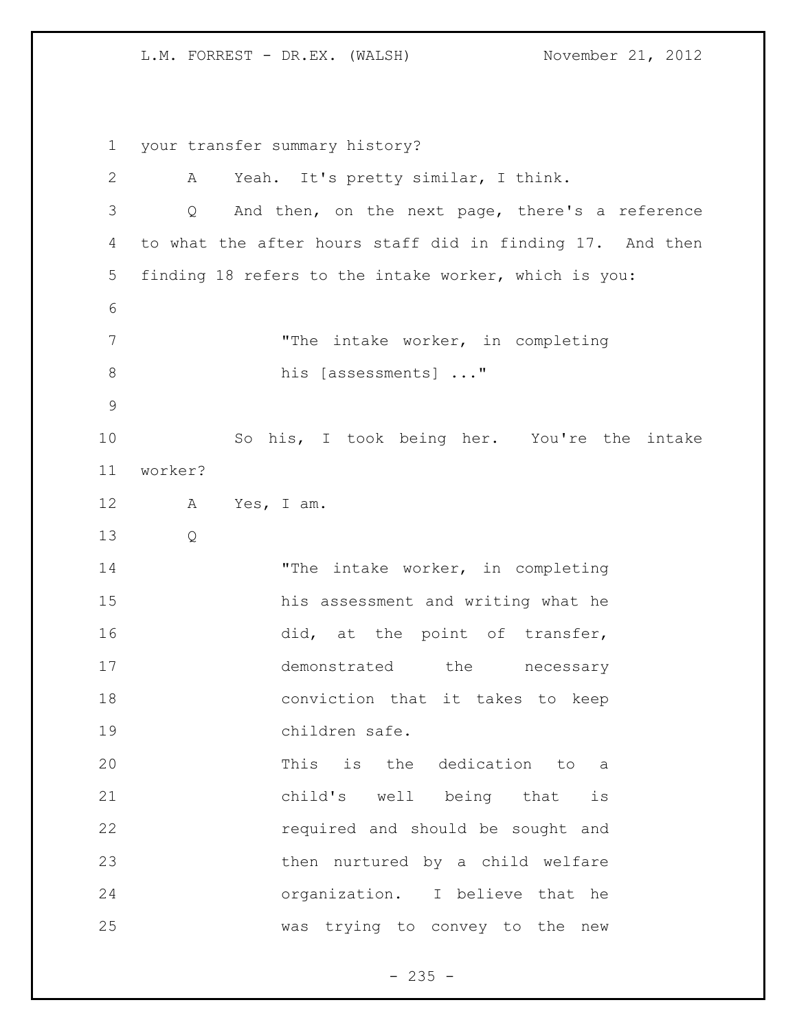your transfer summary history?

A Yeah. It's pretty similar, I think.

Q And then, on the next page, there's a reference to what the after hours staff did in finding 17. And then finding 18 refers to the intake worker, which is you:

> "The intake worker, in completing his [assessments] ..."

So his, I took being her. You're the intake worker?

A Yes, I am.

Q

> "The intake worker, in completing his assessment and writing what he did, at the point of transfer, demonstrated the necessary conviction that it takes to keep children safe.
>
> This is the dedication to a child's well being that is required and should be sought and then nurtured by a child welfare organization. I believe that he was trying to convey to the new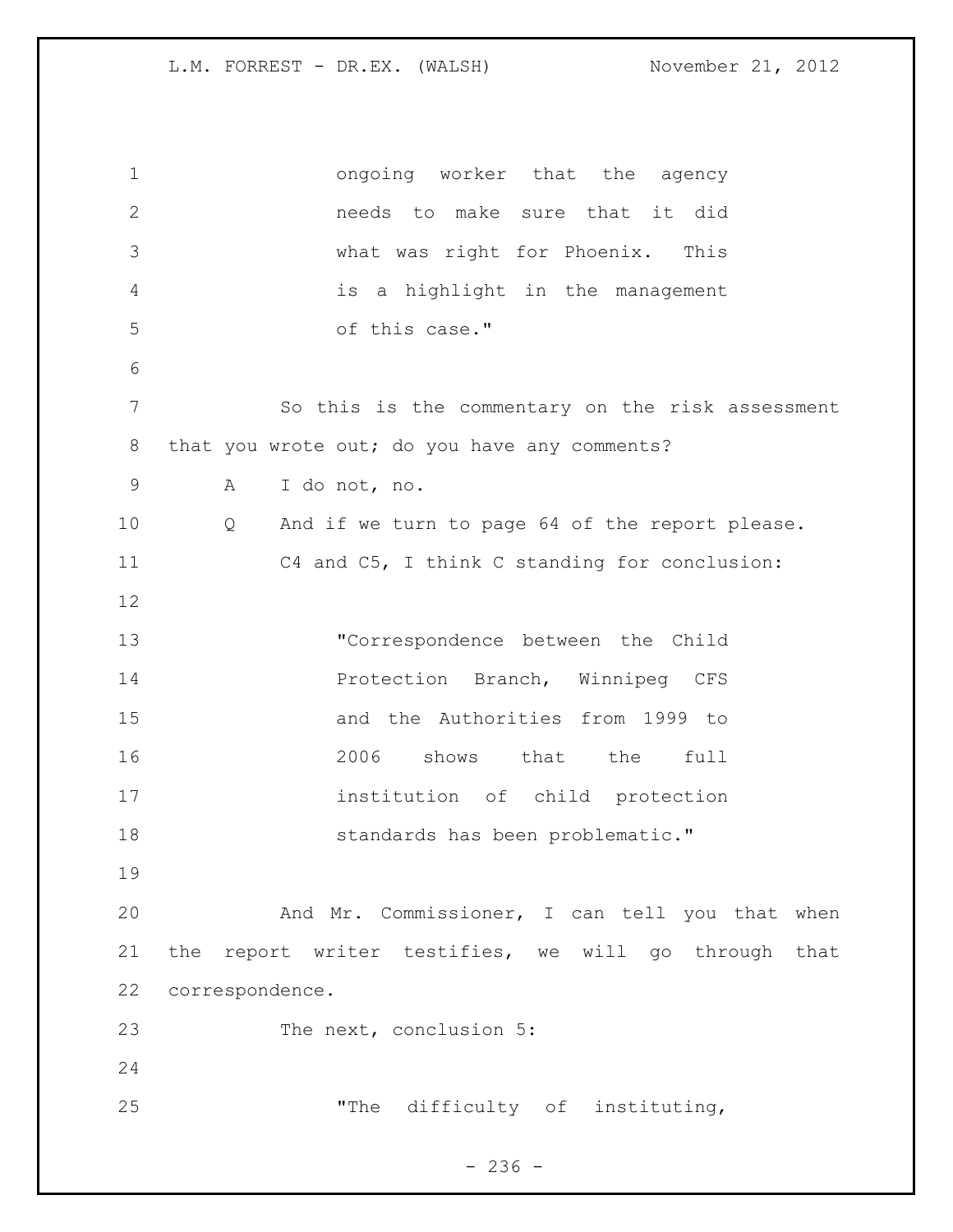> ongoing worker that the agency needs to make sure that it did what was right for Phoenix. This is a highlight in the management of this case."

So this is the commentary on the risk assessment that you wrote out; do you have any comments?

A I do not, no.

Q And if we turn to page 64 of the report please. C4 and C5, I think C standing for conclusion:

> "Correspondence between the Child Protection Branch, Winnipeg CFS and the Authorities from 1999 to 2006 shows that the full institution of child protection standards has been problematic."

And Mr. Commissioner, I can tell you that when the report writer testifies, we will go through that correspondence.

The next, conclusion 5:

> "The difficulty of instituting,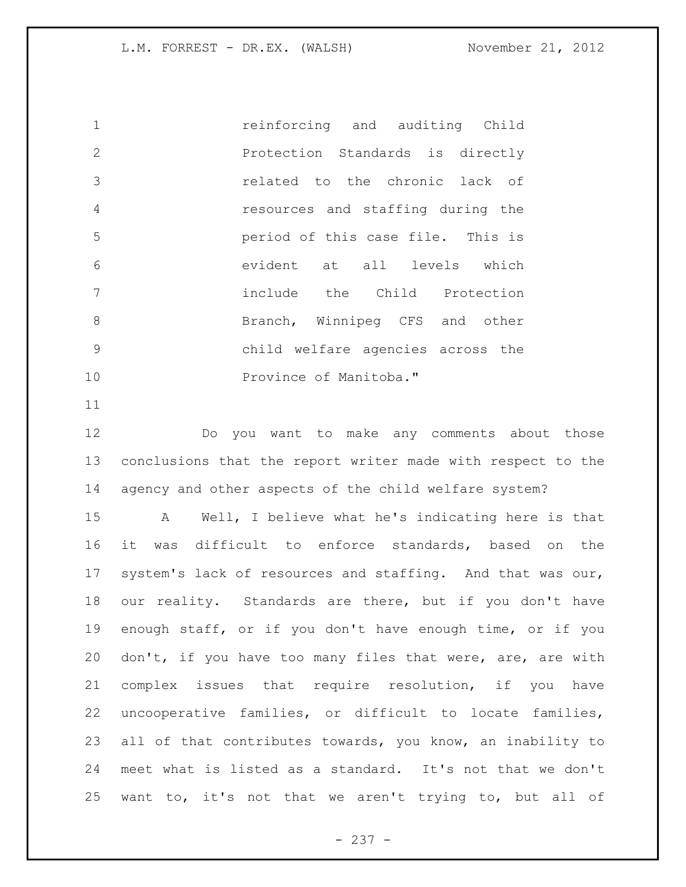reinforcing and auditing Child Protection Standards is directly related to the chronic lack of resources and staffing during the period of this case file. This is evident at all levels which include the Child Protection Branch, Winnipeg CFS and other child welfare agencies across the Province of Manitoba."

Do you want to make any comments about those conclusions that the report writer made with respect to the agency and other aspects of the child welfare system?

A Well, I believe what he's indicating here is that it was difficult to enforce standards, based on the system's lack of resources and staffing. And that was our, our reality. Standards are there, but if you don't have enough staff, or if you don't have enough time, or if you don't, if you have too many files that were, are, are with complex issues that require resolution, if you have uncooperative families, or difficult to locate families, all of that contributes towards, you know, an inability to meet what is listed as a standard. It's not that we don't want to, it's not that we aren't trying to, but all of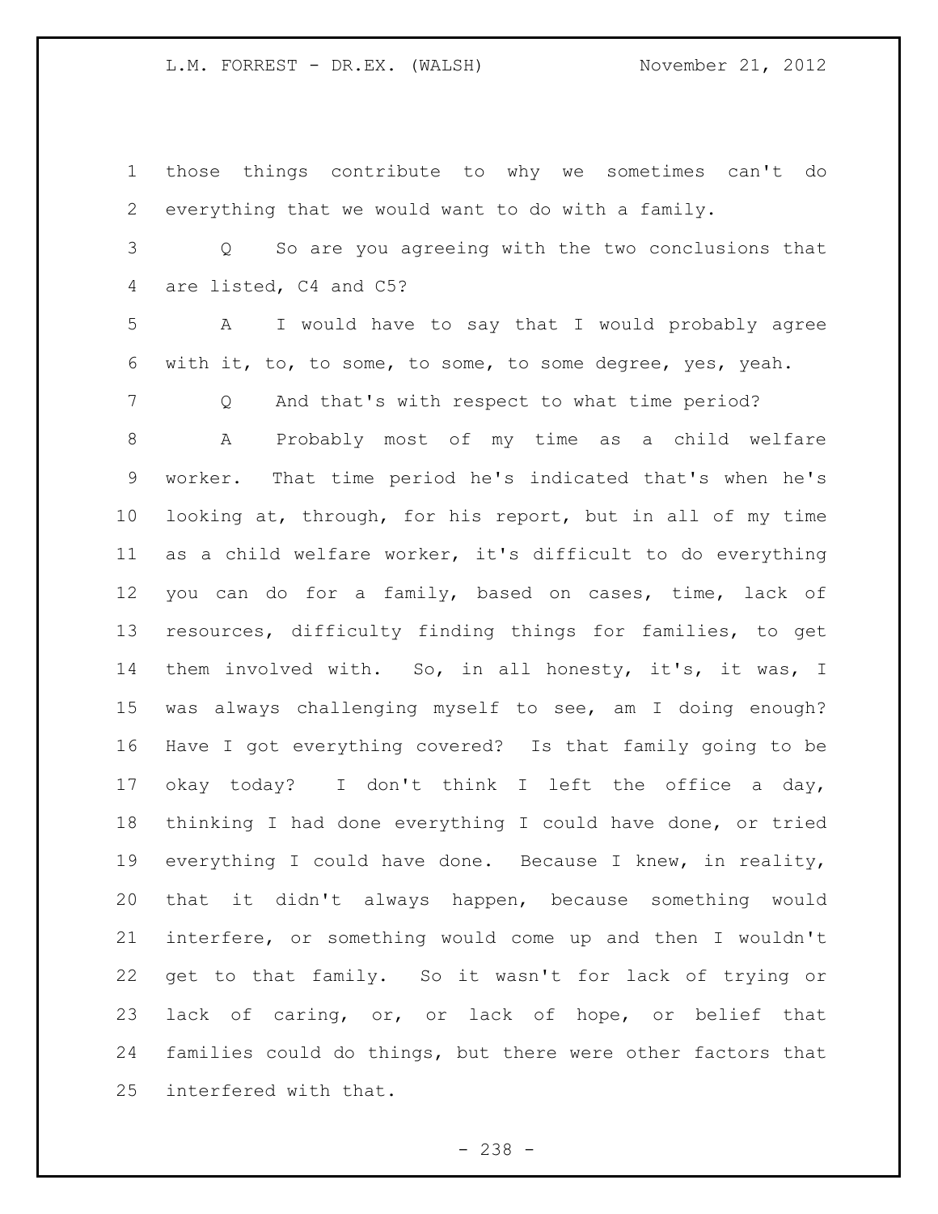those things contribute to why we sometimes can't do everything that we would want to do with a family.

Q So are you agreeing with the two conclusions that are listed, C4 and C5?

A I would have to say that I would probably agree with it, to, to some, to some, to some degree, yes, yeah.

Q And that's with respect to what time period?

A Probably most of my time as a child welfare worker. That time period he's indicated that's when he's looking at, through, for his report, but in all of my time as a child welfare worker, it's difficult to do everything you can do for a family, based on cases, time, lack of resources, difficulty finding things for families, to get them involved with. So, in all honesty, it's, it was, I was always challenging myself to see, am I doing enough? Have I got everything covered? Is that family going to be okay today? I don't think I left the office a day, thinking I had done everything I could have done, or tried everything I could have done. Because I knew, in reality, that it didn't always happen, because something would interfere, or something would come up and then I wouldn't get to that family. So it wasn't for lack of trying or lack of caring, or, or lack of hope, or belief that families could do things, but there were other factors that interfered with that.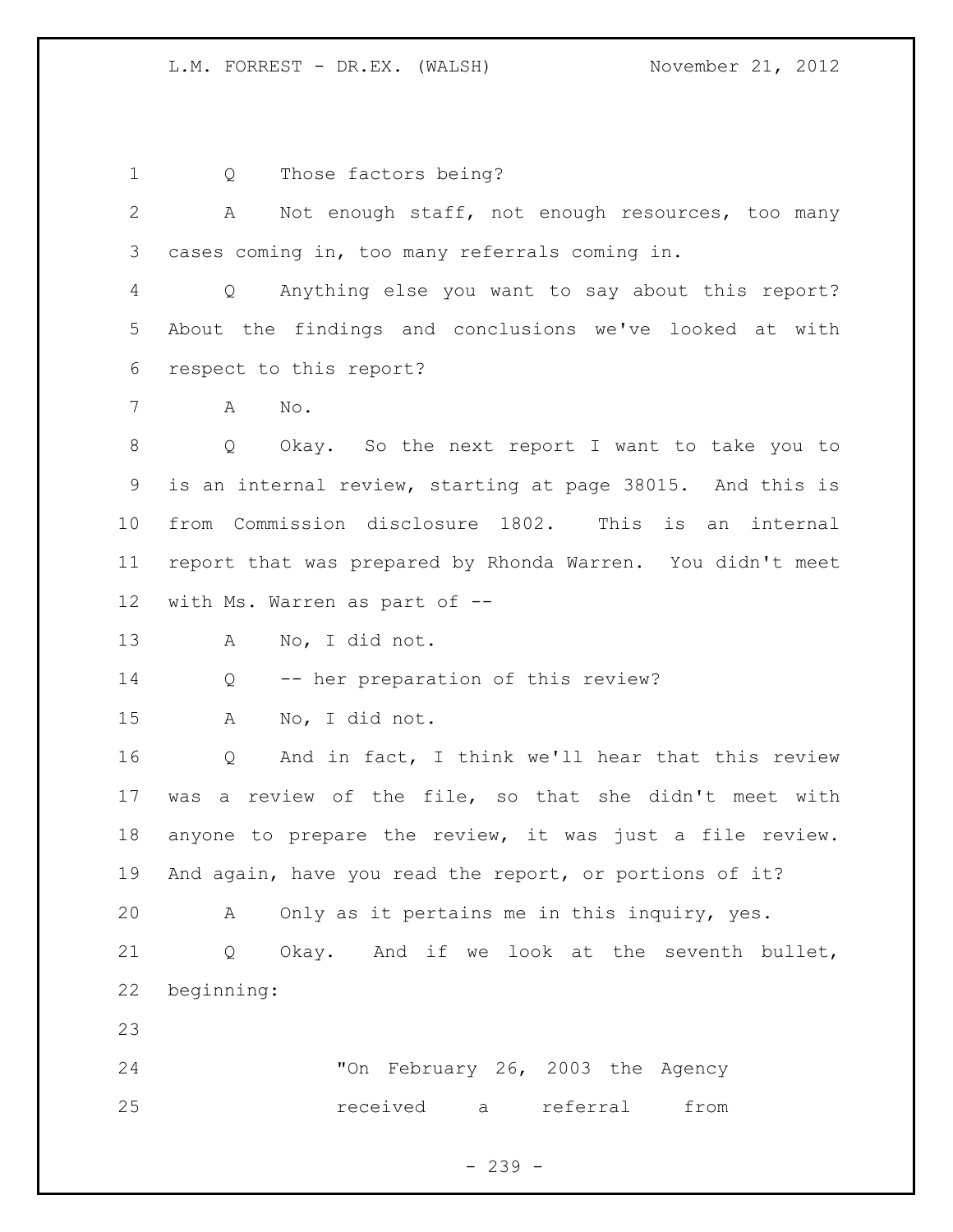Q Those factors being?

A Not enough staff, not enough resources, too many cases coming in, too many referrals coming in.

Q Anything else you want to say about this report? About the findings and conclusions we've looked at with respect to this report?

A No.

Q Okay. So the next report I want to take you to is an internal review, starting at page 38015. And this is from Commission disclosure 1802. This is an internal report that was prepared by Rhonda Warren. You didn't meet with Ms. Warren as part of --

A No, I did not.

Q -- her preparation of this review?

A No, I did not.

Q And in fact, I think we'll hear that this review was a review of the file, so that she didn't meet with anyone to prepare the review, it was just a file review. And again, have you read the report, or portions of it?

A Only as it pertains me in this inquiry, yes.

Q Okay. And if we look at the seventh bullet, beginning:

> "On February 26, 2003 the Agency received a referral from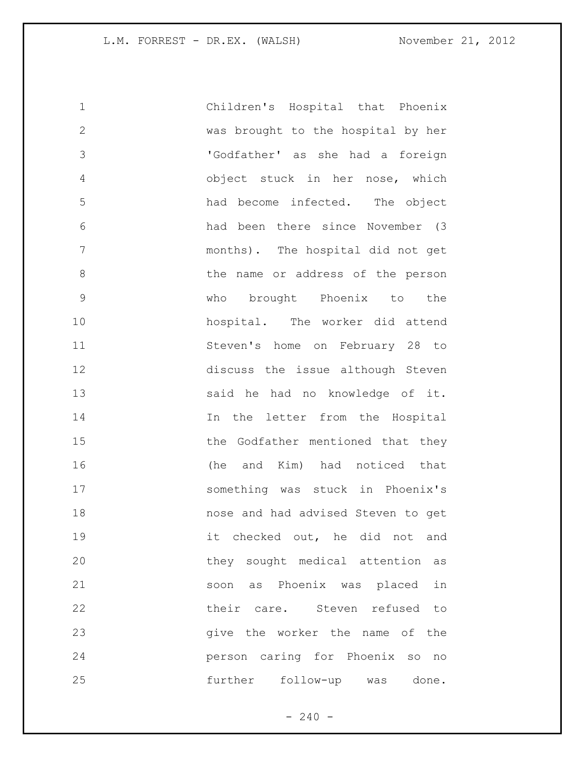Children's Hospital that Phoenix was brought to the hospital by her 'Godfather' as she had a foreign object stuck in her nose, which had become infected. The object had been there since November (3 months). The hospital did not get the name or address of the person who brought Phoenix to the hospital. The worker did attend Steven's home on February 28 to discuss the issue although Steven said he had no knowledge of it. In the letter from the Hospital the Godfather mentioned that they (he and Kim) had noticed that something was stuck in Phoenix's nose and had advised Steven to get it checked out, he did not and they sought medical attention as soon as Phoenix was placed in their care. Steven refused to give the worker the name of the person caring for Phoenix so no further follow-up was done.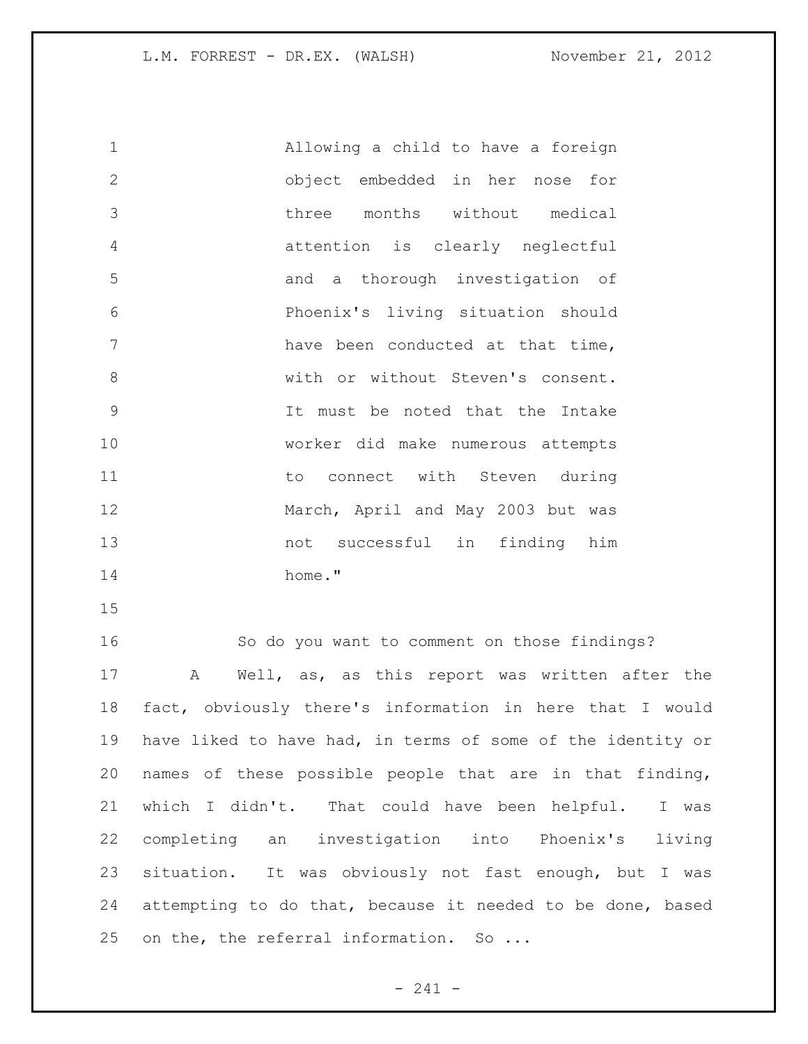> Allowing a child to have a foreign object embedded in her nose for three months without medical attention is clearly neglectful and a thorough investigation of Phoenix's living situation should have been conducted at that time, with or without Steven's consent. It must be noted that the Intake worker did make numerous attempts to connect with Steven during March, April and May 2003 but was not successful in finding him home."

So do you want to comment on those findings?

A Well, as, as this report was written after the fact, obviously there's information in here that I would have liked to have had, in terms of some of the identity or names of these possible people that are in that finding, which I didn't. That could have been helpful. I was completing an investigation into Phoenix's living situation. It was obviously not fast enough, but I was attempting to do that, because it needed to be done, based on the, the referral information. So ...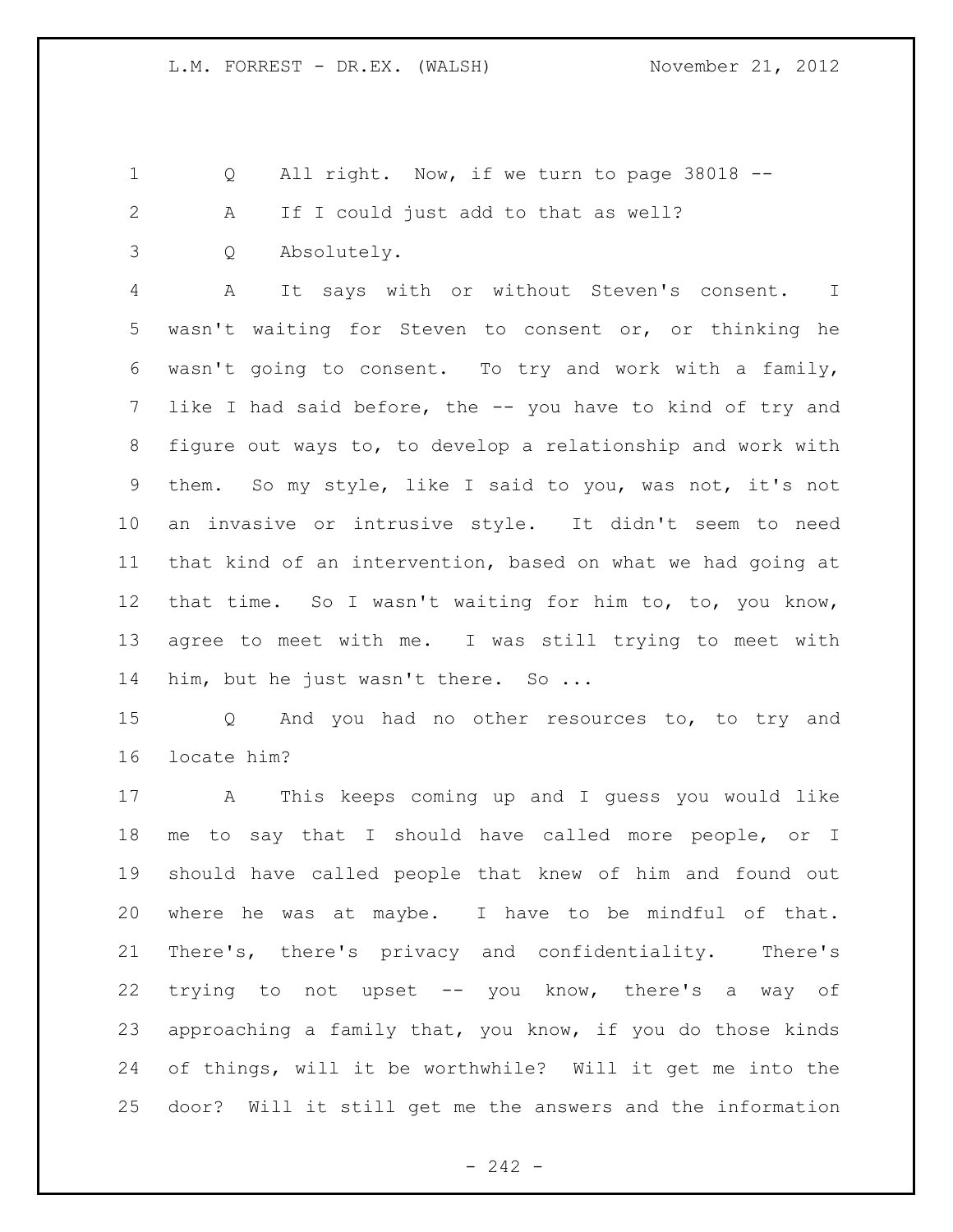Q All right. Now, if we turn to page 38018 --

A If I could just add to that as well?

Q Absolutely.

A It says with or without Steven's consent. I wasn't waiting for Steven to consent or, or thinking he wasn't going to consent. To try and work with a family, like I had said before, the -- you have to kind of try and figure out ways to, to develop a relationship and work with them. So my style, like I said to you, was not, it's not an invasive or intrusive style. It didn't seem to need that kind of an intervention, based on what we had going at that time. So I wasn't waiting for him to, to, you know, agree to meet with me. I was still trying to meet with him, but he just wasn't there. So ...

Q And you had no other resources to, to try and locate him?

A This keeps coming up and I guess you would like me to say that I should have called more people, or I should have called people that knew of him and found out where he was at maybe. I have to be mindful of that. There's, there's privacy and confidentiality. There's trying to not upset -- you know, there's a way of approaching a family that, you know, if you do those kinds of things, will it be worthwhile? Will it get me into the door? Will it still get me the answers and the information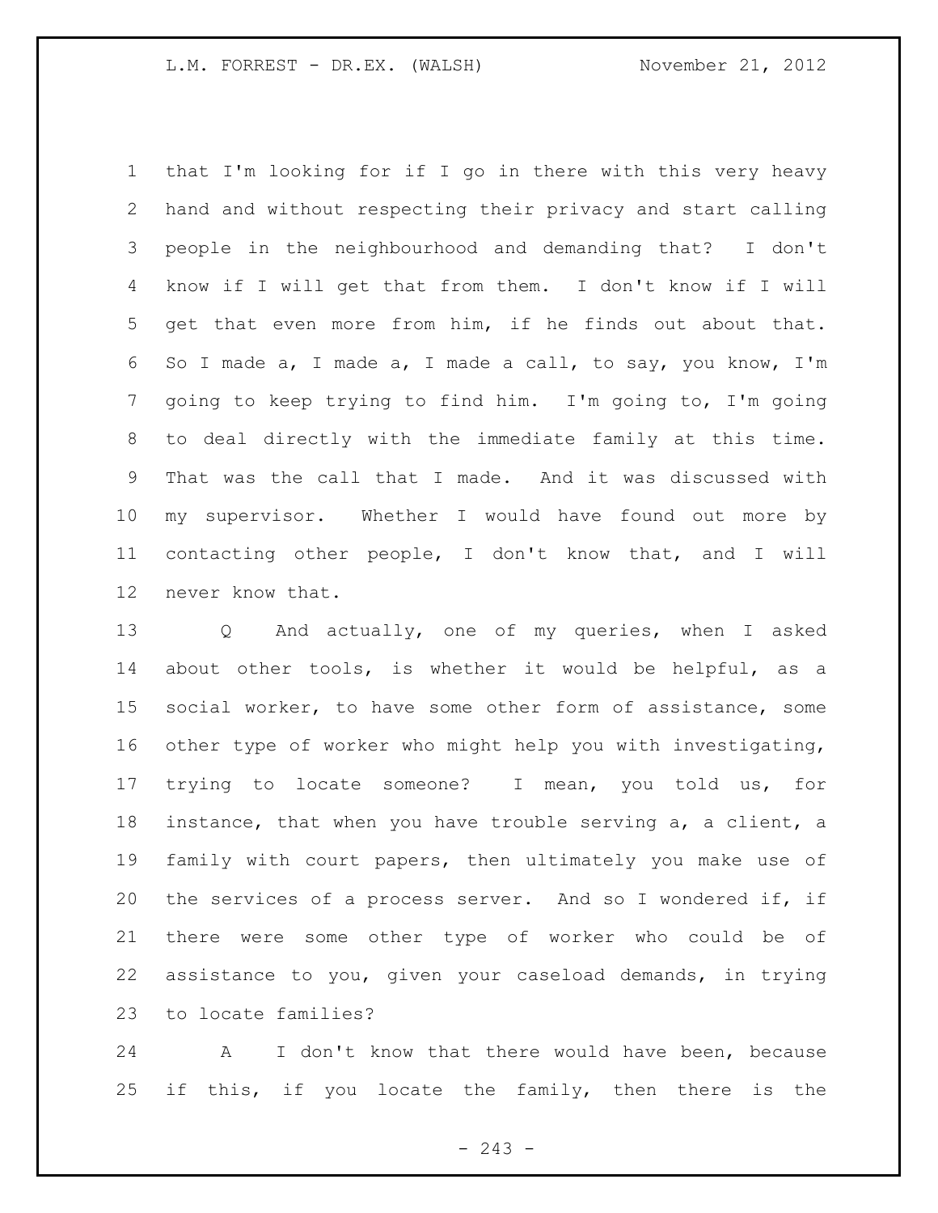that I'm looking for if I go in there with this very heavy hand and without respecting their privacy and start calling people in the neighbourhood and demanding that? I don't know if I will get that from them. I don't know if I will get that even more from him, if he finds out about that. So I made a, I made a, I made a call, to say, you know, I'm going to keep trying to find him. I'm going to, I'm going to deal directly with the immediate family at this time. That was the call that I made. And it was discussed with my supervisor. Whether I would have found out more by contacting other people, I don't know that, and I will never know that.

Q And actually, one of my queries, when I asked about other tools, is whether it would be helpful, as a social worker, to have some other form of assistance, some other type of worker who might help you with investigating, trying to locate someone? I mean, you told us, for instance, that when you have trouble serving a, a client, a family with court papers, then ultimately you make use of the services of a process server. And so I wondered if, if there were some other type of worker who could be of assistance to you, given your caseload demands, in trying to locate families?

A I don't know that there would have been, because if this, if you locate the family, then there is the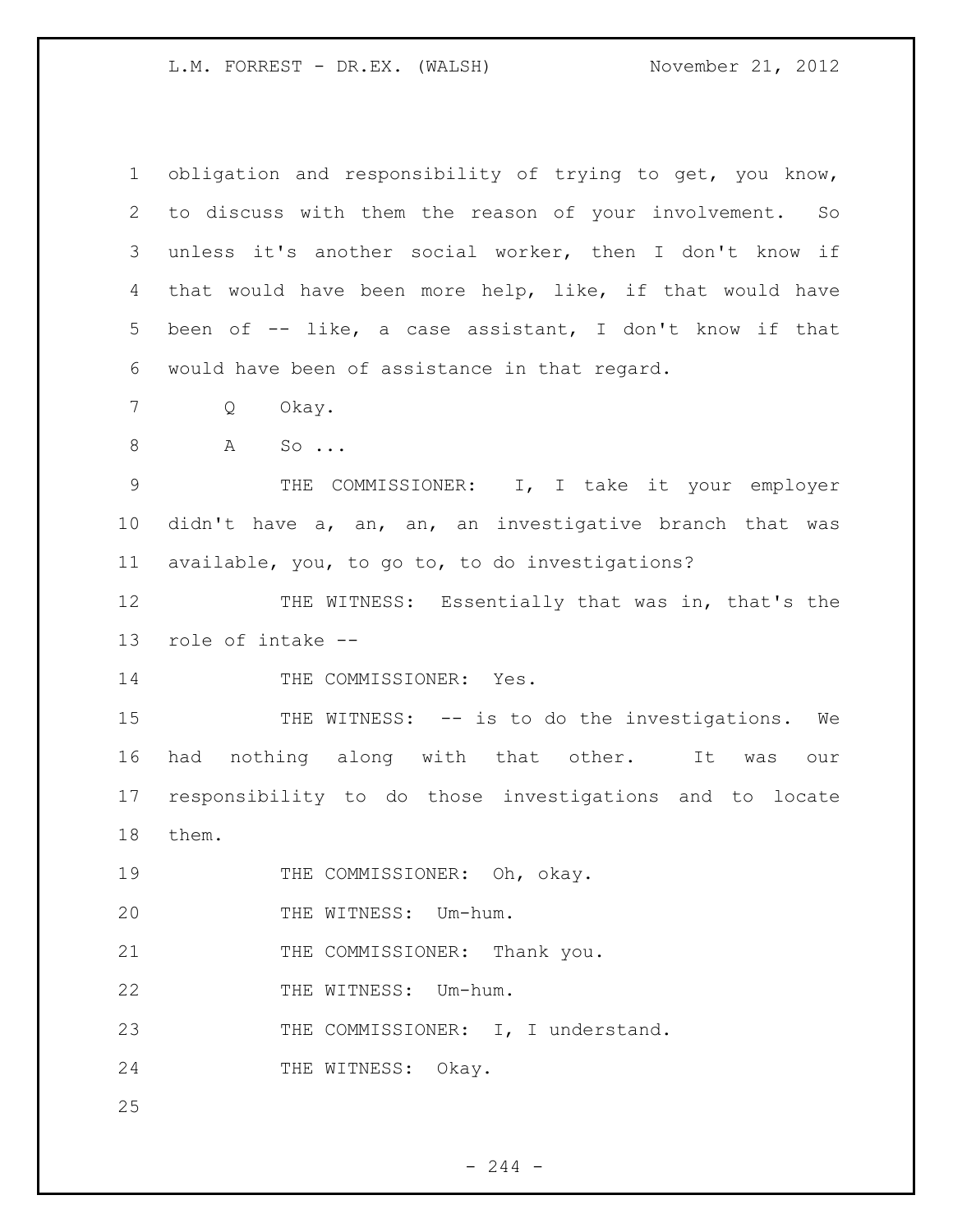obligation and responsibility of trying to get, you know, to discuss with them the reason of your involvement. So unless it's another social worker, then I don't know if that would have been more help, like, if that would have been of -- like, a case assistant, I don't know if that would have been of assistance in that regard.

Q Okay.

A So ...

THE COMMISSIONER: I, I take it your employer didn't have a, an, an, an investigative branch that was available, you, to go to, to do investigations?

THE WITNESS: Essentially that was in, that's the role of intake --

THE COMMISSIONER: Yes.

THE WITNESS: -- is to do the investigations. We had nothing along with that other. It was our responsibility to do those investigations and to locate them.

THE COMMISSIONER: Oh, okay.

THE WITNESS: Um-hum.

THE COMMISSIONER: Thank you.

THE WITNESS: Um-hum.

THE COMMISSIONER: I, I understand.

THE WITNESS: Okay.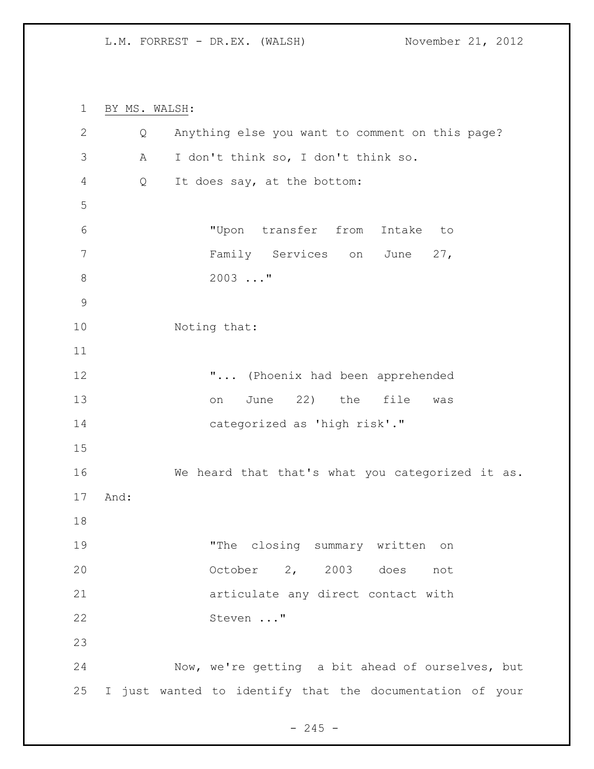BY MS. WALSH:

Q Anything else you want to comment on this page?

A I don't think so, I don't think so.

Q It does say, at the bottom:

> "Upon transfer from Intake to Family Services on June 27, 2003 ..."

Noting that:

> "... (Phoenix had been apprehended on June 22) the file was categorized as 'high risk'."

We heard that that's what you categorized it as. And:

> "The closing summary written on October 2, 2003 does not articulate any direct contact with Steven ..."

Now, we're getting a bit ahead of ourselves, but I just wanted to identify that the documentation of your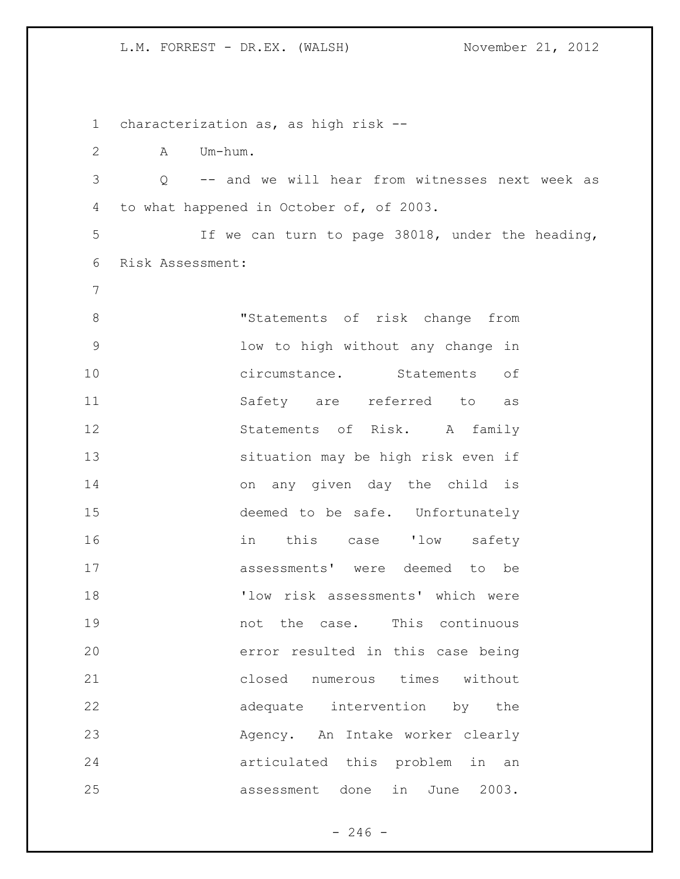characterization as, as high risk --

A Um-hum.

Q -- and we will hear from witnesses next week as to what happened in October of, of 2003.

If we can turn to page 38018, under the heading, Risk Assessment:

> "Statements of risk change from low to high without any change in circumstance. Statements of Safety are referred to as Statements of Risk. A family situation may be high risk even if on any given day the child is deemed to be safe. Unfortunately in this case 'low safety assessments' were deemed to be 'low risk assessments' which were not the case. This continuous error resulted in this case being closed numerous times without adequate intervention by the Agency. An Intake worker clearly articulated this problem in an assessment done in June 2003.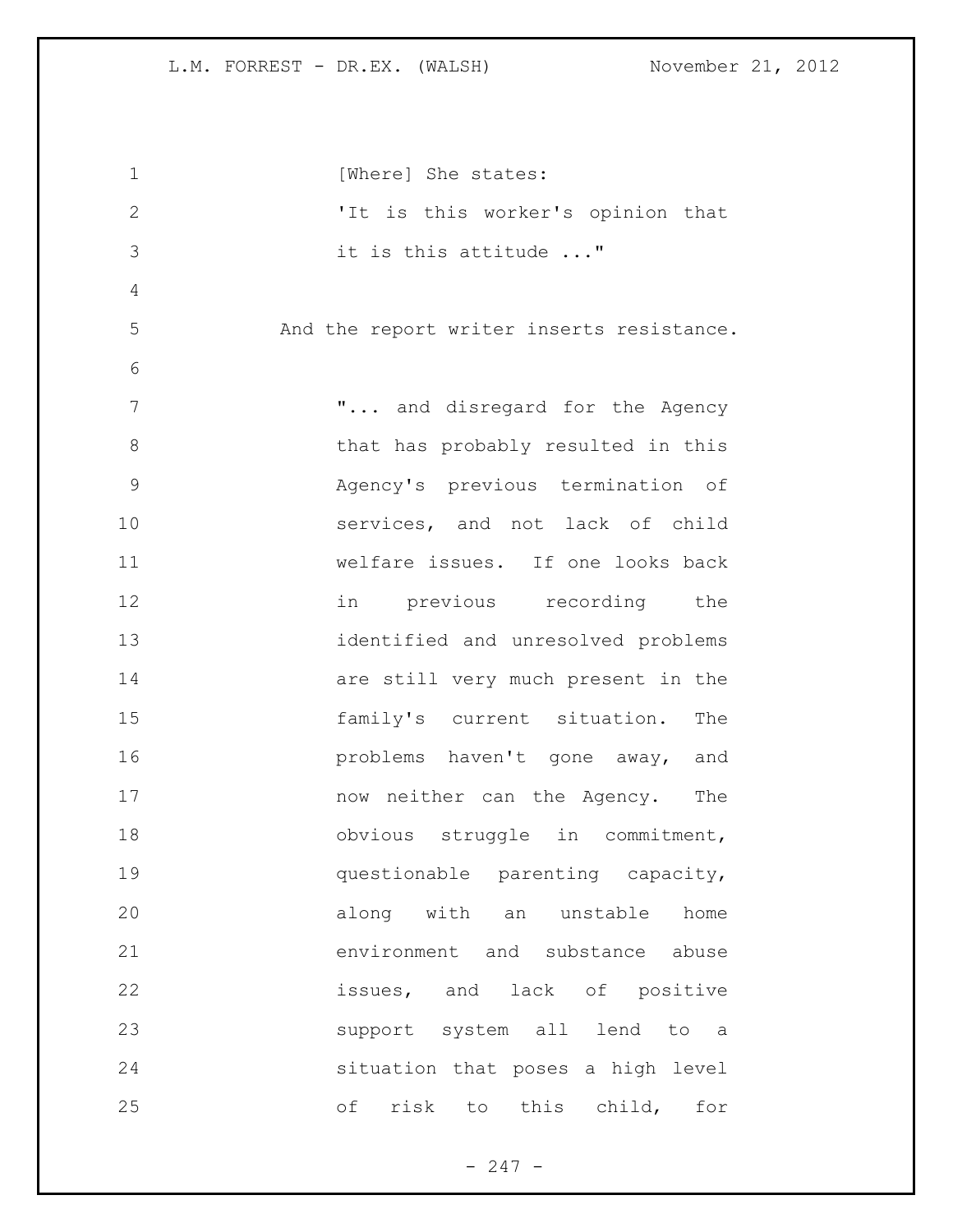[Where] She states:

'It is this worker's opinion that it is this attitude ..."

And the report writer inserts resistance.

"... and disregard for the Agency that has probably resulted in this Agency's previous termination of services, and not lack of child welfare issues. If one looks back in previous recording the identified and unresolved problems are still very much present in the family's current situation. The problems haven't gone away, and now neither can the Agency. The obvious struggle in commitment, questionable parenting capacity, along with an unstable home environment and substance abuse issues, and lack of positive support system all lend to a situation that poses a high level of risk to this child, for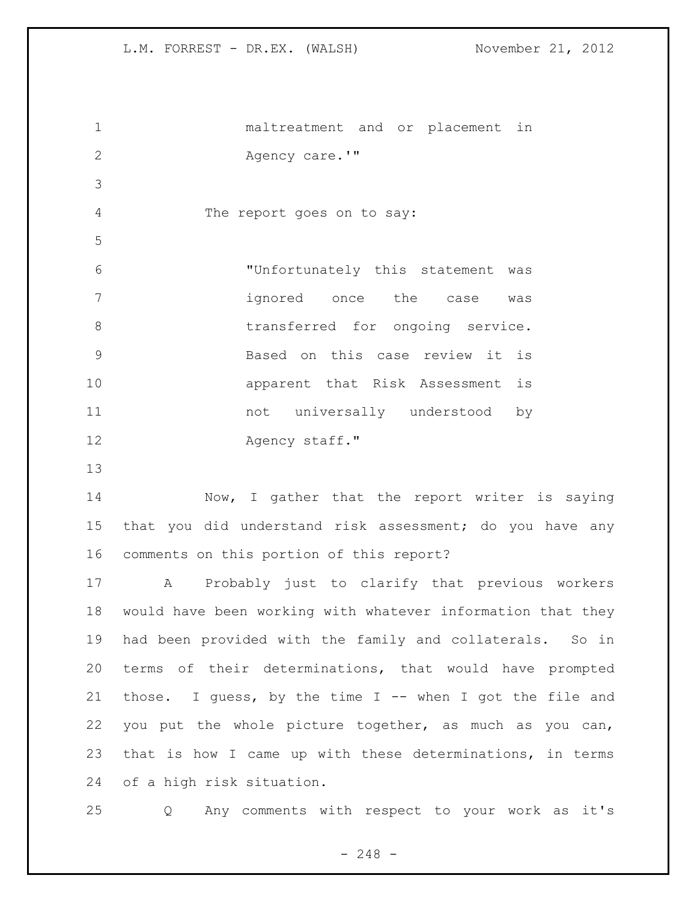maltreatment and or placement in Agency care.'"

The report goes on to say:

"Unfortunately this statement was ignored once the case was transferred for ongoing service. Based on this case review it is apparent that Risk Assessment is not universally understood by Agency staff."

Now, I gather that the report writer is saying that you did understand risk assessment; do you have any comments on this portion of this report?

A Probably just to clarify that previous workers would have been working with whatever information that they had been provided with the family and collaterals. So in terms of their determinations, that would have prompted those. I guess, by the time I -- when I got the file and you put the whole picture together, as much as you can, that is how I came up with these determinations, in terms of a high risk situation.

Q Any comments with respect to your work as it's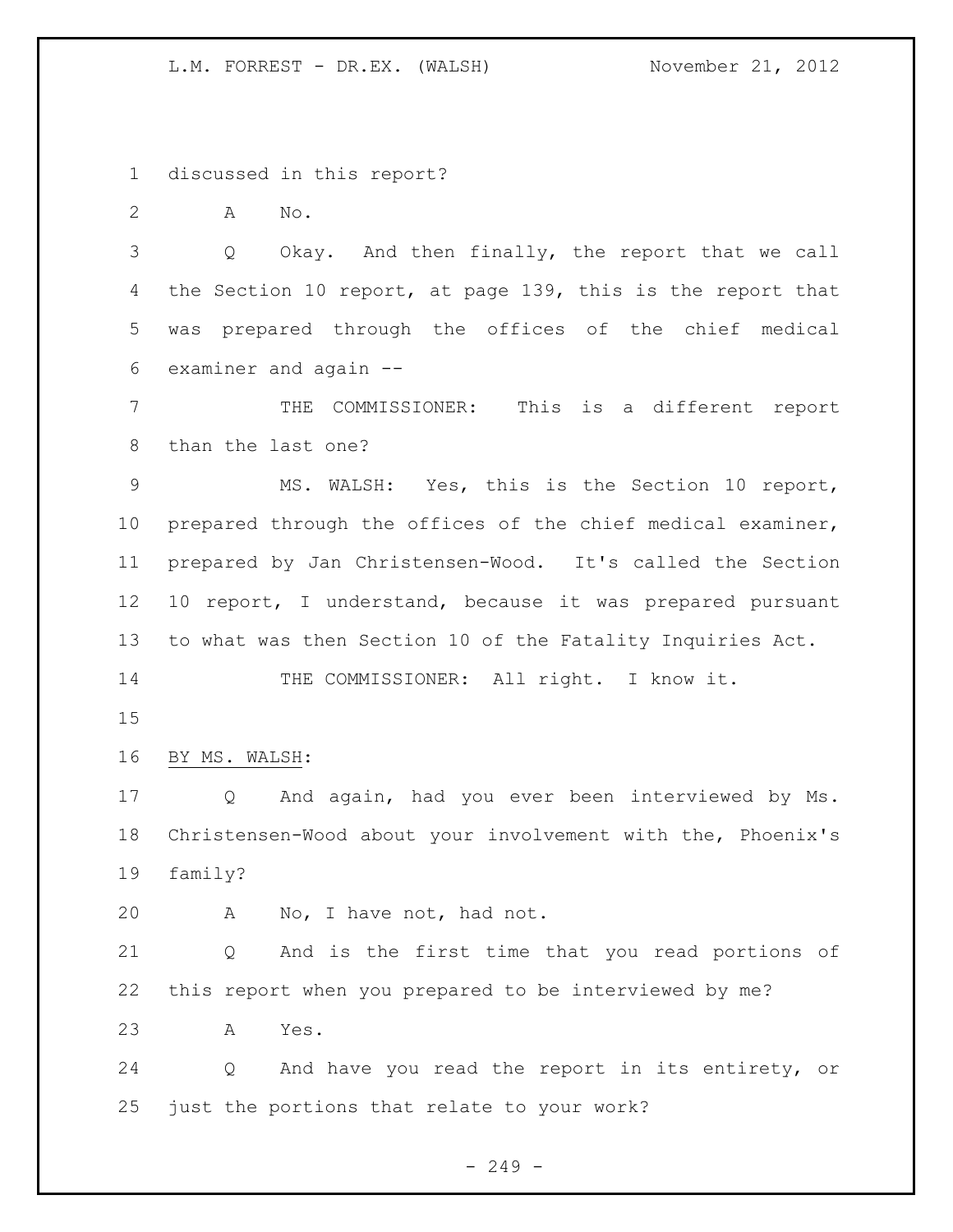discussed in this report?

A No.

Q Okay. And then finally, the report that we call the Section 10 report, at page 139, this is the report that was prepared through the offices of the chief medical examiner and again --

THE COMMISSIONER: This is a different report than the last one?

MS. WALSH: Yes, this is the Section 10 report, prepared through the offices of the chief medical examiner, prepared by Jan Christensen-Wood. It's called the Section 10 report, I understand, because it was prepared pursuant to what was then Section 10 of the Fatality Inquiries Act.

THE COMMISSIONER: All right. I know it.

BY MS. WALSH:

Q And again, had you ever been interviewed by Ms. Christensen-Wood about your involvement with the, Phoenix's family?

A No, I have not, had not.

Q And is the first time that you read portions of this report when you prepared to be interviewed by me?

A Yes.

Q And have you read the report in its entirety, or just the portions that relate to your work?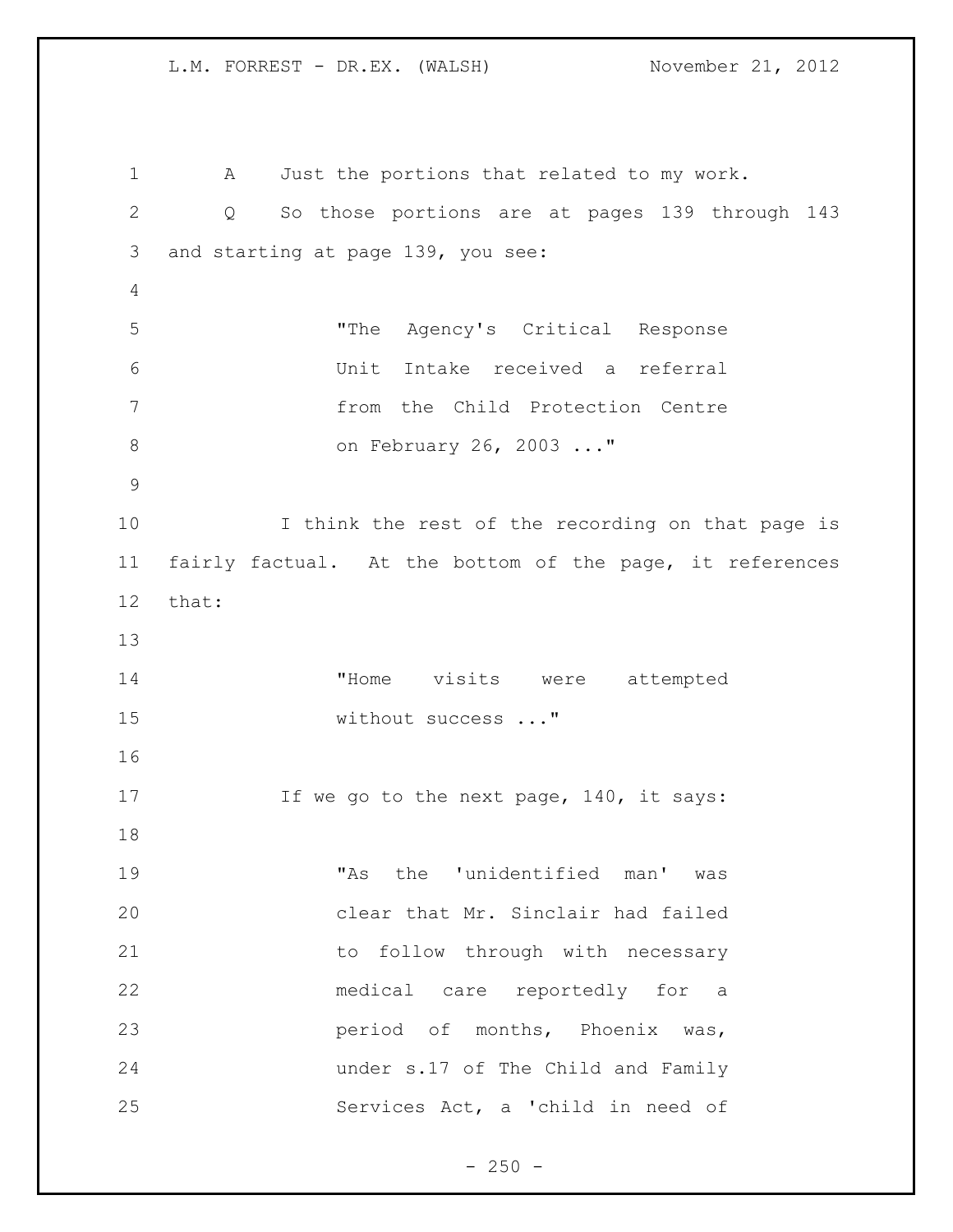A Just the portions that related to my work.

Q So those portions are at pages 139 through 143 and starting at page 139, you see:

> "The Agency's Critical Response Unit Intake received a referral from the Child Protection Centre on February 26, 2003 ..."

I think the rest of the recording on that page is fairly factual. At the bottom of the page, it references that:

> "Home visits were attempted without success ..."

If we go to the next page, 140, it says:

> "As the 'unidentified man' was clear that Mr. Sinclair had failed to follow through with necessary medical care reportedly for a period of months, Phoenix was, under s.17 of The Child and Family Services Act, a 'child in need of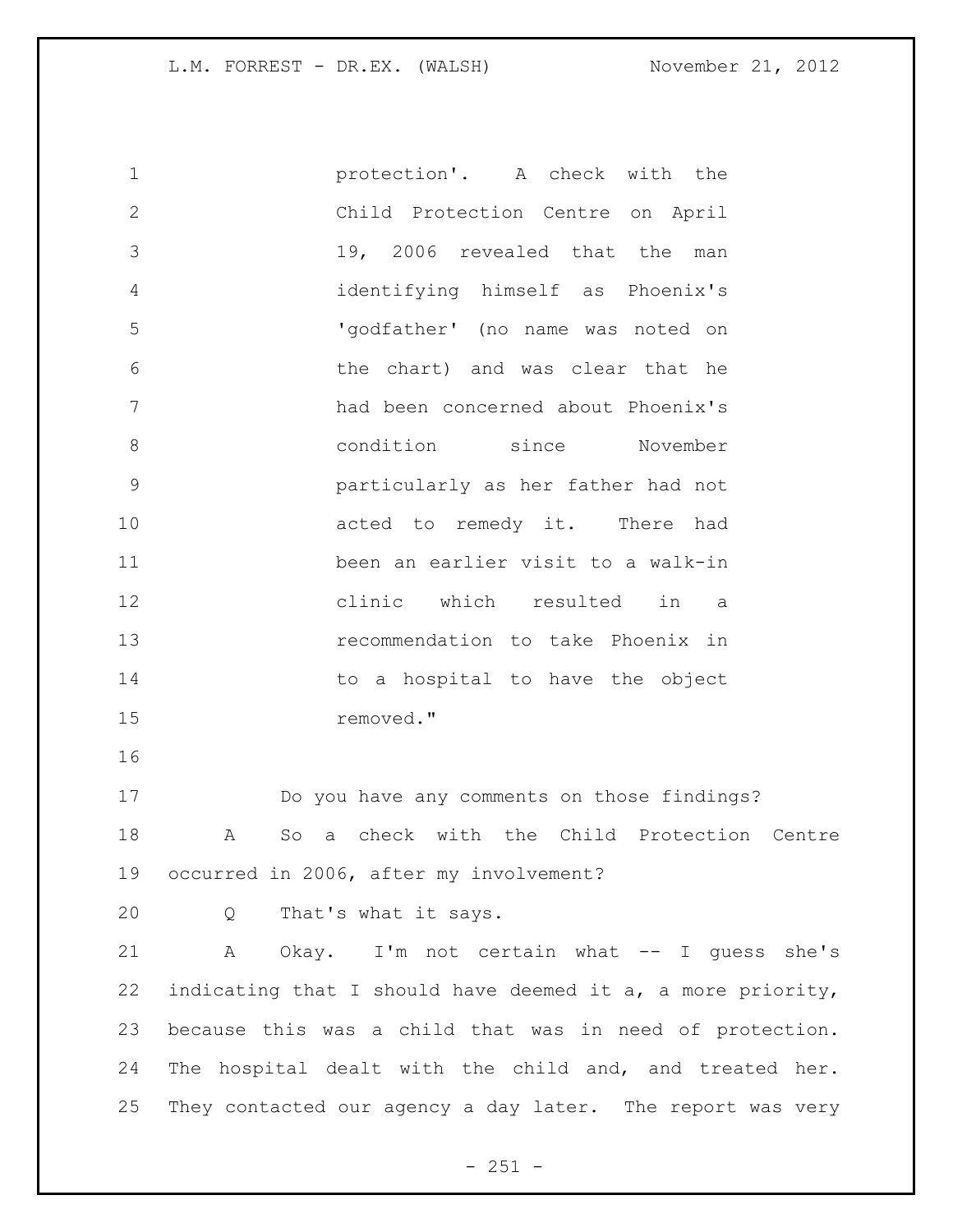protection'. A check with the Child Protection Centre on April 19, 2006 revealed that the man identifying himself as Phoenix's 'godfather' (no name was noted on the chart) and was clear that he had been concerned about Phoenix's condition since November particularly as her father had not acted to remedy it. There had been an earlier visit to a walk-in clinic which resulted in a recommendation to take Phoenix in to a hospital to have the object removed."

Do you have any comments on those findings?

A So a check with the Child Protection Centre occurred in 2006, after my involvement?

Q That's what it says.

A Okay. I'm not certain what -- I guess she's indicating that I should have deemed it a, a more priority, because this was a child that was in need of protection. The hospital dealt with the child and, and treated her. They contacted our agency a day later. The report was very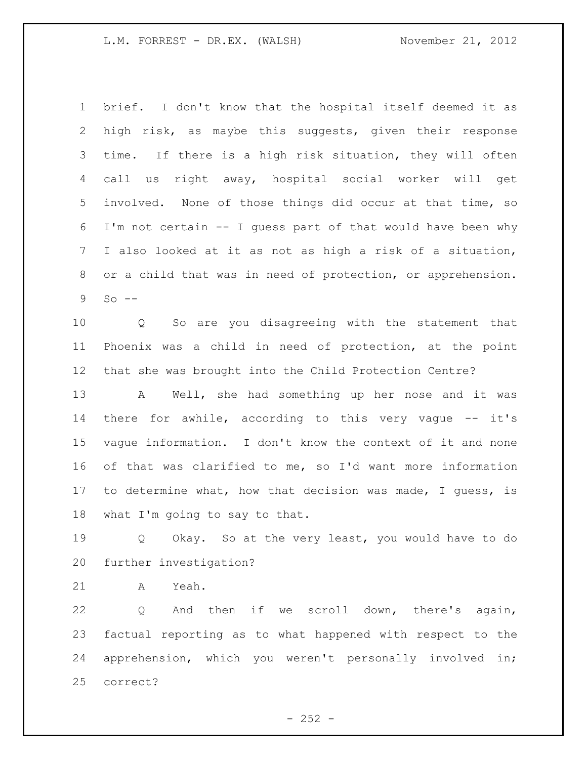brief. I don't know that the hospital itself deemed it as high risk, as maybe this suggests, given their response time. If there is a high risk situation, they will often call us right away, hospital social worker will get involved. None of those things did occur at that time, so I'm not certain -- I guess part of that would have been why I also looked at it as not as high a risk of a situation, or a child that was in need of protection, or apprehension. So --

Q So are you disagreeing with the statement that Phoenix was a child in need of protection, at the point that she was brought into the Child Protection Centre?

A Well, she had something up her nose and it was there for awhile, according to this very vague -- it's vague information. I don't know the context of it and none of that was clarified to me, so I'd want more information to determine what, how that decision was made, I guess, is what I'm going to say to that.

Q Okay. So at the very least, you would have to do further investigation?

A Yeah.

Q And then if we scroll down, there's again, factual reporting as to what happened with respect to the apprehension, which you weren't personally involved in; correct?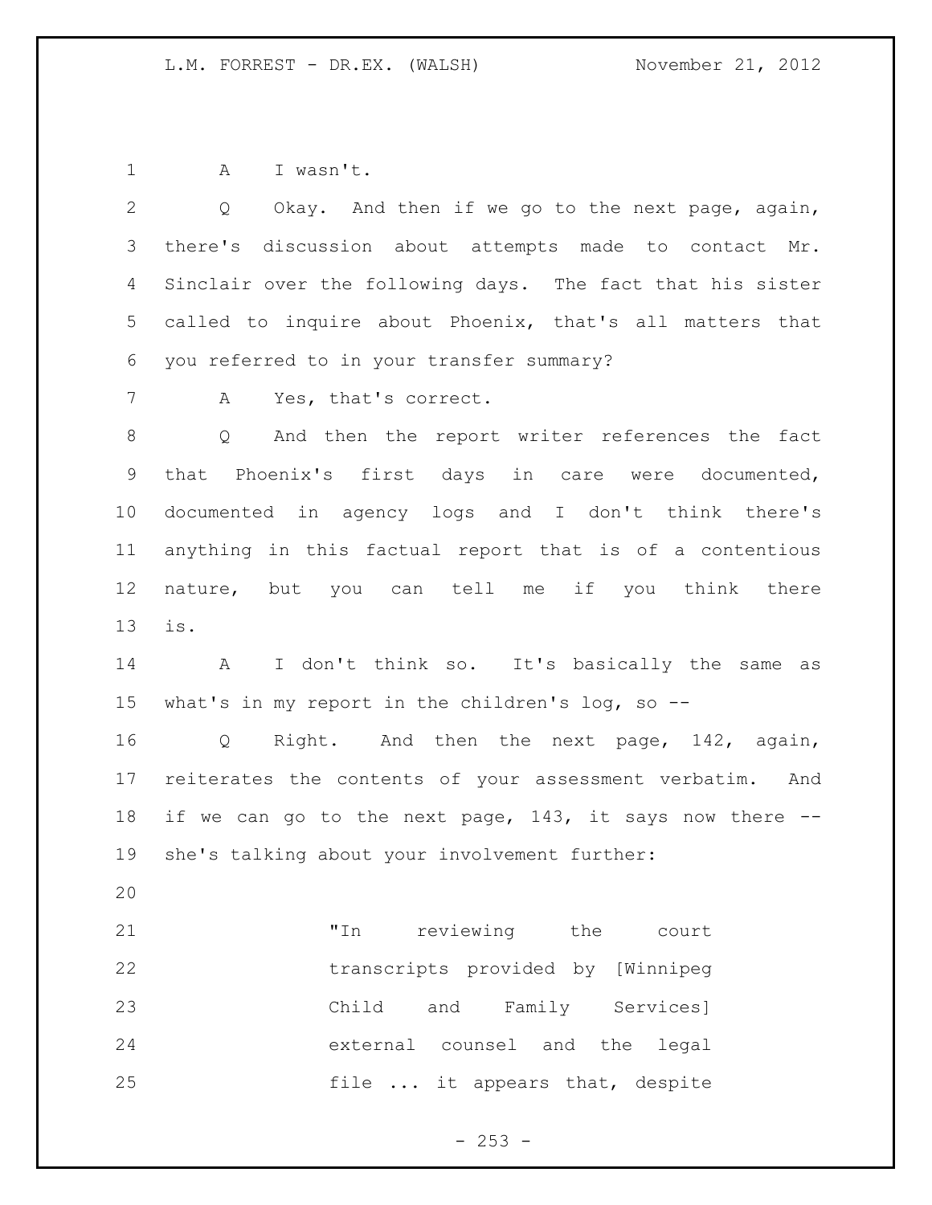A I wasn't.

Q Okay. And then if we go to the next page, again, there's discussion about attempts made to contact Mr. Sinclair over the following days. The fact that his sister called to inquire about Phoenix, that's all matters that you referred to in your transfer summary?

A Yes, that's correct.

Q And then the report writer references the fact that Phoenix's first days in care were documented, documented in agency logs and I don't think there's anything in this factual report that is of a contentious nature, but you can tell me if you think there is.

A I don't think so. It's basically the same as what's in my report in the children's log, so --

Q Right. And then the next page, 142, again, reiterates the contents of your assessment verbatim. And if we can go to the next page, 143, it says now there -- she's talking about your involvement further:

> "In reviewing the court transcripts provided by [Winnipeg Child and Family Services] external counsel and the legal file ... it appears that, despite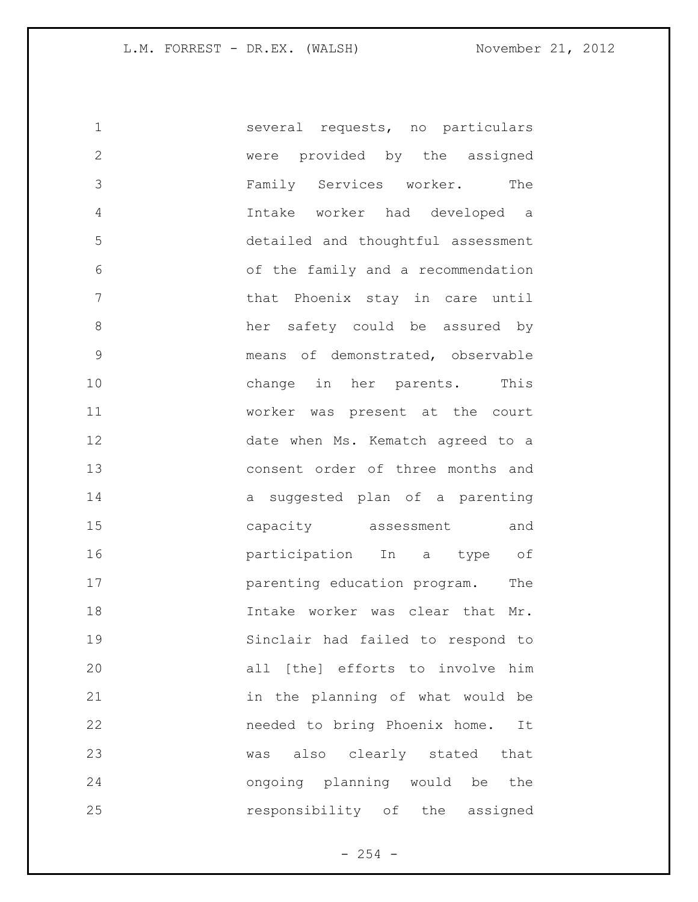several requests, no particulars were provided by the assigned Family Services worker. The Intake worker had developed a detailed and thoughtful assessment of the family and a recommendation that Phoenix stay in care until her safety could be assured by means of demonstrated, observable change in her parents. This worker was present at the court date when Ms. Kematch agreed to a consent order of three months and a suggested plan of a parenting capacity assessment and participation In a type of parenting education program. The Intake worker was clear that Mr. Sinclair had failed to respond to all [the] efforts to involve him in the planning of what would be needed to bring Phoenix home. It was also clearly stated that ongoing planning would be the responsibility of the assigned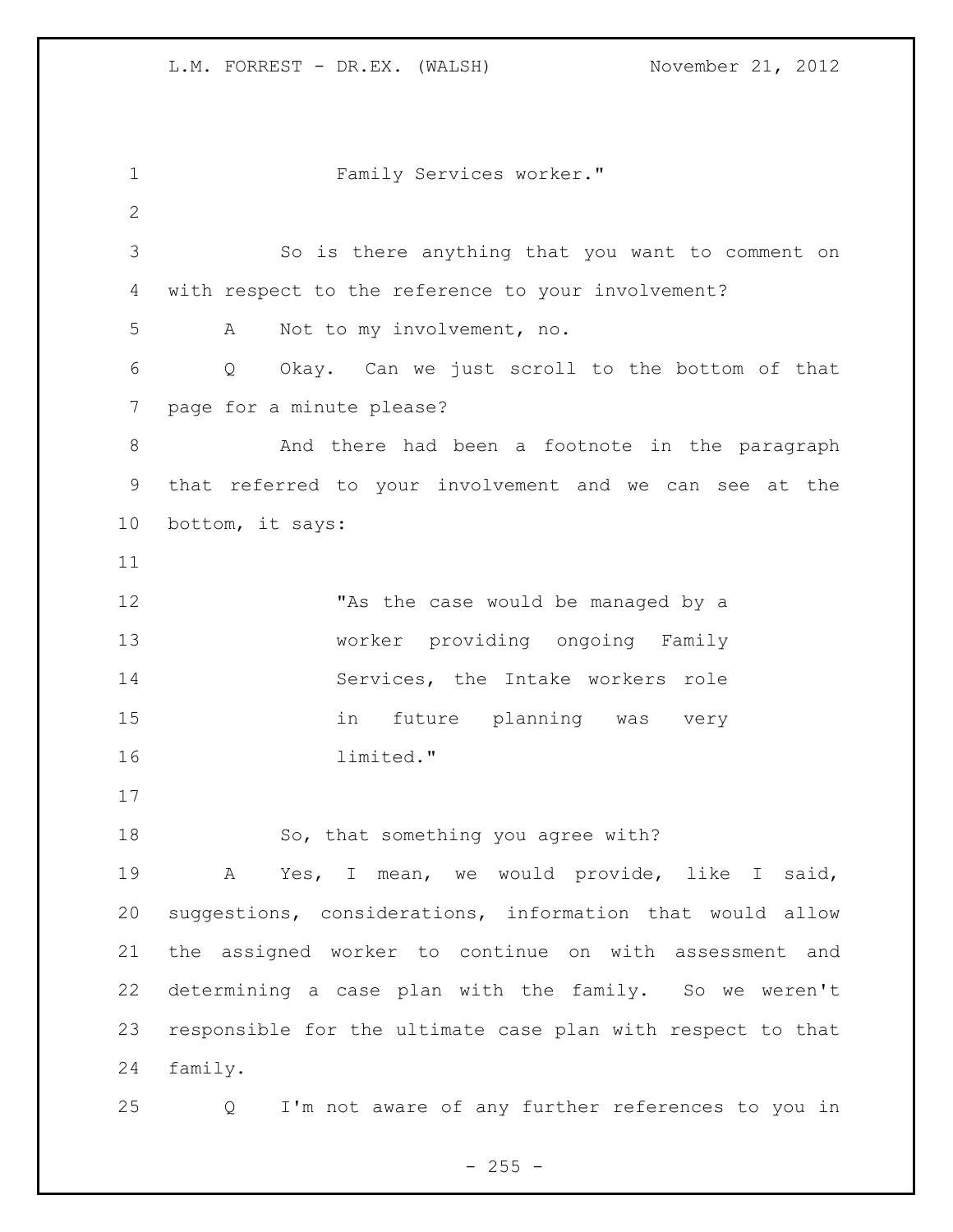Family Services worker."

So is there anything that you want to comment on with respect to the reference to your involvement?

A Not to my involvement, no.

Q Okay. Can we just scroll to the bottom of that page for a minute please?

And there had been a footnote in the paragraph that referred to your involvement and we can see at the bottom, it says:

> "As the case would be managed by a worker providing ongoing Family Services, the Intake workers role in future planning was very limited."

So, that something you agree with?

A Yes, I mean, we would provide, like I said, suggestions, considerations, information that would allow the assigned worker to continue on with assessment and determining a case plan with the family. So we weren't responsible for the ultimate case plan with respect to that family.

Q I'm not aware of any further references to you in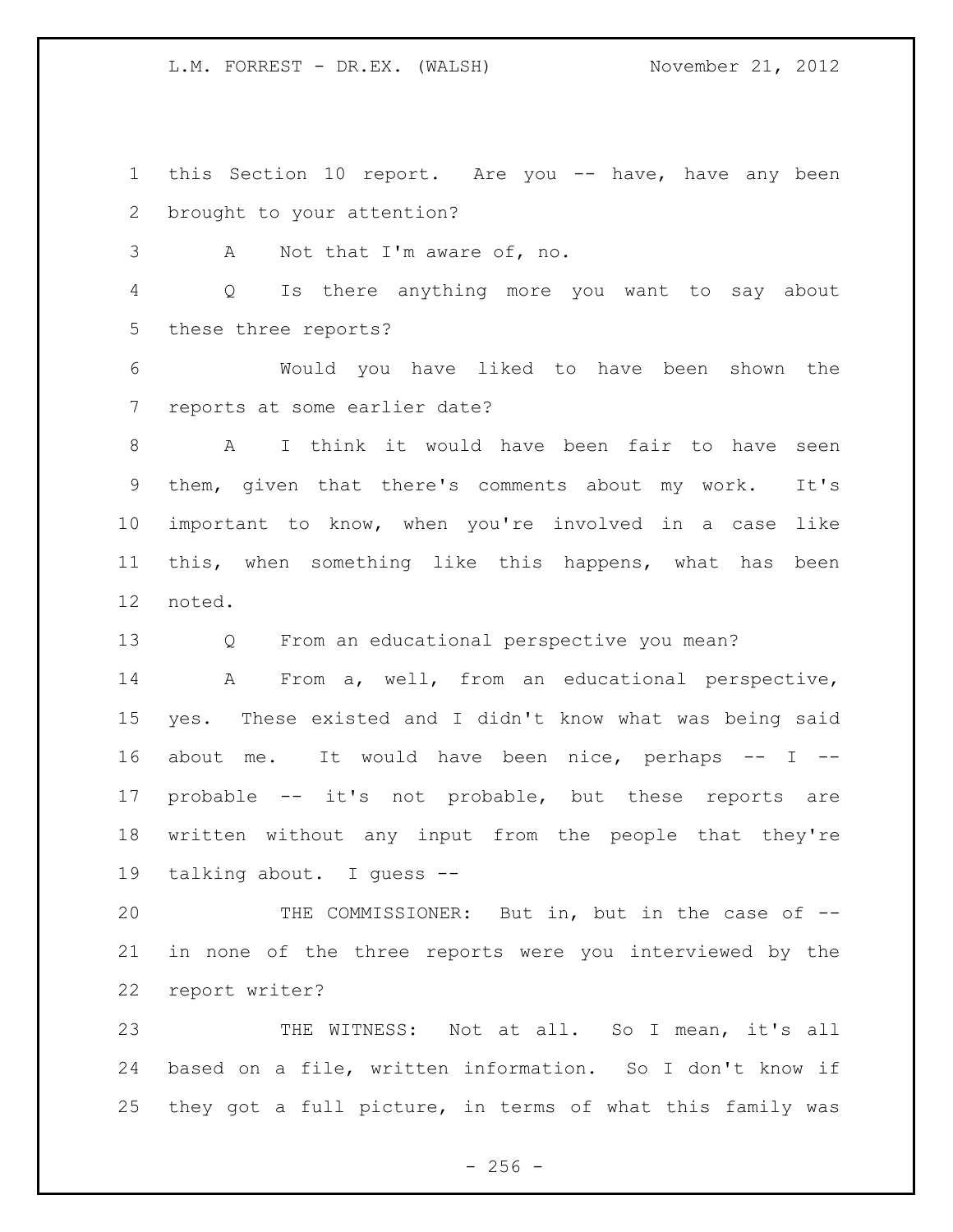this Section 10 report. Are you -- have, have any been brought to your attention?

A Not that I'm aware of, no.

Q Is there anything more you want to say about these three reports?

Would you have liked to have been shown the reports at some earlier date?

A I think it would have been fair to have seen them, given that there's comments about my work. It's important to know, when you're involved in a case like this, when something like this happens, what has been noted.

Q From an educational perspective you mean?

A From a, well, from an educational perspective, yes. These existed and I didn't know what was being said about me. It would have been nice, perhaps -- I -- probable -- it's not probable, but these reports are written without any input from the people that they're talking about. I guess --

THE COMMISSIONER: But in, but in the case of -- in none of the three reports were you interviewed by the report writer?

THE WITNESS: Not at all. So I mean, it's all based on a file, written information. So I don't know if they got a full picture, in terms of what this family was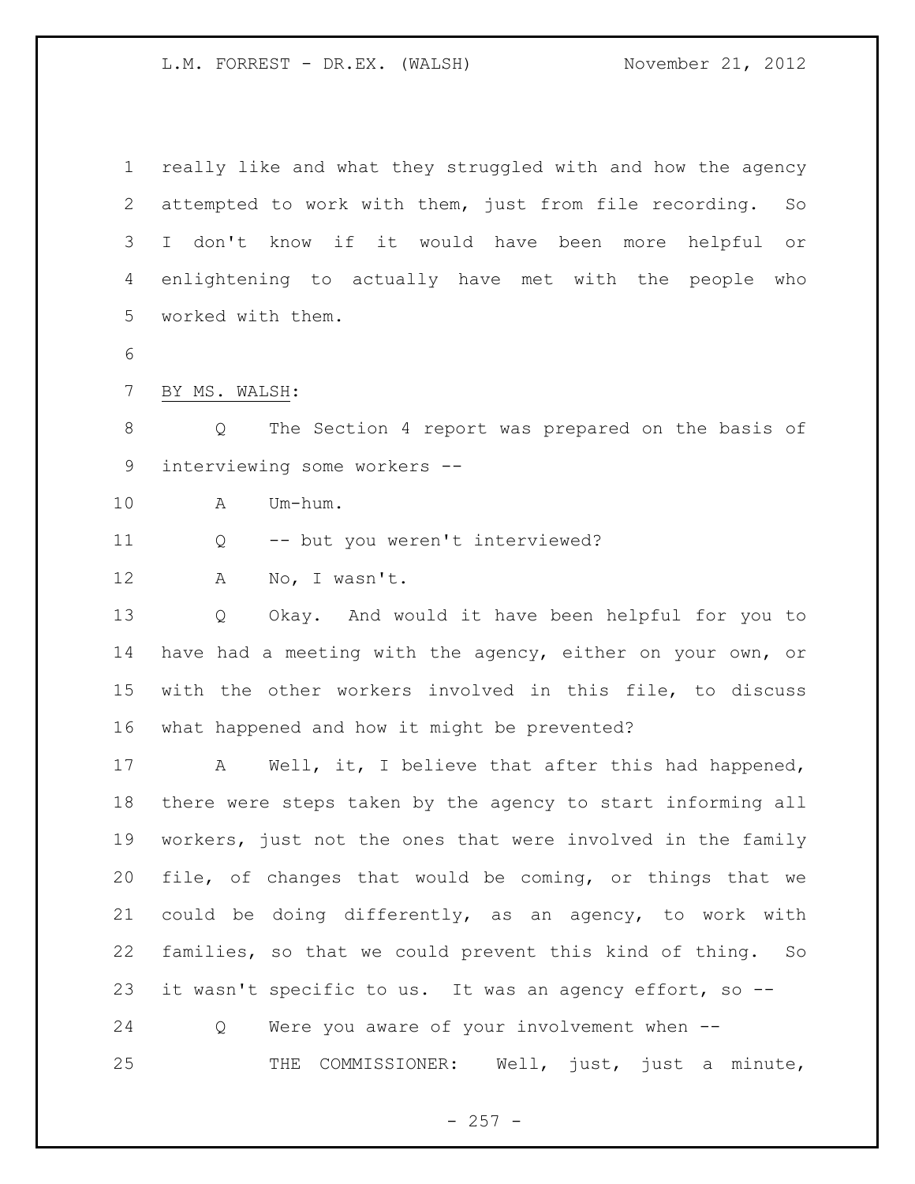really like and what they struggled with and how the agency attempted to work with them, just from file recording. So I don't know if it would have been more helpful or enlightening to actually have met with the people who worked with them.

BY MS. WALSH:

Q The Section 4 report was prepared on the basis of interviewing some workers --

A Um-hum.

Q -- but you weren't interviewed?

A No, I wasn't.

Q Okay. And would it have been helpful for you to have had a meeting with the agency, either on your own, or with the other workers involved in this file, to discuss what happened and how it might be prevented?

A Well, it, I believe that after this had happened, there were steps taken by the agency to start informing all workers, just not the ones that were involved in the family file, of changes that would be coming, or things that we could be doing differently, as an agency, to work with families, so that we could prevent this kind of thing. So it wasn't specific to us. It was an agency effort, so --

Q Were you aware of your involvement when --

THE COMMISSIONER: Well, just, just a minute,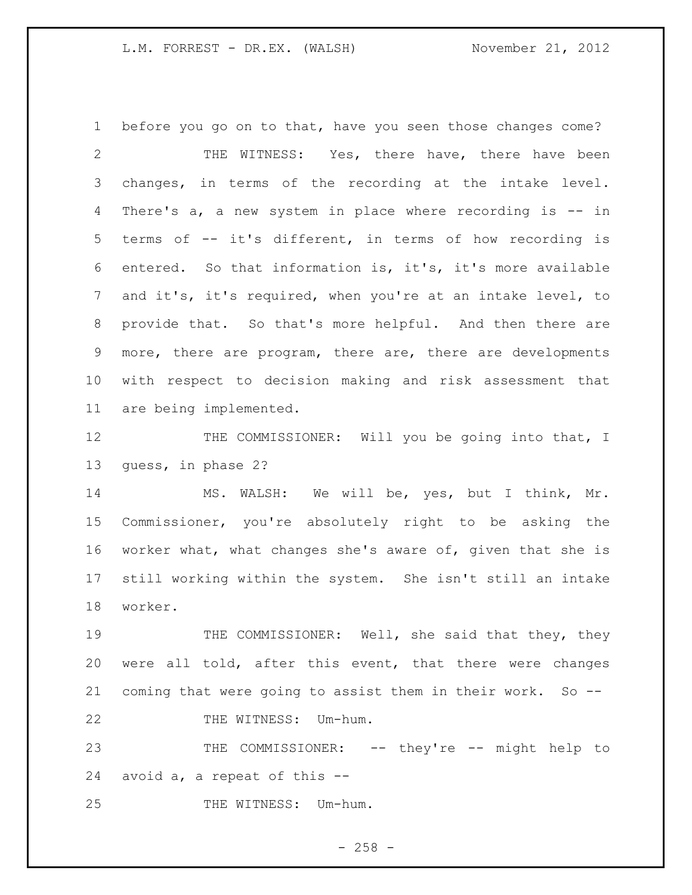before you go on to that, have you seen those changes come?

THE WITNESS: Yes, there have, there have been changes, in terms of the recording at the intake level. There's a, a new system in place where recording is -- in terms of -- it's different, in terms of how recording is entered. So that information is, it's, it's more available and it's, it's required, when you're at an intake level, to provide that. So that's more helpful. And then there are more, there are program, there are, there are developments with respect to decision making and risk assessment that are being implemented.

THE COMMISSIONER: Will you be going into that, I guess, in phase 2?

MS. WALSH: We will be, yes, but I think, Mr. Commissioner, you're absolutely right to be asking the worker what, what changes she's aware of, given that she is still working within the system. She isn't still an intake worker.

THE COMMISSIONER: Well, she said that they, they were all told, after this event, that there were changes coming that were going to assist them in their work. So --

THE WITNESS: Um-hum.

THE COMMISSIONER: -- they're -- might help to avoid a, a repeat of this --

THE WITNESS: Um-hum.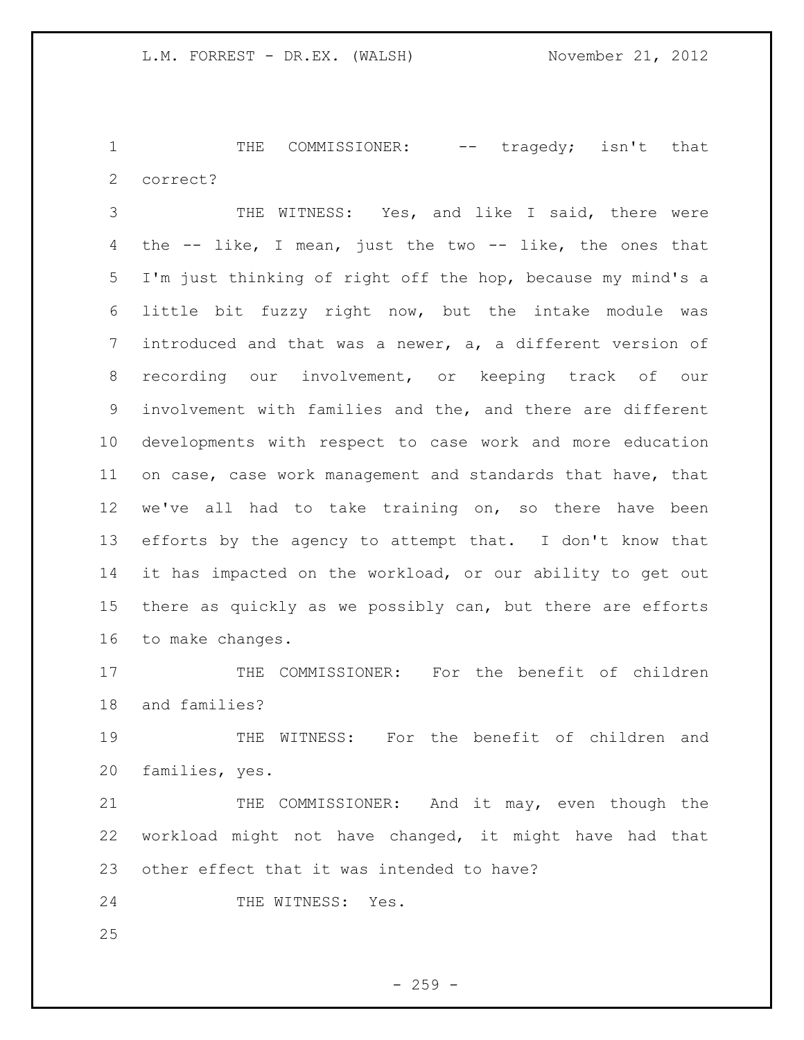THE COMMISSIONER: -- tragedy; isn't that correct?

THE WITNESS: Yes, and like I said, there were the -- like, I mean, just the two -- like, the ones that I'm just thinking of right off the hop, because my mind's a little bit fuzzy right now, but the intake module was introduced and that was a newer, a, a different version of recording our involvement, or keeping track of our involvement with families and the, and there are different developments with respect to case work and more education on case, case work management and standards that have, that we've all had to take training on, so there have been efforts by the agency to attempt that. I don't know that it has impacted on the workload, or our ability to get out there as quickly as we possibly can, but there are efforts to make changes.

THE COMMISSIONER: For the benefit of children and families?

THE WITNESS: For the benefit of children and families, yes.

THE COMMISSIONER: And it may, even though the workload might not have changed, it might have had that other effect that it was intended to have?

THE WITNESS: Yes.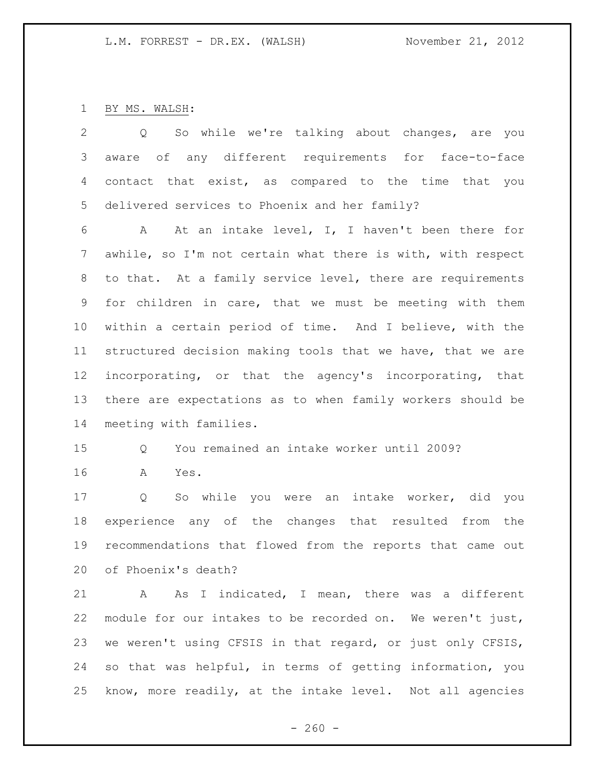BY MS. WALSH:

Q So while we're talking about changes, are you aware of any different requirements for face-to-face contact that exist, as compared to the time that you delivered services to Phoenix and her family?

A At an intake level, I, I haven't been there for awhile, so I'm not certain what there is with, with respect to that. At a family service level, there are requirements for children in care, that we must be meeting with them within a certain period of time. And I believe, with the structured decision making tools that we have, that we are incorporating, or that the agency's incorporating, that there are expectations as to when family workers should be meeting with families.

Q You remained an intake worker until 2009?

A Yes.

Q So while you were an intake worker, did you experience any of the changes that resulted from the recommendations that flowed from the reports that came out of Phoenix's death?

A As I indicated, I mean, there was a different module for our intakes to be recorded on. We weren't just, we weren't using CFSIS in that regard, or just only CFSIS, so that was helpful, in terms of getting information, you know, more readily, at the intake level. Not all agencies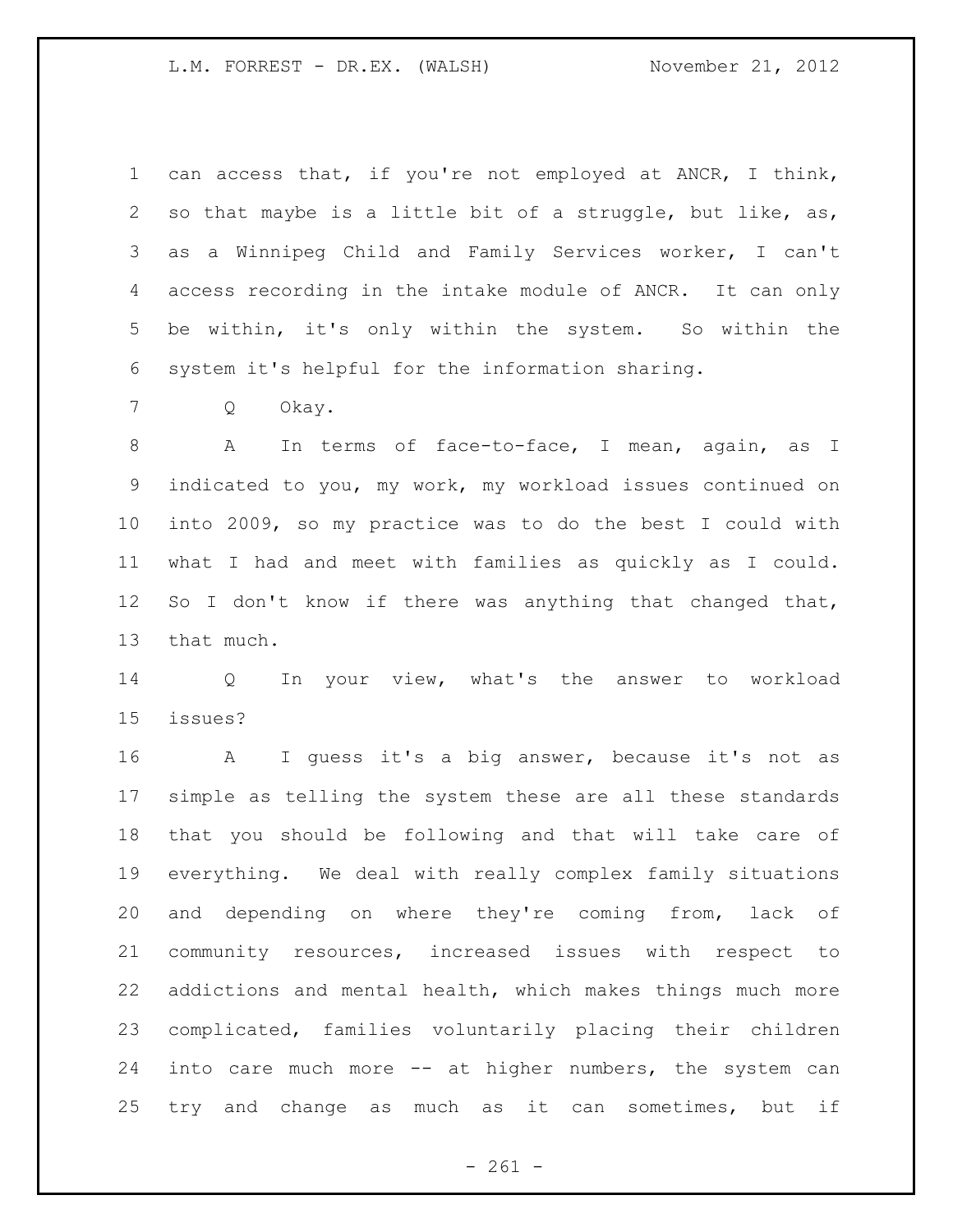can access that, if you're not employed at ANCR, I think, so that maybe is a little bit of a struggle, but like, as, as a Winnipeg Child and Family Services worker, I can't access recording in the intake module of ANCR. It can only be within, it's only within the system. So within the system it's helpful for the information sharing.

Q Okay.

A In terms of face-to-face, I mean, again, as I indicated to you, my work, my workload issues continued on into 2009, so my practice was to do the best I could with what I had and meet with families as quickly as I could. So I don't know if there was anything that changed that, that much.

Q In your view, what's the answer to workload issues?

A I guess it's a big answer, because it's not as simple as telling the system these are all these standards that you should be following and that will take care of everything. We deal with really complex family situations and depending on where they're coming from, lack of community resources, increased issues with respect to addictions and mental health, which makes things much more complicated, families voluntarily placing their children into care much more -- at higher numbers, the system can try and change as much as it can sometimes, but if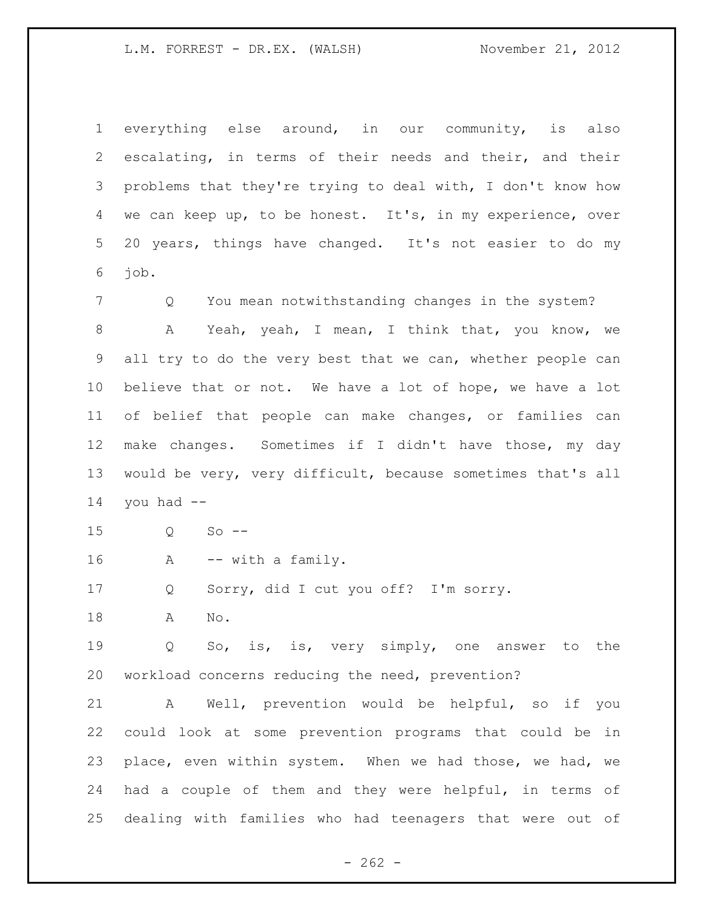everything else around, in our community, is also escalating, in terms of their needs and their, and their problems that they're trying to deal with, I don't know how we can keep up, to be honest. It's, in my experience, over 20 years, things have changed. It's not easier to do my job.

Q You mean notwithstanding changes in the system?

A Yeah, yeah, I mean, I think that, you know, we all try to do the very best that we can, whether people can believe that or not. We have a lot of hope, we have a lot of belief that people can make changes, or families can make changes. Sometimes if I didn't have those, my day would be very, very difficult, because sometimes that's all you had --

Q So --

A -- with a family.

Q Sorry, did I cut you off? I'm sorry.

A No.

Q So, is, is, very simply, one answer to the workload concerns reducing the need, prevention?

A Well, prevention would be helpful, so if you could look at some prevention programs that could be in place, even within system. When we had those, we had, we had a couple of them and they were helpful, in terms of dealing with families who had teenagers that were out of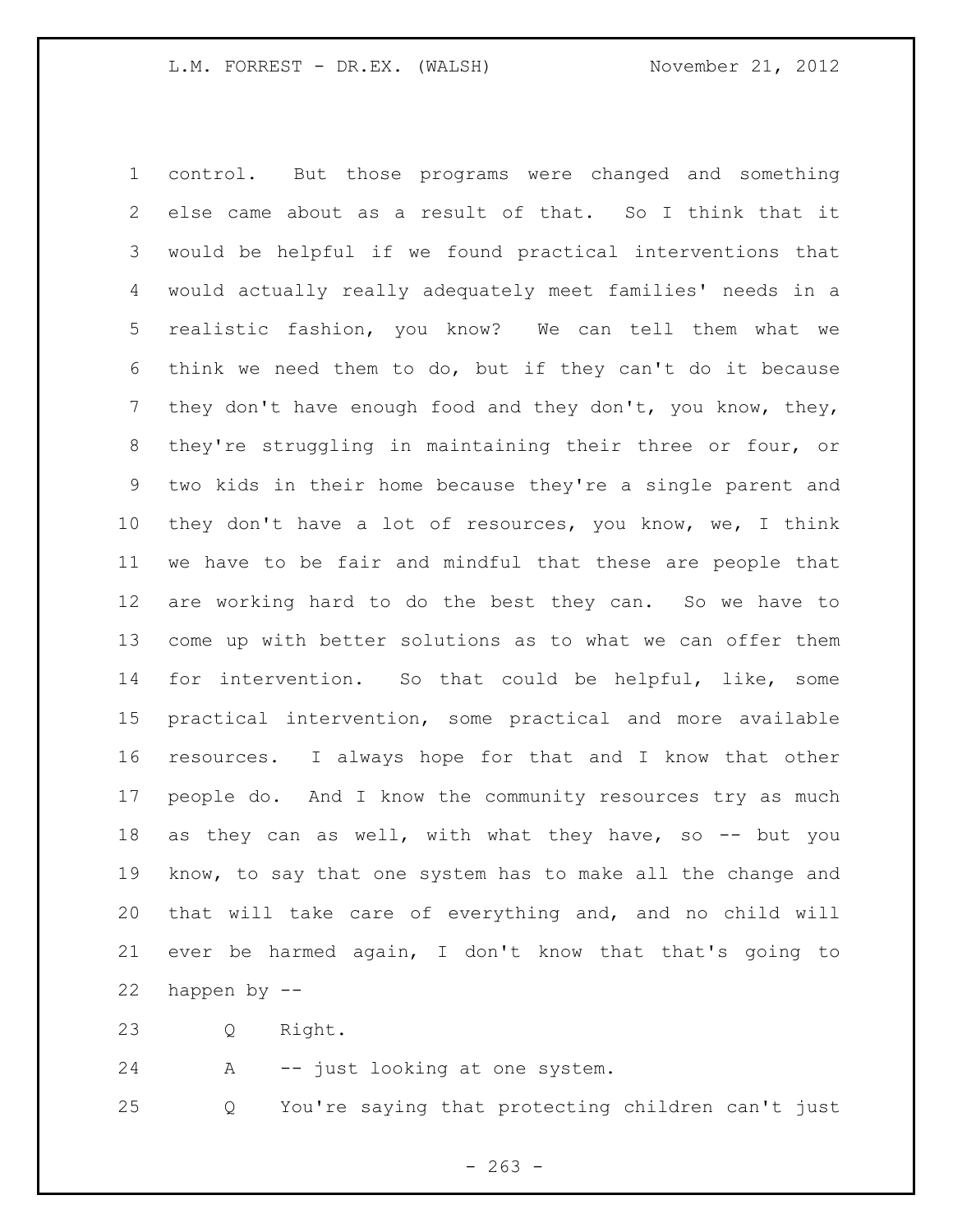control. But those programs were changed and something else came about as a result of that. So I think that it would be helpful if we found practical interventions that would actually really adequately meet families' needs in a realistic fashion, you know? We can tell them what we think we need them to do, but if they can't do it because they don't have enough food and they don't, you know, they, they're struggling in maintaining their three or four, or two kids in their home because they're a single parent and they don't have a lot of resources, you know, we, I think we have to be fair and mindful that these are people that are working hard to do the best they can. So we have to come up with better solutions as to what we can offer them for intervention. So that could be helpful, like, some practical intervention, some practical and more available resources. I always hope for that and I know that other people do. And I know the community resources try as much as they can as well, with what they have, so -- but you know, to say that one system has to make all the change and that will take care of everything and, and no child will ever be harmed again, I don't know that that's going to happen by --

Q Right.

A -- just looking at one system.

Q You're saying that protecting children can't just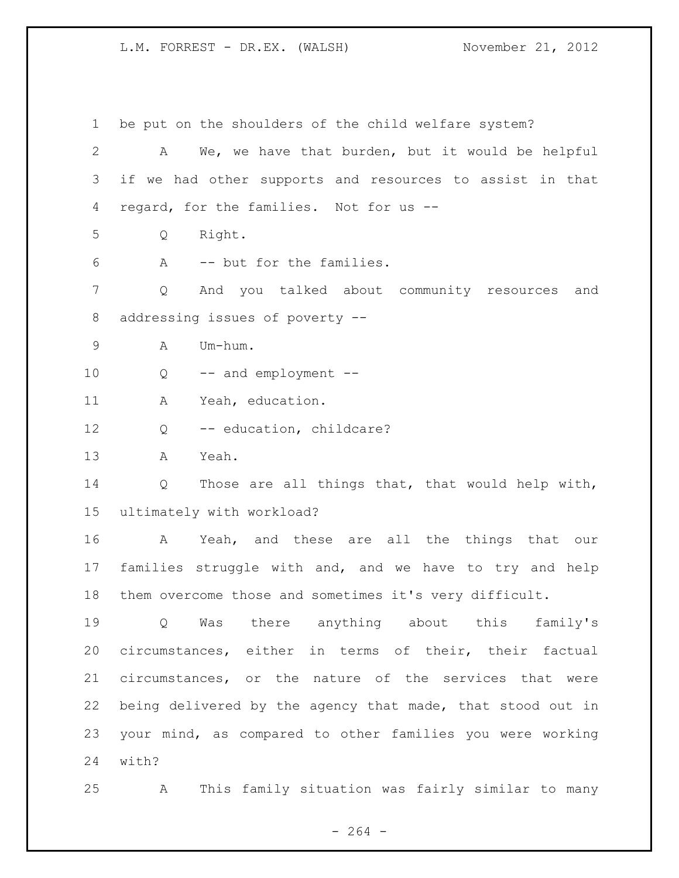be put on the shoulders of the child welfare system?

A We, we have that burden, but it would be helpful if we had other supports and resources to assist in that regard, for the families. Not for us --

Q Right.

A -- but for the families.

Q And you talked about community resources and addressing issues of poverty --

A Um-hum.

Q -- and employment --

A Yeah, education.

Q -- education, childcare?

A Yeah.

Q Those are all things that, that would help with, ultimately with workload?

A Yeah, and these are all the things that our families struggle with and, and we have to try and help them overcome those and sometimes it's very difficult.

Q Was there anything about this family's circumstances, either in terms of their, their factual circumstances, or the nature of the services that were being delivered by the agency that made, that stood out in your mind, as compared to other families you were working with?

A This family situation was fairly similar to many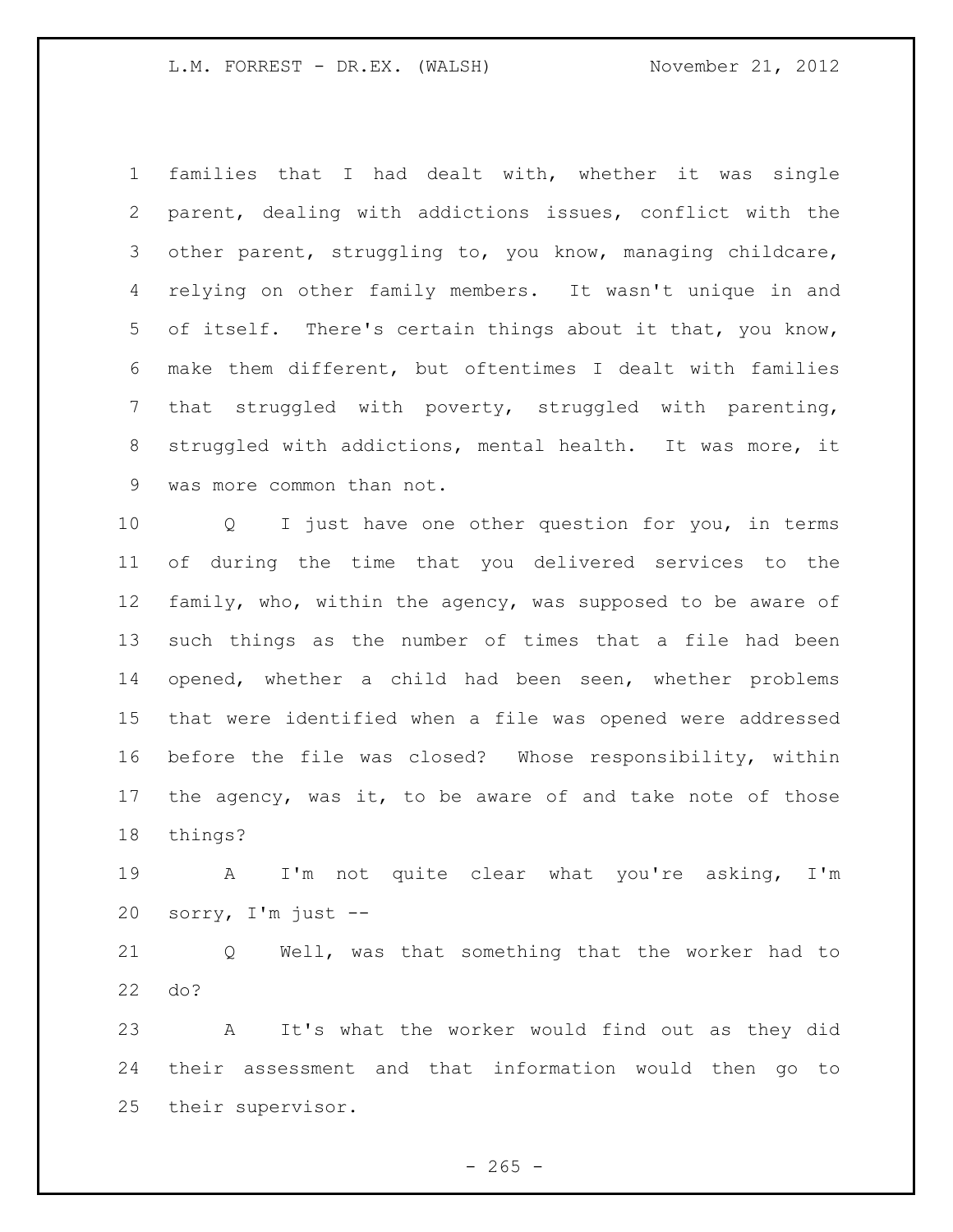families that I had dealt with, whether it was single parent, dealing with addictions issues, conflict with the other parent, struggling to, you know, managing childcare, relying on other family members. It wasn't unique in and of itself. There's certain things about it that, you know, make them different, but oftentimes I dealt with families that struggled with poverty, struggled with parenting, struggled with addictions, mental health. It was more, it was more common than not.

Q I just have one other question for you, in terms of during the time that you delivered services to the family, who, within the agency, was supposed to be aware of such things as the number of times that a file had been opened, whether a child had been seen, whether problems that were identified when a file was opened were addressed before the file was closed? Whose responsibility, within the agency, was it, to be aware of and take note of those things?

A I'm not quite clear what you're asking, I'm sorry, I'm just --

Q Well, was that something that the worker had to do?

A It's what the worker would find out as they did their assessment and that information would then go to their supervisor.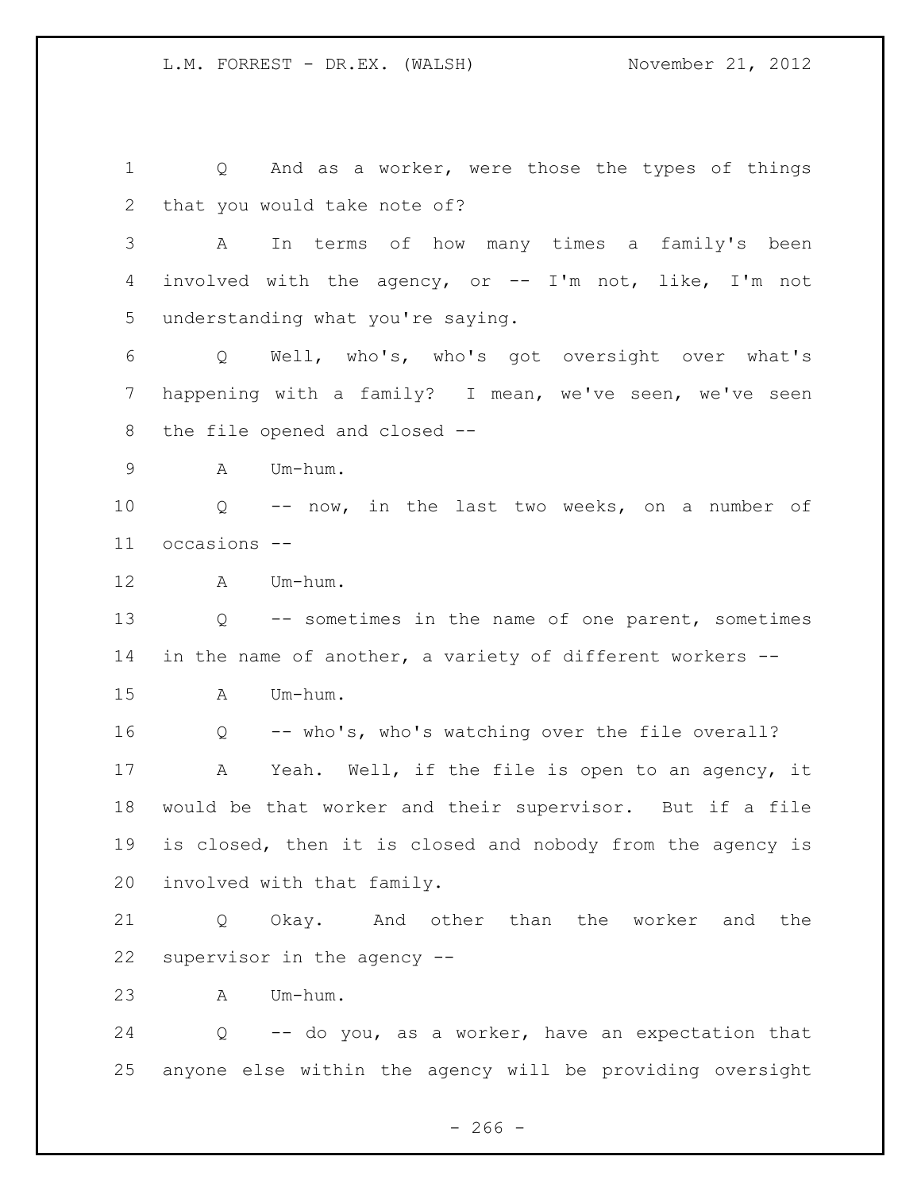Q And as a worker, were those the types of things that you would take note of?

A In terms of how many times a family's been involved with the agency, or -- I'm not, like, I'm not understanding what you're saying.

Q Well, who's, who's got oversight over what's happening with a family? I mean, we've seen, we've seen the file opened and closed --

A Um-hum.

Q -- now, in the last two weeks, on a number of occasions --

A Um-hum.

Q -- sometimes in the name of one parent, sometimes in the name of another, a variety of different workers --

A Um-hum.

Q -- who's, who's watching over the file overall?

A Yeah. Well, if the file is open to an agency, it would be that worker and their supervisor. But if a file is closed, then it is closed and nobody from the agency is involved with that family.

Q Okay. And other than the worker and the supervisor in the agency --

A Um-hum.

Q -- do you, as a worker, have an expectation that anyone else within the agency will be providing oversight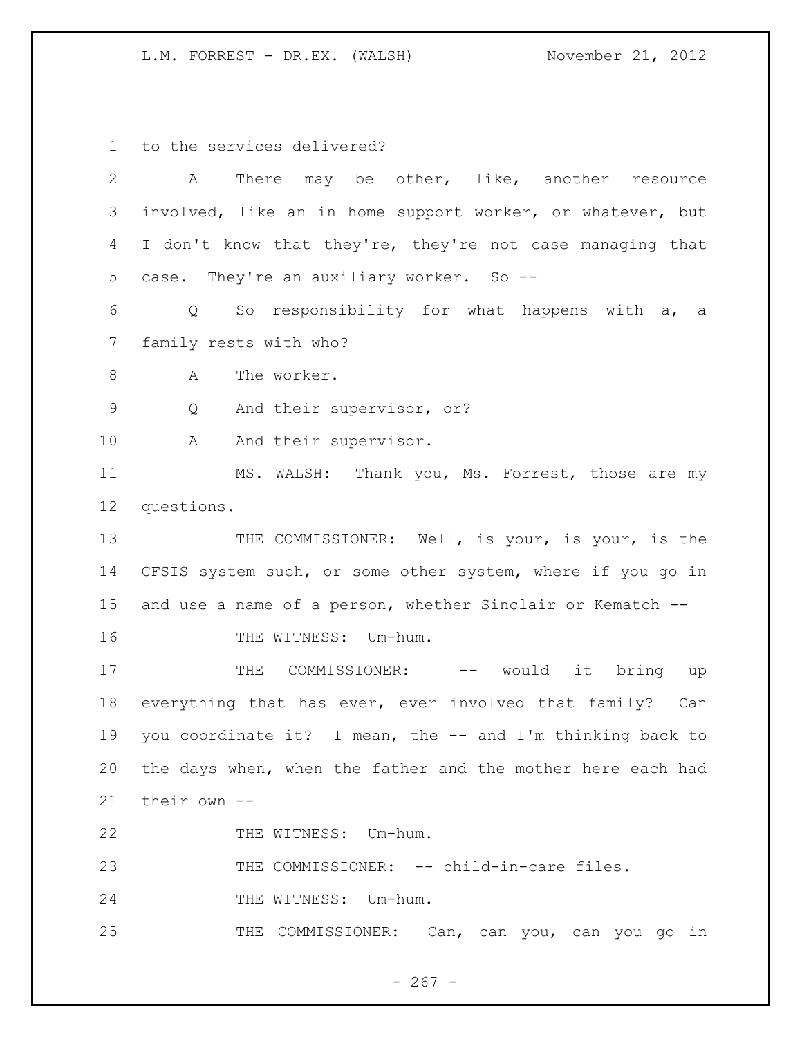to the services delivered?

A There may be other, like, another resource involved, like an in home support worker, or whatever, but I don't know that they're, they're not case managing that case. They're an auxiliary worker. So --

Q So responsibility for what happens with a, a family rests with who?

A The worker.

Q And their supervisor, or?

A And their supervisor.

MS. WALSH: Thank you, Ms. Forrest, those are my questions.

THE COMMISSIONER: Well, is your, is your, is the CFSIS system such, or some other system, where if you go in and use a name of a person, whether Sinclair or Kematch --

THE WITNESS: Um-hum.

THE COMMISSIONER: -- would it bring up everything that has ever, ever involved that family? Can you coordinate it? I mean, the -- and I'm thinking back to the days when, when the father and the mother here each had their own --

THE WITNESS: Um-hum.

THE COMMISSIONER: -- child-in-care files.

THE WITNESS: Um-hum.

THE COMMISSIONER: Can, can you, can you go in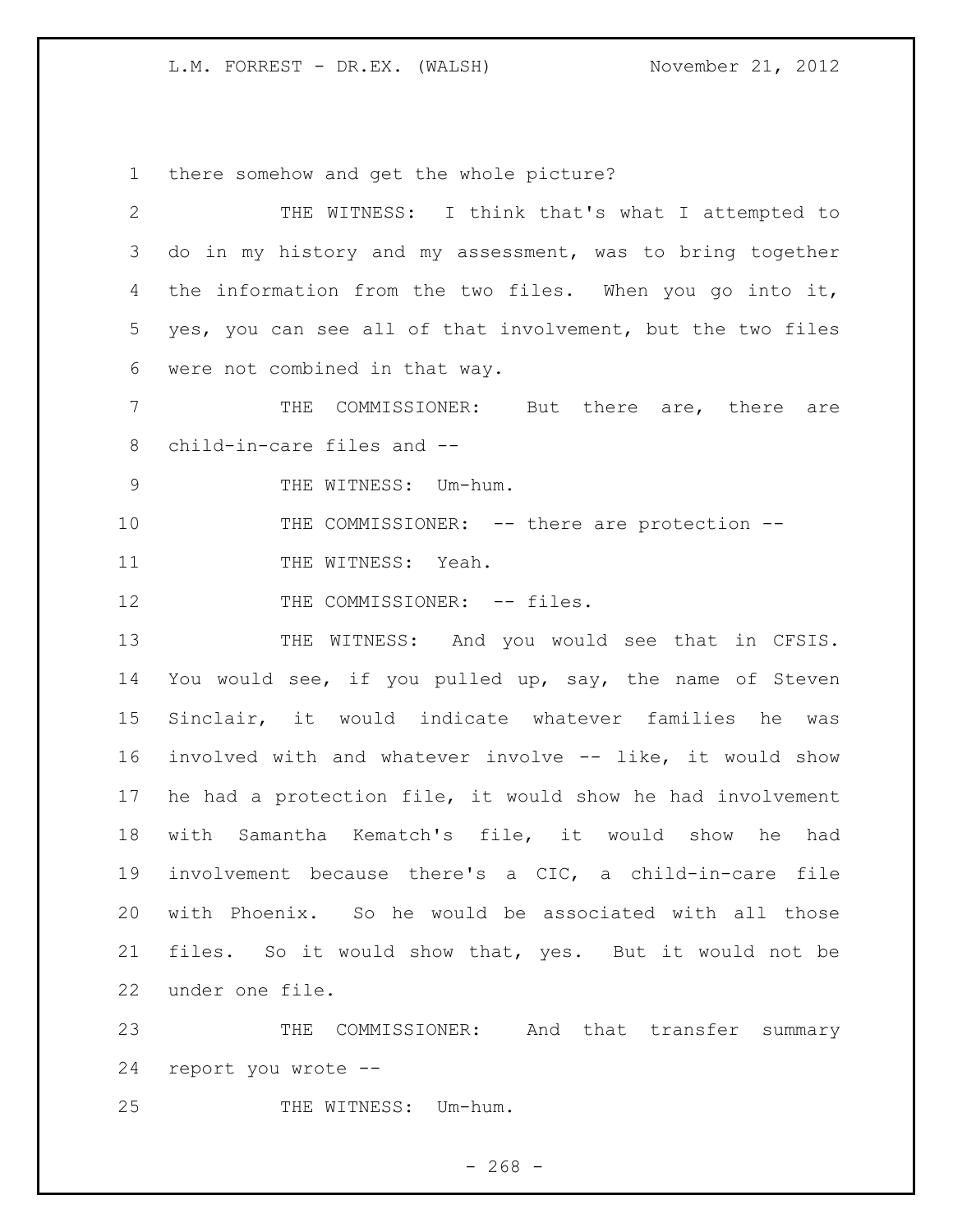there somehow and get the whole picture?

THE WITNESS: I think that's what I attempted to do in my history and my assessment, was to bring together the information from the two files. When you go into it, yes, you can see all of that involvement, but the two files were not combined in that way.

THE COMMISSIONER: But there are, there are child-in-care files and --

THE WITNESS: Um-hum.

THE COMMISSIONER: -- there are protection --

THE WITNESS: Yeah.

THE COMMISSIONER: -- files.

THE WITNESS: And you would see that in CFSIS. You would see, if you pulled up, say, the name of Steven Sinclair, it would indicate whatever families he was involved with and whatever involve -- like, it would show he had a protection file, it would show he had involvement with Samantha Kematch's file, it would show he had involvement because there's a CIC, a child-in-care file with Phoenix. So he would be associated with all those files. So it would show that, yes. But it would not be under one file.

THE COMMISSIONER: And that transfer summary report you wrote --

THE WITNESS: Um-hum.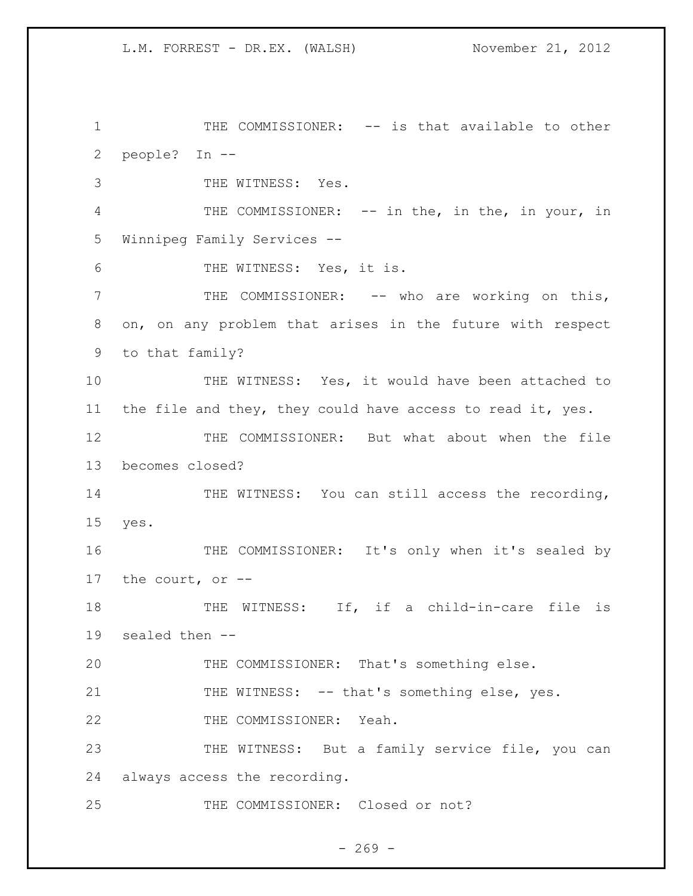THE COMMISSIONER: -- is that available to other people? In --

THE WITNESS: Yes.

THE COMMISSIONER: -- in the, in the, in your, in Winnipeg Family Services --

THE WITNESS: Yes, it is.

THE COMMISSIONER: -- who are working on this, on, on any problem that arises in the future with respect to that family?

THE WITNESS: Yes, it would have been attached to the file and they, they could have access to read it, yes.

THE COMMISSIONER: But what about when the file becomes closed?

THE WITNESS: You can still access the recording, yes.

THE COMMISSIONER: It's only when it's sealed by the court, or --

THE WITNESS: If, if a child-in-care file is sealed then --

THE COMMISSIONER: That's something else.

THE WITNESS: -- that's something else, yes.

THE COMMISSIONER: Yeah.

THE WITNESS: But a family service file, you can always access the recording.

THE COMMISSIONER: Closed or not?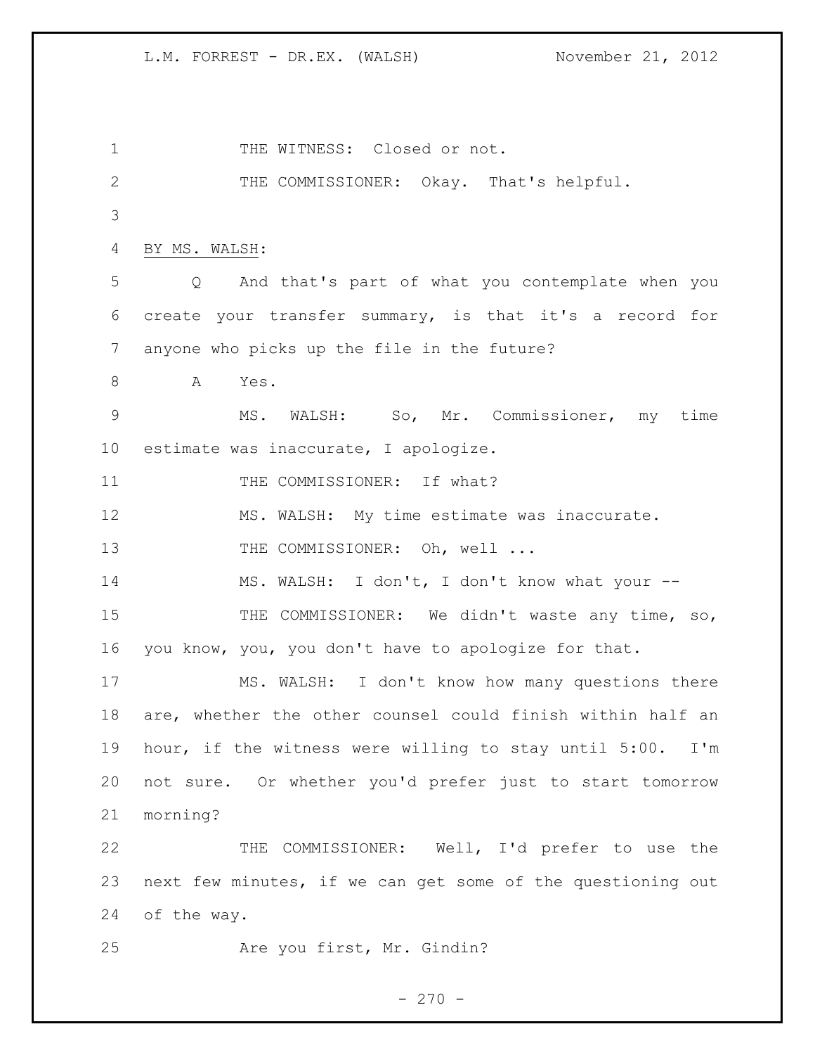THE WITNESS: Closed or not.

THE COMMISSIONER: Okay. That's helpful.

BY MS. WALSH:

Q And that's part of what you contemplate when you create your transfer summary, is that it's a record for anyone who picks up the file in the future?

A Yes.

MS. WALSH: So, Mr. Commissioner, my time estimate was inaccurate, I apologize.

THE COMMISSIONER: If what?

MS. WALSH: My time estimate was inaccurate.

THE COMMISSIONER: Oh, well ...

MS. WALSH: I don't, I don't know what your --

THE COMMISSIONER: We didn't waste any time, so, you know, you, you don't have to apologize for that.

MS. WALSH: I don't know how many questions there are, whether the other counsel could finish within half an hour, if the witness were willing to stay until 5:00. I'm not sure. Or whether you'd prefer just to start tomorrow morning?

THE COMMISSIONER: Well, I'd prefer to use the next few minutes, if we can get some of the questioning out of the way.

Are you first, Mr. Gindin?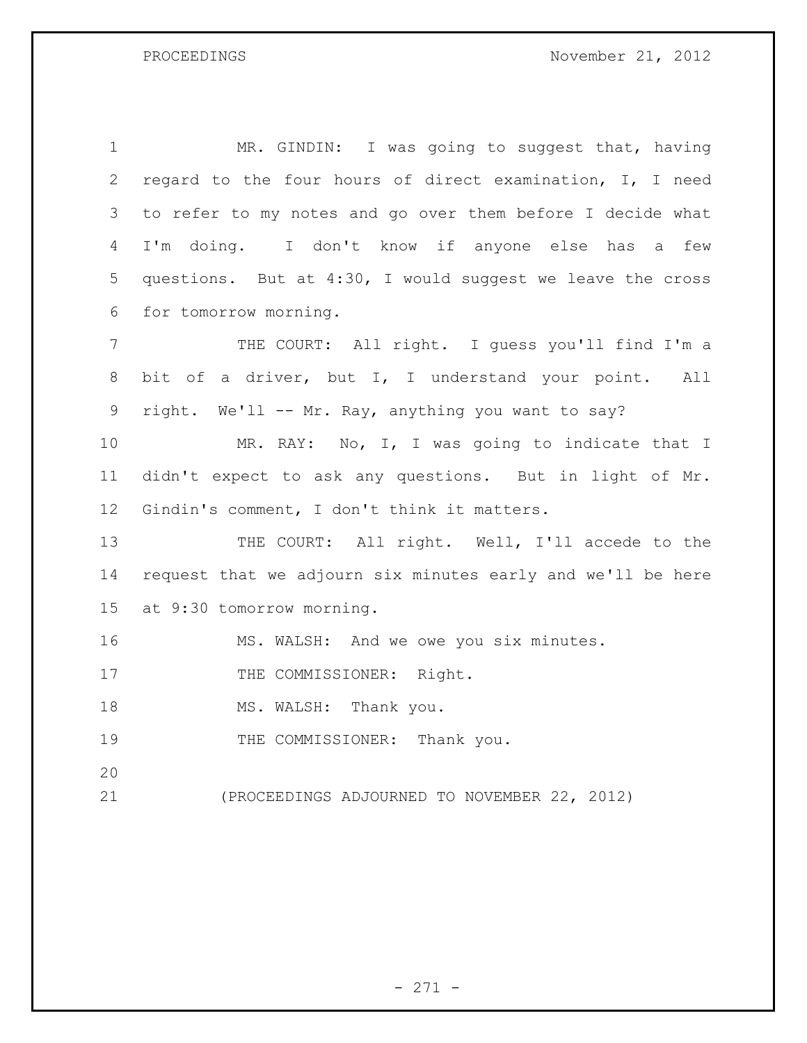MR. GINDIN: I was going to suggest that, having regard to the four hours of direct examination, I, I need to refer to my notes and go over them before I decide what I'm doing. I don't know if anyone else has a few questions. But at 4:30, I would suggest we leave the cross for tomorrow morning.

THE COURT: All right. I guess you'll find I'm a bit of a driver, but I, I understand your point. All right. We'll -- Mr. Ray, anything you want to say?

MR. RAY: No, I, I was going to indicate that I didn't expect to ask any questions. But in light of Mr. Gindin's comment, I don't think it matters.

THE COURT: All right. Well, I'll accede to the request that we adjourn six minutes early and we'll be here at 9:30 tomorrow morning.

MS. WALSH: And we owe you six minutes.

THE COMMISSIONER: Right.

MS. WALSH: Thank you.

THE COMMISSIONER: Thank you.

(PROCEEDINGS ADJOURNED TO NOVEMBER 22, 2012)